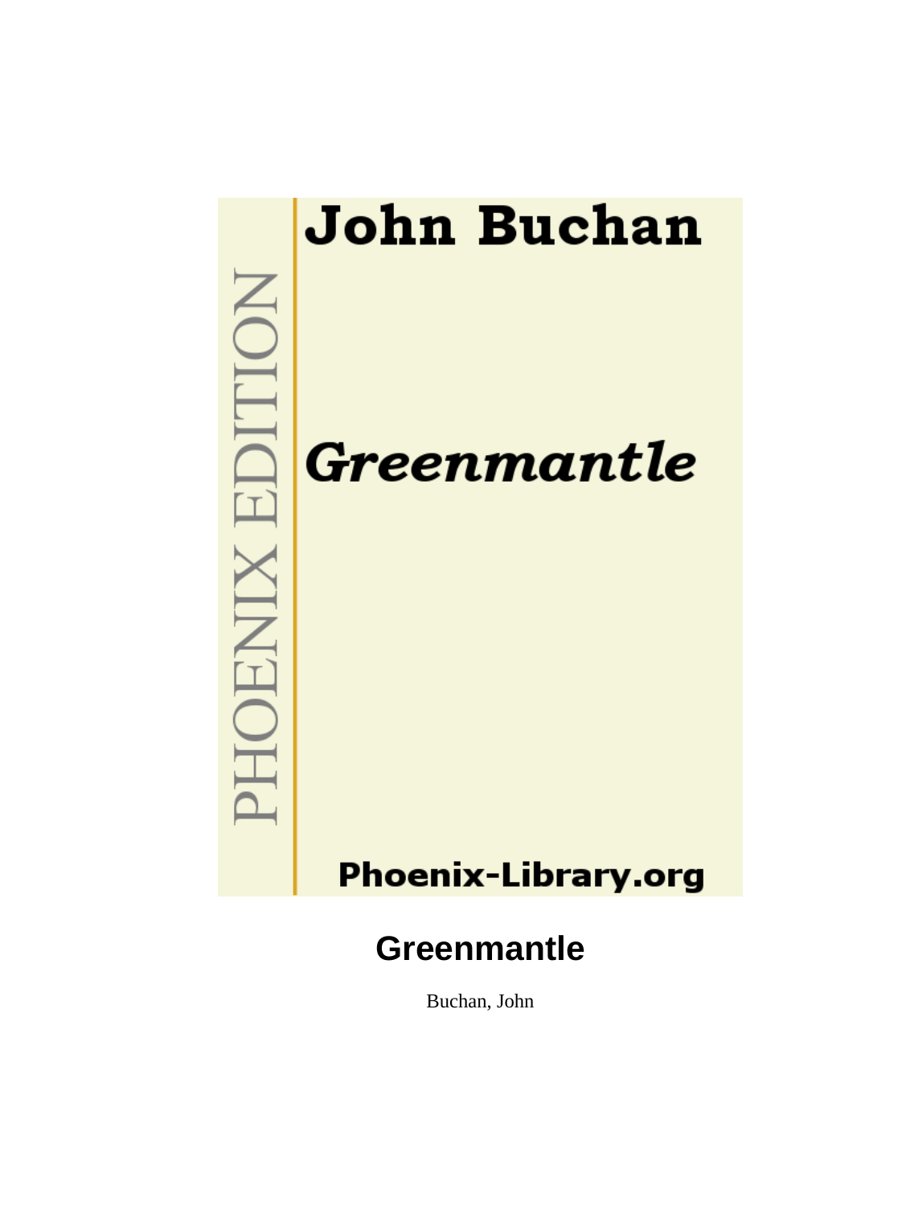John Buchan

PHOENIX EDITION

*Greenmantle*

Phoenix-Library.org

# Greenmantle

Buchan, John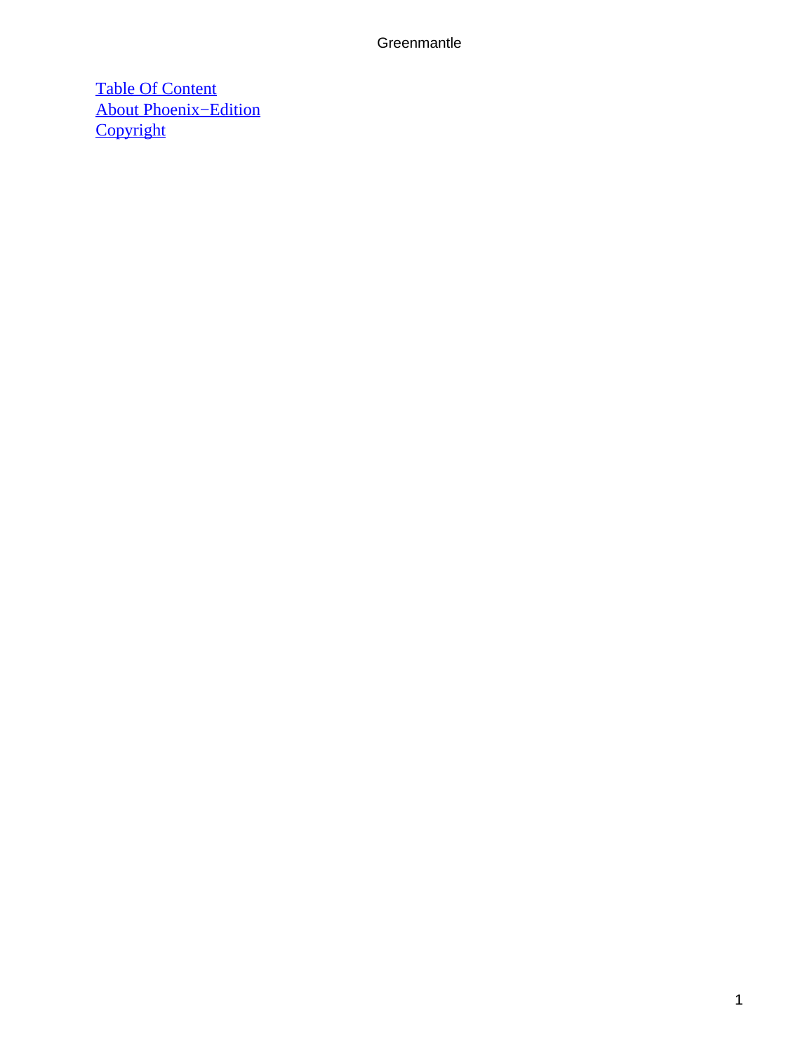[Table Of Content](#)
[About Phoenix−Edition](#)
[Copyright](#)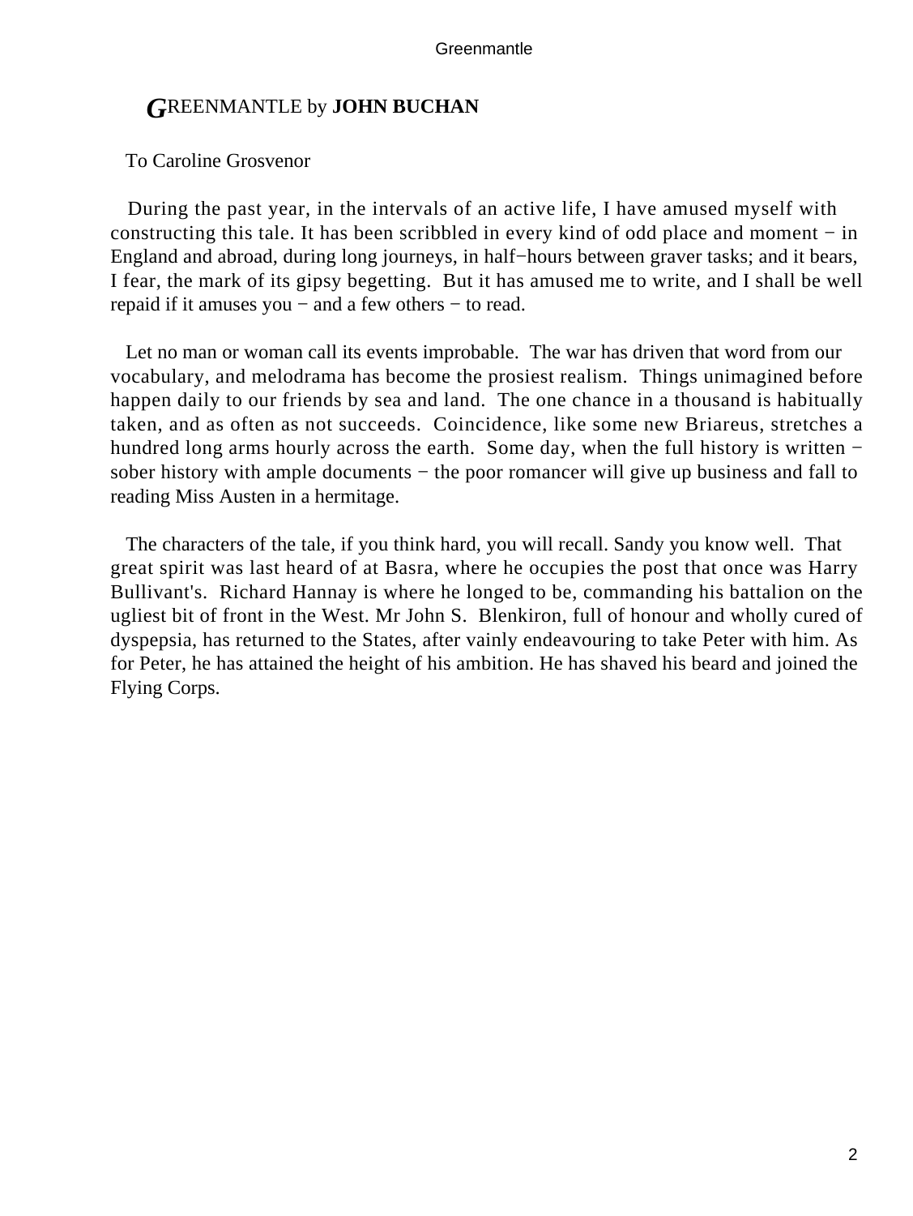# GREENMANTLE by **JOHN BUCHAN**

To Caroline Grosvenor

During the past year, in the intervals of an active life, I have amused myself with constructing this tale. It has been scribbled in every kind of odd place and moment − in England and abroad, during long journeys, in half−hours between graver tasks; and it bears, I fear, the mark of its gipsy begetting. But it has amused me to write, and I shall be well repaid if it amuses you − and a few others − to read.

Let no man or woman call its events improbable. The war has driven that word from our vocabulary, and melodrama has become the prosiest realism. Things unimagined before happen daily to our friends by sea and land. The one chance in a thousand is habitually taken, and as often as not succeeds. Coincidence, like some new Briareus, stretches a hundred long arms hourly across the earth. Some day, when the full history is written − sober history with ample documents − the poor romancer will give up business and fall to reading Miss Austen in a hermitage.

The characters of the tale, if you think hard, you will recall. Sandy you know well. That great spirit was last heard of at Basra, where he occupies the post that once was Harry Bullivant's. Richard Hannay is where he longed to be, commanding his battalion on the ugliest bit of front in the West. Mr John S. Blenkiron, full of honour and wholly cured of dyspepsia, has returned to the States, after vainly endeavouring to take Peter with him. As for Peter, he has attained the height of his ambition. He has shaved his beard and joined the Flying Corps.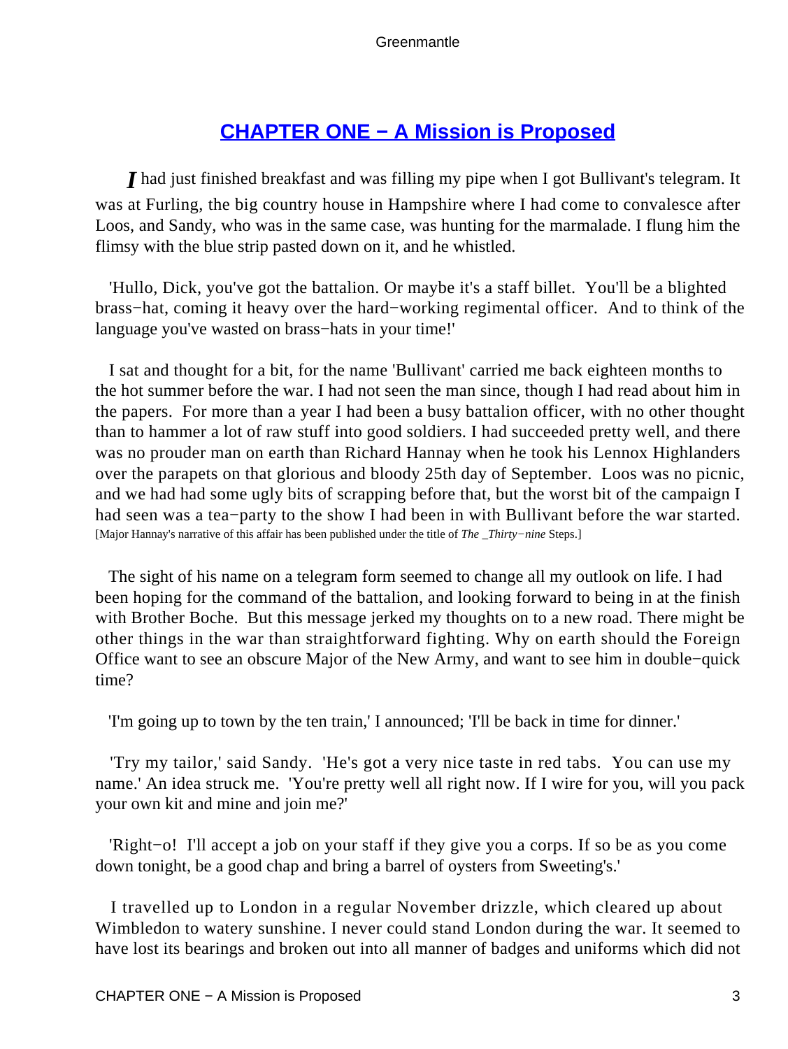## CHAPTER ONE − A Mission is Proposed

*I* had just finished breakfast and was filling my pipe when I got Bullivant's telegram. It was at Furling, the big country house in Hampshire where I had come to convalesce after Loos, and Sandy, who was in the same case, was hunting for the marmalade. I flung him the flimsy with the blue strip pasted down on it, and he whistled.

'Hullo, Dick, you've got the battalion. Or maybe it's a staff billet. You'll be a blighted brass−hat, coming it heavy over the hard−working regimental officer. And to think of the language you've wasted on brass−hats in your time!'

I sat and thought for a bit, for the name 'Bullivant' carried me back eighteen months to the hot summer before the war. I had not seen the man since, though I had read about him in the papers. For more than a year I had been a busy battalion officer, with no other thought than to hammer a lot of raw stuff into good soldiers. I had succeeded pretty well, and there was no prouder man on earth than Richard Hannay when he took his Lennox Highlanders over the parapets on that glorious and bloody 25th day of September. Loos was no picnic, and we had had some ugly bits of scrapping before that, but the worst bit of the campaign I had seen was a tea−party to the show I had been in with Bullivant before the war started. [Major Hannay's narrative of this affair has been published under the title of *The _Thirty−nine* Steps.]

The sight of his name on a telegram form seemed to change all my outlook on life. I had been hoping for the command of the battalion, and looking forward to being in at the finish with Brother Boche. But this message jerked my thoughts on to a new road. There might be other things in the war than straightforward fighting. Why on earth should the Foreign Office want to see an obscure Major of the New Army, and want to see him in double−quick time?

'I'm going up to town by the ten train,' I announced; 'I'll be back in time for dinner.'

'Try my tailor,' said Sandy. 'He's got a very nice taste in red tabs. You can use my name.' An idea struck me. 'You're pretty well all right now. If I wire for you, will you pack your own kit and mine and join me?'

'Right−o! I'll accept a job on your staff if they give you a corps. If so be as you come down tonight, be a good chap and bring a barrel of oysters from Sweeting's.'

I travelled up to London in a regular November drizzle, which cleared up about Wimbledon to watery sunshine. I never could stand London during the war. It seemed to have lost its bearings and broken out into all manner of badges and uniforms which did not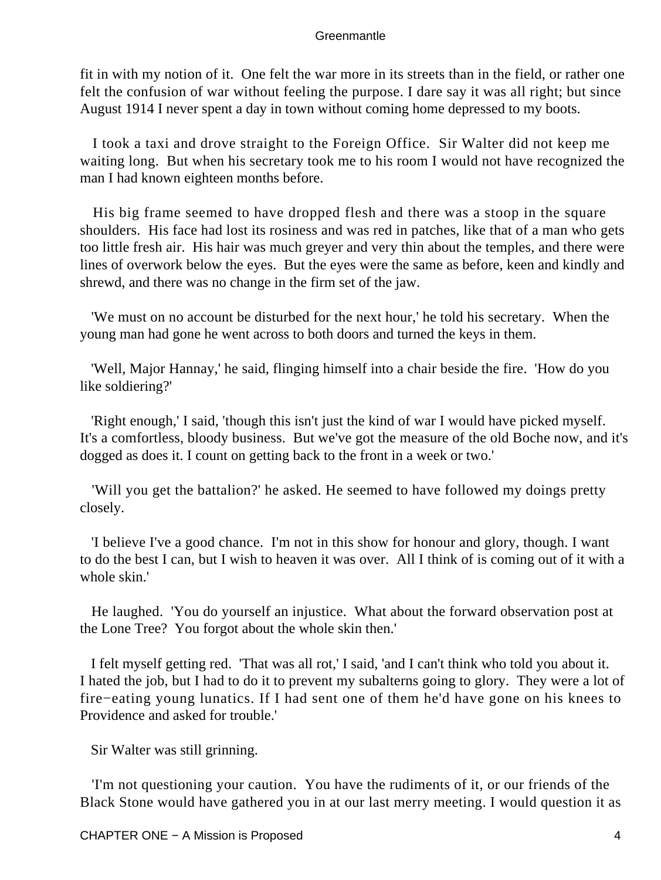fit in with my notion of it. One felt the war more in its streets than in the field, or rather one felt the confusion of war without feeling the purpose. I dare say it was all right; but since August 1914 I never spent a day in town without coming home depressed to my boots.

I took a taxi and drove straight to the Foreign Office. Sir Walter did not keep me waiting long. But when his secretary took me to his room I would not have recognized the man I had known eighteen months before.

His big frame seemed to have dropped flesh and there was a stoop in the square shoulders. His face had lost its rosiness and was red in patches, like that of a man who gets too little fresh air. His hair was much greyer and very thin about the temples, and there were lines of overwork below the eyes. But the eyes were the same as before, keen and kindly and shrewd, and there was no change in the firm set of the jaw.

'We must on no account be disturbed for the next hour,' he told his secretary. When the young man had gone he went across to both doors and turned the keys in them.

'Well, Major Hannay,' he said, flinging himself into a chair beside the fire. 'How do you like soldiering?'

'Right enough,' I said, 'though this isn't just the kind of war I would have picked myself. It's a comfortless, bloody business. But we've got the measure of the old Boche now, and it's dogged as does it. I count on getting back to the front in a week or two.'

'Will you get the battalion?' he asked. He seemed to have followed my doings pretty closely.

'I believe I've a good chance. I'm not in this show for honour and glory, though. I want to do the best I can, but I wish to heaven it was over. All I think of is coming out of it with a whole skin.'

He laughed. 'You do yourself an injustice. What about the forward observation post at the Lone Tree? You forgot about the whole skin then.'

I felt myself getting red. 'That was all rot,' I said, 'and I can't think who told you about it. I hated the job, but I had to do it to prevent my subalterns going to glory. They were a lot of fire−eating young lunatics. If I had sent one of them he'd have gone on his knees to Providence and asked for trouble.'

Sir Walter was still grinning.

'I'm not questioning your caution. You have the rudiments of it, or our friends of the Black Stone would have gathered you in at our last merry meeting. I would question it as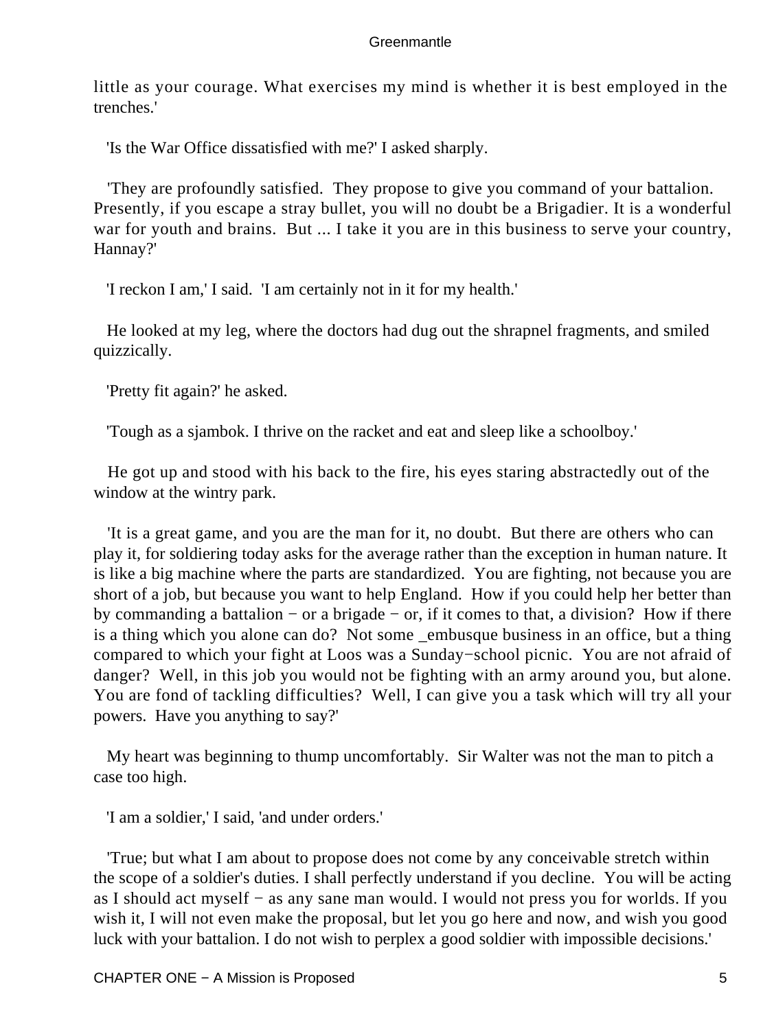little as your courage. What exercises my mind is whether it is best employed in the trenches.'

'Is the War Office dissatisfied with me?' I asked sharply.

'They are profoundly satisfied. They propose to give you command of your battalion. Presently, if you escape a stray bullet, you will no doubt be a Brigadier. It is a wonderful war for youth and brains. But ... I take it you are in this business to serve your country, Hannay?'

'I reckon I am,' I said. 'I am certainly not in it for my health.'

He looked at my leg, where the doctors had dug out the shrapnel fragments, and smiled quizzically.

'Pretty fit again?' he asked.

'Tough as a sjambok. I thrive on the racket and eat and sleep like a schoolboy.'

He got up and stood with his back to the fire, his eyes staring abstractedly out of the window at the wintry park.

'It is a great game, and you are the man for it, no doubt. But there are others who can play it, for soldiering today asks for the average rather than the exception in human nature. It is like a big machine where the parts are standardized. You are fighting, not because you are short of a job, but because you want to help England. How if you could help her better than by commanding a battalion − or a brigade − or, if it comes to that, a division? How if there is a thing which you alone can do? Not some _embusque business in an office, but a thing compared to which your fight at Loos was a Sunday−school picnic. You are not afraid of danger? Well, in this job you would not be fighting with an army around you, but alone. You are fond of tackling difficulties? Well, I can give you a task which will try all your powers. Have you anything to say?'

My heart was beginning to thump uncomfortably. Sir Walter was not the man to pitch a case too high.

'I am a soldier,' I said, 'and under orders.'

'True; but what I am about to propose does not come by any conceivable stretch within the scope of a soldier's duties. I shall perfectly understand if you decline. You will be acting as I should act myself − as any sane man would. I would not press you for worlds. If you wish it, I will not even make the proposal, but let you go here and now, and wish you good luck with your battalion. I do not wish to perplex a good soldier with impossible decisions.'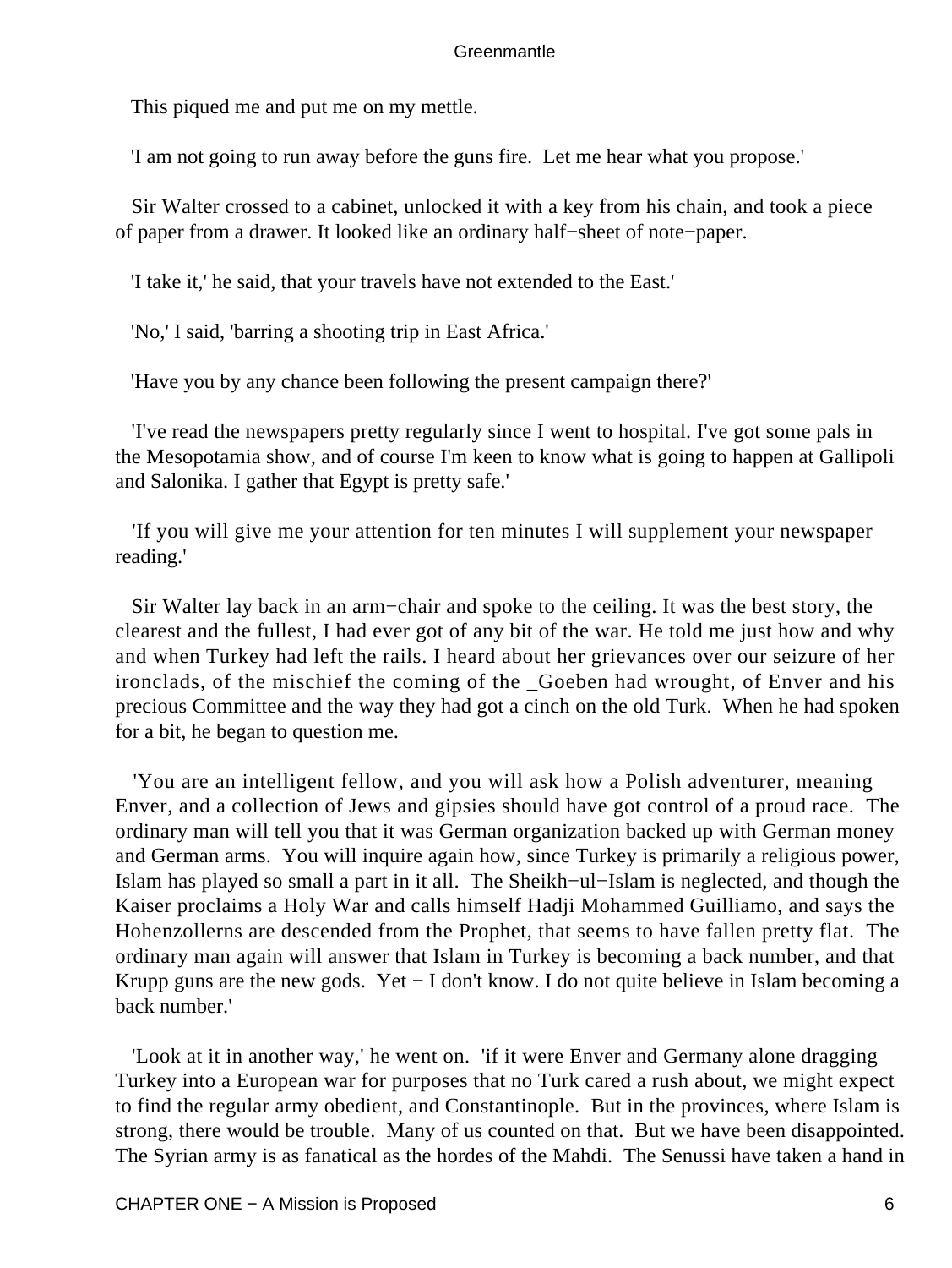This piqued me and put me on my mettle.

'I am not going to run away before the guns fire. Let me hear what you propose.'

Sir Walter crossed to a cabinet, unlocked it with a key from his chain, and took a piece of paper from a drawer. It looked like an ordinary half−sheet of note−paper.

'I take it,' he said, that your travels have not extended to the East.'

'No,' I said, 'barring a shooting trip in East Africa.'

'Have you by any chance been following the present campaign there?'

'I've read the newspapers pretty regularly since I went to hospital. I've got some pals in the Mesopotamia show, and of course I'm keen to know what is going to happen at Gallipoli and Salonika. I gather that Egypt is pretty safe.'

'If you will give me your attention for ten minutes I will supplement your newspaper reading.'

Sir Walter lay back in an arm−chair and spoke to the ceiling. It was the best story, the clearest and the fullest, I had ever got of any bit of the war. He told me just how and why and when Turkey had left the rails. I heard about her grievances over our seizure of her ironclads, of the mischief the coming of the _Goeben had wrought, of Enver and his precious Committee and the way they had got a cinch on the old Turk. When he had spoken for a bit, he began to question me.

'You are an intelligent fellow, and you will ask how a Polish adventurer, meaning Enver, and a collection of Jews and gipsies should have got control of a proud race. The ordinary man will tell you that it was German organization backed up with German money and German arms. You will inquire again how, since Turkey is primarily a religious power, Islam has played so small a part in it all. The Sheikh−ul−Islam is neglected, and though the Kaiser proclaims a Holy War and calls himself Hadji Mohammed Guilliamo, and says the Hohenzollerns are descended from the Prophet, that seems to have fallen pretty flat. The ordinary man again will answer that Islam in Turkey is becoming a back number, and that Krupp guns are the new gods. Yet − I don't know. I do not quite believe in Islam becoming a back number.'

'Look at it in another way,' he went on. 'if it were Enver and Germany alone dragging Turkey into a European war for purposes that no Turk cared a rush about, we might expect to find the regular army obedient, and Constantinople. But in the provinces, where Islam is strong, there would be trouble. Many of us counted on that. But we have been disappointed. The Syrian army is as fanatical as the hordes of the Mahdi. The Senussi have taken a hand in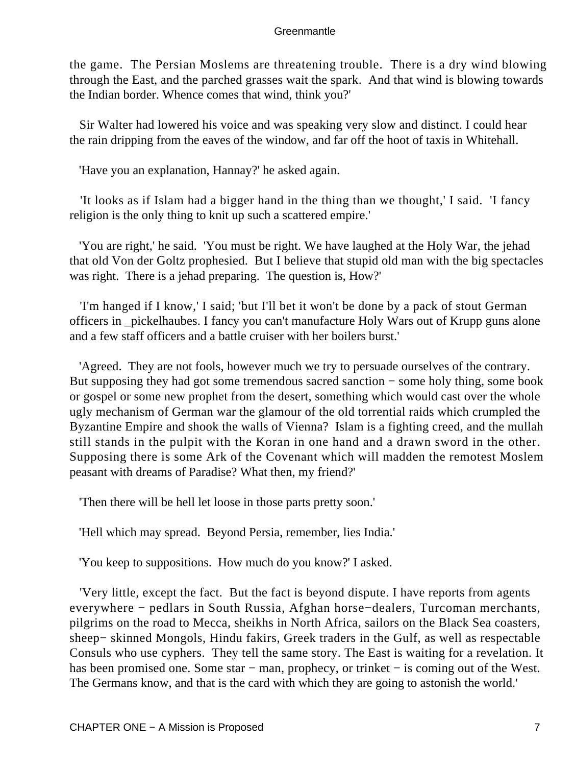the game. The Persian Moslems are threatening trouble. There is a dry wind blowing through the East, and the parched grasses wait the spark. And that wind is blowing towards the Indian border. Whence comes that wind, think you?'

Sir Walter had lowered his voice and was speaking very slow and distinct. I could hear the rain dripping from the eaves of the window, and far off the hoot of taxis in Whitehall.

'Have you an explanation, Hannay?' he asked again.

'It looks as if Islam had a bigger hand in the thing than we thought,' I said. 'I fancy religion is the only thing to knit up such a scattered empire.'

'You are right,' he said. 'You must be right. We have laughed at the Holy War, the jehad that old Von der Goltz prophesied. But I believe that stupid old man with the big spectacles was right. There is a jehad preparing. The question is, How?'

'I'm hanged if I know,' I said; 'but I'll bet it won't be done by a pack of stout German officers in _pickelhaubes. I fancy you can't manufacture Holy Wars out of Krupp guns alone and a few staff officers and a battle cruiser with her boilers burst.'

'Agreed. They are not fools, however much we try to persuade ourselves of the contrary. But supposing they had got some tremendous sacred sanction − some holy thing, some book or gospel or some new prophet from the desert, something which would cast over the whole ugly mechanism of German war the glamour of the old torrential raids which crumpled the Byzantine Empire and shook the walls of Vienna? Islam is a fighting creed, and the mullah still stands in the pulpit with the Koran in one hand and a drawn sword in the other. Supposing there is some Ark of the Covenant which will madden the remotest Moslem peasant with dreams of Paradise? What then, my friend?'

'Then there will be hell let loose in those parts pretty soon.'

'Hell which may spread. Beyond Persia, remember, lies India.'

'You keep to suppositions. How much do you know?' I asked.

'Very little, except the fact. But the fact is beyond dispute. I have reports from agents everywhere − pedlars in South Russia, Afghan horse−dealers, Turcoman merchants, pilgrims on the road to Mecca, sheikhs in North Africa, sailors on the Black Sea coasters, sheep− skinned Mongols, Hindu fakirs, Greek traders in the Gulf, as well as respectable Consuls who use cyphers. They tell the same story. The East is waiting for a revelation. It has been promised one. Some star − man, prophecy, or trinket − is coming out of the West. The Germans know, and that is the card with which they are going to astonish the world.'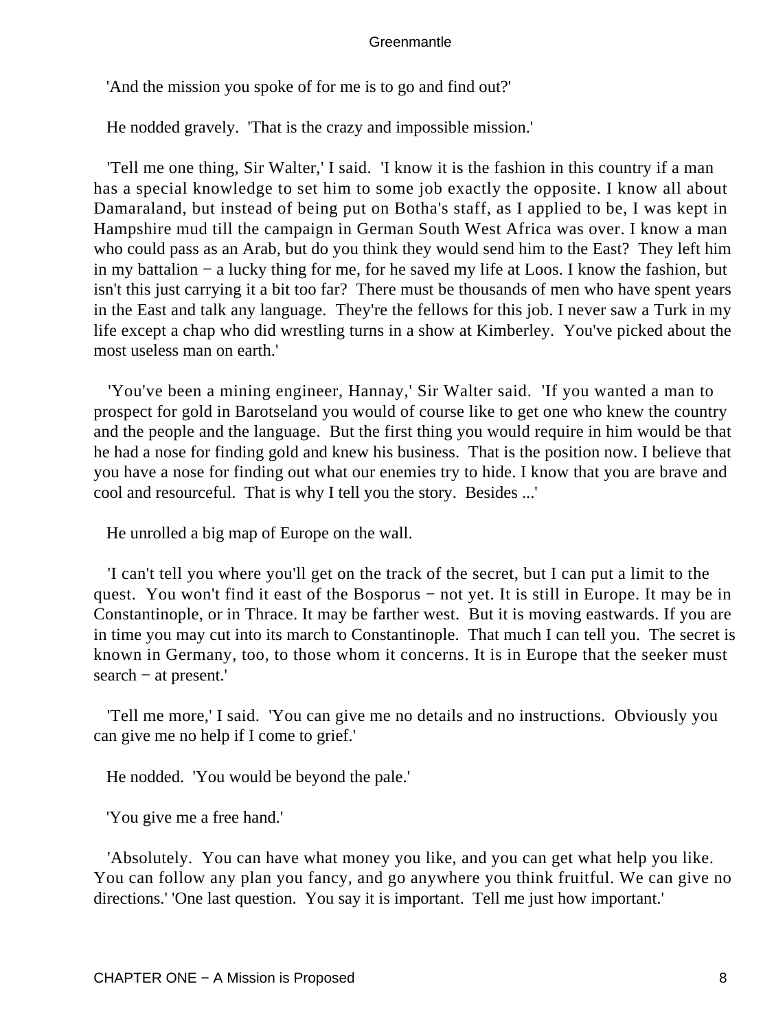'And the mission you spoke of for me is to go and find out?'

He nodded gravely. 'That is the crazy and impossible mission.'

'Tell me one thing, Sir Walter,' I said. 'I know it is the fashion in this country if a man has a special knowledge to set him to some job exactly the opposite. I know all about Damaraland, but instead of being put on Botha's staff, as I applied to be, I was kept in Hampshire mud till the campaign in German South West Africa was over. I know a man who could pass as an Arab, but do you think they would send him to the East? They left him in my battalion − a lucky thing for me, for he saved my life at Loos. I know the fashion, but isn't this just carrying it a bit too far? There must be thousands of men who have spent years in the East and talk any language. They're the fellows for this job. I never saw a Turk in my life except a chap who did wrestling turns in a show at Kimberley. You've picked about the most useless man on earth.'

'You've been a mining engineer, Hannay,' Sir Walter said. 'If you wanted a man to prospect for gold in Barotseland you would of course like to get one who knew the country and the people and the language. But the first thing you would require in him would be that he had a nose for finding gold and knew his business. That is the position now. I believe that you have a nose for finding out what our enemies try to hide. I know that you are brave and cool and resourceful. That is why I tell you the story. Besides ...'

He unrolled a big map of Europe on the wall.

'I can't tell you where you'll get on the track of the secret, but I can put a limit to the quest. You won't find it east of the Bosporus − not yet. It is still in Europe. It may be in Constantinople, or in Thrace. It may be farther west. But it is moving eastwards. If you are in time you may cut into its march to Constantinople. That much I can tell you. The secret is known in Germany, too, to those whom it concerns. It is in Europe that the seeker must search − at present.'

'Tell me more,' I said. 'You can give me no details and no instructions. Obviously you can give me no help if I come to grief.'

He nodded. 'You would be beyond the pale.'

'You give me a free hand.'

'Absolutely. You can have what money you like, and you can get what help you like. You can follow any plan you fancy, and go anywhere you think fruitful. We can give no directions.' 'One last question. You say it is important. Tell me just how important.'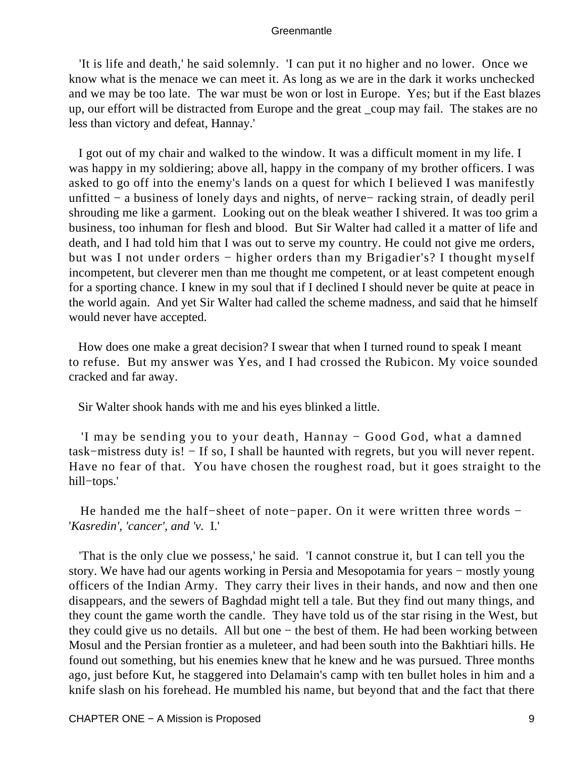'It is life and death,' he said solemnly. 'I can put it no higher and no lower. Once we know what is the menace we can meet it. As long as we are in the dark it works unchecked and we may be too late. The war must be won or lost in Europe. Yes; but if the East blazes up, our effort will be distracted from Europe and the great _coup may fail. The stakes are no less than victory and defeat, Hannay.'

I got out of my chair and walked to the window. It was a difficult moment in my life. I was happy in my soldiering; above all, happy in the company of my brother officers. I was asked to go off into the enemy's lands on a quest for which I believed I was manifestly unfitted − a business of lonely days and nights, of nerve− racking strain, of deadly peril shrouding me like a garment. Looking out on the bleak weather I shivered. It was too grim a business, too inhuman for flesh and blood. But Sir Walter had called it a matter of life and death, and I had told him that I was out to serve my country. He could not give me orders, but was I not under orders − higher orders than my Brigadier's? I thought myself incompetent, but cleverer men than me thought me competent, or at least competent enough for a sporting chance. I knew in my soul that if I declined I should never be quite at peace in the world again. And yet Sir Walter had called the scheme madness, and said that he himself would never have accepted.

How does one make a great decision? I swear that when I turned round to speak I meant to refuse. But my answer was Yes, and I had crossed the Rubicon. My voice sounded cracked and far away.

Sir Walter shook hands with me and his eyes blinked a little.

'I may be sending you to your death, Hannay − Good God, what a damned task−mistress duty is! − If so, I shall be haunted with regrets, but you will never repent. Have no fear of that. You have chosen the roughest road, but it goes straight to the hill−tops.'

He handed me the half−sheet of note−paper. On it were written three words − '*Kasredin', 'cancer', and 'v.* I.'

'That is the only clue we possess,' he said. 'I cannot construe it, but I can tell you the story. We have had our agents working in Persia and Mesopotamia for years − mostly young officers of the Indian Army. They carry their lives in their hands, and now and then one disappears, and the sewers of Baghdad might tell a tale. But they find out many things, and they count the game worth the candle. They have told us of the star rising in the West, but they could give us no details. All but one − the best of them. He had been working between Mosul and the Persian frontier as a muleteer, and had been south into the Bakhtiari hills. He found out something, but his enemies knew that he knew and he was pursued. Three months ago, just before Kut, he staggered into Delamain's camp with ten bullet holes in him and a knife slash on his forehead. He mumbled his name, but beyond that and the fact that there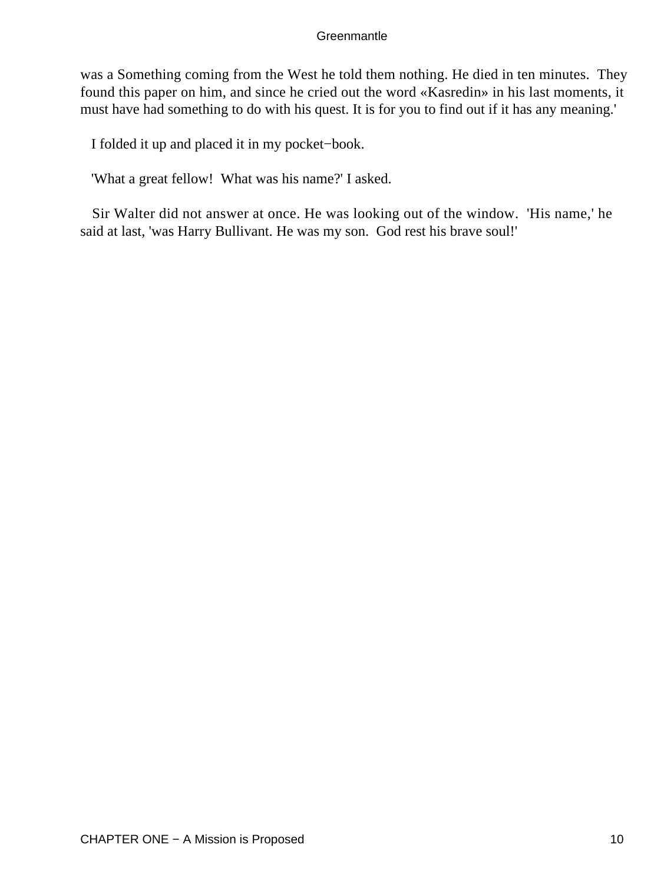was a Something coming from the West he told them nothing. He died in ten minutes. They found this paper on him, and since he cried out the word «Kasredin» in his last moments, it must have had something to do with his quest. It is for you to find out if it has any meaning.'

I folded it up and placed it in my pocket−book.

'What a great fellow! What was his name?' I asked.

Sir Walter did not answer at once. He was looking out of the window. 'His name,' he said at last, 'was Harry Bullivant. He was my son. God rest his brave soul!'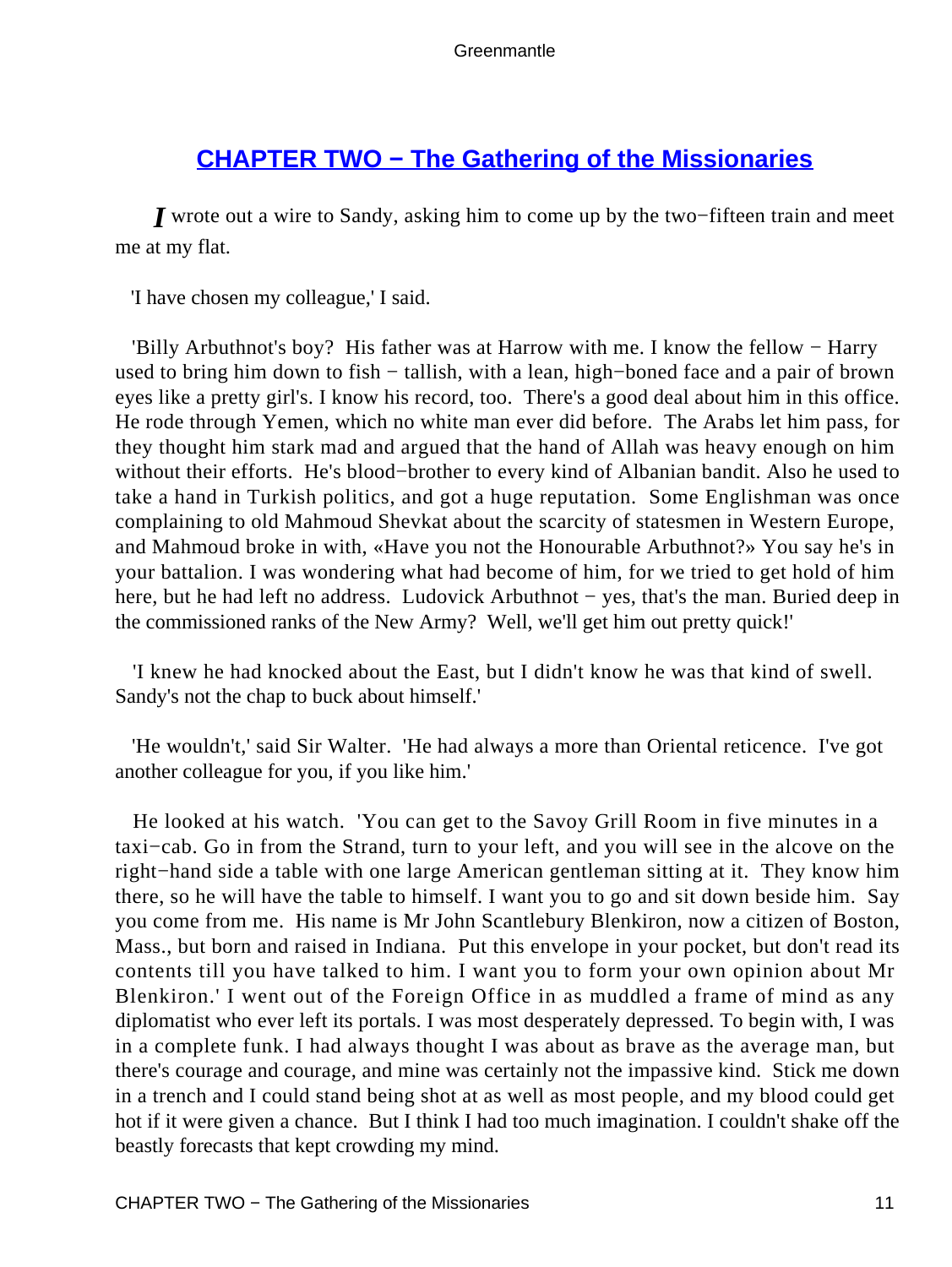## CHAPTER TWO − The Gathering of the Missionaries

*I* wrote out a wire to Sandy, asking him to come up by the two−fifteen train and meet me at my flat.

'I have chosen my colleague,' I said.

'Billy Arbuthnot's boy? His father was at Harrow with me. I know the fellow − Harry used to bring him down to fish − tallish, with a lean, high−boned face and a pair of brown eyes like a pretty girl's. I know his record, too. There's a good deal about him in this office. He rode through Yemen, which no white man ever did before. The Arabs let him pass, for they thought him stark mad and argued that the hand of Allah was heavy enough on him without their efforts. He's blood−brother to every kind of Albanian bandit. Also he used to take a hand in Turkish politics, and got a huge reputation. Some Englishman was once complaining to old Mahmoud Shevkat about the scarcity of statesmen in Western Europe, and Mahmoud broke in with, «Have you not the Honourable Arbuthnot?» You say he's in your battalion. I was wondering what had become of him, for we tried to get hold of him here, but he had left no address. Ludovick Arbuthnot − yes, that's the man. Buried deep in the commissioned ranks of the New Army? Well, we'll get him out pretty quick!'

'I knew he had knocked about the East, but I didn't know he was that kind of swell. Sandy's not the chap to buck about himself.'

'He wouldn't,' said Sir Walter. 'He had always a more than Oriental reticence. I've got another colleague for you, if you like him.'

He looked at his watch. 'You can get to the Savoy Grill Room in five minutes in a taxi−cab. Go in from the Strand, turn to your left, and you will see in the alcove on the right−hand side a table with one large American gentleman sitting at it. They know him there, so he will have the table to himself. I want you to go and sit down beside him. Say you come from me. His name is Mr John Scantlebury Blenkiron, now a citizen of Boston, Mass., but born and raised in Indiana. Put this envelope in your pocket, but don't read its contents till you have talked to him. I want you to form your own opinion about Mr Blenkiron.' I went out of the Foreign Office in as muddled a frame of mind as any diplomatist who ever left its portals. I was most desperately depressed. To begin with, I was in a complete funk. I had always thought I was about as brave as the average man, but there's courage and courage, and mine was certainly not the impassive kind. Stick me down in a trench and I could stand being shot at as well as most people, and my blood could get hot if it were given a chance. But I think I had too much imagination. I couldn't shake off the beastly forecasts that kept crowding my mind.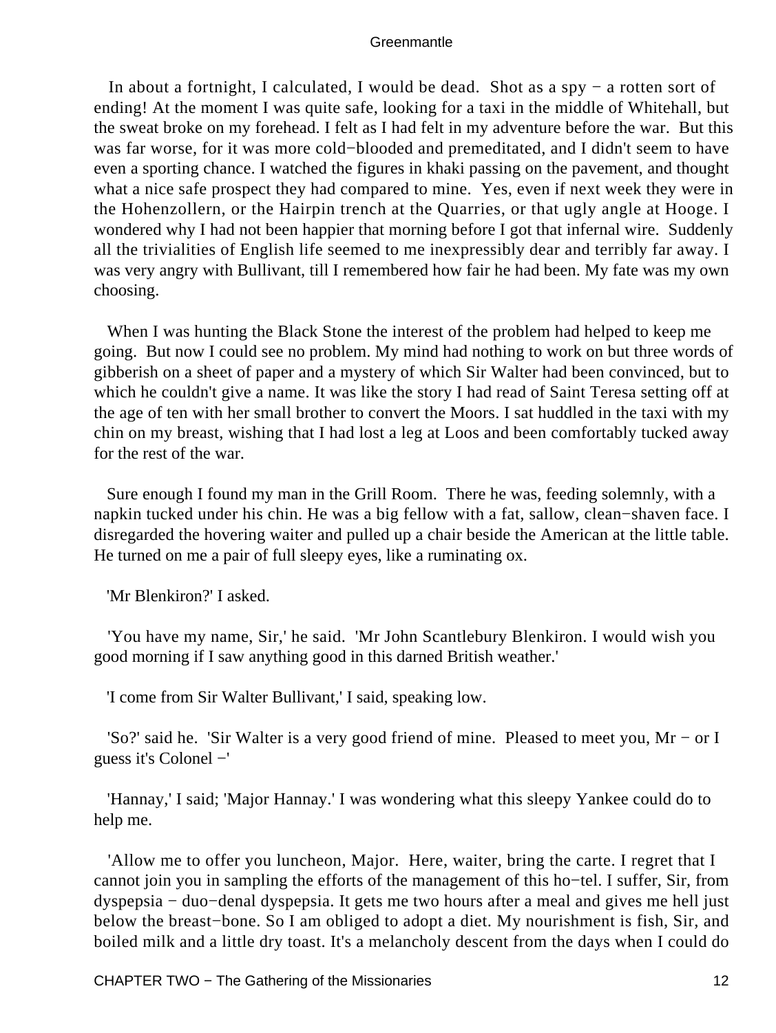In about a fortnight, I calculated, I would be dead. Shot as a spy − a rotten sort of ending! At the moment I was quite safe, looking for a taxi in the middle of Whitehall, but the sweat broke on my forehead. I felt as I had felt in my adventure before the war. But this was far worse, for it was more cold−blooded and premeditated, and I didn't seem to have even a sporting chance. I watched the figures in khaki passing on the pavement, and thought what a nice safe prospect they had compared to mine. Yes, even if next week they were in the Hohenzollern, or the Hairpin trench at the Quarries, or that ugly angle at Hooge. I wondered why I had not been happier that morning before I got that infernal wire. Suddenly all the trivialities of English life seemed to me inexpressibly dear and terribly far away. I was very angry with Bullivant, till I remembered how fair he had been. My fate was my own choosing.

When I was hunting the Black Stone the interest of the problem had helped to keep me going. But now I could see no problem. My mind had nothing to work on but three words of gibberish on a sheet of paper and a mystery of which Sir Walter had been convinced, but to which he couldn't give a name. It was like the story I had read of Saint Teresa setting off at the age of ten with her small brother to convert the Moors. I sat huddled in the taxi with my chin on my breast, wishing that I had lost a leg at Loos and been comfortably tucked away for the rest of the war.

Sure enough I found my man in the Grill Room. There he was, feeding solemnly, with a napkin tucked under his chin. He was a big fellow with a fat, sallow, clean−shaven face. I disregarded the hovering waiter and pulled up a chair beside the American at the little table. He turned on me a pair of full sleepy eyes, like a ruminating ox.

'Mr Blenkiron?' I asked.

'You have my name, Sir,' he said. 'Mr John Scantlebury Blenkiron. I would wish you good morning if I saw anything good in this darned British weather.'

'I come from Sir Walter Bullivant,' I said, speaking low.

'So?' said he. 'Sir Walter is a very good friend of mine. Pleased to meet you, Mr − or I guess it's Colonel −'

'Hannay,' I said; 'Major Hannay.' I was wondering what this sleepy Yankee could do to help me.

'Allow me to offer you luncheon, Major. Here, waiter, bring the carte. I regret that I cannot join you in sampling the efforts of the management of this ho−tel. I suffer, Sir, from dyspepsia − duo−denal dyspepsia. It gets me two hours after a meal and gives me hell just below the breast−bone. So I am obliged to adopt a diet. My nourishment is fish, Sir, and boiled milk and a little dry toast. It's a melancholy descent from the days when I could do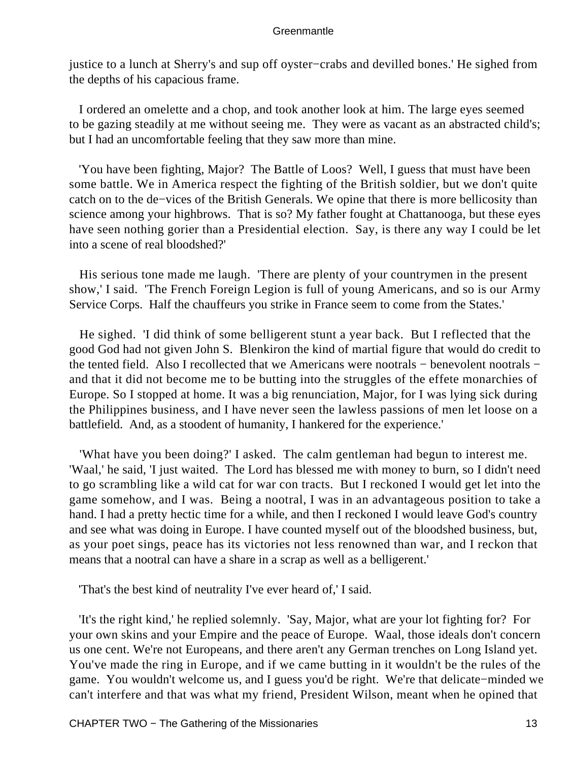justice to a lunch at Sherry's and sup off oyster−crabs and devilled bones.' He sighed from the depths of his capacious frame.

I ordered an omelette and a chop, and took another look at him. The large eyes seemed to be gazing steadily at me without seeing me. They were as vacant as an abstracted child's; but I had an uncomfortable feeling that they saw more than mine.

'You have been fighting, Major? The Battle of Loos? Well, I guess that must have been some battle. We in America respect the fighting of the British soldier, but we don't quite catch on to the de−vices of the British Generals. We opine that there is more bellicosity than science among your highbrows. That is so? My father fought at Chattanooga, but these eyes have seen nothing gorier than a Presidential election. Say, is there any way I could be let into a scene of real bloodshed?'

His serious tone made me laugh. 'There are plenty of your countrymen in the present show,' I said. 'The French Foreign Legion is full of young Americans, and so is our Army Service Corps. Half the chauffeurs you strike in France seem to come from the States.'

He sighed. 'I did think of some belligerent stunt a year back. But I reflected that the good God had not given John S. Blenkiron the kind of martial figure that would do credit to the tented field. Also I recollected that we Americans were nootrals − benevolent nootrals − and that it did not become me to be butting into the struggles of the effete monarchies of Europe. So I stopped at home. It was a big renunciation, Major, for I was lying sick during the Philippines business, and I have never seen the lawless passions of men let loose on a battlefield. And, as a stoodent of humanity, I hankered for the experience.'

'What have you been doing?' I asked. The calm gentleman had begun to interest me. 'Waal,' he said, 'I just waited. The Lord has blessed me with money to burn, so I didn't need to go scrambling like a wild cat for war con tracts. But I reckoned I would get let into the game somehow, and I was. Being a nootral, I was in an advantageous position to take a hand. I had a pretty hectic time for a while, and then I reckoned I would leave God's country and see what was doing in Europe. I have counted myself out of the bloodshed business, but, as your poet sings, peace has its victories not less renowned than war, and I reckon that means that a nootral can have a share in a scrap as well as a belligerent.'

'That's the best kind of neutrality I've ever heard of,' I said.

'It's the right kind,' he replied solemnly. 'Say, Major, what are your lot fighting for? For your own skins and your Empire and the peace of Europe. Waal, those ideals don't concern us one cent. We're not Europeans, and there aren't any German trenches on Long Island yet. You've made the ring in Europe, and if we came butting in it wouldn't be the rules of the game. You wouldn't welcome us, and I guess you'd be right. We're that delicate−minded we can't interfere and that was what my friend, President Wilson, meant when he opined that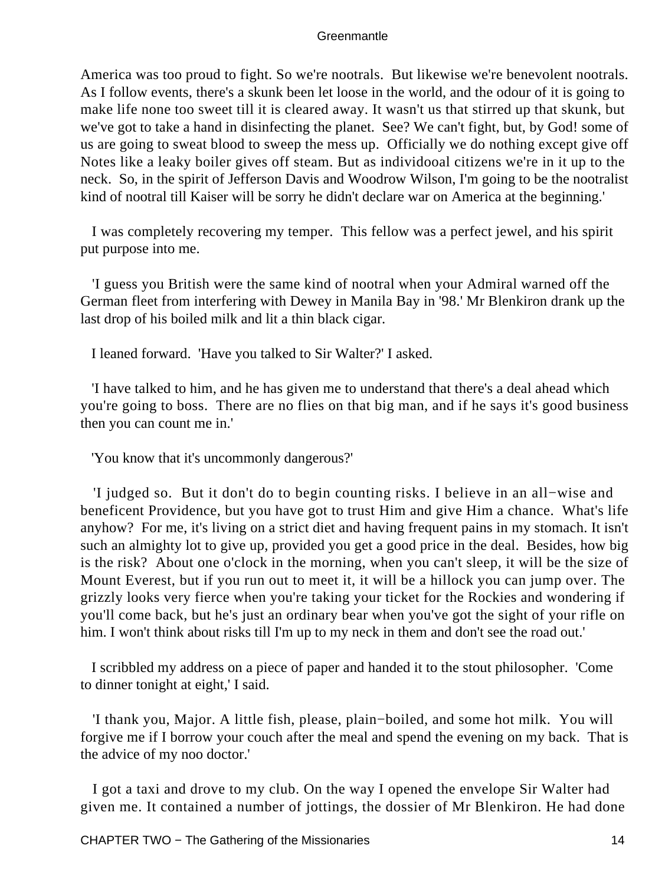America was too proud to fight. So we're nootrals. But likewise we're benevolent nootrals. As I follow events, there's a skunk been let loose in the world, and the odour of it is going to make life none too sweet till it is cleared away. It wasn't us that stirred up that skunk, but we've got to take a hand in disinfecting the planet. See? We can't fight, but, by God! some of us are going to sweat blood to sweep the mess up. Officially we do nothing except give off Notes like a leaky boiler gives off steam. But as individooal citizens we're in it up to the neck. So, in the spirit of Jefferson Davis and Woodrow Wilson, I'm going to be the nootralist kind of nootral till Kaiser will be sorry he didn't declare war on America at the beginning.'

I was completely recovering my temper. This fellow was a perfect jewel, and his spirit put purpose into me.

'I guess you British were the same kind of nootral when your Admiral warned off the German fleet from interfering with Dewey in Manila Bay in '98.' Mr Blenkiron drank up the last drop of his boiled milk and lit a thin black cigar.

I leaned forward. 'Have you talked to Sir Walter?' I asked.

'I have talked to him, and he has given me to understand that there's a deal ahead which you're going to boss. There are no flies on that big man, and if he says it's good business then you can count me in.'

'You know that it's uncommonly dangerous?'

'I judged so. But it don't do to begin counting risks. I believe in an all−wise and beneficent Providence, but you have got to trust Him and give Him a chance. What's life anyhow? For me, it's living on a strict diet and having frequent pains in my stomach. It isn't such an almighty lot to give up, provided you get a good price in the deal. Besides, how big is the risk? About one o'clock in the morning, when you can't sleep, it will be the size of Mount Everest, but if you run out to meet it, it will be a hillock you can jump over. The grizzly looks very fierce when you're taking your ticket for the Rockies and wondering if you'll come back, but he's just an ordinary bear when you've got the sight of your rifle on him. I won't think about risks till I'm up to my neck in them and don't see the road out.'

I scribbled my address on a piece of paper and handed it to the stout philosopher. 'Come to dinner tonight at eight,' I said.

'I thank you, Major. A little fish, please, plain−boiled, and some hot milk. You will forgive me if I borrow your couch after the meal and spend the evening on my back. That is the advice of my noo doctor.'

I got a taxi and drove to my club. On the way I opened the envelope Sir Walter had given me. It contained a number of jottings, the dossier of Mr Blenkiron. He had done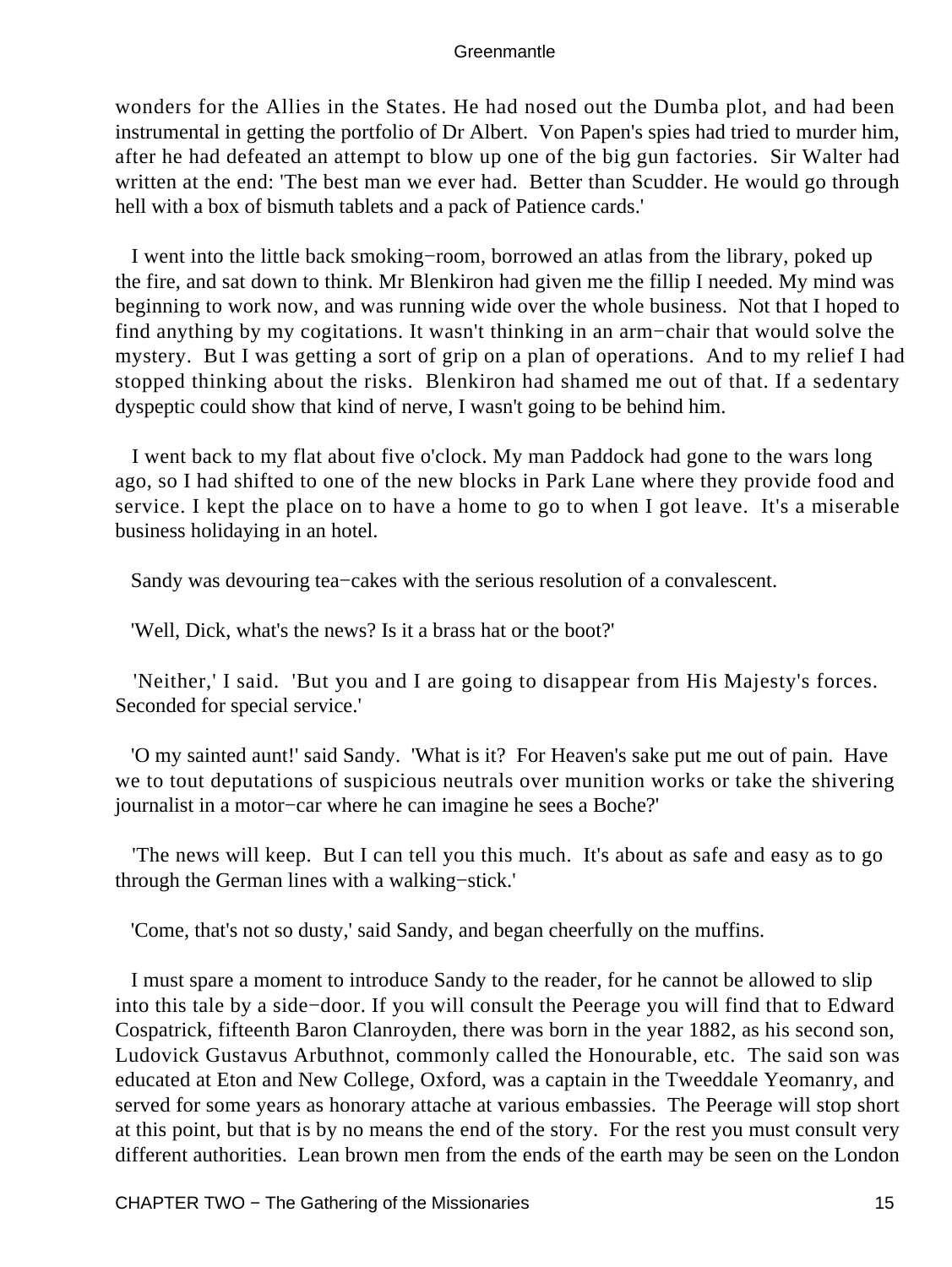wonders for the Allies in the States. He had nosed out the Dumba plot, and had been instrumental in getting the portfolio of Dr Albert. Von Papen's spies had tried to murder him, after he had defeated an attempt to blow up one of the big gun factories. Sir Walter had written at the end: 'The best man we ever had. Better than Scudder. He would go through hell with a box of bismuth tablets and a pack of Patience cards.'

I went into the little back smoking−room, borrowed an atlas from the library, poked up the fire, and sat down to think. Mr Blenkiron had given me the fillip I needed. My mind was beginning to work now, and was running wide over the whole business. Not that I hoped to find anything by my cogitations. It wasn't thinking in an arm−chair that would solve the mystery. But I was getting a sort of grip on a plan of operations. And to my relief I had stopped thinking about the risks. Blenkiron had shamed me out of that. If a sedentary dyspeptic could show that kind of nerve, I wasn't going to be behind him.

I went back to my flat about five o'clock. My man Paddock had gone to the wars long ago, so I had shifted to one of the new blocks in Park Lane where they provide food and service. I kept the place on to have a home to go to when I got leave. It's a miserable business holidaying in an hotel.

Sandy was devouring tea−cakes with the serious resolution of a convalescent.

'Well, Dick, what's the news? Is it a brass hat or the boot?'

'Neither,' I said. 'But you and I are going to disappear from His Majesty's forces. Seconded for special service.'

'O my sainted aunt!' said Sandy. 'What is it? For Heaven's sake put me out of pain. Have we to tout deputations of suspicious neutrals over munition works or take the shivering journalist in a motor−car where he can imagine he sees a Boche?'

'The news will keep. But I can tell you this much. It's about as safe and easy as to go through the German lines with a walking−stick.'

'Come, that's not so dusty,' said Sandy, and began cheerfully on the muffins.

I must spare a moment to introduce Sandy to the reader, for he cannot be allowed to slip into this tale by a side−door. If you will consult the Peerage you will find that to Edward Cospatrick, fifteenth Baron Clanroyden, there was born in the year 1882, as his second son, Ludovick Gustavus Arbuthnot, commonly called the Honourable, etc. The said son was educated at Eton and New College, Oxford, was a captain in the Tweeddale Yeomanry, and served for some years as honorary attache at various embassies. The Peerage will stop short at this point, but that is by no means the end of the story. For the rest you must consult very different authorities. Lean brown men from the ends of the earth may be seen on the London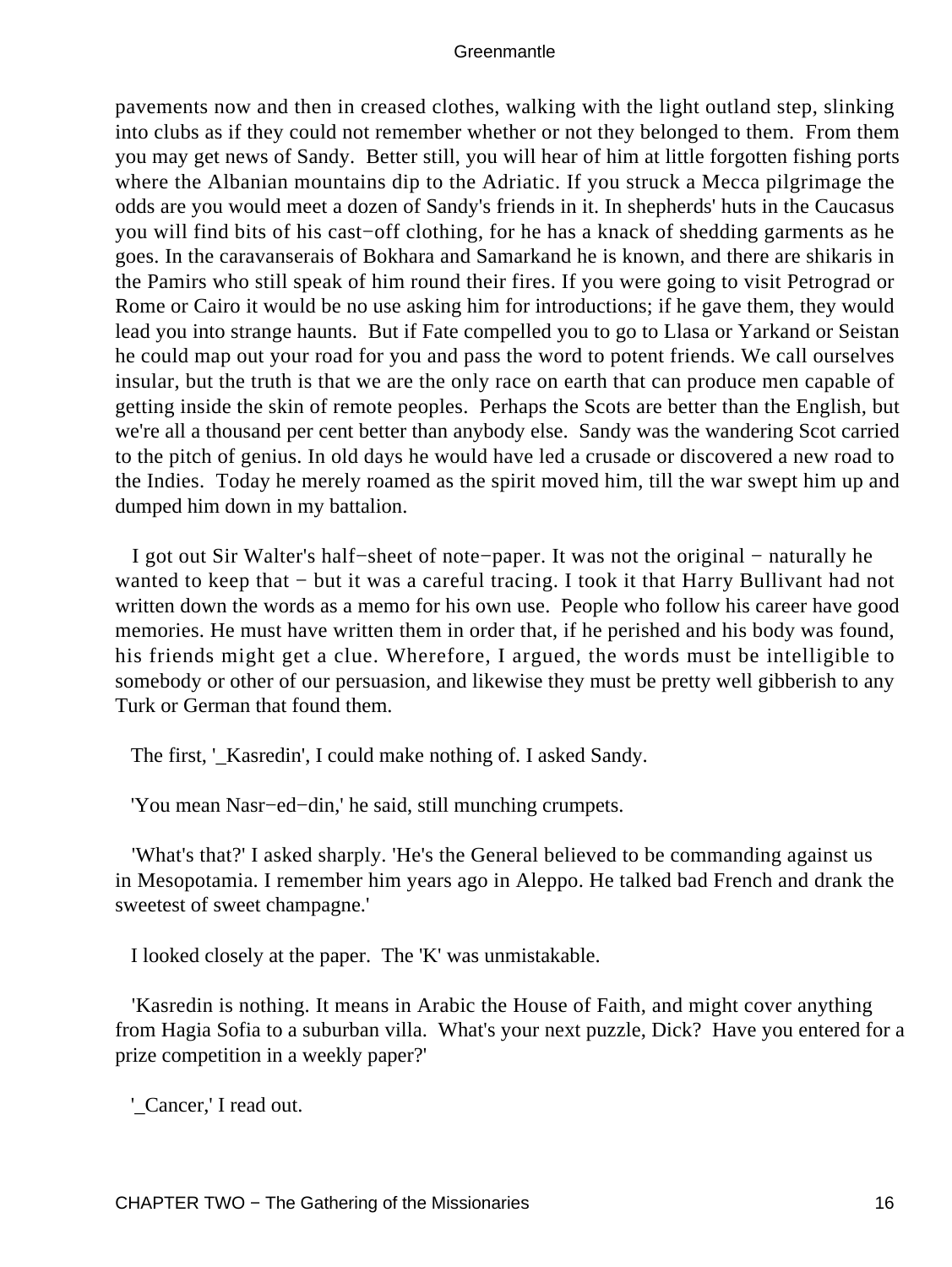pavements now and then in creased clothes, walking with the light outland step, slinking into clubs as if they could not remember whether or not they belonged to them. From them you may get news of Sandy. Better still, you will hear of him at little forgotten fishing ports where the Albanian mountains dip to the Adriatic. If you struck a Mecca pilgrimage the odds are you would meet a dozen of Sandy's friends in it. In shepherds' huts in the Caucasus you will find bits of his cast−off clothing, for he has a knack of shedding garments as he goes. In the caravanserais of Bokhara and Samarkand he is known, and there are shikaris in the Pamirs who still speak of him round their fires. If you were going to visit Petrograd or Rome or Cairo it would be no use asking him for introductions; if he gave them, they would lead you into strange haunts. But if Fate compelled you to go to Llasa or Yarkand or Seistan he could map out your road for you and pass the word to potent friends. We call ourselves insular, but the truth is that we are the only race on earth that can produce men capable of getting inside the skin of remote peoples. Perhaps the Scots are better than the English, but we're all a thousand per cent better than anybody else. Sandy was the wandering Scot carried to the pitch of genius. In old days he would have led a crusade or discovered a new road to the Indies. Today he merely roamed as the spirit moved him, till the war swept him up and dumped him down in my battalion.

I got out Sir Walter's half−sheet of note−paper. It was not the original − naturally he wanted to keep that − but it was a careful tracing. I took it that Harry Bullivant had not written down the words as a memo for his own use. People who follow his career have good memories. He must have written them in order that, if he perished and his body was found, his friends might get a clue. Wherefore, I argued, the words must be intelligible to somebody or other of our persuasion, and likewise they must be pretty well gibberish to any Turk or German that found them.

The first, '_Kasredin', I could make nothing of. I asked Sandy.

'You mean Nasr−ed−din,' he said, still munching crumpets.

'What's that?' I asked sharply. 'He's the General believed to be commanding against us in Mesopotamia. I remember him years ago in Aleppo. He talked bad French and drank the sweetest of sweet champagne.'

I looked closely at the paper. The 'K' was unmistakable.

'Kasredin is nothing. It means in Arabic the House of Faith, and might cover anything from Hagia Sofia to a suburban villa. What's your next puzzle, Dick? Have you entered for a prize competition in a weekly paper?'

'_Cancer,' I read out.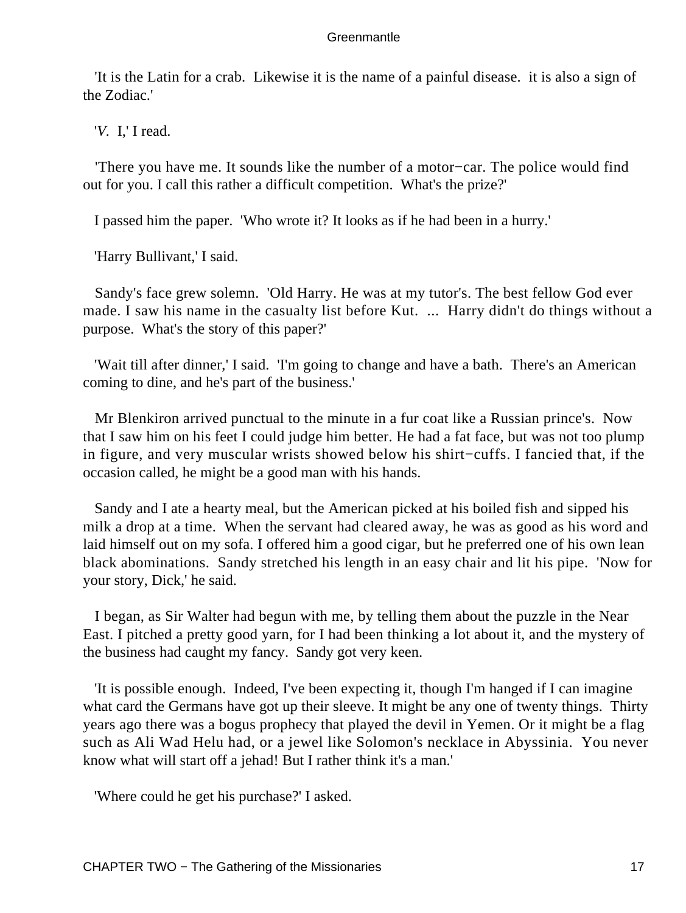'It is the Latin for a crab. Likewise it is the name of a painful disease. it is also a sign of the Zodiac.'

'*V.* I,' I read.

'There you have me. It sounds like the number of a motor−car. The police would find out for you. I call this rather a difficult competition. What's the prize?'

I passed him the paper. 'Who wrote it? It looks as if he had been in a hurry.'

'Harry Bullivant,' I said.

Sandy's face grew solemn. 'Old Harry. He was at my tutor's. The best fellow God ever made. I saw his name in the casualty list before Kut. ... Harry didn't do things without a purpose. What's the story of this paper?'

'Wait till after dinner,' I said. 'I'm going to change and have a bath. There's an American coming to dine, and he's part of the business.'

Mr Blenkiron arrived punctual to the minute in a fur coat like a Russian prince's. Now that I saw him on his feet I could judge him better. He had a fat face, but was not too plump in figure, and very muscular wrists showed below his shirt−cuffs. I fancied that, if the occasion called, he might be a good man with his hands.

Sandy and I ate a hearty meal, but the American picked at his boiled fish and sipped his milk a drop at a time. When the servant had cleared away, he was as good as his word and laid himself out on my sofa. I offered him a good cigar, but he preferred one of his own lean black abominations. Sandy stretched his length in an easy chair and lit his pipe. 'Now for your story, Dick,' he said.

I began, as Sir Walter had begun with me, by telling them about the puzzle in the Near East. I pitched a pretty good yarn, for I had been thinking a lot about it, and the mystery of the business had caught my fancy. Sandy got very keen.

'It is possible enough. Indeed, I've been expecting it, though I'm hanged if I can imagine what card the Germans have got up their sleeve. It might be any one of twenty things. Thirty years ago there was a bogus prophecy that played the devil in Yemen. Or it might be a flag such as Ali Wad Helu had, or a jewel like Solomon's necklace in Abyssinia. You never know what will start off a jehad! But I rather think it's a man.'

'Where could he get his purchase?' I asked.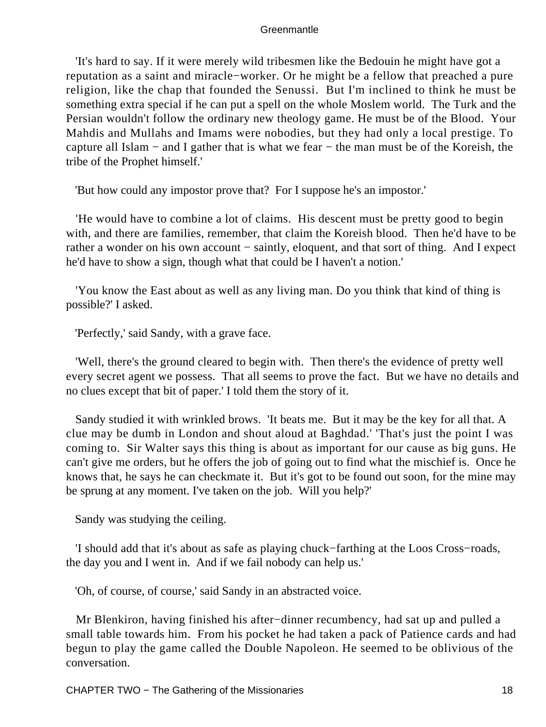'It's hard to say. If it were merely wild tribesmen like the Bedouin he might have got a reputation as a saint and miracle−worker. Or he might be a fellow that preached a pure religion, like the chap that founded the Senussi. But I'm inclined to think he must be something extra special if he can put a spell on the whole Moslem world. The Turk and the Persian wouldn't follow the ordinary new theology game. He must be of the Blood. Your Mahdis and Mullahs and Imams were nobodies, but they had only a local prestige. To capture all Islam − and I gather that is what we fear − the man must be of the Koreish, the tribe of the Prophet himself.'

'But how could any impostor prove that? For I suppose he's an impostor.'

'He would have to combine a lot of claims. His descent must be pretty good to begin with, and there are families, remember, that claim the Koreish blood. Then he'd have to be rather a wonder on his own account − saintly, eloquent, and that sort of thing. And I expect he'd have to show a sign, though what that could be I haven't a notion.'

'You know the East about as well as any living man. Do you think that kind of thing is possible?' I asked.

'Perfectly,' said Sandy, with a grave face.

'Well, there's the ground cleared to begin with. Then there's the evidence of pretty well every secret agent we possess. That all seems to prove the fact. But we have no details and no clues except that bit of paper.' I told them the story of it.

Sandy studied it with wrinkled brows. 'It beats me. But it may be the key for all that. A clue may be dumb in London and shout aloud at Baghdad.' 'That's just the point I was coming to. Sir Walter says this thing is about as important for our cause as big guns. He can't give me orders, but he offers the job of going out to find what the mischief is. Once he knows that, he says he can checkmate it. But it's got to be found out soon, for the mine may be sprung at any moment. I've taken on the job. Will you help?'

Sandy was studying the ceiling.

'I should add that it's about as safe as playing chuck−farthing at the Loos Cross−roads, the day you and I went in. And if we fail nobody can help us.'

'Oh, of course, of course,' said Sandy in an abstracted voice.

Mr Blenkiron, having finished his after−dinner recumbency, had sat up and pulled a small table towards him. From his pocket he had taken a pack of Patience cards and had begun to play the game called the Double Napoleon. He seemed to be oblivious of the conversation.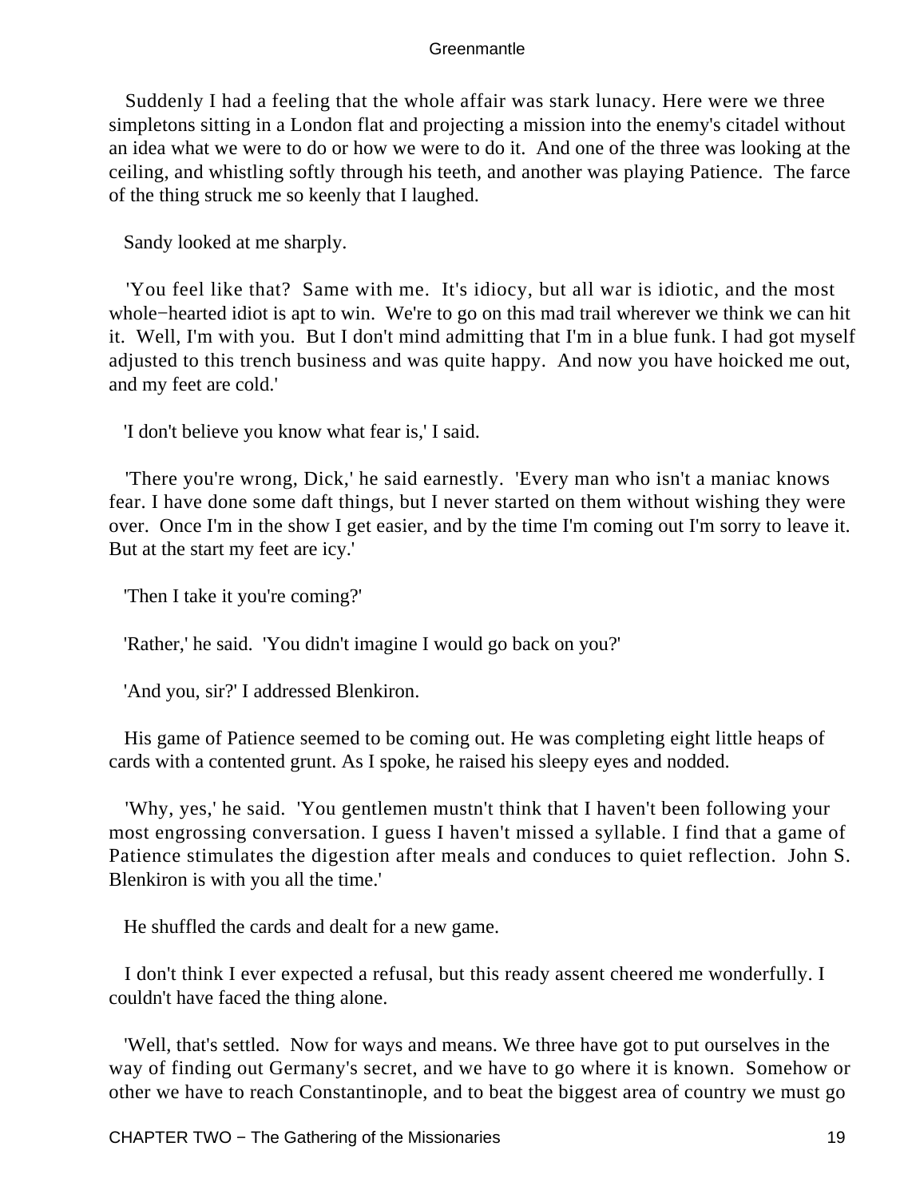Suddenly I had a feeling that the whole affair was stark lunacy. Here were we three simpletons sitting in a London flat and projecting a mission into the enemy's citadel without an idea what we were to do or how we were to do it. And one of the three was looking at the ceiling, and whistling softly through his teeth, and another was playing Patience. The farce of the thing struck me so keenly that I laughed.

Sandy looked at me sharply.

'You feel like that? Same with me. It's idiocy, but all war is idiotic, and the most whole−hearted idiot is apt to win. We're to go on this mad trail wherever we think we can hit it. Well, I'm with you. But I don't mind admitting that I'm in a blue funk. I had got myself adjusted to this trench business and was quite happy. And now you have hoicked me out, and my feet are cold.'

'I don't believe you know what fear is,' I said.

'There you're wrong, Dick,' he said earnestly. 'Every man who isn't a maniac knows fear. I have done some daft things, but I never started on them without wishing they were over. Once I'm in the show I get easier, and by the time I'm coming out I'm sorry to leave it. But at the start my feet are icy.'

'Then I take it you're coming?'

'Rather,' he said. 'You didn't imagine I would go back on you?'

'And you, sir?' I addressed Blenkiron.

His game of Patience seemed to be coming out. He was completing eight little heaps of cards with a contented grunt. As I spoke, he raised his sleepy eyes and nodded.

'Why, yes,' he said. 'You gentlemen mustn't think that I haven't been following your most engrossing conversation. I guess I haven't missed a syllable. I find that a game of Patience stimulates the digestion after meals and conduces to quiet reflection. John S. Blenkiron is with you all the time.'

He shuffled the cards and dealt for a new game.

I don't think I ever expected a refusal, but this ready assent cheered me wonderfully. I couldn't have faced the thing alone.

'Well, that's settled. Now for ways and means. We three have got to put ourselves in the way of finding out Germany's secret, and we have to go where it is known. Somehow or other we have to reach Constantinople, and to beat the biggest area of country we must go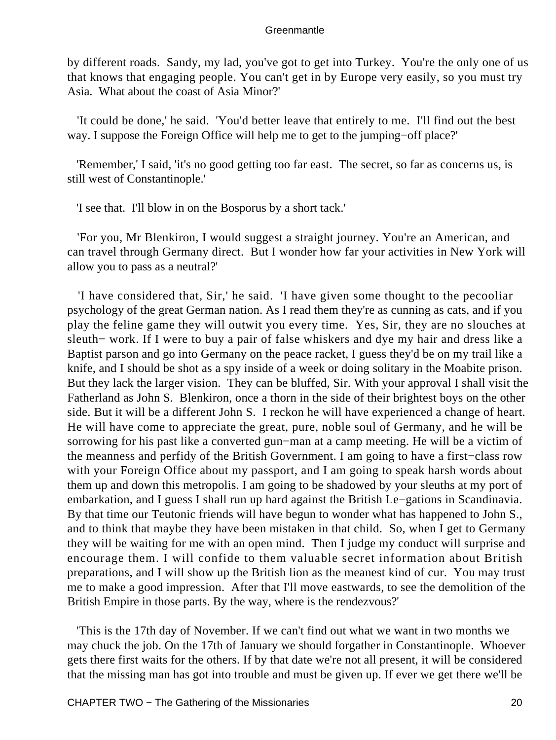by different roads. Sandy, my lad, you've got to get into Turkey. You're the only one of us that knows that engaging people. You can't get in by Europe very easily, so you must try Asia. What about the coast of Asia Minor?'

'It could be done,' he said. 'You'd better leave that entirely to me. I'll find out the best way. I suppose the Foreign Office will help me to get to the jumping−off place?'

'Remember,' I said, 'it's no good getting too far east. The secret, so far as concerns us, is still west of Constantinople.'

'I see that. I'll blow in on the Bosporus by a short tack.'

'For you, Mr Blenkiron, I would suggest a straight journey. You're an American, and can travel through Germany direct. But I wonder how far your activities in New York will allow you to pass as a neutral?'

'I have considered that, Sir,' he said. 'I have given some thought to the pecooliar psychology of the great German nation. As I read them they're as cunning as cats, and if you play the feline game they will outwit you every time. Yes, Sir, they are no slouches at sleuth− work. If I were to buy a pair of false whiskers and dye my hair and dress like a Baptist parson and go into Germany on the peace racket, I guess they'd be on my trail like a knife, and I should be shot as a spy inside of a week or doing solitary in the Moabite prison. But they lack the larger vision. They can be bluffed, Sir. With your approval I shall visit the Fatherland as John S. Blenkiron, once a thorn in the side of their brightest boys on the other side. But it will be a different John S. I reckon he will have experienced a change of heart. He will have come to appreciate the great, pure, noble soul of Germany, and he will be sorrowing for his past like a converted gun−man at a camp meeting. He will be a victim of the meanness and perfidy of the British Government. I am going to have a first−class row with your Foreign Office about my passport, and I am going to speak harsh words about them up and down this metropolis. I am going to be shadowed by your sleuths at my port of embarkation, and I guess I shall run up hard against the British Le−gations in Scandinavia. By that time our Teutonic friends will have begun to wonder what has happened to John S., and to think that maybe they have been mistaken in that child. So, when I get to Germany they will be waiting for me with an open mind. Then I judge my conduct will surprise and encourage them. I will confide to them valuable secret information about British preparations, and I will show up the British lion as the meanest kind of cur. You may trust me to make a good impression. After that I'll move eastwards, to see the demolition of the British Empire in those parts. By the way, where is the rendezvous?'

'This is the 17th day of November. If we can't find out what we want in two months we may chuck the job. On the 17th of January we should forgather in Constantinople. Whoever gets there first waits for the others. If by that date we're not all present, it will be considered that the missing man has got into trouble and must be given up. If ever we get there we'll be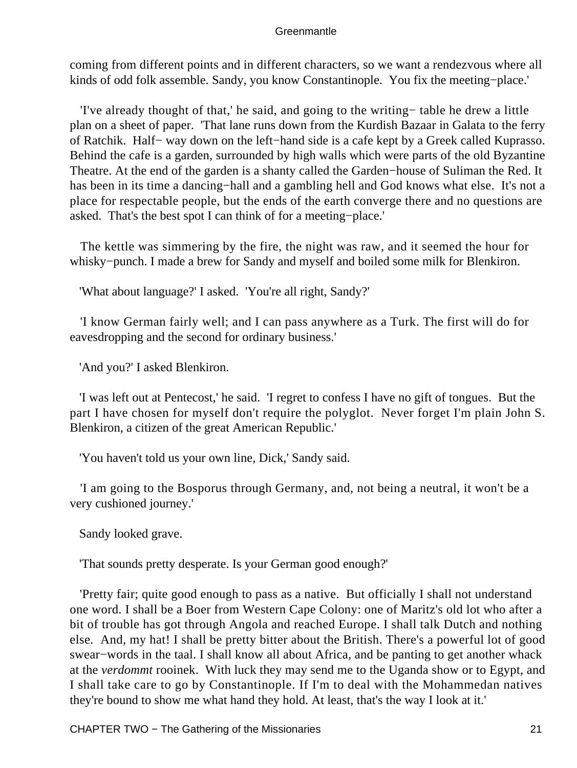coming from different points and in different characters, so we want a rendezvous where all kinds of odd folk assemble. Sandy, you know Constantinople. You fix the meeting−place.'

'I've already thought of that,' he said, and going to the writing− table he drew a little plan on a sheet of paper. 'That lane runs down from the Kurdish Bazaar in Galata to the ferry of Ratchik. Half− way down on the left−hand side is a cafe kept by a Greek called Kuprasso. Behind the cafe is a garden, surrounded by high walls which were parts of the old Byzantine Theatre. At the end of the garden is a shanty called the Garden−house of Suliman the Red. It has been in its time a dancing−hall and a gambling hell and God knows what else. It's not a place for respectable people, but the ends of the earth converge there and no questions are asked. That's the best spot I can think of for a meeting−place.'

The kettle was simmering by the fire, the night was raw, and it seemed the hour for whisky−punch. I made a brew for Sandy and myself and boiled some milk for Blenkiron.

'What about language?' I asked. 'You're all right, Sandy?'

'I know German fairly well; and I can pass anywhere as a Turk. The first will do for eavesdropping and the second for ordinary business.'

'And you?' I asked Blenkiron.

'I was left out at Pentecost,' he said. 'I regret to confess I have no gift of tongues. But the part I have chosen for myself don't require the polyglot. Never forget I'm plain John S. Blenkiron, a citizen of the great American Republic.'

'You haven't told us your own line, Dick,' Sandy said.

'I am going to the Bosporus through Germany, and, not being a neutral, it won't be a very cushioned journey.'

Sandy looked grave.

'That sounds pretty desperate. Is your German good enough?'

'Pretty fair; quite good enough to pass as a native. But officially I shall not understand one word. I shall be a Boer from Western Cape Colony: one of Maritz's old lot who after a bit of trouble has got through Angola and reached Europe. I shall talk Dutch and nothing else. And, my hat! I shall be pretty bitter about the British. There's a powerful lot of good swear−words in the taal. I shall know all about Africa, and be panting to get another whack at the *verdommt* rooinek. With luck they may send me to the Uganda show or to Egypt, and I shall take care to go by Constantinople. If I'm to deal with the Mohammedan natives they're bound to show me what hand they hold. At least, that's the way I look at it.'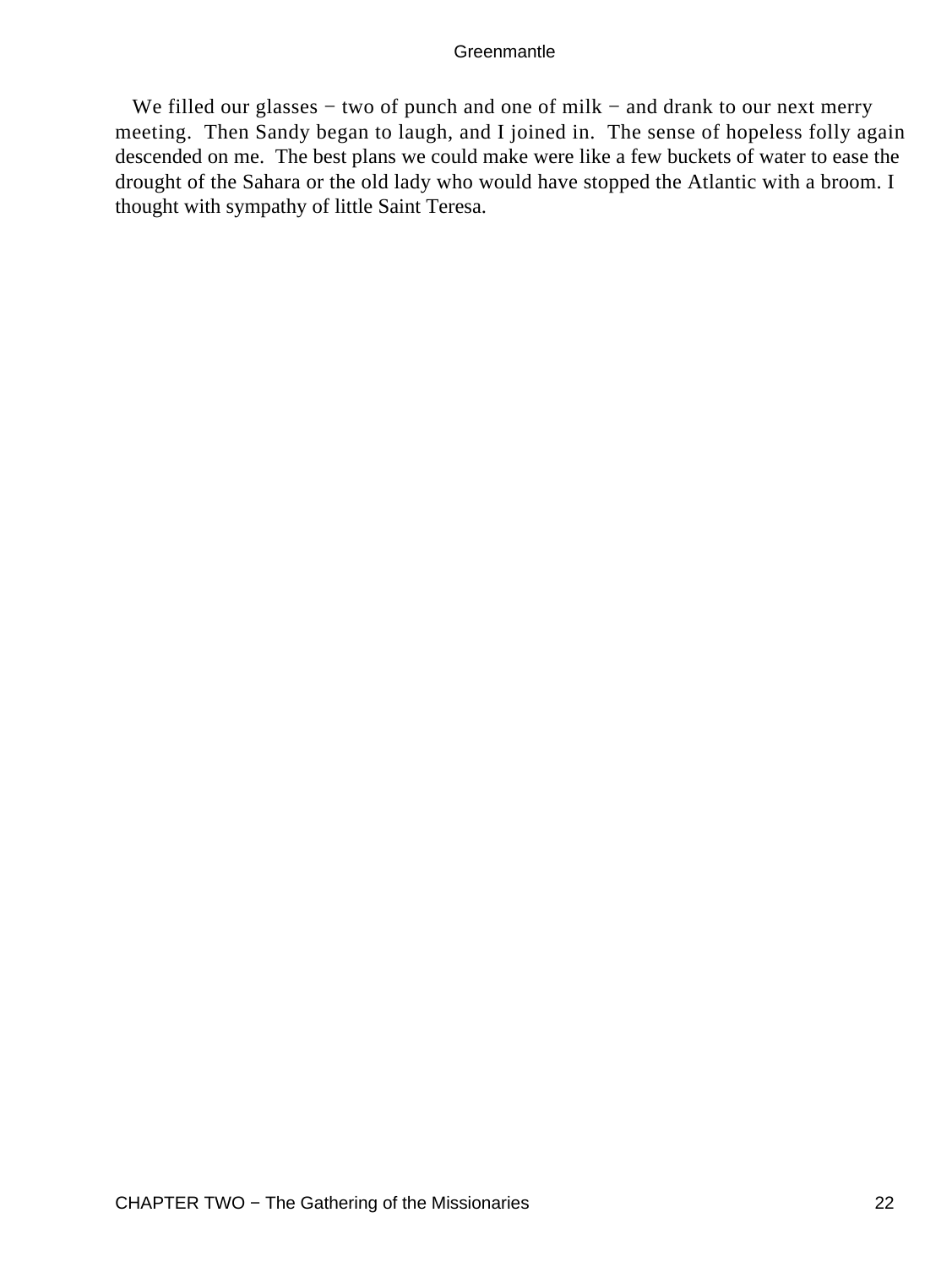We filled our glasses − two of punch and one of milk − and drank to our next merry meeting. Then Sandy began to laugh, and I joined in. The sense of hopeless folly again descended on me. The best plans we could make were like a few buckets of water to ease the drought of the Sahara or the old lady who would have stopped the Atlantic with a broom. I thought with sympathy of little Saint Teresa.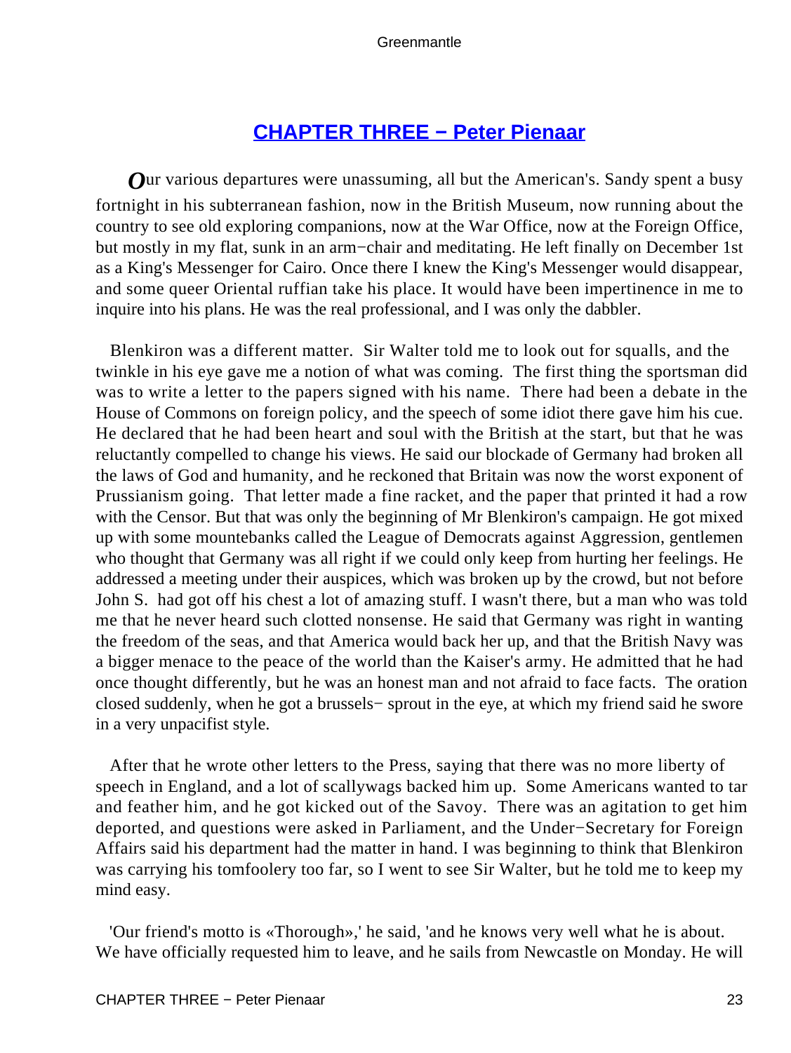## CHAPTER THREE − Peter Pienaar

*O*ur various departures were unassuming, all but the American's. Sandy spent a busy fortnight in his subterranean fashion, now in the British Museum, now running about the country to see old exploring companions, now at the War Office, now at the Foreign Office, but mostly in my flat, sunk in an arm−chair and meditating. He left finally on December 1st as a King's Messenger for Cairo. Once there I knew the King's Messenger would disappear, and some queer Oriental ruffian take his place. It would have been impertinence in me to inquire into his plans. He was the real professional, and I was only the dabbler.

Blenkiron was a different matter. Sir Walter told me to look out for squalls, and the twinkle in his eye gave me a notion of what was coming. The first thing the sportsman did was to write a letter to the papers signed with his name. There had been a debate in the House of Commons on foreign policy, and the speech of some idiot there gave him his cue. He declared that he had been heart and soul with the British at the start, but that he was reluctantly compelled to change his views. He said our blockade of Germany had broken all the laws of God and humanity, and he reckoned that Britain was now the worst exponent of Prussianism going. That letter made a fine racket, and the paper that printed it had a row with the Censor. But that was only the beginning of Mr Blenkiron's campaign. He got mixed up with some mountebanks called the League of Democrats against Aggression, gentlemen who thought that Germany was all right if we could only keep from hurting her feelings. He addressed a meeting under their auspices, which was broken up by the crowd, but not before John S. had got off his chest a lot of amazing stuff. I wasn't there, but a man who was told me that he never heard such clotted nonsense. He said that Germany was right in wanting the freedom of the seas, and that America would back her up, and that the British Navy was a bigger menace to the peace of the world than the Kaiser's army. He admitted that he had once thought differently, but he was an honest man and not afraid to face facts. The oration closed suddenly, when he got a brussels− sprout in the eye, at which my friend said he swore in a very unpacifist style.

After that he wrote other letters to the Press, saying that there was no more liberty of speech in England, and a lot of scallywags backed him up. Some Americans wanted to tar and feather him, and he got kicked out of the Savoy. There was an agitation to get him deported, and questions were asked in Parliament, and the Under−Secretary for Foreign Affairs said his department had the matter in hand. I was beginning to think that Blenkiron was carrying his tomfoolery too far, so I went to see Sir Walter, but he told me to keep my mind easy.

'Our friend's motto is «Thorough»,' he said, 'and he knows very well what he is about. We have officially requested him to leave, and he sails from Newcastle on Monday. He will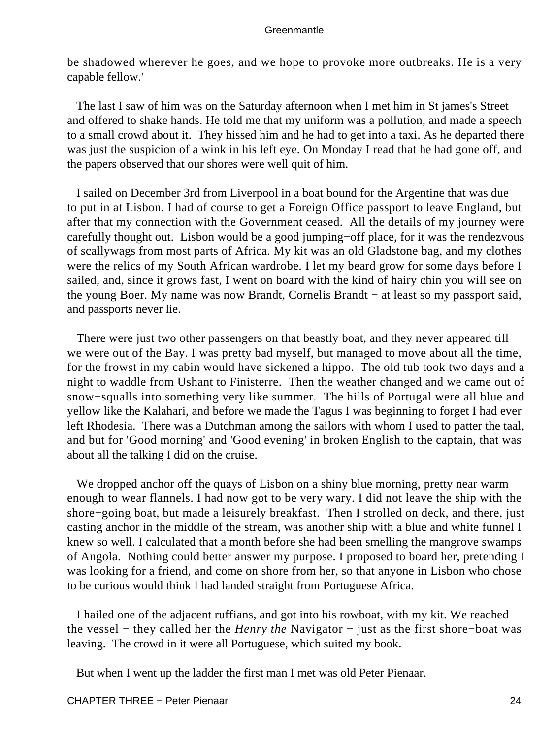be shadowed wherever he goes, and we hope to provoke more outbreaks. He is a very capable fellow.'

The last I saw of him was on the Saturday afternoon when I met him in St james's Street and offered to shake hands. He told me that my uniform was a pollution, and made a speech to a small crowd about it. They hissed him and he had to get into a taxi. As he departed there was just the suspicion of a wink in his left eye. On Monday I read that he had gone off, and the papers observed that our shores were well quit of him.

I sailed on December 3rd from Liverpool in a boat bound for the Argentine that was due to put in at Lisbon. I had of course to get a Foreign Office passport to leave England, but after that my connection with the Government ceased. All the details of my journey were carefully thought out. Lisbon would be a good jumping−off place, for it was the rendezvous of scallywags from most parts of Africa. My kit was an old Gladstone bag, and my clothes were the relics of my South African wardrobe. I let my beard grow for some days before I sailed, and, since it grows fast, I went on board with the kind of hairy chin you will see on the young Boer. My name was now Brandt, Cornelis Brandt − at least so my passport said, and passports never lie.

There were just two other passengers on that beastly boat, and they never appeared till we were out of the Bay. I was pretty bad myself, but managed to move about all the time, for the frowst in my cabin would have sickened a hippo. The old tub took two days and a night to waddle from Ushant to Finisterre. Then the weather changed and we came out of snow−squalls into something very like summer. The hills of Portugal were all blue and yellow like the Kalahari, and before we made the Tagus I was beginning to forget I had ever left Rhodesia. There was a Dutchman among the sailors with whom I used to patter the taal, and but for 'Good morning' and 'Good evening' in broken English to the captain, that was about all the talking I did on the cruise.

We dropped anchor off the quays of Lisbon on a shiny blue morning, pretty near warm enough to wear flannels. I had now got to be very wary. I did not leave the ship with the shore−going boat, but made a leisurely breakfast. Then I strolled on deck, and there, just casting anchor in the middle of the stream, was another ship with a blue and white funnel I knew so well. I calculated that a month before she had been smelling the mangrove swamps of Angola. Nothing could better answer my purpose. I proposed to board her, pretending I was looking for a friend, and come on shore from her, so that anyone in Lisbon who chose to be curious would think I had landed straight from Portuguese Africa.

I hailed one of the adjacent ruffians, and got into his rowboat, with my kit. We reached the vessel − they called her the *Henry the* Navigator − just as the first shore−boat was leaving. The crowd in it were all Portuguese, which suited my book.

But when I went up the ladder the first man I met was old Peter Pienaar.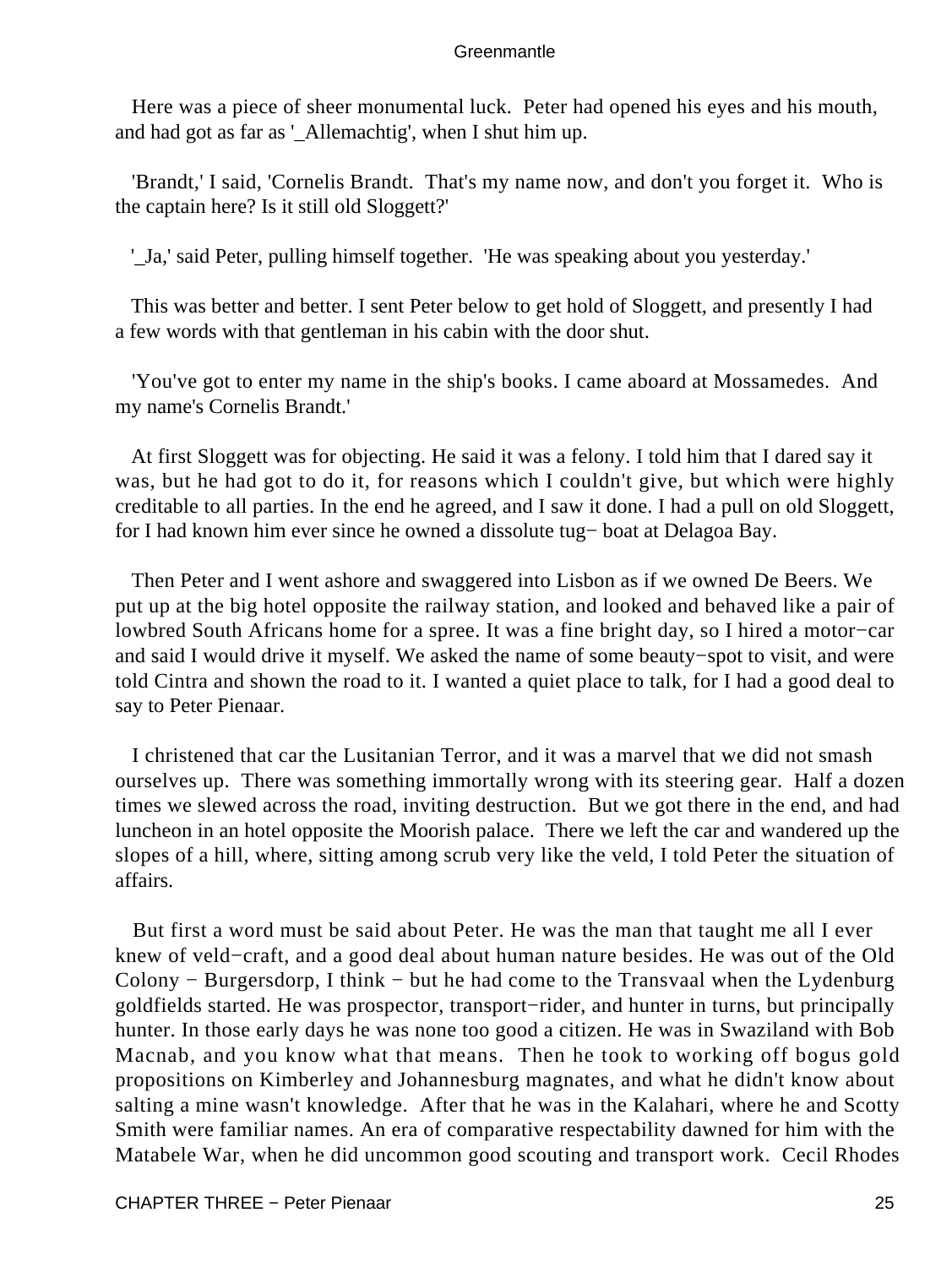Here was a piece of sheer monumental luck. Peter had opened his eyes and his mouth, and had got as far as '_Allemachtig', when I shut him up.

'Brandt,' I said, 'Cornelis Brandt. That's my name now, and don't you forget it. Who is the captain here? Is it still old Sloggett?'

'_Ja,' said Peter, pulling himself together. 'He was speaking about you yesterday.'

This was better and better. I sent Peter below to get hold of Sloggett, and presently I had a few words with that gentleman in his cabin with the door shut.

'You've got to enter my name in the ship's books. I came aboard at Mossamedes. And my name's Cornelis Brandt.'

At first Sloggett was for objecting. He said it was a felony. I told him that I dared say it was, but he had got to do it, for reasons which I couldn't give, but which were highly creditable to all parties. In the end he agreed, and I saw it done. I had a pull on old Sloggett, for I had known him ever since he owned a dissolute tug− boat at Delagoa Bay.

Then Peter and I went ashore and swaggered into Lisbon as if we owned De Beers. We put up at the big hotel opposite the railway station, and looked and behaved like a pair of lowbred South Africans home for a spree. It was a fine bright day, so I hired a motor−car and said I would drive it myself. We asked the name of some beauty−spot to visit, and were told Cintra and shown the road to it. I wanted a quiet place to talk, for I had a good deal to say to Peter Pienaar.

I christened that car the Lusitanian Terror, and it was a marvel that we did not smash ourselves up. There was something immortally wrong with its steering gear. Half a dozen times we slewed across the road, inviting destruction. But we got there in the end, and had luncheon in an hotel opposite the Moorish palace. There we left the car and wandered up the slopes of a hill, where, sitting among scrub very like the veld, I told Peter the situation of affairs.

But first a word must be said about Peter. He was the man that taught me all I ever knew of veld−craft, and a good deal about human nature besides. He was out of the Old Colony − Burgersdorp, I think − but he had come to the Transvaal when the Lydenburg goldfields started. He was prospector, transport−rider, and hunter in turns, but principally hunter. In those early days he was none too good a citizen. He was in Swaziland with Bob Macnab, and you know what that means. Then he took to working off bogus gold propositions on Kimberley and Johannesburg magnates, and what he didn't know about salting a mine wasn't knowledge. After that he was in the Kalahari, where he and Scotty Smith were familiar names. An era of comparative respectability dawned for him with the Matabele War, when he did uncommon good scouting and transport work. Cecil Rhodes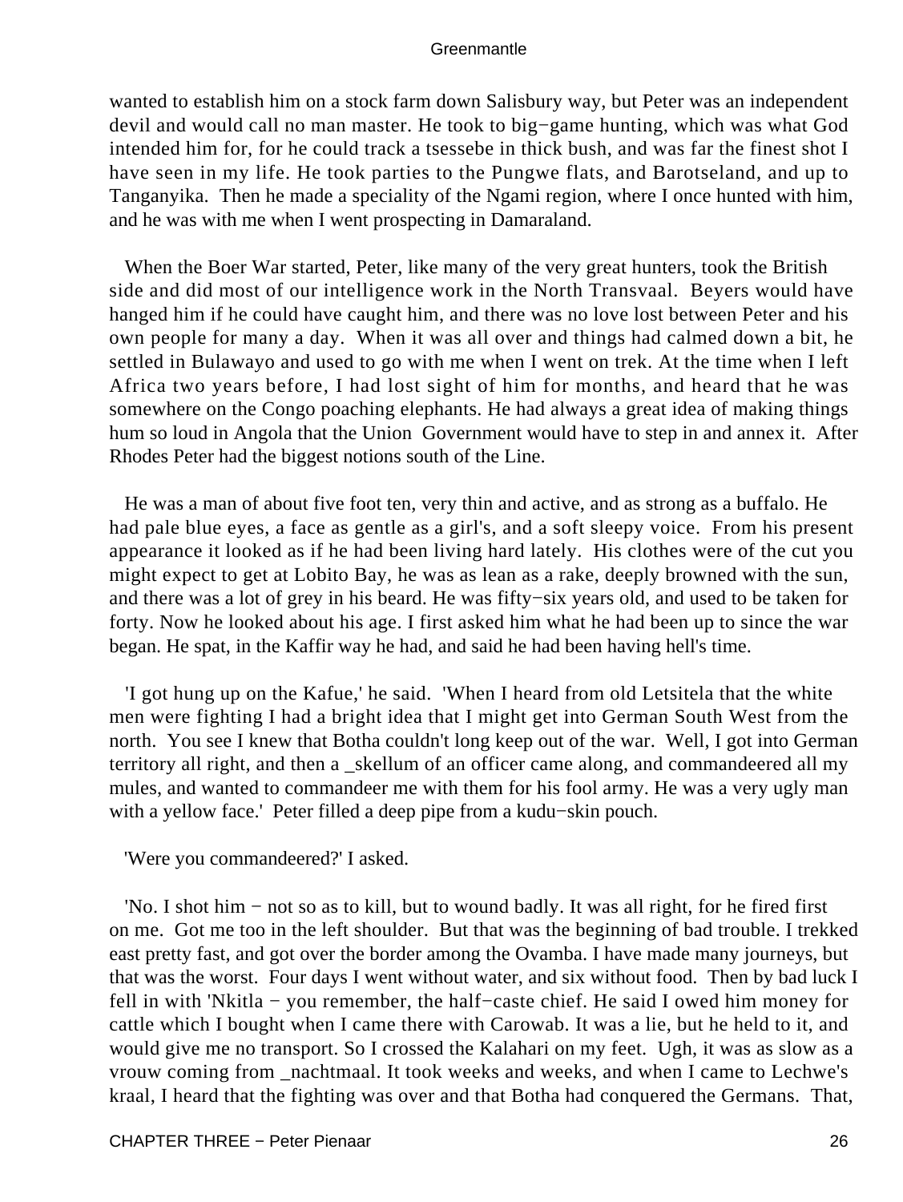wanted to establish him on a stock farm down Salisbury way, but Peter was an independent devil and would call no man master. He took to big−game hunting, which was what God intended him for, for he could track a tsessebe in thick bush, and was far the finest shot I have seen in my life. He took parties to the Pungwe flats, and Barotseland, and up to Tanganyika. Then he made a speciality of the Ngami region, where I once hunted with him, and he was with me when I went prospecting in Damaraland.

When the Boer War started, Peter, like many of the very great hunters, took the British side and did most of our intelligence work in the North Transvaal. Beyers would have hanged him if he could have caught him, and there was no love lost between Peter and his own people for many a day. When it was all over and things had calmed down a bit, he settled in Bulawayo and used to go with me when I went on trek. At the time when I left Africa two years before, I had lost sight of him for months, and heard that he was somewhere on the Congo poaching elephants. He had always a great idea of making things hum so loud in Angola that the Union Government would have to step in and annex it. After Rhodes Peter had the biggest notions south of the Line.

He was a man of about five foot ten, very thin and active, and as strong as a buffalo. He had pale blue eyes, a face as gentle as a girl's, and a soft sleepy voice. From his present appearance it looked as if he had been living hard lately. His clothes were of the cut you might expect to get at Lobito Bay, he was as lean as a rake, deeply browned with the sun, and there was a lot of grey in his beard. He was fifty−six years old, and used to be taken for forty. Now he looked about his age. I first asked him what he had been up to since the war began. He spat, in the Kaffir way he had, and said he had been having hell's time.

'I got hung up on the Kafue,' he said. 'When I heard from old Letsitela that the white men were fighting I had a bright idea that I might get into German South West from the north. You see I knew that Botha couldn't long keep out of the war. Well, I got into German territory all right, and then a _skellum of an officer came along, and commandeered all my mules, and wanted to commandeer me with them for his fool army. He was a very ugly man with a yellow face.' Peter filled a deep pipe from a kudu−skin pouch.

'Were you commandeered?' I asked.

'No. I shot him − not so as to kill, but to wound badly. It was all right, for he fired first on me. Got me too in the left shoulder. But that was the beginning of bad trouble. I trekked east pretty fast, and got over the border among the Ovamba. I have made many journeys, but that was the worst. Four days I went without water, and six without food. Then by bad luck I fell in with 'Nkitla − you remember, the half−caste chief. He said I owed him money for cattle which I bought when I came there with Carowab. It was a lie, but he held to it, and would give me no transport. So I crossed the Kalahari on my feet. Ugh, it was as slow as a vrouw coming from _nachtmaal. It took weeks and weeks, and when I came to Lechwe's kraal, I heard that the fighting was over and that Botha had conquered the Germans. That,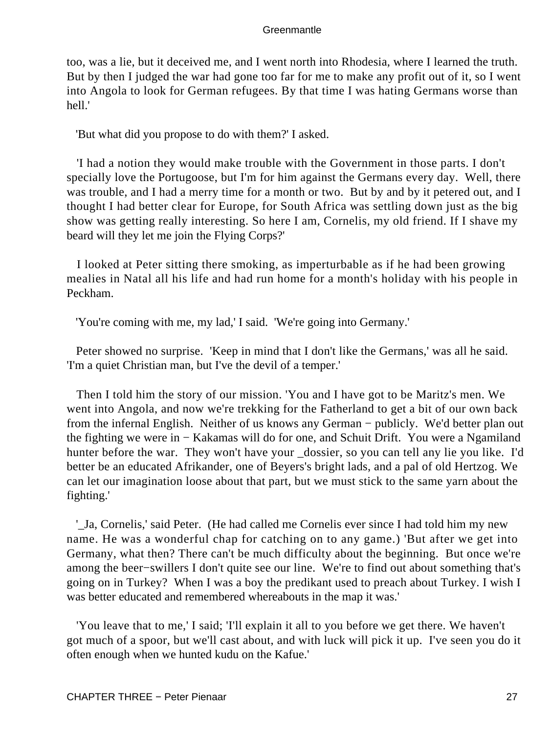too, was a lie, but it deceived me, and I went north into Rhodesia, where I learned the truth. But by then I judged the war had gone too far for me to make any profit out of it, so I went into Angola to look for German refugees. By that time I was hating Germans worse than hell.'

'But what did you propose to do with them?' I asked.

'I had a notion they would make trouble with the Government in those parts. I don't specially love the Portugoose, but I'm for him against the Germans every day. Well, there was trouble, and I had a merry time for a month or two. But by and by it petered out, and I thought I had better clear for Europe, for South Africa was settling down just as the big show was getting really interesting. So here I am, Cornelis, my old friend. If I shave my beard will they let me join the Flying Corps?'

I looked at Peter sitting there smoking, as imperturbable as if he had been growing mealies in Natal all his life and had run home for a month's holiday with his people in Peckham.

'You're coming with me, my lad,' I said. 'We're going into Germany.'

Peter showed no surprise. 'Keep in mind that I don't like the Germans,' was all he said. 'I'm a quiet Christian man, but I've the devil of a temper.'

Then I told him the story of our mission. 'You and I have got to be Maritz's men. We went into Angola, and now we're trekking for the Fatherland to get a bit of our own back from the infernal English. Neither of us knows any German − publicly. We'd better plan out the fighting we were in − Kakamas will do for one, and Schuit Drift. You were a Ngamiland hunter before the war. They won't have your _dossier, so you can tell any lie you like. I'd better be an educated Afrikander, one of Beyers's bright lads, and a pal of old Hertzog. We can let our imagination loose about that part, but we must stick to the same yarn about the fighting.'

'_Ja, Cornelis,' said Peter. (He had called me Cornelis ever since I had told him my new name. He was a wonderful chap for catching on to any game.) 'But after we get into Germany, what then? There can't be much difficulty about the beginning. But once we're among the beer−swillers I don't quite see our line. We're to find out about something that's going on in Turkey? When I was a boy the predikant used to preach about Turkey. I wish I was better educated and remembered whereabouts in the map it was.'

'You leave that to me,' I said; 'I'll explain it all to you before we get there. We haven't got much of a spoor, but we'll cast about, and with luck will pick it up. I've seen you do it often enough when we hunted kudu on the Kafue.'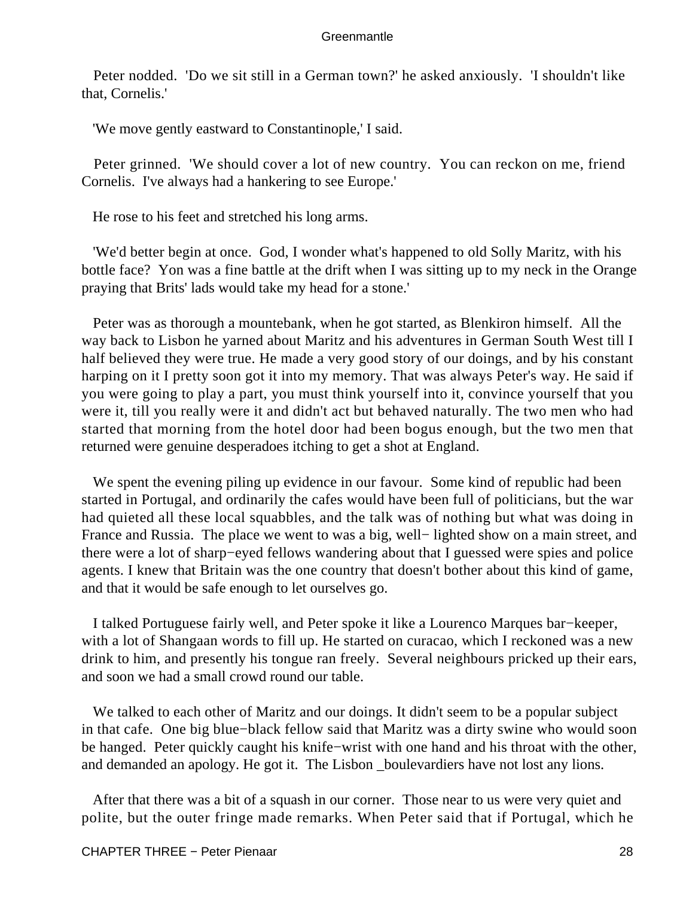Peter nodded. 'Do we sit still in a German town?' he asked anxiously. 'I shouldn't like that, Cornelis.'

'We move gently eastward to Constantinople,' I said.

Peter grinned. 'We should cover a lot of new country. You can reckon on me, friend Cornelis. I've always had a hankering to see Europe.'

He rose to his feet and stretched his long arms.

'We'd better begin at once. God, I wonder what's happened to old Solly Maritz, with his bottle face? Yon was a fine battle at the drift when I was sitting up to my neck in the Orange praying that Brits' lads would take my head for a stone.'

Peter was as thorough a mountebank, when he got started, as Blenkiron himself. All the way back to Lisbon he yarned about Maritz and his adventures in German South West till I half believed they were true. He made a very good story of our doings, and by his constant harping on it I pretty soon got it into my memory. That was always Peter's way. He said if you were going to play a part, you must think yourself into it, convince yourself that you were it, till you really were it and didn't act but behaved naturally. The two men who had started that morning from the hotel door had been bogus enough, but the two men that returned were genuine desperadoes itching to get a shot at England.

We spent the evening piling up evidence in our favour. Some kind of republic had been started in Portugal, and ordinarily the cafes would have been full of politicians, but the war had quieted all these local squabbles, and the talk was of nothing but what was doing in France and Russia. The place we went to was a big, well− lighted show on a main street, and there were a lot of sharp−eyed fellows wandering about that I guessed were spies and police agents. I knew that Britain was the one country that doesn't bother about this kind of game, and that it would be safe enough to let ourselves go.

I talked Portuguese fairly well, and Peter spoke it like a Lourenco Marques bar−keeper, with a lot of Shangaan words to fill up. He started on curacao, which I reckoned was a new drink to him, and presently his tongue ran freely. Several neighbours pricked up their ears, and soon we had a small crowd round our table.

We talked to each other of Maritz and our doings. It didn't seem to be a popular subject in that cafe. One big blue−black fellow said that Maritz was a dirty swine who would soon be hanged. Peter quickly caught his knife−wrist with one hand and his throat with the other, and demanded an apology. He got it. The Lisbon _boulevardiers have not lost any lions.

After that there was a bit of a squash in our corner. Those near to us were very quiet and polite, but the outer fringe made remarks. When Peter said that if Portugal, which he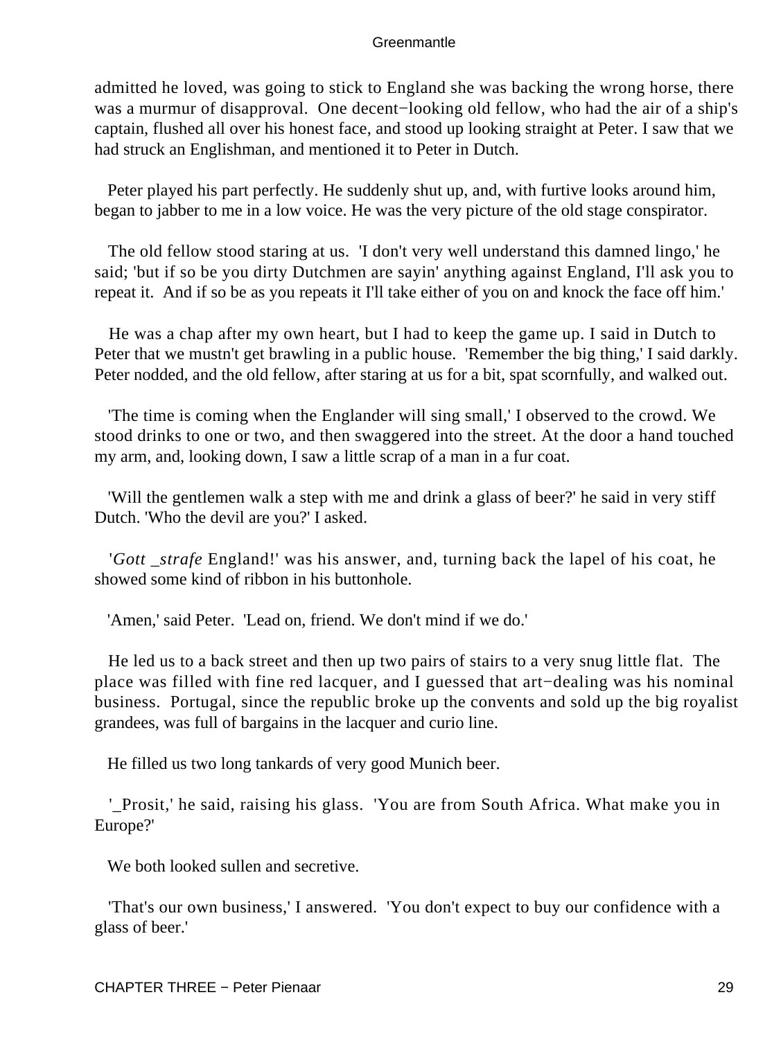admitted he loved, was going to stick to England she was backing the wrong horse, there was a murmur of disapproval. One decent−looking old fellow, who had the air of a ship's captain, flushed all over his honest face, and stood up looking straight at Peter. I saw that we had struck an Englishman, and mentioned it to Peter in Dutch.

Peter played his part perfectly. He suddenly shut up, and, with furtive looks around him, began to jabber to me in a low voice. He was the very picture of the old stage conspirator.

The old fellow stood staring at us. 'I don't very well understand this damned lingo,' he said; 'but if so be you dirty Dutchmen are sayin' anything against England, I'll ask you to repeat it. And if so be as you repeats it I'll take either of you on and knock the face off him.'

He was a chap after my own heart, but I had to keep the game up. I said in Dutch to Peter that we mustn't get brawling in a public house. 'Remember the big thing,' I said darkly. Peter nodded, and the old fellow, after staring at us for a bit, spat scornfully, and walked out.

'The time is coming when the Englander will sing small,' I observed to the crowd. We stood drinks to one or two, and then swaggered into the street. At the door a hand touched my arm, and, looking down, I saw a little scrap of a man in a fur coat.

'Will the gentlemen walk a step with me and drink a glass of beer?' he said in very stiff Dutch. 'Who the devil are you?' I asked.

'*Gott _strafe* England!' was his answer, and, turning back the lapel of his coat, he showed some kind of ribbon in his buttonhole.

'Amen,' said Peter. 'Lead on, friend. We don't mind if we do.'

He led us to a back street and then up two pairs of stairs to a very snug little flat. The place was filled with fine red lacquer, and I guessed that art−dealing was his nominal business. Portugal, since the republic broke up the convents and sold up the big royalist grandees, was full of bargains in the lacquer and curio line.

He filled us two long tankards of very good Munich beer.

'_Prosit,' he said, raising his glass. 'You are from South Africa. What make you in Europe?'

We both looked sullen and secretive.

'That's our own business,' I answered. 'You don't expect to buy our confidence with a glass of beer.'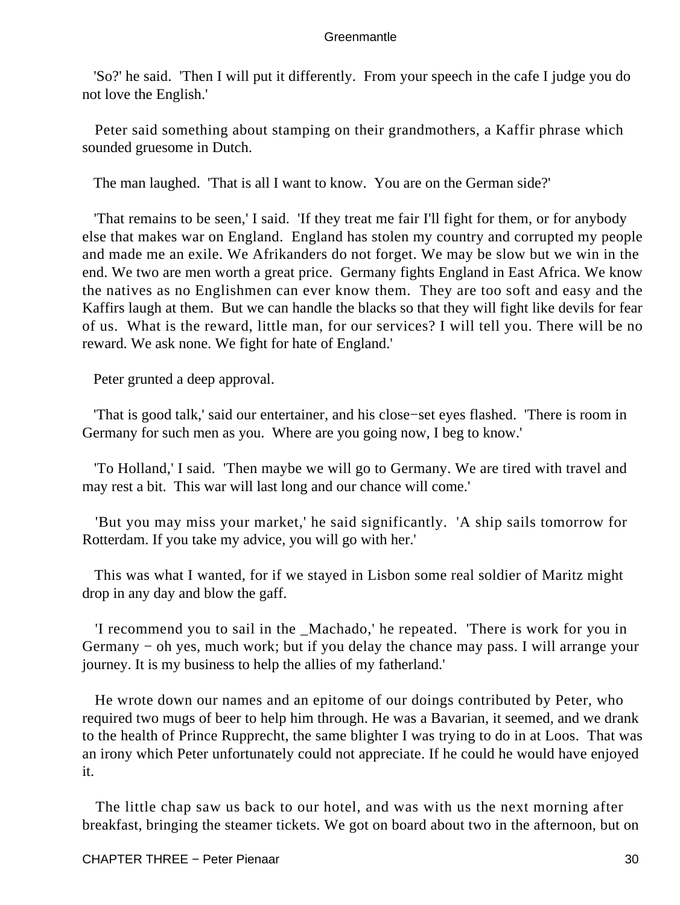'So?' he said. 'Then I will put it differently. From your speech in the cafe I judge you do not love the English.'

Peter said something about stamping on their grandmothers, a Kaffir phrase which sounded gruesome in Dutch.

The man laughed. 'That is all I want to know. You are on the German side?'

'That remains to be seen,' I said. 'If they treat me fair I'll fight for them, or for anybody else that makes war on England. England has stolen my country and corrupted my people and made me an exile. We Afrikanders do not forget. We may be slow but we win in the end. We two are men worth a great price. Germany fights England in East Africa. We know the natives as no Englishmen can ever know them. They are too soft and easy and the Kaffirs laugh at them. But we can handle the blacks so that they will fight like devils for fear of us. What is the reward, little man, for our services? I will tell you. There will be no reward. We ask none. We fight for hate of England.'

Peter grunted a deep approval.

'That is good talk,' said our entertainer, and his close−set eyes flashed. 'There is room in Germany for such men as you. Where are you going now, I beg to know.'

'To Holland,' I said. 'Then maybe we will go to Germany. We are tired with travel and may rest a bit. This war will last long and our chance will come.'

'But you may miss your market,' he said significantly. 'A ship sails tomorrow for Rotterdam. If you take my advice, you will go with her.'

This was what I wanted, for if we stayed in Lisbon some real soldier of Maritz might drop in any day and blow the gaff.

'I recommend you to sail in the _Machado,' he repeated. 'There is work for you in Germany − oh yes, much work; but if you delay the chance may pass. I will arrange your journey. It is my business to help the allies of my fatherland.'

He wrote down our names and an epitome of our doings contributed by Peter, who required two mugs of beer to help him through. He was a Bavarian, it seemed, and we drank to the health of Prince Rupprecht, the same blighter I was trying to do in at Loos. That was an irony which Peter unfortunately could not appreciate. If he could he would have enjoyed it.

The little chap saw us back to our hotel, and was with us the next morning after breakfast, bringing the steamer tickets. We got on board about two in the afternoon, but on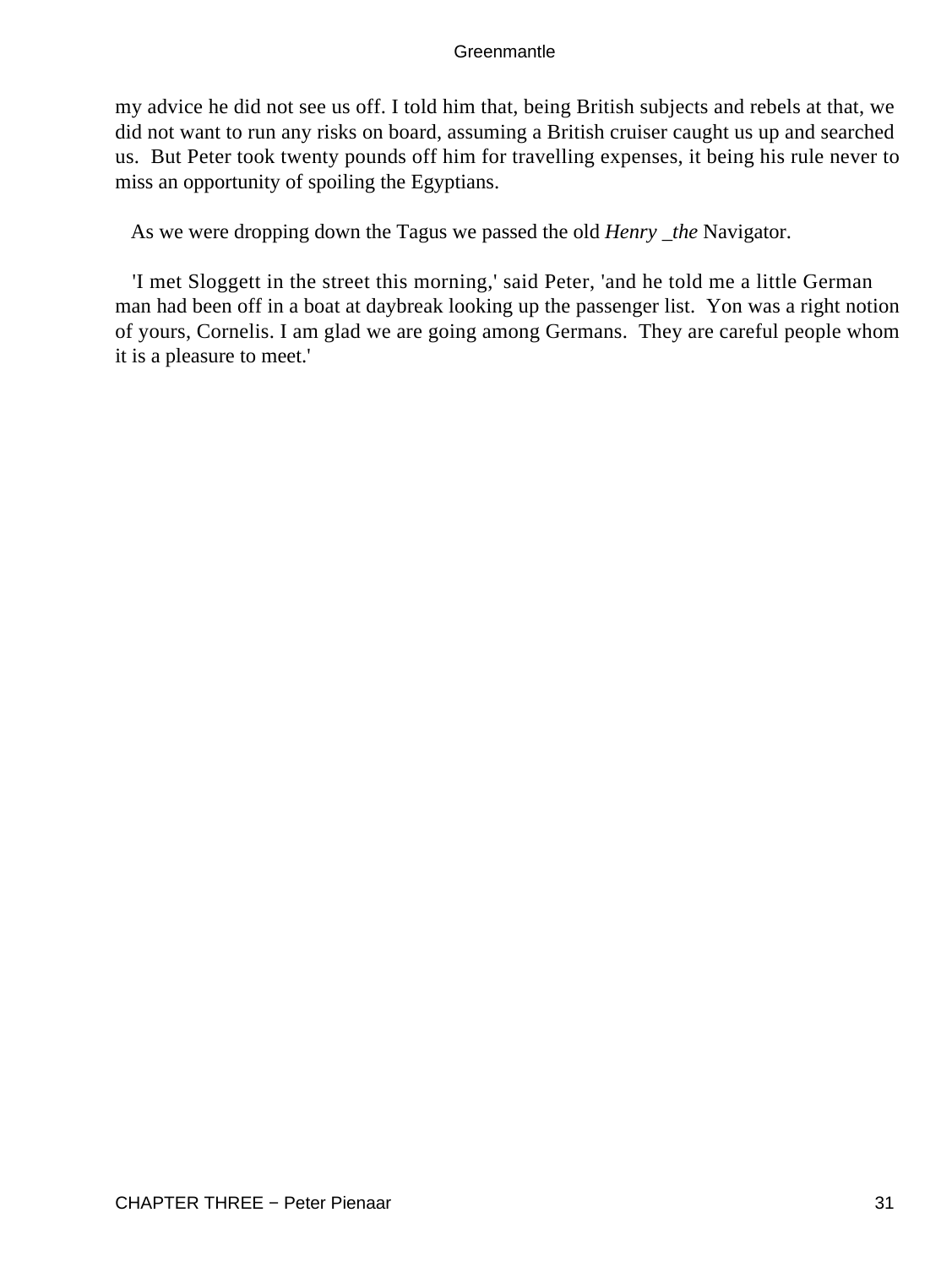my advice he did not see us off. I told him that, being British subjects and rebels at that, we did not want to run any risks on board, assuming a British cruiser caught us up and searched us.  But Peter took twenty pounds off him for travelling expenses, it being his rule never to miss an opportunity of spoiling the Egyptians.

As we were dropping down the Tagus we passed the old *Henry _the* Navigator.

'I met Sloggett in the street this morning,' said Peter, 'and he told me a little German man had been off in a boat at daybreak looking up the passenger list.  Yon was a right notion of yours, Cornelis. I am glad we are going among Germans.  They are careful people whom it is a pleasure to meet.'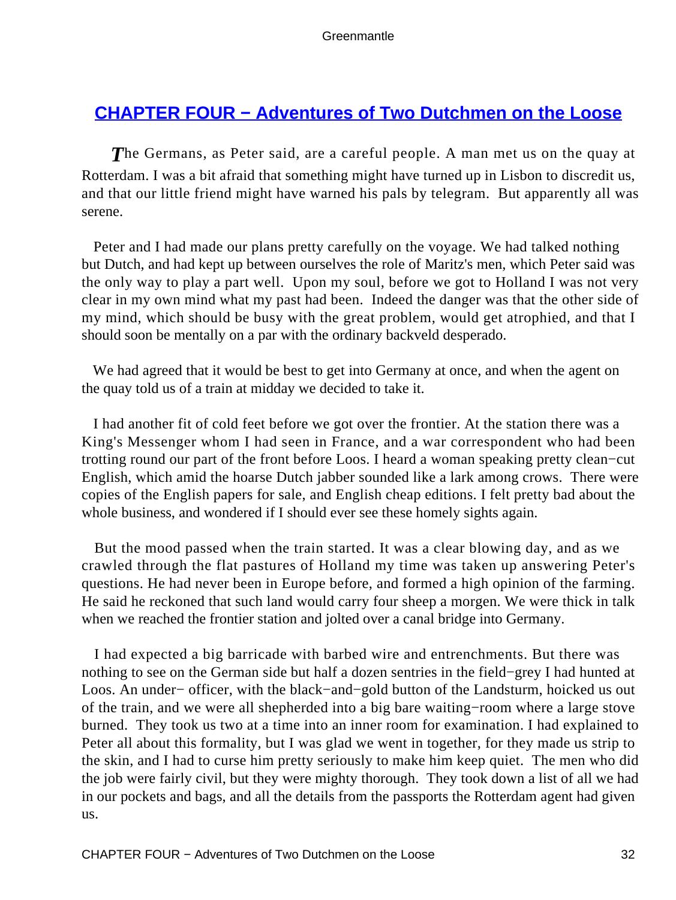## [CHAPTER FOUR − Adventures of Two Dutchmen on the Loose](#)

*T*he Germans, as Peter said, are a careful people. A man met us on the quay at Rotterdam. I was a bit afraid that something might have turned up in Lisbon to discredit us, and that our little friend might have warned his pals by telegram. But apparently all was serene.

Peter and I had made our plans pretty carefully on the voyage. We had talked nothing but Dutch, and had kept up between ourselves the role of Maritz's men, which Peter said was the only way to play a part well. Upon my soul, before we got to Holland I was not very clear in my own mind what my past had been. Indeed the danger was that the other side of my mind, which should be busy with the great problem, would get atrophied, and that I should soon be mentally on a par with the ordinary backveld desperado.

We had agreed that it would be best to get into Germany at once, and when the agent on the quay told us of a train at midday we decided to take it.

I had another fit of cold feet before we got over the frontier. At the station there was a King's Messenger whom I had seen in France, and a war correspondent who had been trotting round our part of the front before Loos. I heard a woman speaking pretty clean−cut English, which amid the hoarse Dutch jabber sounded like a lark among crows. There were copies of the English papers for sale, and English cheap editions. I felt pretty bad about the whole business, and wondered if I should ever see these homely sights again.

But the mood passed when the train started. It was a clear blowing day, and as we crawled through the flat pastures of Holland my time was taken up answering Peter's questions. He had never been in Europe before, and formed a high opinion of the farming. He said he reckoned that such land would carry four sheep a morgen. We were thick in talk when we reached the frontier station and jolted over a canal bridge into Germany.

I had expected a big barricade with barbed wire and entrenchments. But there was nothing to see on the German side but half a dozen sentries in the field−grey I had hunted at Loos. An under− officer, with the black−and−gold button of the Landsturm, hoicked us out of the train, and we were all shepherded into a big bare waiting−room where a large stove burned. They took us two at a time into an inner room for examination. I had explained to Peter all about this formality, but I was glad we went in together, for they made us strip to the skin, and I had to curse him pretty seriously to make him keep quiet. The men who did the job were fairly civil, but they were mighty thorough. They took down a list of all we had in our pockets and bags, and all the details from the passports the Rotterdam agent had given us.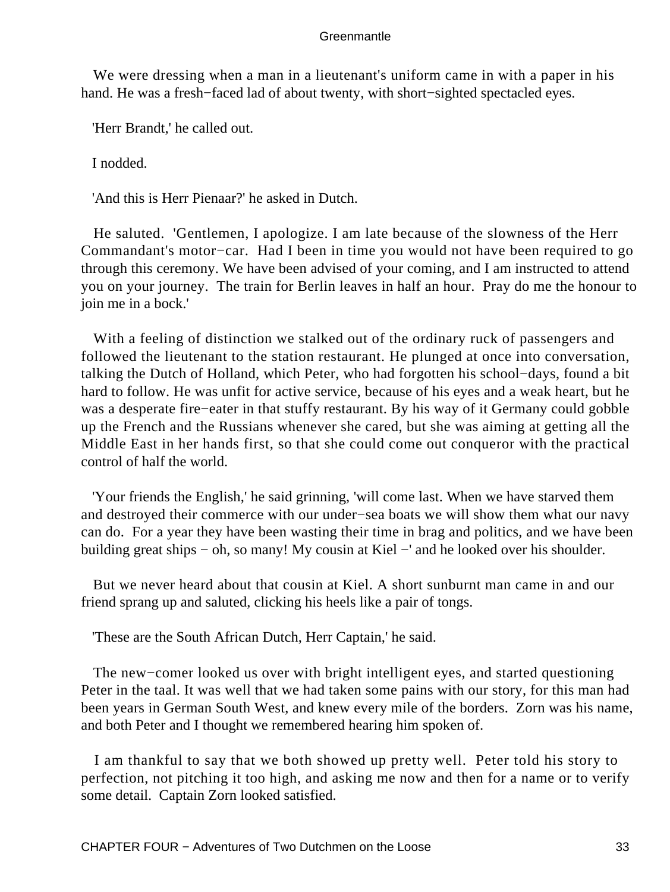We were dressing when a man in a lieutenant's uniform came in with a paper in his hand. He was a fresh−faced lad of about twenty, with short−sighted spectacled eyes.

'Herr Brandt,' he called out.

I nodded.

'And this is Herr Pienaar?' he asked in Dutch.

He saluted. 'Gentlemen, I apologize. I am late because of the slowness of the Herr Commandant's motor−car. Had I been in time you would not have been required to go through this ceremony. We have been advised of your coming, and I am instructed to attend you on your journey. The train for Berlin leaves in half an hour. Pray do me the honour to join me in a bock.'

With a feeling of distinction we stalked out of the ordinary ruck of passengers and followed the lieutenant to the station restaurant. He plunged at once into conversation, talking the Dutch of Holland, which Peter, who had forgotten his school−days, found a bit hard to follow. He was unfit for active service, because of his eyes and a weak heart, but he was a desperate fire−eater in that stuffy restaurant. By his way of it Germany could gobble up the French and the Russians whenever she cared, but she was aiming at getting all the Middle East in her hands first, so that she could come out conqueror with the practical control of half the world.

'Your friends the English,' he said grinning, 'will come last. When we have starved them and destroyed their commerce with our under−sea boats we will show them what our navy can do. For a year they have been wasting their time in brag and politics, and we have been building great ships − oh, so many! My cousin at Kiel −' and he looked over his shoulder.

But we never heard about that cousin at Kiel. A short sunburnt man came in and our friend sprang up and saluted, clicking his heels like a pair of tongs.

'These are the South African Dutch, Herr Captain,' he said.

The new−comer looked us over with bright intelligent eyes, and started questioning Peter in the taal. It was well that we had taken some pains with our story, for this man had been years in German South West, and knew every mile of the borders. Zorn was his name, and both Peter and I thought we remembered hearing him spoken of.

I am thankful to say that we both showed up pretty well. Peter told his story to perfection, not pitching it too high, and asking me now and then for a name or to verify some detail. Captain Zorn looked satisfied.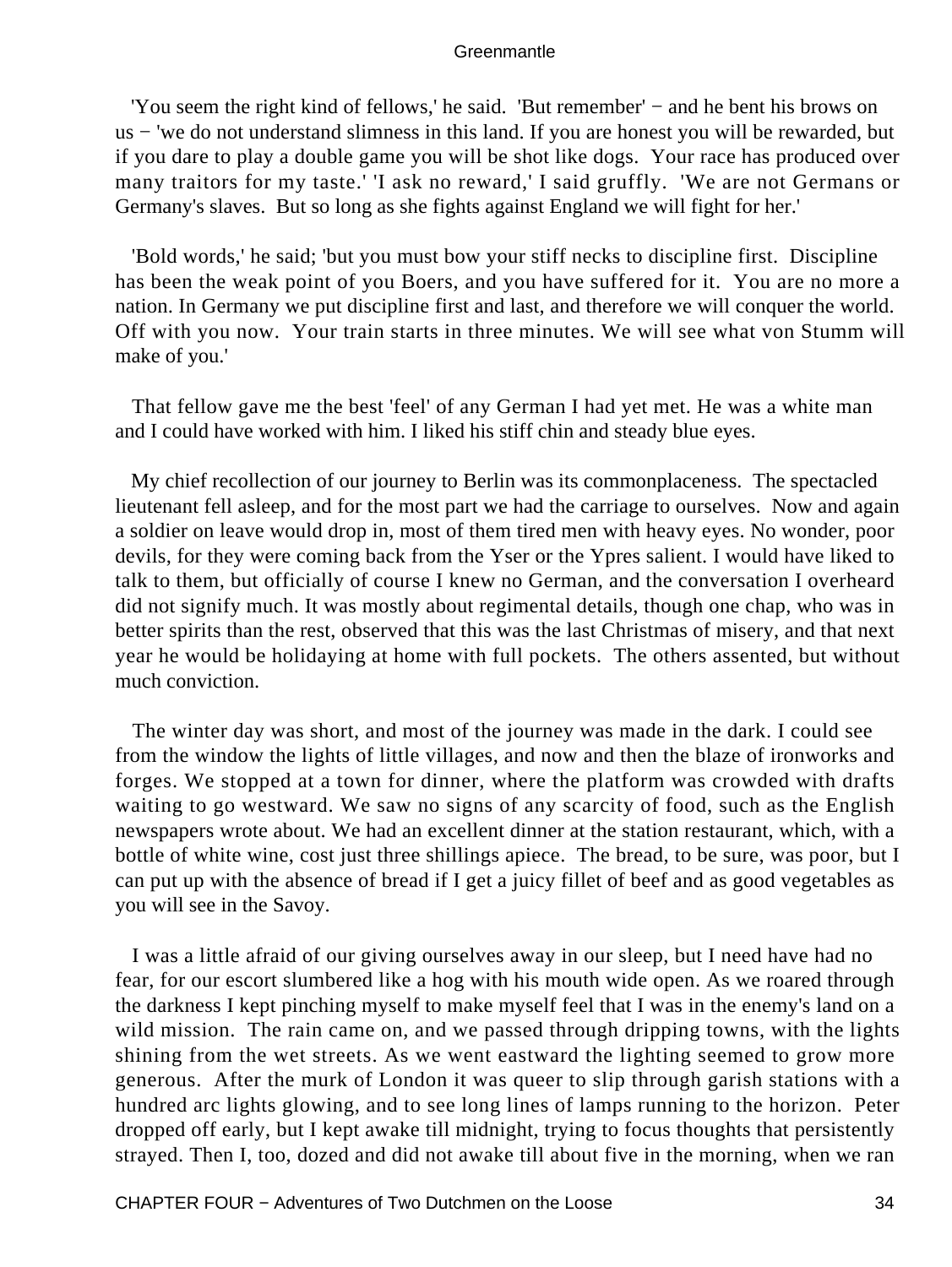'You seem the right kind of fellows,' he said. 'But remember' − and he bent his brows on us − 'we do not understand slimness in this land. If you are honest you will be rewarded, but if you dare to play a double game you will be shot like dogs. Your race has produced over many traitors for my taste.' 'I ask no reward,' I said gruffly. 'We are not Germans or Germany's slaves. But so long as she fights against England we will fight for her.'

'Bold words,' he said; 'but you must bow your stiff necks to discipline first. Discipline has been the weak point of you Boers, and you have suffered for it. You are no more a nation. In Germany we put discipline first and last, and therefore we will conquer the world. Off with you now. Your train starts in three minutes. We will see what von Stumm will make of you.'

That fellow gave me the best 'feel' of any German I had yet met. He was a white man and I could have worked with him. I liked his stiff chin and steady blue eyes.

My chief recollection of our journey to Berlin was its commonplaceness. The spectacled lieutenant fell asleep, and for the most part we had the carriage to ourselves. Now and again a soldier on leave would drop in, most of them tired men with heavy eyes. No wonder, poor devils, for they were coming back from the Yser or the Ypres salient. I would have liked to talk to them, but officially of course I knew no German, and the conversation I overheard did not signify much. It was mostly about regimental details, though one chap, who was in better spirits than the rest, observed that this was the last Christmas of misery, and that next year he would be holidaying at home with full pockets. The others assented, but without much conviction.

The winter day was short, and most of the journey was made in the dark. I could see from the window the lights of little villages, and now and then the blaze of ironworks and forges. We stopped at a town for dinner, where the platform was crowded with drafts waiting to go westward. We saw no signs of any scarcity of food, such as the English newspapers wrote about. We had an excellent dinner at the station restaurant, which, with a bottle of white wine, cost just three shillings apiece. The bread, to be sure, was poor, but I can put up with the absence of bread if I get a juicy fillet of beef and as good vegetables as you will see in the Savoy.

I was a little afraid of our giving ourselves away in our sleep, but I need have had no fear, for our escort slumbered like a hog with his mouth wide open. As we roared through the darkness I kept pinching myself to make myself feel that I was in the enemy's land on a wild mission. The rain came on, and we passed through dripping towns, with the lights shining from the wet streets. As we went eastward the lighting seemed to grow more generous. After the murk of London it was queer to slip through garish stations with a hundred arc lights glowing, and to see long lines of lamps running to the horizon. Peter dropped off early, but I kept awake till midnight, trying to focus thoughts that persistently strayed. Then I, too, dozed and did not awake till about five in the morning, when we ran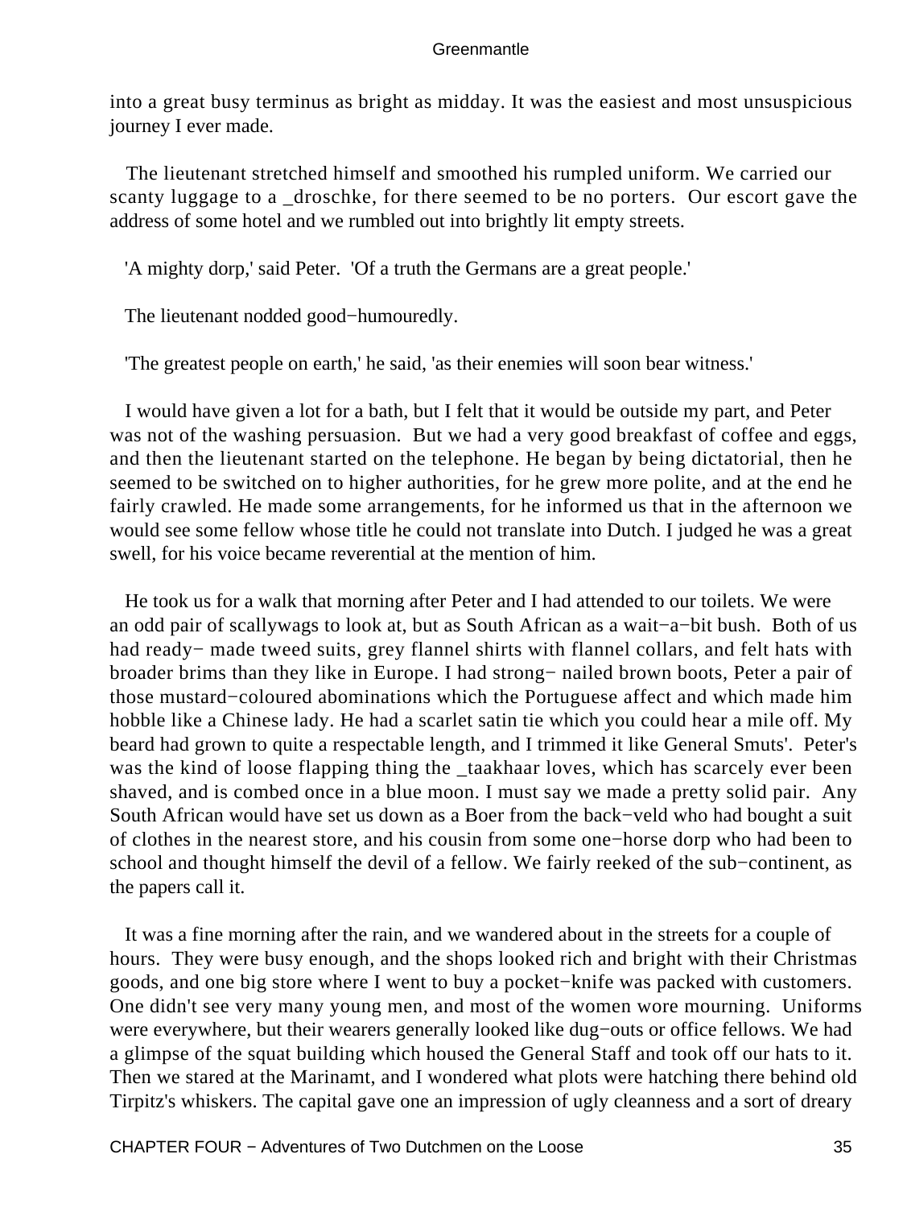into a great busy terminus as bright as midday. It was the easiest and most unsuspicious journey I ever made.

The lieutenant stretched himself and smoothed his rumpled uniform. We carried our scanty luggage to a _droschke, for there seemed to be no porters. Our escort gave the address of some hotel and we rumbled out into brightly lit empty streets.

'A mighty dorp,' said Peter. 'Of a truth the Germans are a great people.'

The lieutenant nodded good−humouredly.

'The greatest people on earth,' he said, 'as their enemies will soon bear witness.'

I would have given a lot for a bath, but I felt that it would be outside my part, and Peter was not of the washing persuasion. But we had a very good breakfast of coffee and eggs, and then the lieutenant started on the telephone. He began by being dictatorial, then he seemed to be switched on to higher authorities, for he grew more polite, and at the end he fairly crawled. He made some arrangements, for he informed us that in the afternoon we would see some fellow whose title he could not translate into Dutch. I judged he was a great swell, for his voice became reverential at the mention of him.

He took us for a walk that morning after Peter and I had attended to our toilets. We were an odd pair of scallywags to look at, but as South African as a wait−a−bit bush. Both of us had ready− made tweed suits, grey flannel shirts with flannel collars, and felt hats with broader brims than they like in Europe. I had strong− nailed brown boots, Peter a pair of those mustard−coloured abominations which the Portuguese affect and which made him hobble like a Chinese lady. He had a scarlet satin tie which you could hear a mile off. My beard had grown to quite a respectable length, and I trimmed it like General Smuts'. Peter's was the kind of loose flapping thing the _taakhaar loves, which has scarcely ever been shaved, and is combed once in a blue moon. I must say we made a pretty solid pair. Any South African would have set us down as a Boer from the back−veld who had bought a suit of clothes in the nearest store, and his cousin from some one−horse dorp who had been to school and thought himself the devil of a fellow. We fairly reeked of the sub−continent, as the papers call it.

It was a fine morning after the rain, and we wandered about in the streets for a couple of hours. They were busy enough, and the shops looked rich and bright with their Christmas goods, and one big store where I went to buy a pocket−knife was packed with customers. One didn't see very many young men, and most of the women wore mourning. Uniforms were everywhere, but their wearers generally looked like dug−outs or office fellows. We had a glimpse of the squat building which housed the General Staff and took off our hats to it. Then we stared at the Marinamt, and I wondered what plots were hatching there behind old Tirpitz's whiskers. The capital gave one an impression of ugly cleanness and a sort of dreary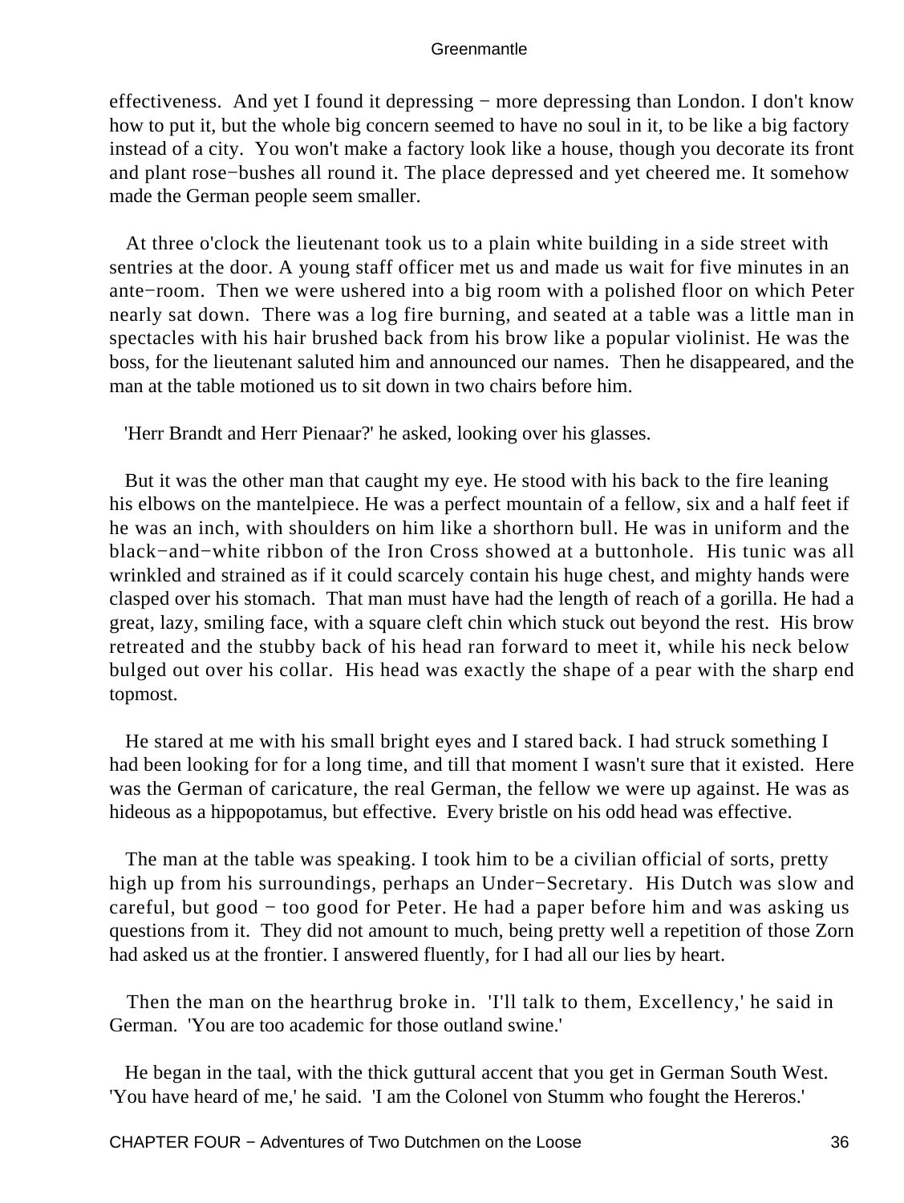effectiveness. And yet I found it depressing − more depressing than London. I don't know how to put it, but the whole big concern seemed to have no soul in it, to be like a big factory instead of a city. You won't make a factory look like a house, though you decorate its front and plant rose−bushes all round it. The place depressed and yet cheered me. It somehow made the German people seem smaller.

At three o'clock the lieutenant took us to a plain white building in a side street with sentries at the door. A young staff officer met us and made us wait for five minutes in an ante−room. Then we were ushered into a big room with a polished floor on which Peter nearly sat down. There was a log fire burning, and seated at a table was a little man in spectacles with his hair brushed back from his brow like a popular violinist. He was the boss, for the lieutenant saluted him and announced our names. Then he disappeared, and the man at the table motioned us to sit down in two chairs before him.

'Herr Brandt and Herr Pienaar?' he asked, looking over his glasses.

But it was the other man that caught my eye. He stood with his back to the fire leaning his elbows on the mantelpiece. He was a perfect mountain of a fellow, six and a half feet if he was an inch, with shoulders on him like a shorthorn bull. He was in uniform and the black−and−white ribbon of the Iron Cross showed at a buttonhole. His tunic was all wrinkled and strained as if it could scarcely contain his huge chest, and mighty hands were clasped over his stomach. That man must have had the length of reach of a gorilla. He had a great, lazy, smiling face, with a square cleft chin which stuck out beyond the rest. His brow retreated and the stubby back of his head ran forward to meet it, while his neck below bulged out over his collar. His head was exactly the shape of a pear with the sharp end topmost.

He stared at me with his small bright eyes and I stared back. I had struck something I had been looking for for a long time, and till that moment I wasn't sure that it existed. Here was the German of caricature, the real German, the fellow we were up against. He was as hideous as a hippopotamus, but effective. Every bristle on his odd head was effective.

The man at the table was speaking. I took him to be a civilian official of sorts, pretty high up from his surroundings, perhaps an Under−Secretary. His Dutch was slow and careful, but good − too good for Peter. He had a paper before him and was asking us questions from it. They did not amount to much, being pretty well a repetition of those Zorn had asked us at the frontier. I answered fluently, for I had all our lies by heart.

Then the man on the hearthrug broke in. 'I'll talk to them, Excellency,' he said in German. 'You are too academic for those outland swine.'

He began in the taal, with the thick guttural accent that you get in German South West. 'You have heard of me,' he said. 'I am the Colonel von Stumm who fought the Hereros.'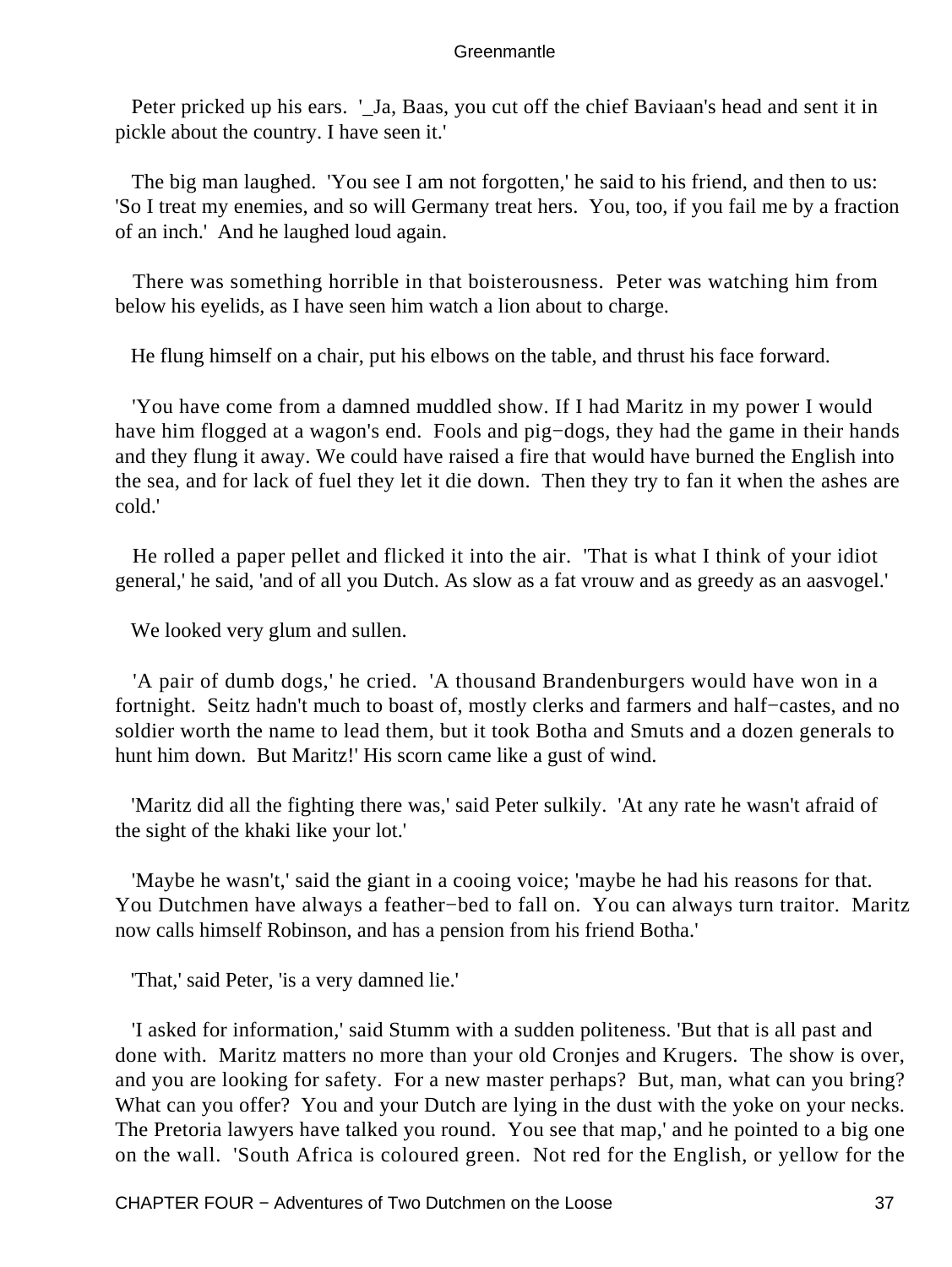Peter pricked up his ears. '_Ja, Baas, you cut off the chief Baviaan's head and sent it in pickle about the country. I have seen it.'

The big man laughed. 'You see I am not forgotten,' he said to his friend, and then to us: 'So I treat my enemies, and so will Germany treat hers. You, too, if you fail me by a fraction of an inch.' And he laughed loud again.

There was something horrible in that boisterousness. Peter was watching him from below his eyelids, as I have seen him watch a lion about to charge.

He flung himself on a chair, put his elbows on the table, and thrust his face forward.

'You have come from a damned muddled show. If I had Maritz in my power I would have him flogged at a wagon's end. Fools and pig−dogs, they had the game in their hands and they flung it away. We could have raised a fire that would have burned the English into the sea, and for lack of fuel they let it die down. Then they try to fan it when the ashes are cold.'

He rolled a paper pellet and flicked it into the air. 'That is what I think of your idiot general,' he said, 'and of all you Dutch. As slow as a fat vrouw and as greedy as an aasvogel.'

We looked very glum and sullen.

'A pair of dumb dogs,' he cried. 'A thousand Brandenburgers would have won in a fortnight. Seitz hadn't much to boast of, mostly clerks and farmers and half−castes, and no soldier worth the name to lead them, but it took Botha and Smuts and a dozen generals to hunt him down. But Maritz!' His scorn came like a gust of wind.

'Maritz did all the fighting there was,' said Peter sulkily. 'At any rate he wasn't afraid of the sight of the khaki like your lot.'

'Maybe he wasn't,' said the giant in a cooing voice; 'maybe he had his reasons for that. You Dutchmen have always a feather−bed to fall on. You can always turn traitor. Maritz now calls himself Robinson, and has a pension from his friend Botha.'

'That,' said Peter, 'is a very damned lie.'

'I asked for information,' said Stumm with a sudden politeness. 'But that is all past and done with. Maritz matters no more than your old Cronjes and Krugers. The show is over, and you are looking for safety. For a new master perhaps? But, man, what can you bring? What can you offer? You and your Dutch are lying in the dust with the yoke on your necks. The Pretoria lawyers have talked you round. You see that map,' and he pointed to a big one on the wall. 'South Africa is coloured green. Not red for the English, or yellow for the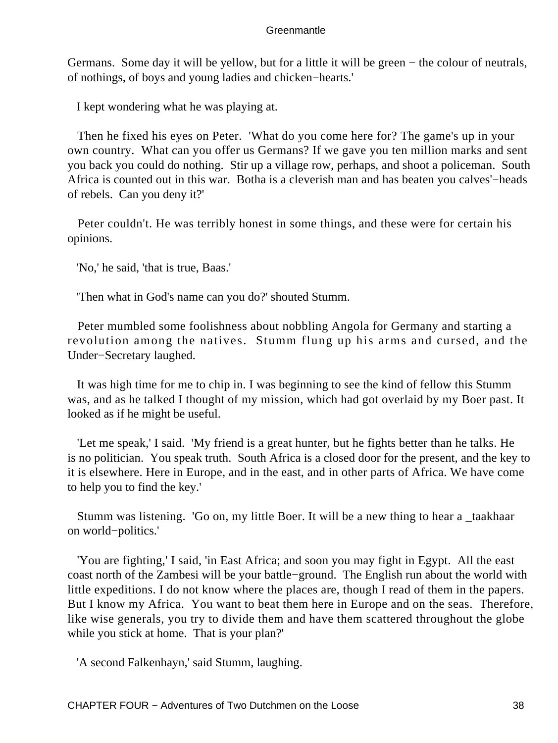Germans. Some day it will be yellow, but for a little it will be green − the colour of neutrals, of nothings, of boys and young ladies and chicken−hearts.'

I kept wondering what he was playing at.

Then he fixed his eyes on Peter. 'What do you come here for? The game's up in your own country. What can you offer us Germans? If we gave you ten million marks and sent you back you could do nothing. Stir up a village row, perhaps, and shoot a policeman. South Africa is counted out in this war. Botha is a cleverish man and has beaten you calves'−heads of rebels. Can you deny it?'

Peter couldn't. He was terribly honest in some things, and these were for certain his opinions.

'No,' he said, 'that is true, Baas.'

'Then what in God's name can you do?' shouted Stumm.

Peter mumbled some foolishness about nobbling Angola for Germany and starting a revolution among the natives. Stumm flung up his arms and cursed, and the Under−Secretary laughed.

It was high time for me to chip in. I was beginning to see the kind of fellow this Stumm was, and as he talked I thought of my mission, which had got overlaid by my Boer past. It looked as if he might be useful.

'Let me speak,' I said. 'My friend is a great hunter, but he fights better than he talks. He is no politician. You speak truth. South Africa is a closed door for the present, and the key to it is elsewhere. Here in Europe, and in the east, and in other parts of Africa. We have come to help you to find the key.'

Stumm was listening. 'Go on, my little Boer. It will be a new thing to hear a _taakhaar on world−politics.'

'You are fighting,' I said, 'in East Africa; and soon you may fight in Egypt. All the east coast north of the Zambesi will be your battle−ground. The English run about the world with little expeditions. I do not know where the places are, though I read of them in the papers. But I know my Africa. You want to beat them here in Europe and on the seas. Therefore, like wise generals, you try to divide them and have them scattered throughout the globe while you stick at home. That is your plan?'

'A second Falkenhayn,' said Stumm, laughing.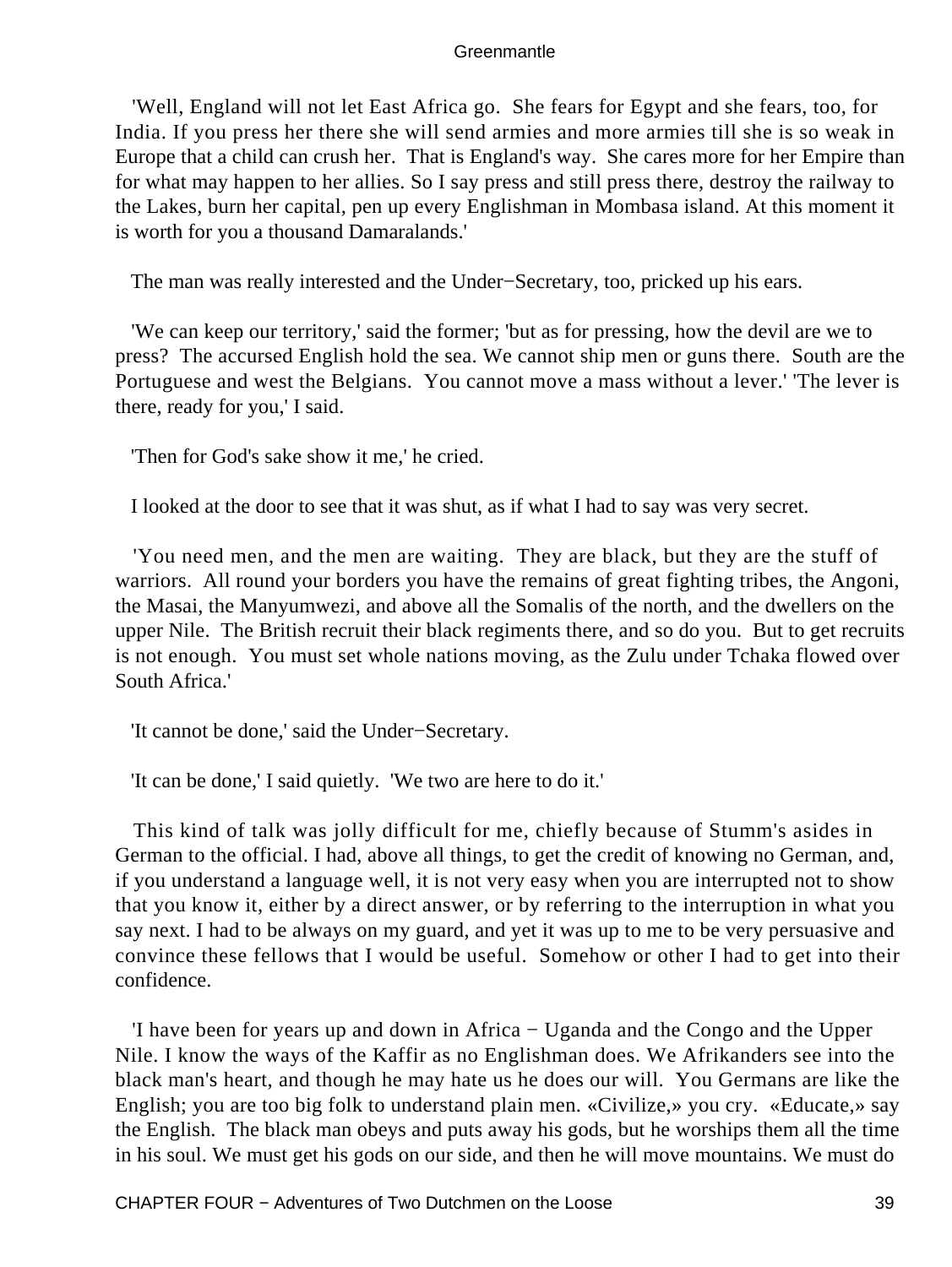'Well, England will not let East Africa go. She fears for Egypt and she fears, too, for India. If you press her there she will send armies and more armies till she is so weak in Europe that a child can crush her. That is England's way. She cares more for her Empire than for what may happen to her allies. So I say press and still press there, destroy the railway to the Lakes, burn her capital, pen up every Englishman in Mombasa island. At this moment it is worth for you a thousand Damaralands.'

The man was really interested and the Under−Secretary, too, pricked up his ears.

'We can keep our territory,' said the former; 'but as for pressing, how the devil are we to press? The accursed English hold the sea. We cannot ship men or guns there. South are the Portuguese and west the Belgians. You cannot move a mass without a lever.' 'The lever is there, ready for you,' I said.

'Then for God's sake show it me,' he cried.

I looked at the door to see that it was shut, as if what I had to say was very secret.

'You need men, and the men are waiting. They are black, but they are the stuff of warriors. All round your borders you have the remains of great fighting tribes, the Angoni, the Masai, the Manyumwezi, and above all the Somalis of the north, and the dwellers on the upper Nile. The British recruit their black regiments there, and so do you. But to get recruits is not enough. You must set whole nations moving, as the Zulu under Tchaka flowed over South Africa.'

'It cannot be done,' said the Under−Secretary.

'It can be done,' I said quietly. 'We two are here to do it.'

This kind of talk was jolly difficult for me, chiefly because of Stumm's asides in German to the official. I had, above all things, to get the credit of knowing no German, and, if you understand a language well, it is not very easy when you are interrupted not to show that you know it, either by a direct answer, or by referring to the interruption in what you say next. I had to be always on my guard, and yet it was up to me to be very persuasive and convince these fellows that I would be useful. Somehow or other I had to get into their confidence.

'I have been for years up and down in Africa − Uganda and the Congo and the Upper Nile. I know the ways of the Kaffir as no Englishman does. We Afrikanders see into the black man's heart, and though he may hate us he does our will. You Germans are like the English; you are too big folk to understand plain men. «Civilize,» you cry. «Educate,» say the English. The black man obeys and puts away his gods, but he worships them all the time in his soul. We must get his gods on our side, and then he will move mountains. We must do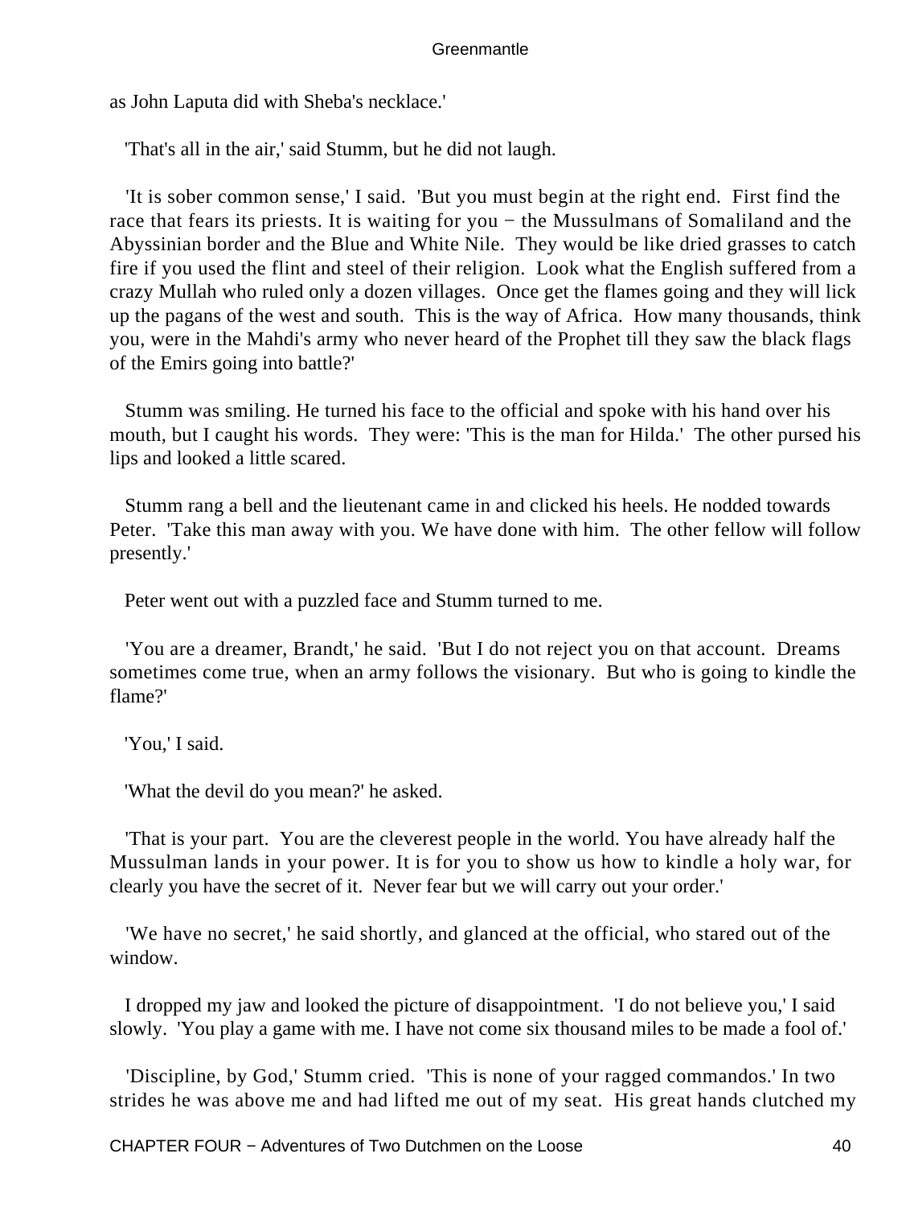as John Laputa did with Sheba's necklace.'

'That's all in the air,' said Stumm, but he did not laugh.

'It is sober common sense,' I said. 'But you must begin at the right end. First find the race that fears its priests. It is waiting for you − the Mussulmans of Somaliland and the Abyssinian border and the Blue and White Nile. They would be like dried grasses to catch fire if you used the flint and steel of their religion. Look what the English suffered from a crazy Mullah who ruled only a dozen villages. Once get the flames going and they will lick up the pagans of the west and south. This is the way of Africa. How many thousands, think you, were in the Mahdi's army who never heard of the Prophet till they saw the black flags of the Emirs going into battle?'

Stumm was smiling. He turned his face to the official and spoke with his hand over his mouth, but I caught his words. They were: 'This is the man for Hilda.' The other pursed his lips and looked a little scared.

Stumm rang a bell and the lieutenant came in and clicked his heels. He nodded towards Peter. 'Take this man away with you. We have done with him. The other fellow will follow presently.'

Peter went out with a puzzled face and Stumm turned to me.

'You are a dreamer, Brandt,' he said. 'But I do not reject you on that account. Dreams sometimes come true, when an army follows the visionary. But who is going to kindle the flame?'

'You,' I said.

'What the devil do you mean?' he asked.

'That is your part. You are the cleverest people in the world. You have already half the Mussulman lands in your power. It is for you to show us how to kindle a holy war, for clearly you have the secret of it. Never fear but we will carry out your order.'

'We have no secret,' he said shortly, and glanced at the official, who stared out of the window.

I dropped my jaw and looked the picture of disappointment. 'I do not believe you,' I said slowly. 'You play a game with me. I have not come six thousand miles to be made a fool of.'

'Discipline, by God,' Stumm cried. 'This is none of your ragged commandos.' In two strides he was above me and had lifted me out of my seat. His great hands clutched my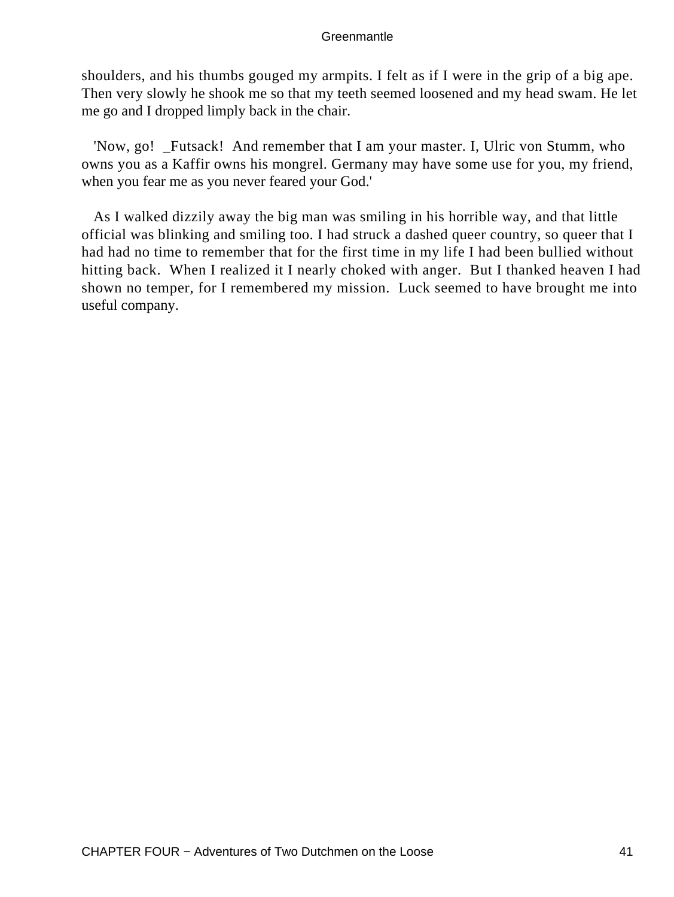shoulders, and his thumbs gouged my armpits. I felt as if I were in the grip of a big ape. Then very slowly he shook me so that my teeth seemed loosened and my head swam. He let me go and I dropped limply back in the chair.

'Now, go! _Futsack! And remember that I am your master. I, Ulric von Stumm, who owns you as a Kaffir owns his mongrel. Germany may have some use for you, my friend, when you fear me as you never feared your God.'

As I walked dizzily away the big man was smiling in his horrible way, and that little official was blinking and smiling too. I had struck a dashed queer country, so queer that I had had no time to remember that for the first time in my life I had been bullied without hitting back. When I realized it I nearly choked with anger. But I thanked heaven I had shown no temper, for I remembered my mission. Luck seemed to have brought me into useful company.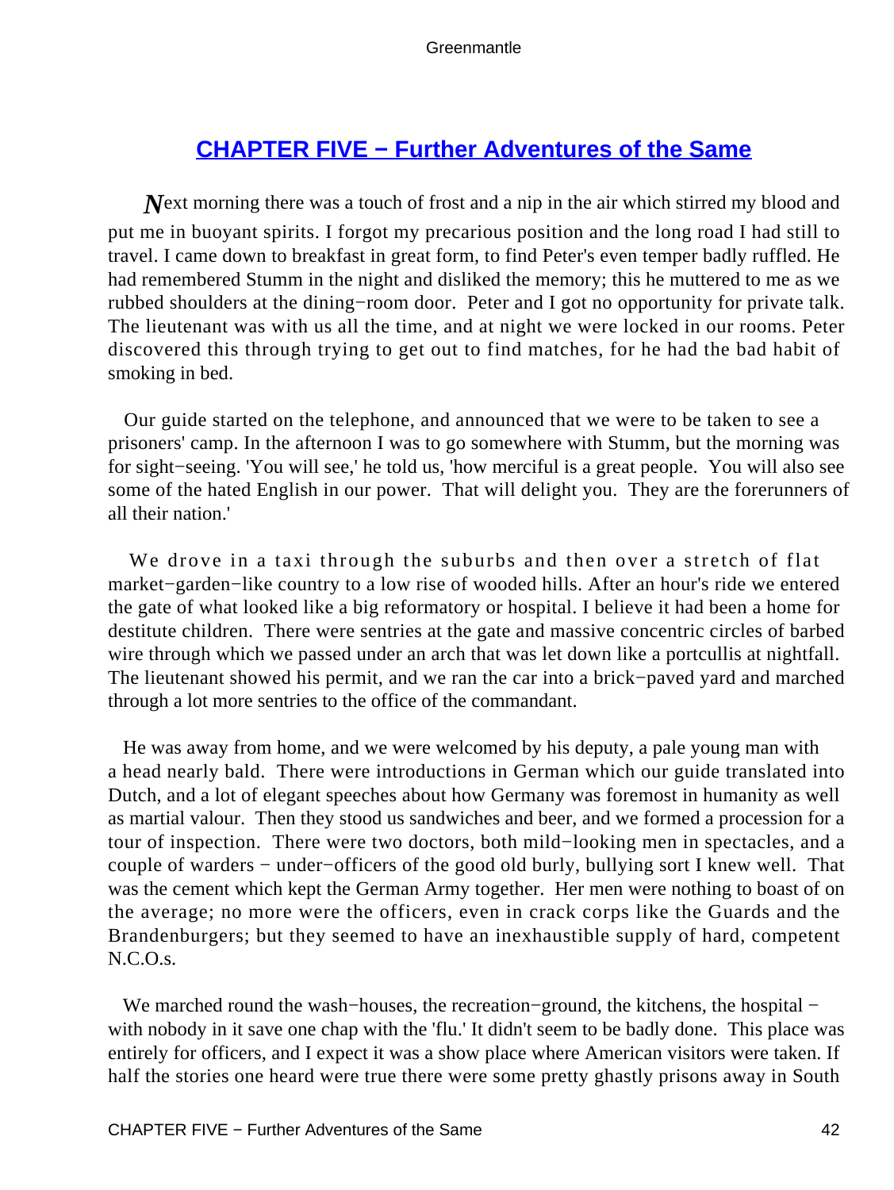## CHAPTER FIVE − Further Adventures of the Same

*N*ext morning there was a touch of frost and a nip in the air which stirred my blood and put me in buoyant spirits. I forgot my precarious position and the long road I had still to travel. I came down to breakfast in great form, to find Peter's even temper badly ruffled. He had remembered Stumm in the night and disliked the memory; this he muttered to me as we rubbed shoulders at the dining−room door. Peter and I got no opportunity for private talk. The lieutenant was with us all the time, and at night we were locked in our rooms. Peter discovered this through trying to get out to find matches, for he had the bad habit of smoking in bed.

Our guide started on the telephone, and announced that we were to be taken to see a prisoners' camp. In the afternoon I was to go somewhere with Stumm, but the morning was for sight−seeing. 'You will see,' he told us, 'how merciful is a great people. You will also see some of the hated English in our power. That will delight you. They are the forerunners of all their nation.'

We drove in a taxi through the suburbs and then over a stretch of flat market−garden−like country to a low rise of wooded hills. After an hour's ride we entered the gate of what looked like a big reformatory or hospital. I believe it had been a home for destitute children. There were sentries at the gate and massive concentric circles of barbed wire through which we passed under an arch that was let down like a portcullis at nightfall. The lieutenant showed his permit, and we ran the car into a brick−paved yard and marched through a lot more sentries to the office of the commandant.

He was away from home, and we were welcomed by his deputy, a pale young man with a head nearly bald. There were introductions in German which our guide translated into Dutch, and a lot of elegant speeches about how Germany was foremost in humanity as well as martial valour. Then they stood us sandwiches and beer, and we formed a procession for a tour of inspection. There were two doctors, both mild−looking men in spectacles, and a couple of warders − under−officers of the good old burly, bullying sort I knew well. That was the cement which kept the German Army together. Her men were nothing to boast of on the average; no more were the officers, even in crack corps like the Guards and the Brandenburgers; but they seemed to have an inexhaustible supply of hard, competent N.C.O.s.

We marched round the wash−houses, the recreation−ground, the kitchens, the hospital − with nobody in it save one chap with the 'flu.' It didn't seem to be badly done. This place was entirely for officers, and I expect it was a show place where American visitors were taken. If half the stories one heard were true there were some pretty ghastly prisons away in South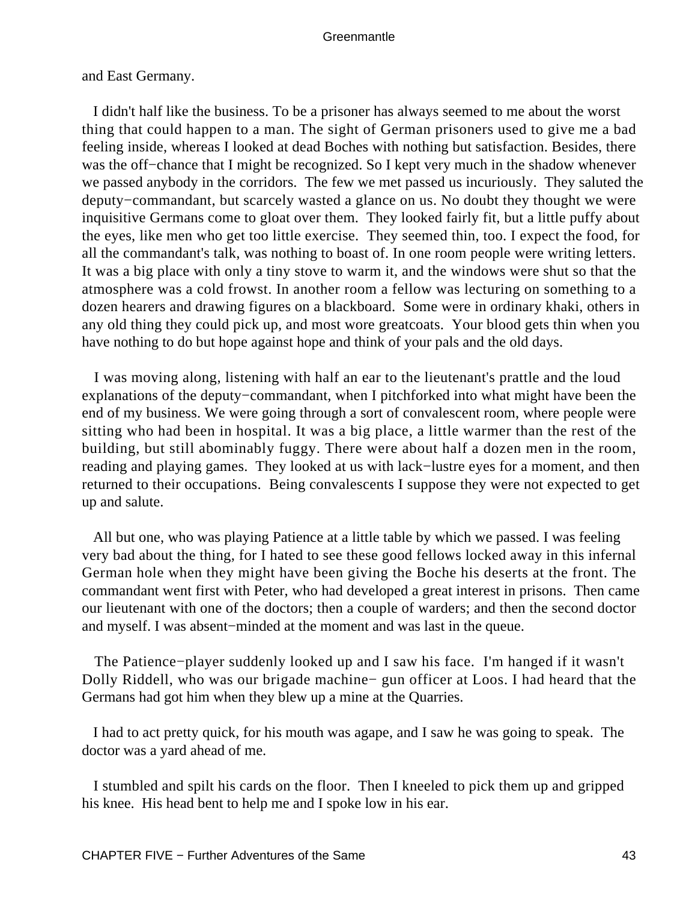and East Germany.

I didn't half like the business. To be a prisoner has always seemed to me about the worst thing that could happen to a man. The sight of German prisoners used to give me a bad feeling inside, whereas I looked at dead Boches with nothing but satisfaction. Besides, there was the off−chance that I might be recognized. So I kept very much in the shadow whenever we passed anybody in the corridors. The few we met passed us incuriously. They saluted the deputy−commandant, but scarcely wasted a glance on us. No doubt they thought we were inquisitive Germans come to gloat over them. They looked fairly fit, but a little puffy about the eyes, like men who get too little exercise. They seemed thin, too. I expect the food, for all the commandant's talk, was nothing to boast of. In one room people were writing letters. It was a big place with only a tiny stove to warm it, and the windows were shut so that the atmosphere was a cold frowst. In another room a fellow was lecturing on something to a dozen hearers and drawing figures on a blackboard. Some were in ordinary khaki, others in any old thing they could pick up, and most wore greatcoats. Your blood gets thin when you have nothing to do but hope against hope and think of your pals and the old days.

I was moving along, listening with half an ear to the lieutenant's prattle and the loud explanations of the deputy−commandant, when I pitchforked into what might have been the end of my business. We were going through a sort of convalescent room, where people were sitting who had been in hospital. It was a big place, a little warmer than the rest of the building, but still abominably fuggy. There were about half a dozen men in the room, reading and playing games. They looked at us with lack−lustre eyes for a moment, and then returned to their occupations. Being convalescents I suppose they were not expected to get up and salute.

All but one, who was playing Patience at a little table by which we passed. I was feeling very bad about the thing, for I hated to see these good fellows locked away in this infernal German hole when they might have been giving the Boche his deserts at the front. The commandant went first with Peter, who had developed a great interest in prisons. Then came our lieutenant with one of the doctors; then a couple of warders; and then the second doctor and myself. I was absent−minded at the moment and was last in the queue.

The Patience−player suddenly looked up and I saw his face. I'm hanged if it wasn't Dolly Riddell, who was our brigade machine− gun officer at Loos. I had heard that the Germans had got him when they blew up a mine at the Quarries.

I had to act pretty quick, for his mouth was agape, and I saw he was going to speak. The doctor was a yard ahead of me.

I stumbled and spilt his cards on the floor. Then I kneeled to pick them up and gripped his knee. His head bent to help me and I spoke low in his ear.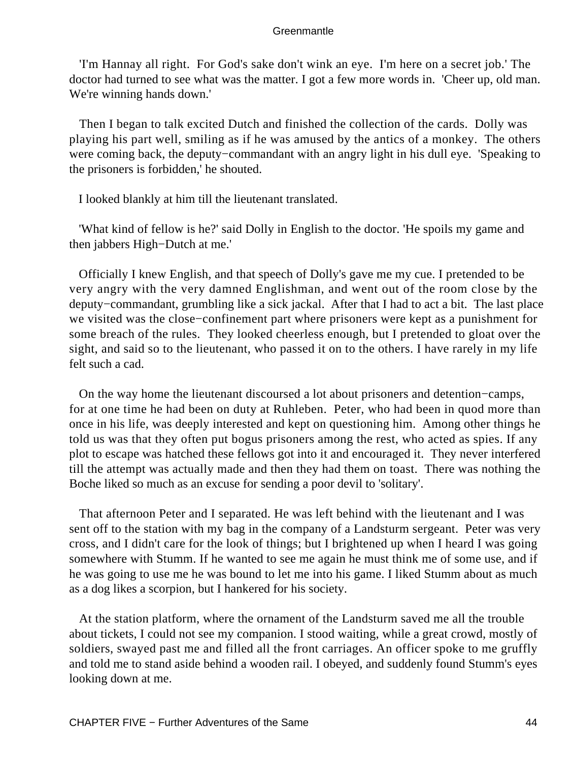'I'm Hannay all right.  For God's sake don't wink an eye.  I'm here on a secret job.' The doctor had turned to see what was the matter. I got a few more words in.  'Cheer up, old man. We're winning hands down.'

Then I began to talk excited Dutch and finished the collection of the cards.  Dolly was playing his part well, smiling as if he was amused by the antics of a monkey.  The others were coming back, the deputy−commandant with an angry light in his dull eye.  'Speaking to the prisoners is forbidden,' he shouted.

I looked blankly at him till the lieutenant translated.

'What kind of fellow is he?' said Dolly in English to the doctor. 'He spoils my game and then jabbers High−Dutch at me.'

Officially I knew English, and that speech of Dolly's gave me my cue. I pretended to be very angry with the very damned Englishman, and went out of the room close by the deputy−commandant, grumbling like a sick jackal.  After that I had to act a bit.  The last place we visited was the close−confinement part where prisoners were kept as a punishment for some breach of the rules.  They looked cheerless enough, but I pretended to gloat over the sight, and said so to the lieutenant, who passed it on to the others. I have rarely in my life felt such a cad.

On the way home the lieutenant discoursed a lot about prisoners and detention−camps, for at one time he had been on duty at Ruhleben.  Peter, who had been in quod more than once in his life, was deeply interested and kept on questioning him.  Among other things he told us was that they often put bogus prisoners among the rest, who acted as spies. If any plot to escape was hatched these fellows got into it and encouraged it.  They never interfered till the attempt was actually made and then they had them on toast.  There was nothing the Boche liked so much as an excuse for sending a poor devil to 'solitary'.

That afternoon Peter and I separated. He was left behind with the lieutenant and I was sent off to the station with my bag in the company of a Landsturm sergeant.  Peter was very cross, and I didn't care for the look of things; but I brightened up when I heard I was going somewhere with Stumm. If he wanted to see me again he must think me of some use, and if he was going to use me he was bound to let me into his game. I liked Stumm about as much as a dog likes a scorpion, but I hankered for his society.

At the station platform, where the ornament of the Landsturm saved me all the trouble about tickets, I could not see my companion. I stood waiting, while a great crowd, mostly of soldiers, swayed past me and filled all the front carriages. An officer spoke to me gruffly and told me to stand aside behind a wooden rail. I obeyed, and suddenly found Stumm's eyes looking down at me.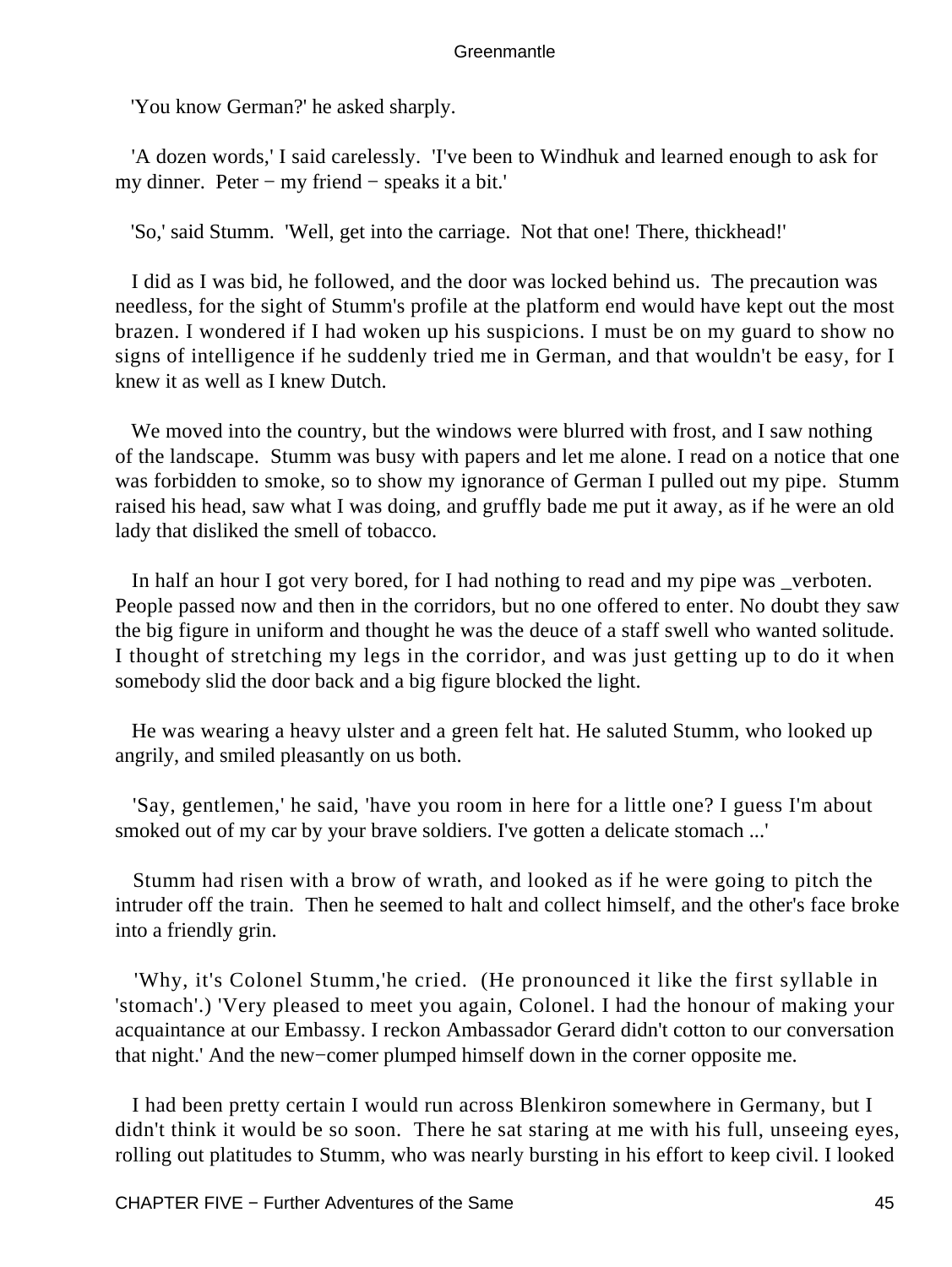'You know German?' he asked sharply.

'A dozen words,' I said carelessly. 'I've been to Windhuk and learned enough to ask for my dinner. Peter − my friend − speaks it a bit.'

'So,' said Stumm. 'Well, get into the carriage. Not that one! There, thickhead!'

I did as I was bid, he followed, and the door was locked behind us. The precaution was needless, for the sight of Stumm's profile at the platform end would have kept out the most brazen. I wondered if I had woken up his suspicions. I must be on my guard to show no signs of intelligence if he suddenly tried me in German, and that wouldn't be easy, for I knew it as well as I knew Dutch.

We moved into the country, but the windows were blurred with frost, and I saw nothing of the landscape. Stumm was busy with papers and let me alone. I read on a notice that one was forbidden to smoke, so to show my ignorance of German I pulled out my pipe. Stumm raised his head, saw what I was doing, and gruffly bade me put it away, as if he were an old lady that disliked the smell of tobacco.

In half an hour I got very bored, for I had nothing to read and my pipe was _verboten. People passed now and then in the corridors, but no one offered to enter. No doubt they saw the big figure in uniform and thought he was the deuce of a staff swell who wanted solitude. I thought of stretching my legs in the corridor, and was just getting up to do it when somebody slid the door back and a big figure blocked the light.

He was wearing a heavy ulster and a green felt hat. He saluted Stumm, who looked up angrily, and smiled pleasantly on us both.

'Say, gentlemen,' he said, 'have you room in here for a little one? I guess I'm about smoked out of my car by your brave soldiers. I've gotten a delicate stomach ...'

Stumm had risen with a brow of wrath, and looked as if he were going to pitch the intruder off the train. Then he seemed to halt and collect himself, and the other's face broke into a friendly grin.

'Why, it's Colonel Stumm,'he cried. (He pronounced it like the first syllable in 'stomach'.) 'Very pleased to meet you again, Colonel. I had the honour of making your acquaintance at our Embassy. I reckon Ambassador Gerard didn't cotton to our conversation that night.' And the new−comer plumped himself down in the corner opposite me.

I had been pretty certain I would run across Blenkiron somewhere in Germany, but I didn't think it would be so soon. There he sat staring at me with his full, unseeing eyes, rolling out platitudes to Stumm, who was nearly bursting in his effort to keep civil. I looked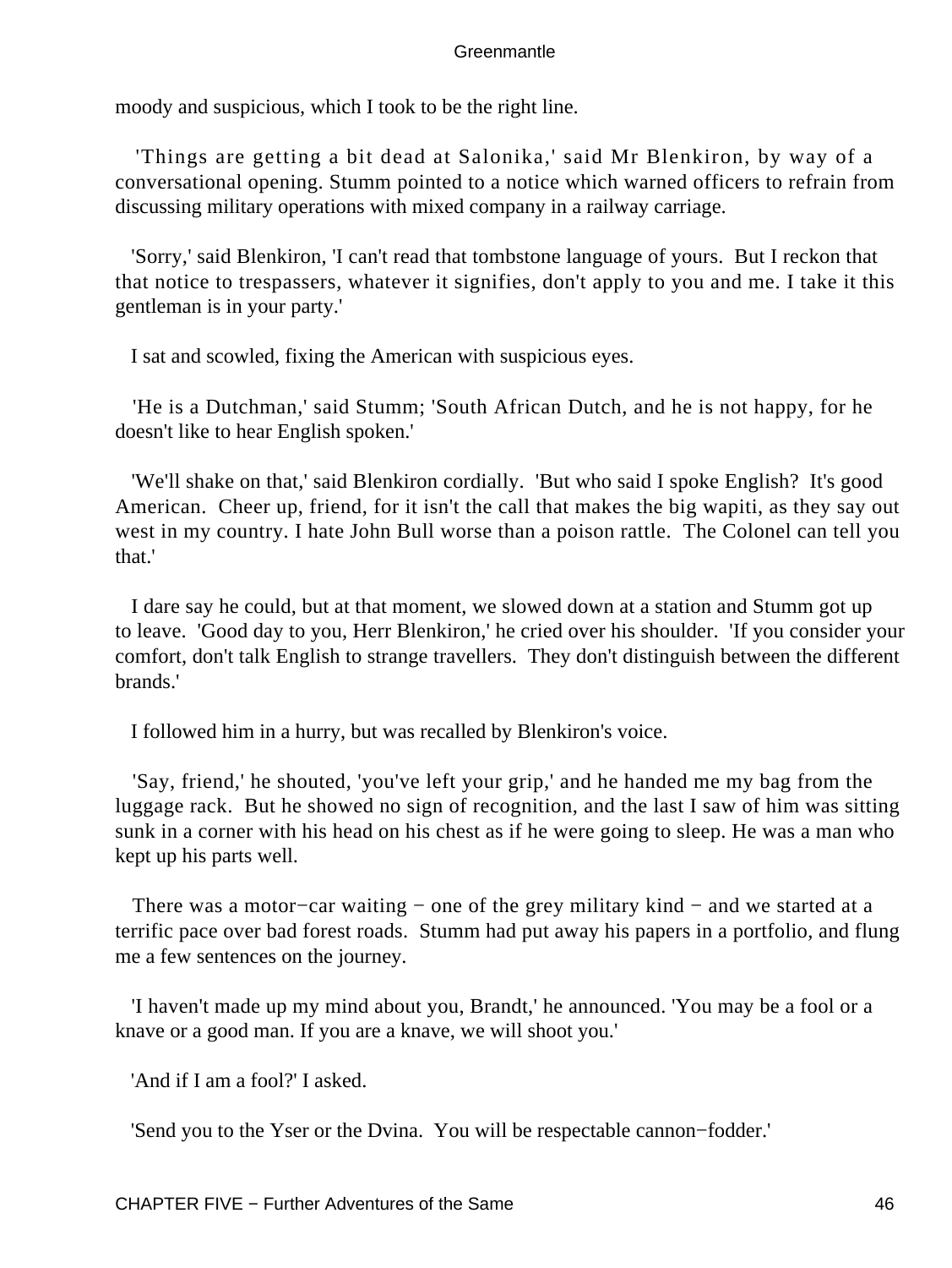moody and suspicious, which I took to be the right line.

'Things are getting a bit dead at Salonika,' said Mr Blenkiron, by way of a conversational opening. Stumm pointed to a notice which warned officers to refrain from discussing military operations with mixed company in a railway carriage.

'Sorry,' said Blenkiron, 'I can't read that tombstone language of yours. But I reckon that that notice to trespassers, whatever it signifies, don't apply to you and me. I take it this gentleman is in your party.'

I sat and scowled, fixing the American with suspicious eyes.

'He is a Dutchman,' said Stumm; 'South African Dutch, and he is not happy, for he doesn't like to hear English spoken.'

'We'll shake on that,' said Blenkiron cordially. 'But who said I spoke English? It's good American. Cheer up, friend, for it isn't the call that makes the big wapiti, as they say out west in my country. I hate John Bull worse than a poison rattle. The Colonel can tell you that.'

I dare say he could, but at that moment, we slowed down at a station and Stumm got up to leave. 'Good day to you, Herr Blenkiron,' he cried over his shoulder. 'If you consider your comfort, don't talk English to strange travellers. They don't distinguish between the different brands.'

I followed him in a hurry, but was recalled by Blenkiron's voice.

'Say, friend,' he shouted, 'you've left your grip,' and he handed me my bag from the luggage rack. But he showed no sign of recognition, and the last I saw of him was sitting sunk in a corner with his head on his chest as if he were going to sleep. He was a man who kept up his parts well.

There was a motor−car waiting − one of the grey military kind − and we started at a terrific pace over bad forest roads. Stumm had put away his papers in a portfolio, and flung me a few sentences on the journey.

'I haven't made up my mind about you, Brandt,' he announced. 'You may be a fool or a knave or a good man. If you are a knave, we will shoot you.'

'And if I am a fool?' I asked.

'Send you to the Yser or the Dvina. You will be respectable cannon−fodder.'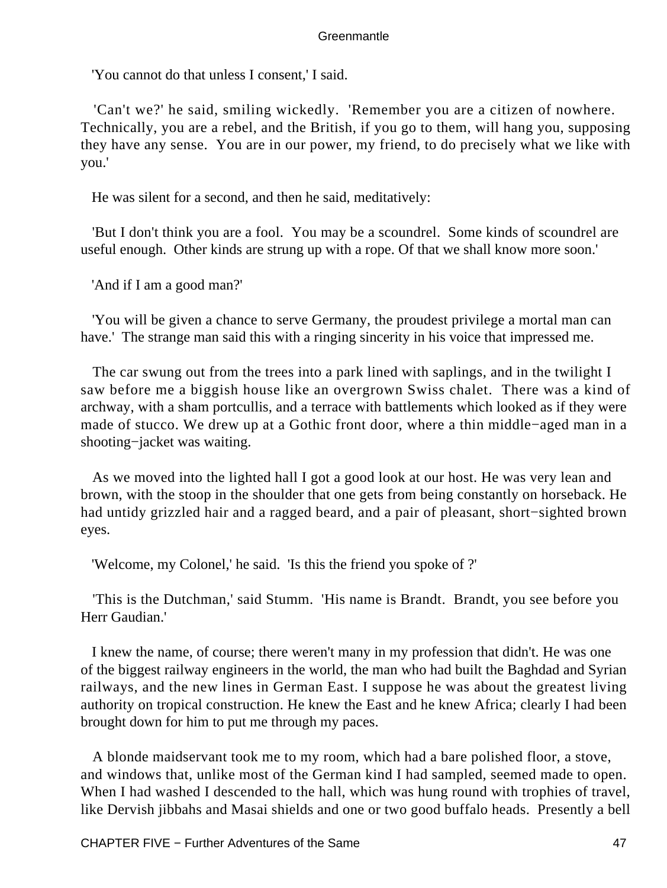'You cannot do that unless I consent,' I said.

'Can't we?' he said, smiling wickedly. 'Remember you are a citizen of nowhere. Technically, you are a rebel, and the British, if you go to them, will hang you, supposing they have any sense. You are in our power, my friend, to do precisely what we like with you.'

He was silent for a second, and then he said, meditatively:

'But I don't think you are a fool. You may be a scoundrel. Some kinds of scoundrel are useful enough. Other kinds are strung up with a rope. Of that we shall know more soon.'

'And if I am a good man?'

'You will be given a chance to serve Germany, the proudest privilege a mortal man can have.' The strange man said this with a ringing sincerity in his voice that impressed me.

The car swung out from the trees into a park lined with saplings, and in the twilight I saw before me a biggish house like an overgrown Swiss chalet. There was a kind of archway, with a sham portcullis, and a terrace with battlements which looked as if they were made of stucco. We drew up at a Gothic front door, where a thin middle−aged man in a shooting−jacket was waiting.

As we moved into the lighted hall I got a good look at our host. He was very lean and brown, with the stoop in the shoulder that one gets from being constantly on horseback. He had untidy grizzled hair and a ragged beard, and a pair of pleasant, short−sighted brown eyes.

'Welcome, my Colonel,' he said. 'Is this the friend you spoke of ?'

'This is the Dutchman,' said Stumm. 'His name is Brandt. Brandt, you see before you Herr Gaudian.'

I knew the name, of course; there weren't many in my profession that didn't. He was one of the biggest railway engineers in the world, the man who had built the Baghdad and Syrian railways, and the new lines in German East. I suppose he was about the greatest living authority on tropical construction. He knew the East and he knew Africa; clearly I had been brought down for him to put me through my paces.

A blonde maidservant took me to my room, which had a bare polished floor, a stove, and windows that, unlike most of the German kind I had sampled, seemed made to open. When I had washed I descended to the hall, which was hung round with trophies of travel, like Dervish jibbahs and Masai shields and one or two good buffalo heads. Presently a bell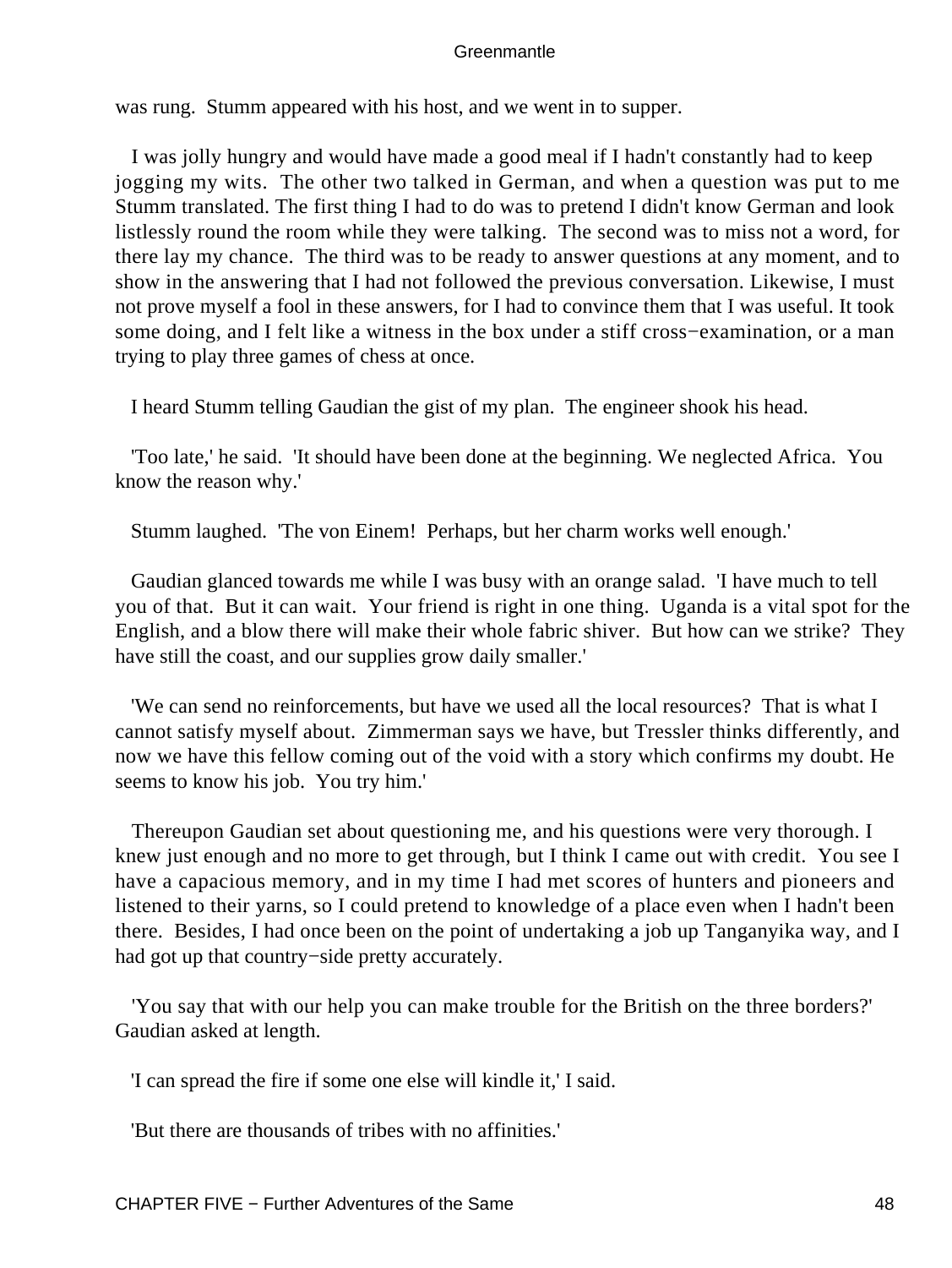was rung. Stumm appeared with his host, and we went in to supper.

I was jolly hungry and would have made a good meal if I hadn't constantly had to keep jogging my wits. The other two talked in German, and when a question was put to me Stumm translated. The first thing I had to do was to pretend I didn't know German and look listlessly round the room while they were talking. The second was to miss not a word, for there lay my chance. The third was to be ready to answer questions at any moment, and to show in the answering that I had not followed the previous conversation. Likewise, I must not prove myself a fool in these answers, for I had to convince them that I was useful. It took some doing, and I felt like a witness in the box under a stiff cross−examination, or a man trying to play three games of chess at once.

I heard Stumm telling Gaudian the gist of my plan. The engineer shook his head.

'Too late,' he said. 'It should have been done at the beginning. We neglected Africa. You know the reason why.'

Stumm laughed. 'The von Einem! Perhaps, but her charm works well enough.'

Gaudian glanced towards me while I was busy with an orange salad. 'I have much to tell you of that. But it can wait. Your friend is right in one thing. Uganda is a vital spot for the English, and a blow there will make their whole fabric shiver. But how can we strike? They have still the coast, and our supplies grow daily smaller.'

'We can send no reinforcements, but have we used all the local resources? That is what I cannot satisfy myself about. Zimmerman says we have, but Tressler thinks differently, and now we have this fellow coming out of the void with a story which confirms my doubt. He seems to know his job. You try him.'

Thereupon Gaudian set about questioning me, and his questions were very thorough. I knew just enough and no more to get through, but I think I came out with credit. You see I have a capacious memory, and in my time I had met scores of hunters and pioneers and listened to their yarns, so I could pretend to knowledge of a place even when I hadn't been there. Besides, I had once been on the point of undertaking a job up Tanganyika way, and I had got up that country−side pretty accurately.

'You say that with our help you can make trouble for the British on the three borders?' Gaudian asked at length.

'I can spread the fire if some one else will kindle it,' I said.

'But there are thousands of tribes with no affinities.'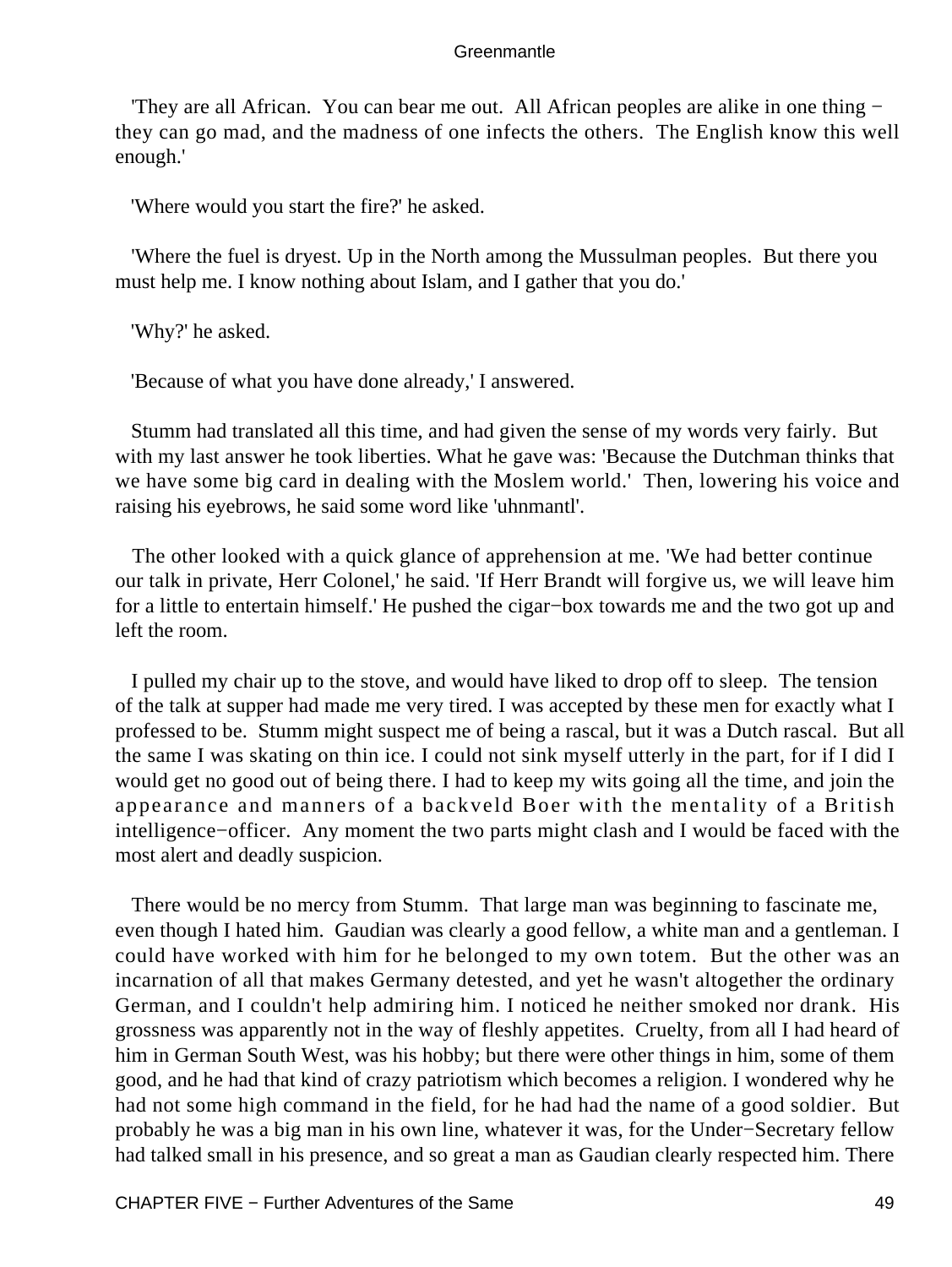'They are all African. You can bear me out. All African peoples are alike in one thing − they can go mad, and the madness of one infects the others. The English know this well enough.'

'Where would you start the fire?' he asked.

'Where the fuel is dryest. Up in the North among the Mussulman peoples. But there you must help me. I know nothing about Islam, and I gather that you do.'

'Why?' he asked.

'Because of what you have done already,' I answered.

Stumm had translated all this time, and had given the sense of my words very fairly. But with my last answer he took liberties. What he gave was: 'Because the Dutchman thinks that we have some big card in dealing with the Moslem world.' Then, lowering his voice and raising his eyebrows, he said some word like 'uhnmantl'.

The other looked with a quick glance of apprehension at me. 'We had better continue our talk in private, Herr Colonel,' he said. 'If Herr Brandt will forgive us, we will leave him for a little to entertain himself.' He pushed the cigar−box towards me and the two got up and left the room.

I pulled my chair up to the stove, and would have liked to drop off to sleep. The tension of the talk at supper had made me very tired. I was accepted by these men for exactly what I professed to be. Stumm might suspect me of being a rascal, but it was a Dutch rascal. But all the same I was skating on thin ice. I could not sink myself utterly in the part, for if I did I would get no good out of being there. I had to keep my wits going all the time, and join the appearance and manners of a backveld Boer with the mentality of a British intelligence−officer. Any moment the two parts might clash and I would be faced with the most alert and deadly suspicion.

There would be no mercy from Stumm. That large man was beginning to fascinate me, even though I hated him. Gaudian was clearly a good fellow, a white man and a gentleman. I could have worked with him for he belonged to my own totem. But the other was an incarnation of all that makes Germany detested, and yet he wasn't altogether the ordinary German, and I couldn't help admiring him. I noticed he neither smoked nor drank. His grossness was apparently not in the way of fleshly appetites. Cruelty, from all I had heard of him in German South West, was his hobby; but there were other things in him, some of them good, and he had that kind of crazy patriotism which becomes a religion. I wondered why he had not some high command in the field, for he had had the name of a good soldier. But probably he was a big man in his own line, whatever it was, for the Under−Secretary fellow had talked small in his presence, and so great a man as Gaudian clearly respected him. There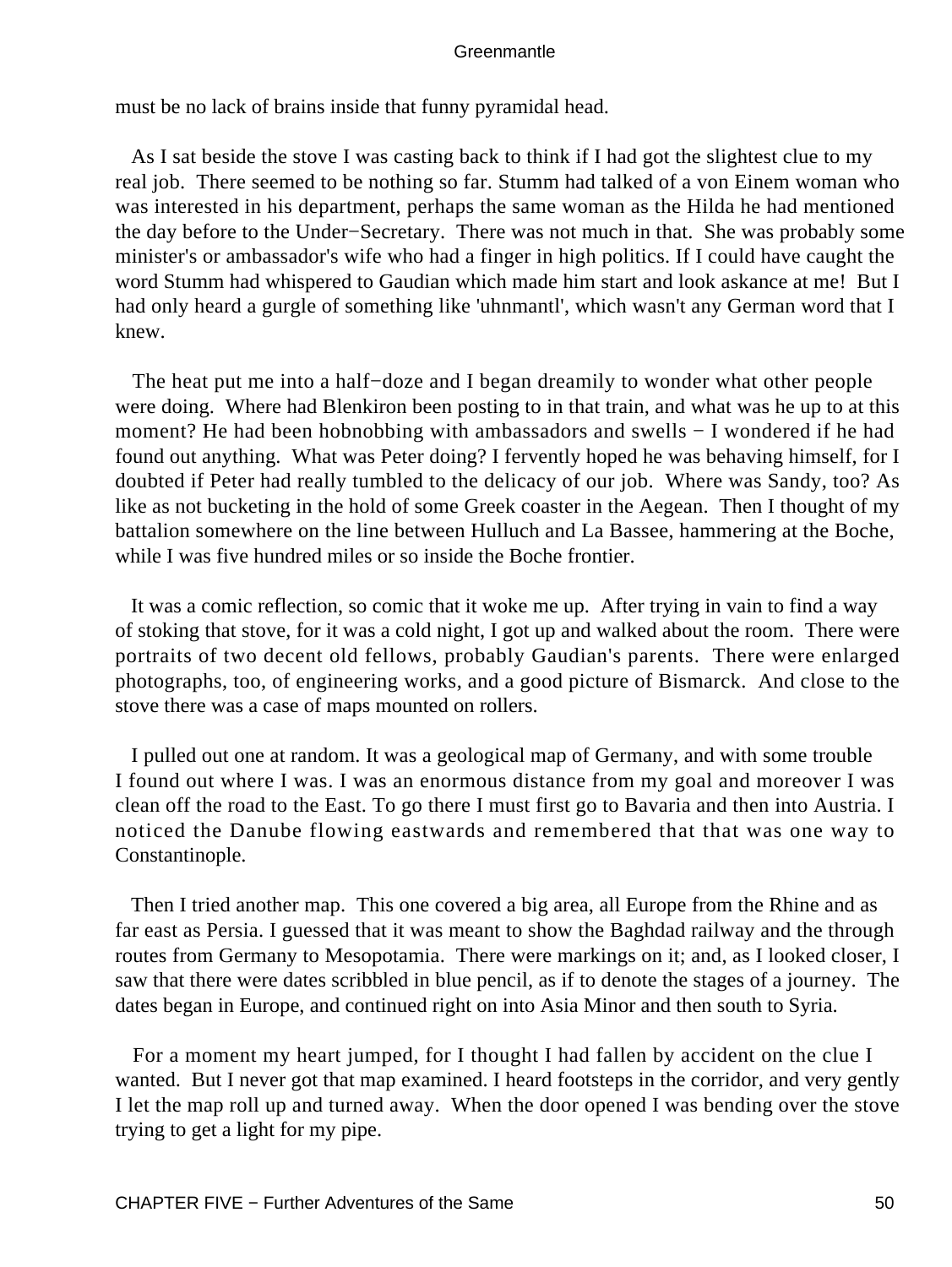must be no lack of brains inside that funny pyramidal head.

As I sat beside the stove I was casting back to think if I had got the slightest clue to my real job. There seemed to be nothing so far. Stumm had talked of a von Einem woman who was interested in his department, perhaps the same woman as the Hilda he had mentioned the day before to the Under−Secretary. There was not much in that. She was probably some minister's or ambassador's wife who had a finger in high politics. If I could have caught the word Stumm had whispered to Gaudian which made him start and look askance at me! But I had only heard a gurgle of something like 'uhnmantl', which wasn't any German word that I knew.

The heat put me into a half−doze and I began dreamily to wonder what other people were doing. Where had Blenkiron been posting to in that train, and what was he up to at this moment? He had been hobnobbing with ambassadors and swells − I wondered if he had found out anything. What was Peter doing? I fervently hoped he was behaving himself, for I doubted if Peter had really tumbled to the delicacy of our job. Where was Sandy, too? As like as not bucketing in the hold of some Greek coaster in the Aegean. Then I thought of my battalion somewhere on the line between Hulluch and La Bassee, hammering at the Boche, while I was five hundred miles or so inside the Boche frontier.

It was a comic reflection, so comic that it woke me up. After trying in vain to find a way of stoking that stove, for it was a cold night, I got up and walked about the room. There were portraits of two decent old fellows, probably Gaudian's parents. There were enlarged photographs, too, of engineering works, and a good picture of Bismarck. And close to the stove there was a case of maps mounted on rollers.

I pulled out one at random. It was a geological map of Germany, and with some trouble I found out where I was. I was an enormous distance from my goal and moreover I was clean off the road to the East. To go there I must first go to Bavaria and then into Austria. I noticed the Danube flowing eastwards and remembered that that was one way to Constantinople.

Then I tried another map. This one covered a big area, all Europe from the Rhine and as far east as Persia. I guessed that it was meant to show the Baghdad railway and the through routes from Germany to Mesopotamia. There were markings on it; and, as I looked closer, I saw that there were dates scribbled in blue pencil, as if to denote the stages of a journey. The dates began in Europe, and continued right on into Asia Minor and then south to Syria.

For a moment my heart jumped, for I thought I had fallen by accident on the clue I wanted. But I never got that map examined. I heard footsteps in the corridor, and very gently I let the map roll up and turned away. When the door opened I was bending over the stove trying to get a light for my pipe.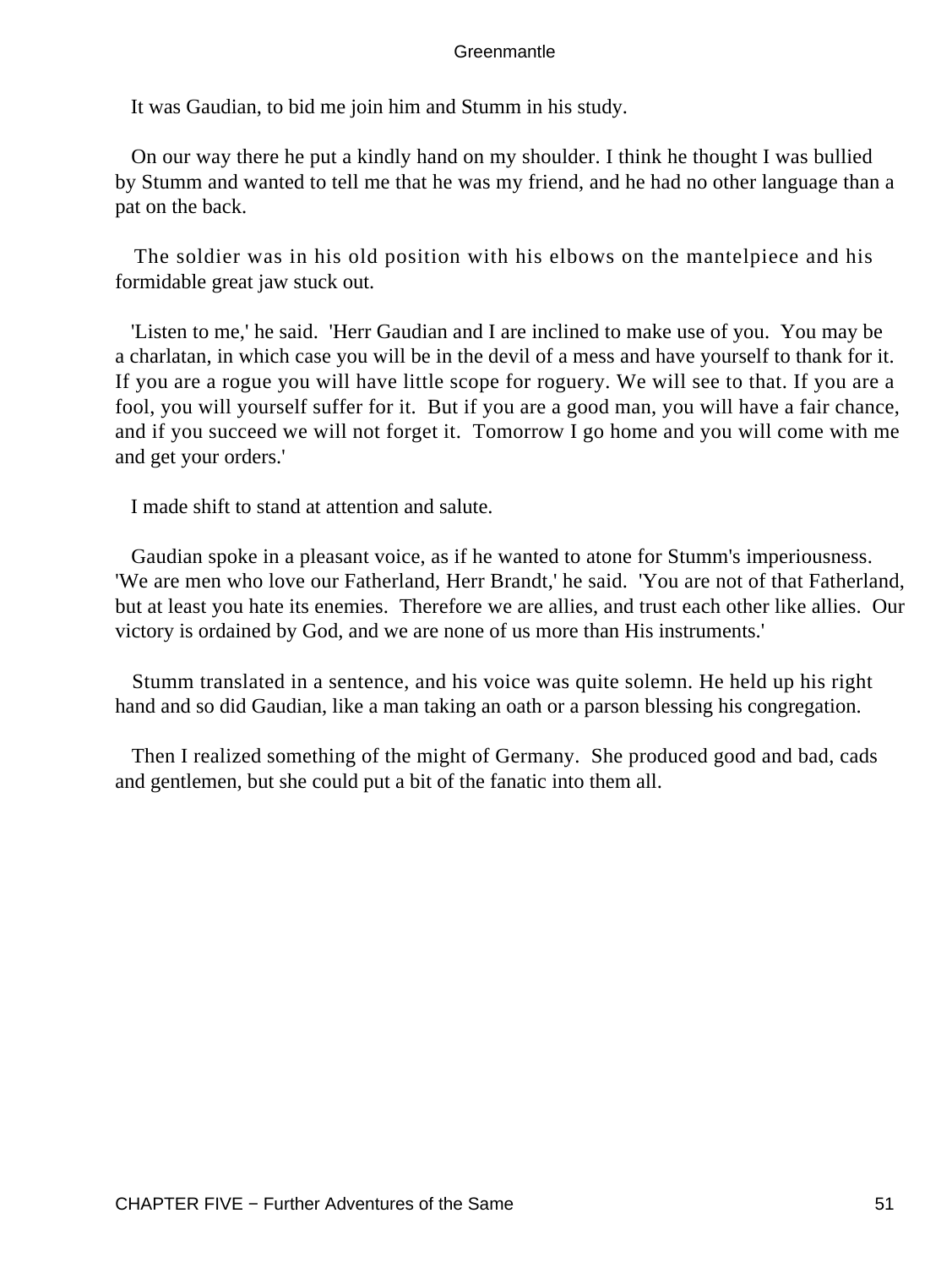It was Gaudian, to bid me join him and Stumm in his study.

On our way there he put a kindly hand on my shoulder. I think he thought I was bullied by Stumm and wanted to tell me that he was my friend, and he had no other language than a pat on the back.

The soldier was in his old position with his elbows on the mantelpiece and his formidable great jaw stuck out.

'Listen to me,' he said. 'Herr Gaudian and I are inclined to make use of you. You may be a charlatan, in which case you will be in the devil of a mess and have yourself to thank for it. If you are a rogue you will have little scope for roguery. We will see to that. If you are a fool, you will yourself suffer for it. But if you are a good man, you will have a fair chance, and if you succeed we will not forget it. Tomorrow I go home and you will come with me and get your orders.'

I made shift to stand at attention and salute.

Gaudian spoke in a pleasant voice, as if he wanted to atone for Stumm's imperiousness. 'We are men who love our Fatherland, Herr Brandt,' he said. 'You are not of that Fatherland, but at least you hate its enemies. Therefore we are allies, and trust each other like allies. Our victory is ordained by God, and we are none of us more than His instruments.'

Stumm translated in a sentence, and his voice was quite solemn. He held up his right hand and so did Gaudian, like a man taking an oath or a parson blessing his congregation.

Then I realized something of the might of Germany. She produced good and bad, cads and gentlemen, but she could put a bit of the fanatic into them all.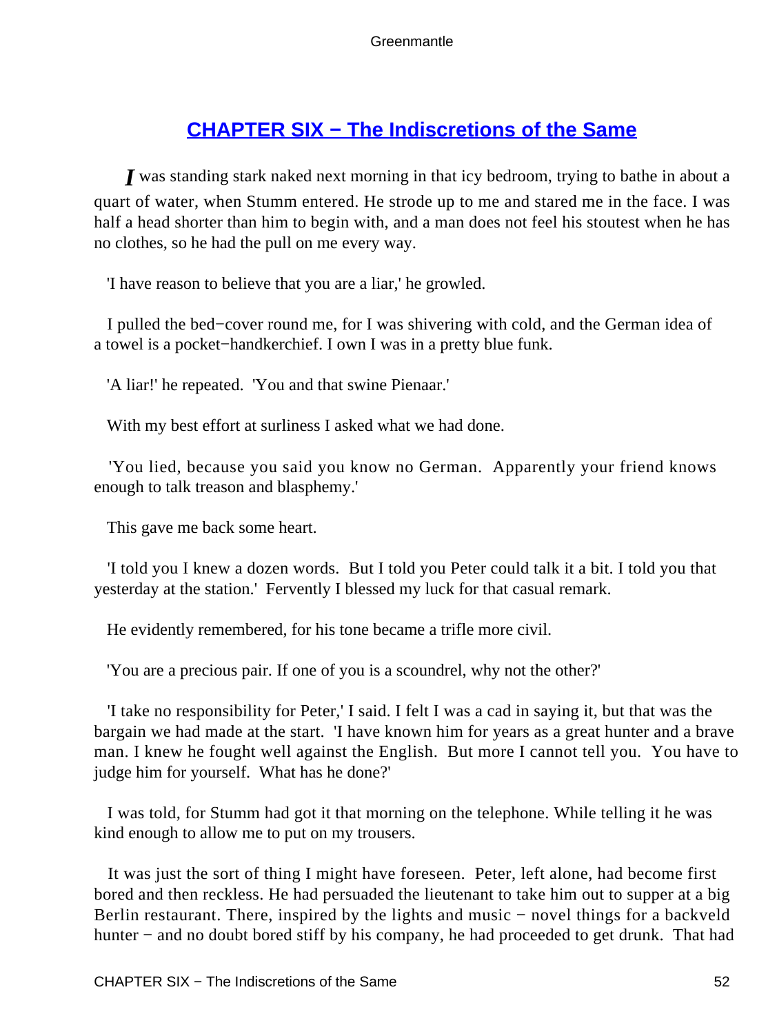## CHAPTER SIX − The Indiscretions of the Same

I was standing stark naked next morning in that icy bedroom, trying to bathe in about a quart of water, when Stumm entered. He strode up to me and stared me in the face. I was half a head shorter than him to begin with, and a man does not feel his stoutest when he has no clothes, so he had the pull on me every way.

'I have reason to believe that you are a liar,' he growled.

I pulled the bed−cover round me, for I was shivering with cold, and the German idea of a towel is a pocket−handkerchief. I own I was in a pretty blue funk.

'A liar!' he repeated. 'You and that swine Pienaar.'

With my best effort at surliness I asked what we had done.

'You lied, because you said you know no German. Apparently your friend knows enough to talk treason and blasphemy.'

This gave me back some heart.

'I told you I knew a dozen words. But I told you Peter could talk it a bit. I told you that yesterday at the station.' Fervently I blessed my luck for that casual remark.

He evidently remembered, for his tone became a trifle more civil.

'You are a precious pair. If one of you is a scoundrel, why not the other?'

'I take no responsibility for Peter,' I said. I felt I was a cad in saying it, but that was the bargain we had made at the start. 'I have known him for years as a great hunter and a brave man. I knew he fought well against the English. But more I cannot tell you. You have to judge him for yourself. What has he done?'

I was told, for Stumm had got it that morning on the telephone. While telling it he was kind enough to allow me to put on my trousers.

It was just the sort of thing I might have foreseen. Peter, left alone, had become first bored and then reckless. He had persuaded the lieutenant to take him out to supper at a big Berlin restaurant. There, inspired by the lights and music − novel things for a backveld hunter − and no doubt bored stiff by his company, he had proceeded to get drunk. That had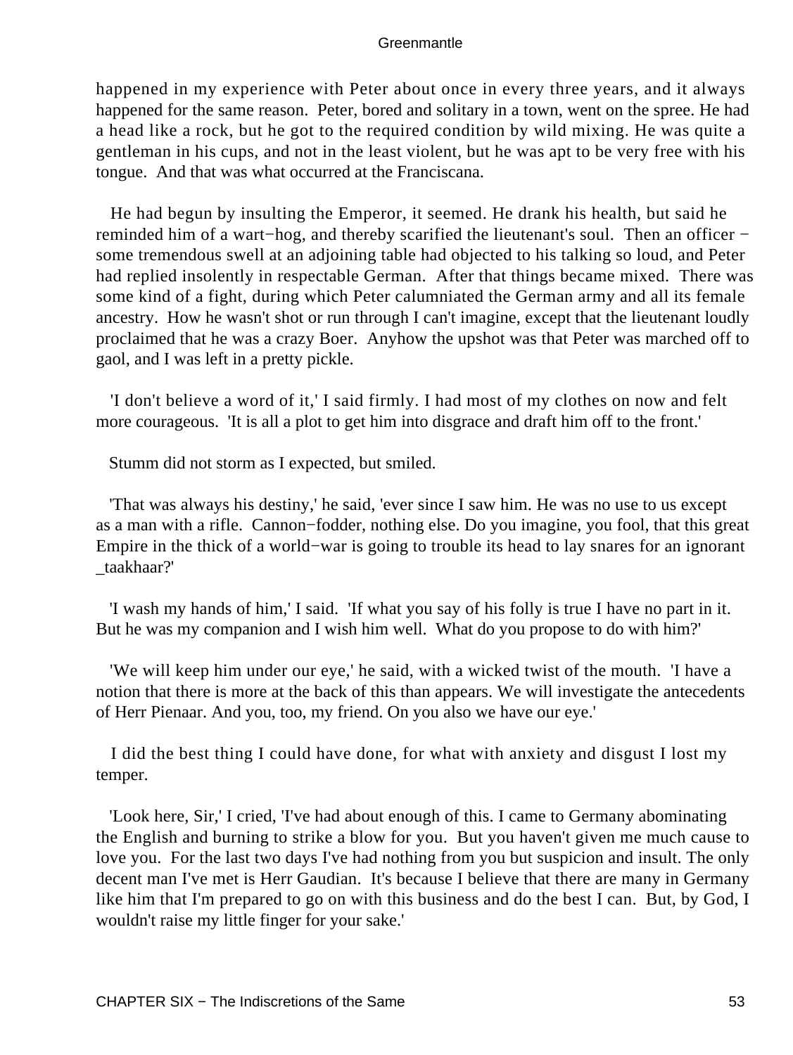happened in my experience with Peter about once in every three years, and it always happened for the same reason. Peter, bored and solitary in a town, went on the spree. He had a head like a rock, but he got to the required condition by wild mixing. He was quite a gentleman in his cups, and not in the least violent, but he was apt to be very free with his tongue. And that was what occurred at the Franciscana.

He had begun by insulting the Emperor, it seemed. He drank his health, but said he reminded him of a wart−hog, and thereby scarified the lieutenant's soul. Then an officer − some tremendous swell at an adjoining table had objected to his talking so loud, and Peter had replied insolently in respectable German. After that things became mixed. There was some kind of a fight, during which Peter calumniated the German army and all its female ancestry. How he wasn't shot or run through I can't imagine, except that the lieutenant loudly proclaimed that he was a crazy Boer. Anyhow the upshot was that Peter was marched off to gaol, and I was left in a pretty pickle.

'I don't believe a word of it,' I said firmly. I had most of my clothes on now and felt more courageous. 'It is all a plot to get him into disgrace and draft him off to the front.'

Stumm did not storm as I expected, but smiled.

'That was always his destiny,' he said, 'ever since I saw him. He was no use to us except as a man with a rifle. Cannon−fodder, nothing else. Do you imagine, you fool, that this great Empire in the thick of a world−war is going to trouble its head to lay snares for an ignorant _taakhaar?'

'I wash my hands of him,' I said. 'If what you say of his folly is true I have no part in it. But he was my companion and I wish him well. What do you propose to do with him?'

'We will keep him under our eye,' he said, with a wicked twist of the mouth. 'I have a notion that there is more at the back of this than appears. We will investigate the antecedents of Herr Pienaar. And you, too, my friend. On you also we have our eye.'

I did the best thing I could have done, for what with anxiety and disgust I lost my temper.

'Look here, Sir,' I cried, 'I've had about enough of this. I came to Germany abominating the English and burning to strike a blow for you. But you haven't given me much cause to love you. For the last two days I've had nothing from you but suspicion and insult. The only decent man I've met is Herr Gaudian. It's because I believe that there are many in Germany like him that I'm prepared to go on with this business and do the best I can. But, by God, I wouldn't raise my little finger for your sake.'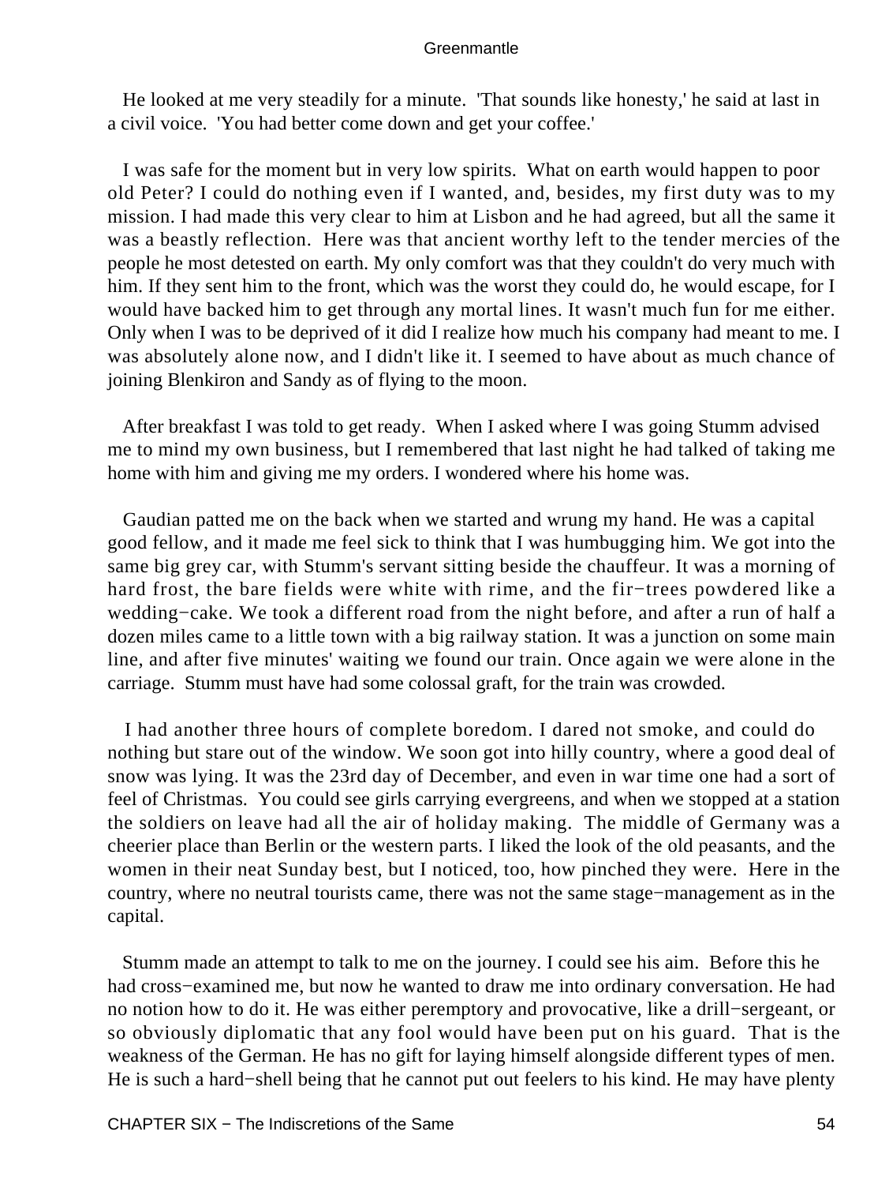He looked at me very steadily for a minute. 'That sounds like honesty,' he said at last in a civil voice. 'You had better come down and get your coffee.'

I was safe for the moment but in very low spirits. What on earth would happen to poor old Peter? I could do nothing even if I wanted, and, besides, my first duty was to my mission. I had made this very clear to him at Lisbon and he had agreed, but all the same it was a beastly reflection. Here was that ancient worthy left to the tender mercies of the people he most detested on earth. My only comfort was that they couldn't do very much with him. If they sent him to the front, which was the worst they could do, he would escape, for I would have backed him to get through any mortal lines. It wasn't much fun for me either. Only when I was to be deprived of it did I realize how much his company had meant to me. I was absolutely alone now, and I didn't like it. I seemed to have about as much chance of joining Blenkiron and Sandy as of flying to the moon.

After breakfast I was told to get ready. When I asked where I was going Stumm advised me to mind my own business, but I remembered that last night he had talked of taking me home with him and giving me my orders. I wondered where his home was.

Gaudian patted me on the back when we started and wrung my hand. He was a capital good fellow, and it made me feel sick to think that I was humbugging him. We got into the same big grey car, with Stumm's servant sitting beside the chauffeur. It was a morning of hard frost, the bare fields were white with rime, and the fir−trees powdered like a wedding−cake. We took a different road from the night before, and after a run of half a dozen miles came to a little town with a big railway station. It was a junction on some main line, and after five minutes' waiting we found our train. Once again we were alone in the carriage. Stumm must have had some colossal graft, for the train was crowded.

I had another three hours of complete boredom. I dared not smoke, and could do nothing but stare out of the window. We soon got into hilly country, where a good deal of snow was lying. It was the 23rd day of December, and even in war time one had a sort of feel of Christmas. You could see girls carrying evergreens, and when we stopped at a station the soldiers on leave had all the air of holiday making. The middle of Germany was a cheerier place than Berlin or the western parts. I liked the look of the old peasants, and the women in their neat Sunday best, but I noticed, too, how pinched they were. Here in the country, where no neutral tourists came, there was not the same stage−management as in the capital.

Stumm made an attempt to talk to me on the journey. I could see his aim. Before this he had cross−examined me, but now he wanted to draw me into ordinary conversation. He had no notion how to do it. He was either peremptory and provocative, like a drill−sergeant, or so obviously diplomatic that any fool would have been put on his guard. That is the weakness of the German. He has no gift for laying himself alongside different types of men. He is such a hard−shell being that he cannot put out feelers to his kind. He may have plenty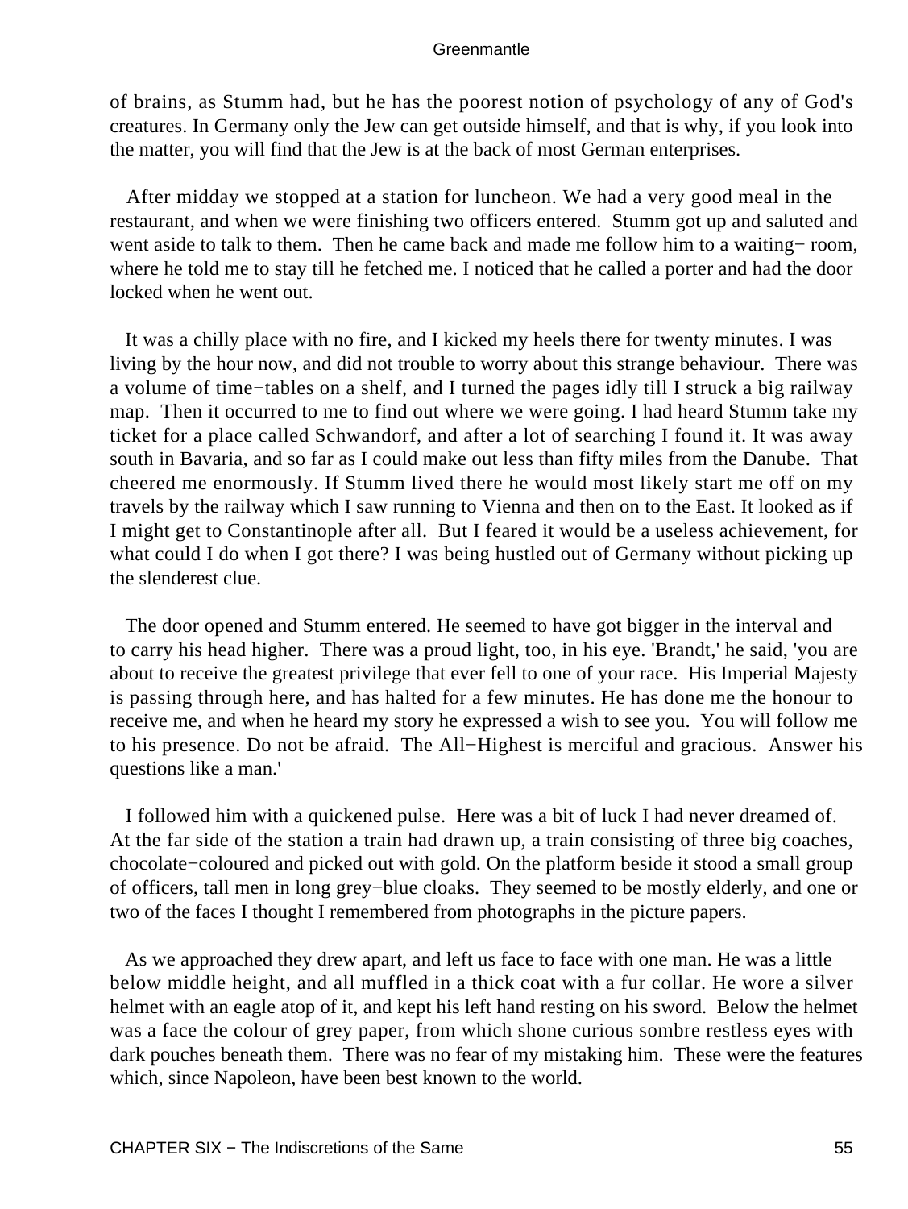of brains, as Stumm had, but he has the poorest notion of psychology of any of God's creatures. In Germany only the Jew can get outside himself, and that is why, if you look into the matter, you will find that the Jew is at the back of most German enterprises.

After midday we stopped at a station for luncheon. We had a very good meal in the restaurant, and when we were finishing two officers entered. Stumm got up and saluted and went aside to talk to them. Then he came back and made me follow him to a waiting−room, where he told me to stay till he fetched me. I noticed that he called a porter and had the door locked when he went out.

It was a chilly place with no fire, and I kicked my heels there for twenty minutes. I was living by the hour now, and did not trouble to worry about this strange behaviour. There was a volume of time−tables on a shelf, and I turned the pages idly till I struck a big railway map. Then it occurred to me to find out where we were going. I had heard Stumm take my ticket for a place called Schwandorf, and after a lot of searching I found it. It was away south in Bavaria, and so far as I could make out less than fifty miles from the Danube. That cheered me enormously. If Stumm lived there he would most likely start me off on my travels by the railway which I saw running to Vienna and then on to the East. It looked as if I might get to Constantinople after all. But I feared it would be a useless achievement, for what could I do when I got there? I was being hustled out of Germany without picking up the slenderest clue.

The door opened and Stumm entered. He seemed to have got bigger in the interval and to carry his head higher. There was a proud light, too, in his eye. 'Brandt,' he said, 'you are about to receive the greatest privilege that ever fell to one of your race. His Imperial Majesty is passing through here, and has halted for a few minutes. He has done me the honour to receive me, and when he heard my story he expressed a wish to see you. You will follow me to his presence. Do not be afraid. The All−Highest is merciful and gracious. Answer his questions like a man.'

I followed him with a quickened pulse. Here was a bit of luck I had never dreamed of. At the far side of the station a train had drawn up, a train consisting of three big coaches, chocolate−coloured and picked out with gold. On the platform beside it stood a small group of officers, tall men in long grey−blue cloaks. They seemed to be mostly elderly, and one or two of the faces I thought I remembered from photographs in the picture papers.

As we approached they drew apart, and left us face to face with one man. He was a little below middle height, and all muffled in a thick coat with a fur collar. He wore a silver helmet with an eagle atop of it, and kept his left hand resting on his sword. Below the helmet was a face the colour of grey paper, from which shone curious sombre restless eyes with dark pouches beneath them. There was no fear of my mistaking him. These were the features which, since Napoleon, have been best known to the world.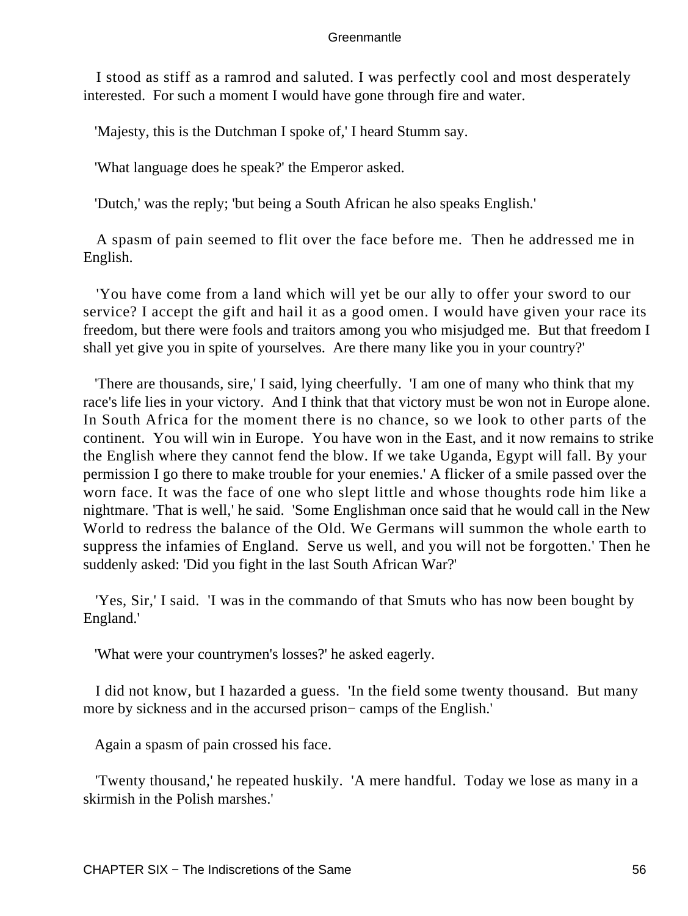I stood as stiff as a ramrod and saluted. I was perfectly cool and most desperately interested. For such a moment I would have gone through fire and water.

'Majesty, this is the Dutchman I spoke of,' I heard Stumm say.

'What language does he speak?' the Emperor asked.

'Dutch,' was the reply; 'but being a South African he also speaks English.'

A spasm of pain seemed to flit over the face before me. Then he addressed me in English.

'You have come from a land which will yet be our ally to offer your sword to our service? I accept the gift and hail it as a good omen. I would have given your race its freedom, but there were fools and traitors among you who misjudged me. But that freedom I shall yet give you in spite of yourselves. Are there many like you in your country?'

'There are thousands, sire,' I said, lying cheerfully. 'I am one of many who think that my race's life lies in your victory. And I think that that victory must be won not in Europe alone. In South Africa for the moment there is no chance, so we look to other parts of the continent. You will win in Europe. You have won in the East, and it now remains to strike the English where they cannot fend the blow. If we take Uganda, Egypt will fall. By your permission I go there to make trouble for your enemies.' A flicker of a smile passed over the worn face. It was the face of one who slept little and whose thoughts rode him like a nightmare. 'That is well,' he said. 'Some Englishman once said that he would call in the New World to redress the balance of the Old. We Germans will summon the whole earth to suppress the infamies of England. Serve us well, and you will not be forgotten.' Then he suddenly asked: 'Did you fight in the last South African War?'

'Yes, Sir,' I said. 'I was in the commando of that Smuts who has now been bought by England.'

'What were your countrymen's losses?' he asked eagerly.

I did not know, but I hazarded a guess. 'In the field some twenty thousand. But many more by sickness and in the accursed prison− camps of the English.'

Again a spasm of pain crossed his face.

'Twenty thousand,' he repeated huskily. 'A mere handful. Today we lose as many in a skirmish in the Polish marshes.'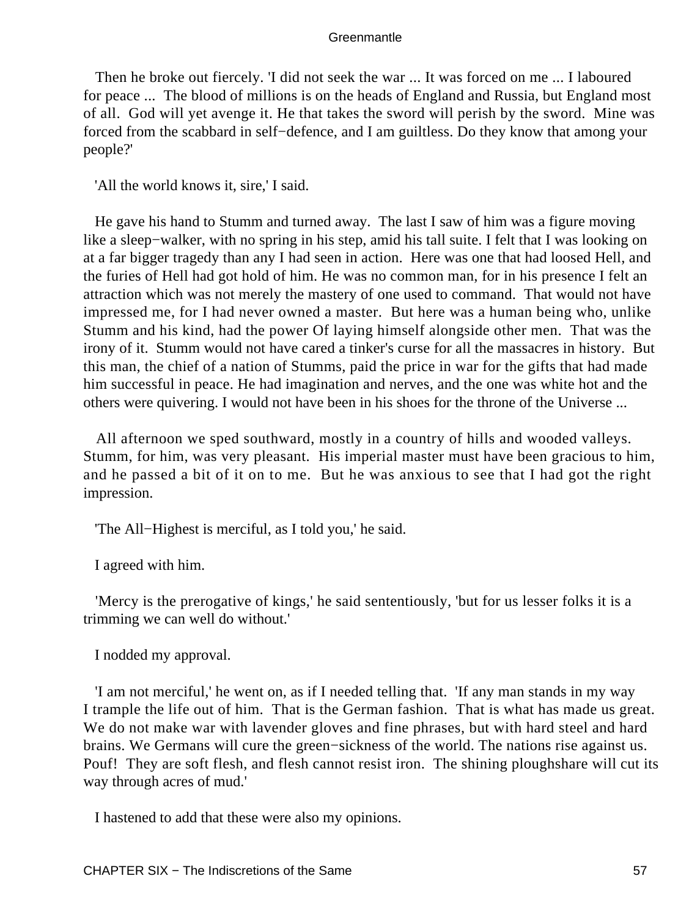Then he broke out fiercely. 'I did not seek the war ... It was forced on me ... I laboured for peace ... The blood of millions is on the heads of England and Russia, but England most of all. God will yet avenge it. He that takes the sword will perish by the sword. Mine was forced from the scabbard in self−defence, and I am guiltless. Do they know that among your people?'

'All the world knows it, sire,' I said.

He gave his hand to Stumm and turned away. The last I saw of him was a figure moving like a sleep−walker, with no spring in his step, amid his tall suite. I felt that I was looking on at a far bigger tragedy than any I had seen in action. Here was one that had loosed Hell, and the furies of Hell had got hold of him. He was no common man, for in his presence I felt an attraction which was not merely the mastery of one used to command. That would not have impressed me, for I had never owned a master. But here was a human being who, unlike Stumm and his kind, had the power Of laying himself alongside other men. That was the irony of it. Stumm would not have cared a tinker's curse for all the massacres in history. But this man, the chief of a nation of Stumms, paid the price in war for the gifts that had made him successful in peace. He had imagination and nerves, and the one was white hot and the others were quivering. I would not have been in his shoes for the throne of the Universe ...

All afternoon we sped southward, mostly in a country of hills and wooded valleys. Stumm, for him, was very pleasant. His imperial master must have been gracious to him, and he passed a bit of it on to me. But he was anxious to see that I had got the right impression.

'The All−Highest is merciful, as I told you,' he said.

I agreed with him.

'Mercy is the prerogative of kings,' he said sententiously, 'but for us lesser folks it is a trimming we can well do without.'

I nodded my approval.

'I am not merciful,' he went on, as if I needed telling that. 'If any man stands in my way I trample the life out of him. That is the German fashion. That is what has made us great. We do not make war with lavender gloves and fine phrases, but with hard steel and hard brains. We Germans will cure the green−sickness of the world. The nations rise against us. Pouf! They are soft flesh, and flesh cannot resist iron. The shining ploughshare will cut its way through acres of mud.'

I hastened to add that these were also my opinions.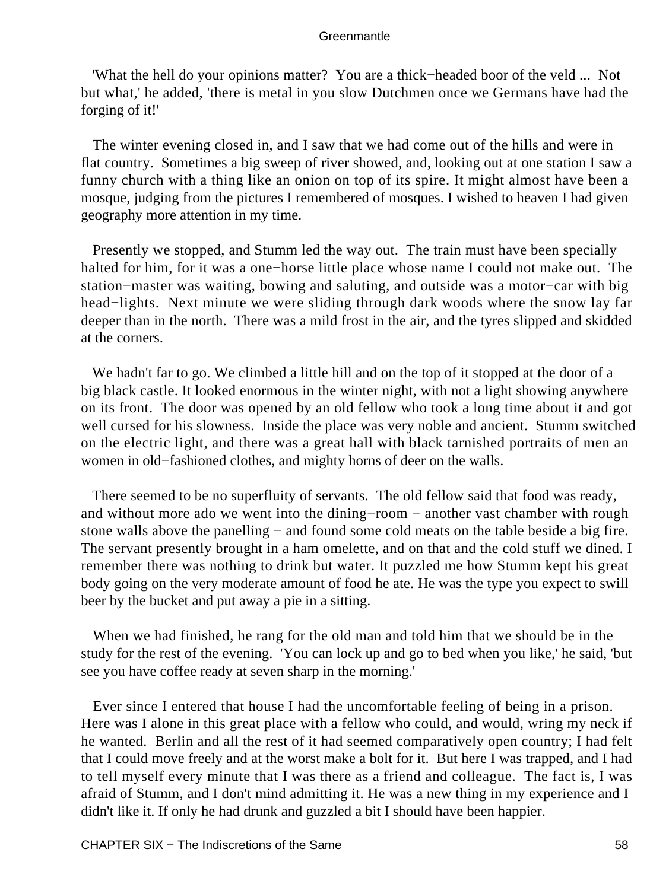'What the hell do your opinions matter? You are a thick−headed boor of the veld ... Not but what,' he added, 'there is metal in you slow Dutchmen once we Germans have had the forging of it!'

The winter evening closed in, and I saw that we had come out of the hills and were in flat country. Sometimes a big sweep of river showed, and, looking out at one station I saw a funny church with a thing like an onion on top of its spire. It might almost have been a mosque, judging from the pictures I remembered of mosques. I wished to heaven I had given geography more attention in my time.

Presently we stopped, and Stumm led the way out. The train must have been specially halted for him, for it was a one−horse little place whose name I could not make out. The station−master was waiting, bowing and saluting, and outside was a motor−car with big head−lights. Next minute we were sliding through dark woods where the snow lay far deeper than in the north. There was a mild frost in the air, and the tyres slipped and skidded at the corners.

We hadn't far to go. We climbed a little hill and on the top of it stopped at the door of a big black castle. It looked enormous in the winter night, with not a light showing anywhere on its front. The door was opened by an old fellow who took a long time about it and got well cursed for his slowness. Inside the place was very noble and ancient. Stumm switched on the electric light, and there was a great hall with black tarnished portraits of men an women in old−fashioned clothes, and mighty horns of deer on the walls.

There seemed to be no superfluity of servants. The old fellow said that food was ready, and without more ado we went into the dining−room − another vast chamber with rough stone walls above the panelling − and found some cold meats on the table beside a big fire. The servant presently brought in a ham omelette, and on that and the cold stuff we dined. I remember there was nothing to drink but water. It puzzled me how Stumm kept his great body going on the very moderate amount of food he ate. He was the type you expect to swill beer by the bucket and put away a pie in a sitting.

When we had finished, he rang for the old man and told him that we should be in the study for the rest of the evening. 'You can lock up and go to bed when you like,' he said, 'but see you have coffee ready at seven sharp in the morning.'

Ever since I entered that house I had the uncomfortable feeling of being in a prison. Here was I alone in this great place with a fellow who could, and would, wring my neck if he wanted. Berlin and all the rest of it had seemed comparatively open country; I had felt that I could move freely and at the worst make a bolt for it. But here I was trapped, and I had to tell myself every minute that I was there as a friend and colleague. The fact is, I was afraid of Stumm, and I don't mind admitting it. He was a new thing in my experience and I didn't like it. If only he had drunk and guzzled a bit I should have been happier.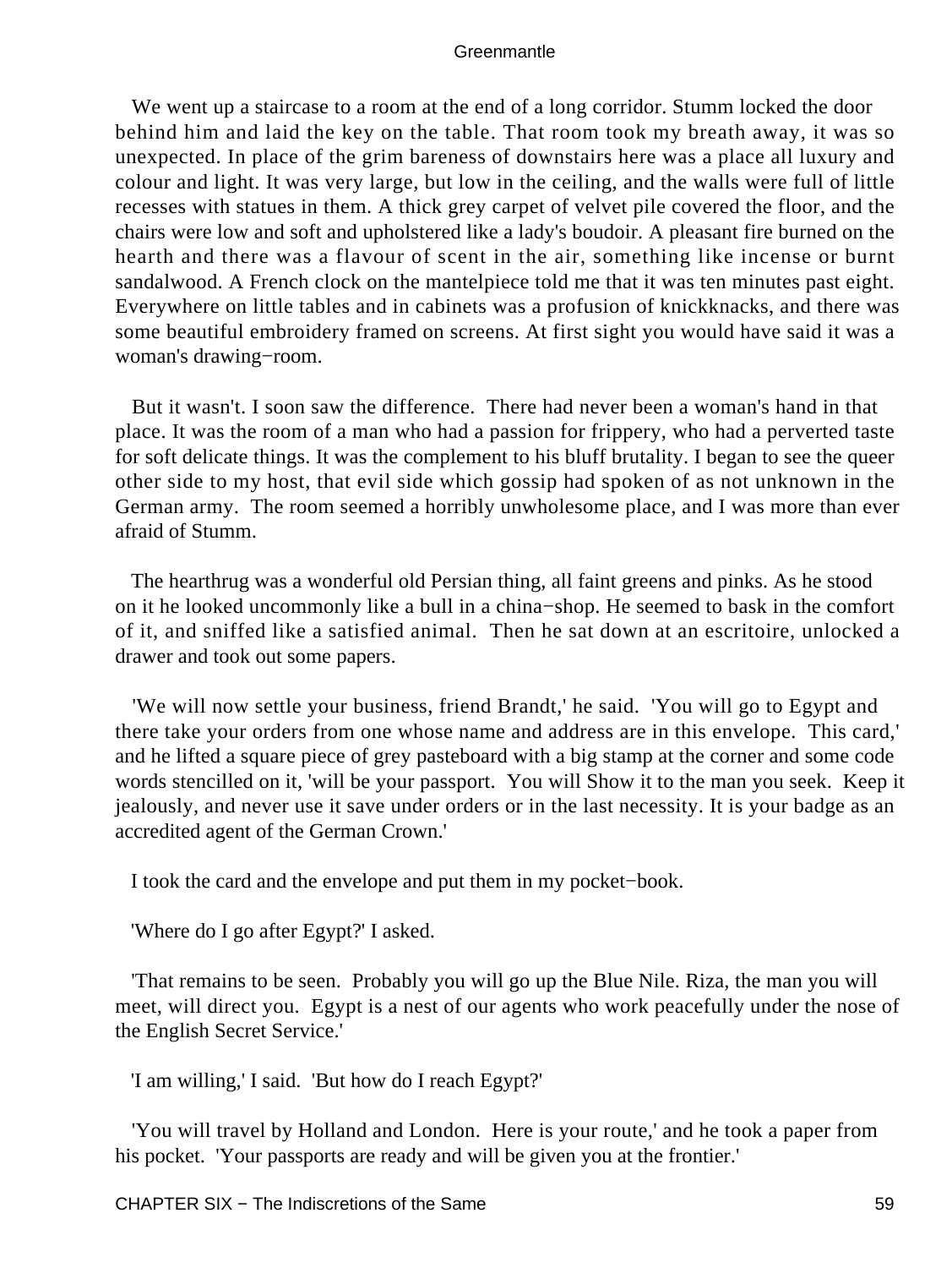We went up a staircase to a room at the end of a long corridor. Stumm locked the door behind him and laid the key on the table. That room took my breath away, it was so unexpected. In place of the grim bareness of downstairs here was a place all luxury and colour and light. It was very large, but low in the ceiling, and the walls were full of little recesses with statues in them. A thick grey carpet of velvet pile covered the floor, and the chairs were low and soft and upholstered like a lady's boudoir. A pleasant fire burned on the hearth and there was a flavour of scent in the air, something like incense or burnt sandalwood. A French clock on the mantelpiece told me that it was ten minutes past eight. Everywhere on little tables and in cabinets was a profusion of knickknacks, and there was some beautiful embroidery framed on screens. At first sight you would have said it was a woman's drawing−room.

But it wasn't. I soon saw the difference. There had never been a woman's hand in that place. It was the room of a man who had a passion for frippery, who had a perverted taste for soft delicate things. It was the complement to his bluff brutality. I began to see the queer other side to my host, that evil side which gossip had spoken of as not unknown in the German army. The room seemed a horribly unwholesome place, and I was more than ever afraid of Stumm.

The hearthrug was a wonderful old Persian thing, all faint greens and pinks. As he stood on it he looked uncommonly like a bull in a china−shop. He seemed to bask in the comfort of it, and sniffed like a satisfied animal. Then he sat down at an escritoire, unlocked a drawer and took out some papers.

'We will now settle your business, friend Brandt,' he said. 'You will go to Egypt and there take your orders from one whose name and address are in this envelope. This card,' and he lifted a square piece of grey pasteboard with a big stamp at the corner and some code words stencilled on it, 'will be your passport. You will Show it to the man you seek. Keep it jealously, and never use it save under orders or in the last necessity. It is your badge as an accredited agent of the German Crown.'

I took the card and the envelope and put them in my pocket−book.

'Where do I go after Egypt?' I asked.

'That remains to be seen. Probably you will go up the Blue Nile. Riza, the man you will meet, will direct you. Egypt is a nest of our agents who work peacefully under the nose of the English Secret Service.'

'I am willing,' I said. 'But how do I reach Egypt?'

'You will travel by Holland and London. Here is your route,' and he took a paper from his pocket. 'Your passports are ready and will be given you at the frontier.'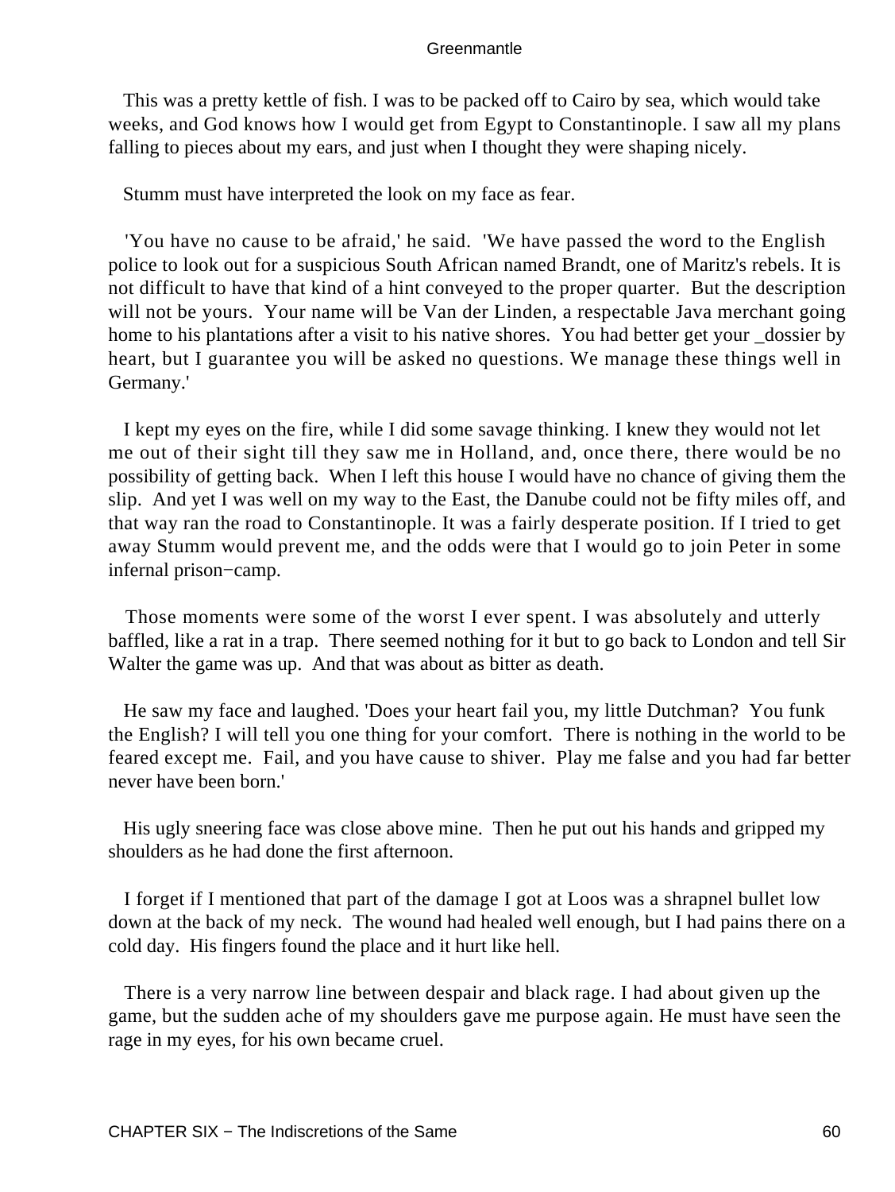This was a pretty kettle of fish. I was to be packed off to Cairo by sea, which would take weeks, and God knows how I would get from Egypt to Constantinople. I saw all my plans falling to pieces about my ears, and just when I thought they were shaping nicely.

Stumm must have interpreted the look on my face as fear.

'You have no cause to be afraid,' he said. 'We have passed the word to the English police to look out for a suspicious South African named Brandt, one of Maritz's rebels. It is not difficult to have that kind of a hint conveyed to the proper quarter. But the description will not be yours. Your name will be Van der Linden, a respectable Java merchant going home to his plantations after a visit to his native shores. You had better get your _dossier by heart, but I guarantee you will be asked no questions. We manage these things well in Germany.'

I kept my eyes on the fire, while I did some savage thinking. I knew they would not let me out of their sight till they saw me in Holland, and, once there, there would be no possibility of getting back. When I left this house I would have no chance of giving them the slip. And yet I was well on my way to the East, the Danube could not be fifty miles off, and that way ran the road to Constantinople. It was a fairly desperate position. If I tried to get away Stumm would prevent me, and the odds were that I would go to join Peter in some infernal prison−camp.

Those moments were some of the worst I ever spent. I was absolutely and utterly baffled, like a rat in a trap. There seemed nothing for it but to go back to London and tell Sir Walter the game was up. And that was about as bitter as death.

He saw my face and laughed. 'Does your heart fail you, my little Dutchman? You funk the English? I will tell you one thing for your comfort. There is nothing in the world to be feared except me. Fail, and you have cause to shiver. Play me false and you had far better never have been born.'

His ugly sneering face was close above mine. Then he put out his hands and gripped my shoulders as he had done the first afternoon.

I forget if I mentioned that part of the damage I got at Loos was a shrapnel bullet low down at the back of my neck. The wound had healed well enough, but I had pains there on a cold day. His fingers found the place and it hurt like hell.

There is a very narrow line between despair and black rage. I had about given up the game, but the sudden ache of my shoulders gave me purpose again. He must have seen the rage in my eyes, for his own became cruel.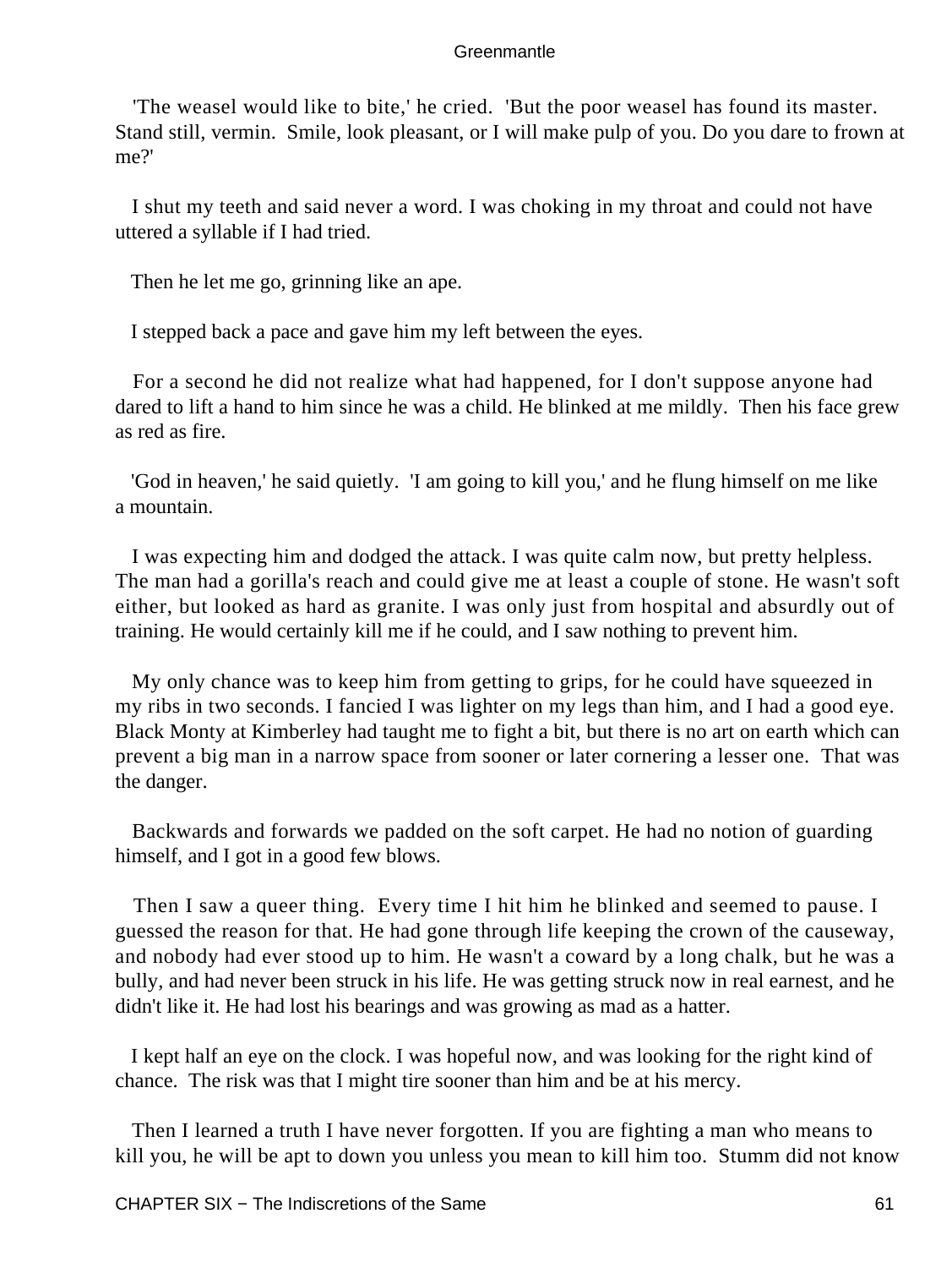'The weasel would like to bite,' he cried. 'But the poor weasel has found its master. Stand still, vermin. Smile, look pleasant, or I will make pulp of you. Do you dare to frown at me?'

I shut my teeth and said never a word. I was choking in my throat and could not have uttered a syllable if I had tried.

Then he let me go, grinning like an ape.

I stepped back a pace and gave him my left between the eyes.

For a second he did not realize what had happened, for I don't suppose anyone had dared to lift a hand to him since he was a child. He blinked at me mildly. Then his face grew as red as fire.

'God in heaven,' he said quietly. 'I am going to kill you,' and he flung himself on me like a mountain.

I was expecting him and dodged the attack. I was quite calm now, but pretty helpless. The man had a gorilla's reach and could give me at least a couple of stone. He wasn't soft either, but looked as hard as granite. I was only just from hospital and absurdly out of training. He would certainly kill me if he could, and I saw nothing to prevent him.

My only chance was to keep him from getting to grips, for he could have squeezed in my ribs in two seconds. I fancied I was lighter on my legs than him, and I had a good eye. Black Monty at Kimberley had taught me to fight a bit, but there is no art on earth which can prevent a big man in a narrow space from sooner or later cornering a lesser one. That was the danger.

Backwards and forwards we padded on the soft carpet. He had no notion of guarding himself, and I got in a good few blows.

Then I saw a queer thing. Every time I hit him he blinked and seemed to pause. I guessed the reason for that. He had gone through life keeping the crown of the causeway, and nobody had ever stood up to him. He wasn't a coward by a long chalk, but he was a bully, and had never been struck in his life. He was getting struck now in real earnest, and he didn't like it. He had lost his bearings and was growing as mad as a hatter.

I kept half an eye on the clock. I was hopeful now, and was looking for the right kind of chance. The risk was that I might tire sooner than him and be at his mercy.

Then I learned a truth I have never forgotten. If you are fighting a man who means to kill you, he will be apt to down you unless you mean to kill him too. Stumm did not know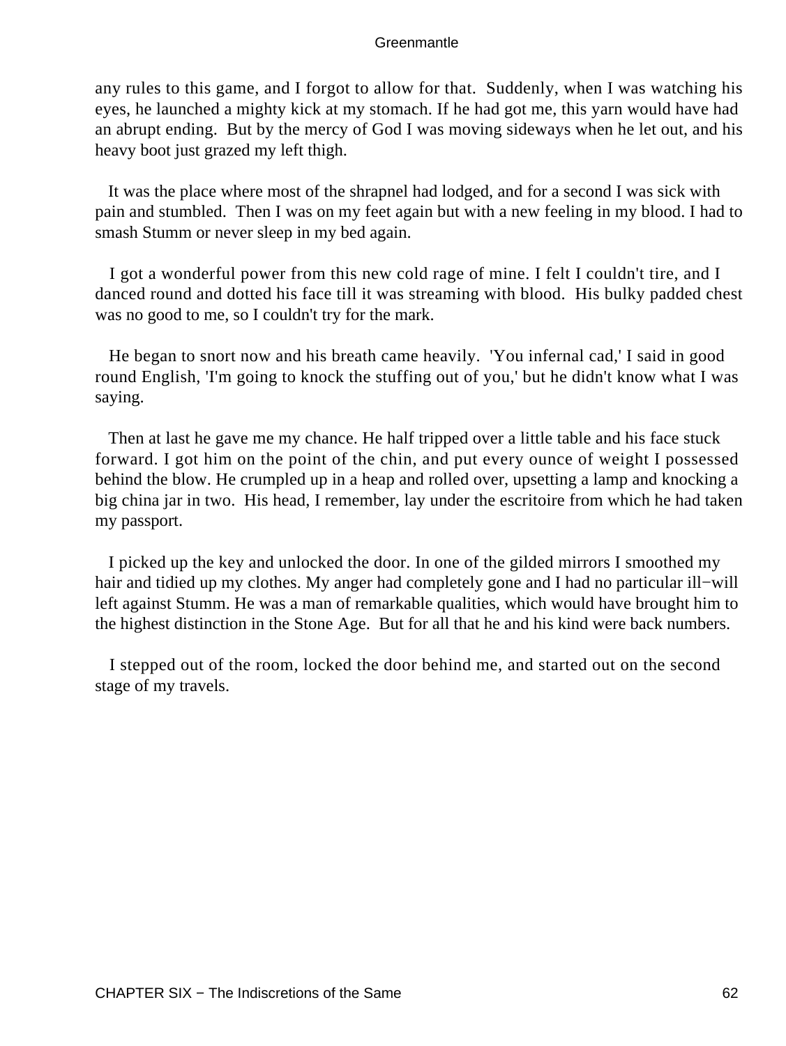any rules to this game, and I forgot to allow for that. Suddenly, when I was watching his eyes, he launched a mighty kick at my stomach. If he had got me, this yarn would have had an abrupt ending. But by the mercy of God I was moving sideways when he let out, and his heavy boot just grazed my left thigh.

It was the place where most of the shrapnel had lodged, and for a second I was sick with pain and stumbled. Then I was on my feet again but with a new feeling in my blood. I had to smash Stumm or never sleep in my bed again.

I got a wonderful power from this new cold rage of mine. I felt I couldn't tire, and I danced round and dotted his face till it was streaming with blood. His bulky padded chest was no good to me, so I couldn't try for the mark.

He began to snort now and his breath came heavily. 'You infernal cad,' I said in good round English, 'I'm going to knock the stuffing out of you,' but he didn't know what I was saying.

Then at last he gave me my chance. He half tripped over a little table and his face stuck forward. I got him on the point of the chin, and put every ounce of weight I possessed behind the blow. He crumpled up in a heap and rolled over, upsetting a lamp and knocking a big china jar in two. His head, I remember, lay under the escritoire from which he had taken my passport.

I picked up the key and unlocked the door. In one of the gilded mirrors I smoothed my hair and tidied up my clothes. My anger had completely gone and I had no particular ill−will left against Stumm. He was a man of remarkable qualities, which would have brought him to the highest distinction in the Stone Age. But for all that he and his kind were back numbers.

I stepped out of the room, locked the door behind me, and started out on the second stage of my travels.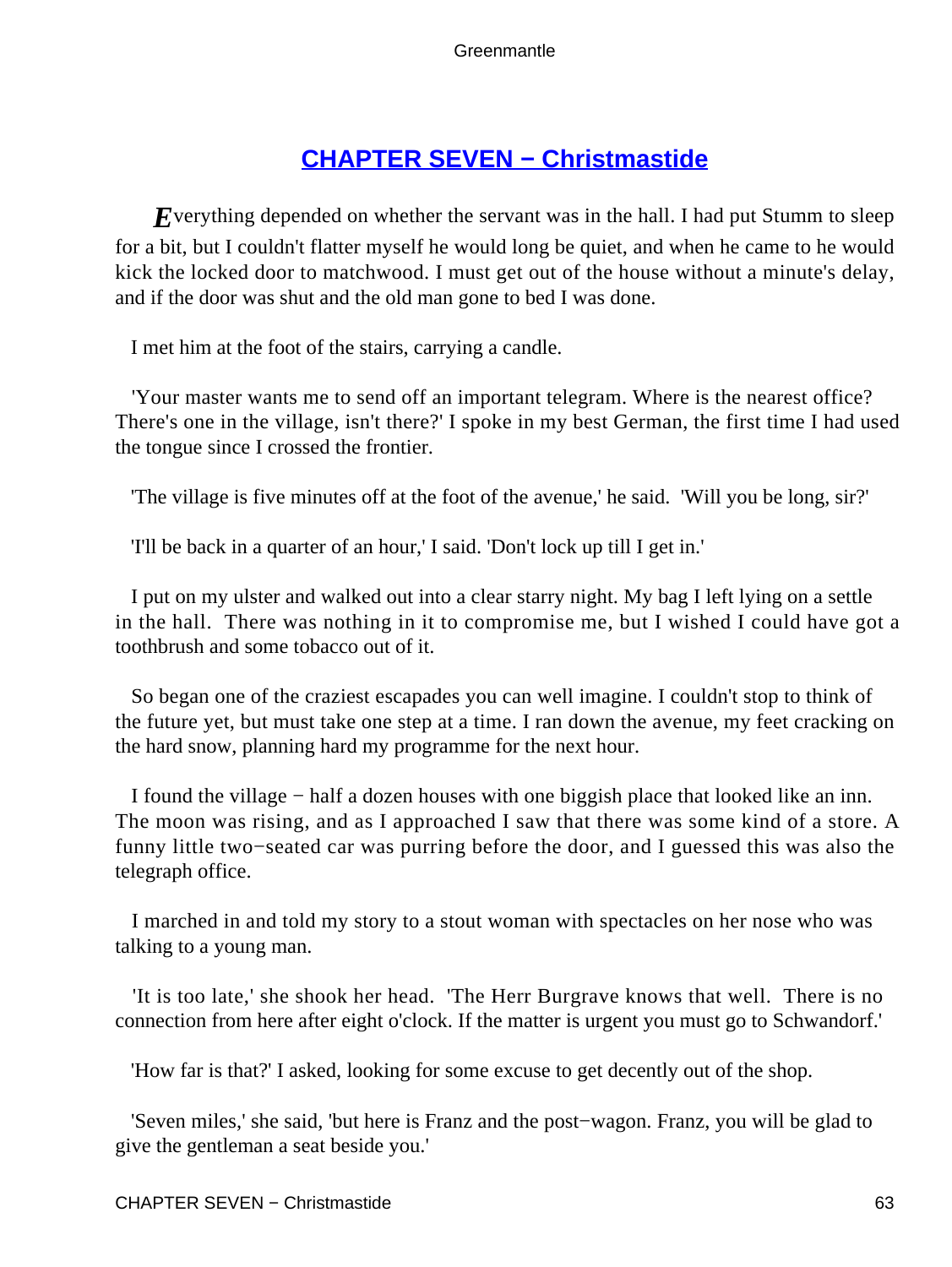## CHAPTER SEVEN − Christmastide

*E*verything depended on whether the servant was in the hall. I had put Stumm to sleep for a bit, but I couldn't flatter myself he would long be quiet, and when he came to he would kick the locked door to matchwood. I must get out of the house without a minute's delay, and if the door was shut and the old man gone to bed I was done.

I met him at the foot of the stairs, carrying a candle.

'Your master wants me to send off an important telegram. Where is the nearest office? There's one in the village, isn't there?' I spoke in my best German, the first time I had used the tongue since I crossed the frontier.

'The village is five minutes off at the foot of the avenue,' he said. 'Will you be long, sir?'

'I'll be back in a quarter of an hour,' I said. 'Don't lock up till I get in.'

I put on my ulster and walked out into a clear starry night. My bag I left lying on a settle in the hall. There was nothing in it to compromise me, but I wished I could have got a toothbrush and some tobacco out of it.

So began one of the craziest escapades you can well imagine. I couldn't stop to think of the future yet, but must take one step at a time. I ran down the avenue, my feet cracking on the hard snow, planning hard my programme for the next hour.

I found the village − half a dozen houses with one biggish place that looked like an inn. The moon was rising, and as I approached I saw that there was some kind of a store. A funny little two−seated car was purring before the door, and I guessed this was also the telegraph office.

I marched in and told my story to a stout woman with spectacles on her nose who was talking to a young man.

'It is too late,' she shook her head. 'The Herr Burgrave knows that well. There is no connection from here after eight o'clock. If the matter is urgent you must go to Schwandorf.'

'How far is that?' I asked, looking for some excuse to get decently out of the shop.

'Seven miles,' she said, 'but here is Franz and the post−wagon. Franz, you will be glad to give the gentleman a seat beside you.'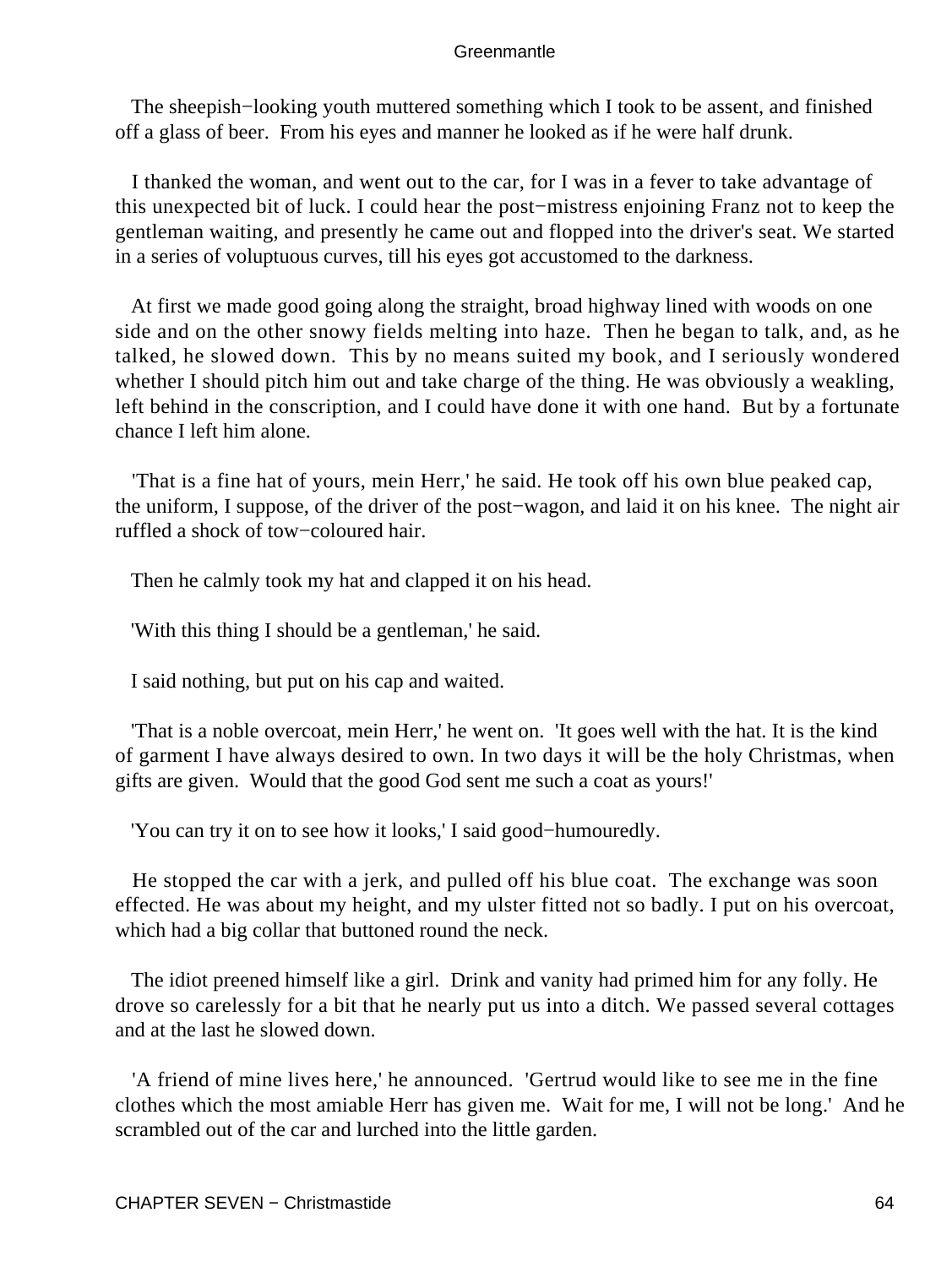The sheepish−looking youth muttered something which I took to be assent, and finished off a glass of beer. From his eyes and manner he looked as if he were half drunk.

I thanked the woman, and went out to the car, for I was in a fever to take advantage of this unexpected bit of luck. I could hear the post−mistress enjoining Franz not to keep the gentleman waiting, and presently he came out and flopped into the driver's seat. We started in a series of voluptuous curves, till his eyes got accustomed to the darkness.

At first we made good going along the straight, broad highway lined with woods on one side and on the other snowy fields melting into haze. Then he began to talk, and, as he talked, he slowed down. This by no means suited my book, and I seriously wondered whether I should pitch him out and take charge of the thing. He was obviously a weakling, left behind in the conscription, and I could have done it with one hand. But by a fortunate chance I left him alone.

'That is a fine hat of yours, mein Herr,' he said. He took off his own blue peaked cap, the uniform, I suppose, of the driver of the post−wagon, and laid it on his knee. The night air ruffled a shock of tow−coloured hair.

Then he calmly took my hat and clapped it on his head.

'With this thing I should be a gentleman,' he said.

I said nothing, but put on his cap and waited.

'That is a noble overcoat, mein Herr,' he went on. 'It goes well with the hat. It is the kind of garment I have always desired to own. In two days it will be the holy Christmas, when gifts are given. Would that the good God sent me such a coat as yours!'

'You can try it on to see how it looks,' I said good−humouredly.

He stopped the car with a jerk, and pulled off his blue coat. The exchange was soon effected. He was about my height, and my ulster fitted not so badly. I put on his overcoat, which had a big collar that buttoned round the neck.

The idiot preened himself like a girl. Drink and vanity had primed him for any folly. He drove so carelessly for a bit that he nearly put us into a ditch. We passed several cottages and at the last he slowed down.

'A friend of mine lives here,' he announced. 'Gertrud would like to see me in the fine clothes which the most amiable Herr has given me. Wait for me, I will not be long.' And he scrambled out of the car and lurched into the little garden.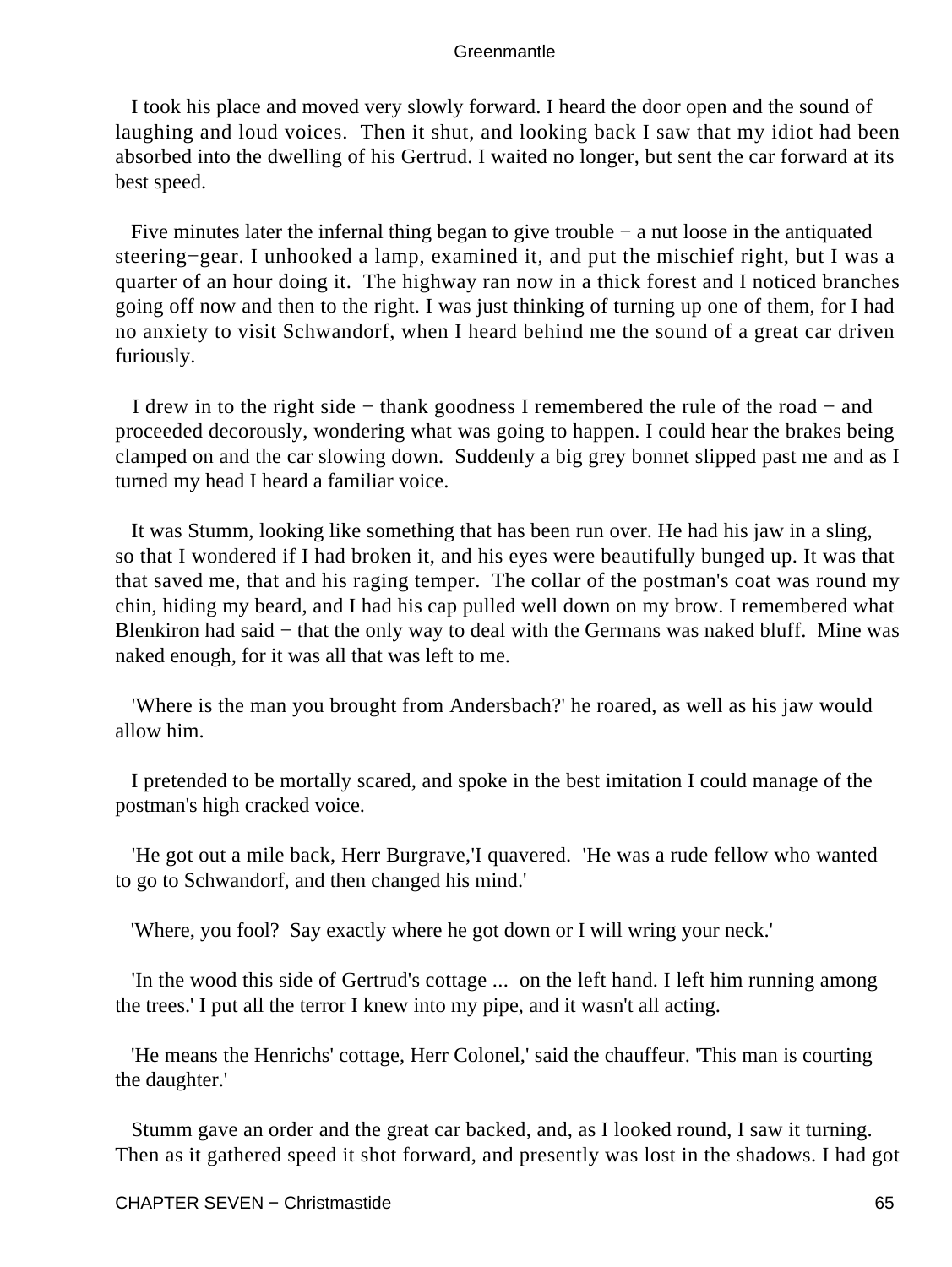I took his place and moved very slowly forward. I heard the door open and the sound of laughing and loud voices. Then it shut, and looking back I saw that my idiot had been absorbed into the dwelling of his Gertrud. I waited no longer, but sent the car forward at its best speed.

Five minutes later the infernal thing began to give trouble − a nut loose in the antiquated steering−gear. I unhooked a lamp, examined it, and put the mischief right, but I was a quarter of an hour doing it. The highway ran now in a thick forest and I noticed branches going off now and then to the right. I was just thinking of turning up one of them, for I had no anxiety to visit Schwandorf, when I heard behind me the sound of a great car driven furiously.

I drew in to the right side − thank goodness I remembered the rule of the road − and proceeded decorously, wondering what was going to happen. I could hear the brakes being clamped on and the car slowing down. Suddenly a big grey bonnet slipped past me and as I turned my head I heard a familiar voice.

It was Stumm, looking like something that has been run over. He had his jaw in a sling, so that I wondered if I had broken it, and his eyes were beautifully bunged up. It was that that saved me, that and his raging temper. The collar of the postman's coat was round my chin, hiding my beard, and I had his cap pulled well down on my brow. I remembered what Blenkiron had said − that the only way to deal with the Germans was naked bluff. Mine was naked enough, for it was all that was left to me.

'Where is the man you brought from Andersbach?' he roared, as well as his jaw would allow him.

I pretended to be mortally scared, and spoke in the best imitation I could manage of the postman's high cracked voice.

'He got out a mile back, Herr Burgrave,'I quavered. 'He was a rude fellow who wanted to go to Schwandorf, and then changed his mind.'

'Where, you fool? Say exactly where he got down or I will wring your neck.'

'In the wood this side of Gertrud's cottage ... on the left hand. I left him running among the trees.' I put all the terror I knew into my pipe, and it wasn't all acting.

'He means the Henrichs' cottage, Herr Colonel,' said the chauffeur. 'This man is courting the daughter.'

Stumm gave an order and the great car backed, and, as I looked round, I saw it turning. Then as it gathered speed it shot forward, and presently was lost in the shadows. I had got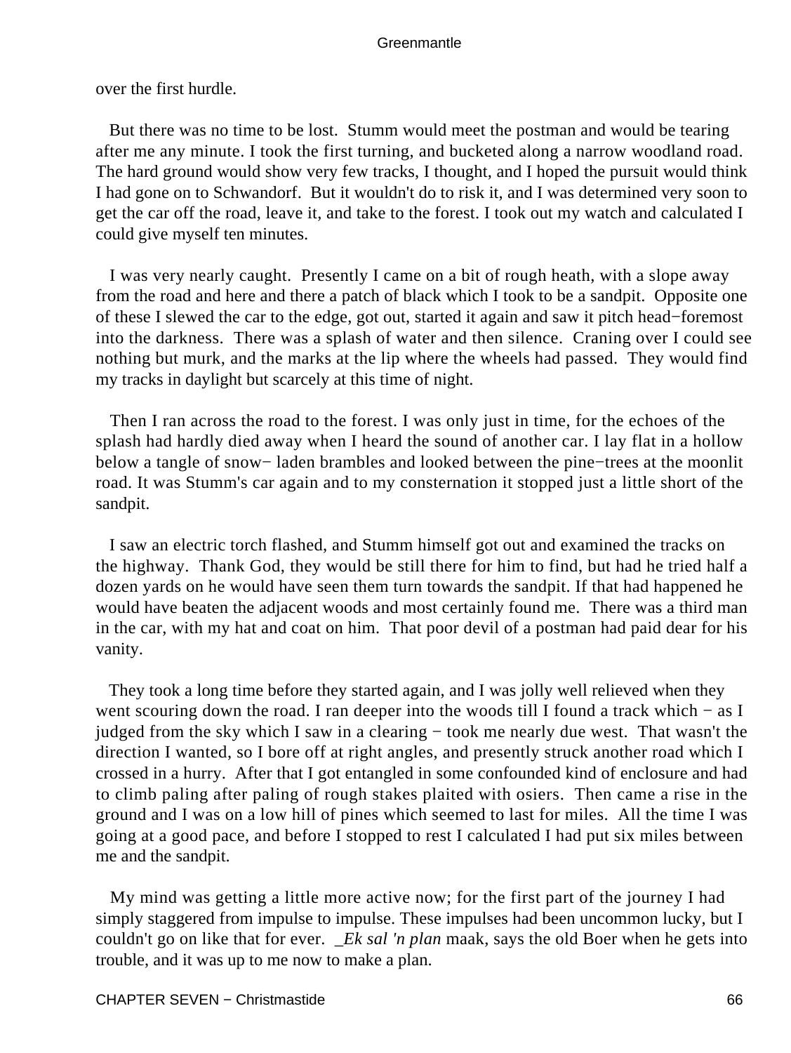over the first hurdle.

But there was no time to be lost. Stumm would meet the postman and would be tearing after me any minute. I took the first turning, and bucketed along a narrow woodland road. The hard ground would show very few tracks, I thought, and I hoped the pursuit would think I had gone on to Schwandorf. But it wouldn't do to risk it, and I was determined very soon to get the car off the road, leave it, and take to the forest. I took out my watch and calculated I could give myself ten minutes.

I was very nearly caught. Presently I came on a bit of rough heath, with a slope away from the road and here and there a patch of black which I took to be a sandpit. Opposite one of these I slewed the car to the edge, got out, started it again and saw it pitch head−foremost into the darkness. There was a splash of water and then silence. Craning over I could see nothing but murk, and the marks at the lip where the wheels had passed. They would find my tracks in daylight but scarcely at this time of night.

Then I ran across the road to the forest. I was only just in time, for the echoes of the splash had hardly died away when I heard the sound of another car. I lay flat in a hollow below a tangle of snow− laden brambles and looked between the pine−trees at the moonlit road. It was Stumm's car again and to my consternation it stopped just a little short of the sandpit.

I saw an electric torch flashed, and Stumm himself got out and examined the tracks on the highway. Thank God, they would be still there for him to find, but had he tried half a dozen yards on he would have seen them turn towards the sandpit. If that had happened he would have beaten the adjacent woods and most certainly found me. There was a third man in the car, with my hat and coat on him. That poor devil of a postman had paid dear for his vanity.

They took a long time before they started again, and I was jolly well relieved when they went scouring down the road. I ran deeper into the woods till I found a track which − as I judged from the sky which I saw in a clearing − took me nearly due west. That wasn't the direction I wanted, so I bore off at right angles, and presently struck another road which I crossed in a hurry. After that I got entangled in some confounded kind of enclosure and had to climb paling after paling of rough stakes plaited with osiers. Then came a rise in the ground and I was on a low hill of pines which seemed to last for miles. All the time I was going at a good pace, and before I stopped to rest I calculated I had put six miles between me and the sandpit.

My mind was getting a little more active now; for the first part of the journey I had simply staggered from impulse to impulse. These impulses had been uncommon lucky, but I couldn't go on like that for ever. _*Ek sal 'n plan* maak, says the old Boer when he gets into trouble, and it was up to me now to make a plan.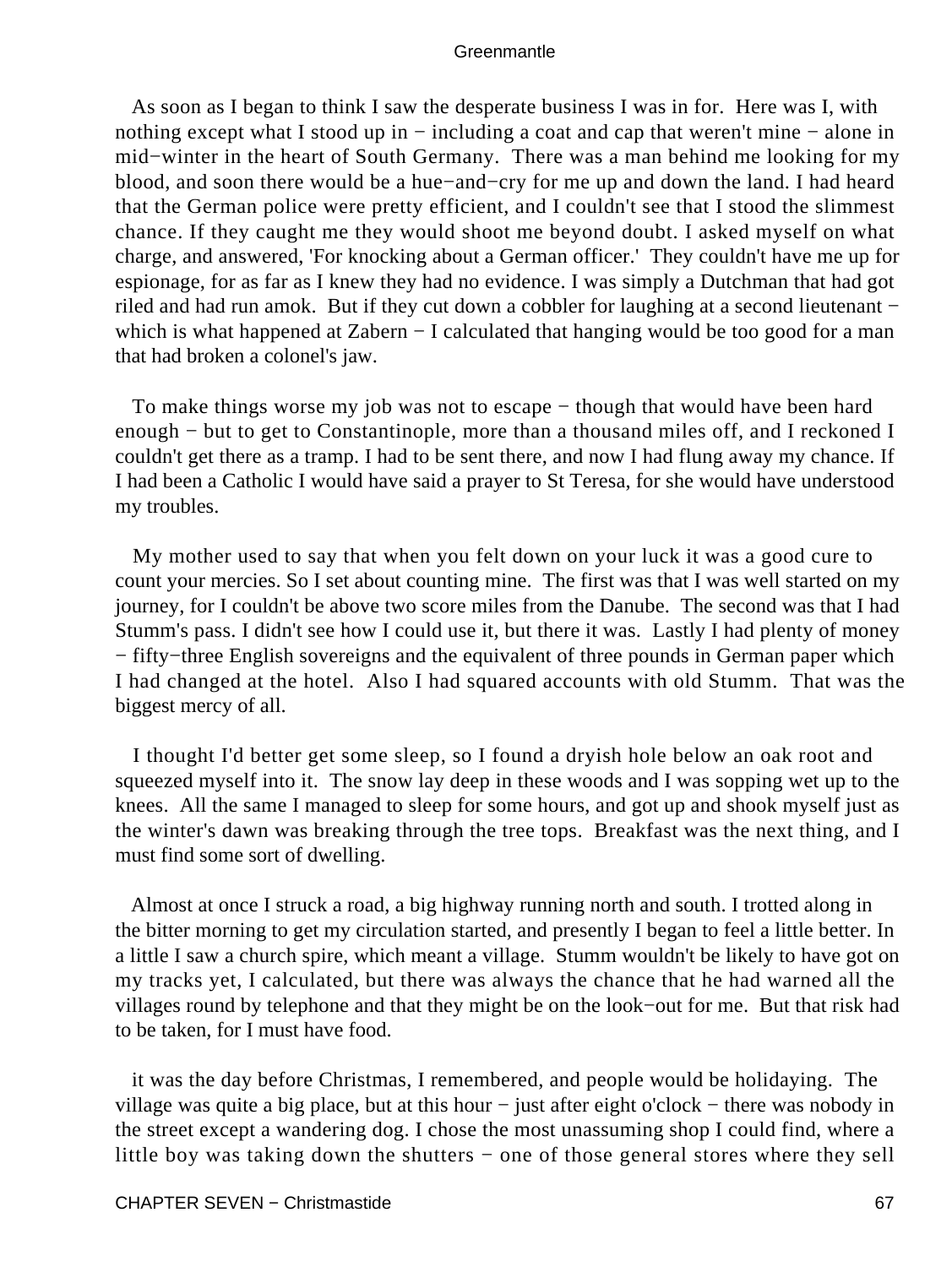As soon as I began to think I saw the desperate business I was in for. Here was I, with nothing except what I stood up in − including a coat and cap that weren't mine − alone in mid−winter in the heart of South Germany. There was a man behind me looking for my blood, and soon there would be a hue−and−cry for me up and down the land. I had heard that the German police were pretty efficient, and I couldn't see that I stood the slimmest chance. If they caught me they would shoot me beyond doubt. I asked myself on what charge, and answered, 'For knocking about a German officer.' They couldn't have me up for espionage, for as far as I knew they had no evidence. I was simply a Dutchman that had got riled and had run amok. But if they cut down a cobbler for laughing at a second lieutenant − which is what happened at Zabern − I calculated that hanging would be too good for a man that had broken a colonel's jaw.

To make things worse my job was not to escape − though that would have been hard enough − but to get to Constantinople, more than a thousand miles off, and I reckoned I couldn't get there as a tramp. I had to be sent there, and now I had flung away my chance. If I had been a Catholic I would have said a prayer to St Teresa, for she would have understood my troubles.

My mother used to say that when you felt down on your luck it was a good cure to count your mercies. So I set about counting mine. The first was that I was well started on my journey, for I couldn't be above two score miles from the Danube. The second was that I had Stumm's pass. I didn't see how I could use it, but there it was. Lastly I had plenty of money − fifty−three English sovereigns and the equivalent of three pounds in German paper which I had changed at the hotel. Also I had squared accounts with old Stumm. That was the biggest mercy of all.

I thought I'd better get some sleep, so I found a dryish hole below an oak root and squeezed myself into it. The snow lay deep in these woods and I was sopping wet up to the knees. All the same I managed to sleep for some hours, and got up and shook myself just as the winter's dawn was breaking through the tree tops. Breakfast was the next thing, and I must find some sort of dwelling.

Almost at once I struck a road, a big highway running north and south. I trotted along in the bitter morning to get my circulation started, and presently I began to feel a little better. In a little I saw a church spire, which meant a village. Stumm wouldn't be likely to have got on my tracks yet, I calculated, but there was always the chance that he had warned all the villages round by telephone and that they might be on the look−out for me. But that risk had to be taken, for I must have food.

it was the day before Christmas, I remembered, and people would be holidaying. The village was quite a big place, but at this hour − just after eight o'clock − there was nobody in the street except a wandering dog. I chose the most unassuming shop I could find, where a little boy was taking down the shutters − one of those general stores where they sell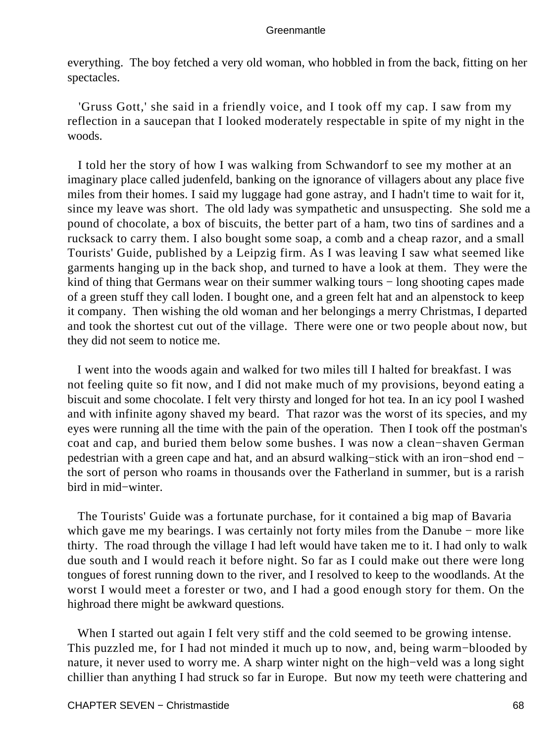everything. The boy fetched a very old woman, who hobbled in from the back, fitting on her spectacles.

'Gruss Gott,' she said in a friendly voice, and I took off my cap. I saw from my reflection in a saucepan that I looked moderately respectable in spite of my night in the woods.

I told her the story of how I was walking from Schwandorf to see my mother at an imaginary place called judenfeld, banking on the ignorance of villagers about any place five miles from their homes. I said my luggage had gone astray, and I hadn't time to wait for it, since my leave was short. The old lady was sympathetic and unsuspecting. She sold me a pound of chocolate, a box of biscuits, the better part of a ham, two tins of sardines and a rucksack to carry them. I also bought some soap, a comb and a cheap razor, and a small Tourists' Guide, published by a Leipzig firm. As I was leaving I saw what seemed like garments hanging up in the back shop, and turned to have a look at them. They were the kind of thing that Germans wear on their summer walking tours − long shooting capes made of a green stuff they call loden. I bought one, and a green felt hat and an alpenstock to keep it company. Then wishing the old woman and her belongings a merry Christmas, I departed and took the shortest cut out of the village. There were one or two people about now, but they did not seem to notice me.

I went into the woods again and walked for two miles till I halted for breakfast. I was not feeling quite so fit now, and I did not make much of my provisions, beyond eating a biscuit and some chocolate. I felt very thirsty and longed for hot tea. In an icy pool I washed and with infinite agony shaved my beard. That razor was the worst of its species, and my eyes were running all the time with the pain of the operation. Then I took off the postman's coat and cap, and buried them below some bushes. I was now a clean−shaven German pedestrian with a green cape and hat, and an absurd walking−stick with an iron−shod end − the sort of person who roams in thousands over the Fatherland in summer, but is a rarish bird in mid−winter.

The Tourists' Guide was a fortunate purchase, for it contained a big map of Bavaria which gave me my bearings. I was certainly not forty miles from the Danube − more like thirty. The road through the village I had left would have taken me to it. I had only to walk due south and I would reach it before night. So far as I could make out there were long tongues of forest running down to the river, and I resolved to keep to the woodlands. At the worst I would meet a forester or two, and I had a good enough story for them. On the highroad there might be awkward questions.

When I started out again I felt very stiff and the cold seemed to be growing intense. This puzzled me, for I had not minded it much up to now, and, being warm−blooded by nature, it never used to worry me. A sharp winter night on the high−veld was a long sight chillier than anything I had struck so far in Europe. But now my teeth were chattering and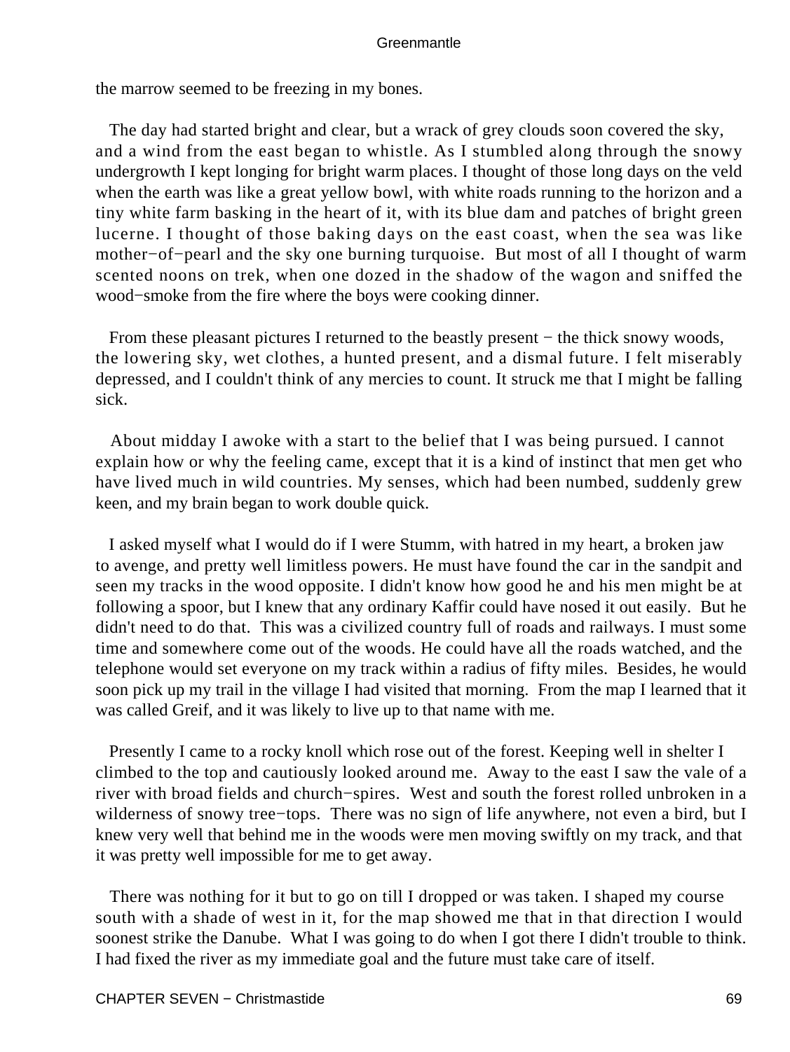the marrow seemed to be freezing in my bones.

The day had started bright and clear, but a wrack of grey clouds soon covered the sky, and a wind from the east began to whistle. As I stumbled along through the snowy undergrowth I kept longing for bright warm places. I thought of those long days on the veld when the earth was like a great yellow bowl, with white roads running to the horizon and a tiny white farm basking in the heart of it, with its blue dam and patches of bright green lucerne. I thought of those baking days on the east coast, when the sea was like mother−of−pearl and the sky one burning turquoise. But most of all I thought of warm scented noons on trek, when one dozed in the shadow of the wagon and sniffed the wood−smoke from the fire where the boys were cooking dinner.

From these pleasant pictures I returned to the beastly present − the thick snowy woods, the lowering sky, wet clothes, a hunted present, and a dismal future. I felt miserably depressed, and I couldn't think of any mercies to count. It struck me that I might be falling sick.

About midday I awoke with a start to the belief that I was being pursued. I cannot explain how or why the feeling came, except that it is a kind of instinct that men get who have lived much in wild countries. My senses, which had been numbed, suddenly grew keen, and my brain began to work double quick.

I asked myself what I would do if I were Stumm, with hatred in my heart, a broken jaw to avenge, and pretty well limitless powers. He must have found the car in the sandpit and seen my tracks in the wood opposite. I didn't know how good he and his men might be at following a spoor, but I knew that any ordinary Kaffir could have nosed it out easily. But he didn't need to do that. This was a civilized country full of roads and railways. I must some time and somewhere come out of the woods. He could have all the roads watched, and the telephone would set everyone on my track within a radius of fifty miles. Besides, he would soon pick up my trail in the village I had visited that morning. From the map I learned that it was called Greif, and it was likely to live up to that name with me.

Presently I came to a rocky knoll which rose out of the forest. Keeping well in shelter I climbed to the top and cautiously looked around me. Away to the east I saw the vale of a river with broad fields and church−spires. West and south the forest rolled unbroken in a wilderness of snowy tree−tops. There was no sign of life anywhere, not even a bird, but I knew very well that behind me in the woods were men moving swiftly on my track, and that it was pretty well impossible for me to get away.

There was nothing for it but to go on till I dropped or was taken. I shaped my course south with a shade of west in it, for the map showed me that in that direction I would soonest strike the Danube. What I was going to do when I got there I didn't trouble to think. I had fixed the river as my immediate goal and the future must take care of itself.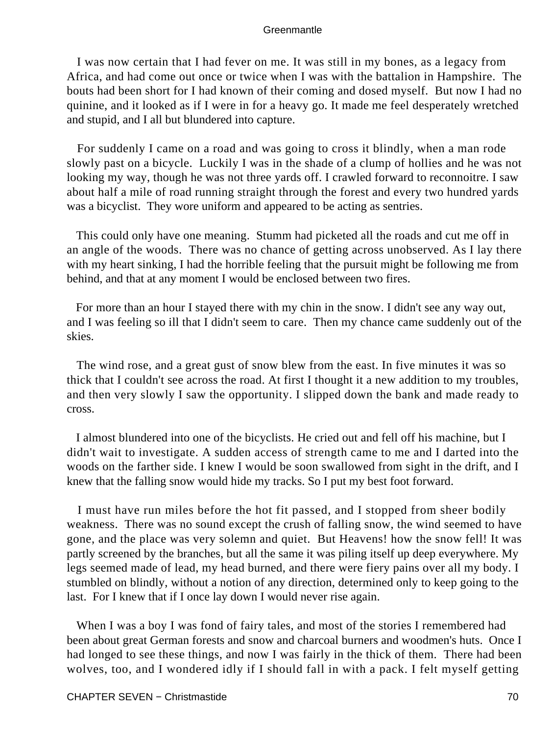I was now certain that I had fever on me. It was still in my bones, as a legacy from Africa, and had come out once or twice when I was with the battalion in Hampshire. The bouts had been short for I had known of their coming and dosed myself. But now I had no quinine, and it looked as if I were in for a heavy go. It made me feel desperately wretched and stupid, and I all but blundered into capture.

For suddenly I came on a road and was going to cross it blindly, when a man rode slowly past on a bicycle. Luckily I was in the shade of a clump of hollies and he was not looking my way, though he was not three yards off. I crawled forward to reconnoitre. I saw about half a mile of road running straight through the forest and every two hundred yards was a bicyclist. They wore uniform and appeared to be acting as sentries.

This could only have one meaning. Stumm had picketed all the roads and cut me off in an angle of the woods. There was no chance of getting across unobserved. As I lay there with my heart sinking, I had the horrible feeling that the pursuit might be following me from behind, and that at any moment I would be enclosed between two fires.

For more than an hour I stayed there with my chin in the snow. I didn't see any way out, and I was feeling so ill that I didn't seem to care. Then my chance came suddenly out of the skies.

The wind rose, and a great gust of snow blew from the east. In five minutes it was so thick that I couldn't see across the road. At first I thought it a new addition to my troubles, and then very slowly I saw the opportunity. I slipped down the bank and made ready to cross.

I almost blundered into one of the bicyclists. He cried out and fell off his machine, but I didn't wait to investigate. A sudden access of strength came to me and I darted into the woods on the farther side. I knew I would be soon swallowed from sight in the drift, and I knew that the falling snow would hide my tracks. So I put my best foot forward.

I must have run miles before the hot fit passed, and I stopped from sheer bodily weakness. There was no sound except the crush of falling snow, the wind seemed to have gone, and the place was very solemn and quiet. But Heavens! how the snow fell! It was partly screened by the branches, but all the same it was piling itself up deep everywhere. My legs seemed made of lead, my head burned, and there were fiery pains over all my body. I stumbled on blindly, without a notion of any direction, determined only to keep going to the last. For I knew that if I once lay down I would never rise again.

When I was a boy I was fond of fairy tales, and most of the stories I remembered had been about great German forests and snow and charcoal burners and woodmen's huts. Once I had longed to see these things, and now I was fairly in the thick of them. There had been wolves, too, and I wondered idly if I should fall in with a pack. I felt myself getting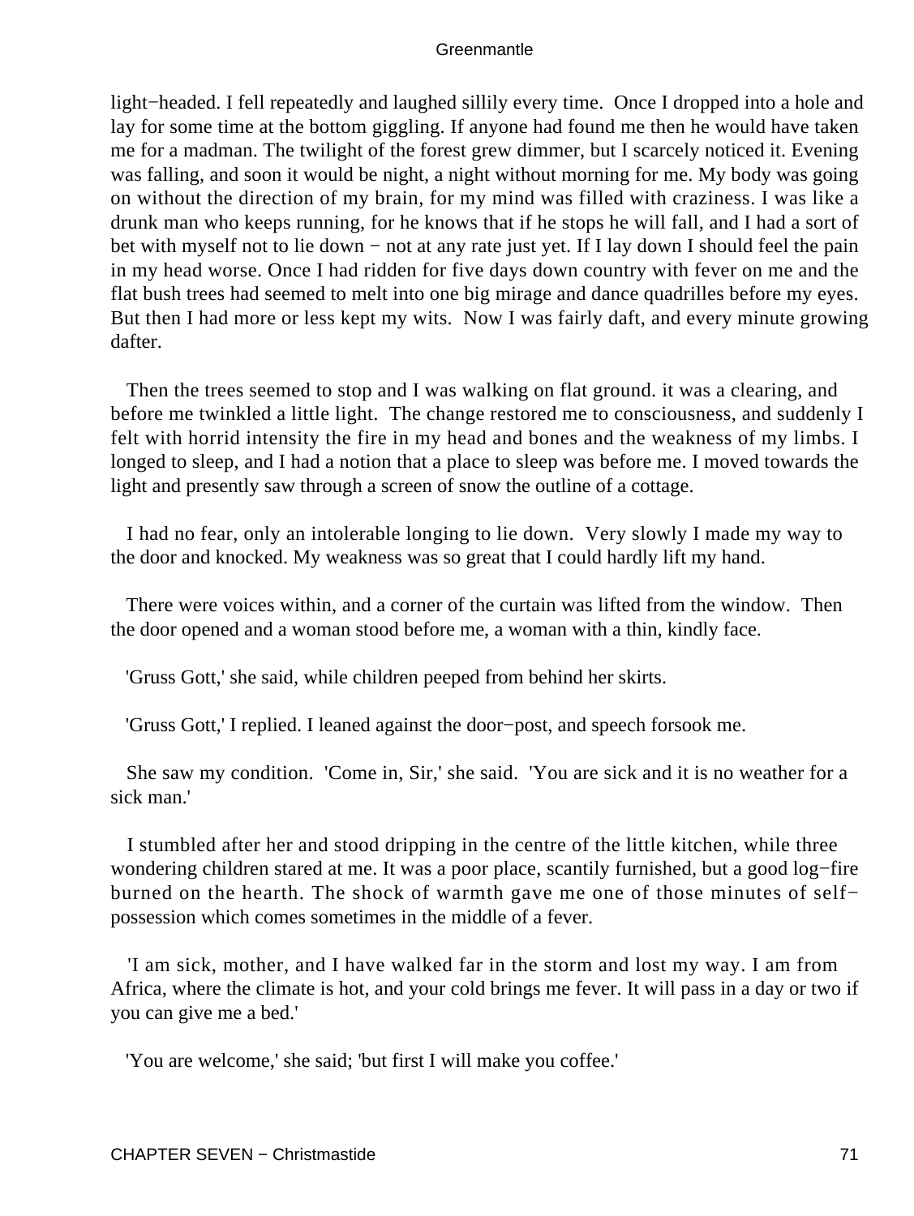light−headed. I fell repeatedly and laughed sillily every time. Once I dropped into a hole and lay for some time at the bottom giggling. If anyone had found me then he would have taken me for a madman. The twilight of the forest grew dimmer, but I scarcely noticed it. Evening was falling, and soon it would be night, a night without morning for me. My body was going on without the direction of my brain, for my mind was filled with craziness. I was like a drunk man who keeps running, for he knows that if he stops he will fall, and I had a sort of bet with myself not to lie down − not at any rate just yet. If I lay down I should feel the pain in my head worse. Once I had ridden for five days down country with fever on me and the flat bush trees had seemed to melt into one big mirage and dance quadrilles before my eyes. But then I had more or less kept my wits. Now I was fairly daft, and every minute growing dafter.

Then the trees seemed to stop and I was walking on flat ground. it was a clearing, and before me twinkled a little light. The change restored me to consciousness, and suddenly I felt with horrid intensity the fire in my head and bones and the weakness of my limbs. I longed to sleep, and I had a notion that a place to sleep was before me. I moved towards the light and presently saw through a screen of snow the outline of a cottage.

I had no fear, only an intolerable longing to lie down. Very slowly I made my way to the door and knocked. My weakness was so great that I could hardly lift my hand.

There were voices within, and a corner of the curtain was lifted from the window. Then the door opened and a woman stood before me, a woman with a thin, kindly face.

'Gruss Gott,' she said, while children peeped from behind her skirts.

'Gruss Gott,' I replied. I leaned against the door−post, and speech forsook me.

She saw my condition. 'Come in, Sir,' she said. 'You are sick and it is no weather for a sick man.'

I stumbled after her and stood dripping in the centre of the little kitchen, while three wondering children stared at me. It was a poor place, scantily furnished, but a good log−fire burned on the hearth. The shock of warmth gave me one of those minutes of self−possession which comes sometimes in the middle of a fever.

'I am sick, mother, and I have walked far in the storm and lost my way. I am from Africa, where the climate is hot, and your cold brings me fever. It will pass in a day or two if you can give me a bed.'

'You are welcome,' she said; 'but first I will make you coffee.'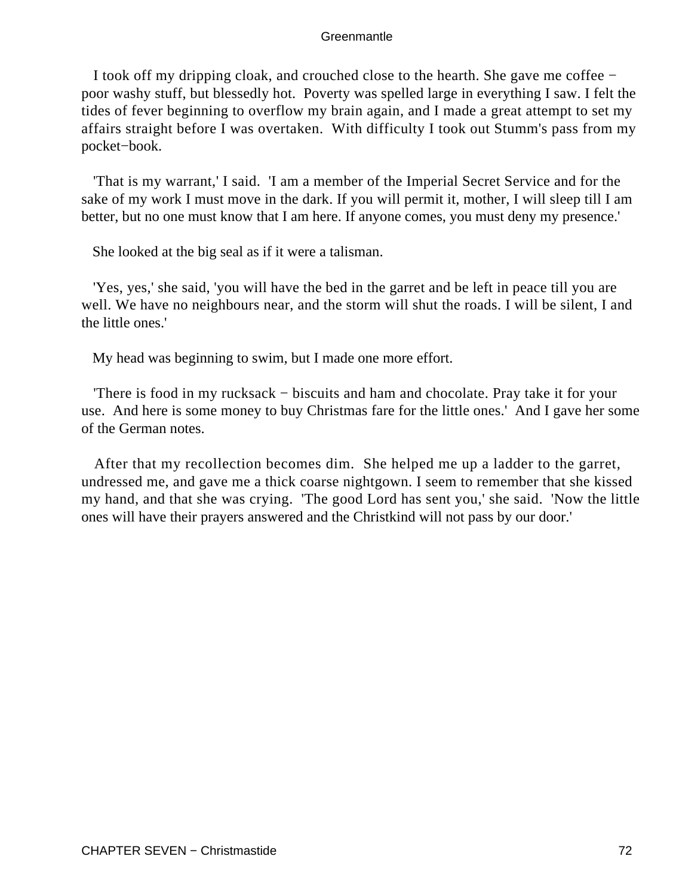I took off my dripping cloak, and crouched close to the hearth. She gave me coffee − poor washy stuff, but blessedly hot. Poverty was spelled large in everything I saw. I felt the tides of fever beginning to overflow my brain again, and I made a great attempt to set my affairs straight before I was overtaken. With difficulty I took out Stumm's pass from my pocket−book.

'That is my warrant,' I said. 'I am a member of the Imperial Secret Service and for the sake of my work I must move in the dark. If you will permit it, mother, I will sleep till I am better, but no one must know that I am here. If anyone comes, you must deny my presence.'

She looked at the big seal as if it were a talisman.

'Yes, yes,' she said, 'you will have the bed in the garret and be left in peace till you are well. We have no neighbours near, and the storm will shut the roads. I will be silent, I and the little ones.'

My head was beginning to swim, but I made one more effort.

'There is food in my rucksack − biscuits and ham and chocolate. Pray take it for your use. And here is some money to buy Christmas fare for the little ones.' And I gave her some of the German notes.

After that my recollection becomes dim. She helped me up a ladder to the garret, undressed me, and gave me a thick coarse nightgown. I seem to remember that she kissed my hand, and that she was crying. 'The good Lord has sent you,' she said. 'Now the little ones will have their prayers answered and the Christkind will not pass by our door.'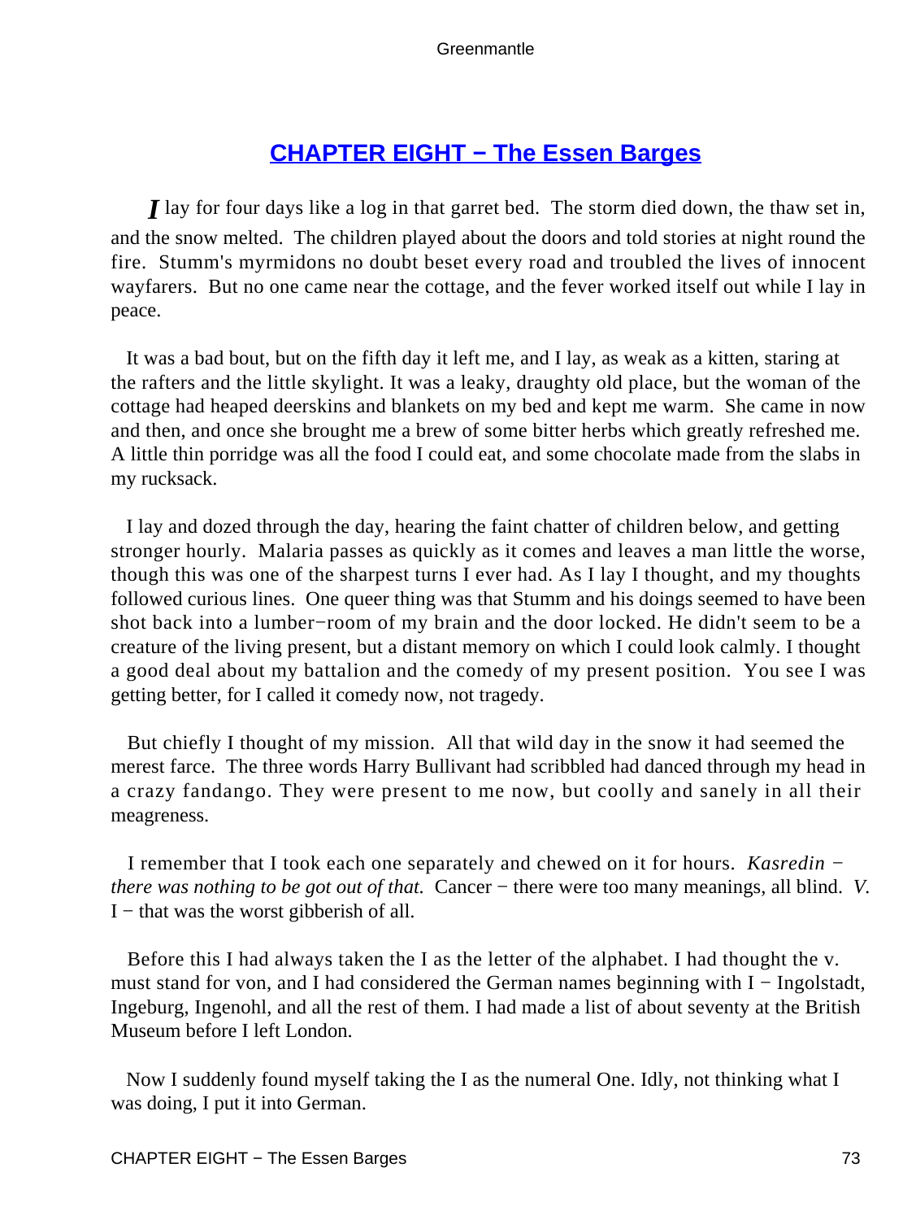## CHAPTER EIGHT − The Essen Barges

*I* lay for four days like a log in that garret bed. The storm died down, the thaw set in, and the snow melted. The children played about the doors and told stories at night round the fire. Stumm's myrmidons no doubt beset every road and troubled the lives of innocent wayfarers. But no one came near the cottage, and the fever worked itself out while I lay in peace.

It was a bad bout, but on the fifth day it left me, and I lay, as weak as a kitten, staring at the rafters and the little skylight. It was a leaky, draughty old place, but the woman of the cottage had heaped deerskins and blankets on my bed and kept me warm. She came in now and then, and once she brought me a brew of some bitter herbs which greatly refreshed me. A little thin porridge was all the food I could eat, and some chocolate made from the slabs in my rucksack.

I lay and dozed through the day, hearing the faint chatter of children below, and getting stronger hourly. Malaria passes as quickly as it comes and leaves a man little the worse, though this was one of the sharpest turns I ever had. As I lay I thought, and my thoughts followed curious lines. One queer thing was that Stumm and his doings seemed to have been shot back into a lumber−room of my brain and the door locked. He didn't seem to be a creature of the living present, but a distant memory on which I could look calmly. I thought a good deal about my battalion and the comedy of my present position. You see I was getting better, for I called it comedy now, not tragedy.

But chiefly I thought of my mission. All that wild day in the snow it had seemed the merest farce. The three words Harry Bullivant had scribbled had danced through my head in a crazy fandango. They were present to me now, but coolly and sanely in all their meagreness.

I remember that I took each one separately and chewed on it for hours. *Kasredin − there was nothing to be got out of that.* Cancer − there were too many meanings, all blind. *V.* I − that was the worst gibberish of all.

Before this I had always taken the I as the letter of the alphabet. I had thought the v. must stand for von, and I had considered the German names beginning with I − Ingolstadt, Ingeburg, Ingenohl, and all the rest of them. I had made a list of about seventy at the British Museum before I left London.

Now I suddenly found myself taking the I as the numeral One. Idly, not thinking what I was doing, I put it into German.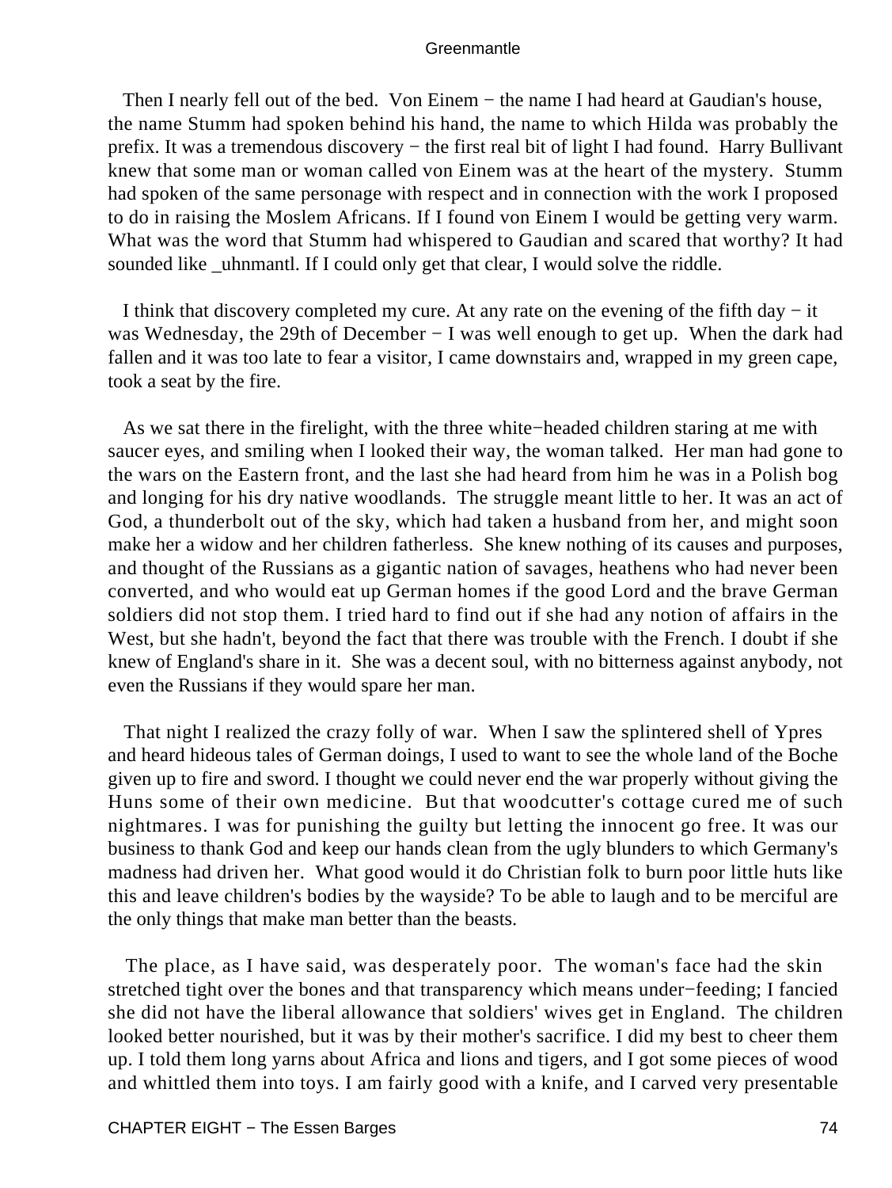Then I nearly fell out of the bed. Von Einem − the name I had heard at Gaudian's house, the name Stumm had spoken behind his hand, the name to which Hilda was probably the prefix. It was a tremendous discovery − the first real bit of light I had found. Harry Bullivant knew that some man or woman called von Einem was at the heart of the mystery. Stumm had spoken of the same personage with respect and in connection with the work I proposed to do in raising the Moslem Africans. If I found von Einem I would be getting very warm. What was the word that Stumm had whispered to Gaudian and scared that worthy? It had sounded like _uhnmantl. If I could only get that clear, I would solve the riddle.

I think that discovery completed my cure. At any rate on the evening of the fifth day − it was Wednesday, the 29th of December − I was well enough to get up. When the dark had fallen and it was too late to fear a visitor, I came downstairs and, wrapped in my green cape, took a seat by the fire.

As we sat there in the firelight, with the three white−headed children staring at me with saucer eyes, and smiling when I looked their way, the woman talked. Her man had gone to the wars on the Eastern front, and the last she had heard from him he was in a Polish bog and longing for his dry native woodlands. The struggle meant little to her. It was an act of God, a thunderbolt out of the sky, which had taken a husband from her, and might soon make her a widow and her children fatherless. She knew nothing of its causes and purposes, and thought of the Russians as a gigantic nation of savages, heathens who had never been converted, and who would eat up German homes if the good Lord and the brave German soldiers did not stop them. I tried hard to find out if she had any notion of affairs in the West, but she hadn't, beyond the fact that there was trouble with the French. I doubt if she knew of England's share in it. She was a decent soul, with no bitterness against anybody, not even the Russians if they would spare her man.

That night I realized the crazy folly of war. When I saw the splintered shell of Ypres and heard hideous tales of German doings, I used to want to see the whole land of the Boche given up to fire and sword. I thought we could never end the war properly without giving the Huns some of their own medicine. But that woodcutter's cottage cured me of such nightmares. I was for punishing the guilty but letting the innocent go free. It was our business to thank God and keep our hands clean from the ugly blunders to which Germany's madness had driven her. What good would it do Christian folk to burn poor little huts like this and leave children's bodies by the wayside? To be able to laugh and to be merciful are the only things that make man better than the beasts.

The place, as I have said, was desperately poor. The woman's face had the skin stretched tight over the bones and that transparency which means under−feeding; I fancied she did not have the liberal allowance that soldiers' wives get in England. The children looked better nourished, but it was by their mother's sacrifice. I did my best to cheer them up. I told them long yarns about Africa and lions and tigers, and I got some pieces of wood and whittled them into toys. I am fairly good with a knife, and I carved very presentable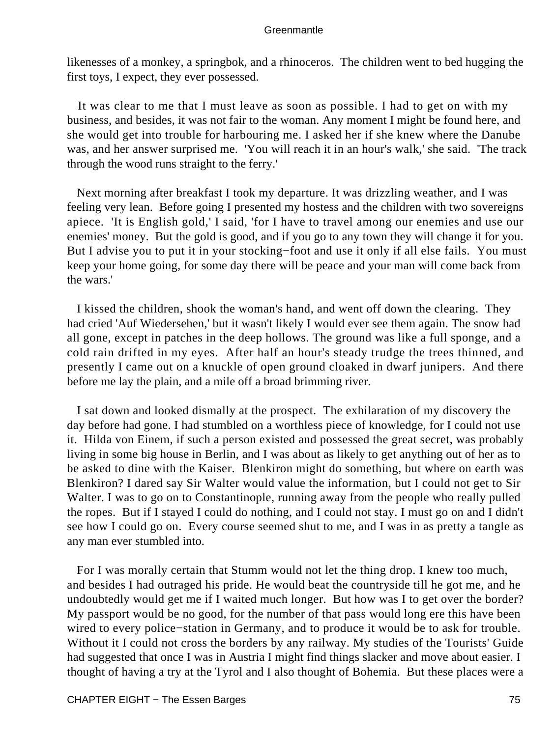likenesses of a monkey, a springbok, and a rhinoceros. The children went to bed hugging the first toys, I expect, they ever possessed.

It was clear to me that I must leave as soon as possible. I had to get on with my business, and besides, it was not fair to the woman. Any moment I might be found here, and she would get into trouble for harbouring me. I asked her if she knew where the Danube was, and her answer surprised me. 'You will reach it in an hour's walk,' she said. 'The track through the wood runs straight to the ferry.'

Next morning after breakfast I took my departure. It was drizzling weather, and I was feeling very lean. Before going I presented my hostess and the children with two sovereigns apiece. 'It is English gold,' I said, 'for I have to travel among our enemies and use our enemies' money. But the gold is good, and if you go to any town they will change it for you. But I advise you to put it in your stocking−foot and use it only if all else fails. You must keep your home going, for some day there will be peace and your man will come back from the wars.'

I kissed the children, shook the woman's hand, and went off down the clearing. They had cried 'Auf Wiedersehen,' but it wasn't likely I would ever see them again. The snow had all gone, except in patches in the deep hollows. The ground was like a full sponge, and a cold rain drifted in my eyes. After half an hour's steady trudge the trees thinned, and presently I came out on a knuckle of open ground cloaked in dwarf junipers. And there before me lay the plain, and a mile off a broad brimming river.

I sat down and looked dismally at the prospect. The exhilaration of my discovery the day before had gone. I had stumbled on a worthless piece of knowledge, for I could not use it. Hilda von Einem, if such a person existed and possessed the great secret, was probably living in some big house in Berlin, and I was about as likely to get anything out of her as to be asked to dine with the Kaiser. Blenkiron might do something, but where on earth was Blenkiron? I dared say Sir Walter would value the information, but I could not get to Sir Walter. I was to go on to Constantinople, running away from the people who really pulled the ropes. But if I stayed I could do nothing, and I could not stay. I must go on and I didn't see how I could go on. Every course seemed shut to me, and I was in as pretty a tangle as any man ever stumbled into.

For I was morally certain that Stumm would not let the thing drop. I knew too much, and besides I had outraged his pride. He would beat the countryside till he got me, and he undoubtedly would get me if I waited much longer. But how was I to get over the border? My passport would be no good, for the number of that pass would long ere this have been wired to every police−station in Germany, and to produce it would be to ask for trouble. Without it I could not cross the borders by any railway. My studies of the Tourists' Guide had suggested that once I was in Austria I might find things slacker and move about easier. I thought of having a try at the Tyrol and I also thought of Bohemia. But these places were a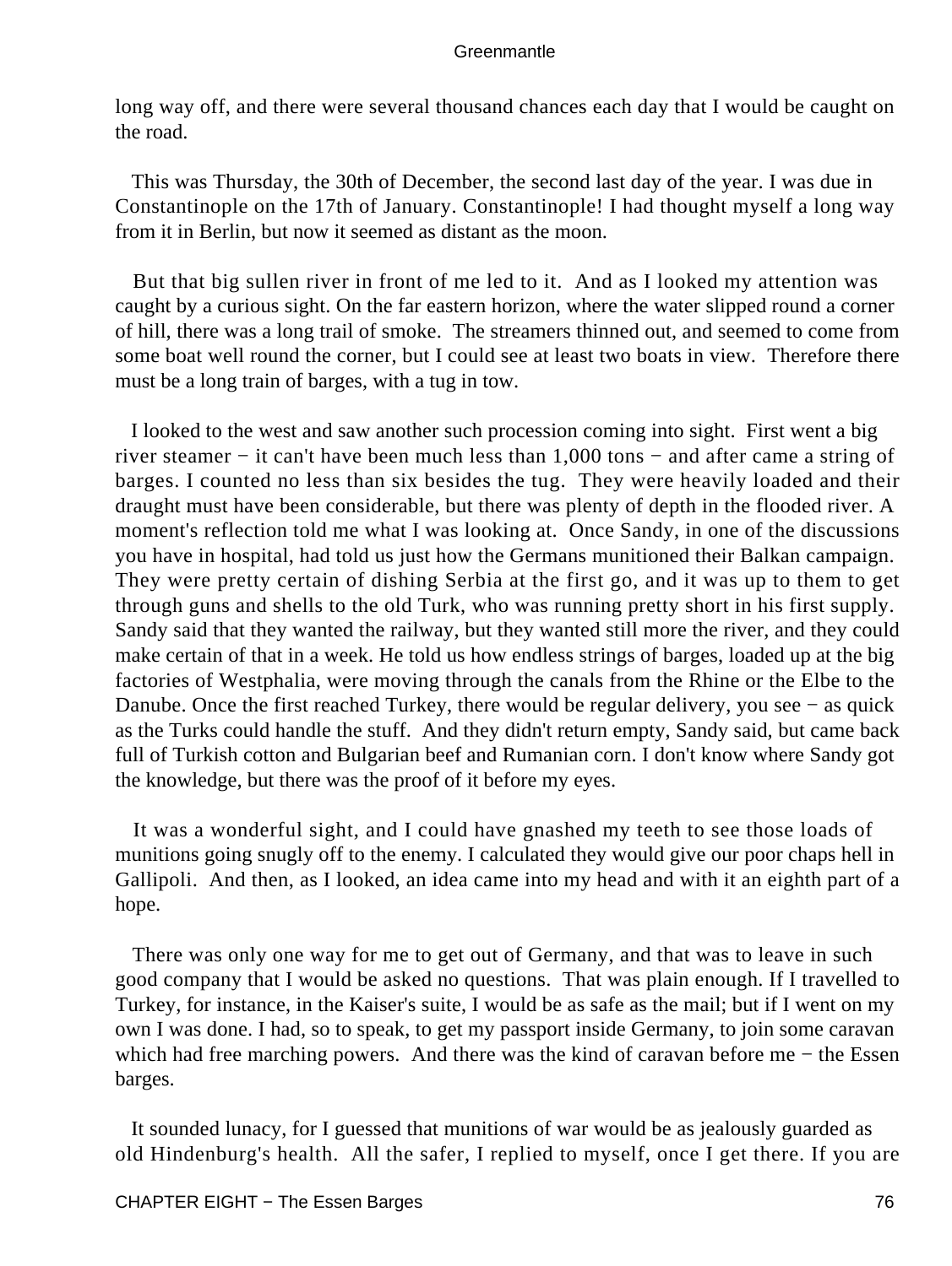long way off, and there were several thousand chances each day that I would be caught on the road.

This was Thursday, the 30th of December, the second last day of the year. I was due in Constantinople on the 17th of January. Constantinople! I had thought myself a long way from it in Berlin, but now it seemed as distant as the moon.

But that big sullen river in front of me led to it. And as I looked my attention was caught by a curious sight. On the far eastern horizon, where the water slipped round a corner of hill, there was a long trail of smoke. The streamers thinned out, and seemed to come from some boat well round the corner, but I could see at least two boats in view. Therefore there must be a long train of barges, with a tug in tow.

I looked to the west and saw another such procession coming into sight. First went a big river steamer − it can't have been much less than 1,000 tons − and after came a string of barges. I counted no less than six besides the tug. They were heavily loaded and their draught must have been considerable, but there was plenty of depth in the flooded river. A moment's reflection told me what I was looking at. Once Sandy, in one of the discussions you have in hospital, had told us just how the Germans munitioned their Balkan campaign. They were pretty certain of dishing Serbia at the first go, and it was up to them to get through guns and shells to the old Turk, who was running pretty short in his first supply. Sandy said that they wanted the railway, but they wanted still more the river, and they could make certain of that in a week. He told us how endless strings of barges, loaded up at the big factories of Westphalia, were moving through the canals from the Rhine or the Elbe to the Danube. Once the first reached Turkey, there would be regular delivery, you see − as quick as the Turks could handle the stuff. And they didn't return empty, Sandy said, but came back full of Turkish cotton and Bulgarian beef and Rumanian corn. I don't know where Sandy got the knowledge, but there was the proof of it before my eyes.

It was a wonderful sight, and I could have gnashed my teeth to see those loads of munitions going snugly off to the enemy. I calculated they would give our poor chaps hell in Gallipoli. And then, as I looked, an idea came into my head and with it an eighth part of a hope.

There was only one way for me to get out of Germany, and that was to leave in such good company that I would be asked no questions. That was plain enough. If I travelled to Turkey, for instance, in the Kaiser's suite, I would be as safe as the mail; but if I went on my own I was done. I had, so to speak, to get my passport inside Germany, to join some caravan which had free marching powers. And there was the kind of caravan before me − the Essen barges.

It sounded lunacy, for I guessed that munitions of war would be as jealously guarded as old Hindenburg's health. All the safer, I replied to myself, once I get there. If you are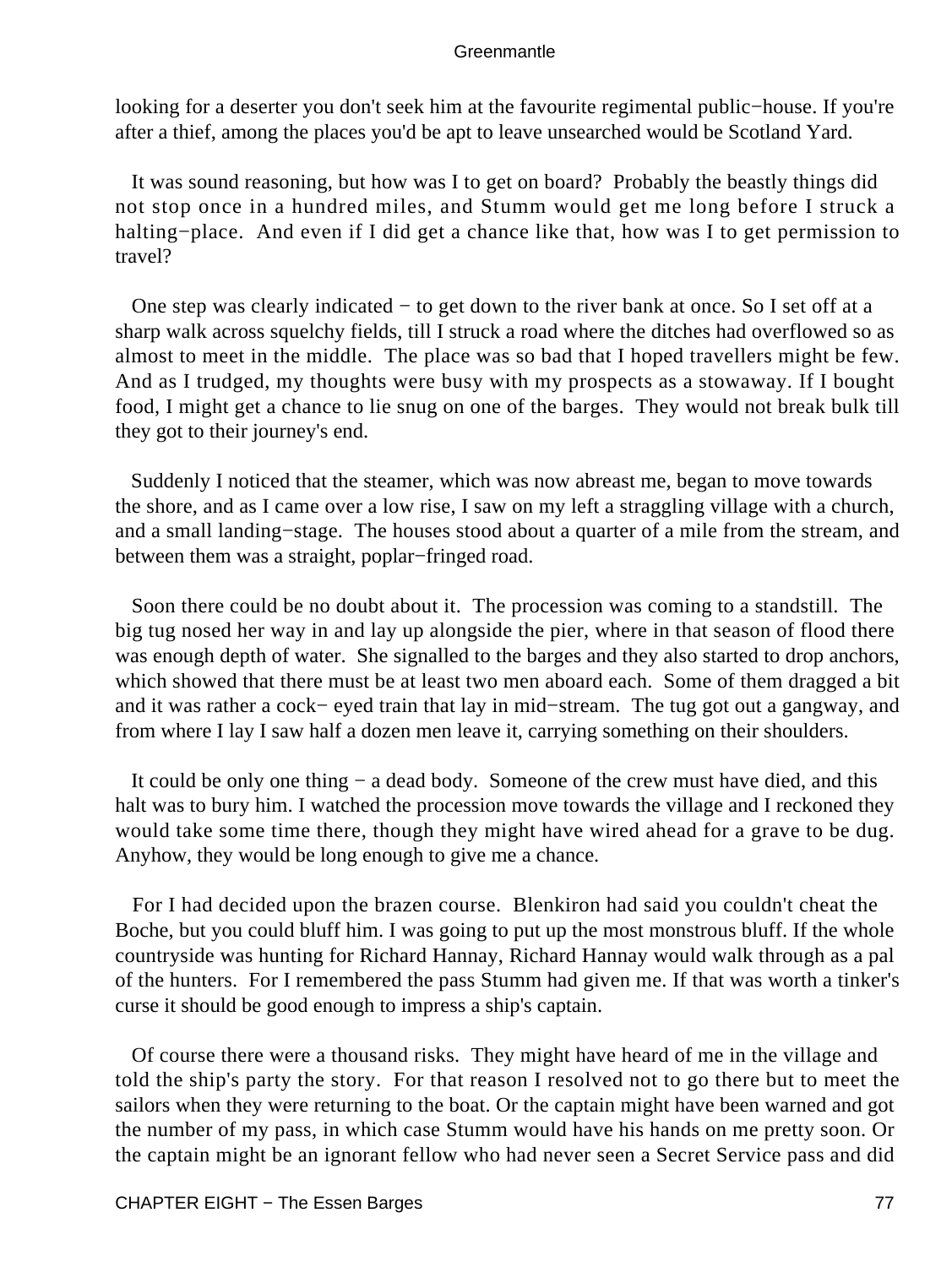looking for a deserter you don't seek him at the favourite regimental public−house. If you're after a thief, among the places you'd be apt to leave unsearched would be Scotland Yard.

It was sound reasoning, but how was I to get on board? Probably the beastly things did not stop once in a hundred miles, and Stumm would get me long before I struck a halting−place. And even if I did get a chance like that, how was I to get permission to travel?

One step was clearly indicated − to get down to the river bank at once. So I set off at a sharp walk across squelchy fields, till I struck a road where the ditches had overflowed so as almost to meet in the middle. The place was so bad that I hoped travellers might be few. And as I trudged, my thoughts were busy with my prospects as a stowaway. If I bought food, I might get a chance to lie snug on one of the barges. They would not break bulk till they got to their journey's end.

Suddenly I noticed that the steamer, which was now abreast me, began to move towards the shore, and as I came over a low rise, I saw on my left a straggling village with a church, and a small landing−stage. The houses stood about a quarter of a mile from the stream, and between them was a straight, poplar−fringed road.

Soon there could be no doubt about it. The procession was coming to a standstill. The big tug nosed her way in and lay up alongside the pier, where in that season of flood there was enough depth of water. She signalled to the barges and they also started to drop anchors, which showed that there must be at least two men aboard each. Some of them dragged a bit and it was rather a cock− eyed train that lay in mid−stream. The tug got out a gangway, and from where I lay I saw half a dozen men leave it, carrying something on their shoulders.

It could be only one thing − a dead body. Someone of the crew must have died, and this halt was to bury him. I watched the procession move towards the village and I reckoned they would take some time there, though they might have wired ahead for a grave to be dug. Anyhow, they would be long enough to give me a chance.

For I had decided upon the brazen course. Blenkiron had said you couldn't cheat the Boche, but you could bluff him. I was going to put up the most monstrous bluff. If the whole countryside was hunting for Richard Hannay, Richard Hannay would walk through as a pal of the hunters. For I remembered the pass Stumm had given me. If that was worth a tinker's curse it should be good enough to impress a ship's captain.

Of course there were a thousand risks. They might have heard of me in the village and told the ship's party the story. For that reason I resolved not to go there but to meet the sailors when they were returning to the boat. Or the captain might have been warned and got the number of my pass, in which case Stumm would have his hands on me pretty soon. Or the captain might be an ignorant fellow who had never seen a Secret Service pass and did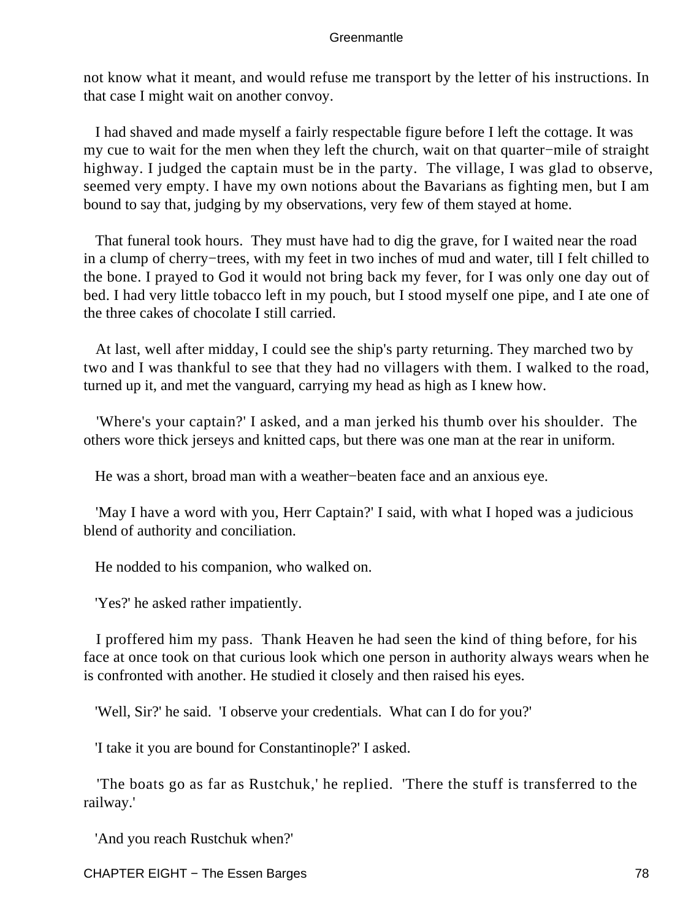not know what it meant, and would refuse me transport by the letter of his instructions. In that case I might wait on another convoy.

I had shaved and made myself a fairly respectable figure before I left the cottage. It was my cue to wait for the men when they left the church, wait on that quarter−mile of straight highway. I judged the captain must be in the party. The village, I was glad to observe, seemed very empty. I have my own notions about the Bavarians as fighting men, but I am bound to say that, judging by my observations, very few of them stayed at home.

That funeral took hours. They must have had to dig the grave, for I waited near the road in a clump of cherry−trees, with my feet in two inches of mud and water, till I felt chilled to the bone. I prayed to God it would not bring back my fever, for I was only one day out of bed. I had very little tobacco left in my pouch, but I stood myself one pipe, and I ate one of the three cakes of chocolate I still carried.

At last, well after midday, I could see the ship's party returning. They marched two by two and I was thankful to see that they had no villagers with them. I walked to the road, turned up it, and met the vanguard, carrying my head as high as I knew how.

'Where's your captain?' I asked, and a man jerked his thumb over his shoulder. The others wore thick jerseys and knitted caps, but there was one man at the rear in uniform.

He was a short, broad man with a weather−beaten face and an anxious eye.

'May I have a word with you, Herr Captain?' I said, with what I hoped was a judicious blend of authority and conciliation.

He nodded to his companion, who walked on.

'Yes?' he asked rather impatiently.

I proffered him my pass. Thank Heaven he had seen the kind of thing before, for his face at once took on that curious look which one person in authority always wears when he is confronted with another. He studied it closely and then raised his eyes.

'Well, Sir?' he said. 'I observe your credentials. What can I do for you?'

'I take it you are bound for Constantinople?' I asked.

'The boats go as far as Rustchuk,' he replied. 'There the stuff is transferred to the railway.'

'And you reach Rustchuk when?'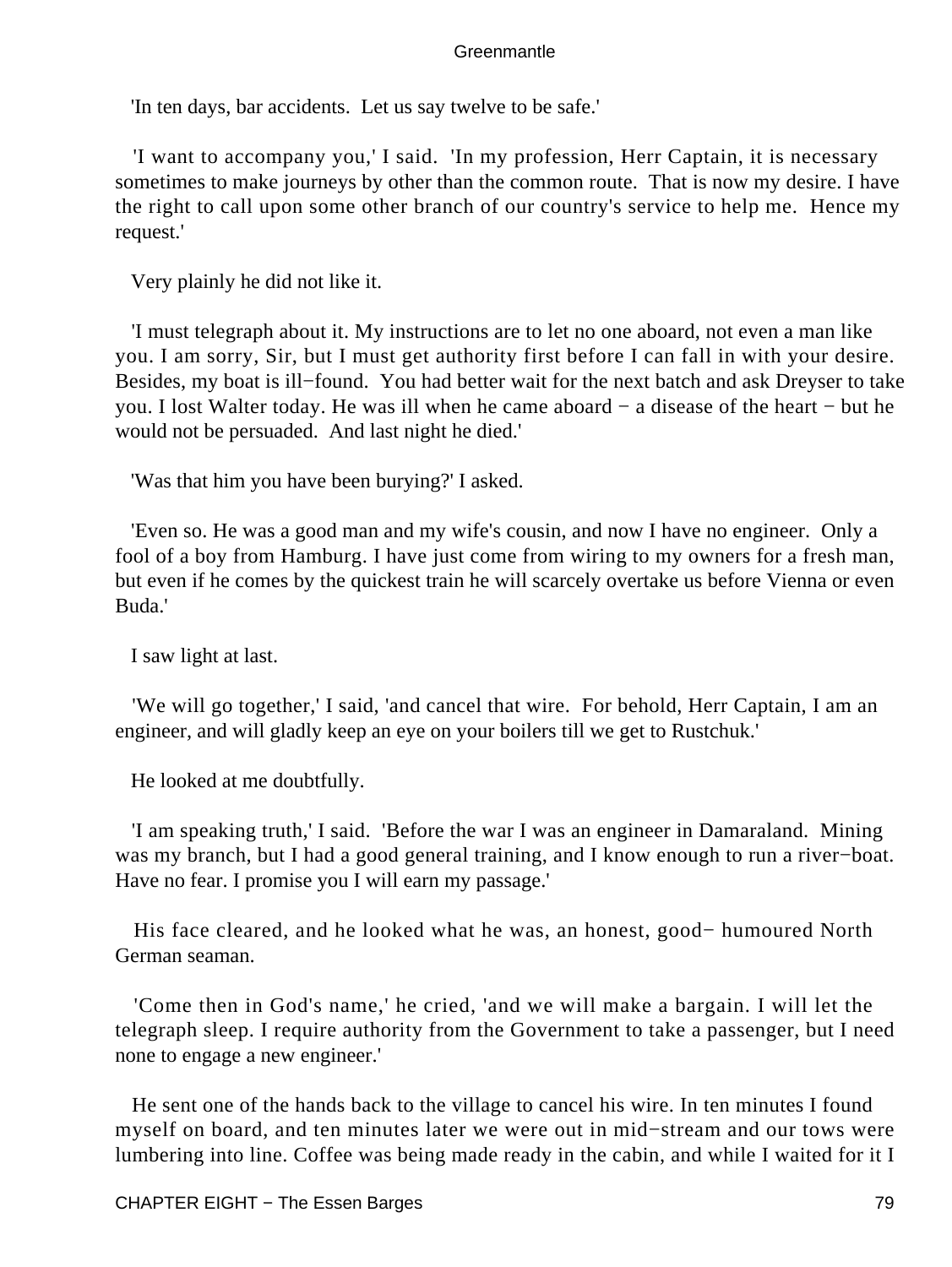'In ten days, bar accidents. Let us say twelve to be safe.'

'I want to accompany you,' I said. 'In my profession, Herr Captain, it is necessary sometimes to make journeys by other than the common route. That is now my desire. I have the right to call upon some other branch of our country's service to help me. Hence my request.'

Very plainly he did not like it.

'I must telegraph about it. My instructions are to let no one aboard, not even a man like you. I am sorry, Sir, but I must get authority first before I can fall in with your desire. Besides, my boat is ill−found. You had better wait for the next batch and ask Dreyser to take you. I lost Walter today. He was ill when he came aboard − a disease of the heart − but he would not be persuaded. And last night he died.'

'Was that him you have been burying?' I asked.

'Even so. He was a good man and my wife's cousin, and now I have no engineer. Only a fool of a boy from Hamburg. I have just come from wiring to my owners for a fresh man, but even if he comes by the quickest train he will scarcely overtake us before Vienna or even Buda.'

I saw light at last.

'We will go together,' I said, 'and cancel that wire. For behold, Herr Captain, I am an engineer, and will gladly keep an eye on your boilers till we get to Rustchuk.'

He looked at me doubtfully.

'I am speaking truth,' I said. 'Before the war I was an engineer in Damaraland. Mining was my branch, but I had a good general training, and I know enough to run a river−boat. Have no fear. I promise you I will earn my passage.'

His face cleared, and he looked what he was, an honest, good− humoured North German seaman.

'Come then in God's name,' he cried, 'and we will make a bargain. I will let the telegraph sleep. I require authority from the Government to take a passenger, but I need none to engage a new engineer.'

He sent one of the hands back to the village to cancel his wire. In ten minutes I found myself on board, and ten minutes later we were out in mid−stream and our tows were lumbering into line. Coffee was being made ready in the cabin, and while I waited for it I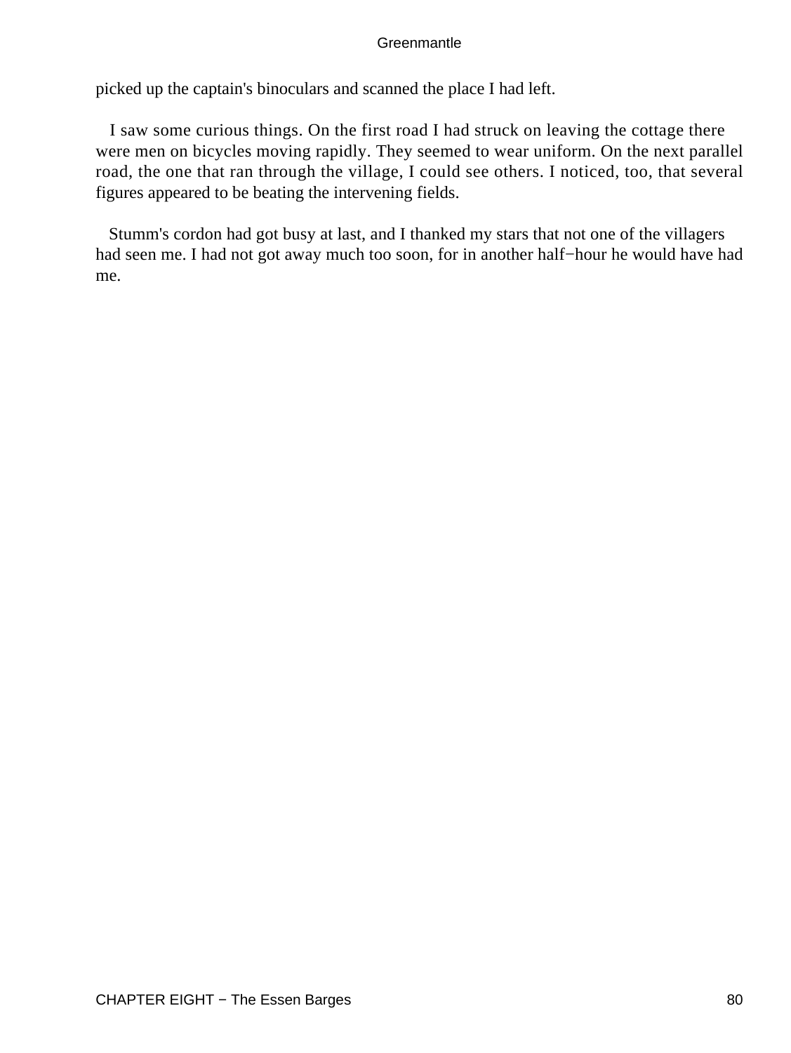picked up the captain's binoculars and scanned the place I had left.

I saw some curious things. On the first road I had struck on leaving the cottage there were men on bicycles moving rapidly. They seemed to wear uniform. On the next parallel road, the one that ran through the village, I could see others. I noticed, too, that several figures appeared to be beating the intervening fields.

Stumm's cordon had got busy at last, and I thanked my stars that not one of the villagers had seen me. I had not got away much too soon, for in another half−hour he would have had me.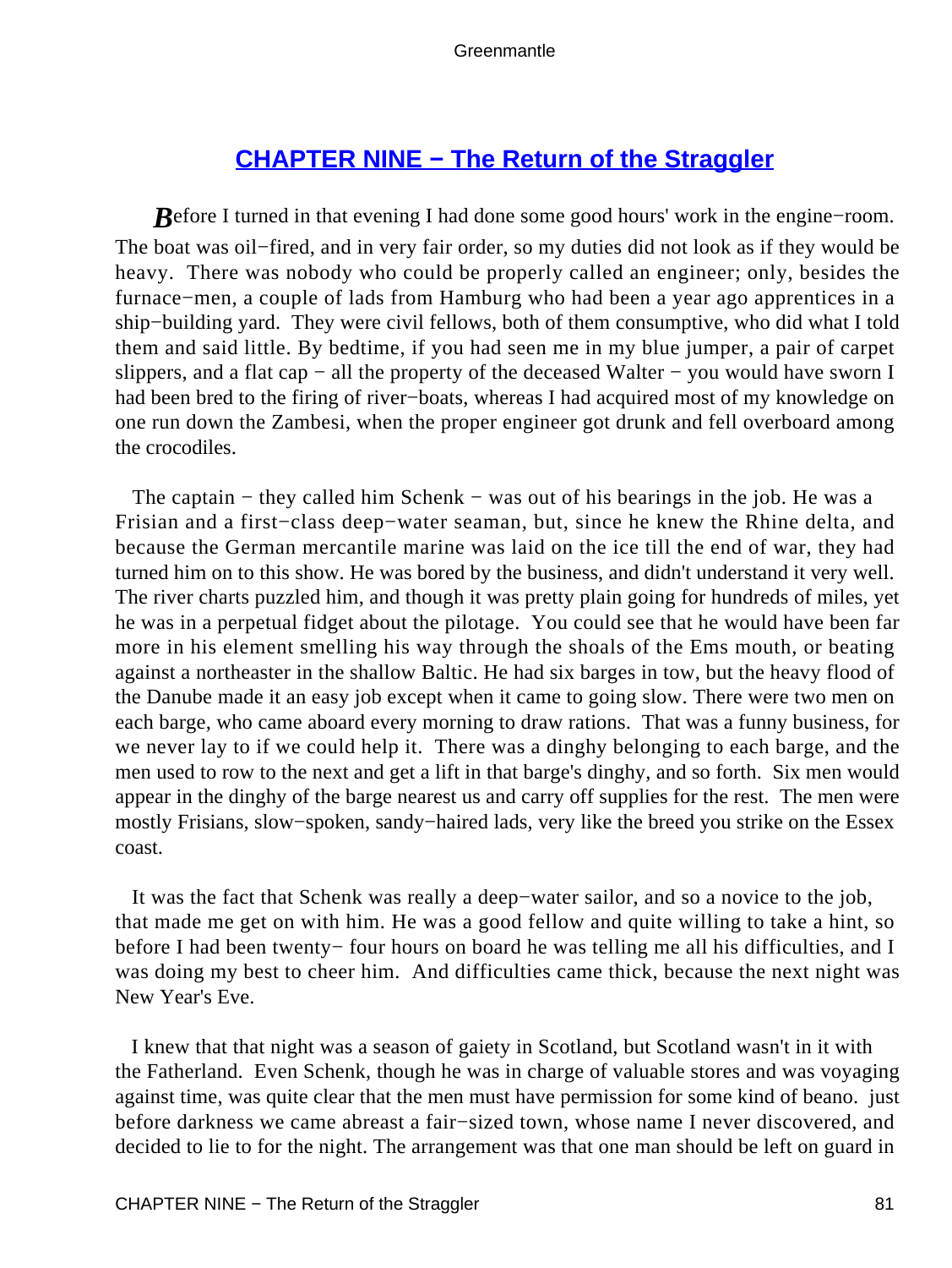## CHAPTER NINE − The Return of the Straggler

**B**efore I turned in that evening I had done some good hours' work in the engine−room. The boat was oil−fired, and in very fair order, so my duties did not look as if they would be heavy. There was nobody who could be properly called an engineer; only, besides the furnace−men, a couple of lads from Hamburg who had been a year ago apprentices in a ship−building yard. They were civil fellows, both of them consumptive, who did what I told them and said little. By bedtime, if you had seen me in my blue jumper, a pair of carpet slippers, and a flat cap − all the property of the deceased Walter − you would have sworn I had been bred to the firing of river−boats, whereas I had acquired most of my knowledge on one run down the Zambesi, when the proper engineer got drunk and fell overboard among the crocodiles.

The captain − they called him Schenk − was out of his bearings in the job. He was a Frisian and a first−class deep−water seaman, but, since he knew the Rhine delta, and because the German mercantile marine was laid on the ice till the end of war, they had turned him on to this show. He was bored by the business, and didn't understand it very well. The river charts puzzled him, and though it was pretty plain going for hundreds of miles, yet he was in a perpetual fidget about the pilotage. You could see that he would have been far more in his element smelling his way through the shoals of the Ems mouth, or beating against a northeaster in the shallow Baltic. He had six barges in tow, but the heavy flood of the Danube made it an easy job except when it came to going slow. There were two men on each barge, who came aboard every morning to draw rations. That was a funny business, for we never lay to if we could help it. There was a dinghy belonging to each barge, and the men used to row to the next and get a lift in that barge's dinghy, and so forth. Six men would appear in the dinghy of the barge nearest us and carry off supplies for the rest. The men were mostly Frisians, slow−spoken, sandy−haired lads, very like the breed you strike on the Essex coast.

It was the fact that Schenk was really a deep−water sailor, and so a novice to the job, that made me get on with him. He was a good fellow and quite willing to take a hint, so before I had been twenty− four hours on board he was telling me all his difficulties, and I was doing my best to cheer him. And difficulties came thick, because the next night was New Year's Eve.

I knew that that night was a season of gaiety in Scotland, but Scotland wasn't in it with the Fatherland. Even Schenk, though he was in charge of valuable stores and was voyaging against time, was quite clear that the men must have permission for some kind of beano. just before darkness we came abreast a fair−sized town, whose name I never discovered, and decided to lie to for the night. The arrangement was that one man should be left on guard in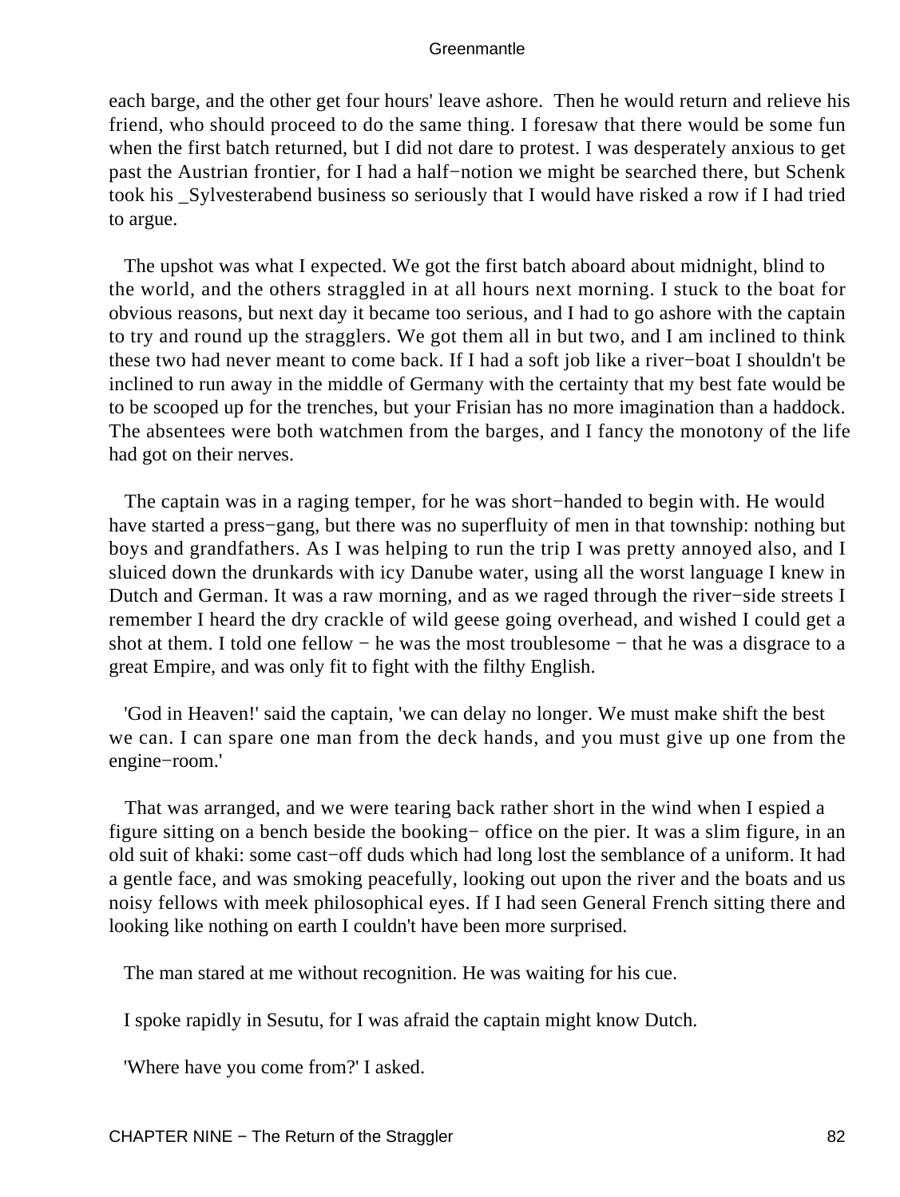each barge, and the other get four hours' leave ashore. Then he would return and relieve his friend, who should proceed to do the same thing. I foresaw that there would be some fun when the first batch returned, but I did not dare to protest. I was desperately anxious to get past the Austrian frontier, for I had a half−notion we might be searched there, but Schenk took his _Sylvesterabend business so seriously that I would have risked a row if I had tried to argue.

The upshot was what I expected. We got the first batch aboard about midnight, blind to the world, and the others straggled in at all hours next morning. I stuck to the boat for obvious reasons, but next day it became too serious, and I had to go ashore with the captain to try and round up the stragglers. We got them all in but two, and I am inclined to think these two had never meant to come back. If I had a soft job like a river−boat I shouldn't be inclined to run away in the middle of Germany with the certainty that my best fate would be to be scooped up for the trenches, but your Frisian has no more imagination than a haddock. The absentees were both watchmen from the barges, and I fancy the monotony of the life had got on their nerves.

The captain was in a raging temper, for he was short−handed to begin with. He would have started a press−gang, but there was no superfluity of men in that township: nothing but boys and grandfathers. As I was helping to run the trip I was pretty annoyed also, and I sluiced down the drunkards with icy Danube water, using all the worst language I knew in Dutch and German. It was a raw morning, and as we raged through the river−side streets I remember I heard the dry crackle of wild geese going overhead, and wished I could get a shot at them. I told one fellow − he was the most troublesome − that he was a disgrace to a great Empire, and was only fit to fight with the filthy English.

'God in Heaven!' said the captain, 'we can delay no longer. We must make shift the best we can. I can spare one man from the deck hands, and you must give up one from the engine−room.'

That was arranged, and we were tearing back rather short in the wind when I espied a figure sitting on a bench beside the booking− office on the pier. It was a slim figure, in an old suit of khaki: some cast−off duds which had long lost the semblance of a uniform. It had a gentle face, and was smoking peacefully, looking out upon the river and the boats and us noisy fellows with meek philosophical eyes. If I had seen General French sitting there and looking like nothing on earth I couldn't have been more surprised.

The man stared at me without recognition. He was waiting for his cue.

I spoke rapidly in Sesutu, for I was afraid the captain might know Dutch.

'Where have you come from?' I asked.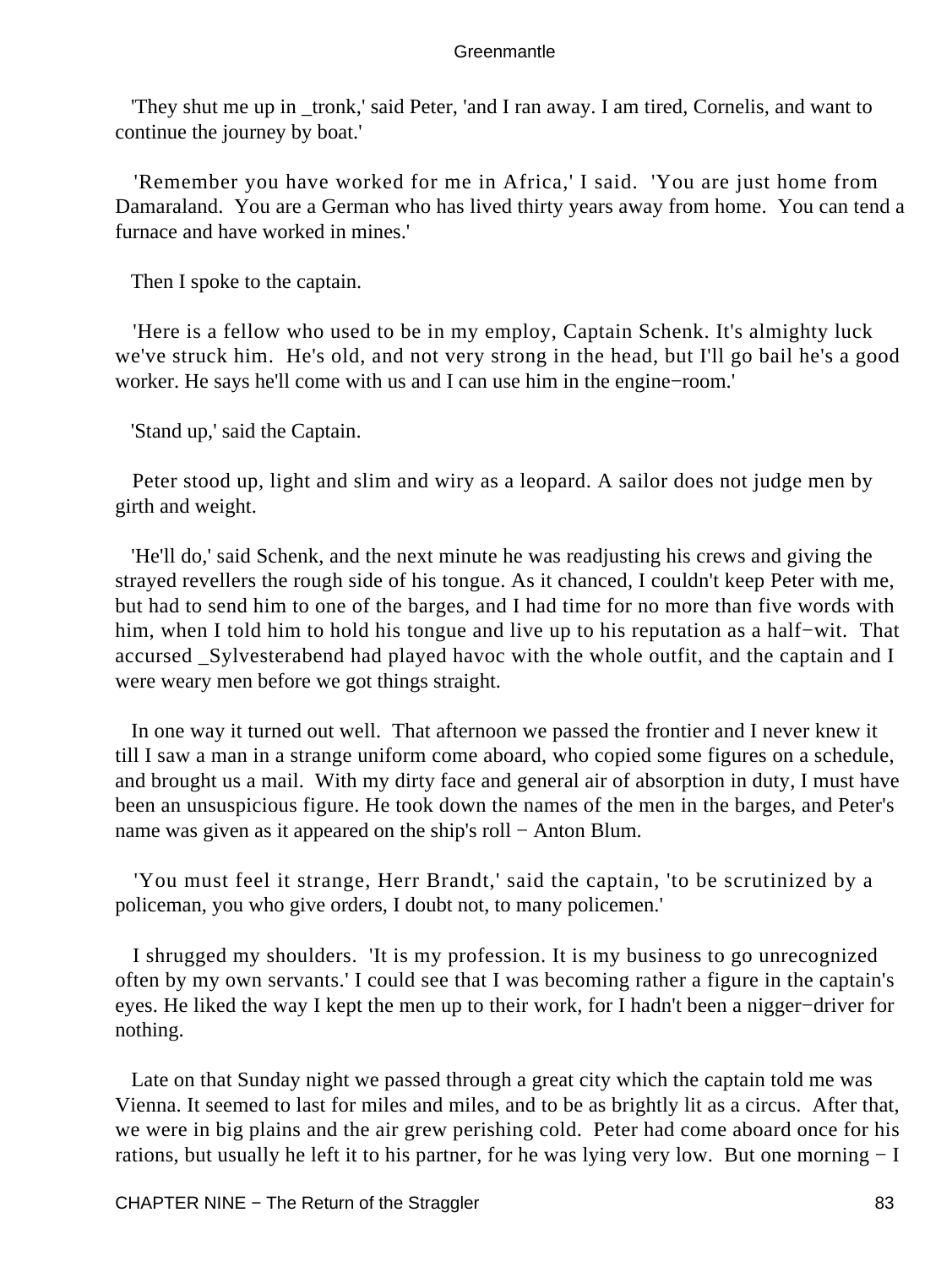'They shut me up in _tronk,' said Peter, 'and I ran away. I am tired, Cornelis, and want to continue the journey by boat.'

'Remember you have worked for me in Africa,' I said. 'You are just home from Damaraland. You are a German who has lived thirty years away from home. You can tend a furnace and have worked in mines.'

Then I spoke to the captain.

'Here is a fellow who used to be in my employ, Captain Schenk. It's almighty luck we've struck him. He's old, and not very strong in the head, but I'll go bail he's a good worker. He says he'll come with us and I can use him in the engine−room.'

'Stand up,' said the Captain.

Peter stood up, light and slim and wiry as a leopard. A sailor does not judge men by girth and weight.

'He'll do,' said Schenk, and the next minute he was readjusting his crews and giving the strayed revellers the rough side of his tongue. As it chanced, I couldn't keep Peter with me, but had to send him to one of the barges, and I had time for no more than five words with him, when I told him to hold his tongue and live up to his reputation as a half−wit. That accursed _Sylvesterabend had played havoc with the whole outfit, and the captain and I were weary men before we got things straight.

In one way it turned out well. That afternoon we passed the frontier and I never knew it till I saw a man in a strange uniform come aboard, who copied some figures on a schedule, and brought us a mail. With my dirty face and general air of absorption in duty, I must have been an unsuspicious figure. He took down the names of the men in the barges, and Peter's name was given as it appeared on the ship's roll − Anton Blum.

'You must feel it strange, Herr Brandt,' said the captain, 'to be scrutinized by a policeman, you who give orders, I doubt not, to many policemen.'

I shrugged my shoulders. 'It is my profession. It is my business to go unrecognized often by my own servants.' I could see that I was becoming rather a figure in the captain's eyes. He liked the way I kept the men up to their work, for I hadn't been a nigger−driver for nothing.

Late on that Sunday night we passed through a great city which the captain told me was Vienna. It seemed to last for miles and miles, and to be as brightly lit as a circus. After that, we were in big plains and the air grew perishing cold. Peter had come aboard once for his rations, but usually he left it to his partner, for he was lying very low. But one morning − I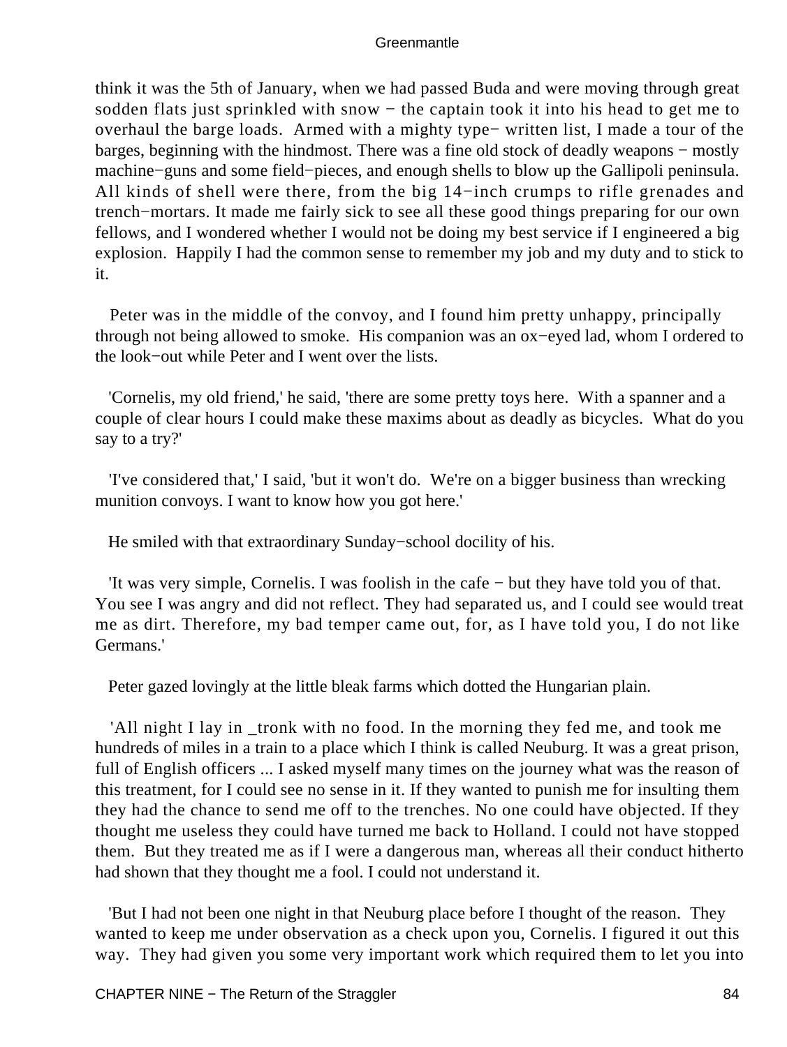think it was the 5th of January, when we had passed Buda and were moving through great sodden flats just sprinkled with snow − the captain took it into his head to get me to overhaul the barge loads. Armed with a mighty type− written list, I made a tour of the barges, beginning with the hindmost. There was a fine old stock of deadly weapons − mostly machine−guns and some field−pieces, and enough shells to blow up the Gallipoli peninsula. All kinds of shell were there, from the big 14−inch crumps to rifle grenades and trench−mortars. It made me fairly sick to see all these good things preparing for our own fellows, and I wondered whether I would not be doing my best service if I engineered a big explosion. Happily I had the common sense to remember my job and my duty and to stick to it.

Peter was in the middle of the convoy, and I found him pretty unhappy, principally through not being allowed to smoke. His companion was an ox−eyed lad, whom I ordered to the look−out while Peter and I went over the lists.

'Cornelis, my old friend,' he said, 'there are some pretty toys here. With a spanner and a couple of clear hours I could make these maxims about as deadly as bicycles. What do you say to a try?'

'I've considered that,' I said, 'but it won't do. We're on a bigger business than wrecking munition convoys. I want to know how you got here.'

He smiled with that extraordinary Sunday−school docility of his.

'It was very simple, Cornelis. I was foolish in the cafe − but they have told you of that. You see I was angry and did not reflect. They had separated us, and I could see would treat me as dirt. Therefore, my bad temper came out, for, as I have told you, I do not like Germans.'

Peter gazed lovingly at the little bleak farms which dotted the Hungarian plain.

'All night I lay in _tronk with no food. In the morning they fed me, and took me hundreds of miles in a train to a place which I think is called Neuburg. It was a great prison, full of English officers ... I asked myself many times on the journey what was the reason of this treatment, for I could see no sense in it. If they wanted to punish me for insulting them they had the chance to send me off to the trenches. No one could have objected. If they thought me useless they could have turned me back to Holland. I could not have stopped them. But they treated me as if I were a dangerous man, whereas all their conduct hitherto had shown that they thought me a fool. I could not understand it.

'But I had not been one night in that Neuburg place before I thought of the reason. They wanted to keep me under observation as a check upon you, Cornelis. I figured it out this way. They had given you some very important work which required them to let you into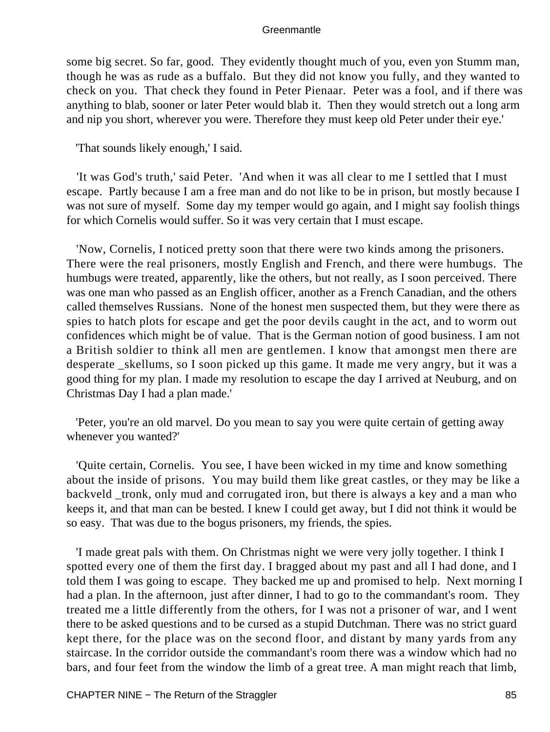some big secret. So far, good. They evidently thought much of you, even yon Stumm man, though he was as rude as a buffalo. But they did not know you fully, and they wanted to check on you. That check they found in Peter Pienaar. Peter was a fool, and if there was anything to blab, sooner or later Peter would blab it. Then they would stretch out a long arm and nip you short, wherever you were. Therefore they must keep old Peter under their eye.'

'That sounds likely enough,' I said.

'It was God's truth,' said Peter. 'And when it was all clear to me I settled that I must escape. Partly because I am a free man and do not like to be in prison, but mostly because I was not sure of myself. Some day my temper would go again, and I might say foolish things for which Cornelis would suffer. So it was very certain that I must escape.

'Now, Cornelis, I noticed pretty soon that there were two kinds among the prisoners. There were the real prisoners, mostly English and French, and there were humbugs. The humbugs were treated, apparently, like the others, but not really, as I soon perceived. There was one man who passed as an English officer, another as a French Canadian, and the others called themselves Russians. None of the honest men suspected them, but they were there as spies to hatch plots for escape and get the poor devils caught in the act, and to worm out confidences which might be of value. That is the German notion of good business. I am not a British soldier to think all men are gentlemen. I know that amongst men there are desperate _skellums, so I soon picked up this game. It made me very angry, but it was a good thing for my plan. I made my resolution to escape the day I arrived at Neuburg, and on Christmas Day I had a plan made.'

'Peter, you're an old marvel. Do you mean to say you were quite certain of getting away whenever you wanted?'

'Quite certain, Cornelis. You see, I have been wicked in my time and know something about the inside of prisons. You may build them like great castles, or they may be like a backveld _tronk, only mud and corrugated iron, but there is always a key and a man who keeps it, and that man can be bested. I knew I could get away, but I did not think it would be so easy. That was due to the bogus prisoners, my friends, the spies.

'I made great pals with them. On Christmas night we were very jolly together. I think I spotted every one of them the first day. I bragged about my past and all I had done, and I told them I was going to escape. They backed me up and promised to help. Next morning I had a plan. In the afternoon, just after dinner, I had to go to the commandant's room. They treated me a little differently from the others, for I was not a prisoner of war, and I went there to be asked questions and to be cursed as a stupid Dutchman. There was no strict guard kept there, for the place was on the second floor, and distant by many yards from any staircase. In the corridor outside the commandant's room there was a window which had no bars, and four feet from the window the limb of a great tree. A man might reach that limb,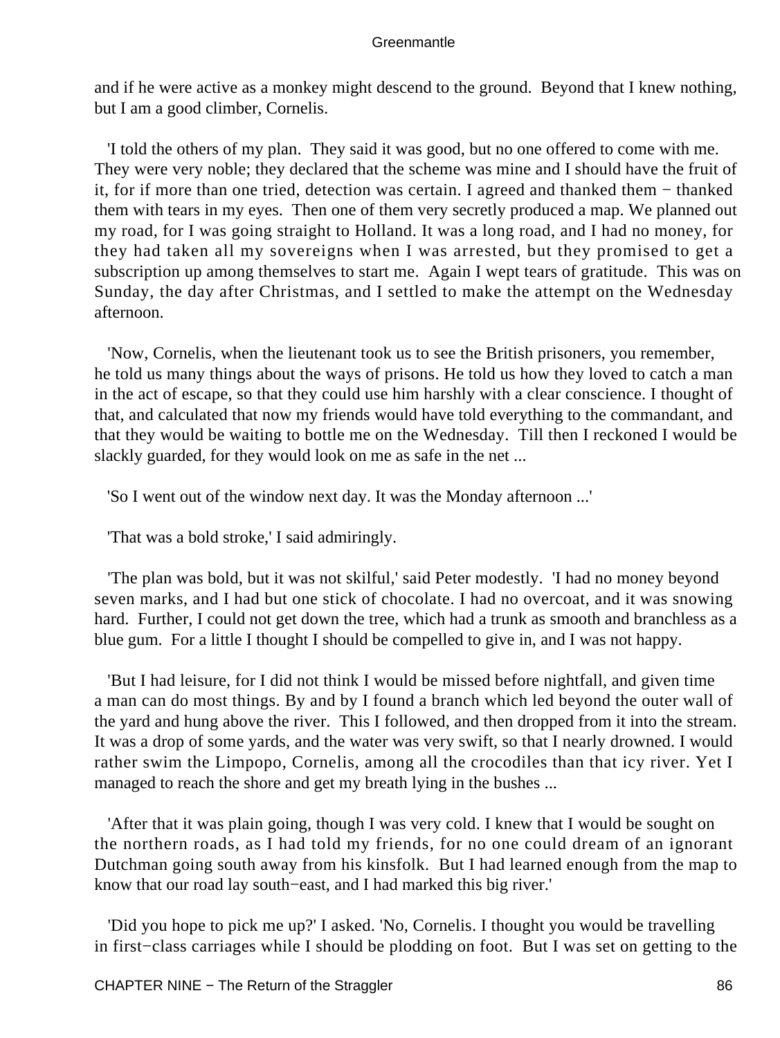and if he were active as a monkey might descend to the ground. Beyond that I knew nothing, but I am a good climber, Cornelis.

'I told the others of my plan. They said it was good, but no one offered to come with me. They were very noble; they declared that the scheme was mine and I should have the fruit of it, for if more than one tried, detection was certain. I agreed and thanked them − thanked them with tears in my eyes. Then one of them very secretly produced a map. We planned out my road, for I was going straight to Holland. It was a long road, and I had no money, for they had taken all my sovereigns when I was arrested, but they promised to get a subscription up among themselves to start me. Again I wept tears of gratitude. This was on Sunday, the day after Christmas, and I settled to make the attempt on the Wednesday afternoon.

'Now, Cornelis, when the lieutenant took us to see the British prisoners, you remember, he told us many things about the ways of prisons. He told us how they loved to catch a man in the act of escape, so that they could use him harshly with a clear conscience. I thought of that, and calculated that now my friends would have told everything to the commandant, and that they would be waiting to bottle me on the Wednesday. Till then I reckoned I would be slackly guarded, for they would look on me as safe in the net ...

'So I went out of the window next day. It was the Monday afternoon ...'

'That was a bold stroke,' I said admiringly.

'The plan was bold, but it was not skilful,' said Peter modestly. 'I had no money beyond seven marks, and I had but one stick of chocolate. I had no overcoat, and it was snowing hard. Further, I could not get down the tree, which had a trunk as smooth and branchless as a blue gum. For a little I thought I should be compelled to give in, and I was not happy.

'But I had leisure, for I did not think I would be missed before nightfall, and given time a man can do most things. By and by I found a branch which led beyond the outer wall of the yard and hung above the river. This I followed, and then dropped from it into the stream. It was a drop of some yards, and the water was very swift, so that I nearly drowned. I would rather swim the Limpopo, Cornelis, among all the crocodiles than that icy river. Yet I managed to reach the shore and get my breath lying in the bushes ...

'After that it was plain going, though I was very cold. I knew that I would be sought on the northern roads, as I had told my friends, for no one could dream of an ignorant Dutchman going south away from his kinsfolk. But I had learned enough from the map to know that our road lay south−east, and I had marked this big river.'

'Did you hope to pick me up?' I asked. 'No, Cornelis. I thought you would be travelling in first−class carriages while I should be plodding on foot. But I was set on getting to the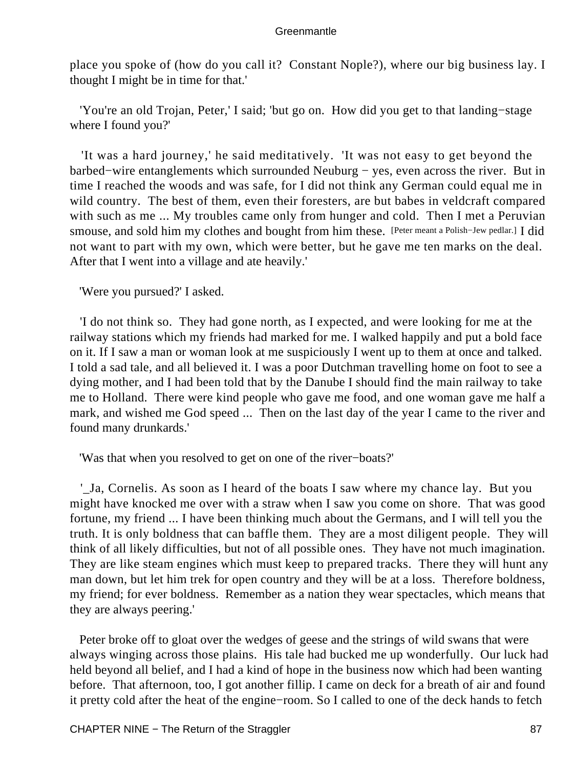place you spoke of (how do you call it?  Constant Nople?), where our big business lay. I thought I might be in time for that.'

'You're an old Trojan, Peter,' I said; 'but go on.  How did you get to that landing−stage where I found you?'

'It was a hard journey,' he said meditatively.  'It was not easy to get beyond the barbed−wire entanglements which surrounded Neuburg − yes, even across the river.  But in time I reached the woods and was safe, for I did not think any German could equal me in wild country.  The best of them, even their foresters, are but babes in veldcraft compared with such as me ... My troubles came only from hunger and cold.  Then I met a Peruvian smouse, and sold him my clothes and bought from him these. [Peter meant a Polish−Jew pedlar.] I did not want to part with my own, which were better, but he gave me ten marks on the deal.  After that I went into a village and ate heavily.'

'Were you pursued?' I asked.

'I do not think so.  They had gone north, as I expected, and were looking for me at the railway stations which my friends had marked for me. I walked happily and put a bold face on it. If I saw a man or woman look at me suspiciously I went up to them at once and talked.  I told a sad tale, and all believed it. I was a poor Dutchman travelling home on foot to see a dying mother, and I had been told that by the Danube I should find the main railway to take me to Holland.  There were kind people who gave me food, and one woman gave me half a mark, and wished me God speed ...  Then on the last day of the year I came to the river and found many drunkards.'

'Was that when you resolved to get on one of the river−boats?'

'_Ja, Cornelis. As soon as I heard of the boats I saw where my chance lay.  But you might have knocked me over with a straw when I saw you come on shore.  That was good fortune, my friend ... I have been thinking much about the Germans, and I will tell you the truth. It is only boldness that can baffle them.  They are a most diligent people.  They will think of all likely difficulties, but not of all possible ones.  They have not much imagination.  They are like steam engines which must keep to prepared tracks.  There they will hunt any man down, but let him trek for open country and they will be at a loss.  Therefore boldness, my friend; for ever boldness.  Remember as a nation they wear spectacles, which means that they are always peering.'

Peter broke off to gloat over the wedges of geese and the strings of wild swans that were always winging across those plains.  His tale had bucked me up wonderfully.  Our luck had held beyond all belief, and I had a kind of hope in the business now which had been wanting before.  That afternoon, too, I got another fillip. I came on deck for a breath of air and found it pretty cold after the heat of the engine−room. So I called to one of the deck hands to fetch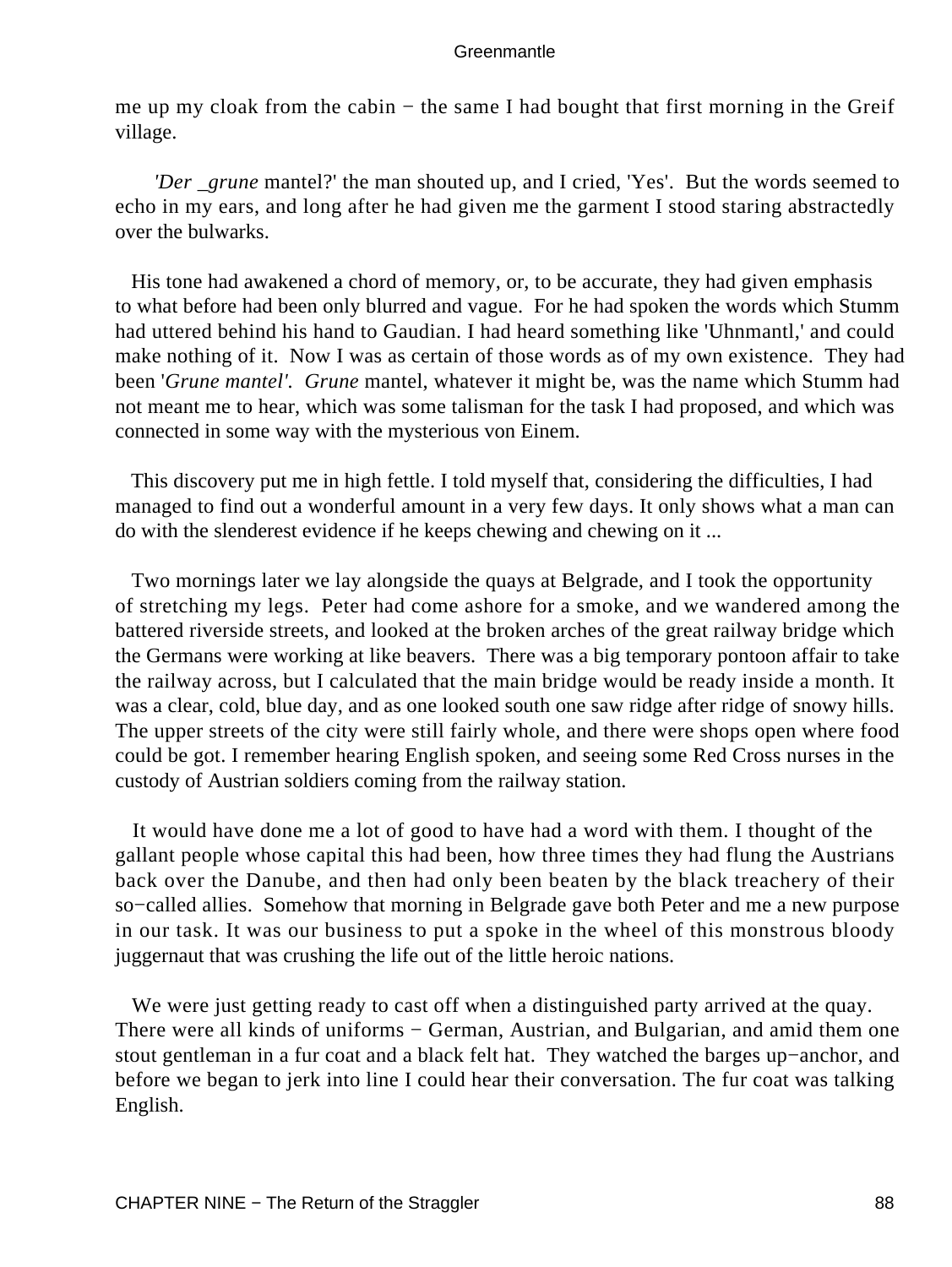me up my cloak from the cabin − the same I had bought that first morning in the Greif village.

*'Der _grune* mantel?' the man shouted up, and I cried, 'Yes'. But the words seemed to echo in my ears, and long after he had given me the garment I stood staring abstractedly over the bulwarks.

His tone had awakened a chord of memory, or, to be accurate, they had given emphasis to what before had been only blurred and vague. For he had spoken the words which Stumm had uttered behind his hand to Gaudian. I had heard something like 'Uhnmantl,' and could make nothing of it. Now I was as certain of those words as of my own existence. They had been '*Grune mantel'*. *Grune* mantel, whatever it might be, was the name which Stumm had not meant me to hear, which was some talisman for the task I had proposed, and which was connected in some way with the mysterious von Einem.

This discovery put me in high fettle. I told myself that, considering the difficulties, I had managed to find out a wonderful amount in a very few days. It only shows what a man can do with the slenderest evidence if he keeps chewing and chewing on it ...

Two mornings later we lay alongside the quays at Belgrade, and I took the opportunity of stretching my legs. Peter had come ashore for a smoke, and we wandered among the battered riverside streets, and looked at the broken arches of the great railway bridge which the Germans were working at like beavers. There was a big temporary pontoon affair to take the railway across, but I calculated that the main bridge would be ready inside a month. It was a clear, cold, blue day, and as one looked south one saw ridge after ridge of snowy hills. The upper streets of the city were still fairly whole, and there were shops open where food could be got. I remember hearing English spoken, and seeing some Red Cross nurses in the custody of Austrian soldiers coming from the railway station.

It would have done me a lot of good to have had a word with them. I thought of the gallant people whose capital this had been, how three times they had flung the Austrians back over the Danube, and then had only been beaten by the black treachery of their so−called allies. Somehow that morning in Belgrade gave both Peter and me a new purpose in our task. It was our business to put a spoke in the wheel of this monstrous bloody juggernaut that was crushing the life out of the little heroic nations.

We were just getting ready to cast off when a distinguished party arrived at the quay. There were all kinds of uniforms − German, Austrian, and Bulgarian, and amid them one stout gentleman in a fur coat and a black felt hat. They watched the barges up−anchor, and before we began to jerk into line I could hear their conversation. The fur coat was talking English.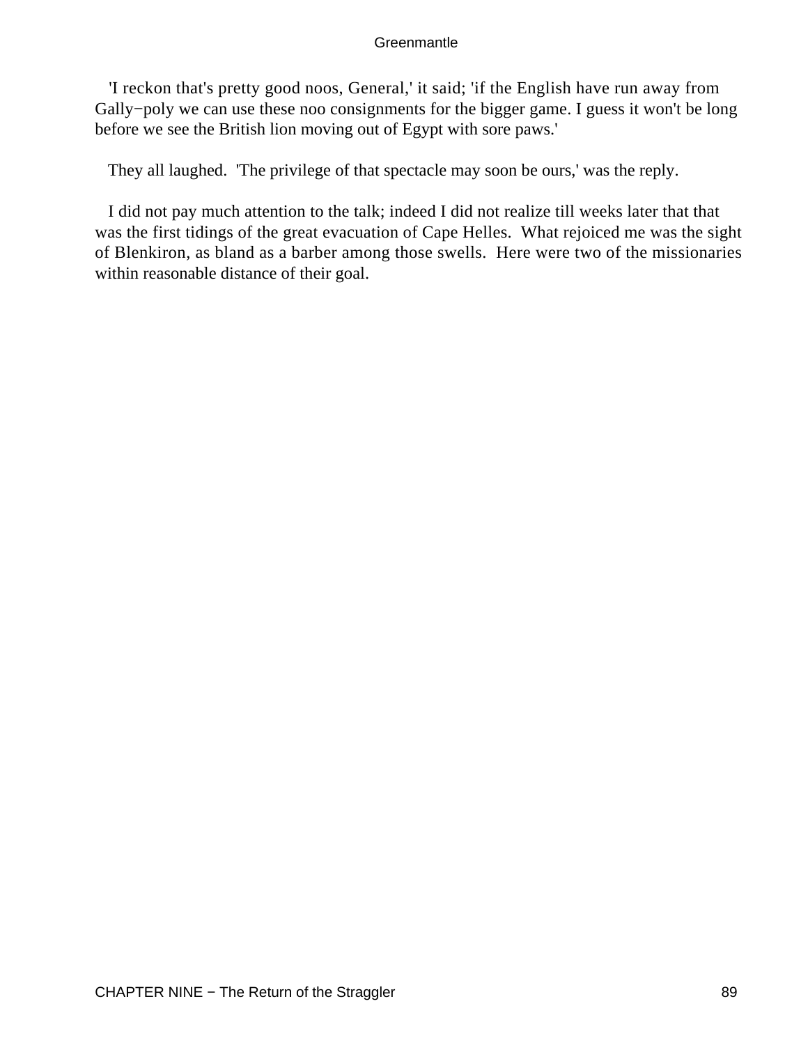'I reckon that's pretty good noos, General,' it said; 'if the English have run away from Gally−poly we can use these noo consignments for the bigger game. I guess it won't be long before we see the British lion moving out of Egypt with sore paws.'

They all laughed. 'The privilege of that spectacle may soon be ours,' was the reply.

I did not pay much attention to the talk; indeed I did not realize till weeks later that that was the first tidings of the great evacuation of Cape Helles. What rejoiced me was the sight of Blenkiron, as bland as a barber among those swells. Here were two of the missionaries within reasonable distance of their goal.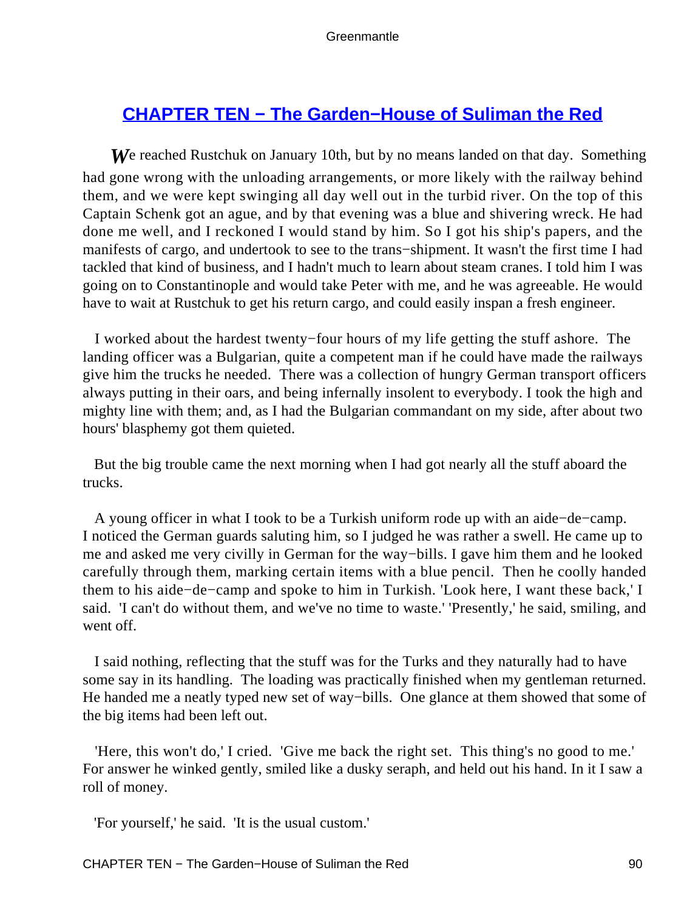## CHAPTER TEN − The Garden−House of Suliman the Red

*W*e reached Rustchuk on January 10th, but by no means landed on that day. Something had gone wrong with the unloading arrangements, or more likely with the railway behind them, and we were kept swinging all day well out in the turbid river. On the top of this Captain Schenk got an ague, and by that evening was a blue and shivering wreck. He had done me well, and I reckoned I would stand by him. So I got his ship's papers, and the manifests of cargo, and undertook to see to the trans−shipment. It wasn't the first time I had tackled that kind of business, and I hadn't much to learn about steam cranes. I told him I was going on to Constantinople and would take Peter with me, and he was agreeable. He would have to wait at Rustchuk to get his return cargo, and could easily inspan a fresh engineer.

I worked about the hardest twenty−four hours of my life getting the stuff ashore. The landing officer was a Bulgarian, quite a competent man if he could have made the railways give him the trucks he needed. There was a collection of hungry German transport officers always putting in their oars, and being infernally insolent to everybody. I took the high and mighty line with them; and, as I had the Bulgarian commandant on my side, after about two hours' blasphemy got them quieted.

But the big trouble came the next morning when I had got nearly all the stuff aboard the trucks.

A young officer in what I took to be a Turkish uniform rode up with an aide−de−camp. I noticed the German guards saluting him, so I judged he was rather a swell. He came up to me and asked me very civilly in German for the way−bills. I gave him them and he looked carefully through them, marking certain items with a blue pencil. Then he coolly handed them to his aide−de−camp and spoke to him in Turkish. 'Look here, I want these back,' I said. 'I can't do without them, and we've no time to waste.' 'Presently,' he said, smiling, and went off.

I said nothing, reflecting that the stuff was for the Turks and they naturally had to have some say in its handling. The loading was practically finished when my gentleman returned. He handed me a neatly typed new set of way−bills. One glance at them showed that some of the big items had been left out.

'Here, this won't do,' I cried. 'Give me back the right set. This thing's no good to me.' For answer he winked gently, smiled like a dusky seraph, and held out his hand. In it I saw a roll of money.

'For yourself,' he said. 'It is the usual custom.'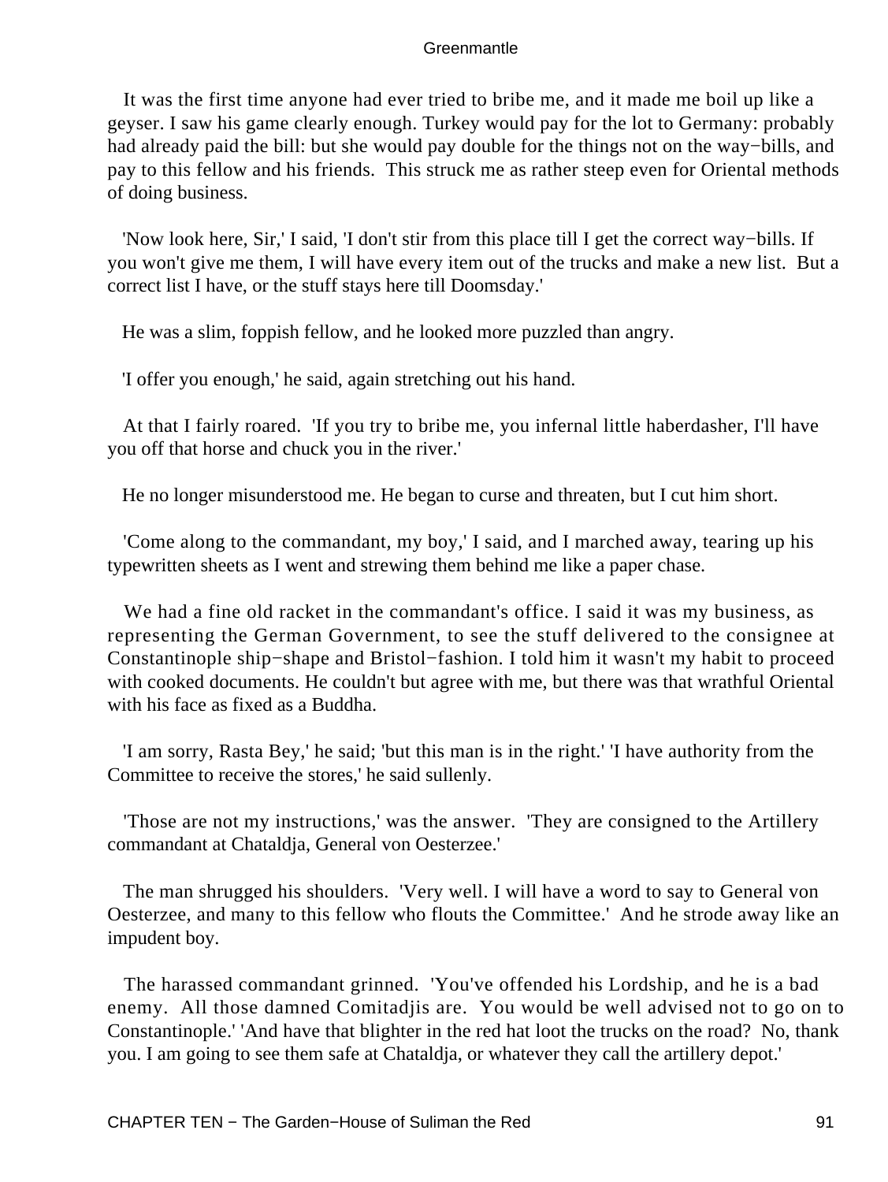It was the first time anyone had ever tried to bribe me, and it made me boil up like a geyser. I saw his game clearly enough. Turkey would pay for the lot to Germany: probably had already paid the bill: but she would pay double for the things not on the way−bills, and pay to this fellow and his friends. This struck me as rather steep even for Oriental methods of doing business.

'Now look here, Sir,' I said, 'I don't stir from this place till I get the correct way−bills. If you won't give me them, I will have every item out of the trucks and make a new list. But a correct list I have, or the stuff stays here till Doomsday.'

He was a slim, foppish fellow, and he looked more puzzled than angry.

'I offer you enough,' he said, again stretching out his hand.

At that I fairly roared. 'If you try to bribe me, you infernal little haberdasher, I'll have you off that horse and chuck you in the river.'

He no longer misunderstood me. He began to curse and threaten, but I cut him short.

'Come along to the commandant, my boy,' I said, and I marched away, tearing up his typewritten sheets as I went and strewing them behind me like a paper chase.

We had a fine old racket in the commandant's office. I said it was my business, as representing the German Government, to see the stuff delivered to the consignee at Constantinople ship−shape and Bristol−fashion. I told him it wasn't my habit to proceed with cooked documents. He couldn't but agree with me, but there was that wrathful Oriental with his face as fixed as a Buddha.

'I am sorry, Rasta Bey,' he said; 'but this man is in the right.' 'I have authority from the Committee to receive the stores,' he said sullenly.

'Those are not my instructions,' was the answer. 'They are consigned to the Artillery commandant at Chataldja, General von Oesterzee.'

The man shrugged his shoulders. 'Very well. I will have a word to say to General von Oesterzee, and many to this fellow who flouts the Committee.' And he strode away like an impudent boy.

The harassed commandant grinned. 'You've offended his Lordship, and he is a bad enemy. All those damned Comitadjis are. You would be well advised not to go on to Constantinople.' 'And have that blighter in the red hat loot the trucks on the road? No, thank you. I am going to see them safe at Chataldja, or whatever they call the artillery depot.'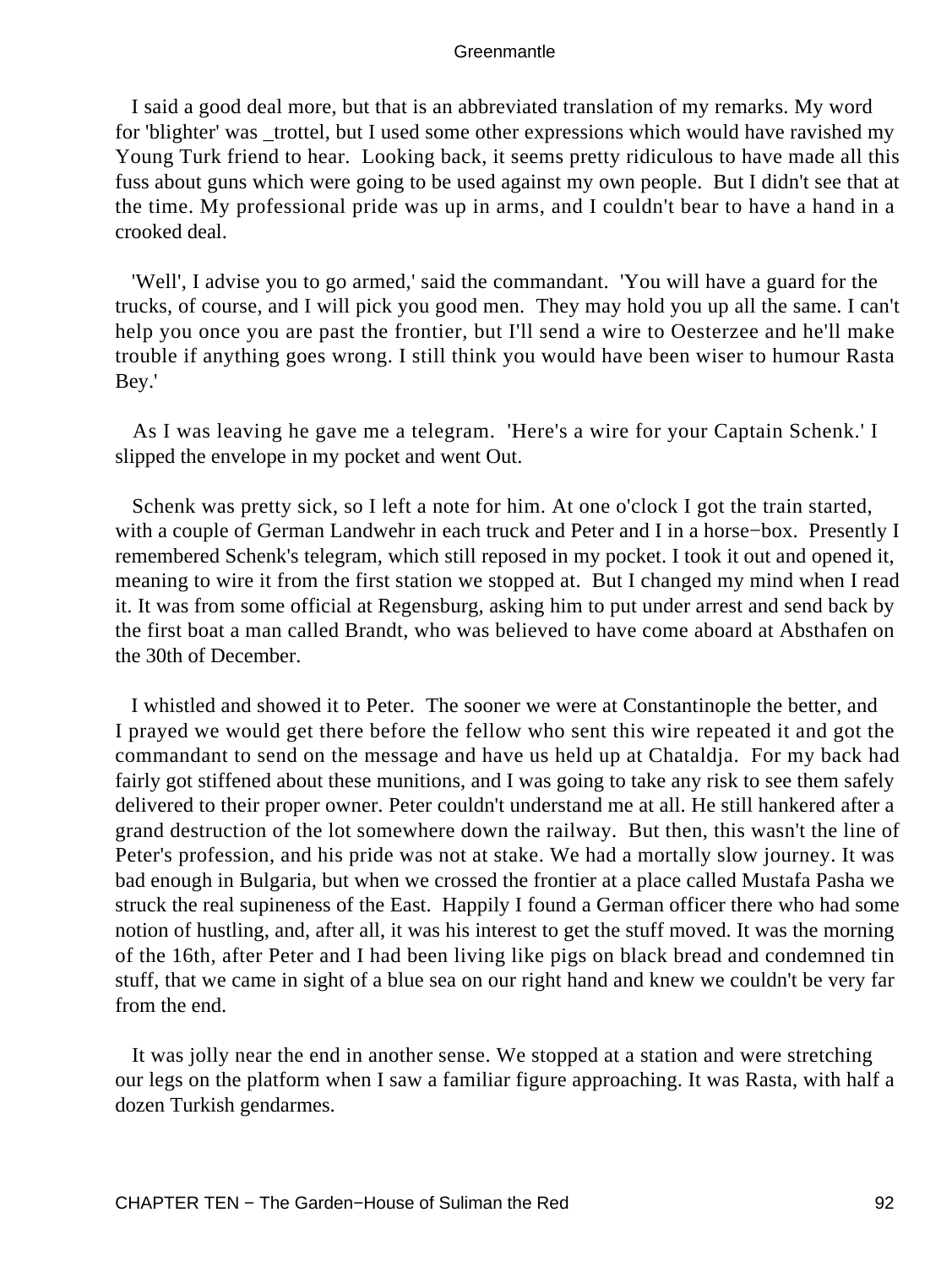I said a good deal more, but that is an abbreviated translation of my remarks. My word for 'blighter' was _trottel, but I used some other expressions which would have ravished my Young Turk friend to hear. Looking back, it seems pretty ridiculous to have made all this fuss about guns which were going to be used against my own people. But I didn't see that at the time. My professional pride was up in arms, and I couldn't bear to have a hand in a crooked deal.

'Well', I advise you to go armed,' said the commandant. 'You will have a guard for the trucks, of course, and I will pick you good men. They may hold you up all the same. I can't help you once you are past the frontier, but I'll send a wire to Oesterzee and he'll make trouble if anything goes wrong. I still think you would have been wiser to humour Rasta Bey.'

As I was leaving he gave me a telegram. 'Here's a wire for your Captain Schenk.' I slipped the envelope in my pocket and went Out.

Schenk was pretty sick, so I left a note for him. At one o'clock I got the train started, with a couple of German Landwehr in each truck and Peter and I in a horse−box. Presently I remembered Schenk's telegram, which still reposed in my pocket. I took it out and opened it, meaning to wire it from the first station we stopped at. But I changed my mind when I read it. It was from some official at Regensburg, asking him to put under arrest and send back by the first boat a man called Brandt, who was believed to have come aboard at Absthafen on the 30th of December.

I whistled and showed it to Peter. The sooner we were at Constantinople the better, and I prayed we would get there before the fellow who sent this wire repeated it and got the commandant to send on the message and have us held up at Chataldja. For my back had fairly got stiffened about these munitions, and I was going to take any risk to see them safely delivered to their proper owner. Peter couldn't understand me at all. He still hankered after a grand destruction of the lot somewhere down the railway. But then, this wasn't the line of Peter's profession, and his pride was not at stake. We had a mortally slow journey. It was bad enough in Bulgaria, but when we crossed the frontier at a place called Mustafa Pasha we struck the real supineness of the East. Happily I found a German officer there who had some notion of hustling, and, after all, it was his interest to get the stuff moved. It was the morning of the 16th, after Peter and I had been living like pigs on black bread and condemned tin stuff, that we came in sight of a blue sea on our right hand and knew we couldn't be very far from the end.

It was jolly near the end in another sense. We stopped at a station and were stretching our legs on the platform when I saw a familiar figure approaching. It was Rasta, with half a dozen Turkish gendarmes.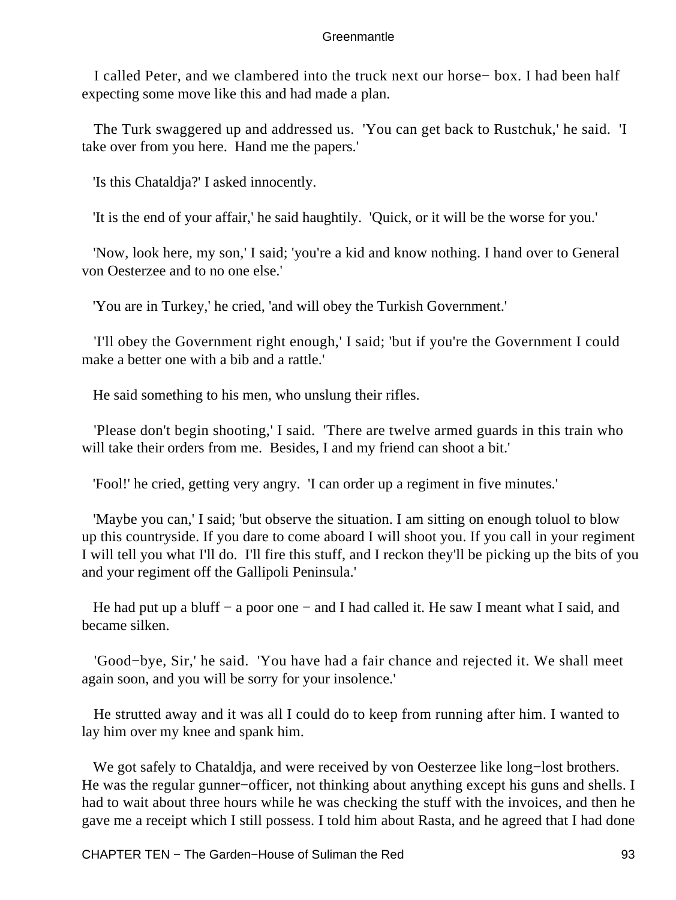I called Peter, and we clambered into the truck next our horse−box. I had been half expecting some move like this and had made a plan.

The Turk swaggered up and addressed us. 'You can get back to Rustchuk,' he said. 'I take over from you here. Hand me the papers.'

'Is this Chataldja?' I asked innocently.

'It is the end of your affair,' he said haughtily. 'Quick, or it will be the worse for you.'

'Now, look here, my son,' I said; 'you're a kid and know nothing. I hand over to General von Oesterzee and to no one else.'

'You are in Turkey,' he cried, 'and will obey the Turkish Government.'

'I'll obey the Government right enough,' I said; 'but if you're the Government I could make a better one with a bib and a rattle.'

He said something to his men, who unslung their rifles.

'Please don't begin shooting,' I said. 'There are twelve armed guards in this train who will take their orders from me. Besides, I and my friend can shoot a bit.'

'Fool!' he cried, getting very angry. 'I can order up a regiment in five minutes.'

'Maybe you can,' I said; 'but observe the situation. I am sitting on enough toluol to blow up this countryside. If you dare to come aboard I will shoot you. If you call in your regiment I will tell you what I'll do. I'll fire this stuff, and I reckon they'll be picking up the bits of you and your regiment off the Gallipoli Peninsula.'

He had put up a bluff − a poor one − and I had called it. He saw I meant what I said, and became silken.

'Good−bye, Sir,' he said. 'You have had a fair chance and rejected it. We shall meet again soon, and you will be sorry for your insolence.'

He strutted away and it was all I could do to keep from running after him. I wanted to lay him over my knee and spank him.

We got safely to Chataldja, and were received by von Oesterzee like long−lost brothers. He was the regular gunner−officer, not thinking about anything except his guns and shells. I had to wait about three hours while he was checking the stuff with the invoices, and then he gave me a receipt which I still possess. I told him about Rasta, and he agreed that I had done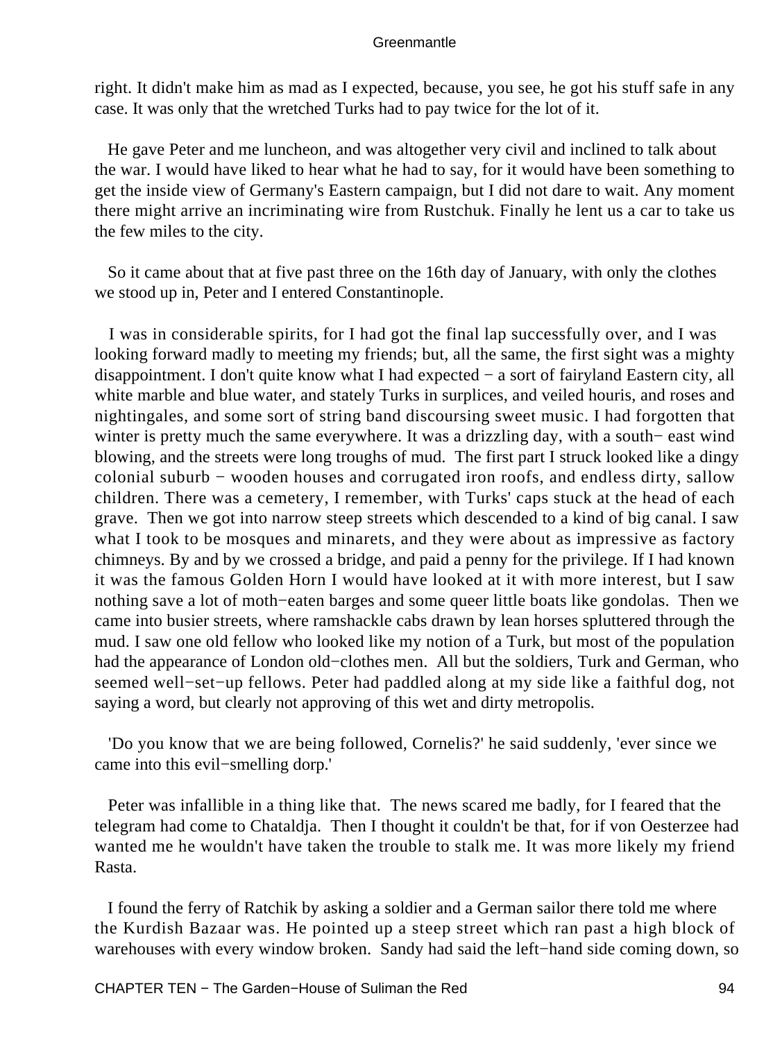right. It didn't make him as mad as I expected, because, you see, he got his stuff safe in any case. It was only that the wretched Turks had to pay twice for the lot of it.

He gave Peter and me luncheon, and was altogether very civil and inclined to talk about the war. I would have liked to hear what he had to say, for it would have been something to get the inside view of Germany's Eastern campaign, but I did not dare to wait. Any moment there might arrive an incriminating wire from Rustchuk. Finally he lent us a car to take us the few miles to the city.

So it came about that at five past three on the 16th day of January, with only the clothes we stood up in, Peter and I entered Constantinople.

I was in considerable spirits, for I had got the final lap successfully over, and I was looking forward madly to meeting my friends; but, all the same, the first sight was a mighty disappointment. I don't quite know what I had expected − a sort of fairyland Eastern city, all white marble and blue water, and stately Turks in surplices, and veiled houris, and roses and nightingales, and some sort of string band discoursing sweet music. I had forgotten that winter is pretty much the same everywhere. It was a drizzling day, with a south−east wind blowing, and the streets were long troughs of mud. The first part I struck looked like a dingy colonial suburb − wooden houses and corrugated iron roofs, and endless dirty, sallow children. There was a cemetery, I remember, with Turks' caps stuck at the head of each grave. Then we got into narrow steep streets which descended to a kind of big canal. I saw what I took to be mosques and minarets, and they were about as impressive as factory chimneys. By and by we crossed a bridge, and paid a penny for the privilege. If I had known it was the famous Golden Horn I would have looked at it with more interest, but I saw nothing save a lot of moth−eaten barges and some queer little boats like gondolas. Then we came into busier streets, where ramshackle cabs drawn by lean horses spluttered through the mud. I saw one old fellow who looked like my notion of a Turk, but most of the population had the appearance of London old−clothes men. All but the soldiers, Turk and German, who seemed well−set−up fellows. Peter had paddled along at my side like a faithful dog, not saying a word, but clearly not approving of this wet and dirty metropolis.

'Do you know that we are being followed, Cornelis?' he said suddenly, 'ever since we came into this evil−smelling dorp.'

Peter was infallible in a thing like that. The news scared me badly, for I feared that the telegram had come to Chataldja. Then I thought it couldn't be that, for if von Oesterzee had wanted me he wouldn't have taken the trouble to stalk me. It was more likely my friend Rasta.

I found the ferry of Ratchik by asking a soldier and a German sailor there told me where the Kurdish Bazaar was. He pointed up a steep street which ran past a high block of warehouses with every window broken. Sandy had said the left−hand side coming down, so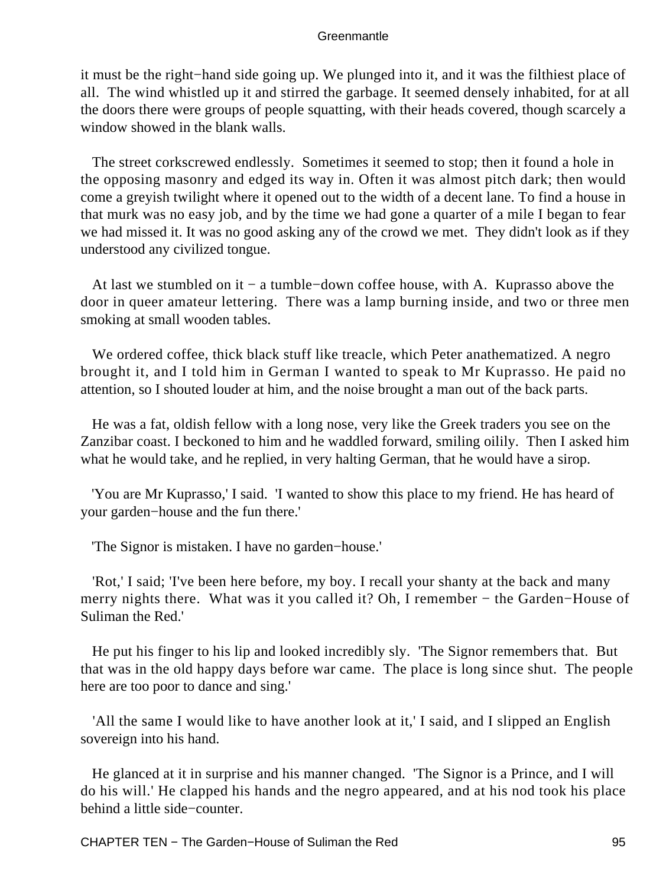it must be the right−hand side going up. We plunged into it, and it was the filthiest place of all. The wind whistled up it and stirred the garbage. It seemed densely inhabited, for at all the doors there were groups of people squatting, with their heads covered, though scarcely a window showed in the blank walls.

The street corkscrewed endlessly. Sometimes it seemed to stop; then it found a hole in the opposing masonry and edged its way in. Often it was almost pitch dark; then would come a greyish twilight where it opened out to the width of a decent lane. To find a house in that murk was no easy job, and by the time we had gone a quarter of a mile I began to fear we had missed it. It was no good asking any of the crowd we met. They didn't look as if they understood any civilized tongue.

At last we stumbled on it − a tumble−down coffee house, with A. Kuprasso above the door in queer amateur lettering. There was a lamp burning inside, and two or three men smoking at small wooden tables.

We ordered coffee, thick black stuff like treacle, which Peter anathematized. A negro brought it, and I told him in German I wanted to speak to Mr Kuprasso. He paid no attention, so I shouted louder at him, and the noise brought a man out of the back parts.

He was a fat, oldish fellow with a long nose, very like the Greek traders you see on the Zanzibar coast. I beckoned to him and he waddled forward, smiling oilily. Then I asked him what he would take, and he replied, in very halting German, that he would have a sirop.

'You are Mr Kuprasso,' I said. 'I wanted to show this place to my friend. He has heard of your garden−house and the fun there.'

'The Signor is mistaken. I have no garden−house.'

'Rot,' I said; 'I've been here before, my boy. I recall your shanty at the back and many merry nights there. What was it you called it? Oh, I remember − the Garden−House of Suliman the Red.'

He put his finger to his lip and looked incredibly sly. 'The Signor remembers that. But that was in the old happy days before war came. The place is long since shut. The people here are too poor to dance and sing.'

'All the same I would like to have another look at it,' I said, and I slipped an English sovereign into his hand.

He glanced at it in surprise and his manner changed. 'The Signor is a Prince, and I will do his will.' He clapped his hands and the negro appeared, and at his nod took his place behind a little side−counter.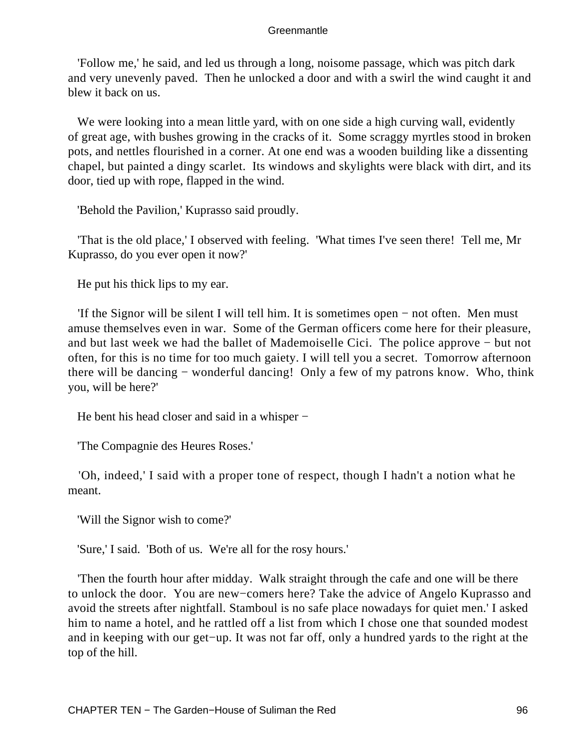'Follow me,' he said, and led us through a long, noisome passage, which was pitch dark and very unevenly paved. Then he unlocked a door and with a swirl the wind caught it and blew it back on us.

We were looking into a mean little yard, with on one side a high curving wall, evidently of great age, with bushes growing in the cracks of it. Some scraggy myrtles stood in broken pots, and nettles flourished in a corner. At one end was a wooden building like a dissenting chapel, but painted a dingy scarlet. Its windows and skylights were black with dirt, and its door, tied up with rope, flapped in the wind.

'Behold the Pavilion,' Kuprasso said proudly.

'That is the old place,' I observed with feeling. 'What times I've seen there! Tell me, Mr Kuprasso, do you ever open it now?'

He put his thick lips to my ear.

'If the Signor will be silent I will tell him. It is sometimes open − not often. Men must amuse themselves even in war. Some of the German officers come here for their pleasure, and but last week we had the ballet of Mademoiselle Cici. The police approve − but not often, for this is no time for too much gaiety. I will tell you a secret. Tomorrow afternoon there will be dancing − wonderful dancing! Only a few of my patrons know. Who, think you, will be here?'

He bent his head closer and said in a whisper −

'The Compagnie des Heures Roses.'

'Oh, indeed,' I said with a proper tone of respect, though I hadn't a notion what he meant.

'Will the Signor wish to come?'

'Sure,' I said. 'Both of us. We're all for the rosy hours.'

'Then the fourth hour after midday. Walk straight through the cafe and one will be there to unlock the door. You are new−comers here? Take the advice of Angelo Kuprasso and avoid the streets after nightfall. Stamboul is no safe place nowadays for quiet men.' I asked him to name a hotel, and he rattled off a list from which I chose one that sounded modest and in keeping with our get−up. It was not far off, only a hundred yards to the right at the top of the hill.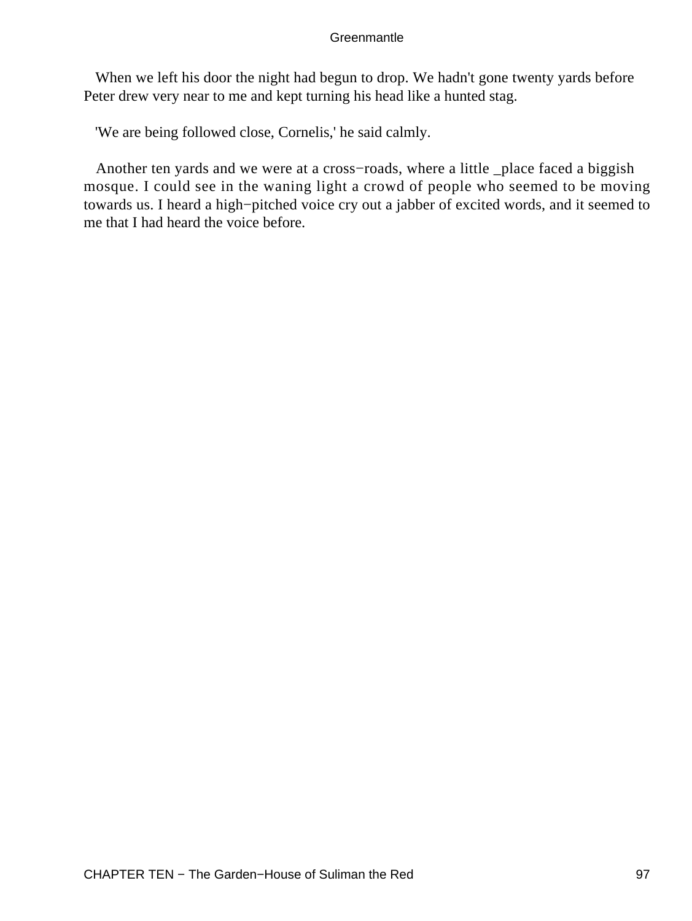When we left his door the night had begun to drop. We hadn't gone twenty yards before Peter drew very near to me and kept turning his head like a hunted stag.

'We are being followed close, Cornelis,' he said calmly.

Another ten yards and we were at a cross−roads, where a little _place faced a biggish mosque. I could see in the waning light a crowd of people who seemed to be moving towards us. I heard a high−pitched voice cry out a jabber of excited words, and it seemed to me that I had heard the voice before.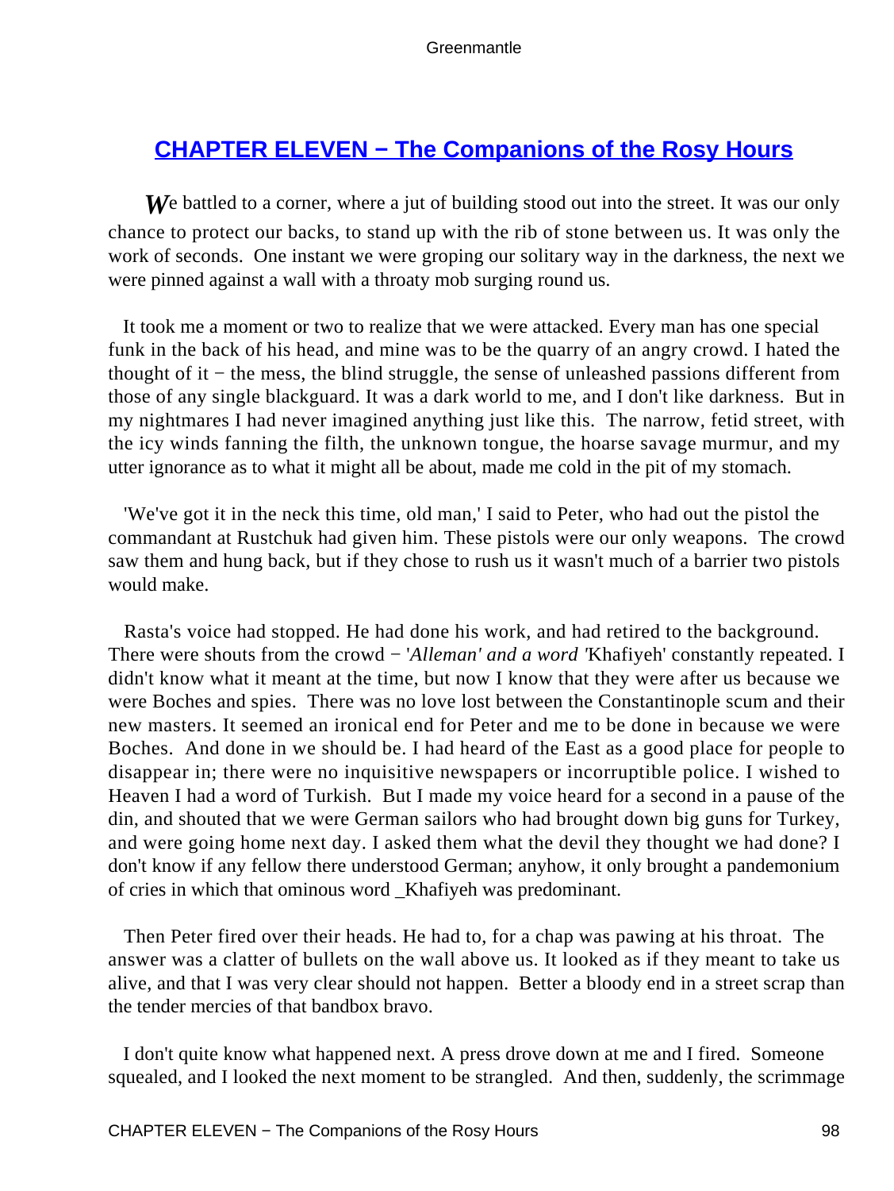## CHAPTER ELEVEN − The Companions of the Rosy Hours

*W*e battled to a corner, where a jut of building stood out into the street. It was our only chance to protect our backs, to stand up with the rib of stone between us. It was only the work of seconds. One instant we were groping our solitary way in the darkness, the next we were pinned against a wall with a throaty mob surging round us.

It took me a moment or two to realize that we were attacked. Every man has one special funk in the back of his head, and mine was to be the quarry of an angry crowd. I hated the thought of it − the mess, the blind struggle, the sense of unleashed passions different from those of any single blackguard. It was a dark world to me, and I don't like darkness. But in my nightmares I had never imagined anything just like this. The narrow, fetid street, with the icy winds fanning the filth, the unknown tongue, the hoarse savage murmur, and my utter ignorance as to what it might all be about, made me cold in the pit of my stomach.

'We've got it in the neck this time, old man,' I said to Peter, who had out the pistol the commandant at Rustchuk had given him. These pistols were our only weapons. The crowd saw them and hung back, but if they chose to rush us it wasn't much of a barrier two pistols would make.

Rasta's voice had stopped. He had done his work, and had retired to the background. There were shouts from the crowd − '*Alleman' and a word '*Khafiyeh' constantly repeated. I didn't know what it meant at the time, but now I know that they were after us because we were Boches and spies. There was no love lost between the Constantinople scum and their new masters. It seemed an ironical end for Peter and me to be done in because we were Boches. And done in we should be. I had heard of the East as a good place for people to disappear in; there were no inquisitive newspapers or incorruptible police. I wished to Heaven I had a word of Turkish. But I made my voice heard for a second in a pause of the din, and shouted that we were German sailors who had brought down big guns for Turkey, and were going home next day. I asked them what the devil they thought we had done? I don't know if any fellow there understood German; anyhow, it only brought a pandemonium of cries in which that ominous word _Khafiyeh was predominant.

Then Peter fired over their heads. He had to, for a chap was pawing at his throat. The answer was a clatter of bullets on the wall above us. It looked as if they meant to take us alive, and that I was very clear should not happen. Better a bloody end in a street scrap than the tender mercies of that bandbox bravo.

I don't quite know what happened next. A press drove down at me and I fired. Someone squealed, and I looked the next moment to be strangled. And then, suddenly, the scrimmage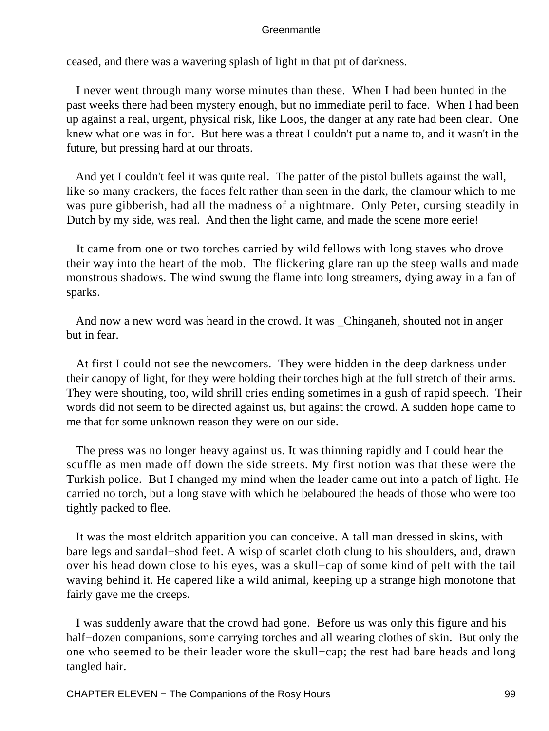ceased, and there was a wavering splash of light in that pit of darkness.

I never went through many worse minutes than these. When I had been hunted in the past weeks there had been mystery enough, but no immediate peril to face. When I had been up against a real, urgent, physical risk, like Loos, the danger at any rate had been clear. One knew what one was in for. But here was a threat I couldn't put a name to, and it wasn't in the future, but pressing hard at our throats.

And yet I couldn't feel it was quite real. The patter of the pistol bullets against the wall, like so many crackers, the faces felt rather than seen in the dark, the clamour which to me was pure gibberish, had all the madness of a nightmare. Only Peter, cursing steadily in Dutch by my side, was real. And then the light came, and made the scene more eerie!

It came from one or two torches carried by wild fellows with long staves who drove their way into the heart of the mob. The flickering glare ran up the steep walls and made monstrous shadows. The wind swung the flame into long streamers, dying away in a fan of sparks.

And now a new word was heard in the crowd. It was _Chinganeh, shouted not in anger but in fear.

At first I could not see the newcomers. They were hidden in the deep darkness under their canopy of light, for they were holding their torches high at the full stretch of their arms. They were shouting, too, wild shrill cries ending sometimes in a gush of rapid speech. Their words did not seem to be directed against us, but against the crowd. A sudden hope came to me that for some unknown reason they were on our side.

The press was no longer heavy against us. It was thinning rapidly and I could hear the scuffle as men made off down the side streets. My first notion was that these were the Turkish police. But I changed my mind when the leader came out into a patch of light. He carried no torch, but a long stave with which he belaboured the heads of those who were too tightly packed to flee.

It was the most eldritch apparition you can conceive. A tall man dressed in skins, with bare legs and sandal−shod feet. A wisp of scarlet cloth clung to his shoulders, and, drawn over his head down close to his eyes, was a skull−cap of some kind of pelt with the tail waving behind it. He capered like a wild animal, keeping up a strange high monotone that fairly gave me the creeps.

I was suddenly aware that the crowd had gone. Before us was only this figure and his half−dozen companions, some carrying torches and all wearing clothes of skin. But only the one who seemed to be their leader wore the skull−cap; the rest had bare heads and long tangled hair.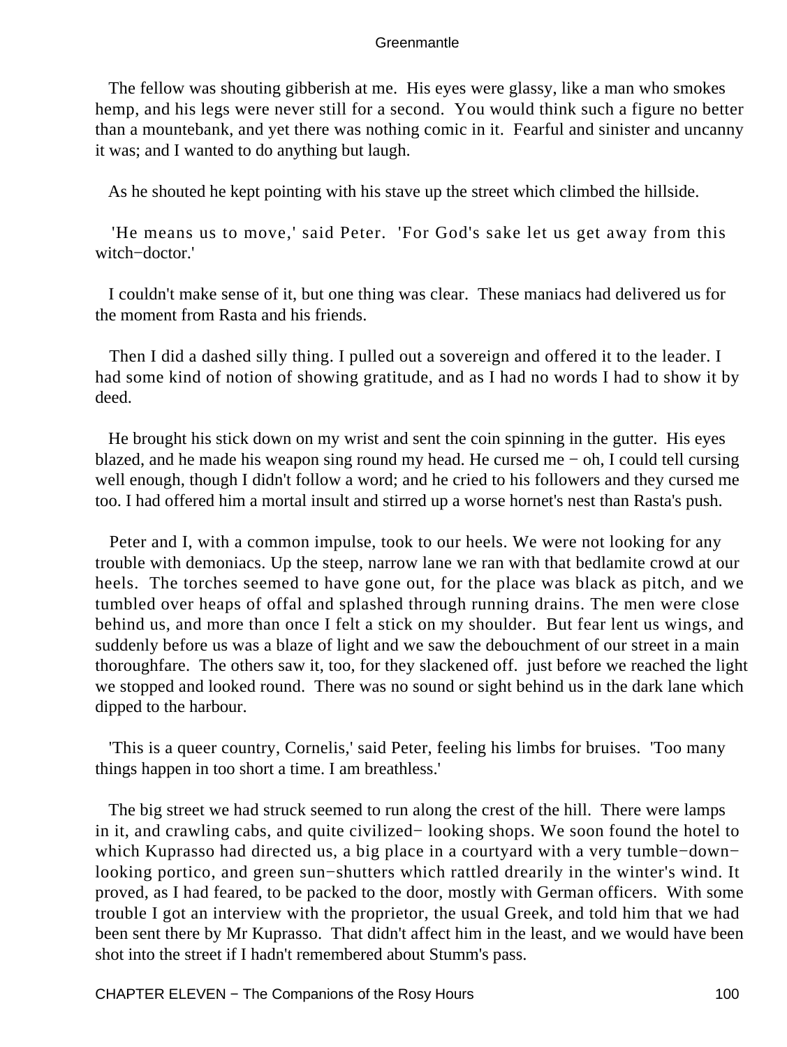The fellow was shouting gibberish at me. His eyes were glassy, like a man who smokes hemp, and his legs were never still for a second. You would think such a figure no better than a mountebank, and yet there was nothing comic in it. Fearful and sinister and uncanny it was; and I wanted to do anything but laugh.

As he shouted he kept pointing with his stave up the street which climbed the hillside.

'He means us to move,' said Peter. 'For God's sake let us get away from this witch−doctor.'

I couldn't make sense of it, but one thing was clear. These maniacs had delivered us for the moment from Rasta and his friends.

Then I did a dashed silly thing. I pulled out a sovereign and offered it to the leader. I had some kind of notion of showing gratitude, and as I had no words I had to show it by deed.

He brought his stick down on my wrist and sent the coin spinning in the gutter. His eyes blazed, and he made his weapon sing round my head. He cursed me − oh, I could tell cursing well enough, though I didn't follow a word; and he cried to his followers and they cursed me too. I had offered him a mortal insult and stirred up a worse hornet's nest than Rasta's push.

Peter and I, with a common impulse, took to our heels. We were not looking for any trouble with demoniacs. Up the steep, narrow lane we ran with that bedlamite crowd at our heels. The torches seemed to have gone out, for the place was black as pitch, and we tumbled over heaps of offal and splashed through running drains. The men were close behind us, and more than once I felt a stick on my shoulder. But fear lent us wings, and suddenly before us was a blaze of light and we saw the debouchment of our street in a main thoroughfare. The others saw it, too, for they slackened off. just before we reached the light we stopped and looked round. There was no sound or sight behind us in the dark lane which dipped to the harbour.

'This is a queer country, Cornelis,' said Peter, feeling his limbs for bruises. 'Too many things happen in too short a time. I am breathless.'

The big street we had struck seemed to run along the crest of the hill. There were lamps in it, and crawling cabs, and quite civilized− looking shops. We soon found the hotel to which Kuprasso had directed us, a big place in a courtyard with a very tumble−down− looking portico, and green sun−shutters which rattled drearily in the winter's wind. It proved, as I had feared, to be packed to the door, mostly with German officers. With some trouble I got an interview with the proprietor, the usual Greek, and told him that we had been sent there by Mr Kuprasso. That didn't affect him in the least, and we would have been shot into the street if I hadn't remembered about Stumm's pass.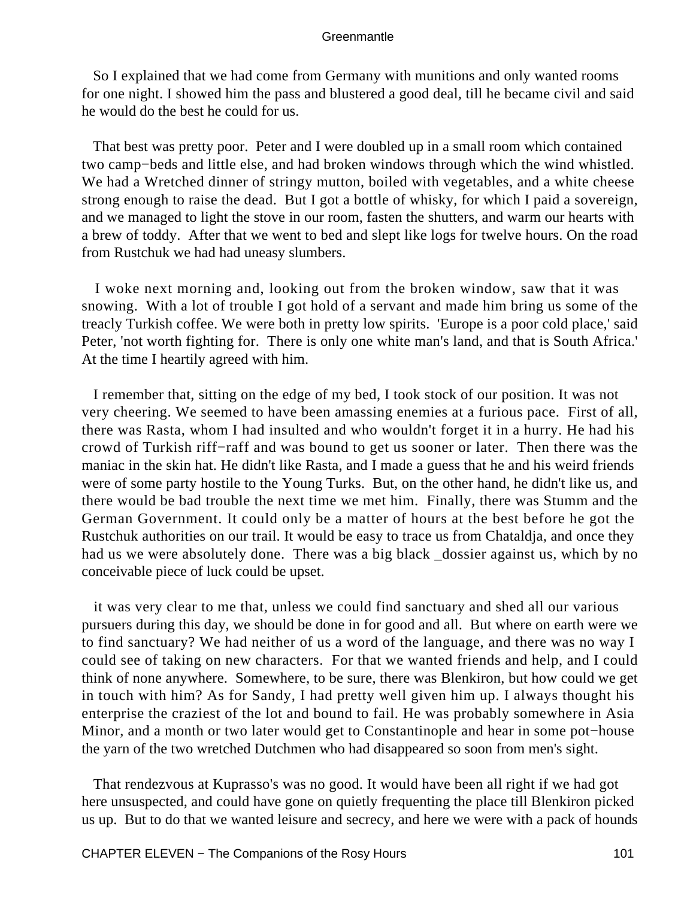So I explained that we had come from Germany with munitions and only wanted rooms for one night. I showed him the pass and blustered a good deal, till he became civil and said he would do the best he could for us.

That best was pretty poor. Peter and I were doubled up in a small room which contained two camp−beds and little else, and had broken windows through which the wind whistled. We had a Wretched dinner of stringy mutton, boiled with vegetables, and a white cheese strong enough to raise the dead. But I got a bottle of whisky, for which I paid a sovereign, and we managed to light the stove in our room, fasten the shutters, and warm our hearts with a brew of toddy. After that we went to bed and slept like logs for twelve hours. On the road from Rustchuk we had had uneasy slumbers.

I woke next morning and, looking out from the broken window, saw that it was snowing. With a lot of trouble I got hold of a servant and made him bring us some of the treacly Turkish coffee. We were both in pretty low spirits. 'Europe is a poor cold place,' said Peter, 'not worth fighting for. There is only one white man's land, and that is South Africa.' At the time I heartily agreed with him.

I remember that, sitting on the edge of my bed, I took stock of our position. It was not very cheering. We seemed to have been amassing enemies at a furious pace. First of all, there was Rasta, whom I had insulted and who wouldn't forget it in a hurry. He had his crowd of Turkish riff−raff and was bound to get us sooner or later. Then there was the maniac in the skin hat. He didn't like Rasta, and I made a guess that he and his weird friends were of some party hostile to the Young Turks. But, on the other hand, he didn't like us, and there would be bad trouble the next time we met him. Finally, there was Stumm and the German Government. It could only be a matter of hours at the best before he got the Rustchuk authorities on our trail. It would be easy to trace us from Chataldja, and once they had us we were absolutely done. There was a big black _dossier against us, which by no conceivable piece of luck could be upset.

it was very clear to me that, unless we could find sanctuary and shed all our various pursuers during this day, we should be done in for good and all. But where on earth were we to find sanctuary? We had neither of us a word of the language, and there was no way I could see of taking on new characters. For that we wanted friends and help, and I could think of none anywhere. Somewhere, to be sure, there was Blenkiron, but how could we get in touch with him? As for Sandy, I had pretty well given him up. I always thought his enterprise the craziest of the lot and bound to fail. He was probably somewhere in Asia Minor, and a month or two later would get to Constantinople and hear in some pot−house the yarn of the two wretched Dutchmen who had disappeared so soon from men's sight.

That rendezvous at Kuprasso's was no good. It would have been all right if we had got here unsuspected, and could have gone on quietly frequenting the place till Blenkiron picked us up. But to do that we wanted leisure and secrecy, and here we were with a pack of hounds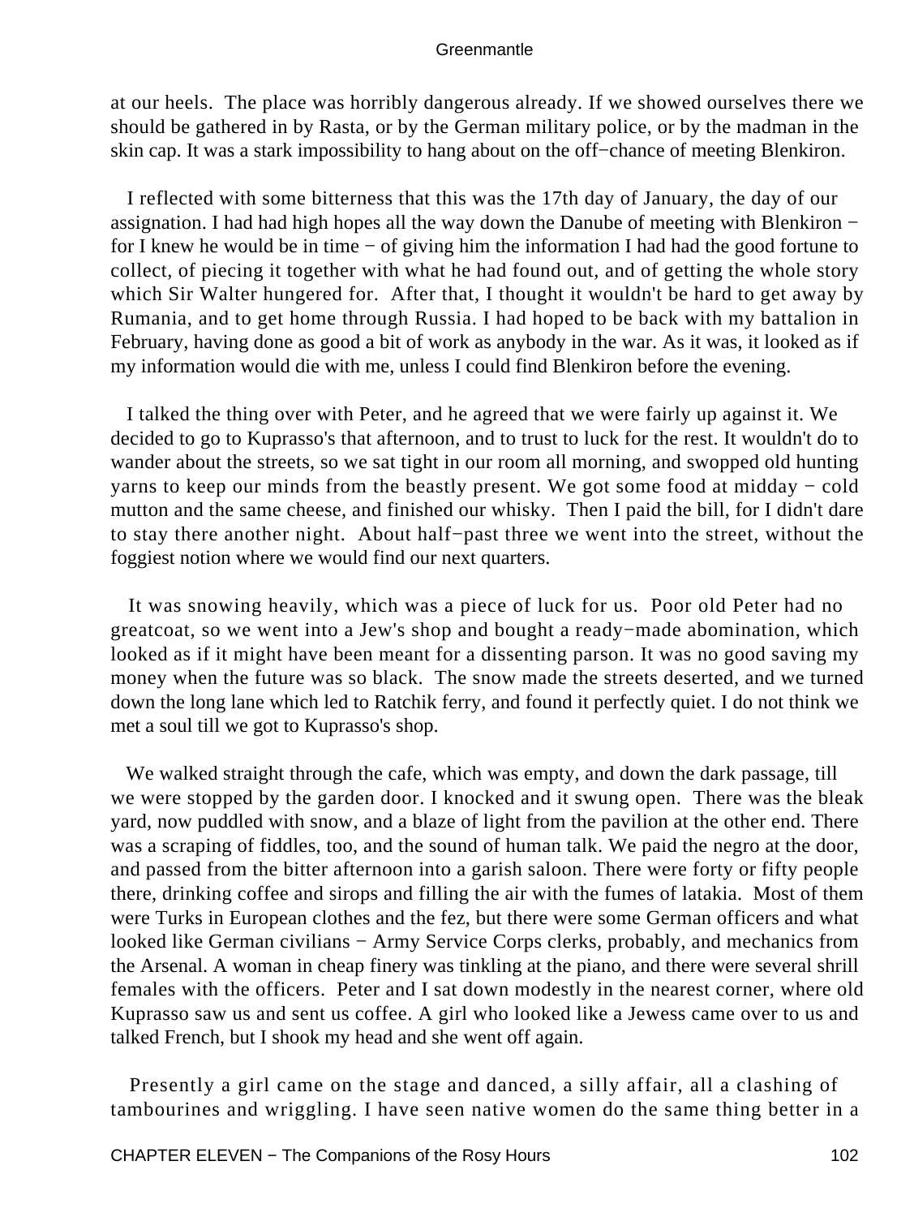at our heels. The place was horribly dangerous already. If we showed ourselves there we should be gathered in by Rasta, or by the German military police, or by the madman in the skin cap. It was a stark impossibility to hang about on the off−chance of meeting Blenkiron.

I reflected with some bitterness that this was the 17th day of January, the day of our assignation. I had had high hopes all the way down the Danube of meeting with Blenkiron − for I knew he would be in time − of giving him the information I had had the good fortune to collect, of piecing it together with what he had found out, and of getting the whole story which Sir Walter hungered for. After that, I thought it wouldn't be hard to get away by Rumania, and to get home through Russia. I had hoped to be back with my battalion in February, having done as good a bit of work as anybody in the war. As it was, it looked as if my information would die with me, unless I could find Blenkiron before the evening.

I talked the thing over with Peter, and he agreed that we were fairly up against it. We decided to go to Kuprasso's that afternoon, and to trust to luck for the rest. It wouldn't do to wander about the streets, so we sat tight in our room all morning, and swopped old hunting yarns to keep our minds from the beastly present. We got some food at midday − cold mutton and the same cheese, and finished our whisky. Then I paid the bill, for I didn't dare to stay there another night. About half−past three we went into the street, without the foggiest notion where we would find our next quarters.

It was snowing heavily, which was a piece of luck for us. Poor old Peter had no greatcoat, so we went into a Jew's shop and bought a ready−made abomination, which looked as if it might have been meant for a dissenting parson. It was no good saving my money when the future was so black. The snow made the streets deserted, and we turned down the long lane which led to Ratchik ferry, and found it perfectly quiet. I do not think we met a soul till we got to Kuprasso's shop.

We walked straight through the cafe, which was empty, and down the dark passage, till we were stopped by the garden door. I knocked and it swung open. There was the bleak yard, now puddled with snow, and a blaze of light from the pavilion at the other end. There was a scraping of fiddles, too, and the sound of human talk. We paid the negro at the door, and passed from the bitter afternoon into a garish saloon. There were forty or fifty people there, drinking coffee and sirops and filling the air with the fumes of latakia. Most of them were Turks in European clothes and the fez, but there were some German officers and what looked like German civilians − Army Service Corps clerks, probably, and mechanics from the Arsenal. A woman in cheap finery was tinkling at the piano, and there were several shrill females with the officers. Peter and I sat down modestly in the nearest corner, where old Kuprasso saw us and sent us coffee. A girl who looked like a Jewess came over to us and talked French, but I shook my head and she went off again.

Presently a girl came on the stage and danced, a silly affair, all a clashing of tambourines and wriggling. I have seen native women do the same thing better in a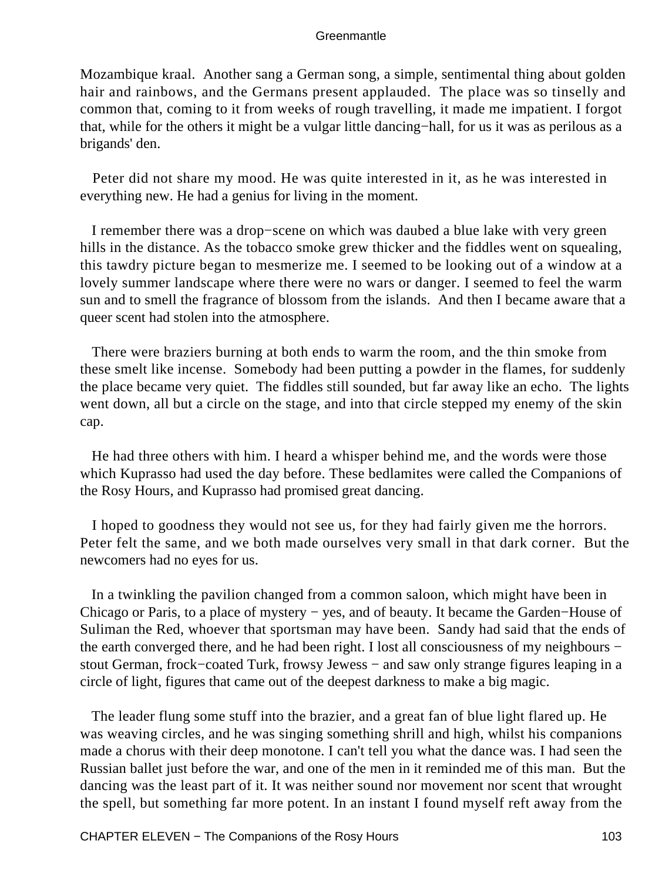Mozambique kraal. Another sang a German song, a simple, sentimental thing about golden hair and rainbows, and the Germans present applauded. The place was so tinselly and common that, coming to it from weeks of rough travelling, it made me impatient. I forgot that, while for the others it might be a vulgar little dancing−hall, for us it was as perilous as a brigands' den.

Peter did not share my mood. He was quite interested in it, as he was interested in everything new. He had a genius for living in the moment.

I remember there was a drop−scene on which was daubed a blue lake with very green hills in the distance. As the tobacco smoke grew thicker and the fiddles went on squealing, this tawdry picture began to mesmerize me. I seemed to be looking out of a window at a lovely summer landscape where there were no wars or danger. I seemed to feel the warm sun and to smell the fragrance of blossom from the islands. And then I became aware that a queer scent had stolen into the atmosphere.

There were braziers burning at both ends to warm the room, and the thin smoke from these smelt like incense. Somebody had been putting a powder in the flames, for suddenly the place became very quiet. The fiddles still sounded, but far away like an echo. The lights went down, all but a circle on the stage, and into that circle stepped my enemy of the skin cap.

He had three others with him. I heard a whisper behind me, and the words were those which Kuprasso had used the day before. These bedlamites were called the Companions of the Rosy Hours, and Kuprasso had promised great dancing.

I hoped to goodness they would not see us, for they had fairly given me the horrors. Peter felt the same, and we both made ourselves very small in that dark corner. But the newcomers had no eyes for us.

In a twinkling the pavilion changed from a common saloon, which might have been in Chicago or Paris, to a place of mystery − yes, and of beauty. It became the Garden−House of Suliman the Red, whoever that sportsman may have been. Sandy had said that the ends of the earth converged there, and he had been right. I lost all consciousness of my neighbours − stout German, frock−coated Turk, frowsy Jewess − and saw only strange figures leaping in a circle of light, figures that came out of the deepest darkness to make a big magic.

The leader flung some stuff into the brazier, and a great fan of blue light flared up. He was weaving circles, and he was singing something shrill and high, whilst his companions made a chorus with their deep monotone. I can't tell you what the dance was. I had seen the Russian ballet just before the war, and one of the men in it reminded me of this man. But the dancing was the least part of it. It was neither sound nor movement nor scent that wrought the spell, but something far more potent. In an instant I found myself reft away from the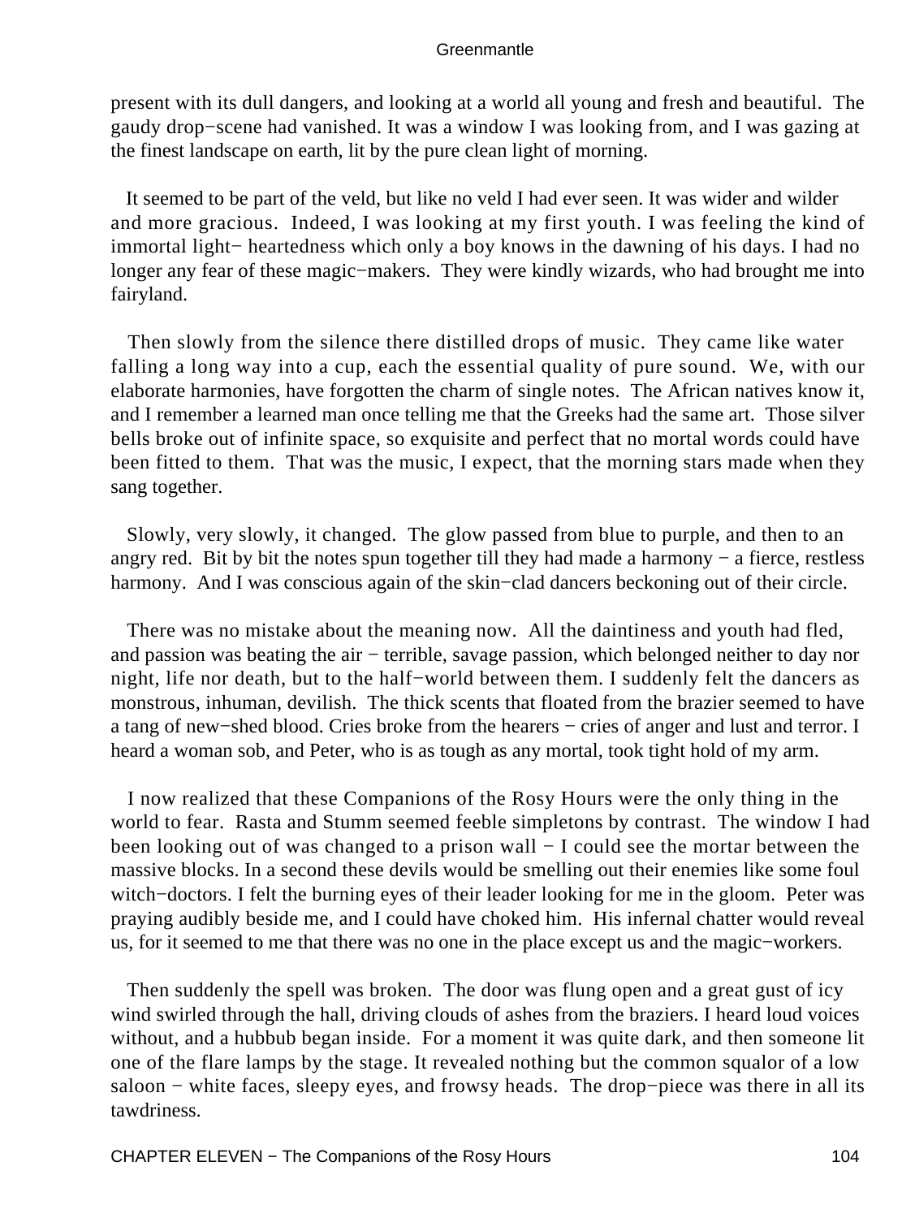present with its dull dangers, and looking at a world all young and fresh and beautiful. The gaudy drop−scene had vanished. It was a window I was looking from, and I was gazing at the finest landscape on earth, lit by the pure clean light of morning.

It seemed to be part of the veld, but like no veld I had ever seen. It was wider and wilder and more gracious. Indeed, I was looking at my first youth. I was feeling the kind of immortal light− heartedness which only a boy knows in the dawning of his days. I had no longer any fear of these magic−makers. They were kindly wizards, who had brought me into fairyland.

Then slowly from the silence there distilled drops of music. They came like water falling a long way into a cup, each the essential quality of pure sound. We, with our elaborate harmonies, have forgotten the charm of single notes. The African natives know it, and I remember a learned man once telling me that the Greeks had the same art. Those silver bells broke out of infinite space, so exquisite and perfect that no mortal words could have been fitted to them. That was the music, I expect, that the morning stars made when they sang together.

Slowly, very slowly, it changed. The glow passed from blue to purple, and then to an angry red. Bit by bit the notes spun together till they had made a harmony − a fierce, restless harmony. And I was conscious again of the skin−clad dancers beckoning out of their circle.

There was no mistake about the meaning now. All the daintiness and youth had fled, and passion was beating the air − terrible, savage passion, which belonged neither to day nor night, life nor death, but to the half−world between them. I suddenly felt the dancers as monstrous, inhuman, devilish. The thick scents that floated from the brazier seemed to have a tang of new−shed blood. Cries broke from the hearers − cries of anger and lust and terror. I heard a woman sob, and Peter, who is as tough as any mortal, took tight hold of my arm.

I now realized that these Companions of the Rosy Hours were the only thing in the world to fear. Rasta and Stumm seemed feeble simpletons by contrast. The window I had been looking out of was changed to a prison wall − I could see the mortar between the massive blocks. In a second these devils would be smelling out their enemies like some foul witch−doctors. I felt the burning eyes of their leader looking for me in the gloom. Peter was praying audibly beside me, and I could have choked him. His infernal chatter would reveal us, for it seemed to me that there was no one in the place except us and the magic−workers.

Then suddenly the spell was broken. The door was flung open and a great gust of icy wind swirled through the hall, driving clouds of ashes from the braziers. I heard loud voices without, and a hubbub began inside. For a moment it was quite dark, and then someone lit one of the flare lamps by the stage. It revealed nothing but the common squalor of a low saloon − white faces, sleepy eyes, and frowsy heads. The drop−piece was there in all its tawdriness.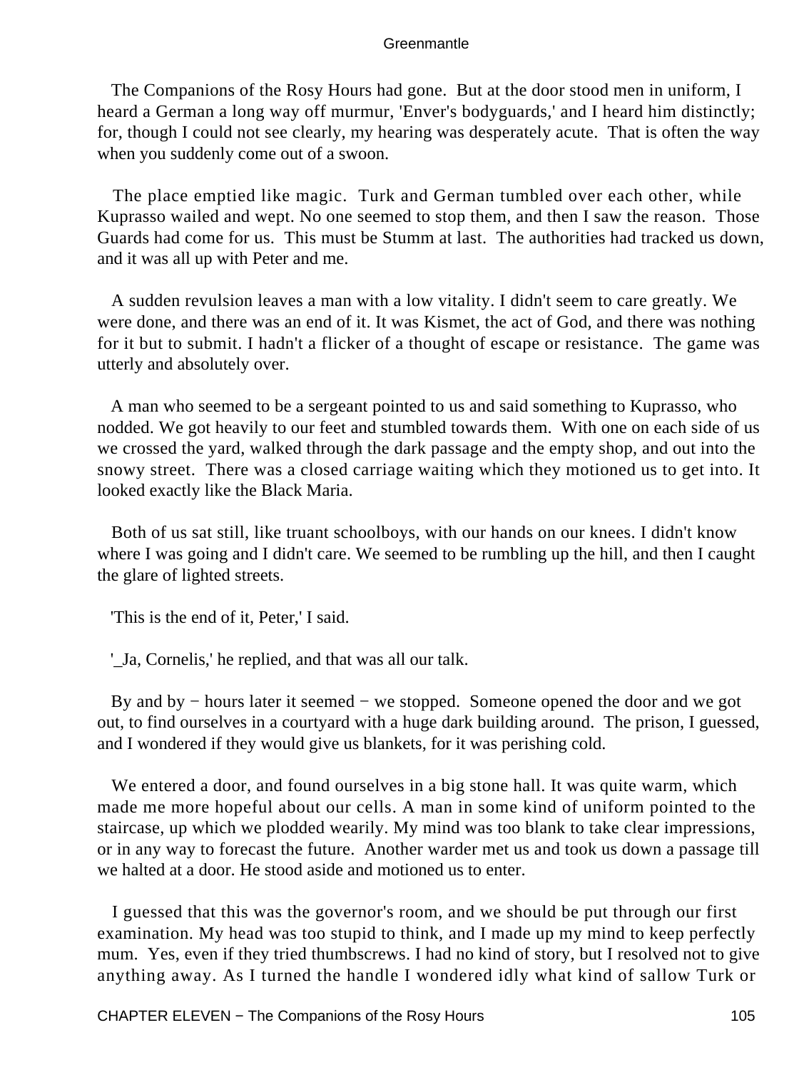The Companions of the Rosy Hours had gone. But at the door stood men in uniform, I heard a German a long way off murmur, 'Enver's bodyguards,' and I heard him distinctly; for, though I could not see clearly, my hearing was desperately acute. That is often the way when you suddenly come out of a swoon.

The place emptied like magic. Turk and German tumbled over each other, while Kuprasso wailed and wept. No one seemed to stop them, and then I saw the reason. Those Guards had come for us. This must be Stumm at last. The authorities had tracked us down, and it was all up with Peter and me.

A sudden revulsion leaves a man with a low vitality. I didn't seem to care greatly. We were done, and there was an end of it. It was Kismet, the act of God, and there was nothing for it but to submit. I hadn't a flicker of a thought of escape or resistance. The game was utterly and absolutely over.

A man who seemed to be a sergeant pointed to us and said something to Kuprasso, who nodded. We got heavily to our feet and stumbled towards them. With one on each side of us we crossed the yard, walked through the dark passage and the empty shop, and out into the snowy street. There was a closed carriage waiting which they motioned us to get into. It looked exactly like the Black Maria.

Both of us sat still, like truant schoolboys, with our hands on our knees. I didn't know where I was going and I didn't care. We seemed to be rumbling up the hill, and then I caught the glare of lighted streets.

'This is the end of it, Peter,' I said.

'_Ja, Cornelis,' he replied, and that was all our talk.

By and by − hours later it seemed − we stopped. Someone opened the door and we got out, to find ourselves in a courtyard with a huge dark building around. The prison, I guessed, and I wondered if they would give us blankets, for it was perishing cold.

We entered a door, and found ourselves in a big stone hall. It was quite warm, which made me more hopeful about our cells. A man in some kind of uniform pointed to the staircase, up which we plodded wearily. My mind was too blank to take clear impressions, or in any way to forecast the future. Another warder met us and took us down a passage till we halted at a door. He stood aside and motioned us to enter.

I guessed that this was the governor's room, and we should be put through our first examination. My head was too stupid to think, and I made up my mind to keep perfectly mum. Yes, even if they tried thumbscrews. I had no kind of story, but I resolved not to give anything away. As I turned the handle I wondered idly what kind of sallow Turk or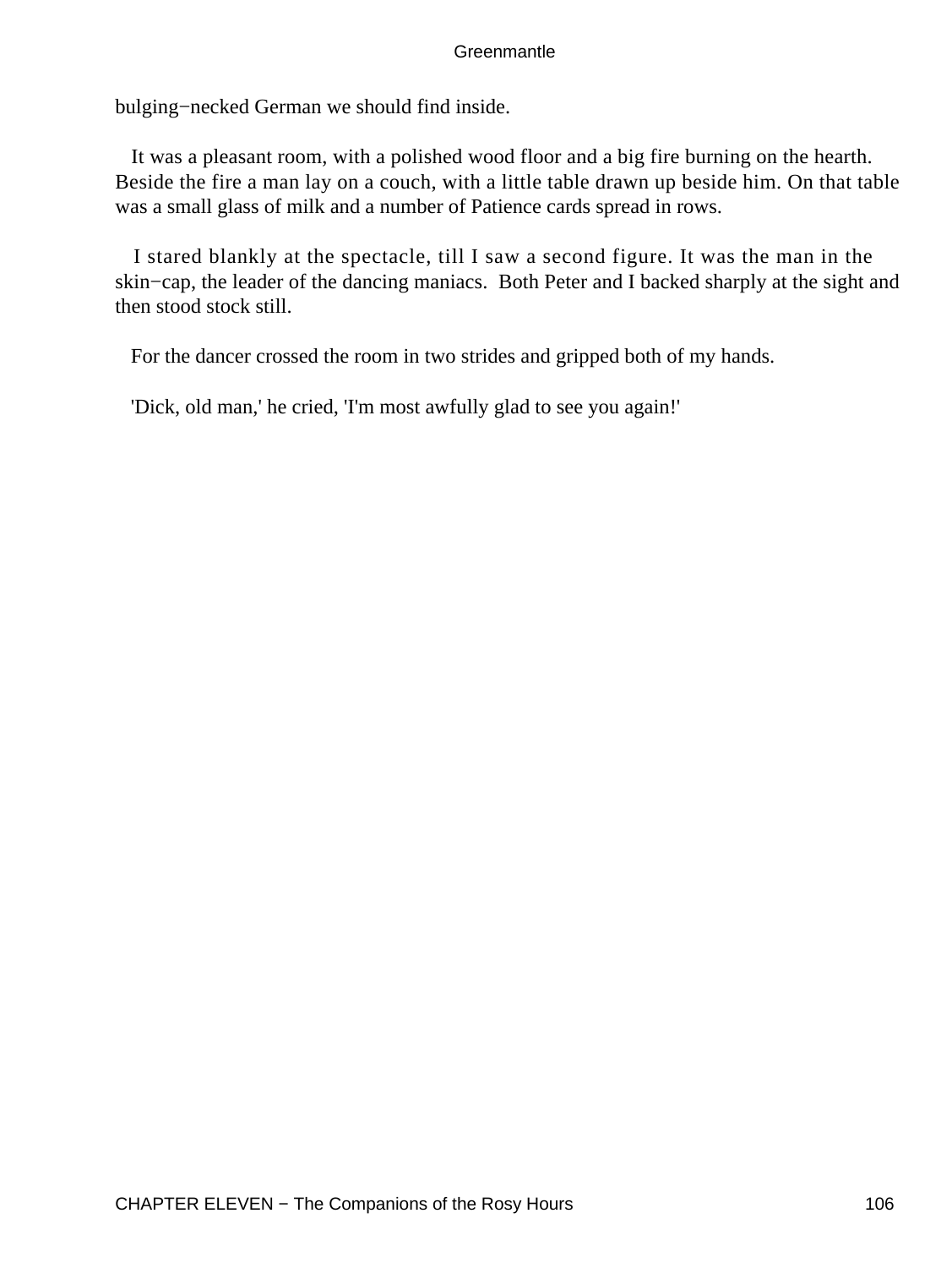bulging−necked German we should find inside.

It was a pleasant room, with a polished wood floor and a big fire burning on the hearth. Beside the fire a man lay on a couch, with a little table drawn up beside him. On that table was a small glass of milk and a number of Patience cards spread in rows.

I stared blankly at the spectacle, till I saw a second figure. It was the man in the skin−cap, the leader of the dancing maniacs. Both Peter and I backed sharply at the sight and then stood stock still.

For the dancer crossed the room in two strides and gripped both of my hands.

'Dick, old man,' he cried, 'I'm most awfully glad to see you again!'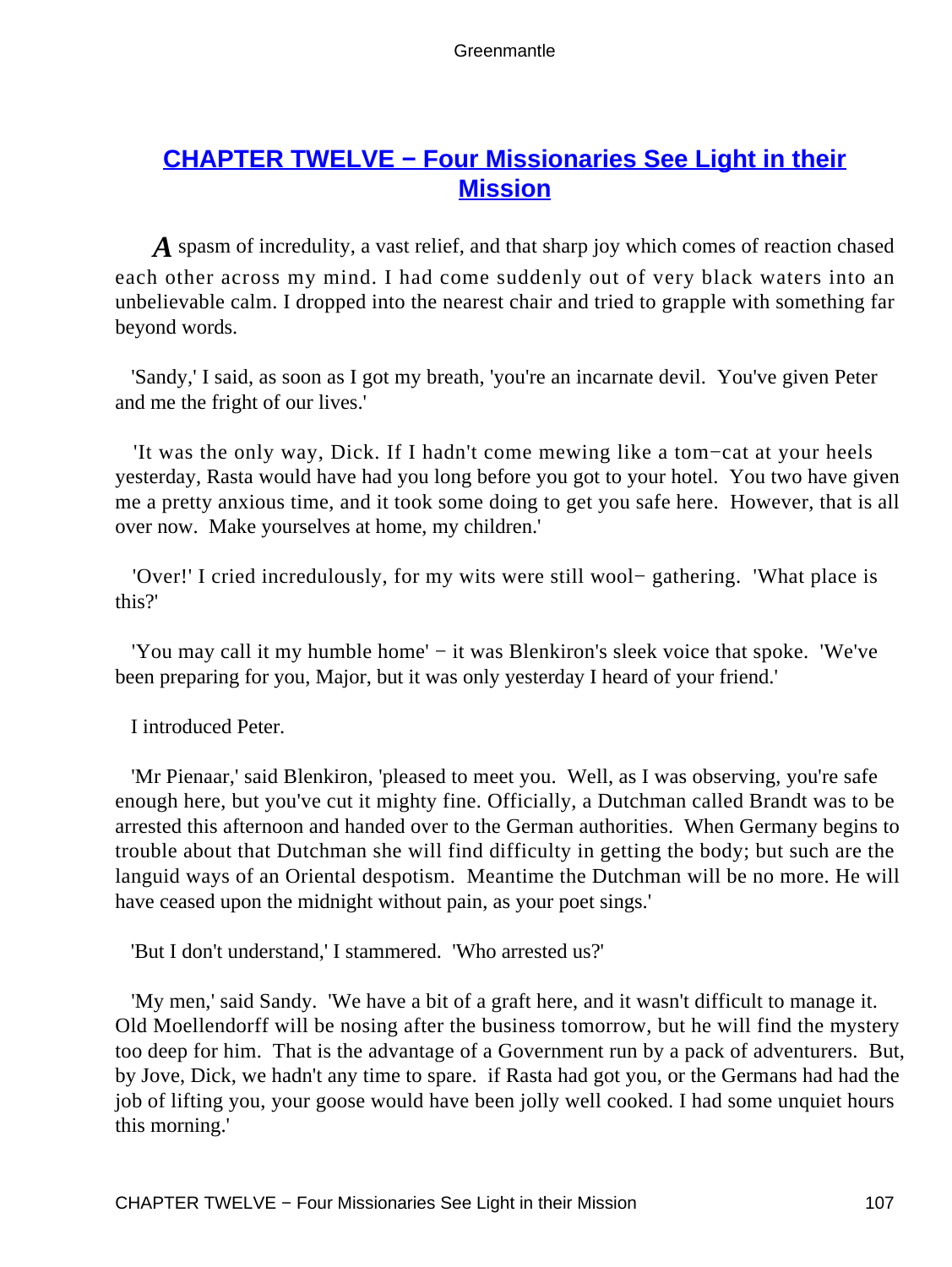## CHAPTER TWELVE − Four Missionaries See Light in their Mission

*A* spasm of incredulity, a vast relief, and that sharp joy which comes of reaction chased each other across my mind. I had come suddenly out of very black waters into an unbelievable calm. I dropped into the nearest chair and tried to grapple with something far beyond words.

'Sandy,' I said, as soon as I got my breath, 'you're an incarnate devil. You've given Peter and me the fright of our lives.'

'It was the only way, Dick. If I hadn't come mewing like a tom−cat at your heels yesterday, Rasta would have had you long before you got to your hotel. You two have given me a pretty anxious time, and it took some doing to get you safe here. However, that is all over now. Make yourselves at home, my children.'

'Over!' I cried incredulously, for my wits were still wool− gathering. 'What place is this?'

'You may call it my humble home' − it was Blenkiron's sleek voice that spoke. 'We've been preparing for you, Major, but it was only yesterday I heard of your friend.'

I introduced Peter.

'Mr Pienaar,' said Blenkiron, 'pleased to meet you. Well, as I was observing, you're safe enough here, but you've cut it mighty fine. Officially, a Dutchman called Brandt was to be arrested this afternoon and handed over to the German authorities. When Germany begins to trouble about that Dutchman she will find difficulty in getting the body; but such are the languid ways of an Oriental despotism. Meantime the Dutchman will be no more. He will have ceased upon the midnight without pain, as your poet sings.'

'But I don't understand,' I stammered. 'Who arrested us?'

'My men,' said Sandy. 'We have a bit of a graft here, and it wasn't difficult to manage it. Old Moellendorff will be nosing after the business tomorrow, but he will find the mystery too deep for him. That is the advantage of a Government run by a pack of adventurers. But, by Jove, Dick, we hadn't any time to spare. if Rasta had got you, or the Germans had had the job of lifting you, your goose would have been jolly well cooked. I had some unquiet hours this morning.'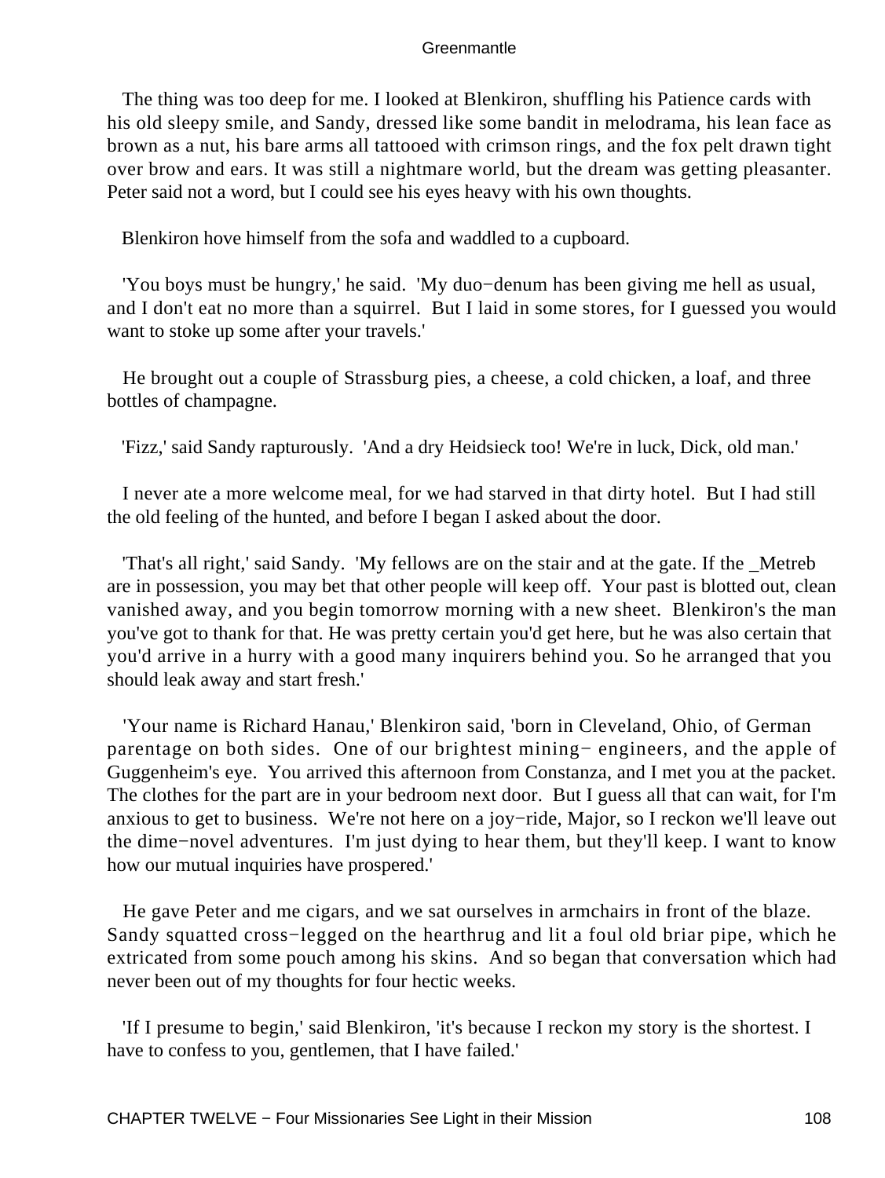The thing was too deep for me. I looked at Blenkiron, shuffling his Patience cards with his old sleepy smile, and Sandy, dressed like some bandit in melodrama, his lean face as brown as a nut, his bare arms all tattooed with crimson rings, and the fox pelt drawn tight over brow and ears. It was still a nightmare world, but the dream was getting pleasanter. Peter said not a word, but I could see his eyes heavy with his own thoughts.

Blenkiron hove himself from the sofa and waddled to a cupboard.

'You boys must be hungry,' he said. 'My duo−denum has been giving me hell as usual, and I don't eat no more than a squirrel. But I laid in some stores, for I guessed you would want to stoke up some after your travels.'

He brought out a couple of Strassburg pies, a cheese, a cold chicken, a loaf, and three bottles of champagne.

'Fizz,' said Sandy rapturously. 'And a dry Heidsieck too! We're in luck, Dick, old man.'

I never ate a more welcome meal, for we had starved in that dirty hotel. But I had still the old feeling of the hunted, and before I began I asked about the door.

'That's all right,' said Sandy. 'My fellows are on the stair and at the gate. If the _Metreb are in possession, you may bet that other people will keep off. Your past is blotted out, clean vanished away, and you begin tomorrow morning with a new sheet. Blenkiron's the man you've got to thank for that. He was pretty certain you'd get here, but he was also certain that you'd arrive in a hurry with a good many inquirers behind you. So he arranged that you should leak away and start fresh.'

'Your name is Richard Hanau,' Blenkiron said, 'born in Cleveland, Ohio, of German parentage on both sides. One of our brightest mining− engineers, and the apple of Guggenheim's eye. You arrived this afternoon from Constanza, and I met you at the packet. The clothes for the part are in your bedroom next door. But I guess all that can wait, for I'm anxious to get to business. We're not here on a joy−ride, Major, so I reckon we'll leave out the dime−novel adventures. I'm just dying to hear them, but they'll keep. I want to know how our mutual inquiries have prospered.'

He gave Peter and me cigars, and we sat ourselves in armchairs in front of the blaze. Sandy squatted cross−legged on the hearthrug and lit a foul old briar pipe, which he extricated from some pouch among his skins. And so began that conversation which had never been out of my thoughts for four hectic weeks.

'If I presume to begin,' said Blenkiron, 'it's because I reckon my story is the shortest. I have to confess to you, gentlemen, that I have failed.'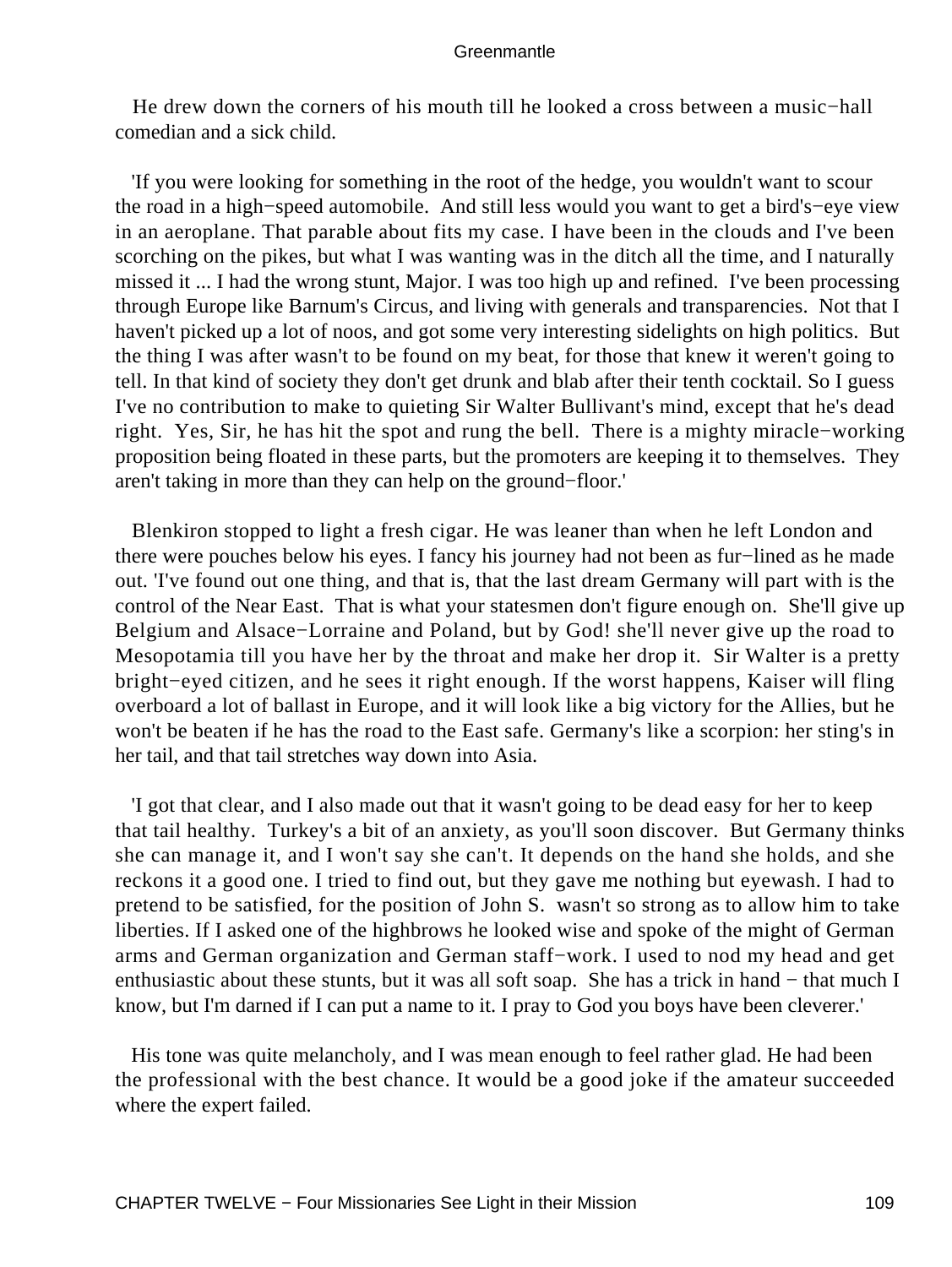He drew down the corners of his mouth till he looked a cross between a music−hall comedian and a sick child.

'If you were looking for something in the root of the hedge, you wouldn't want to scour the road in a high−speed automobile. And still less would you want to get a bird's−eye view in an aeroplane. That parable about fits my case. I have been in the clouds and I've been scorching on the pikes, but what I was wanting was in the ditch all the time, and I naturally missed it ... I had the wrong stunt, Major. I was too high up and refined. I've been processing through Europe like Barnum's Circus, and living with generals and transparencies. Not that I haven't picked up a lot of noos, and got some very interesting sidelights on high politics. But the thing I was after wasn't to be found on my beat, for those that knew it weren't going to tell. In that kind of society they don't get drunk and blab after their tenth cocktail. So I guess I've no contribution to make to quieting Sir Walter Bullivant's mind, except that he's dead right. Yes, Sir, he has hit the spot and rung the bell. There is a mighty miracle−working proposition being floated in these parts, but the promoters are keeping it to themselves. They aren't taking in more than they can help on the ground−floor.'

Blenkiron stopped to light a fresh cigar. He was leaner than when he left London and there were pouches below his eyes. I fancy his journey had not been as fur−lined as he made out. 'I've found out one thing, and that is, that the last dream Germany will part with is the control of the Near East. That is what your statesmen don't figure enough on. She'll give up Belgium and Alsace−Lorraine and Poland, but by God! she'll never give up the road to Mesopotamia till you have her by the throat and make her drop it. Sir Walter is a pretty bright−eyed citizen, and he sees it right enough. If the worst happens, Kaiser will fling overboard a lot of ballast in Europe, and it will look like a big victory for the Allies, but he won't be beaten if he has the road to the East safe. Germany's like a scorpion: her sting's in her tail, and that tail stretches way down into Asia.

'I got that clear, and I also made out that it wasn't going to be dead easy for her to keep that tail healthy. Turkey's a bit of an anxiety, as you'll soon discover. But Germany thinks she can manage it, and I won't say she can't. It depends on the hand she holds, and she reckons it a good one. I tried to find out, but they gave me nothing but eyewash. I had to pretend to be satisfied, for the position of John S. wasn't so strong as to allow him to take liberties. If I asked one of the highbrows he looked wise and spoke of the might of German arms and German organization and German staff−work. I used to nod my head and get enthusiastic about these stunts, but it was all soft soap. She has a trick in hand − that much I know, but I'm darned if I can put a name to it. I pray to God you boys have been cleverer.'

His tone was quite melancholy, and I was mean enough to feel rather glad. He had been the professional with the best chance. It would be a good joke if the amateur succeeded where the expert failed.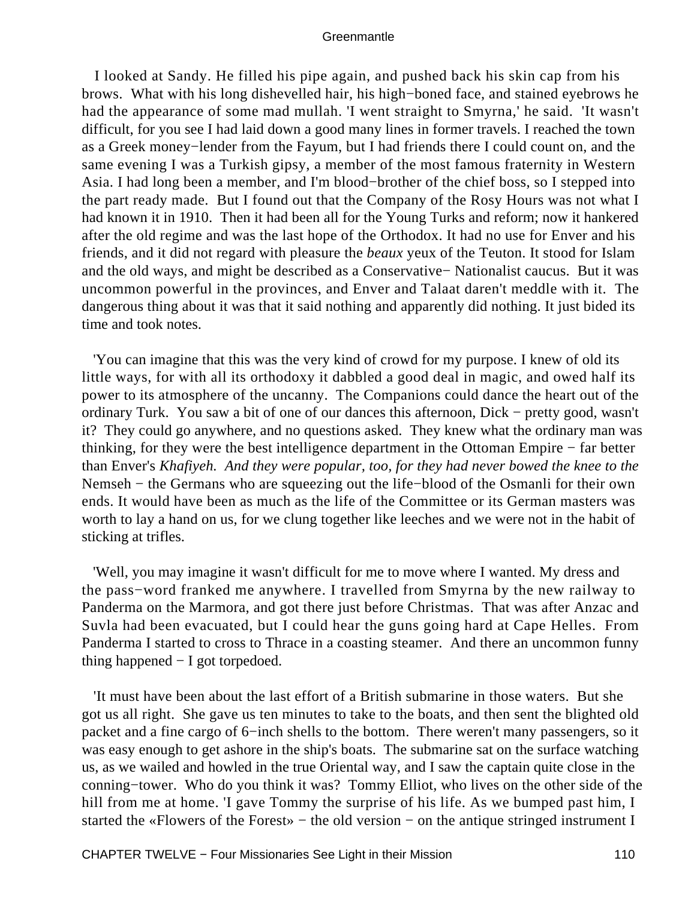I looked at Sandy. He filled his pipe again, and pushed back his skin cap from his brows. What with his long dishevelled hair, his high−boned face, and stained eyebrows he had the appearance of some mad mullah. 'I went straight to Smyrna,' he said. 'It wasn't difficult, for you see I had laid down a good many lines in former travels. I reached the town as a Greek money−lender from the Fayum, but I had friends there I could count on, and the same evening I was a Turkish gipsy, a member of the most famous fraternity in Western Asia. I had long been a member, and I'm blood−brother of the chief boss, so I stepped into the part ready made. But I found out that the Company of the Rosy Hours was not what I had known it in 1910. Then it had been all for the Young Turks and reform; now it hankered after the old regime and was the last hope of the Orthodox. It had no use for Enver and his friends, and it did not regard with pleasure the *beaux* yeux of the Teuton. It stood for Islam and the old ways, and might be described as a Conservative− Nationalist caucus. But it was uncommon powerful in the provinces, and Enver and Talaat daren't meddle with it. The dangerous thing about it was that it said nothing and apparently did nothing. It just bided its time and took notes.

'You can imagine that this was the very kind of crowd for my purpose. I knew of old its little ways, for with all its orthodoxy it dabbled a good deal in magic, and owed half its power to its atmosphere of the uncanny. The Companions could dance the heart out of the ordinary Turk. You saw a bit of one of our dances this afternoon, Dick − pretty good, wasn't it? They could go anywhere, and no questions asked. They knew what the ordinary man was thinking, for they were the best intelligence department in the Ottoman Empire − far better than Enver's *Khafiyeh. And they were popular, too, for they had never bowed the knee to the* Nemseh − the Germans who are squeezing out the life−blood of the Osmanli for their own ends. It would have been as much as the life of the Committee or its German masters was worth to lay a hand on us, for we clung together like leeches and we were not in the habit of sticking at trifles.

'Well, you may imagine it wasn't difficult for me to move where I wanted. My dress and the pass−word franked me anywhere. I travelled from Smyrna by the new railway to Panderma on the Marmora, and got there just before Christmas. That was after Anzac and Suvla had been evacuated, but I could hear the guns going hard at Cape Helles. From Panderma I started to cross to Thrace in a coasting steamer. And there an uncommon funny thing happened − I got torpedoed.

'It must have been about the last effort of a British submarine in those waters. But she got us all right. She gave us ten minutes to take to the boats, and then sent the blighted old packet and a fine cargo of 6−inch shells to the bottom. There weren't many passengers, so it was easy enough to get ashore in the ship's boats. The submarine sat on the surface watching us, as we wailed and howled in the true Oriental way, and I saw the captain quite close in the conning−tower. Who do you think it was? Tommy Elliot, who lives on the other side of the hill from me at home. 'I gave Tommy the surprise of his life. As we bumped past him, I started the «Flowers of the Forest» − the old version − on the antique stringed instrument I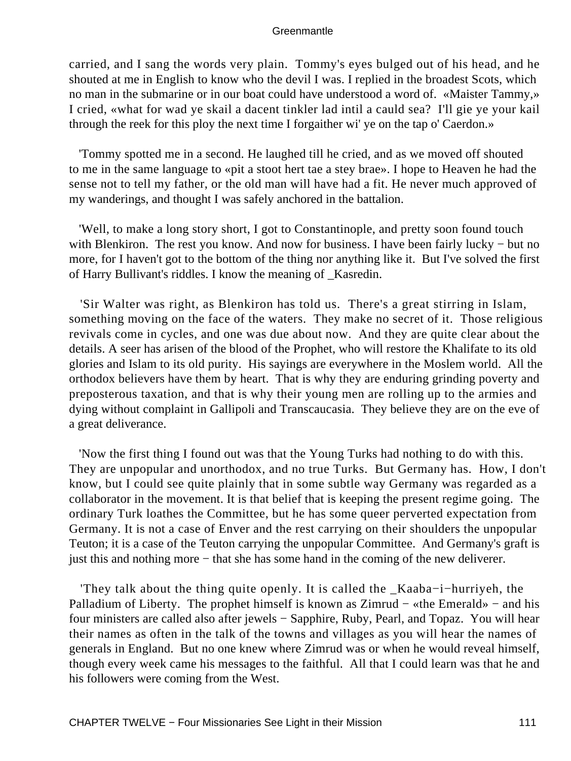carried, and I sang the words very plain. Tommy's eyes bulged out of his head, and he shouted at me in English to know who the devil I was. I replied in the broadest Scots, which no man in the submarine or in our boat could have understood a word of. «Maister Tammy,» I cried, «what for wad ye skail a dacent tinkler lad intil a cauld sea? I'll gie ye your kail through the reek for this ploy the next time I forgaither wi' ye on the tap o' Caerdon.»

'Tommy spotted me in a second. He laughed till he cried, and as we moved off shouted to me in the same language to «pit a stoot hert tae a stey brae». I hope to Heaven he had the sense not to tell my father, or the old man will have had a fit. He never much approved of my wanderings, and thought I was safely anchored in the battalion.

'Well, to make a long story short, I got to Constantinople, and pretty soon found touch with Blenkiron. The rest you know. And now for business. I have been fairly lucky − but no more, for I haven't got to the bottom of the thing nor anything like it. But I've solved the first of Harry Bullivant's riddles. I know the meaning of _Kasredin.

'Sir Walter was right, as Blenkiron has told us. There's a great stirring in Islam, something moving on the face of the waters. They make no secret of it. Those religious revivals come in cycles, and one was due about now. And they are quite clear about the details. A seer has arisen of the blood of the Prophet, who will restore the Khalifate to its old glories and Islam to its old purity. His sayings are everywhere in the Moslem world. All the orthodox believers have them by heart. That is why they are enduring grinding poverty and preposterous taxation, and that is why their young men are rolling up to the armies and dying without complaint in Gallipoli and Transcaucasia. They believe they are on the eve of a great deliverance.

'Now the first thing I found out was that the Young Turks had nothing to do with this. They are unpopular and unorthodox, and no true Turks. But Germany has. How, I don't know, but I could see quite plainly that in some subtle way Germany was regarded as a collaborator in the movement. It is that belief that is keeping the present regime going. The ordinary Turk loathes the Committee, but he has some queer perverted expectation from Germany. It is not a case of Enver and the rest carrying on their shoulders the unpopular Teuton; it is a case of the Teuton carrying the unpopular Committee. And Germany's graft is just this and nothing more − that she has some hand in the coming of the new deliverer.

'They talk about the thing quite openly. It is called the _Kaaba−i−hurriyeh, the Palladium of Liberty. The prophet himself is known as Zimrud − «the Emerald» − and his four ministers are called also after jewels − Sapphire, Ruby, Pearl, and Topaz. You will hear their names as often in the talk of the towns and villages as you will hear the names of generals in England. But no one knew where Zimrud was or when he would reveal himself, though every week came his messages to the faithful. All that I could learn was that he and his followers were coming from the West.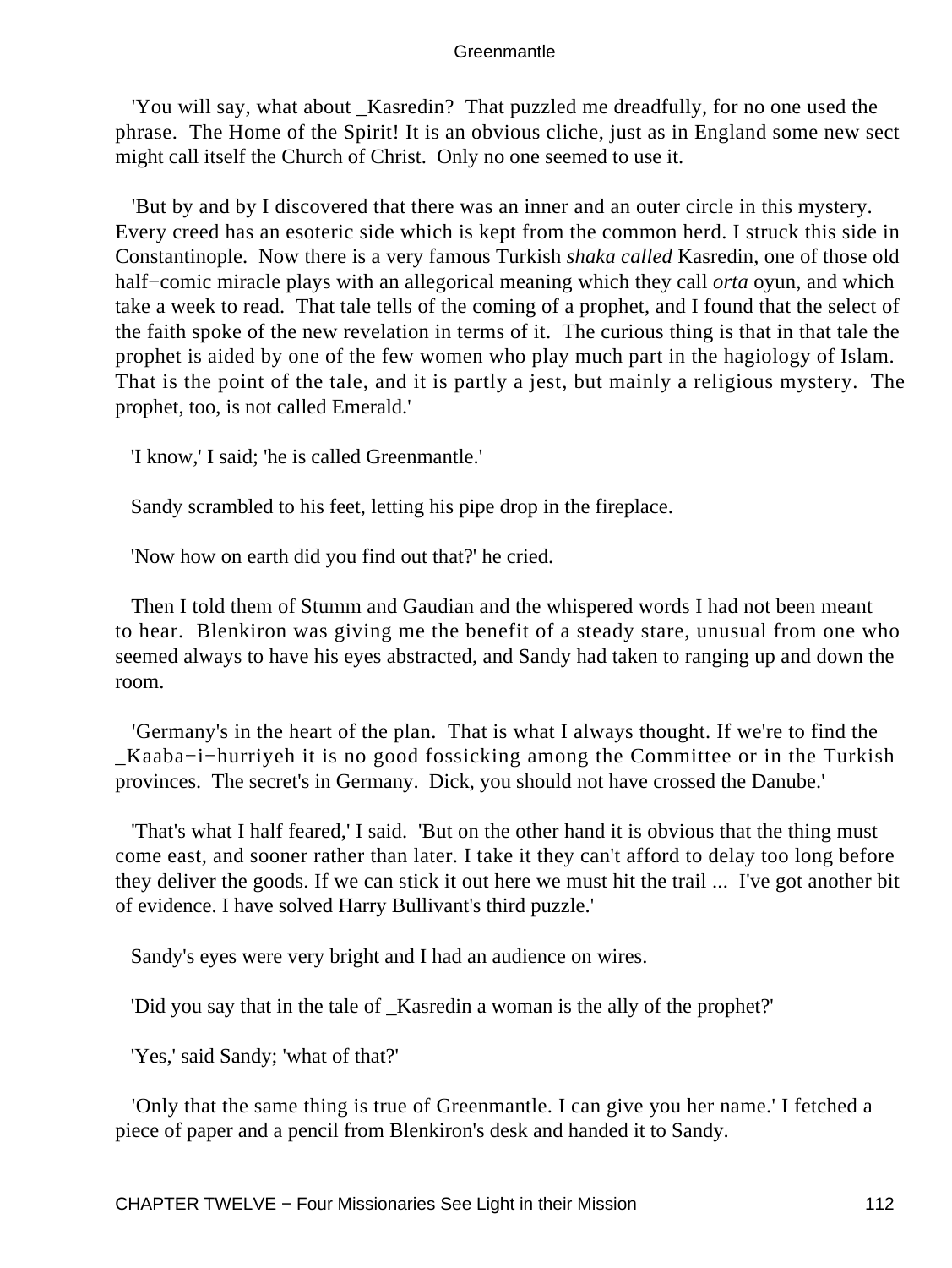'You will say, what about _Kasredin? That puzzled me dreadfully, for no one used the phrase. The Home of the Spirit! It is an obvious cliche, just as in England some new sect might call itself the Church of Christ. Only no one seemed to use it.

'But by and by I discovered that there was an inner and an outer circle in this mystery. Every creed has an esoteric side which is kept from the common herd. I struck this side in Constantinople. Now there is a very famous Turkish *shaka called* Kasredin, one of those old half−comic miracle plays with an allegorical meaning which they call *orta* oyun, and which take a week to read. That tale tells of the coming of a prophet, and I found that the select of the faith spoke of the new revelation in terms of it. The curious thing is that in that tale the prophet is aided by one of the few women who play much part in the hagiology of Islam. That is the point of the tale, and it is partly a jest, but mainly a religious mystery. The prophet, too, is not called Emerald.'

'I know,' I said; 'he is called Greenmantle.'

Sandy scrambled to his feet, letting his pipe drop in the fireplace.

'Now how on earth did you find out that?' he cried.

Then I told them of Stumm and Gaudian and the whispered words I had not been meant to hear. Blenkiron was giving me the benefit of a steady stare, unusual from one who seemed always to have his eyes abstracted, and Sandy had taken to ranging up and down the room.

'Germany's in the heart of the plan. That is what I always thought. If we're to find the _Kaaba−i−hurriyeh it is no good fossicking among the Committee or in the Turkish provinces. The secret's in Germany. Dick, you should not have crossed the Danube.'

'That's what I half feared,' I said. 'But on the other hand it is obvious that the thing must come east, and sooner rather than later. I take it they can't afford to delay too long before they deliver the goods. If we can stick it out here we must hit the trail ... I've got another bit of evidence. I have solved Harry Bullivant's third puzzle.'

Sandy's eyes were very bright and I had an audience on wires.

'Did you say that in the tale of _Kasredin a woman is the ally of the prophet?'

'Yes,' said Sandy; 'what of that?'

'Only that the same thing is true of Greenmantle. I can give you her name.' I fetched a piece of paper and a pencil from Blenkiron's desk and handed it to Sandy.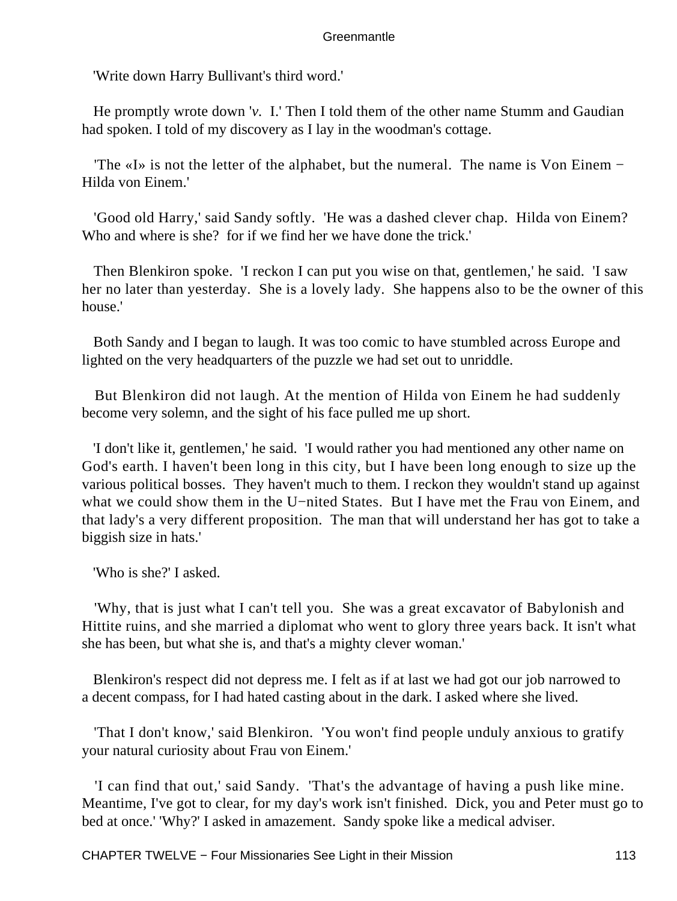'Write down Harry Bullivant's third word.'

He promptly wrote down '*v*. I.' Then I told them of the other name Stumm and Gaudian had spoken. I told of my discovery as I lay in the woodman's cottage.

'The «I» is not the letter of the alphabet, but the numeral. The name is Von Einem − Hilda von Einem.'

'Good old Harry,' said Sandy softly. 'He was a dashed clever chap. Hilda von Einem? Who and where is she? for if we find her we have done the trick.'

Then Blenkiron spoke. 'I reckon I can put you wise on that, gentlemen,' he said. 'I saw her no later than yesterday. She is a lovely lady. She happens also to be the owner of this house.'

Both Sandy and I began to laugh. It was too comic to have stumbled across Europe and lighted on the very headquarters of the puzzle we had set out to unriddle.

But Blenkiron did not laugh. At the mention of Hilda von Einem he had suddenly become very solemn, and the sight of his face pulled me up short.

'I don't like it, gentlemen,' he said. 'I would rather you had mentioned any other name on God's earth. I haven't been long in this city, but I have been long enough to size up the various political bosses. They haven't much to them. I reckon they wouldn't stand up against what we could show them in the U−nited States. But I have met the Frau von Einem, and that lady's a very different proposition. The man that will understand her has got to take a biggish size in hats.'

'Who is she?' I asked.

'Why, that is just what I can't tell you. She was a great excavator of Babylonish and Hittite ruins, and she married a diplomat who went to glory three years back. It isn't what she has been, but what she is, and that's a mighty clever woman.'

Blenkiron's respect did not depress me. I felt as if at last we had got our job narrowed to a decent compass, for I had hated casting about in the dark. I asked where she lived.

'That I don't know,' said Blenkiron. 'You won't find people unduly anxious to gratify your natural curiosity about Frau von Einem.'

'I can find that out,' said Sandy. 'That's the advantage of having a push like mine. Meantime, I've got to clear, for my day's work isn't finished. Dick, you and Peter must go to bed at once.' 'Why?' I asked in amazement. Sandy spoke like a medical adviser.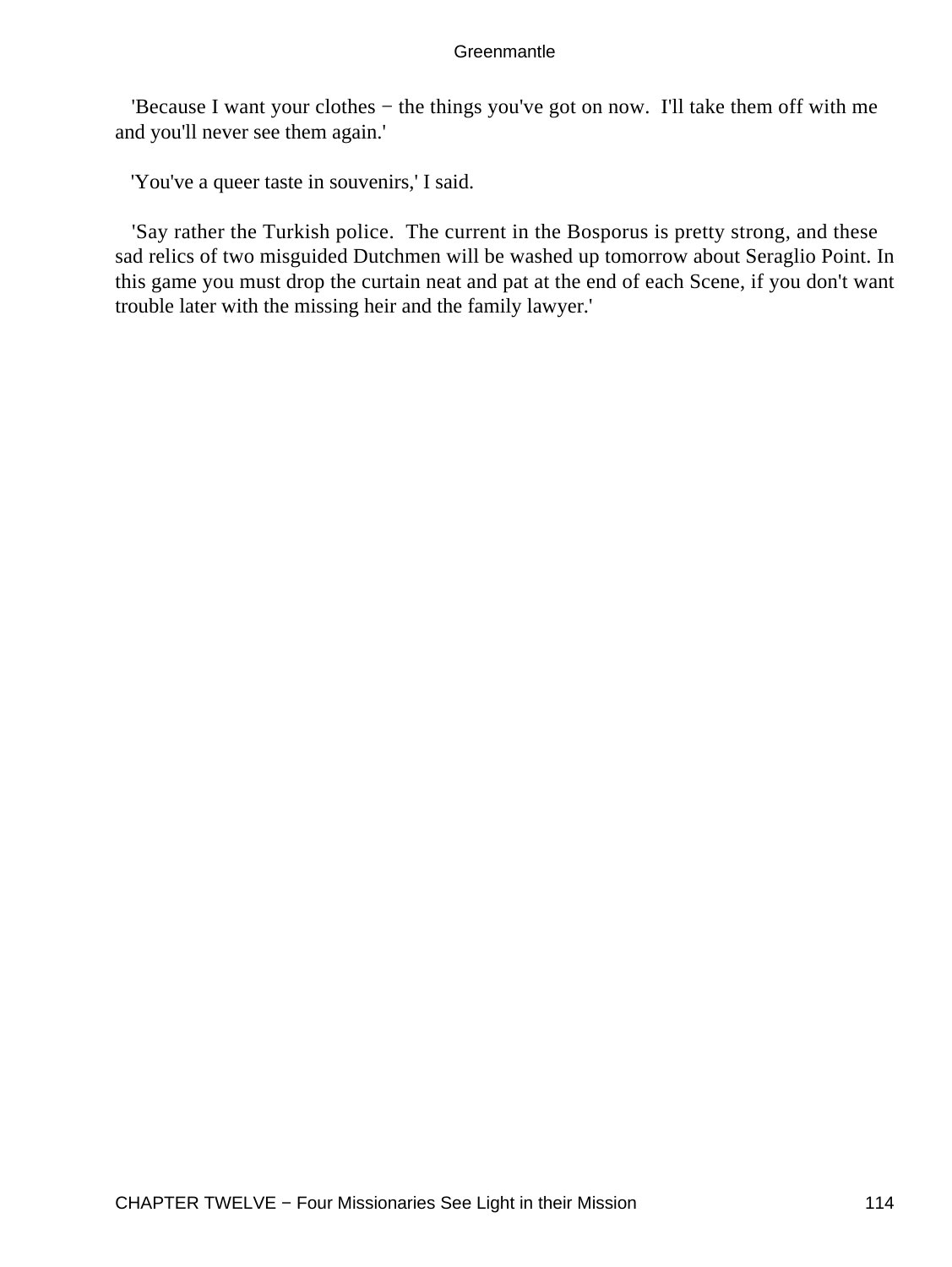'Because I want your clothes − the things you've got on now. I'll take them off with me and you'll never see them again.'

'You've a queer taste in souvenirs,' I said.

'Say rather the Turkish police. The current in the Bosporus is pretty strong, and these sad relics of two misguided Dutchmen will be washed up tomorrow about Seraglio Point. In this game you must drop the curtain neat and pat at the end of each Scene, if you don't want trouble later with the missing heir and the family lawyer.'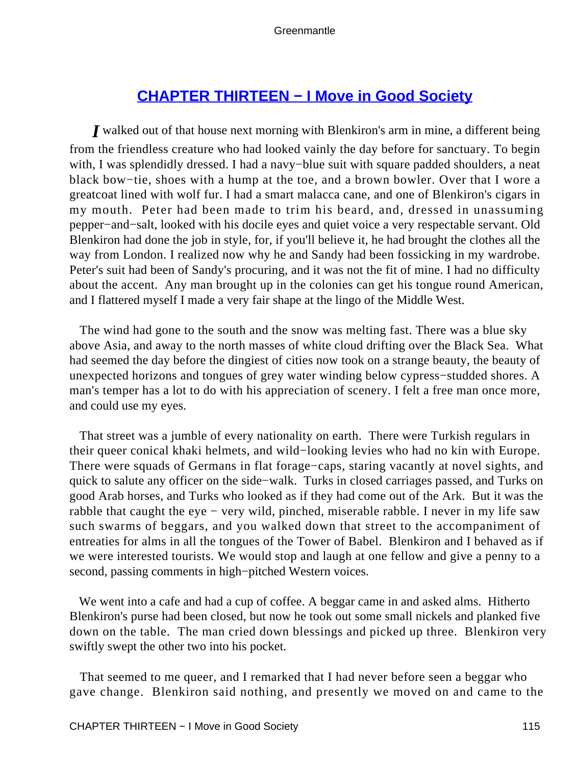## CHAPTER THIRTEEN − I Move in Good Society

*I* walked out of that house next morning with Blenkiron's arm in mine, a different being from the friendless creature who had looked vainly the day before for sanctuary. To begin with, I was splendidly dressed. I had a navy−blue suit with square padded shoulders, a neat black bow−tie, shoes with a hump at the toe, and a brown bowler. Over that I wore a greatcoat lined with wolf fur. I had a smart malacca cane, and one of Blenkiron's cigars in my mouth. Peter had been made to trim his beard, and, dressed in unassuming pepper−and−salt, looked with his docile eyes and quiet voice a very respectable servant. Old Blenkiron had done the job in style, for, if you'll believe it, he had brought the clothes all the way from London. I realized now why he and Sandy had been fossicking in my wardrobe. Peter's suit had been of Sandy's procuring, and it was not the fit of mine. I had no difficulty about the accent. Any man brought up in the colonies can get his tongue round American, and I flattered myself I made a very fair shape at the lingo of the Middle West.

The wind had gone to the south and the snow was melting fast. There was a blue sky above Asia, and away to the north masses of white cloud drifting over the Black Sea. What had seemed the day before the dingiest of cities now took on a strange beauty, the beauty of unexpected horizons and tongues of grey water winding below cypress−studded shores. A man's temper has a lot to do with his appreciation of scenery. I felt a free man once more, and could use my eyes.

That street was a jumble of every nationality on earth. There were Turkish regulars in their queer conical khaki helmets, and wild−looking levies who had no kin with Europe. There were squads of Germans in flat forage−caps, staring vacantly at novel sights, and quick to salute any officer on the side−walk. Turks in closed carriages passed, and Turks on good Arab horses, and Turks who looked as if they had come out of the Ark. But it was the rabble that caught the eye − very wild, pinched, miserable rabble. I never in my life saw such swarms of beggars, and you walked down that street to the accompaniment of entreaties for alms in all the tongues of the Tower of Babel. Blenkiron and I behaved as if we were interested tourists. We would stop and laugh at one fellow and give a penny to a second, passing comments in high−pitched Western voices.

We went into a cafe and had a cup of coffee. A beggar came in and asked alms. Hitherto Blenkiron's purse had been closed, but now he took out some small nickels and planked five down on the table. The man cried down blessings and picked up three. Blenkiron very swiftly swept the other two into his pocket.

That seemed to me queer, and I remarked that I had never before seen a beggar who gave change. Blenkiron said nothing, and presently we moved on and came to the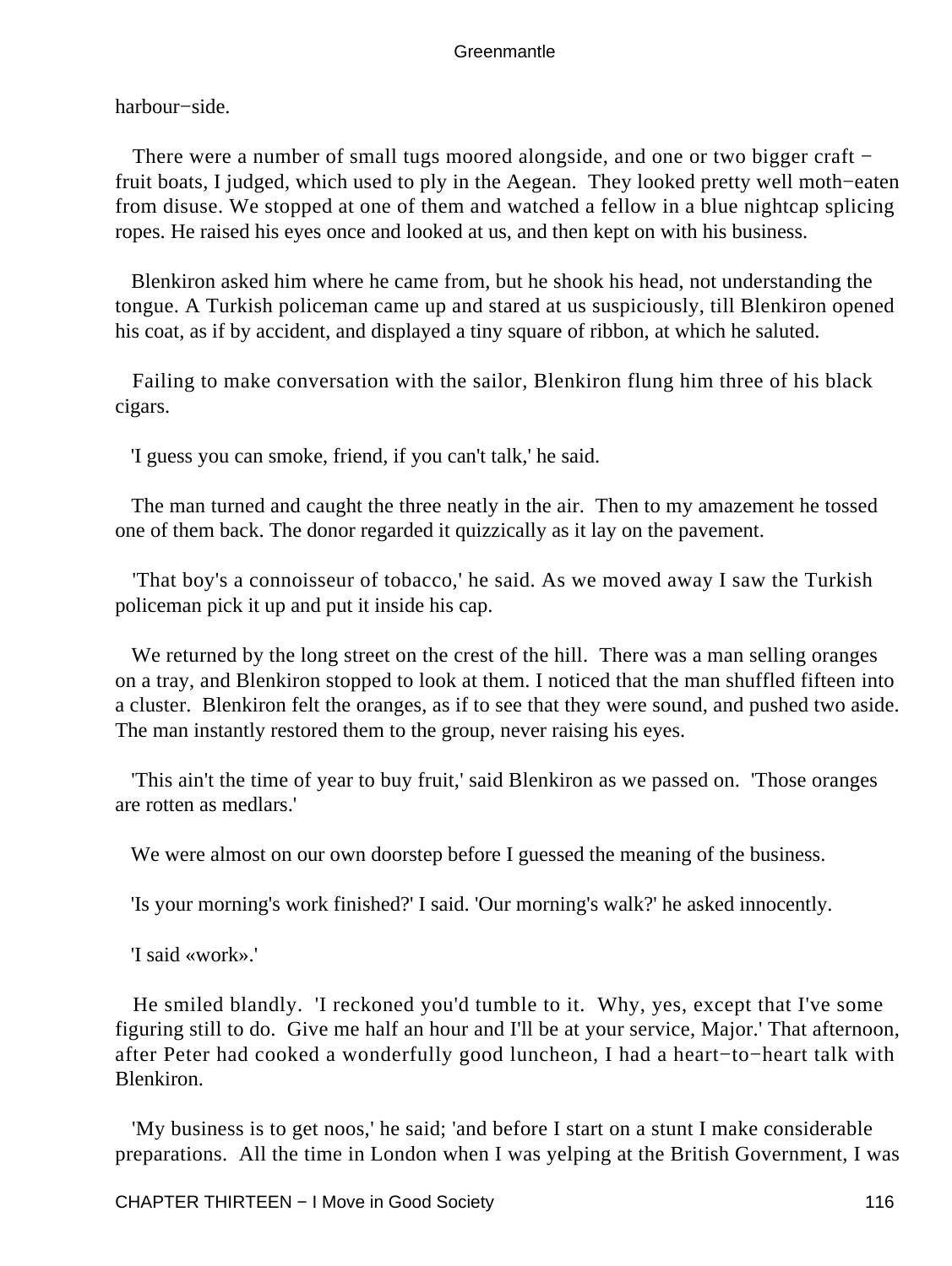harbour−side.

There were a number of small tugs moored alongside, and one or two bigger craft − fruit boats, I judged, which used to ply in the Aegean. They looked pretty well moth−eaten from disuse. We stopped at one of them and watched a fellow in a blue nightcap splicing ropes. He raised his eyes once and looked at us, and then kept on with his business.

Blenkiron asked him where he came from, but he shook his head, not understanding the tongue. A Turkish policeman came up and stared at us suspiciously, till Blenkiron opened his coat, as if by accident, and displayed a tiny square of ribbon, at which he saluted.

Failing to make conversation with the sailor, Blenkiron flung him three of his black cigars.

'I guess you can smoke, friend, if you can't talk,' he said.

The man turned and caught the three neatly in the air. Then to my amazement he tossed one of them back. The donor regarded it quizzically as it lay on the pavement.

'That boy's a connoisseur of tobacco,' he said. As we moved away I saw the Turkish policeman pick it up and put it inside his cap.

We returned by the long street on the crest of the hill. There was a man selling oranges on a tray, and Blenkiron stopped to look at them. I noticed that the man shuffled fifteen into a cluster. Blenkiron felt the oranges, as if to see that they were sound, and pushed two aside. The man instantly restored them to the group, never raising his eyes.

'This ain't the time of year to buy fruit,' said Blenkiron as we passed on. 'Those oranges are rotten as medlars.'

We were almost on our own doorstep before I guessed the meaning of the business.

'Is your morning's work finished?' I said. 'Our morning's walk?' he asked innocently.

'I said «work».'

He smiled blandly. 'I reckoned you'd tumble to it. Why, yes, except that I've some figuring still to do. Give me half an hour and I'll be at your service, Major.' That afternoon, after Peter had cooked a wonderfully good luncheon, I had a heart−to−heart talk with Blenkiron.

'My business is to get noos,' he said; 'and before I start on a stunt I make considerable preparations. All the time in London when I was yelping at the British Government, I was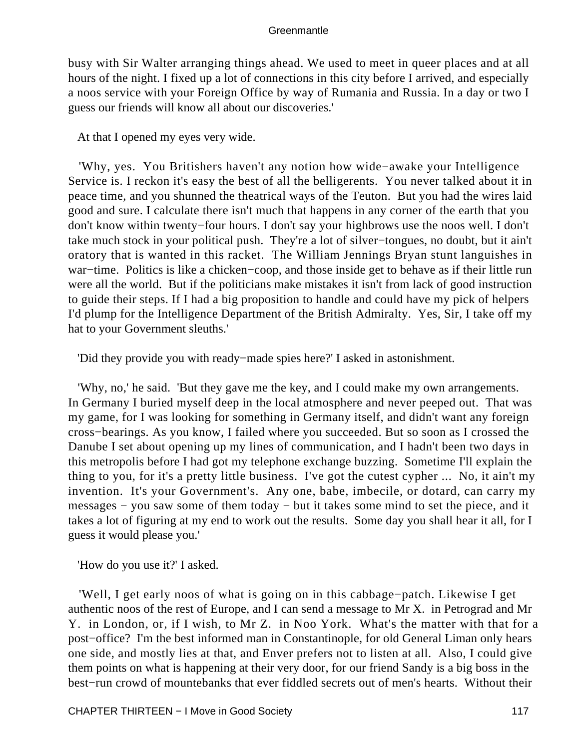busy with Sir Walter arranging things ahead. We used to meet in queer places and at all hours of the night. I fixed up a lot of connections in this city before I arrived, and especially a noos service with your Foreign Office by way of Rumania and Russia. In a day or two I guess our friends will know all about our discoveries.'

At that I opened my eyes very wide.

'Why, yes. You Britishers haven't any notion how wide−awake your Intelligence Service is. I reckon it's easy the best of all the belligerents. You never talked about it in peace time, and you shunned the theatrical ways of the Teuton. But you had the wires laid good and sure. I calculate there isn't much that happens in any corner of the earth that you don't know within twenty−four hours. I don't say your highbrows use the noos well. I don't take much stock in your political push. They're a lot of silver−tongues, no doubt, but it ain't oratory that is wanted in this racket. The William Jennings Bryan stunt languishes in war−time. Politics is like a chicken−coop, and those inside get to behave as if their little run were all the world. But if the politicians make mistakes it isn't from lack of good instruction to guide their steps. If I had a big proposition to handle and could have my pick of helpers I'd plump for the Intelligence Department of the British Admiralty. Yes, Sir, I take off my hat to your Government sleuths.'

'Did they provide you with ready−made spies here?' I asked in astonishment.

'Why, no,' he said. 'But they gave me the key, and I could make my own arrangements. In Germany I buried myself deep in the local atmosphere and never peeped out. That was my game, for I was looking for something in Germany itself, and didn't want any foreign cross−bearings. As you know, I failed where you succeeded. But so soon as I crossed the Danube I set about opening up my lines of communication, and I hadn't been two days in this metropolis before I had got my telephone exchange buzzing. Sometime I'll explain the thing to you, for it's a pretty little business. I've got the cutest cypher ... No, it ain't my invention. It's your Government's. Any one, babe, imbecile, or dotard, can carry my messages − you saw some of them today − but it takes some mind to set the piece, and it takes a lot of figuring at my end to work out the results. Some day you shall hear it all, for I guess it would please you.'

'How do you use it?' I asked.

'Well, I get early noos of what is going on in this cabbage−patch. Likewise I get authentic noos of the rest of Europe, and I can send a message to Mr X. in Petrograd and Mr Y. in London, or, if I wish, to Mr Z. in Noo York. What's the matter with that for a post−office? I'm the best informed man in Constantinople, for old General Liman only hears one side, and mostly lies at that, and Enver prefers not to listen at all. Also, I could give them points on what is happening at their very door, for our friend Sandy is a big boss in the best−run crowd of mountebanks that ever fiddled secrets out of men's hearts. Without their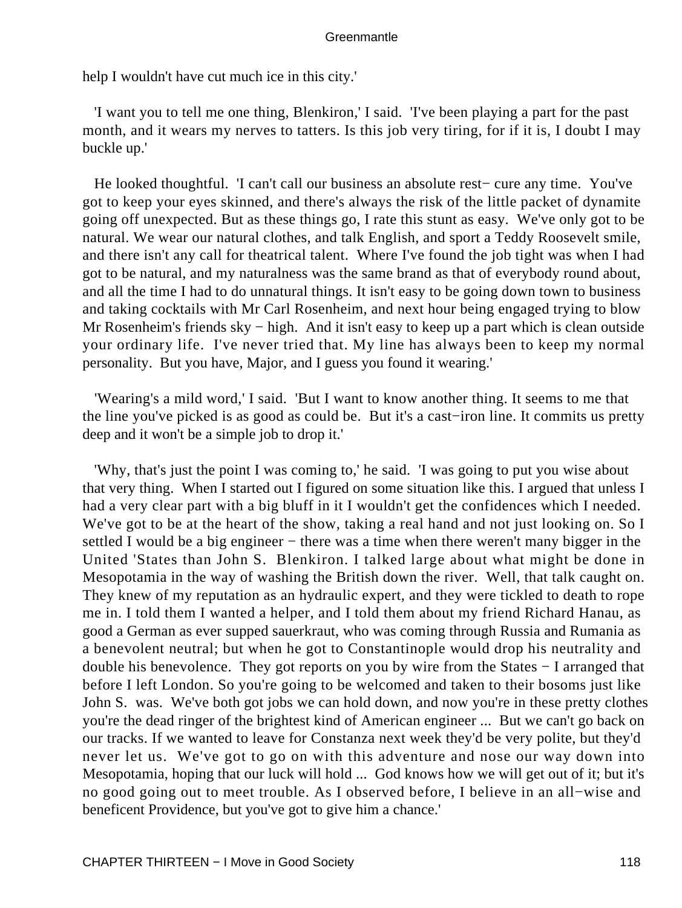help I wouldn't have cut much ice in this city.'

'I want you to tell me one thing, Blenkiron,' I said. 'I've been playing a part for the past month, and it wears my nerves to tatters. Is this job very tiring, for if it is, I doubt I may buckle up.'

He looked thoughtful. 'I can't call our business an absolute rest− cure any time. You've got to keep your eyes skinned, and there's always the risk of the little packet of dynamite going off unexpected. But as these things go, I rate this stunt as easy. We've only got to be natural. We wear our natural clothes, and talk English, and sport a Teddy Roosevelt smile, and there isn't any call for theatrical talent. Where I've found the job tight was when I had got to be natural, and my naturalness was the same brand as that of everybody round about, and all the time I had to do unnatural things. It isn't easy to be going down town to business and taking cocktails with Mr Carl Rosenheim, and next hour being engaged trying to blow Mr Rosenheim's friends sky − high. And it isn't easy to keep up a part which is clean outside your ordinary life. I've never tried that. My line has always been to keep my normal personality. But you have, Major, and I guess you found it wearing.'

'Wearing's a mild word,' I said. 'But I want to know another thing. It seems to me that the line you've picked is as good as could be. But it's a cast−iron line. It commits us pretty deep and it won't be a simple job to drop it.'

'Why, that's just the point I was coming to,' he said. 'I was going to put you wise about that very thing. When I started out I figured on some situation like this. I argued that unless I had a very clear part with a big bluff in it I wouldn't get the confidences which I needed. We've got to be at the heart of the show, taking a real hand and not just looking on. So I settled I would be a big engineer − there was a time when there weren't many bigger in the United 'States than John S. Blenkiron. I talked large about what might be done in Mesopotamia in the way of washing the British down the river. Well, that talk caught on. They knew of my reputation as an hydraulic expert, and they were tickled to death to rope me in. I told them I wanted a helper, and I told them about my friend Richard Hanau, as good a German as ever supped sauerkraut, who was coming through Russia and Rumania as a benevolent neutral; but when he got to Constantinople would drop his neutrality and double his benevolence. They got reports on you by wire from the States − I arranged that before I left London. So you're going to be welcomed and taken to their bosoms just like John S. was. We've both got jobs we can hold down, and now you're in these pretty clothes you're the dead ringer of the brightest kind of American engineer ... But we can't go back on our tracks. If we wanted to leave for Constanza next week they'd be very polite, but they'd never let us. We've got to go on with this adventure and nose our way down into Mesopotamia, hoping that our luck will hold ... God knows how we will get out of it; but it's no good going out to meet trouble. As I observed before, I believe in an all−wise and beneficent Providence, but you've got to give him a chance.'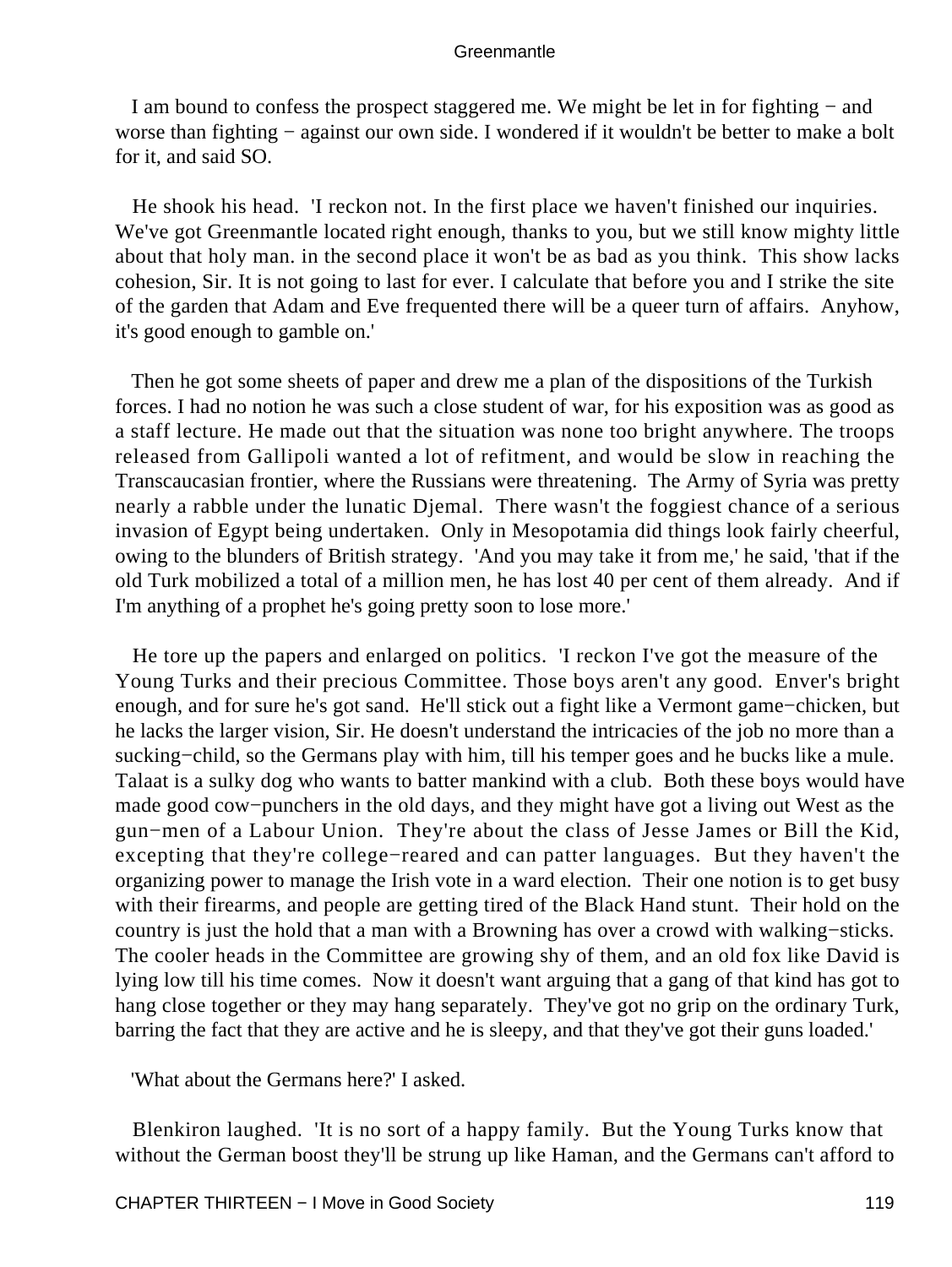I am bound to confess the prospect staggered me. We might be let in for fighting − and worse than fighting − against our own side. I wondered if it wouldn't be better to make a bolt for it, and said SO.

He shook his head. 'I reckon not. In the first place we haven't finished our inquiries. We've got Greenmantle located right enough, thanks to you, but we still know mighty little about that holy man. in the second place it won't be as bad as you think. This show lacks cohesion, Sir. It is not going to last for ever. I calculate that before you and I strike the site of the garden that Adam and Eve frequented there will be a queer turn of affairs. Anyhow, it's good enough to gamble on.'

Then he got some sheets of paper and drew me a plan of the dispositions of the Turkish forces. I had no notion he was such a close student of war, for his exposition was as good as a staff lecture. He made out that the situation was none too bright anywhere. The troops released from Gallipoli wanted a lot of refitment, and would be slow in reaching the Transcaucasian frontier, where the Russians were threatening. The Army of Syria was pretty nearly a rabble under the lunatic Djemal. There wasn't the foggiest chance of a serious invasion of Egypt being undertaken. Only in Mesopotamia did things look fairly cheerful, owing to the blunders of British strategy. 'And you may take it from me,' he said, 'that if the old Turk mobilized a total of a million men, he has lost 40 per cent of them already. And if I'm anything of a prophet he's going pretty soon to lose more.'

He tore up the papers and enlarged on politics. 'I reckon I've got the measure of the Young Turks and their precious Committee. Those boys aren't any good. Enver's bright enough, and for sure he's got sand. He'll stick out a fight like a Vermont game−chicken, but he lacks the larger vision, Sir. He doesn't understand the intricacies of the job no more than a sucking−child, so the Germans play with him, till his temper goes and he bucks like a mule. Talaat is a sulky dog who wants to batter mankind with a club. Both these boys would have made good cow−punchers in the old days, and they might have got a living out West as the gun−men of a Labour Union. They're about the class of Jesse James or Bill the Kid, excepting that they're college−reared and can patter languages. But they haven't the organizing power to manage the Irish vote in a ward election. Their one notion is to get busy with their firearms, and people are getting tired of the Black Hand stunt. Their hold on the country is just the hold that a man with a Browning has over a crowd with walking−sticks. The cooler heads in the Committee are growing shy of them, and an old fox like David is lying low till his time comes. Now it doesn't want arguing that a gang of that kind has got to hang close together or they may hang separately. They've got no grip on the ordinary Turk, barring the fact that they are active and he is sleepy, and that they've got their guns loaded.'

'What about the Germans here?' I asked.

Blenkiron laughed. 'It is no sort of a happy family. But the Young Turks know that without the German boost they'll be strung up like Haman, and the Germans can't afford to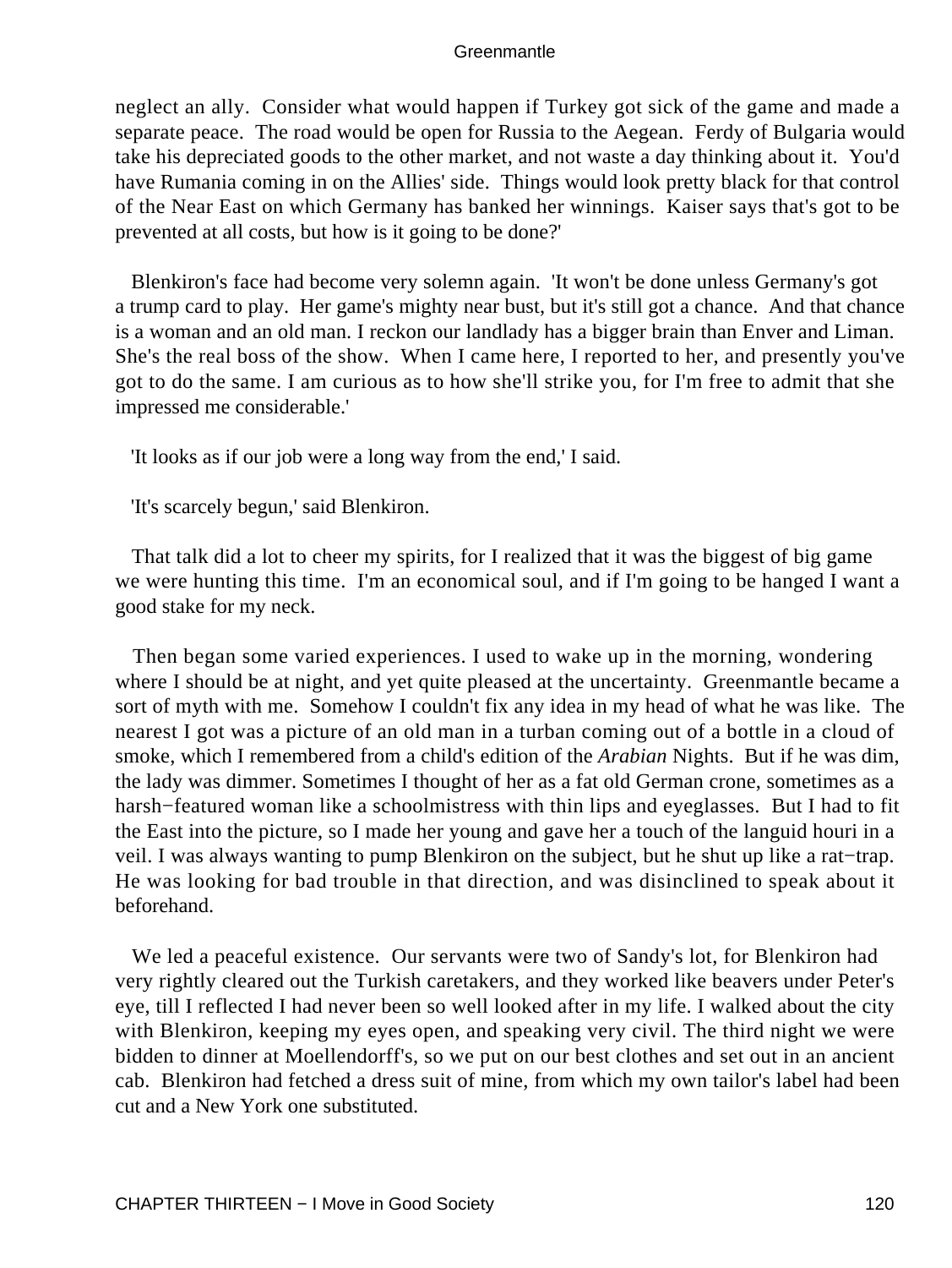neglect an ally. Consider what would happen if Turkey got sick of the game and made a separate peace. The road would be open for Russia to the Aegean. Ferdy of Bulgaria would take his depreciated goods to the other market, and not waste a day thinking about it. You'd have Rumania coming in on the Allies' side. Things would look pretty black for that control of the Near East on which Germany has banked her winnings. Kaiser says that's got to be prevented at all costs, but how is it going to be done?'

Blenkiron's face had become very solemn again. 'It won't be done unless Germany's got a trump card to play. Her game's mighty near bust, but it's still got a chance. And that chance is a woman and an old man. I reckon our landlady has a bigger brain than Enver and Liman. She's the real boss of the show. When I came here, I reported to her, and presently you've got to do the same. I am curious as to how she'll strike you, for I'm free to admit that she impressed me considerable.'

'It looks as if our job were a long way from the end,' I said.

'It's scarcely begun,' said Blenkiron.

That talk did a lot to cheer my spirits, for I realized that it was the biggest of big game we were hunting this time. I'm an economical soul, and if I'm going to be hanged I want a good stake for my neck.

Then began some varied experiences. I used to wake up in the morning, wondering where I should be at night, and yet quite pleased at the uncertainty. Greenmantle became a sort of myth with me. Somehow I couldn't fix any idea in my head of what he was like. The nearest I got was a picture of an old man in a turban coming out of a bottle in a cloud of smoke, which I remembered from a child's edition of the *Arabian* Nights. But if he was dim, the lady was dimmer. Sometimes I thought of her as a fat old German crone, sometimes as a harsh−featured woman like a schoolmistress with thin lips and eyeglasses. But I had to fit the East into the picture, so I made her young and gave her a touch of the languid houri in a veil. I was always wanting to pump Blenkiron on the subject, but he shut up like a rat−trap. He was looking for bad trouble in that direction, and was disinclined to speak about it beforehand.

We led a peaceful existence. Our servants were two of Sandy's lot, for Blenkiron had very rightly cleared out the Turkish caretakers, and they worked like beavers under Peter's eye, till I reflected I had never been so well looked after in my life. I walked about the city with Blenkiron, keeping my eyes open, and speaking very civil. The third night we were bidden to dinner at Moellendorff's, so we put on our best clothes and set out in an ancient cab. Blenkiron had fetched a dress suit of mine, from which my own tailor's label had been cut and a New York one substituted.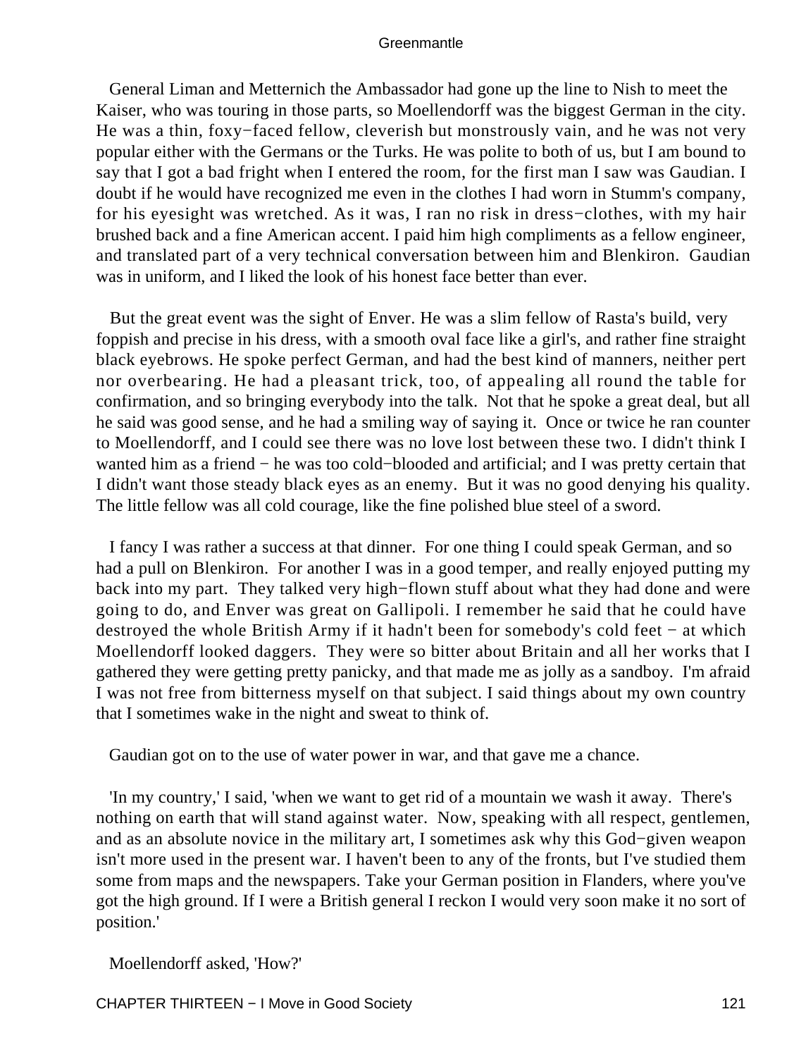General Liman and Metternich the Ambassador had gone up the line to Nish to meet the Kaiser, who was touring in those parts, so Moellendorff was the biggest German in the city. He was a thin, foxy−faced fellow, cleverish but monstrously vain, and he was not very popular either with the Germans or the Turks. He was polite to both of us, but I am bound to say that I got a bad fright when I entered the room, for the first man I saw was Gaudian. I doubt if he would have recognized me even in the clothes I had worn in Stumm's company, for his eyesight was wretched. As it was, I ran no risk in dress−clothes, with my hair brushed back and a fine American accent. I paid him high compliments as a fellow engineer, and translated part of a very technical conversation between him and Blenkiron. Gaudian was in uniform, and I liked the look of his honest face better than ever.

But the great event was the sight of Enver. He was a slim fellow of Rasta's build, very foppish and precise in his dress, with a smooth oval face like a girl's, and rather fine straight black eyebrows. He spoke perfect German, and had the best kind of manners, neither pert nor overbearing. He had a pleasant trick, too, of appealing all round the table for confirmation, and so bringing everybody into the talk. Not that he spoke a great deal, but all he said was good sense, and he had a smiling way of saying it. Once or twice he ran counter to Moellendorff, and I could see there was no love lost between these two. I didn't think I wanted him as a friend − he was too cold−blooded and artificial; and I was pretty certain that I didn't want those steady black eyes as an enemy. But it was no good denying his quality. The little fellow was all cold courage, like the fine polished blue steel of a sword.

I fancy I was rather a success at that dinner. For one thing I could speak German, and so had a pull on Blenkiron. For another I was in a good temper, and really enjoyed putting my back into my part. They talked very high−flown stuff about what they had done and were going to do, and Enver was great on Gallipoli. I remember he said that he could have destroyed the whole British Army if it hadn't been for somebody's cold feet − at which Moellendorff looked daggers. They were so bitter about Britain and all her works that I gathered they were getting pretty panicky, and that made me as jolly as a sandboy. I'm afraid I was not free from bitterness myself on that subject. I said things about my own country that I sometimes wake in the night and sweat to think of.

Gaudian got on to the use of water power in war, and that gave me a chance.

'In my country,' I said, 'when we want to get rid of a mountain we wash it away. There's nothing on earth that will stand against water. Now, speaking with all respect, gentlemen, and as an absolute novice in the military art, I sometimes ask why this God−given weapon isn't more used in the present war. I haven't been to any of the fronts, but I've studied them some from maps and the newspapers. Take your German position in Flanders, where you've got the high ground. If I were a British general I reckon I would very soon make it no sort of position.'

Moellendorff asked, 'How?'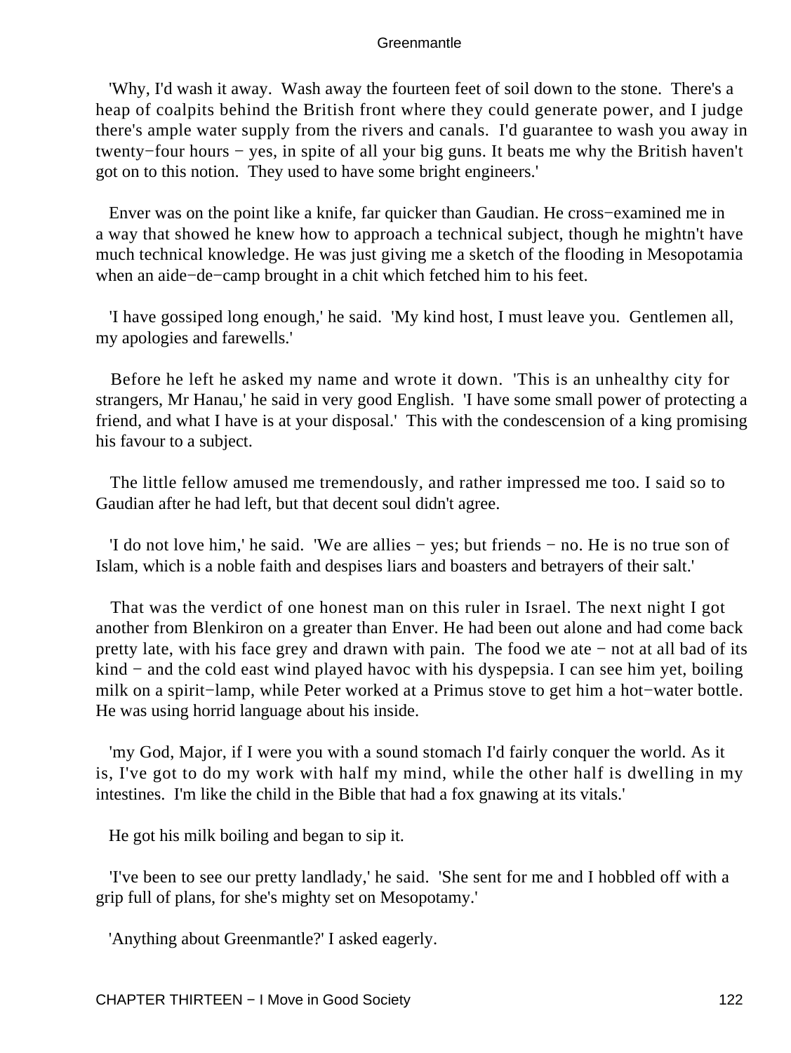'Why, I'd wash it away. Wash away the fourteen feet of soil down to the stone. There's a heap of coalpits behind the British front where they could generate power, and I judge there's ample water supply from the rivers and canals. I'd guarantee to wash you away in twenty−four hours − yes, in spite of all your big guns. It beats me why the British haven't got on to this notion. They used to have some bright engineers.'

Enver was on the point like a knife, far quicker than Gaudian. He cross−examined me in a way that showed he knew how to approach a technical subject, though he mightn't have much technical knowledge. He was just giving me a sketch of the flooding in Mesopotamia when an aide−de−camp brought in a chit which fetched him to his feet.

'I have gossiped long enough,' he said. 'My kind host, I must leave you. Gentlemen all, my apologies and farewells.'

Before he left he asked my name and wrote it down. 'This is an unhealthy city for strangers, Mr Hanau,' he said in very good English. 'I have some small power of protecting a friend, and what I have is at your disposal.' This with the condescension of a king promising his favour to a subject.

The little fellow amused me tremendously, and rather impressed me too. I said so to Gaudian after he had left, but that decent soul didn't agree.

'I do not love him,' he said. 'We are allies − yes; but friends − no. He is no true son of Islam, which is a noble faith and despises liars and boasters and betrayers of their salt.'

That was the verdict of one honest man on this ruler in Israel. The next night I got another from Blenkiron on a greater than Enver. He had been out alone and had come back pretty late, with his face grey and drawn with pain. The food we ate − not at all bad of its kind − and the cold east wind played havoc with his dyspepsia. I can see him yet, boiling milk on a spirit−lamp, while Peter worked at a Primus stove to get him a hot−water bottle. He was using horrid language about his inside.

'my God, Major, if I were you with a sound stomach I'd fairly conquer the world. As it is, I've got to do my work with half my mind, while the other half is dwelling in my intestines. I'm like the child in the Bible that had a fox gnawing at its vitals.'

He got his milk boiling and began to sip it.

'I've been to see our pretty landlady,' he said. 'She sent for me and I hobbled off with a grip full of plans, for she's mighty set on Mesopotamy.'

'Anything about Greenmantle?' I asked eagerly.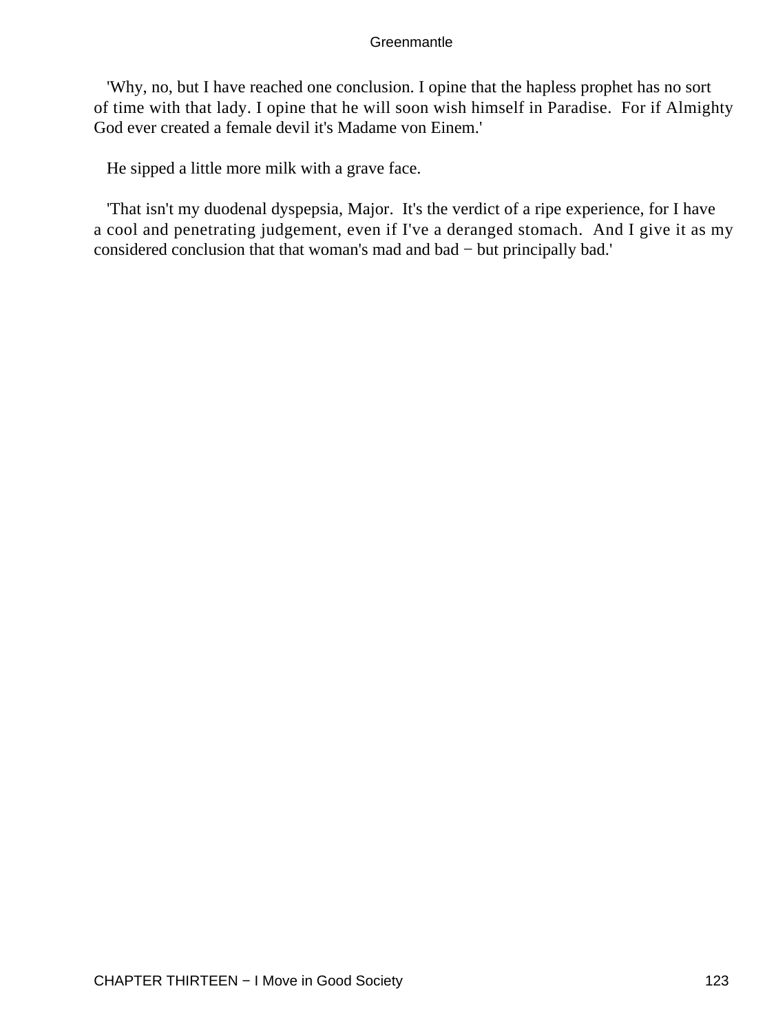'Why, no, but I have reached one conclusion. I opine that the hapless prophet has no sort of time with that lady. I opine that he will soon wish himself in Paradise. For if Almighty God ever created a female devil it's Madame von Einem.'

He sipped a little more milk with a grave face.

'That isn't my duodenal dyspepsia, Major. It's the verdict of a ripe experience, for I have a cool and penetrating judgement, even if I've a deranged stomach. And I give it as my considered conclusion that that woman's mad and bad − but principally bad.'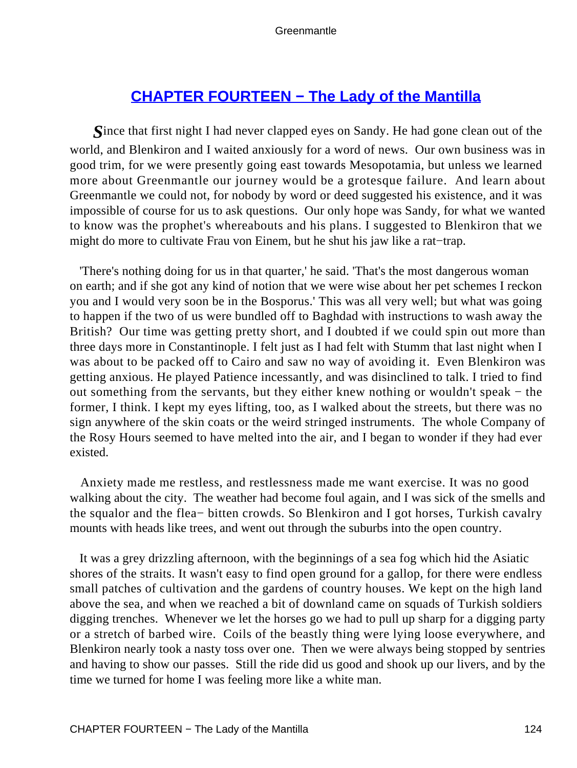## CHAPTER FOURTEEN − The Lady of the Mantilla

*S*ince that first night I had never clapped eyes on Sandy. He had gone clean out of the world, and Blenkiron and I waited anxiously for a word of news. Our own business was in good trim, for we were presently going east towards Mesopotamia, but unless we learned more about Greenmantle our journey would be a grotesque failure. And learn about Greenmantle we could not, for nobody by word or deed suggested his existence, and it was impossible of course for us to ask questions. Our only hope was Sandy, for what we wanted to know was the prophet's whereabouts and his plans. I suggested to Blenkiron that we might do more to cultivate Frau von Einem, but he shut his jaw like a rat−trap.

'There's nothing doing for us in that quarter,' he said. 'That's the most dangerous woman on earth; and if she got any kind of notion that we were wise about her pet schemes I reckon you and I would very soon be in the Bosporus.' This was all very well; but what was going to happen if the two of us were bundled off to Baghdad with instructions to wash away the British? Our time was getting pretty short, and I doubted if we could spin out more than three days more in Constantinople. I felt just as I had felt with Stumm that last night when I was about to be packed off to Cairo and saw no way of avoiding it. Even Blenkiron was getting anxious. He played Patience incessantly, and was disinclined to talk. I tried to find out something from the servants, but they either knew nothing or wouldn't speak − the former, I think. I kept my eyes lifting, too, as I walked about the streets, but there was no sign anywhere of the skin coats or the weird stringed instruments. The whole Company of the Rosy Hours seemed to have melted into the air, and I began to wonder if they had ever existed.

Anxiety made me restless, and restlessness made me want exercise. It was no good walking about the city. The weather had become foul again, and I was sick of the smells and the squalor and the flea− bitten crowds. So Blenkiron and I got horses, Turkish cavalry mounts with heads like trees, and went out through the suburbs into the open country.

It was a grey drizzling afternoon, with the beginnings of a sea fog which hid the Asiatic shores of the straits. It wasn't easy to find open ground for a gallop, for there were endless small patches of cultivation and the gardens of country houses. We kept on the high land above the sea, and when we reached a bit of downland came on squads of Turkish soldiers digging trenches. Whenever we let the horses go we had to pull up sharp for a digging party or a stretch of barbed wire. Coils of the beastly thing were lying loose everywhere, and Blenkiron nearly took a nasty toss over one. Then we were always being stopped by sentries and having to show our passes. Still the ride did us good and shook up our livers, and by the time we turned for home I was feeling more like a white man.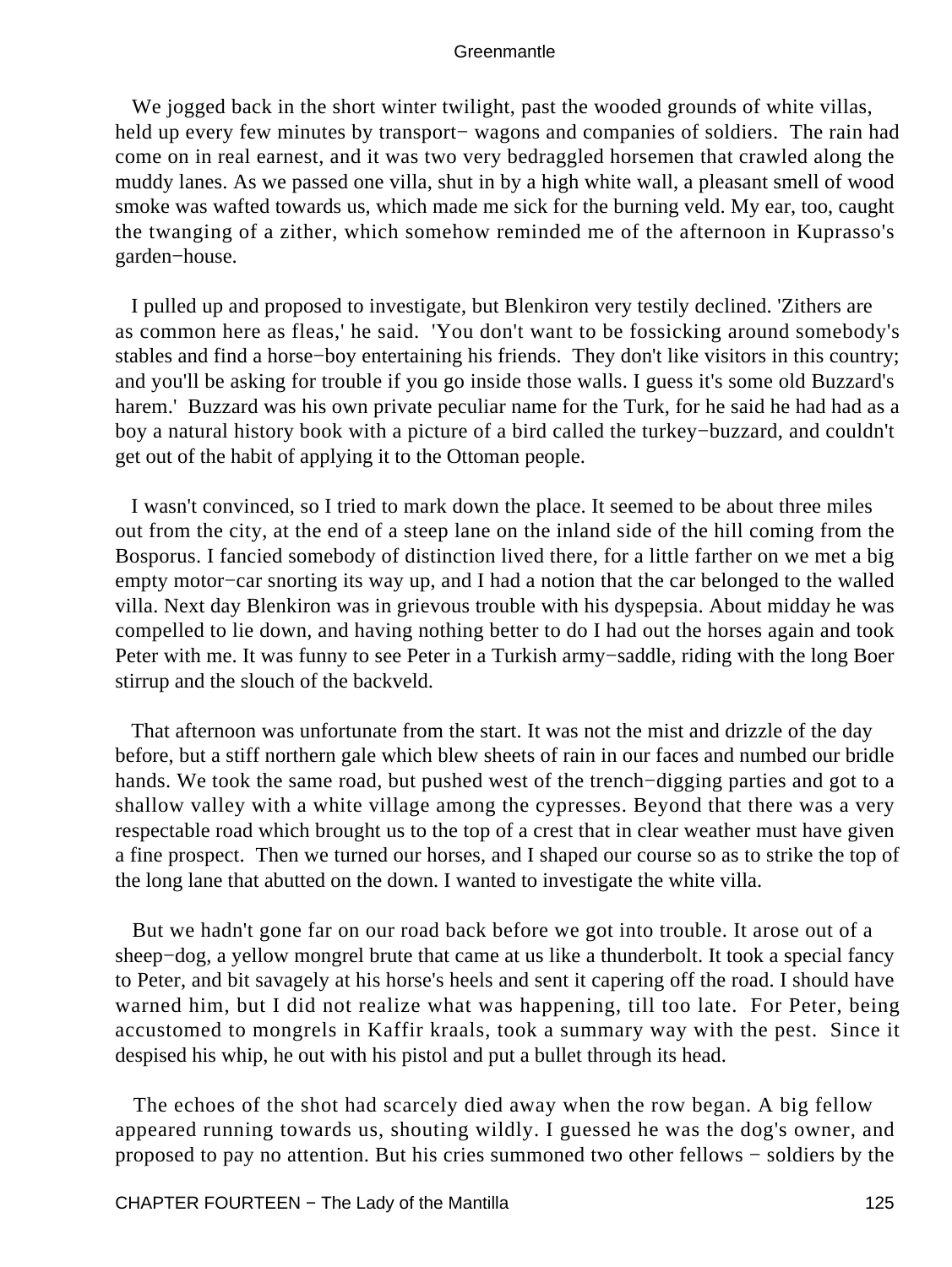We jogged back in the short winter twilight, past the wooded grounds of white villas, held up every few minutes by transport− wagons and companies of soldiers. The rain had come on in real earnest, and it was two very bedraggled horsemen that crawled along the muddy lanes. As we passed one villa, shut in by a high white wall, a pleasant smell of wood smoke was wafted towards us, which made me sick for the burning veld. My ear, too, caught the twanging of a zither, which somehow reminded me of the afternoon in Kuprasso's garden−house.

I pulled up and proposed to investigate, but Blenkiron very testily declined. 'Zithers are as common here as fleas,' he said. 'You don't want to be fossicking around somebody's stables and find a horse−boy entertaining his friends. They don't like visitors in this country; and you'll be asking for trouble if you go inside those walls. I guess it's some old Buzzard's harem.' Buzzard was his own private peculiar name for the Turk, for he said he had had as a boy a natural history book with a picture of a bird called the turkey−buzzard, and couldn't get out of the habit of applying it to the Ottoman people.

I wasn't convinced, so I tried to mark down the place. It seemed to be about three miles out from the city, at the end of a steep lane on the inland side of the hill coming from the Bosporus. I fancied somebody of distinction lived there, for a little farther on we met a big empty motor−car snorting its way up, and I had a notion that the car belonged to the walled villa. Next day Blenkiron was in grievous trouble with his dyspepsia. About midday he was compelled to lie down, and having nothing better to do I had out the horses again and took Peter with me. It was funny to see Peter in a Turkish army−saddle, riding with the long Boer stirrup and the slouch of the backveld.

That afternoon was unfortunate from the start. It was not the mist and drizzle of the day before, but a stiff northern gale which blew sheets of rain in our faces and numbed our bridle hands. We took the same road, but pushed west of the trench−digging parties and got to a shallow valley with a white village among the cypresses. Beyond that there was a very respectable road which brought us to the top of a crest that in clear weather must have given a fine prospect. Then we turned our horses, and I shaped our course so as to strike the top of the long lane that abutted on the down. I wanted to investigate the white villa.

But we hadn't gone far on our road back before we got into trouble. It arose out of a sheep−dog, a yellow mongrel brute that came at us like a thunderbolt. It took a special fancy to Peter, and bit savagely at his horse's heels and sent it capering off the road. I should have warned him, but I did not realize what was happening, till too late. For Peter, being accustomed to mongrels in Kaffir kraals, took a summary way with the pest. Since it despised his whip, he out with his pistol and put a bullet through its head.

The echoes of the shot had scarcely died away when the row began. A big fellow appeared running towards us, shouting wildly. I guessed he was the dog's owner, and proposed to pay no attention. But his cries summoned two other fellows − soldiers by the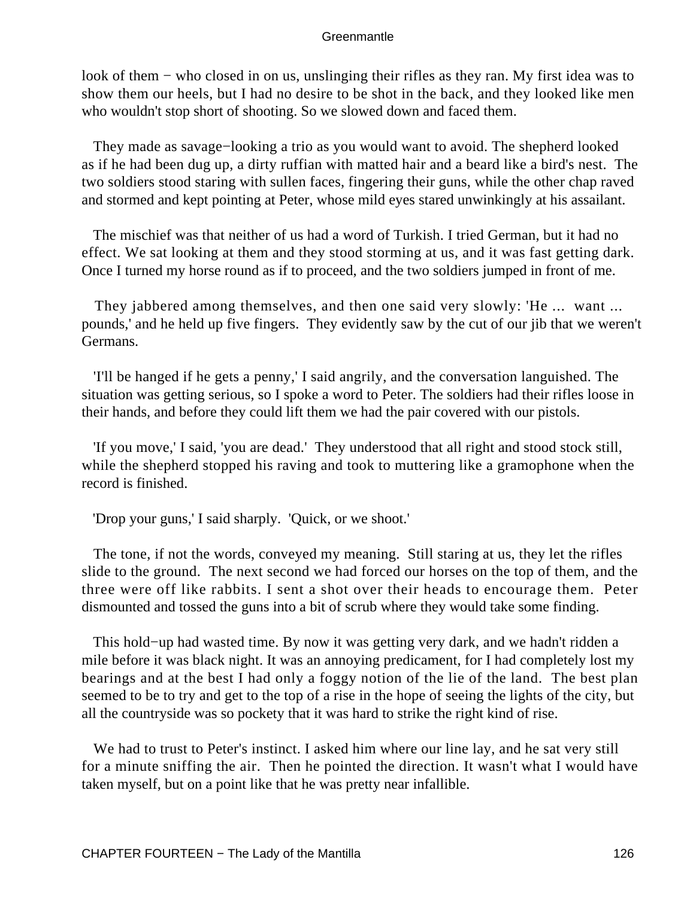look of them − who closed in on us, unslinging their rifles as they ran. My first idea was to show them our heels, but I had no desire to be shot in the back, and they looked like men who wouldn't stop short of shooting. So we slowed down and faced them.

They made as savage−looking a trio as you would want to avoid. The shepherd looked as if he had been dug up, a dirty ruffian with matted hair and a beard like a bird's nest. The two soldiers stood staring with sullen faces, fingering their guns, while the other chap raved and stormed and kept pointing at Peter, whose mild eyes stared unwinkingly at his assailant.

The mischief was that neither of us had a word of Turkish. I tried German, but it had no effect. We sat looking at them and they stood storming at us, and it was fast getting dark. Once I turned my horse round as if to proceed, and the two soldiers jumped in front of me.

They jabbered among themselves, and then one said very slowly: 'He ... want ... pounds,' and he held up five fingers. They evidently saw by the cut of our jib that we weren't Germans.

'I'll be hanged if he gets a penny,' I said angrily, and the conversation languished. The situation was getting serious, so I spoke a word to Peter. The soldiers had their rifles loose in their hands, and before they could lift them we had the pair covered with our pistols.

'If you move,' I said, 'you are dead.' They understood that all right and stood stock still, while the shepherd stopped his raving and took to muttering like a gramophone when the record is finished.

'Drop your guns,' I said sharply. 'Quick, or we shoot.'

The tone, if not the words, conveyed my meaning. Still staring at us, they let the rifles slide to the ground. The next second we had forced our horses on the top of them, and the three were off like rabbits. I sent a shot over their heads to encourage them. Peter dismounted and tossed the guns into a bit of scrub where they would take some finding.

This hold−up had wasted time. By now it was getting very dark, and we hadn't ridden a mile before it was black night. It was an annoying predicament, for I had completely lost my bearings and at the best I had only a foggy notion of the lie of the land. The best plan seemed to be to try and get to the top of a rise in the hope of seeing the lights of the city, but all the countryside was so pockety that it was hard to strike the right kind of rise.

We had to trust to Peter's instinct. I asked him where our line lay, and he sat very still for a minute sniffing the air. Then he pointed the direction. It wasn't what I would have taken myself, but on a point like that he was pretty near infallible.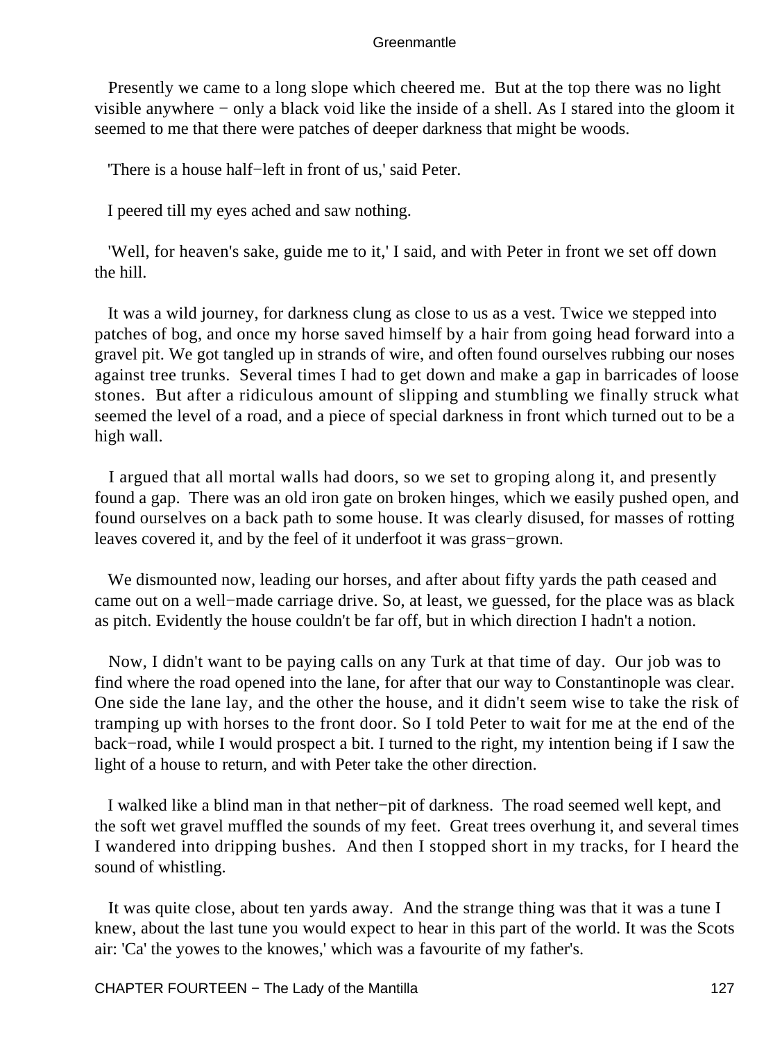Presently we came to a long slope which cheered me. But at the top there was no light visible anywhere − only a black void like the inside of a shell. As I stared into the gloom it seemed to me that there were patches of deeper darkness that might be woods.

'There is a house half−left in front of us,' said Peter.

I peered till my eyes ached and saw nothing.

'Well, for heaven's sake, guide me to it,' I said, and with Peter in front we set off down the hill.

It was a wild journey, for darkness clung as close to us as a vest. Twice we stepped into patches of bog, and once my horse saved himself by a hair from going head forward into a gravel pit. We got tangled up in strands of wire, and often found ourselves rubbing our noses against tree trunks. Several times I had to get down and make a gap in barricades of loose stones. But after a ridiculous amount of slipping and stumbling we finally struck what seemed the level of a road, and a piece of special darkness in front which turned out to be a high wall.

I argued that all mortal walls had doors, so we set to groping along it, and presently found a gap. There was an old iron gate on broken hinges, which we easily pushed open, and found ourselves on a back path to some house. It was clearly disused, for masses of rotting leaves covered it, and by the feel of it underfoot it was grass−grown.

We dismounted now, leading our horses, and after about fifty yards the path ceased and came out on a well−made carriage drive. So, at least, we guessed, for the place was as black as pitch. Evidently the house couldn't be far off, but in which direction I hadn't a notion.

Now, I didn't want to be paying calls on any Turk at that time of day. Our job was to find where the road opened into the lane, for after that our way to Constantinople was clear. One side the lane lay, and the other the house, and it didn't seem wise to take the risk of tramping up with horses to the front door. So I told Peter to wait for me at the end of the back−road, while I would prospect a bit. I turned to the right, my intention being if I saw the light of a house to return, and with Peter take the other direction.

I walked like a blind man in that nether−pit of darkness. The road seemed well kept, and the soft wet gravel muffled the sounds of my feet. Great trees overhung it, and several times I wandered into dripping bushes. And then I stopped short in my tracks, for I heard the sound of whistling.

It was quite close, about ten yards away. And the strange thing was that it was a tune I knew, about the last tune you would expect to hear in this part of the world. It was the Scots air: 'Ca' the yowes to the knowes,' which was a favourite of my father's.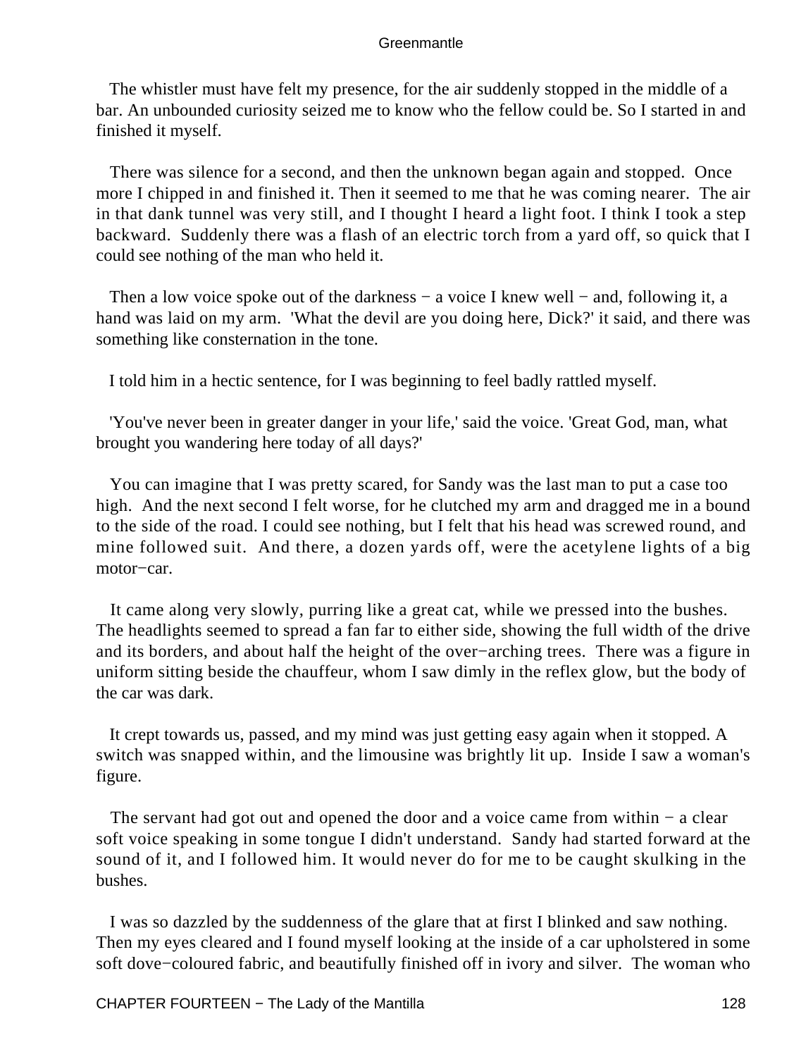The whistler must have felt my presence, for the air suddenly stopped in the middle of a bar. An unbounded curiosity seized me to know who the fellow could be. So I started in and finished it myself.

There was silence for a second, and then the unknown began again and stopped. Once more I chipped in and finished it. Then it seemed to me that he was coming nearer. The air in that dank tunnel was very still, and I thought I heard a light foot. I think I took a step backward. Suddenly there was a flash of an electric torch from a yard off, so quick that I could see nothing of the man who held it.

Then a low voice spoke out of the darkness − a voice I knew well − and, following it, a hand was laid on my arm. 'What the devil are you doing here, Dick?' it said, and there was something like consternation in the tone.

I told him in a hectic sentence, for I was beginning to feel badly rattled myself.

'You've never been in greater danger in your life,' said the voice. 'Great God, man, what brought you wandering here today of all days?'

You can imagine that I was pretty scared, for Sandy was the last man to put a case too high. And the next second I felt worse, for he clutched my arm and dragged me in a bound to the side of the road. I could see nothing, but I felt that his head was screwed round, and mine followed suit. And there, a dozen yards off, were the acetylene lights of a big motor−car.

It came along very slowly, purring like a great cat, while we pressed into the bushes. The headlights seemed to spread a fan far to either side, showing the full width of the drive and its borders, and about half the height of the over−arching trees. There was a figure in uniform sitting beside the chauffeur, whom I saw dimly in the reflex glow, but the body of the car was dark.

It crept towards us, passed, and my mind was just getting easy again when it stopped. A switch was snapped within, and the limousine was brightly lit up. Inside I saw a woman's figure.

The servant had got out and opened the door and a voice came from within − a clear soft voice speaking in some tongue I didn't understand. Sandy had started forward at the sound of it, and I followed him. It would never do for me to be caught skulking in the bushes.

I was so dazzled by the suddenness of the glare that at first I blinked and saw nothing. Then my eyes cleared and I found myself looking at the inside of a car upholstered in some soft dove−coloured fabric, and beautifully finished off in ivory and silver. The woman who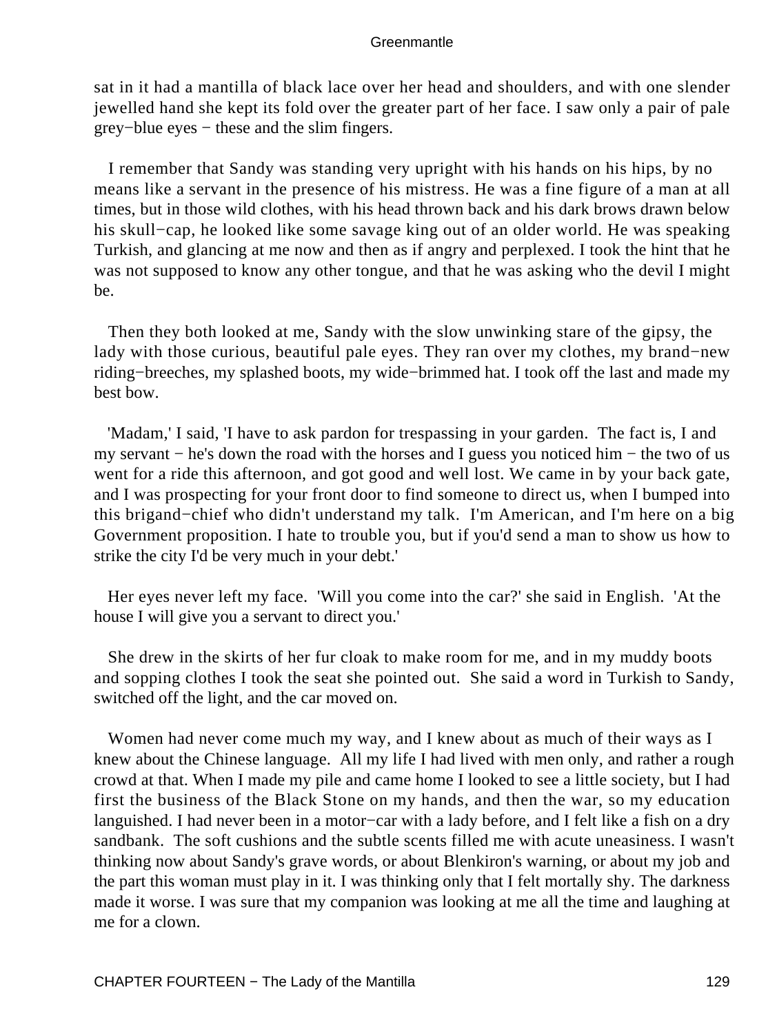sat in it had a mantilla of black lace over her head and shoulders, and with one slender jewelled hand she kept its fold over the greater part of her face. I saw only a pair of pale grey−blue eyes − these and the slim fingers.

I remember that Sandy was standing very upright with his hands on his hips, by no means like a servant in the presence of his mistress. He was a fine figure of a man at all times, but in those wild clothes, with his head thrown back and his dark brows drawn below his skull−cap, he looked like some savage king out of an older world. He was speaking Turkish, and glancing at me now and then as if angry and perplexed. I took the hint that he was not supposed to know any other tongue, and that he was asking who the devil I might be.

Then they both looked at me, Sandy with the slow unwinking stare of the gipsy, the lady with those curious, beautiful pale eyes. They ran over my clothes, my brand−new riding−breeches, my splashed boots, my wide−brimmed hat. I took off the last and made my best bow.

'Madam,' I said, 'I have to ask pardon for trespassing in your garden. The fact is, I and my servant − he's down the road with the horses and I guess you noticed him − the two of us went for a ride this afternoon, and got good and well lost. We came in by your back gate, and I was prospecting for your front door to find someone to direct us, when I bumped into this brigand−chief who didn't understand my talk. I'm American, and I'm here on a big Government proposition. I hate to trouble you, but if you'd send a man to show us how to strike the city I'd be very much in your debt.'

Her eyes never left my face. 'Will you come into the car?' she said in English. 'At the house I will give you a servant to direct you.'

She drew in the skirts of her fur cloak to make room for me, and in my muddy boots and sopping clothes I took the seat she pointed out. She said a word in Turkish to Sandy, switched off the light, and the car moved on.

Women had never come much my way, and I knew about as much of their ways as I knew about the Chinese language. All my life I had lived with men only, and rather a rough crowd at that. When I made my pile and came home I looked to see a little society, but I had first the business of the Black Stone on my hands, and then the war, so my education languished. I had never been in a motor−car with a lady before, and I felt like a fish on a dry sandbank. The soft cushions and the subtle scents filled me with acute uneasiness. I wasn't thinking now about Sandy's grave words, or about Blenkiron's warning, or about my job and the part this woman must play in it. I was thinking only that I felt mortally shy. The darkness made it worse. I was sure that my companion was looking at me all the time and laughing at me for a clown.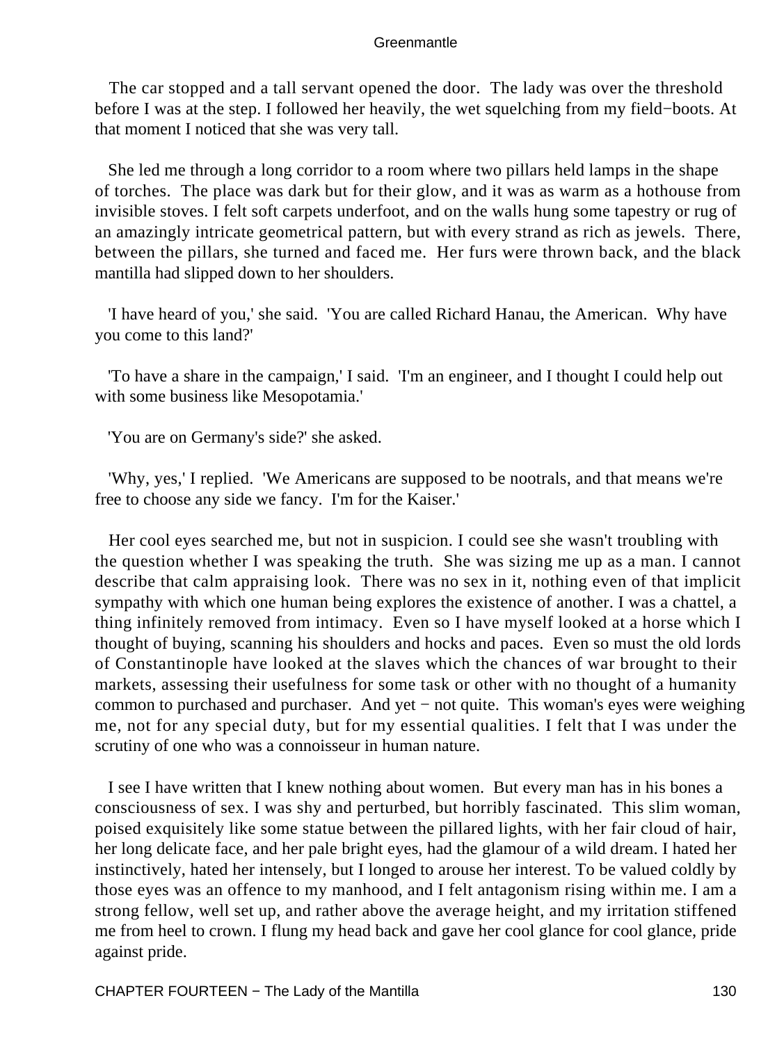The car stopped and a tall servant opened the door. The lady was over the threshold before I was at the step. I followed her heavily, the wet squelching from my field−boots. At that moment I noticed that she was very tall.

She led me through a long corridor to a room where two pillars held lamps in the shape of torches. The place was dark but for their glow, and it was as warm as a hothouse from invisible stoves. I felt soft carpets underfoot, and on the walls hung some tapestry or rug of an amazingly intricate geometrical pattern, but with every strand as rich as jewels. There, between the pillars, she turned and faced me. Her furs were thrown back, and the black mantilla had slipped down to her shoulders.

'I have heard of you,' she said. 'You are called Richard Hanau, the American. Why have you come to this land?'

'To have a share in the campaign,' I said. 'I'm an engineer, and I thought I could help out with some business like Mesopotamia.'

'You are on Germany's side?' she asked.

'Why, yes,' I replied. 'We Americans are supposed to be nootrals, and that means we're free to choose any side we fancy. I'm for the Kaiser.'

Her cool eyes searched me, but not in suspicion. I could see she wasn't troubling with the question whether I was speaking the truth. She was sizing me up as a man. I cannot describe that calm appraising look. There was no sex in it, nothing even of that implicit sympathy with which one human being explores the existence of another. I was a chattel, a thing infinitely removed from intimacy. Even so I have myself looked at a horse which I thought of buying, scanning his shoulders and hocks and paces. Even so must the old lords of Constantinople have looked at the slaves which the chances of war brought to their markets, assessing their usefulness for some task or other with no thought of a humanity common to purchased and purchaser. And yet − not quite. This woman's eyes were weighing me, not for any special duty, but for my essential qualities. I felt that I was under the scrutiny of one who was a connoisseur in human nature.

I see I have written that I knew nothing about women. But every man has in his bones a consciousness of sex. I was shy and perturbed, but horribly fascinated. This slim woman, poised exquisitely like some statue between the pillared lights, with her fair cloud of hair, her long delicate face, and her pale bright eyes, had the glamour of a wild dream. I hated her instinctively, hated her intensely, but I longed to arouse her interest. To be valued coldly by those eyes was an offence to my manhood, and I felt antagonism rising within me. I am a strong fellow, well set up, and rather above the average height, and my irritation stiffened me from heel to crown. I flung my head back and gave her cool glance for cool glance, pride against pride.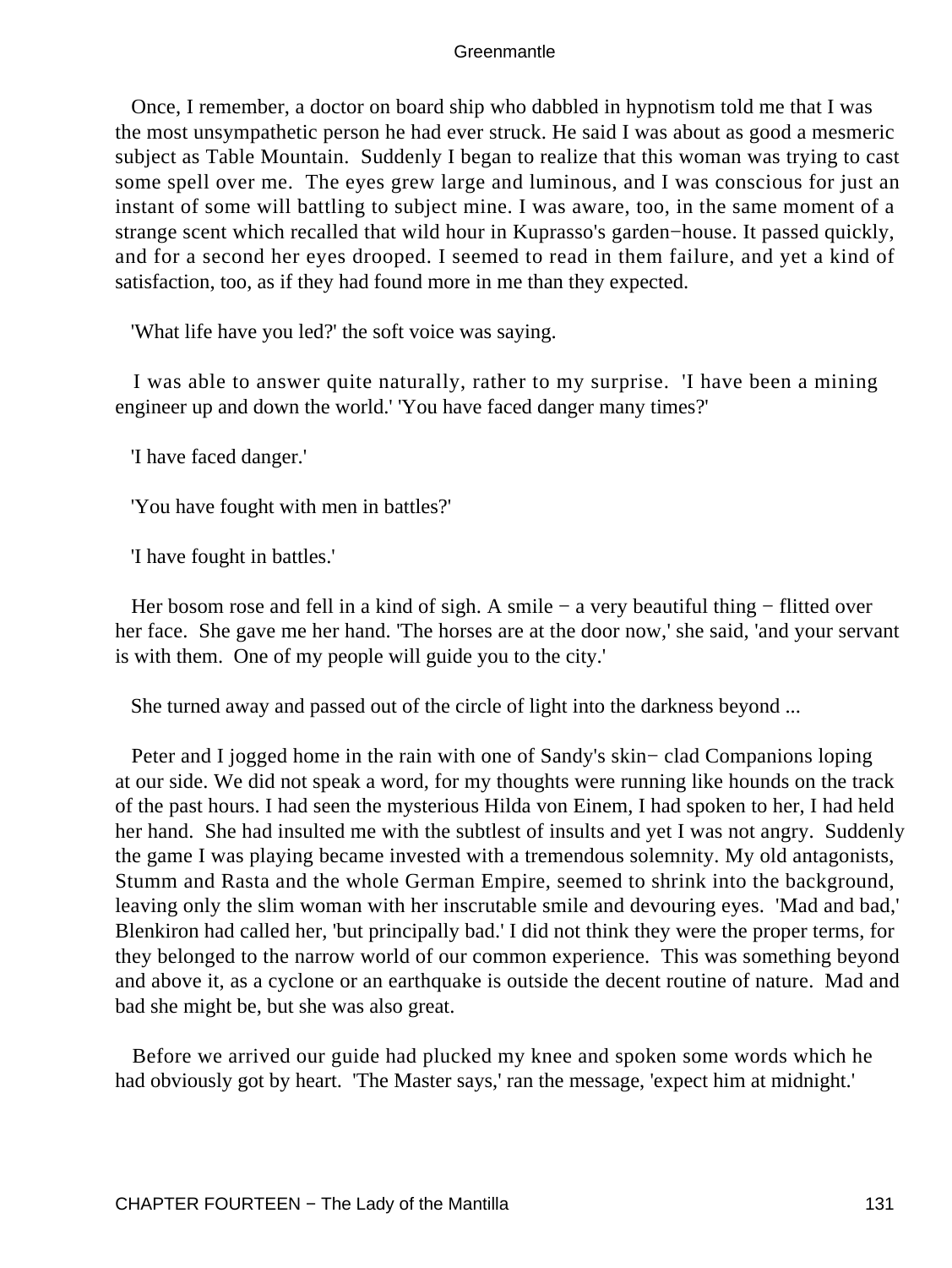Once, I remember, a doctor on board ship who dabbled in hypnotism told me that I was the most unsympathetic person he had ever struck. He said I was about as good a mesmeric subject as Table Mountain. Suddenly I began to realize that this woman was trying to cast some spell over me. The eyes grew large and luminous, and I was conscious for just an instant of some will battling to subject mine. I was aware, too, in the same moment of a strange scent which recalled that wild hour in Kuprasso's garden−house. It passed quickly, and for a second her eyes drooped. I seemed to read in them failure, and yet a kind of satisfaction, too, as if they had found more in me than they expected.

'What life have you led?' the soft voice was saying.

I was able to answer quite naturally, rather to my surprise. 'I have been a mining engineer up and down the world.' 'You have faced danger many times?'

'I have faced danger.'

'You have fought with men in battles?'

'I have fought in battles.'

Her bosom rose and fell in a kind of sigh. A smile − a very beautiful thing − flitted over her face. She gave me her hand. 'The horses are at the door now,' she said, 'and your servant is with them. One of my people will guide you to the city.'

She turned away and passed out of the circle of light into the darkness beyond ...

Peter and I jogged home in the rain with one of Sandy's skin− clad Companions loping at our side. We did not speak a word, for my thoughts were running like hounds on the track of the past hours. I had seen the mysterious Hilda von Einem, I had spoken to her, I had held her hand. She had insulted me with the subtlest of insults and yet I was not angry. Suddenly the game I was playing became invested with a tremendous solemnity. My old antagonists, Stumm and Rasta and the whole German Empire, seemed to shrink into the background, leaving only the slim woman with her inscrutable smile and devouring eyes. 'Mad and bad,' Blenkiron had called her, 'but principally bad.' I did not think they were the proper terms, for they belonged to the narrow world of our common experience. This was something beyond and above it, as a cyclone or an earthquake is outside the decent routine of nature. Mad and bad she might be, but she was also great.

Before we arrived our guide had plucked my knee and spoken some words which he had obviously got by heart. 'The Master says,' ran the message, 'expect him at midnight.'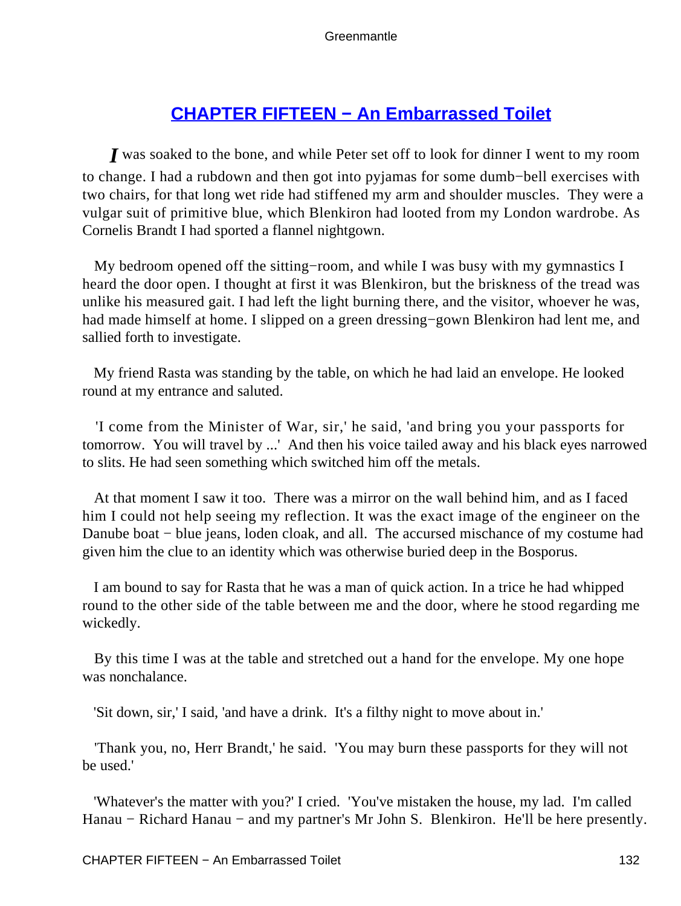## CHAPTER FIFTEEN − An Embarrassed Toilet

*I* was soaked to the bone, and while Peter set off to look for dinner I went to my room to change. I had a rubdown and then got into pyjamas for some dumb−bell exercises with two chairs, for that long wet ride had stiffened my arm and shoulder muscles. They were a vulgar suit of primitive blue, which Blenkiron had looted from my London wardrobe. As Cornelis Brandt I had sported a flannel nightgown.

My bedroom opened off the sitting−room, and while I was busy with my gymnastics I heard the door open. I thought at first it was Blenkiron, but the briskness of the tread was unlike his measured gait. I had left the light burning there, and the visitor, whoever he was, had made himself at home. I slipped on a green dressing−gown Blenkiron had lent me, and sallied forth to investigate.

My friend Rasta was standing by the table, on which he had laid an envelope. He looked round at my entrance and saluted.

'I come from the Minister of War, sir,' he said, 'and bring you your passports for tomorrow. You will travel by ...' And then his voice tailed away and his black eyes narrowed to slits. He had seen something which switched him off the metals.

At that moment I saw it too. There was a mirror on the wall behind him, and as I faced him I could not help seeing my reflection. It was the exact image of the engineer on the Danube boat − blue jeans, loden cloak, and all. The accursed mischance of my costume had given him the clue to an identity which was otherwise buried deep in the Bosporus.

I am bound to say for Rasta that he was a man of quick action. In a trice he had whipped round to the other side of the table between me and the door, where he stood regarding me wickedly.

By this time I was at the table and stretched out a hand for the envelope. My one hope was nonchalance.

'Sit down, sir,' I said, 'and have a drink. It's a filthy night to move about in.'

'Thank you, no, Herr Brandt,' he said. 'You may burn these passports for they will not be used.'

'Whatever's the matter with you?' I cried. 'You've mistaken the house, my lad. I'm called Hanau − Richard Hanau − and my partner's Mr John S. Blenkiron. He'll be here presently.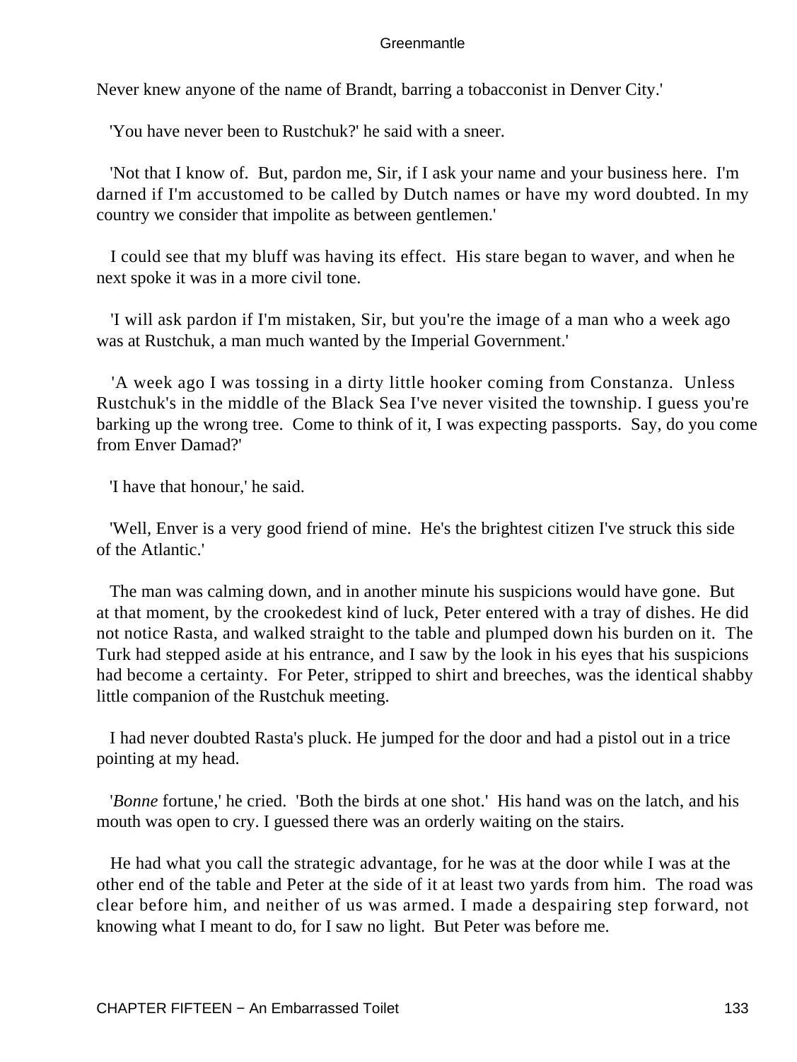Never knew anyone of the name of Brandt, barring a tobacconist in Denver City.'

'You have never been to Rustchuk?' he said with a sneer.

'Not that I know of. But, pardon me, Sir, if I ask your name and your business here. I'm darned if I'm accustomed to be called by Dutch names or have my word doubted. In my country we consider that impolite as between gentlemen.'

I could see that my bluff was having its effect. His stare began to waver, and when he next spoke it was in a more civil tone.

'I will ask pardon if I'm mistaken, Sir, but you're the image of a man who a week ago was at Rustchuk, a man much wanted by the Imperial Government.'

'A week ago I was tossing in a dirty little hooker coming from Constanza. Unless Rustchuk's in the middle of the Black Sea I've never visited the township. I guess you're barking up the wrong tree. Come to think of it, I was expecting passports. Say, do you come from Enver Damad?'

'I have that honour,' he said.

'Well, Enver is a very good friend of mine. He's the brightest citizen I've struck this side of the Atlantic.'

The man was calming down, and in another minute his suspicions would have gone. But at that moment, by the crookedest kind of luck, Peter entered with a tray of dishes. He did not notice Rasta, and walked straight to the table and plumped down his burden on it. The Turk had stepped aside at his entrance, and I saw by the look in his eyes that his suspicions had become a certainty. For Peter, stripped to shirt and breeches, was the identical shabby little companion of the Rustchuk meeting.

I had never doubted Rasta's pluck. He jumped for the door and had a pistol out in a trice pointing at my head.

'*Bonne* fortune,' he cried. 'Both the birds at one shot.' His hand was on the latch, and his mouth was open to cry. I guessed there was an orderly waiting on the stairs.

He had what you call the strategic advantage, for he was at the door while I was at the other end of the table and Peter at the side of it at least two yards from him. The road was clear before him, and neither of us was armed. I made a despairing step forward, not knowing what I meant to do, for I saw no light. But Peter was before me.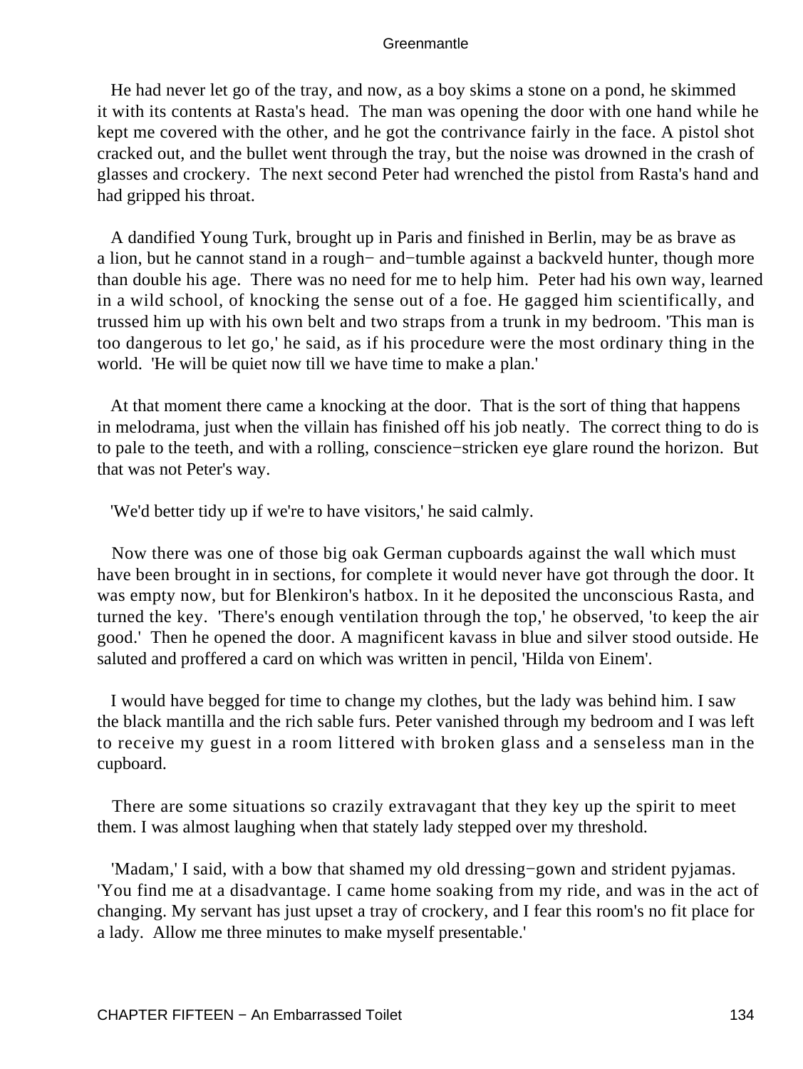He had never let go of the tray, and now, as a boy skims a stone on a pond, he skimmed it with its contents at Rasta's head. The man was opening the door with one hand while he kept me covered with the other, and he got the contrivance fairly in the face. A pistol shot cracked out, and the bullet went through the tray, but the noise was drowned in the crash of glasses and crockery. The next second Peter had wrenched the pistol from Rasta's hand and had gripped his throat.

A dandified Young Turk, brought up in Paris and finished in Berlin, may be as brave as a lion, but he cannot stand in a rough− and−tumble against a backveld hunter, though more than double his age. There was no need for me to help him. Peter had his own way, learned in a wild school, of knocking the sense out of a foe. He gagged him scientifically, and trussed him up with his own belt and two straps from a trunk in my bedroom. 'This man is too dangerous to let go,' he said, as if his procedure were the most ordinary thing in the world. 'He will be quiet now till we have time to make a plan.'

At that moment there came a knocking at the door. That is the sort of thing that happens in melodrama, just when the villain has finished off his job neatly. The correct thing to do is to pale to the teeth, and with a rolling, conscience−stricken eye glare round the horizon. But that was not Peter's way.

'We'd better tidy up if we're to have visitors,' he said calmly.

Now there was one of those big oak German cupboards against the wall which must have been brought in in sections, for complete it would never have got through the door. It was empty now, but for Blenkiron's hatbox. In it he deposited the unconscious Rasta, and turned the key. 'There's enough ventilation through the top,' he observed, 'to keep the air good.' Then he opened the door. A magnificent kavass in blue and silver stood outside. He saluted and proffered a card on which was written in pencil, 'Hilda von Einem'.

I would have begged for time to change my clothes, but the lady was behind him. I saw the black mantilla and the rich sable furs. Peter vanished through my bedroom and I was left to receive my guest in a room littered with broken glass and a senseless man in the cupboard.

There are some situations so crazily extravagant that they key up the spirit to meet them. I was almost laughing when that stately lady stepped over my threshold.

'Madam,' I said, with a bow that shamed my old dressing−gown and strident pyjamas. 'You find me at a disadvantage. I came home soaking from my ride, and was in the act of changing. My servant has just upset a tray of crockery, and I fear this room's no fit place for a lady. Allow me three minutes to make myself presentable.'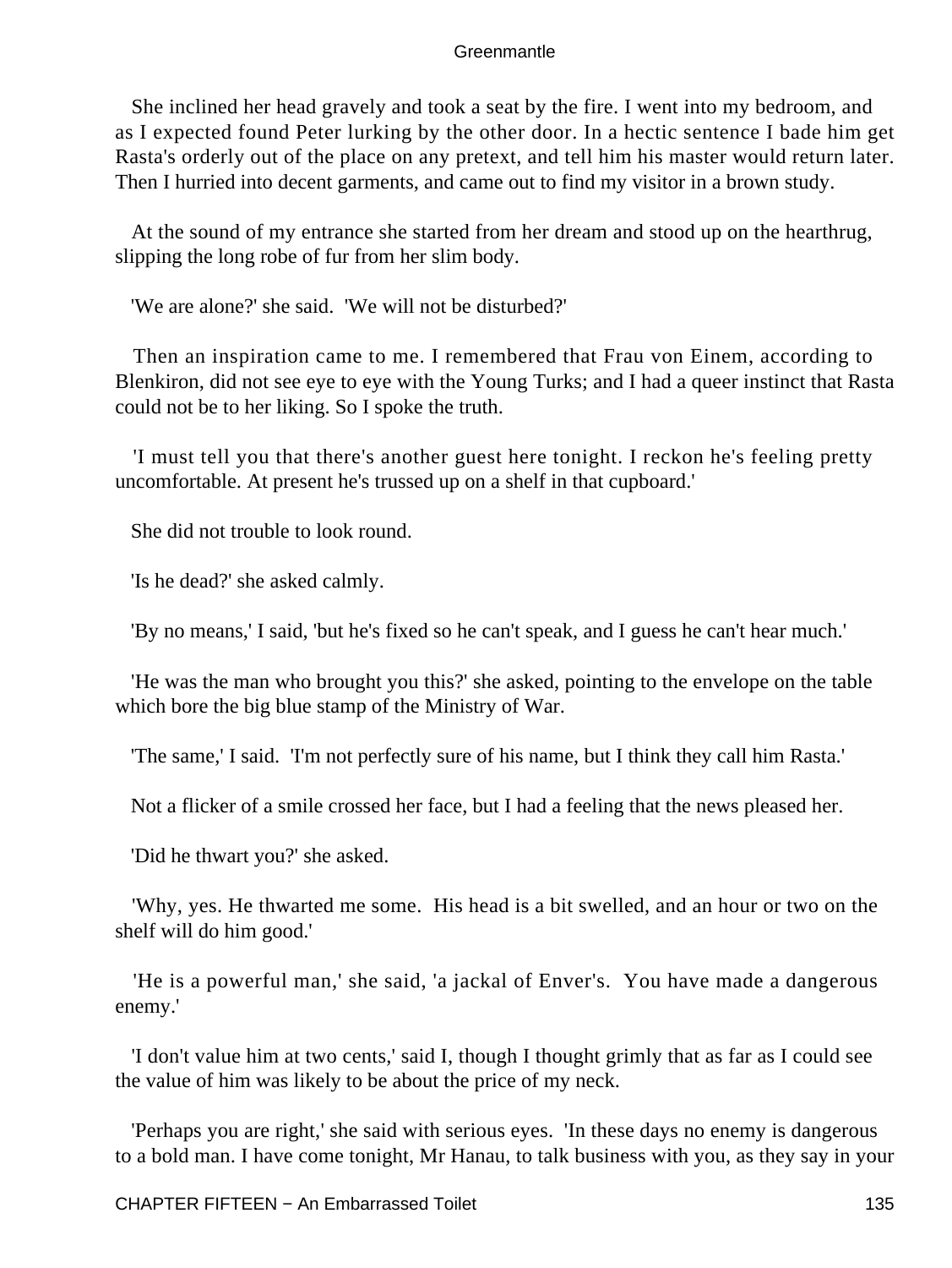She inclined her head gravely and took a seat by the fire. I went into my bedroom, and as I expected found Peter lurking by the other door. In a hectic sentence I bade him get Rasta's orderly out of the place on any pretext, and tell him his master would return later. Then I hurried into decent garments, and came out to find my visitor in a brown study.

At the sound of my entrance she started from her dream and stood up on the hearthrug, slipping the long robe of fur from her slim body.

'We are alone?' she said. 'We will not be disturbed?'

Then an inspiration came to me. I remembered that Frau von Einem, according to Blenkiron, did not see eye to eye with the Young Turks; and I had a queer instinct that Rasta could not be to her liking. So I spoke the truth.

'I must tell you that there's another guest here tonight. I reckon he's feeling pretty uncomfortable. At present he's trussed up on a shelf in that cupboard.'

She did not trouble to look round.

'Is he dead?' she asked calmly.

'By no means,' I said, 'but he's fixed so he can't speak, and I guess he can't hear much.'

'He was the man who brought you this?' she asked, pointing to the envelope on the table which bore the big blue stamp of the Ministry of War.

'The same,' I said. 'I'm not perfectly sure of his name, but I think they call him Rasta.'

Not a flicker of a smile crossed her face, but I had a feeling that the news pleased her.

'Did he thwart you?' she asked.

'Why, yes. He thwarted me some. His head is a bit swelled, and an hour or two on the shelf will do him good.'

'He is a powerful man,' she said, 'a jackal of Enver's. You have made a dangerous enemy.'

'I don't value him at two cents,' said I, though I thought grimly that as far as I could see the value of him was likely to be about the price of my neck.

'Perhaps you are right,' she said with serious eyes. 'In these days no enemy is dangerous to a bold man. I have come tonight, Mr Hanau, to talk business with you, as they say in your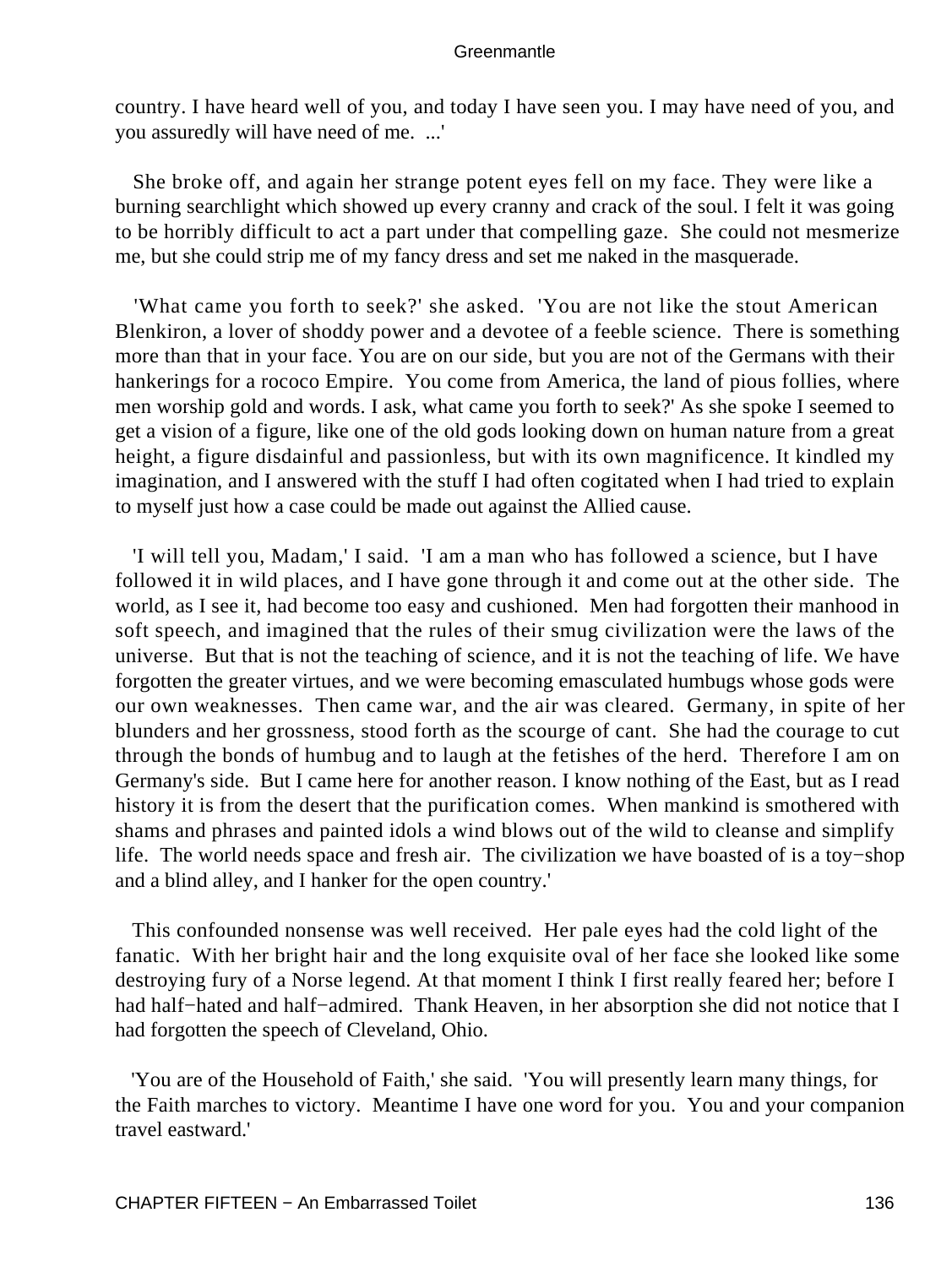country. I have heard well of you, and today I have seen you. I may have need of you, and you assuredly will have need of me. ...'

She broke off, and again her strange potent eyes fell on my face. They were like a burning searchlight which showed up every cranny and crack of the soul. I felt it was going to be horribly difficult to act a part under that compelling gaze. She could not mesmerize me, but she could strip me of my fancy dress and set me naked in the masquerade.

'What came you forth to seek?' she asked. 'You are not like the stout American Blenkiron, a lover of shoddy power and a devotee of a feeble science. There is something more than that in your face. You are on our side, but you are not of the Germans with their hankerings for a rococo Empire. You come from America, the land of pious follies, where men worship gold and words. I ask, what came you forth to seek?' As she spoke I seemed to get a vision of a figure, like one of the old gods looking down on human nature from a great height, a figure disdainful and passionless, but with its own magnificence. It kindled my imagination, and I answered with the stuff I had often cogitated when I had tried to explain to myself just how a case could be made out against the Allied cause.

'I will tell you, Madam,' I said. 'I am a man who has followed a science, but I have followed it in wild places, and I have gone through it and come out at the other side. The world, as I see it, had become too easy and cushioned. Men had forgotten their manhood in soft speech, and imagined that the rules of their smug civilization were the laws of the universe. But that is not the teaching of science, and it is not the teaching of life. We have forgotten the greater virtues, and we were becoming emasculated humbugs whose gods were our own weaknesses. Then came war, and the air was cleared. Germany, in spite of her blunders and her grossness, stood forth as the scourge of cant. She had the courage to cut through the bonds of humbug and to laugh at the fetishes of the herd. Therefore I am on Germany's side. But I came here for another reason. I know nothing of the East, but as I read history it is from the desert that the purification comes. When mankind is smothered with shams and phrases and painted idols a wind blows out of the wild to cleanse and simplify life. The world needs space and fresh air. The civilization we have boasted of is a toy−shop and a blind alley, and I hanker for the open country.'

This confounded nonsense was well received. Her pale eyes had the cold light of the fanatic. With her bright hair and the long exquisite oval of her face she looked like some destroying fury of a Norse legend. At that moment I think I first really feared her; before I had half−hated and half−admired. Thank Heaven, in her absorption she did not notice that I had forgotten the speech of Cleveland, Ohio.

'You are of the Household of Faith,' she said. 'You will presently learn many things, for the Faith marches to victory. Meantime I have one word for you. You and your companion travel eastward.'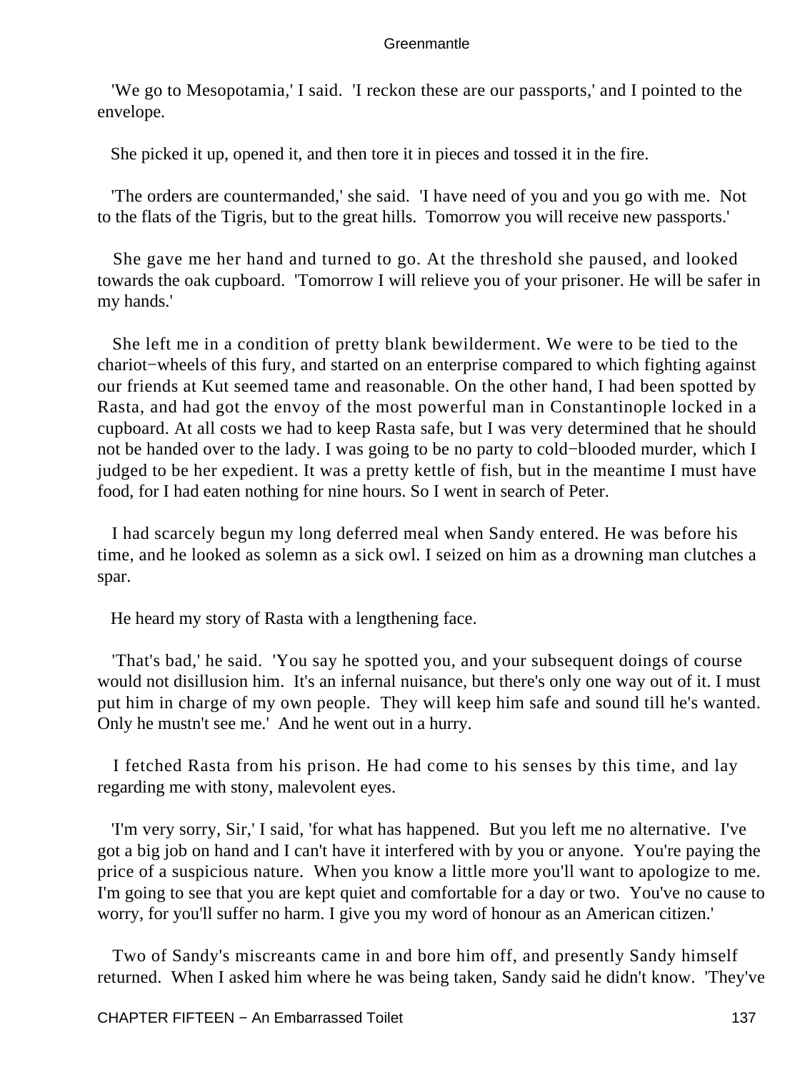'We go to Mesopotamia,' I said. 'I reckon these are our passports,' and I pointed to the envelope.

She picked it up, opened it, and then tore it in pieces and tossed it in the fire.

'The orders are countermanded,' she said. 'I have need of you and you go with me. Not to the flats of the Tigris, but to the great hills. Tomorrow you will receive new passports.'

She gave me her hand and turned to go. At the threshold she paused, and looked towards the oak cupboard. 'Tomorrow I will relieve you of your prisoner. He will be safer in my hands.'

She left me in a condition of pretty blank bewilderment. We were to be tied to the chariot−wheels of this fury, and started on an enterprise compared to which fighting against our friends at Kut seemed tame and reasonable. On the other hand, I had been spotted by Rasta, and had got the envoy of the most powerful man in Constantinople locked in a cupboard. At all costs we had to keep Rasta safe, but I was very determined that he should not be handed over to the lady. I was going to be no party to cold−blooded murder, which I judged to be her expedient. It was a pretty kettle of fish, but in the meantime I must have food, for I had eaten nothing for nine hours. So I went in search of Peter.

I had scarcely begun my long deferred meal when Sandy entered. He was before his time, and he looked as solemn as a sick owl. I seized on him as a drowning man clutches a spar.

He heard my story of Rasta with a lengthening face.

'That's bad,' he said. 'You say he spotted you, and your subsequent doings of course would not disillusion him. It's an infernal nuisance, but there's only one way out of it. I must put him in charge of my own people. They will keep him safe and sound till he's wanted. Only he mustn't see me.' And he went out in a hurry.

I fetched Rasta from his prison. He had come to his senses by this time, and lay regarding me with stony, malevolent eyes.

'I'm very sorry, Sir,' I said, 'for what has happened. But you left me no alternative. I've got a big job on hand and I can't have it interfered with by you or anyone. You're paying the price of a suspicious nature. When you know a little more you'll want to apologize to me. I'm going to see that you are kept quiet and comfortable for a day or two. You've no cause to worry, for you'll suffer no harm. I give you my word of honour as an American citizen.'

Two of Sandy's miscreants came in and bore him off, and presently Sandy himself returned. When I asked him where he was being taken, Sandy said he didn't know. 'They've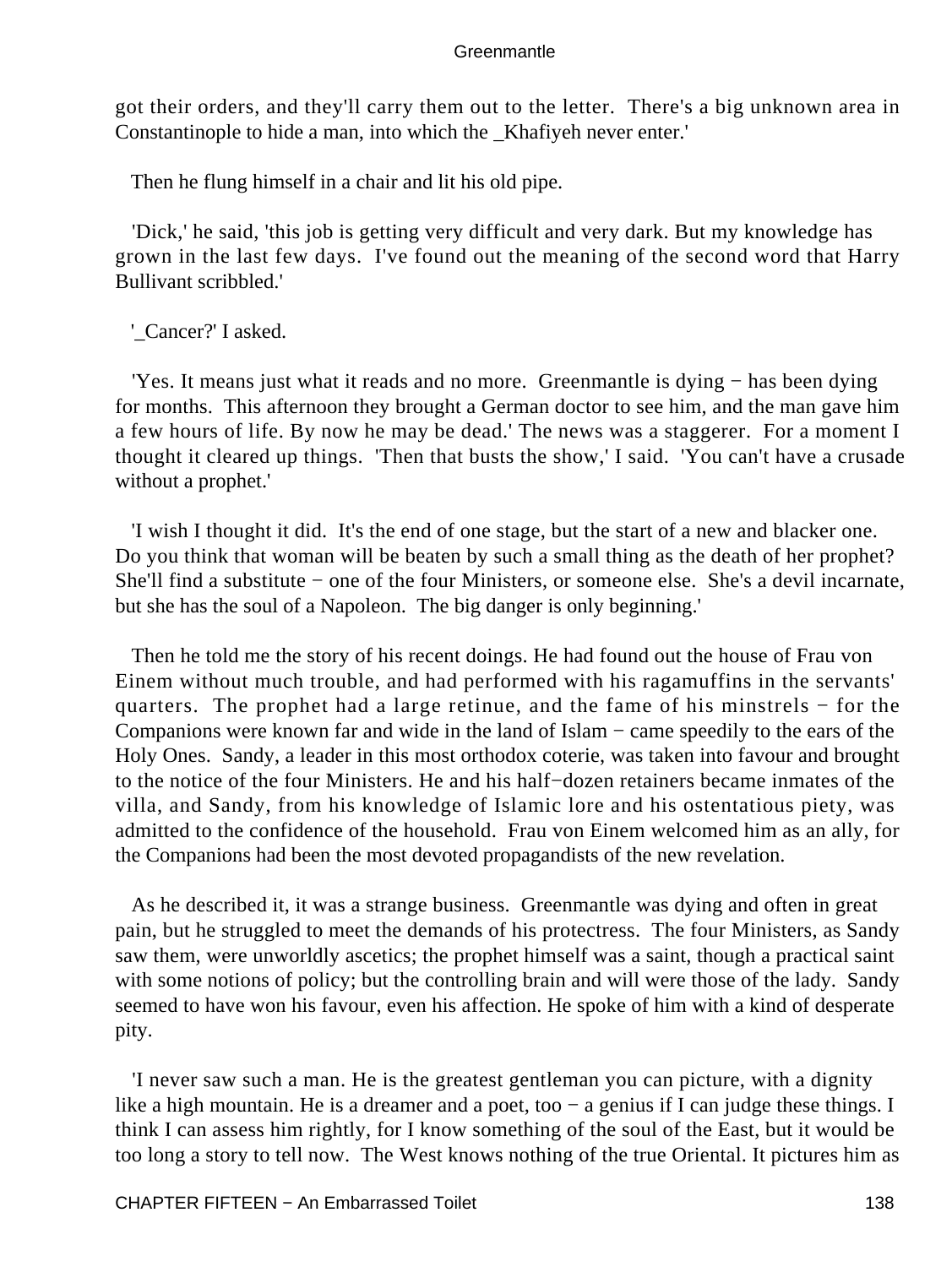got their orders, and they'll carry them out to the letter.  There's a big unknown area in Constantinople to hide a man, into which the _Khafiyeh never enter.'

Then he flung himself in a chair and lit his old pipe.

'Dick,' he said, 'this job is getting very difficult and very dark. But my knowledge has grown in the last few days.  I've found out the meaning of the second word that Harry Bullivant scribbled.'

'_Cancer?' I asked.

'Yes. It means just what it reads and no more.  Greenmantle is dying − has been dying for months.  This afternoon they brought a German doctor to see him, and the man gave him a few hours of life. By now he may be dead.' The news was a staggerer.  For a moment I thought it cleared up things.  'Then that busts the show,' I said.  'You can't have a crusade without a prophet.'

'I wish I thought it did.  It's the end of one stage, but the start of a new and blacker one.  Do you think that woman will be beaten by such a small thing as the death of her prophet?  She'll find a substitute − one of the four Ministers, or someone else.  She's a devil incarnate, but she has the soul of a Napoleon.  The big danger is only beginning.'

Then he told me the story of his recent doings. He had found out the house of Frau von Einem without much trouble, and had performed with his ragamuffins in the servants' quarters.  The prophet had a large retinue, and the fame of his minstrels − for the Companions were known far and wide in the land of Islam − came speedily to the ears of the Holy Ones.  Sandy, a leader in this most orthodox coterie, was taken into favour and brought to the notice of the four Ministers. He and his half−dozen retainers became inmates of the villa, and Sandy, from his knowledge of Islamic lore and his ostentatious piety, was admitted to the confidence of the household.  Frau von Einem welcomed him as an ally, for the Companions had been the most devoted propagandists of the new revelation.

As he described it, it was a strange business.  Greenmantle was dying and often in great pain, but he struggled to meet the demands of his protectress.  The four Ministers, as Sandy saw them, were unworldly ascetics; the prophet himself was a saint, though a practical saint with some notions of policy; but the controlling brain and will were those of the lady.  Sandy seemed to have won his favour, even his affection. He spoke of him with a kind of desperate pity.

'I never saw such a man. He is the greatest gentleman you can picture, with a dignity like a high mountain. He is a dreamer and a poet, too − a genius if I can judge these things. I think I can assess him rightly, for I know something of the soul of the East, but it would be too long a story to tell now.  The West knows nothing of the true Oriental. It pictures him as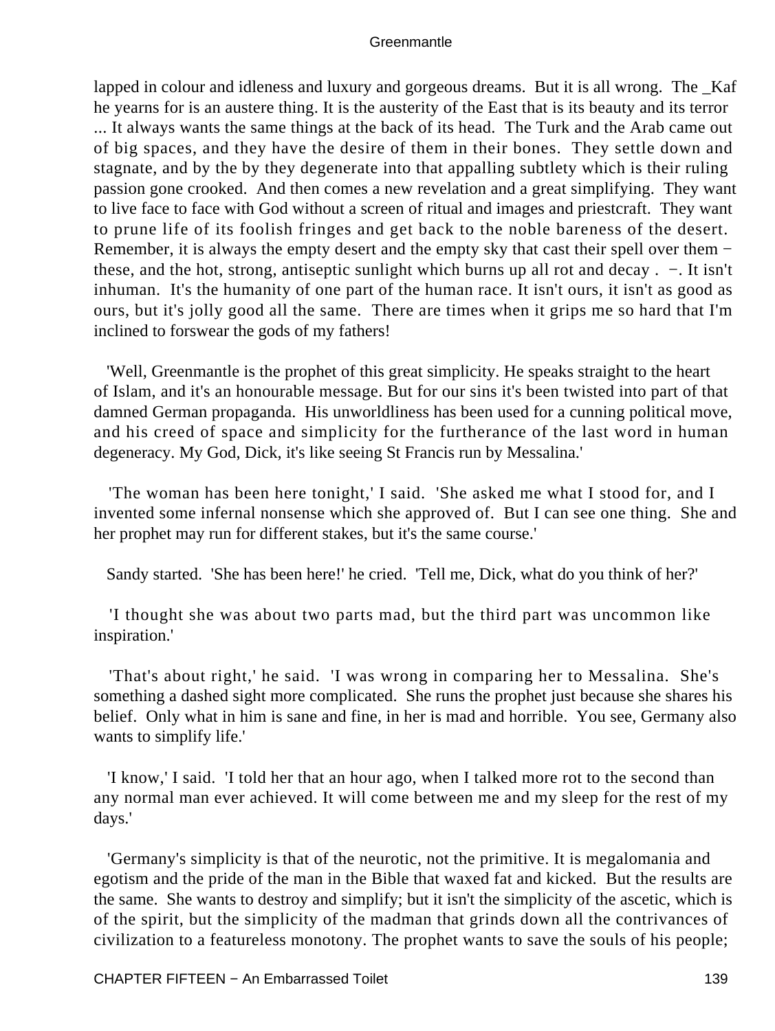lapped in colour and idleness and luxury and gorgeous dreams. But it is all wrong. The _Kaf he yearns for is an austere thing. It is the austerity of the East that is its beauty and its terror ... It always wants the same things at the back of its head. The Turk and the Arab came out of big spaces, and they have the desire of them in their bones. They settle down and stagnate, and by the by they degenerate into that appalling subtlety which is their ruling passion gone crooked. And then comes a new revelation and a great simplifying. They want to live face to face with God without a screen of ritual and images and priestcraft. They want to prune life of its foolish fringes and get back to the noble bareness of the desert. Remember, it is always the empty desert and the empty sky that cast their spell over them − these, and the hot, strong, antiseptic sunlight which burns up all rot and decay . −. It isn't inhuman. It's the humanity of one part of the human race. It isn't ours, it isn't as good as ours, but it's jolly good all the same. There are times when it grips me so hard that I'm inclined to forswear the gods of my fathers!

'Well, Greenmantle is the prophet of this great simplicity. He speaks straight to the heart of Islam, and it's an honourable message. But for our sins it's been twisted into part of that damned German propaganda. His unworldliness has been used for a cunning political move, and his creed of space and simplicity for the furtherance of the last word in human degeneracy. My God, Dick, it's like seeing St Francis run by Messalina.'

'The woman has been here tonight,' I said. 'She asked me what I stood for, and I invented some infernal nonsense which she approved of. But I can see one thing. She and her prophet may run for different stakes, but it's the same course.'

Sandy started. 'She has been here!' he cried. 'Tell me, Dick, what do you think of her?'

'I thought she was about two parts mad, but the third part was uncommon like inspiration.'

'That's about right,' he said. 'I was wrong in comparing her to Messalina. She's something a dashed sight more complicated. She runs the prophet just because she shares his belief. Only what in him is sane and fine, in her is mad and horrible. You see, Germany also wants to simplify life.'

'I know,' I said. 'I told her that an hour ago, when I talked more rot to the second than any normal man ever achieved. It will come between me and my sleep for the rest of my days.'

'Germany's simplicity is that of the neurotic, not the primitive. It is megalomania and egotism and the pride of the man in the Bible that waxed fat and kicked. But the results are the same. She wants to destroy and simplify; but it isn't the simplicity of the ascetic, which is of the spirit, but the simplicity of the madman that grinds down all the contrivances of civilization to a featureless monotony. The prophet wants to save the souls of his people;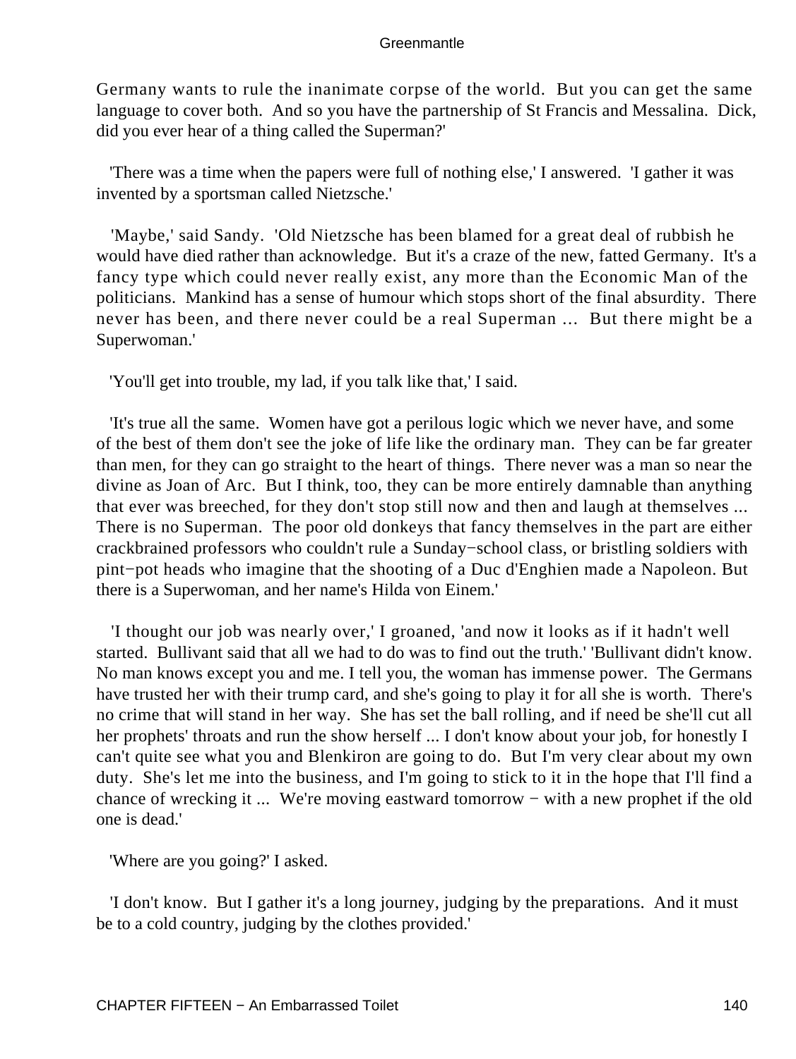Germany wants to rule the inanimate corpse of the world. But you can get the same language to cover both. And so you have the partnership of St Francis and Messalina. Dick, did you ever hear of a thing called the Superman?'

'There was a time when the papers were full of nothing else,' I answered. 'I gather it was invented by a sportsman called Nietzsche.'

'Maybe,' said Sandy. 'Old Nietzsche has been blamed for a great deal of rubbish he would have died rather than acknowledge. But it's a craze of the new, fatted Germany. It's a fancy type which could never really exist, any more than the Economic Man of the politicians. Mankind has a sense of humour which stops short of the final absurdity. There never has been, and there never could be a real Superman ... But there might be a Superwoman.'

'You'll get into trouble, my lad, if you talk like that,' I said.

'It's true all the same. Women have got a perilous logic which we never have, and some of the best of them don't see the joke of life like the ordinary man. They can be far greater than men, for they can go straight to the heart of things. There never was a man so near the divine as Joan of Arc. But I think, too, they can be more entirely damnable than anything that ever was breeched, for they don't stop still now and then and laugh at themselves ... There is no Superman. The poor old donkeys that fancy themselves in the part are either crackbrained professors who couldn't rule a Sunday−school class, or bristling soldiers with pint−pot heads who imagine that the shooting of a Duc d'Enghien made a Napoleon. But there is a Superwoman, and her name's Hilda von Einem.'

'I thought our job was nearly over,' I groaned, 'and now it looks as if it hadn't well started. Bullivant said that all we had to do was to find out the truth.' 'Bullivant didn't know. No man knows except you and me. I tell you, the woman has immense power. The Germans have trusted her with their trump card, and she's going to play it for all she is worth. There's no crime that will stand in her way. She has set the ball rolling, and if need be she'll cut all her prophets' throats and run the show herself ... I don't know about your job, for honestly I can't quite see what you and Blenkiron are going to do. But I'm very clear about my own duty. She's let me into the business, and I'm going to stick to it in the hope that I'll find a chance of wrecking it ... We're moving eastward tomorrow − with a new prophet if the old one is dead.'

'Where are you going?' I asked.

'I don't know. But I gather it's a long journey, judging by the preparations. And it must be to a cold country, judging by the clothes provided.'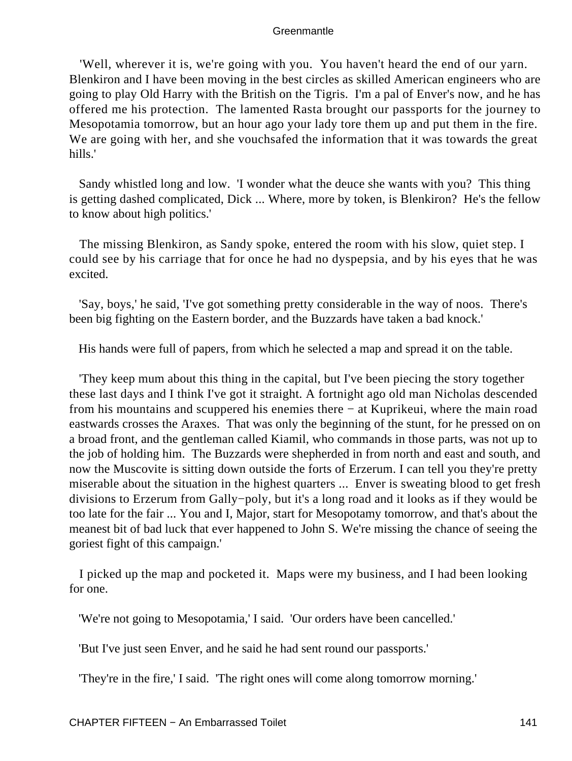'Well, wherever it is, we're going with you. You haven't heard the end of our yarn. Blenkiron and I have been moving in the best circles as skilled American engineers who are going to play Old Harry with the British on the Tigris. I'm a pal of Enver's now, and he has offered me his protection. The lamented Rasta brought our passports for the journey to Mesopotamia tomorrow, but an hour ago your lady tore them up and put them in the fire. We are going with her, and she vouchsafed the information that it was towards the great hills.'

Sandy whistled long and low. 'I wonder what the deuce she wants with you? This thing is getting dashed complicated, Dick ... Where, more by token, is Blenkiron? He's the fellow to know about high politics.'

The missing Blenkiron, as Sandy spoke, entered the room with his slow, quiet step. I could see by his carriage that for once he had no dyspepsia, and by his eyes that he was excited.

'Say, boys,' he said, 'I've got something pretty considerable in the way of noos. There's been big fighting on the Eastern border, and the Buzzards have taken a bad knock.'

His hands were full of papers, from which he selected a map and spread it on the table.

'They keep mum about this thing in the capital, but I've been piecing the story together these last days and I think I've got it straight. A fortnight ago old man Nicholas descended from his mountains and scuppered his enemies there − at Kuprikeui, where the main road eastwards crosses the Araxes. That was only the beginning of the stunt, for he pressed on on a broad front, and the gentleman called Kiamil, who commands in those parts, was not up to the job of holding him. The Buzzards were shepherded in from north and east and south, and now the Muscovite is sitting down outside the forts of Erzerum. I can tell you they're pretty miserable about the situation in the highest quarters ... Enver is sweating blood to get fresh divisions to Erzerum from Gally−poly, but it's a long road and it looks as if they would be too late for the fair ... You and I, Major, start for Mesopotamy tomorrow, and that's about the meanest bit of bad luck that ever happened to John S. We're missing the chance of seeing the goriest fight of this campaign.'

I picked up the map and pocketed it. Maps were my business, and I had been looking for one.

'We're not going to Mesopotamia,' I said. 'Our orders have been cancelled.'

'But I've just seen Enver, and he said he had sent round our passports.'

'They're in the fire,' I said. 'The right ones will come along tomorrow morning.'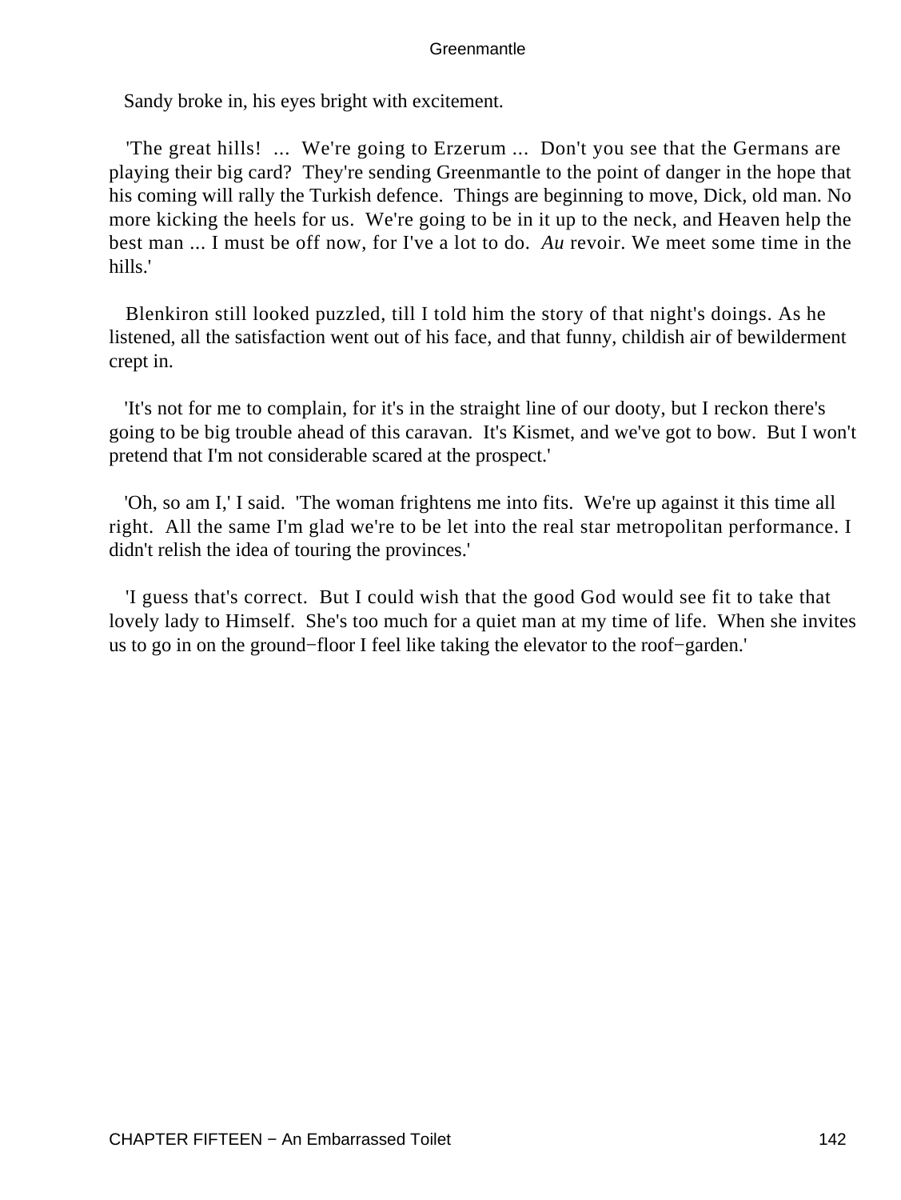Sandy broke in, his eyes bright with excitement.

'The great hills! ... We're going to Erzerum ... Don't you see that the Germans are playing their big card? They're sending Greenmantle to the point of danger in the hope that his coming will rally the Turkish defence. Things are beginning to move, Dick, old man. No more kicking the heels for us. We're going to be in it up to the neck, and Heaven help the best man ... I must be off now, for I've a lot to do. *Au* revoir. We meet some time in the hills.'

Blenkiron still looked puzzled, till I told him the story of that night's doings. As he listened, all the satisfaction went out of his face, and that funny, childish air of bewilderment crept in.

'It's not for me to complain, for it's in the straight line of our dooty, but I reckon there's going to be big trouble ahead of this caravan. It's Kismet, and we've got to bow. But I won't pretend that I'm not considerable scared at the prospect.'

'Oh, so am I,' I said. 'The woman frightens me into fits. We're up against it this time all right. All the same I'm glad we're to be let into the real star metropolitan performance. I didn't relish the idea of touring the provinces.'

'I guess that's correct. But I could wish that the good God would see fit to take that lovely lady to Himself. She's too much for a quiet man at my time of life. When she invites us to go in on the ground−floor I feel like taking the elevator to the roof−garden.'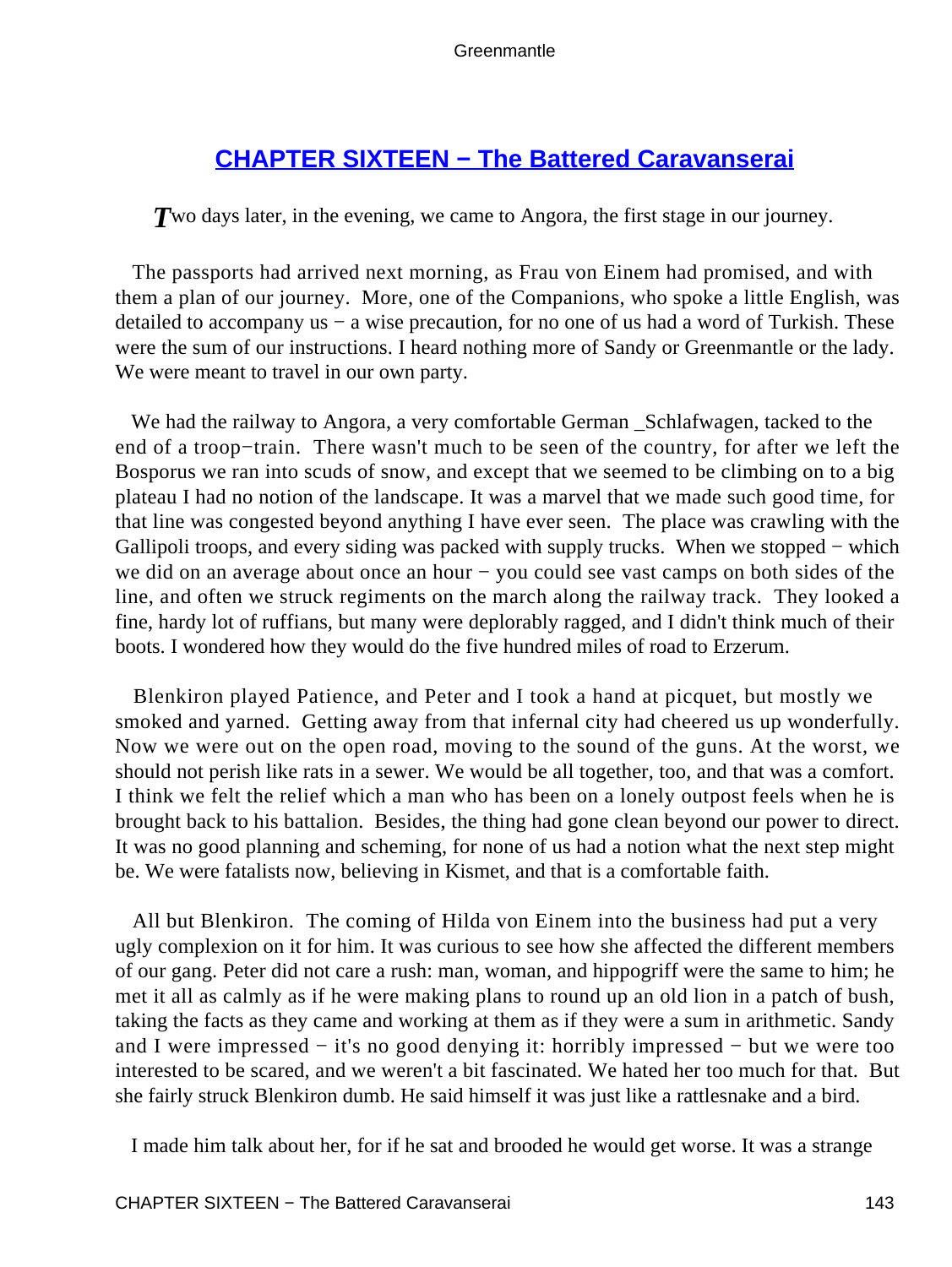## CHAPTER SIXTEEN − The Battered Caravanserai

Two days later, in the evening, we came to Angora, the first stage in our journey.

The passports had arrived next morning, as Frau von Einem had promised, and with them a plan of our journey. More, one of the Companions, who spoke a little English, was detailed to accompany us − a wise precaution, for no one of us had a word of Turkish. These were the sum of our instructions. I heard nothing more of Sandy or Greenmantle or the lady. We were meant to travel in our own party.

We had the railway to Angora, a very comfortable German _Schlafwagen, tacked to the end of a troop−train. There wasn't much to be seen of the country, for after we left the Bosporus we ran into scuds of snow, and except that we seemed to be climbing on to a big plateau I had no notion of the landscape. It was a marvel that we made such good time, for that line was congested beyond anything I have ever seen. The place was crawling with the Gallipoli troops, and every siding was packed with supply trucks. When we stopped − which we did on an average about once an hour − you could see vast camps on both sides of the line, and often we struck regiments on the march along the railway track. They looked a fine, hardy lot of ruffians, but many were deplorably ragged, and I didn't think much of their boots. I wondered how they would do the five hundred miles of road to Erzerum.

Blenkiron played Patience, and Peter and I took a hand at picquet, but mostly we smoked and yarned. Getting away from that infernal city had cheered us up wonderfully. Now we were out on the open road, moving to the sound of the guns. At the worst, we should not perish like rats in a sewer. We would be all together, too, and that was a comfort. I think we felt the relief which a man who has been on a lonely outpost feels when he is brought back to his battalion. Besides, the thing had gone clean beyond our power to direct. It was no good planning and scheming, for none of us had a notion what the next step might be. We were fatalists now, believing in Kismet, and that is a comfortable faith.

All but Blenkiron. The coming of Hilda von Einem into the business had put a very ugly complexion on it for him. It was curious to see how she affected the different members of our gang. Peter did not care a rush: man, woman, and hippogriff were the same to him; he met it all as calmly as if he were making plans to round up an old lion in a patch of bush, taking the facts as they came and working at them as if they were a sum in arithmetic. Sandy and I were impressed − it's no good denying it: horribly impressed − but we were too interested to be scared, and we weren't a bit fascinated. We hated her too much for that. But she fairly struck Blenkiron dumb. He said himself it was just like a rattlesnake and a bird.

I made him talk about her, for if he sat and brooded he would get worse. It was a strange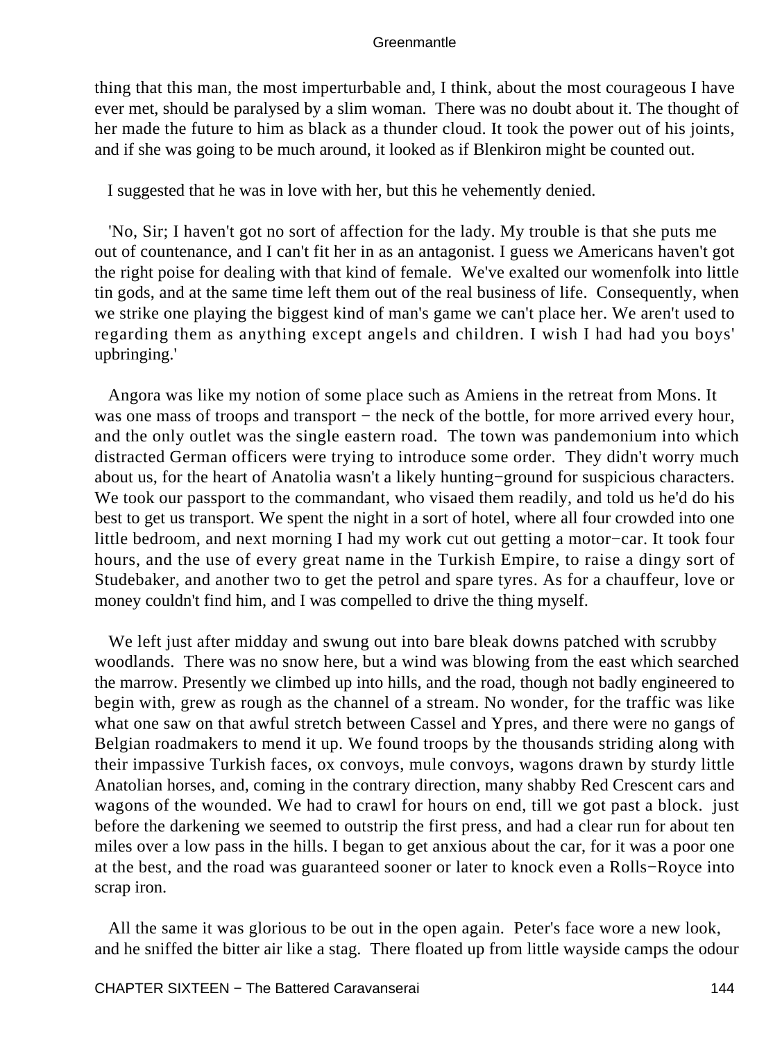thing that this man, the most imperturbable and, I think, about the most courageous I have ever met, should be paralysed by a slim woman. There was no doubt about it. The thought of her made the future to him as black as a thunder cloud. It took the power out of his joints, and if she was going to be much around, it looked as if Blenkiron might be counted out.

I suggested that he was in love with her, but this he vehemently denied.

'No, Sir; I haven't got no sort of affection for the lady. My trouble is that she puts me out of countenance, and I can't fit her in as an antagonist. I guess we Americans haven't got the right poise for dealing with that kind of female. We've exalted our womenfolk into little tin gods, and at the same time left them out of the real business of life. Consequently, when we strike one playing the biggest kind of man's game we can't place her. We aren't used to regarding them as anything except angels and children. I wish I had had you boys' upbringing.'

Angora was like my notion of some place such as Amiens in the retreat from Mons. It was one mass of troops and transport − the neck of the bottle, for more arrived every hour, and the only outlet was the single eastern road. The town was pandemonium into which distracted German officers were trying to introduce some order. They didn't worry much about us, for the heart of Anatolia wasn't a likely hunting−ground for suspicious characters. We took our passport to the commandant, who visaed them readily, and told us he'd do his best to get us transport. We spent the night in a sort of hotel, where all four crowded into one little bedroom, and next morning I had my work cut out getting a motor−car. It took four hours, and the use of every great name in the Turkish Empire, to raise a dingy sort of Studebaker, and another two to get the petrol and spare tyres. As for a chauffeur, love or money couldn't find him, and I was compelled to drive the thing myself.

We left just after midday and swung out into bare bleak downs patched with scrubby woodlands. There was no snow here, but a wind was blowing from the east which searched the marrow. Presently we climbed up into hills, and the road, though not badly engineered to begin with, grew as rough as the channel of a stream. No wonder, for the traffic was like what one saw on that awful stretch between Cassel and Ypres, and there were no gangs of Belgian roadmakers to mend it up. We found troops by the thousands striding along with their impassive Turkish faces, ox convoys, mule convoys, wagons drawn by sturdy little Anatolian horses, and, coming in the contrary direction, many shabby Red Crescent cars and wagons of the wounded. We had to crawl for hours on end, till we got past a block. just before the darkening we seemed to outstrip the first press, and had a clear run for about ten miles over a low pass in the hills. I began to get anxious about the car, for it was a poor one at the best, and the road was guaranteed sooner or later to knock even a Rolls−Royce into scrap iron.

All the same it was glorious to be out in the open again. Peter's face wore a new look, and he sniffed the bitter air like a stag. There floated up from little wayside camps the odour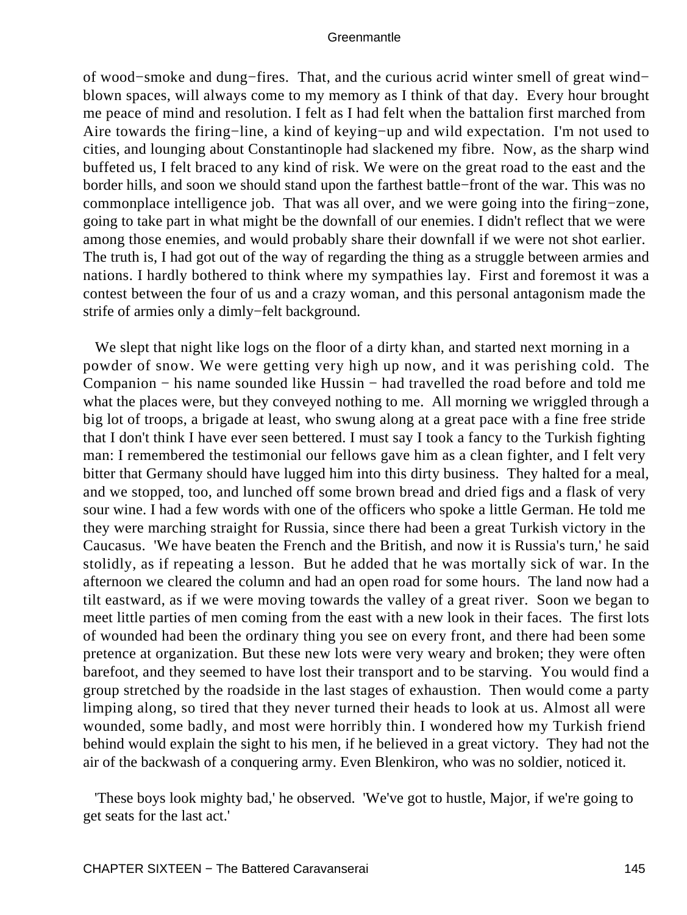of wood−smoke and dung−fires. That, and the curious acrid winter smell of great wind−blown spaces, will always come to my memory as I think of that day. Every hour brought me peace of mind and resolution. I felt as I had felt when the battalion first marched from Aire towards the firing−line, a kind of keying−up and wild expectation. I'm not used to cities, and lounging about Constantinople had slackened my fibre. Now, as the sharp wind buffeted us, I felt braced to any kind of risk. We were on the great road to the east and the border hills, and soon we should stand upon the farthest battle−front of the war. This was no commonplace intelligence job. That was all over, and we were going into the firing−zone, going to take part in what might be the downfall of our enemies. I didn't reflect that we were among those enemies, and would probably share their downfall if we were not shot earlier. The truth is, I had got out of the way of regarding the thing as a struggle between armies and nations. I hardly bothered to think where my sympathies lay. First and foremost it was a contest between the four of us and a crazy woman, and this personal antagonism made the strife of armies only a dimly−felt background.

We slept that night like logs on the floor of a dirty khan, and started next morning in a powder of snow. We were getting very high up now, and it was perishing cold. The Companion − his name sounded like Hussin − had travelled the road before and told me what the places were, but they conveyed nothing to me. All morning we wriggled through a big lot of troops, a brigade at least, who swung along at a great pace with a fine free stride that I don't think I have ever seen bettered. I must say I took a fancy to the Turkish fighting man: I remembered the testimonial our fellows gave him as a clean fighter, and I felt very bitter that Germany should have lugged him into this dirty business. They halted for a meal, and we stopped, too, and lunched off some brown bread and dried figs and a flask of very sour wine. I had a few words with one of the officers who spoke a little German. He told me they were marching straight for Russia, since there had been a great Turkish victory in the Caucasus. 'We have beaten the French and the British, and now it is Russia's turn,' he said stolidly, as if repeating a lesson. But he added that he was mortally sick of war. In the afternoon we cleared the column and had an open road for some hours. The land now had a tilt eastward, as if we were moving towards the valley of a great river. Soon we began to meet little parties of men coming from the east with a new look in their faces. The first lots of wounded had been the ordinary thing you see on every front, and there had been some pretence at organization. But these new lots were very weary and broken; they were often barefoot, and they seemed to have lost their transport and to be starving. You would find a group stretched by the roadside in the last stages of exhaustion. Then would come a party limping along, so tired that they never turned their heads to look at us. Almost all were wounded, some badly, and most were horribly thin. I wondered how my Turkish friend behind would explain the sight to his men, if he believed in a great victory. They had not the air of the backwash of a conquering army. Even Blenkiron, who was no soldier, noticed it.

'These boys look mighty bad,' he observed. 'We've got to hustle, Major, if we're going to get seats for the last act.'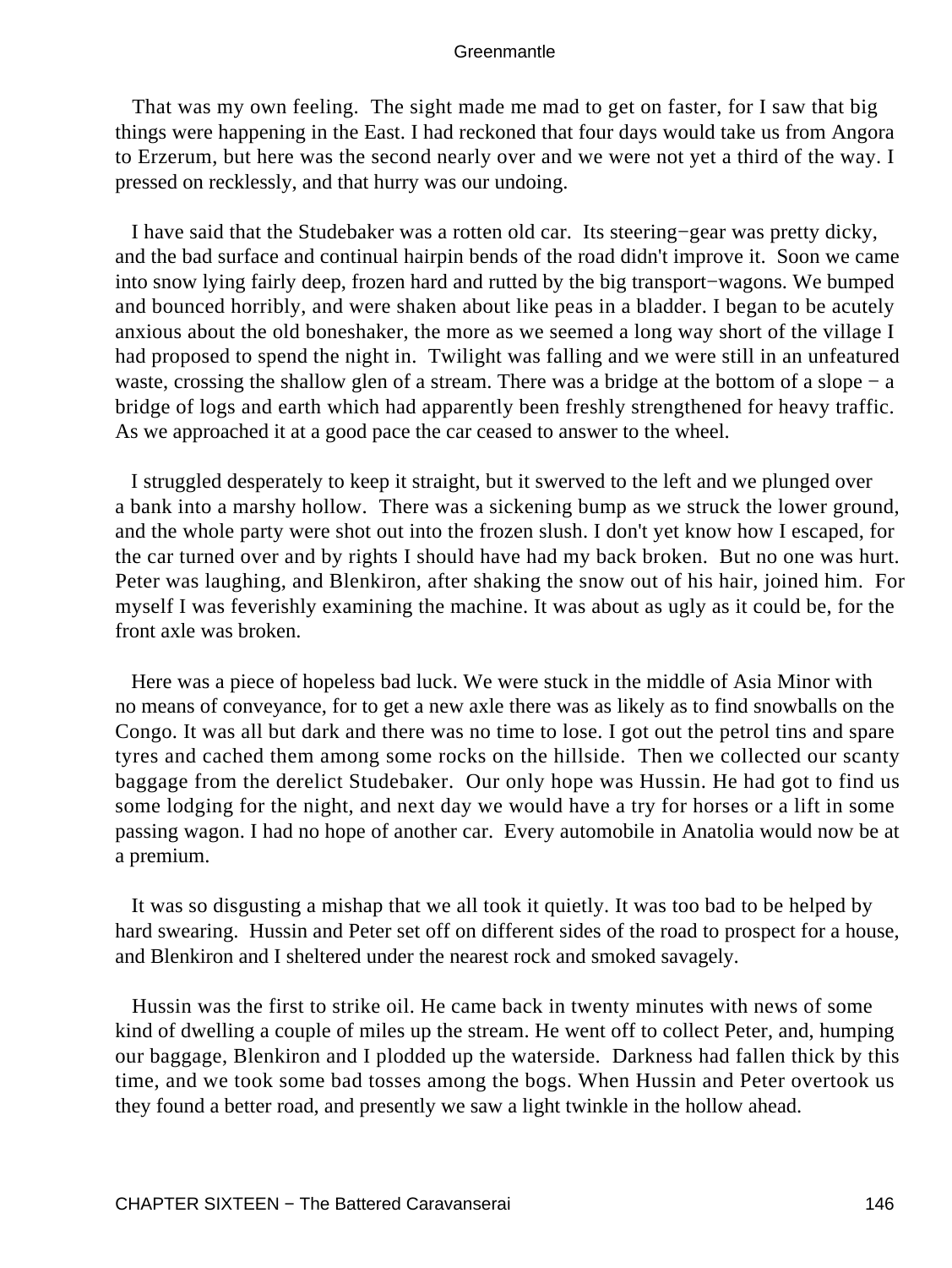That was my own feeling. The sight made me mad to get on faster, for I saw that big things were happening in the East. I had reckoned that four days would take us from Angora to Erzerum, but here was the second nearly over and we were not yet a third of the way. I pressed on recklessly, and that hurry was our undoing.

I have said that the Studebaker was a rotten old car. Its steering−gear was pretty dicky, and the bad surface and continual hairpin bends of the road didn't improve it. Soon we came into snow lying fairly deep, frozen hard and rutted by the big transport−wagons. We bumped and bounced horribly, and were shaken about like peas in a bladder. I began to be acutely anxious about the old boneshaker, the more as we seemed a long way short of the village I had proposed to spend the night in. Twilight was falling and we were still in an unfeatured waste, crossing the shallow glen of a stream. There was a bridge at the bottom of a slope − a bridge of logs and earth which had apparently been freshly strengthened for heavy traffic. As we approached it at a good pace the car ceased to answer to the wheel.

I struggled desperately to keep it straight, but it swerved to the left and we plunged over a bank into a marshy hollow. There was a sickening bump as we struck the lower ground, and the whole party were shot out into the frozen slush. I don't yet know how I escaped, for the car turned over and by rights I should have had my back broken. But no one was hurt. Peter was laughing, and Blenkiron, after shaking the snow out of his hair, joined him. For myself I was feverishly examining the machine. It was about as ugly as it could be, for the front axle was broken.

Here was a piece of hopeless bad luck. We were stuck in the middle of Asia Minor with no means of conveyance, for to get a new axle there was as likely as to find snowballs on the Congo. It was all but dark and there was no time to lose. I got out the petrol tins and spare tyres and cached them among some rocks on the hillside. Then we collected our scanty baggage from the derelict Studebaker. Our only hope was Hussin. He had got to find us some lodging for the night, and next day we would have a try for horses or a lift in some passing wagon. I had no hope of another car. Every automobile in Anatolia would now be at a premium.

It was so disgusting a mishap that we all took it quietly. It was too bad to be helped by hard swearing. Hussin and Peter set off on different sides of the road to prospect for a house, and Blenkiron and I sheltered under the nearest rock and smoked savagely.

Hussin was the first to strike oil. He came back in twenty minutes with news of some kind of dwelling a couple of miles up the stream. He went off to collect Peter, and, humping our baggage, Blenkiron and I plodded up the waterside. Darkness had fallen thick by this time, and we took some bad tosses among the bogs. When Hussin and Peter overtook us they found a better road, and presently we saw a light twinkle in the hollow ahead.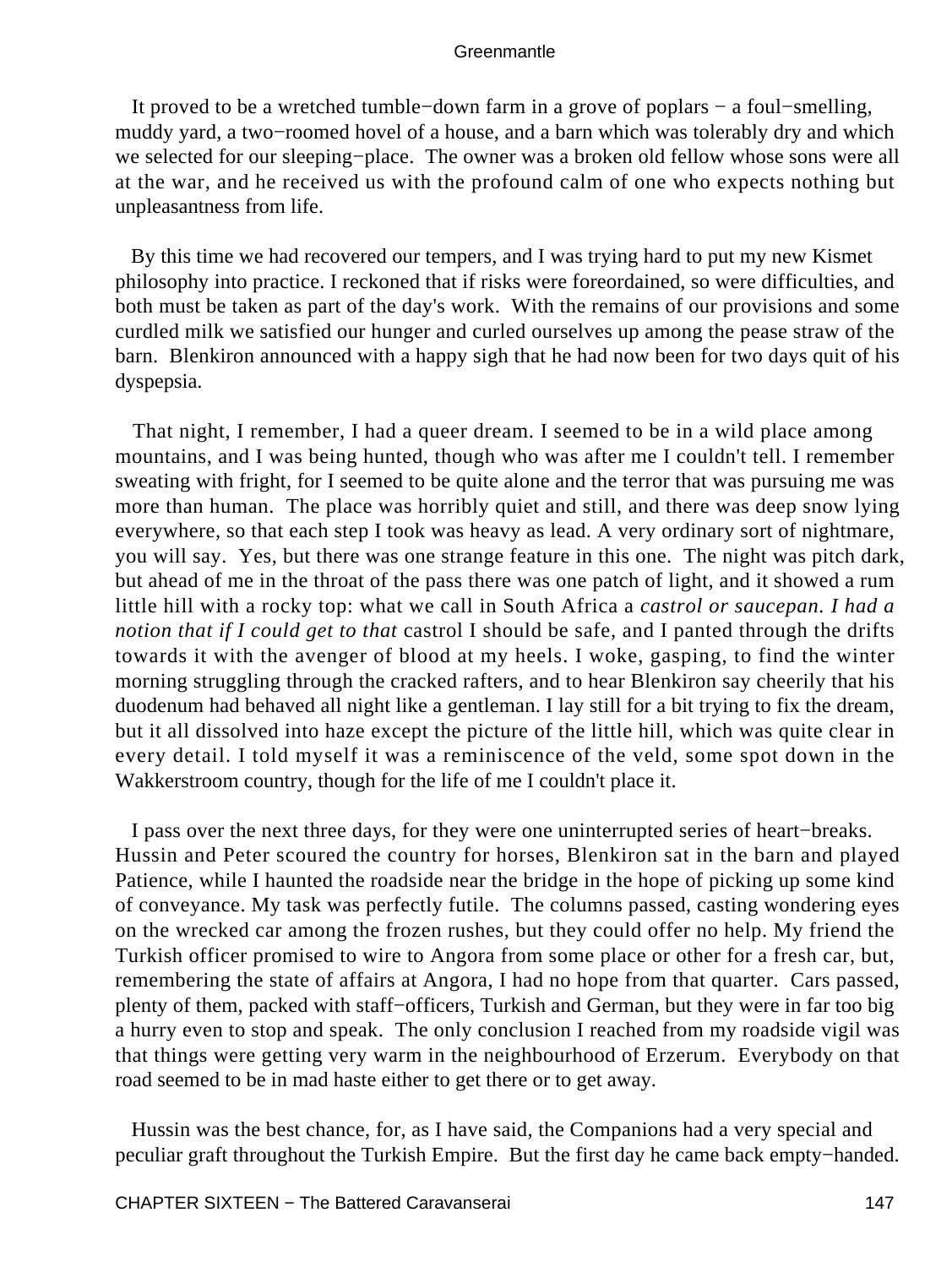It proved to be a wretched tumble−down farm in a grove of poplars − a foul−smelling, muddy yard, a two−roomed hovel of a house, and a barn which was tolerably dry and which we selected for our sleeping−place. The owner was a broken old fellow whose sons were all at the war, and he received us with the profound calm of one who expects nothing but unpleasantness from life.

By this time we had recovered our tempers, and I was trying hard to put my new Kismet philosophy into practice. I reckoned that if risks were foreordained, so were difficulties, and both must be taken as part of the day's work. With the remains of our provisions and some curdled milk we satisfied our hunger and curled ourselves up among the pease straw of the barn. Blenkiron announced with a happy sigh that he had now been for two days quit of his dyspepsia.

That night, I remember, I had a queer dream. I seemed to be in a wild place among mountains, and I was being hunted, though who was after me I couldn't tell. I remember sweating with fright, for I seemed to be quite alone and the terror that was pursuing me was more than human. The place was horribly quiet and still, and there was deep snow lying everywhere, so that each step I took was heavy as lead. A very ordinary sort of nightmare, you will say. Yes, but there was one strange feature in this one. The night was pitch dark, but ahead of me in the throat of the pass there was one patch of light, and it showed a rum little hill with a rocky top: what we call in South Africa a *castrol or saucepan. I had a notion that if I could get to that* castrol I should be safe, and I panted through the drifts towards it with the avenger of blood at my heels. I woke, gasping, to find the winter morning struggling through the cracked rafters, and to hear Blenkiron say cheerily that his duodenum had behaved all night like a gentleman. I lay still for a bit trying to fix the dream, but it all dissolved into haze except the picture of the little hill, which was quite clear in every detail. I told myself it was a reminiscence of the veld, some spot down in the Wakkerstroom country, though for the life of me I couldn't place it.

I pass over the next three days, for they were one uninterrupted series of heart−breaks. Hussin and Peter scoured the country for horses, Blenkiron sat in the barn and played Patience, while I haunted the roadside near the bridge in the hope of picking up some kind of conveyance. My task was perfectly futile. The columns passed, casting wondering eyes on the wrecked car among the frozen rushes, but they could offer no help. My friend the Turkish officer promised to wire to Angora from some place or other for a fresh car, but, remembering the state of affairs at Angora, I had no hope from that quarter. Cars passed, plenty of them, packed with staff−officers, Turkish and German, but they were in far too big a hurry even to stop and speak. The only conclusion I reached from my roadside vigil was that things were getting very warm in the neighbourhood of Erzerum. Everybody on that road seemed to be in mad haste either to get there or to get away.

Hussin was the best chance, for, as I have said, the Companions had a very special and peculiar graft throughout the Turkish Empire. But the first day he came back empty−handed.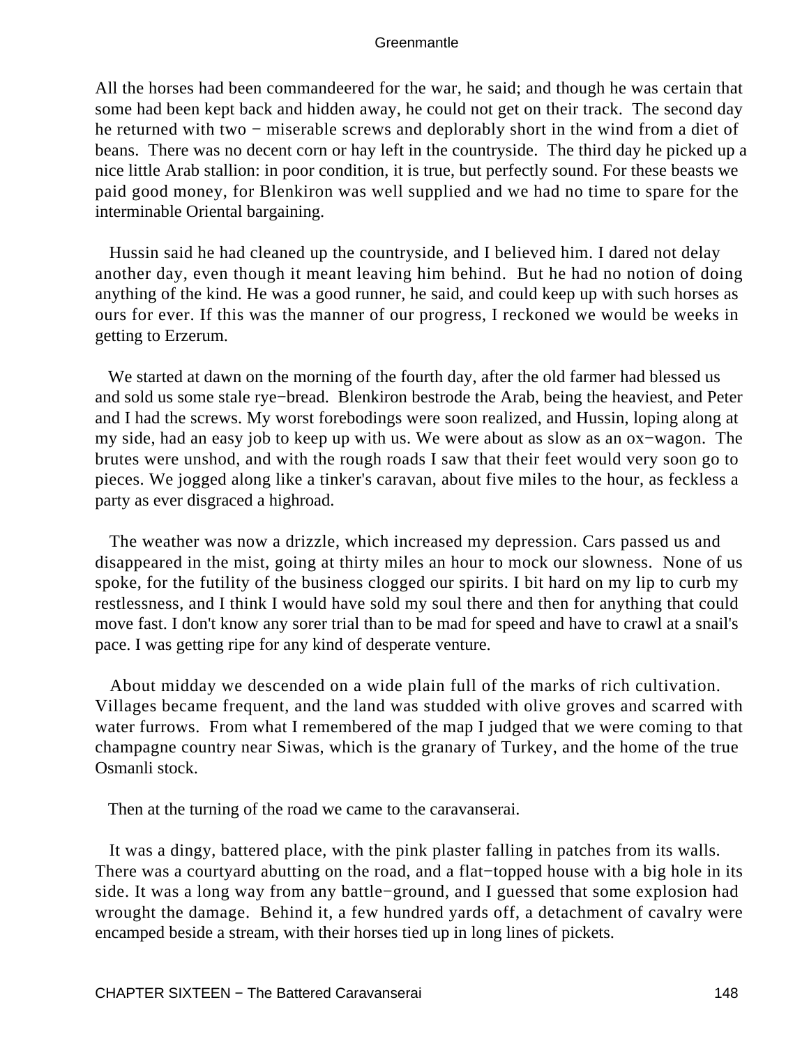All the horses had been commandeered for the war, he said; and though he was certain that some had been kept back and hidden away, he could not get on their track. The second day he returned with two − miserable screws and deplorably short in the wind from a diet of beans. There was no decent corn or hay left in the countryside. The third day he picked up a nice little Arab stallion: in poor condition, it is true, but perfectly sound. For these beasts we paid good money, for Blenkiron was well supplied and we had no time to spare for the interminable Oriental bargaining.

Hussin said he had cleaned up the countryside, and I believed him. I dared not delay another day, even though it meant leaving him behind. But he had no notion of doing anything of the kind. He was a good runner, he said, and could keep up with such horses as ours for ever. If this was the manner of our progress, I reckoned we would be weeks in getting to Erzerum.

We started at dawn on the morning of the fourth day, after the old farmer had blessed us and sold us some stale rye−bread. Blenkiron bestrode the Arab, being the heaviest, and Peter and I had the screws. My worst forebodings were soon realized, and Hussin, loping along at my side, had an easy job to keep up with us. We were about as slow as an ox−wagon. The brutes were unshod, and with the rough roads I saw that their feet would very soon go to pieces. We jogged along like a tinker's caravan, about five miles to the hour, as feckless a party as ever disgraced a highroad.

The weather was now a drizzle, which increased my depression. Cars passed us and disappeared in the mist, going at thirty miles an hour to mock our slowness. None of us spoke, for the futility of the business clogged our spirits. I bit hard on my lip to curb my restlessness, and I think I would have sold my soul there and then for anything that could move fast. I don't know any sorer trial than to be mad for speed and have to crawl at a snail's pace. I was getting ripe for any kind of desperate venture.

About midday we descended on a wide plain full of the marks of rich cultivation. Villages became frequent, and the land was studded with olive groves and scarred with water furrows. From what I remembered of the map I judged that we were coming to that champagne country near Siwas, which is the granary of Turkey, and the home of the true Osmanli stock.

Then at the turning of the road we came to the caravanserai.

It was a dingy, battered place, with the pink plaster falling in patches from its walls. There was a courtyard abutting on the road, and a flat−topped house with a big hole in its side. It was a long way from any battle−ground, and I guessed that some explosion had wrought the damage. Behind it, a few hundred yards off, a detachment of cavalry were encamped beside a stream, with their horses tied up in long lines of pickets.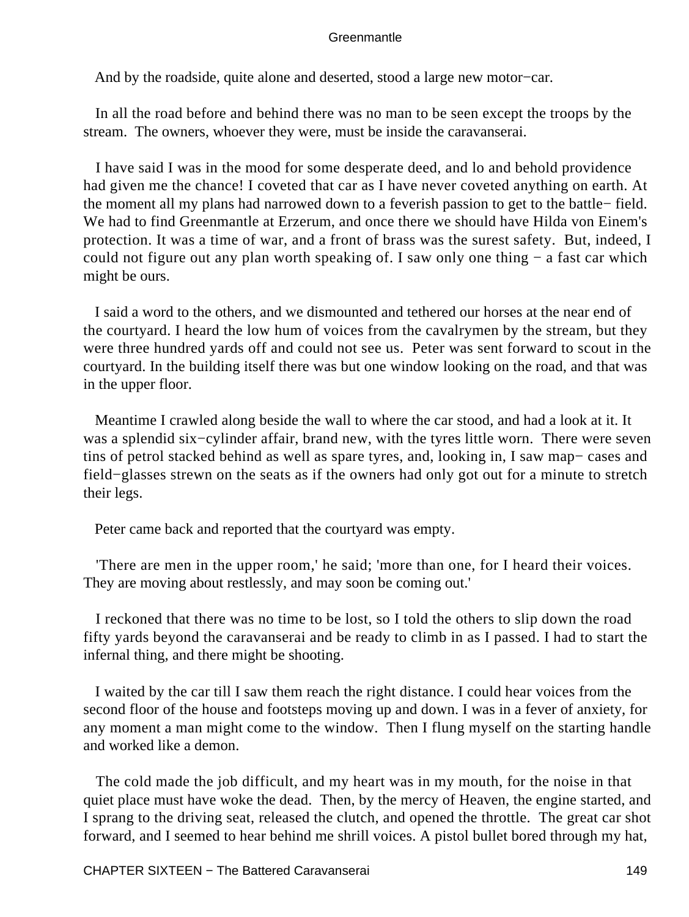And by the roadside, quite alone and deserted, stood a large new motor−car.

In all the road before and behind there was no man to be seen except the troops by the stream. The owners, whoever they were, must be inside the caravanserai.

I have said I was in the mood for some desperate deed, and lo and behold providence had given me the chance! I coveted that car as I have never coveted anything on earth. At the moment all my plans had narrowed down to a feverish passion to get to the battle− field. We had to find Greenmantle at Erzerum, and once there we should have Hilda von Einem's protection. It was a time of war, and a front of brass was the surest safety. But, indeed, I could not figure out any plan worth speaking of. I saw only one thing − a fast car which might be ours.

I said a word to the others, and we dismounted and tethered our horses at the near end of the courtyard. I heard the low hum of voices from the cavalrymen by the stream, but they were three hundred yards off and could not see us. Peter was sent forward to scout in the courtyard. In the building itself there was but one window looking on the road, and that was in the upper floor.

Meantime I crawled along beside the wall to where the car stood, and had a look at it. It was a splendid six−cylinder affair, brand new, with the tyres little worn. There were seven tins of petrol stacked behind as well as spare tyres, and, looking in, I saw map− cases and field−glasses strewn on the seats as if the owners had only got out for a minute to stretch their legs.

Peter came back and reported that the courtyard was empty.

'There are men in the upper room,' he said; 'more than one, for I heard their voices. They are moving about restlessly, and may soon be coming out.'

I reckoned that there was no time to be lost, so I told the others to slip down the road fifty yards beyond the caravanserai and be ready to climb in as I passed. I had to start the infernal thing, and there might be shooting.

I waited by the car till I saw them reach the right distance. I could hear voices from the second floor of the house and footsteps moving up and down. I was in a fever of anxiety, for any moment a man might come to the window. Then I flung myself on the starting handle and worked like a demon.

The cold made the job difficult, and my heart was in my mouth, for the noise in that quiet place must have woke the dead. Then, by the mercy of Heaven, the engine started, and I sprang to the driving seat, released the clutch, and opened the throttle. The great car shot forward, and I seemed to hear behind me shrill voices. A pistol bullet bored through my hat,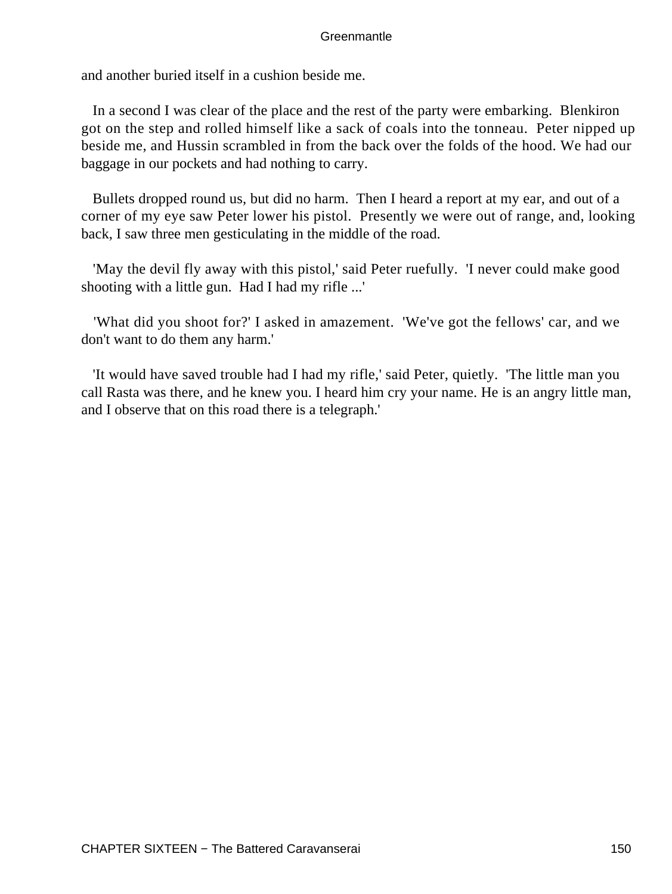and another buried itself in a cushion beside me.

In a second I was clear of the place and the rest of the party were embarking. Blenkiron got on the step and rolled himself like a sack of coals into the tonneau. Peter nipped up beside me, and Hussin scrambled in from the back over the folds of the hood. We had our baggage in our pockets and had nothing to carry.

Bullets dropped round us, but did no harm. Then I heard a report at my ear, and out of a corner of my eye saw Peter lower his pistol. Presently we were out of range, and, looking back, I saw three men gesticulating in the middle of the road.

'May the devil fly away with this pistol,' said Peter ruefully. 'I never could make good shooting with a little gun. Had I had my rifle ...'

'What did you shoot for?' I asked in amazement. 'We've got the fellows' car, and we don't want to do them any harm.'

'It would have saved trouble had I had my rifle,' said Peter, quietly. 'The little man you call Rasta was there, and he knew you. I heard him cry your name. He is an angry little man, and I observe that on this road there is a telegraph.'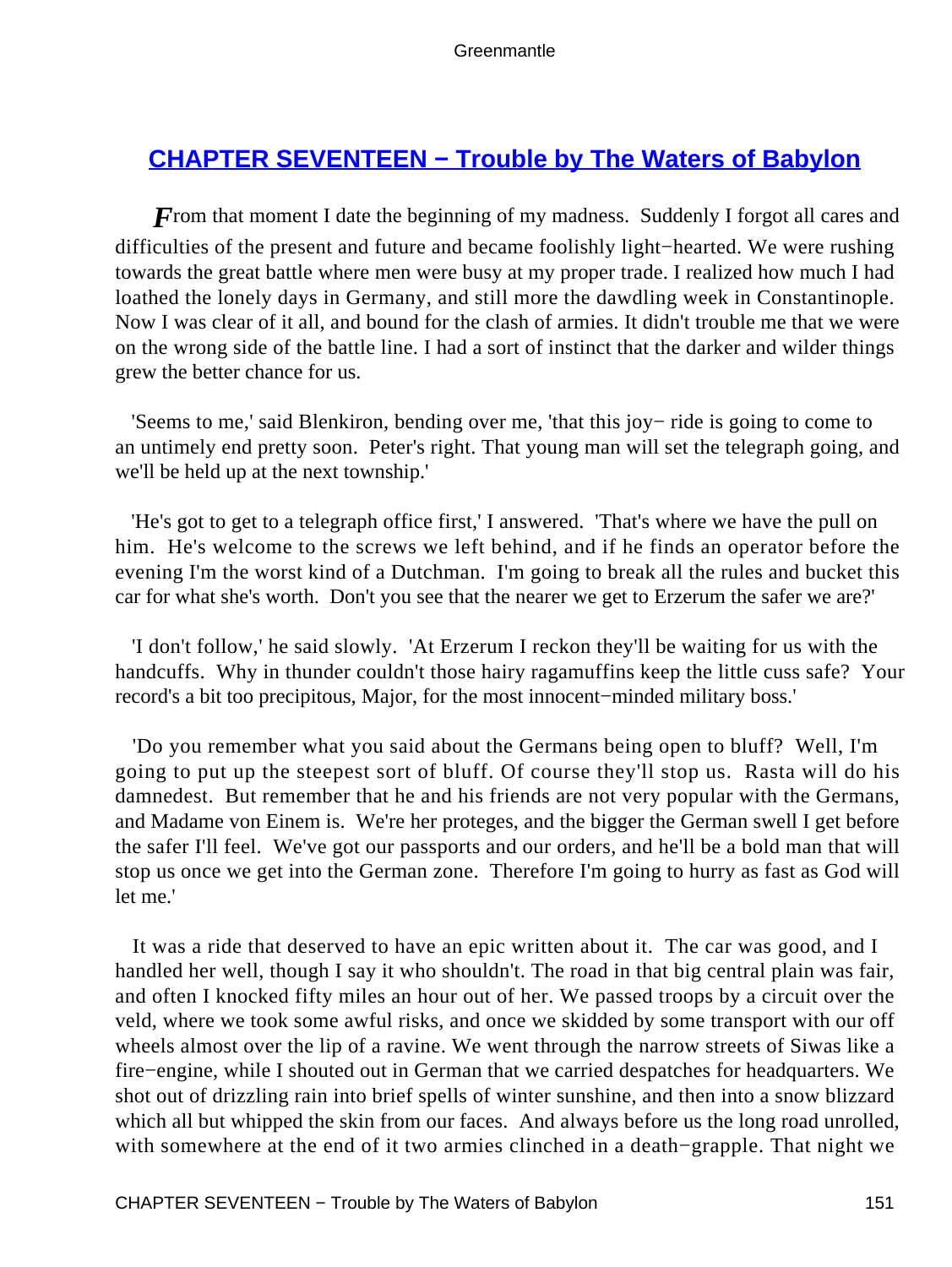## CHAPTER SEVENTEEN − Trouble by The Waters of Babylon

*F*rom that moment I date the beginning of my madness. Suddenly I forgot all cares and difficulties of the present and future and became foolishly light−hearted. We were rushing towards the great battle where men were busy at my proper trade. I realized how much I had loathed the lonely days in Germany, and still more the dawdling week in Constantinople. Now I was clear of it all, and bound for the clash of armies. It didn't trouble me that we were on the wrong side of the battle line. I had a sort of instinct that the darker and wilder things grew the better chance for us.

'Seems to me,' said Blenkiron, bending over me, 'that this joy− ride is going to come to an untimely end pretty soon. Peter's right. That young man will set the telegraph going, and we'll be held up at the next township.'

'He's got to get to a telegraph office first,' I answered. 'That's where we have the pull on him. He's welcome to the screws we left behind, and if he finds an operator before the evening I'm the worst kind of a Dutchman. I'm going to break all the rules and bucket this car for what she's worth. Don't you see that the nearer we get to Erzerum the safer we are?'

'I don't follow,' he said slowly. 'At Erzerum I reckon they'll be waiting for us with the handcuffs. Why in thunder couldn't those hairy ragamuffins keep the little cuss safe? Your record's a bit too precipitous, Major, for the most innocent−minded military boss.'

'Do you remember what you said about the Germans being open to bluff? Well, I'm going to put up the steepest sort of bluff. Of course they'll stop us. Rasta will do his damnedest. But remember that he and his friends are not very popular with the Germans, and Madame von Einem is. We're her proteges, and the bigger the German swell I get before the safer I'll feel. We've got our passports and our orders, and he'll be a bold man that will stop us once we get into the German zone. Therefore I'm going to hurry as fast as God will let me.'

It was a ride that deserved to have an epic written about it. The car was good, and I handled her well, though I say it who shouldn't. The road in that big central plain was fair, and often I knocked fifty miles an hour out of her. We passed troops by a circuit over the veld, where we took some awful risks, and once we skidded by some transport with our off wheels almost over the lip of a ravine. We went through the narrow streets of Siwas like a fire−engine, while I shouted out in German that we carried despatches for headquarters. We shot out of drizzling rain into brief spells of winter sunshine, and then into a snow blizzard which all but whipped the skin from our faces. And always before us the long road unrolled, with somewhere at the end of it two armies clinched in a death−grapple. That night we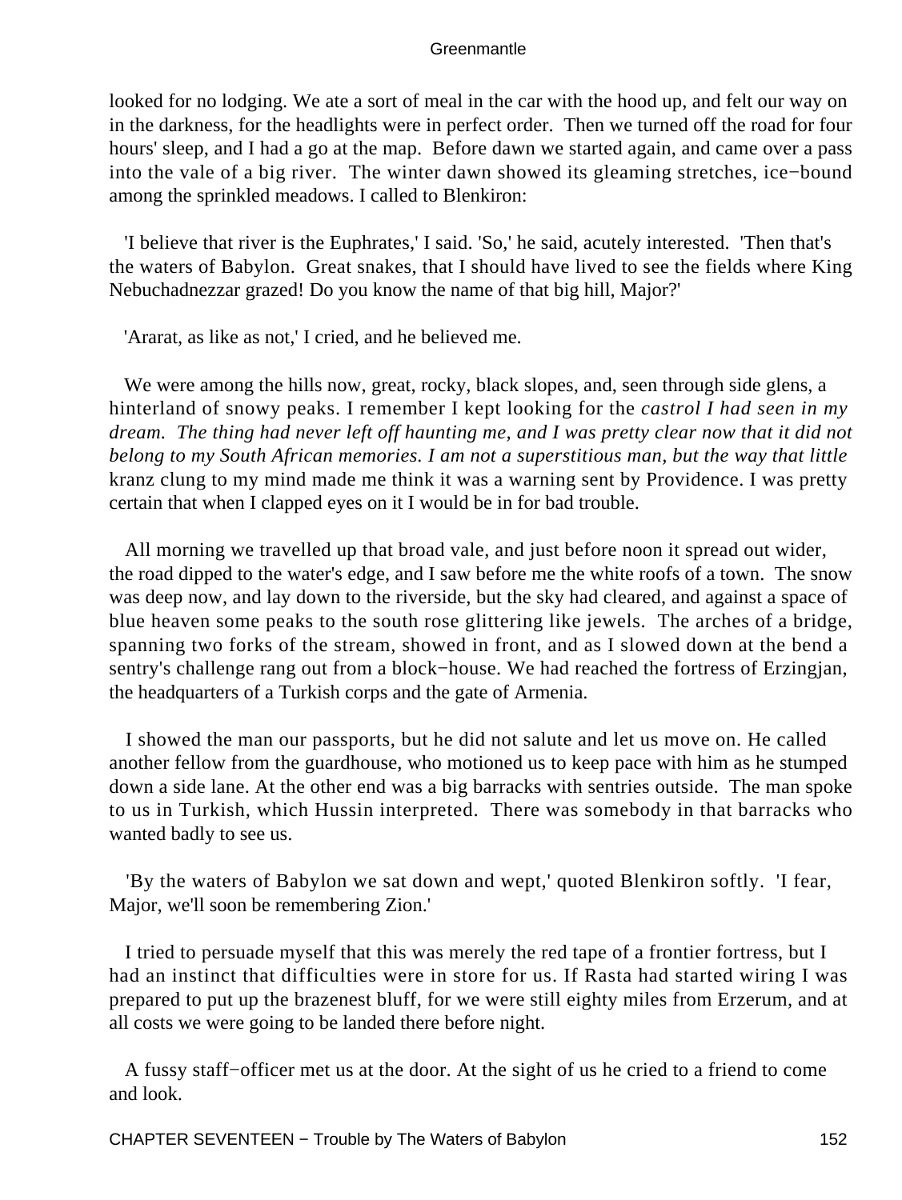looked for no lodging. We ate a sort of meal in the car with the hood up, and felt our way on in the darkness, for the headlights were in perfect order. Then we turned off the road for four hours' sleep, and I had a go at the map. Before dawn we started again, and came over a pass into the vale of a big river. The winter dawn showed its gleaming stretches, ice−bound among the sprinkled meadows. I called to Blenkiron:

'I believe that river is the Euphrates,' I said. 'So,' he said, acutely interested. 'Then that's the waters of Babylon. Great snakes, that I should have lived to see the fields where King Nebuchadnezzar grazed! Do you know the name of that big hill, Major?'

'Ararat, as like as not,' I cried, and he believed me.

We were among the hills now, great, rocky, black slopes, and, seen through side glens, a hinterland of snowy peaks. I remember I kept looking for the *castrol I had seen in my dream. The thing had never left off haunting me, and I was pretty clear now that it did not belong to my South African memories. I am not a superstitious man, but the way that little* kranz clung to my mind made me think it was a warning sent by Providence. I was pretty certain that when I clapped eyes on it I would be in for bad trouble.

All morning we travelled up that broad vale, and just before noon it spread out wider, the road dipped to the water's edge, and I saw before me the white roofs of a town. The snow was deep now, and lay down to the riverside, but the sky had cleared, and against a space of blue heaven some peaks to the south rose glittering like jewels. The arches of a bridge, spanning two forks of the stream, showed in front, and as I slowed down at the bend a sentry's challenge rang out from a block−house. We had reached the fortress of Erzingjan, the headquarters of a Turkish corps and the gate of Armenia.

I showed the man our passports, but he did not salute and let us move on. He called another fellow from the guardhouse, who motioned us to keep pace with him as he stumped down a side lane. At the other end was a big barracks with sentries outside. The man spoke to us in Turkish, which Hussin interpreted. There was somebody in that barracks who wanted badly to see us.

'By the waters of Babylon we sat down and wept,' quoted Blenkiron softly. 'I fear, Major, we'll soon be remembering Zion.'

I tried to persuade myself that this was merely the red tape of a frontier fortress, but I had an instinct that difficulties were in store for us. If Rasta had started wiring I was prepared to put up the brazenest bluff, for we were still eighty miles from Erzerum, and at all costs we were going to be landed there before night.

A fussy staff−officer met us at the door. At the sight of us he cried to a friend to come and look.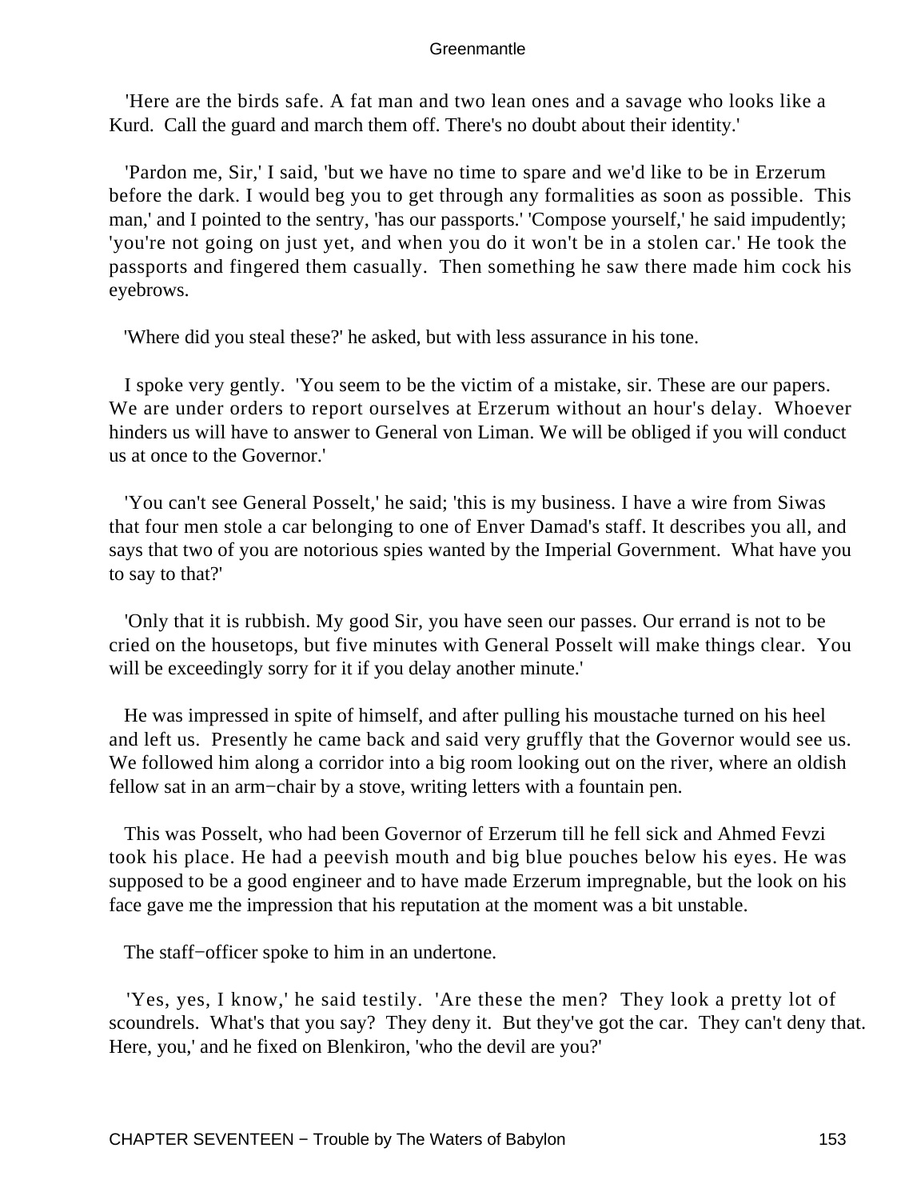'Here are the birds safe. A fat man and two lean ones and a savage who looks like a Kurd. Call the guard and march them off. There's no doubt about their identity.'

'Pardon me, Sir,' I said, 'but we have no time to spare and we'd like to be in Erzerum before the dark. I would beg you to get through any formalities as soon as possible. This man,' and I pointed to the sentry, 'has our passports.' 'Compose yourself,' he said impudently; 'you're not going on just yet, and when you do it won't be in a stolen car.' He took the passports and fingered them casually. Then something he saw there made him cock his eyebrows.

'Where did you steal these?' he asked, but with less assurance in his tone.

I spoke very gently. 'You seem to be the victim of a mistake, sir. These are our papers. We are under orders to report ourselves at Erzerum without an hour's delay. Whoever hinders us will have to answer to General von Liman. We will be obliged if you will conduct us at once to the Governor.'

'You can't see General Posselt,' he said; 'this is my business. I have a wire from Siwas that four men stole a car belonging to one of Enver Damad's staff. It describes you all, and says that two of you are notorious spies wanted by the Imperial Government. What have you to say to that?'

'Only that it is rubbish. My good Sir, you have seen our passes. Our errand is not to be cried on the housetops, but five minutes with General Posselt will make things clear. You will be exceedingly sorry for it if you delay another minute.'

He was impressed in spite of himself, and after pulling his moustache turned on his heel and left us. Presently he came back and said very gruffly that the Governor would see us. We followed him along a corridor into a big room looking out on the river, where an oldish fellow sat in an arm−chair by a stove, writing letters with a fountain pen.

This was Posselt, who had been Governor of Erzerum till he fell sick and Ahmed Fevzi took his place. He had a peevish mouth and big blue pouches below his eyes. He was supposed to be a good engineer and to have made Erzerum impregnable, but the look on his face gave me the impression that his reputation at the moment was a bit unstable.

The staff−officer spoke to him in an undertone.

'Yes, yes, I know,' he said testily. 'Are these the men? They look a pretty lot of scoundrels. What's that you say? They deny it. But they've got the car. They can't deny that. Here, you,' and he fixed on Blenkiron, 'who the devil are you?'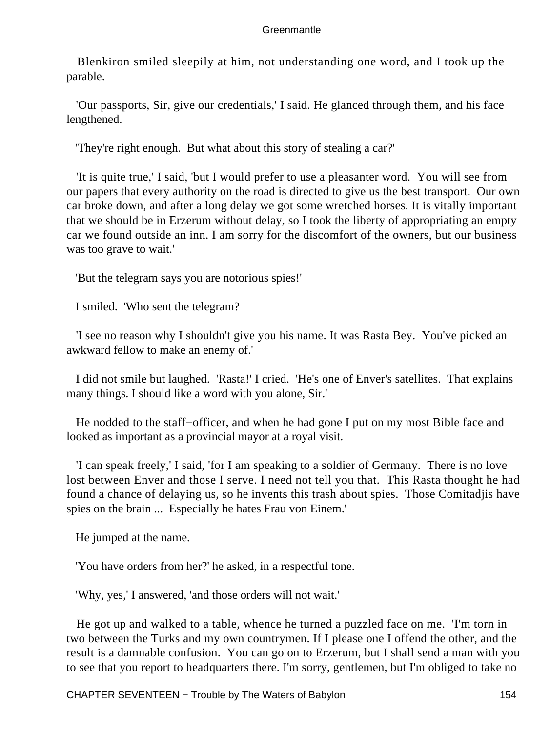Blenkiron smiled sleepily at him, not understanding one word, and I took up the parable.

'Our passports, Sir, give our credentials,' I said. He glanced through them, and his face lengthened.

'They're right enough. But what about this story of stealing a car?'

'It is quite true,' I said, 'but I would prefer to use a pleasanter word. You will see from our papers that every authority on the road is directed to give us the best transport. Our own car broke down, and after a long delay we got some wretched horses. It is vitally important that we should be in Erzerum without delay, so I took the liberty of appropriating an empty car we found outside an inn. I am sorry for the discomfort of the owners, but our business was too grave to wait.'

'But the telegram says you are notorious spies!'

I smiled. 'Who sent the telegram?

'I see no reason why I shouldn't give you his name. It was Rasta Bey. You've picked an awkward fellow to make an enemy of.'

I did not smile but laughed. 'Rasta!' I cried. 'He's one of Enver's satellites. That explains many things. I should like a word with you alone, Sir.'

He nodded to the staff−officer, and when he had gone I put on my most Bible face and looked as important as a provincial mayor at a royal visit.

'I can speak freely,' I said, 'for I am speaking to a soldier of Germany. There is no love lost between Enver and those I serve. I need not tell you that. This Rasta thought he had found a chance of delaying us, so he invents this trash about spies. Those Comitadjis have spies on the brain ... Especially he hates Frau von Einem.'

He jumped at the name.

'You have orders from her?' he asked, in a respectful tone.

'Why, yes,' I answered, 'and those orders will not wait.'

He got up and walked to a table, whence he turned a puzzled face on me. 'I'm torn in two between the Turks and my own countrymen. If I please one I offend the other, and the result is a damnable confusion. You can go on to Erzerum, but I shall send a man with you to see that you report to headquarters there. I'm sorry, gentlemen, but I'm obliged to take no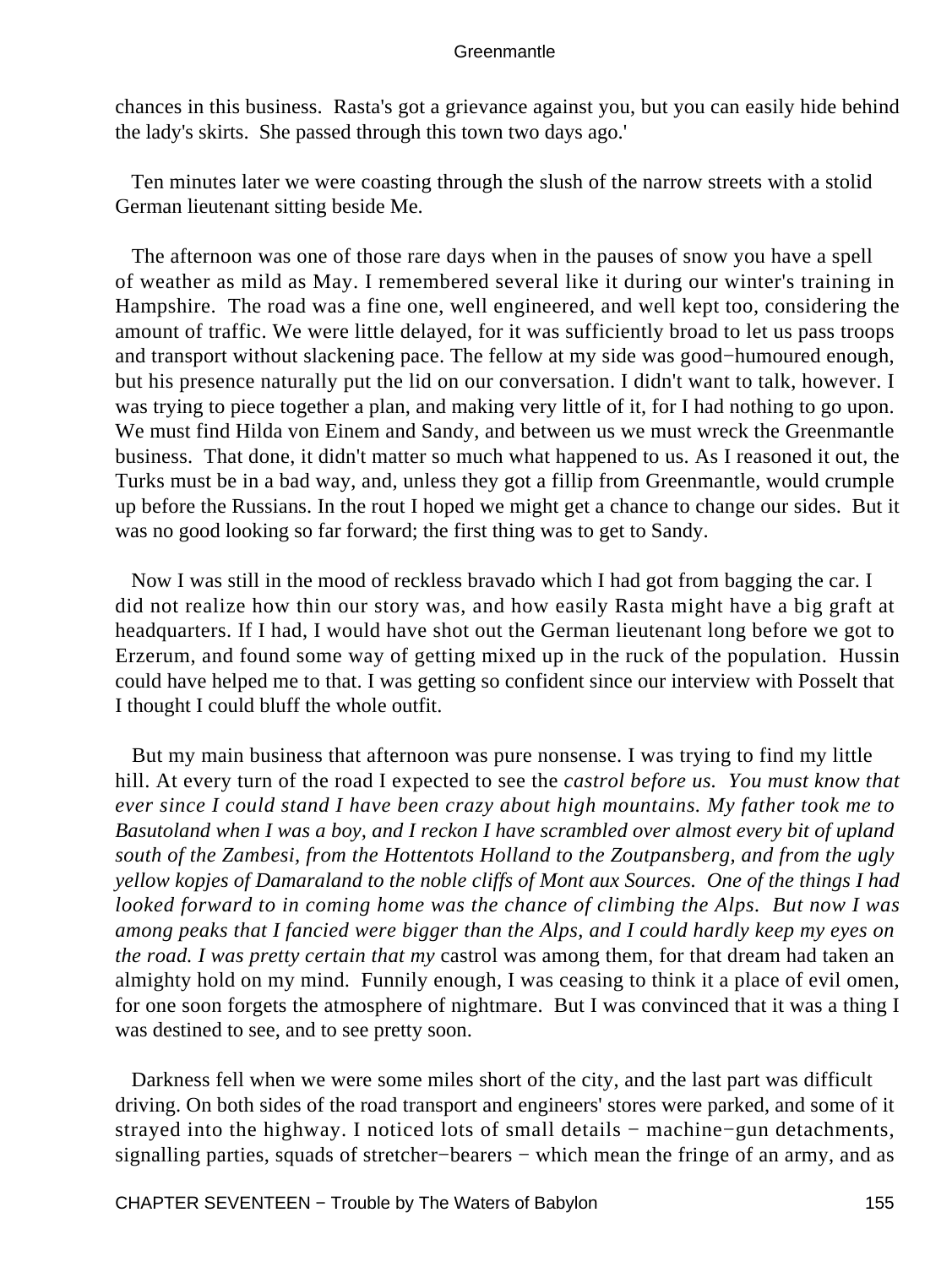chances in this business. Rasta's got a grievance against you, but you can easily hide behind the lady's skirts. She passed through this town two days ago.'

Ten minutes later we were coasting through the slush of the narrow streets with a stolid German lieutenant sitting beside Me.

The afternoon was one of those rare days when in the pauses of snow you have a spell of weather as mild as May. I remembered several like it during our winter's training in Hampshire. The road was a fine one, well engineered, and well kept too, considering the amount of traffic. We were little delayed, for it was sufficiently broad to let us pass troops and transport without slackening pace. The fellow at my side was good−humoured enough, but his presence naturally put the lid on our conversation. I didn't want to talk, however. I was trying to piece together a plan, and making very little of it, for I had nothing to go upon. We must find Hilda von Einem and Sandy, and between us we must wreck the Greenmantle business. That done, it didn't matter so much what happened to us. As I reasoned it out, the Turks must be in a bad way, and, unless they got a fillip from Greenmantle, would crumple up before the Russians. In the rout I hoped we might get a chance to change our sides. But it was no good looking so far forward; the first thing was to get to Sandy.

Now I was still in the mood of reckless bravado which I had got from bagging the car. I did not realize how thin our story was, and how easily Rasta might have a big graft at headquarters. If I had, I would have shot out the German lieutenant long before we got to Erzerum, and found some way of getting mixed up in the ruck of the population. Hussin could have helped me to that. I was getting so confident since our interview with Posselt that I thought I could bluff the whole outfit.

But my main business that afternoon was pure nonsense. I was trying to find my little hill. At every turn of the road I expected to see the *castrol before us. You must know that ever since I could stand I have been crazy about high mountains. My father took me to Basutoland when I was a boy, and I reckon I have scrambled over almost every bit of upland south of the Zambesi, from the Hottentots Holland to the Zoutpansberg, and from the ugly yellow kopjes of Damaraland to the noble cliffs of Mont aux Sources. One of the things I had looked forward to in coming home was the chance of climbing the Alps. But now I was among peaks that I fancied were bigger than the Alps, and I could hardly keep my eyes on the road. I was pretty certain that my* castrol was among them, for that dream had taken an almighty hold on my mind. Funnily enough, I was ceasing to think it a place of evil omen, for one soon forgets the atmosphere of nightmare. But I was convinced that it was a thing I was destined to see, and to see pretty soon.

Darkness fell when we were some miles short of the city, and the last part was difficult driving. On both sides of the road transport and engineers' stores were parked, and some of it strayed into the highway. I noticed lots of small details − machine−gun detachments, signalling parties, squads of stretcher−bearers − which mean the fringe of an army, and as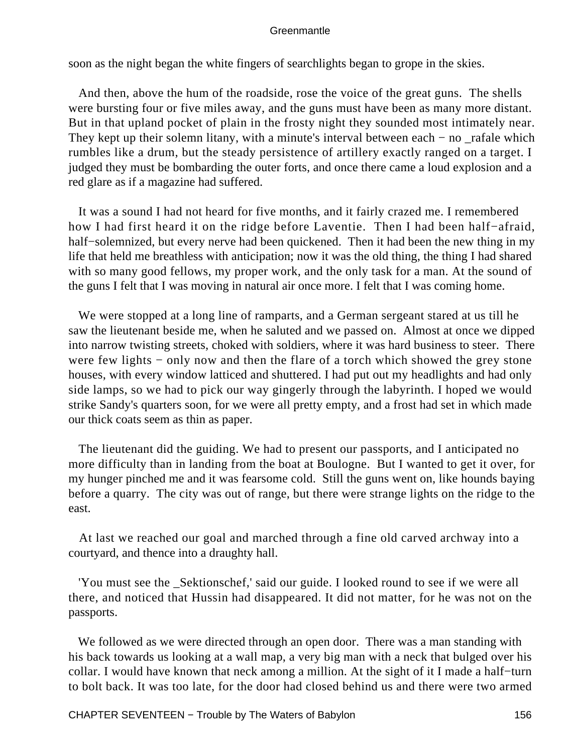soon as the night began the white fingers of searchlights began to grope in the skies.

And then, above the hum of the roadside, rose the voice of the great guns. The shells were bursting four or five miles away, and the guns must have been as many more distant. But in that upland pocket of plain in the frosty night they sounded most intimately near. They kept up their solemn litany, with a minute's interval between each − no _rafale which rumbles like a drum, but the steady persistence of artillery exactly ranged on a target. I judged they must be bombarding the outer forts, and once there came a loud explosion and a red glare as if a magazine had suffered.

It was a sound I had not heard for five months, and it fairly crazed me. I remembered how I had first heard it on the ridge before Laventie. Then I had been half−afraid, half−solemnized, but every nerve had been quickened. Then it had been the new thing in my life that held me breathless with anticipation; now it was the old thing, the thing I had shared with so many good fellows, my proper work, and the only task for a man. At the sound of the guns I felt that I was moving in natural air once more. I felt that I was coming home.

We were stopped at a long line of ramparts, and a German sergeant stared at us till he saw the lieutenant beside me, when he saluted and we passed on. Almost at once we dipped into narrow twisting streets, choked with soldiers, where it was hard business to steer. There were few lights − only now and then the flare of a torch which showed the grey stone houses, with every window latticed and shuttered. I had put out my headlights and had only side lamps, so we had to pick our way gingerly through the labyrinth. I hoped we would strike Sandy's quarters soon, for we were all pretty empty, and a frost had set in which made our thick coats seem as thin as paper.

The lieutenant did the guiding. We had to present our passports, and I anticipated no more difficulty than in landing from the boat at Boulogne. But I wanted to get it over, for my hunger pinched me and it was fearsome cold. Still the guns went on, like hounds baying before a quarry. The city was out of range, but there were strange lights on the ridge to the east.

At last we reached our goal and marched through a fine old carved archway into a courtyard, and thence into a draughty hall.

'You must see the _Sektionschef,' said our guide. I looked round to see if we were all there, and noticed that Hussin had disappeared. It did not matter, for he was not on the passports.

We followed as we were directed through an open door. There was a man standing with his back towards us looking at a wall map, a very big man with a neck that bulged over his collar. I would have known that neck among a million. At the sight of it I made a half−turn to bolt back. It was too late, for the door had closed behind us and there were two armed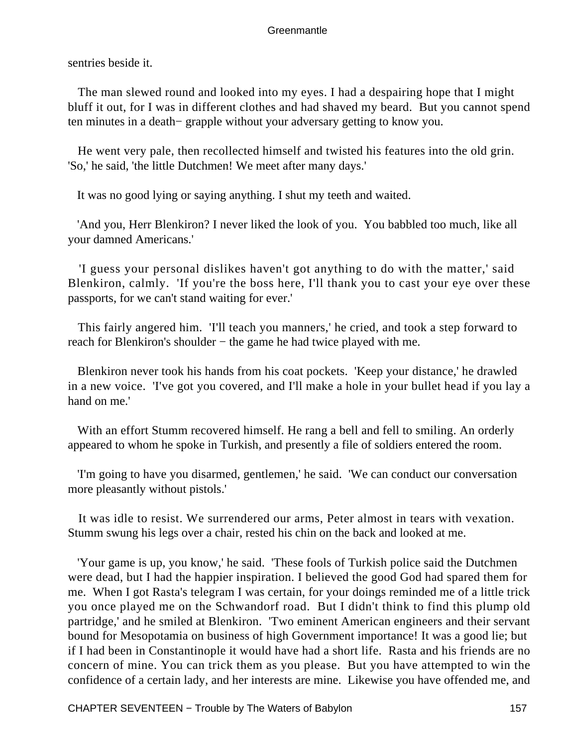sentries beside it.

The man slewed round and looked into my eyes. I had a despairing hope that I might bluff it out, for I was in different clothes and had shaved my beard. But you cannot spend ten minutes in a death− grapple without your adversary getting to know you.

He went very pale, then recollected himself and twisted his features into the old grin. 'So,' he said, 'the little Dutchmen! We meet after many days.'

It was no good lying or saying anything. I shut my teeth and waited.

'And you, Herr Blenkiron? I never liked the look of you. You babbled too much, like all your damned Americans.'

'I guess your personal dislikes haven't got anything to do with the matter,' said Blenkiron, calmly. 'If you're the boss here, I'll thank you to cast your eye over these passports, for we can't stand waiting for ever.'

This fairly angered him. 'I'll teach you manners,' he cried, and took a step forward to reach for Blenkiron's shoulder − the game he had twice played with me.

Blenkiron never took his hands from his coat pockets. 'Keep your distance,' he drawled in a new voice. 'I've got you covered, and I'll make a hole in your bullet head if you lay a hand on me.'

With an effort Stumm recovered himself. He rang a bell and fell to smiling. An orderly appeared to whom he spoke in Turkish, and presently a file of soldiers entered the room.

'I'm going to have you disarmed, gentlemen,' he said. 'We can conduct our conversation more pleasantly without pistols.'

It was idle to resist. We surrendered our arms, Peter almost in tears with vexation. Stumm swung his legs over a chair, rested his chin on the back and looked at me.

'Your game is up, you know,' he said. 'These fools of Turkish police said the Dutchmen were dead, but I had the happier inspiration. I believed the good God had spared them for me. When I got Rasta's telegram I was certain, for your doings reminded me of a little trick you once played me on the Schwandorf road. But I didn't think to find this plump old partridge,' and he smiled at Blenkiron. 'Two eminent American engineers and their servant bound for Mesopotamia on business of high Government importance! It was a good lie; but if I had been in Constantinople it would have had a short life. Rasta and his friends are no concern of mine. You can trick them as you please. But you have attempted to win the confidence of a certain lady, and her interests are mine. Likewise you have offended me, and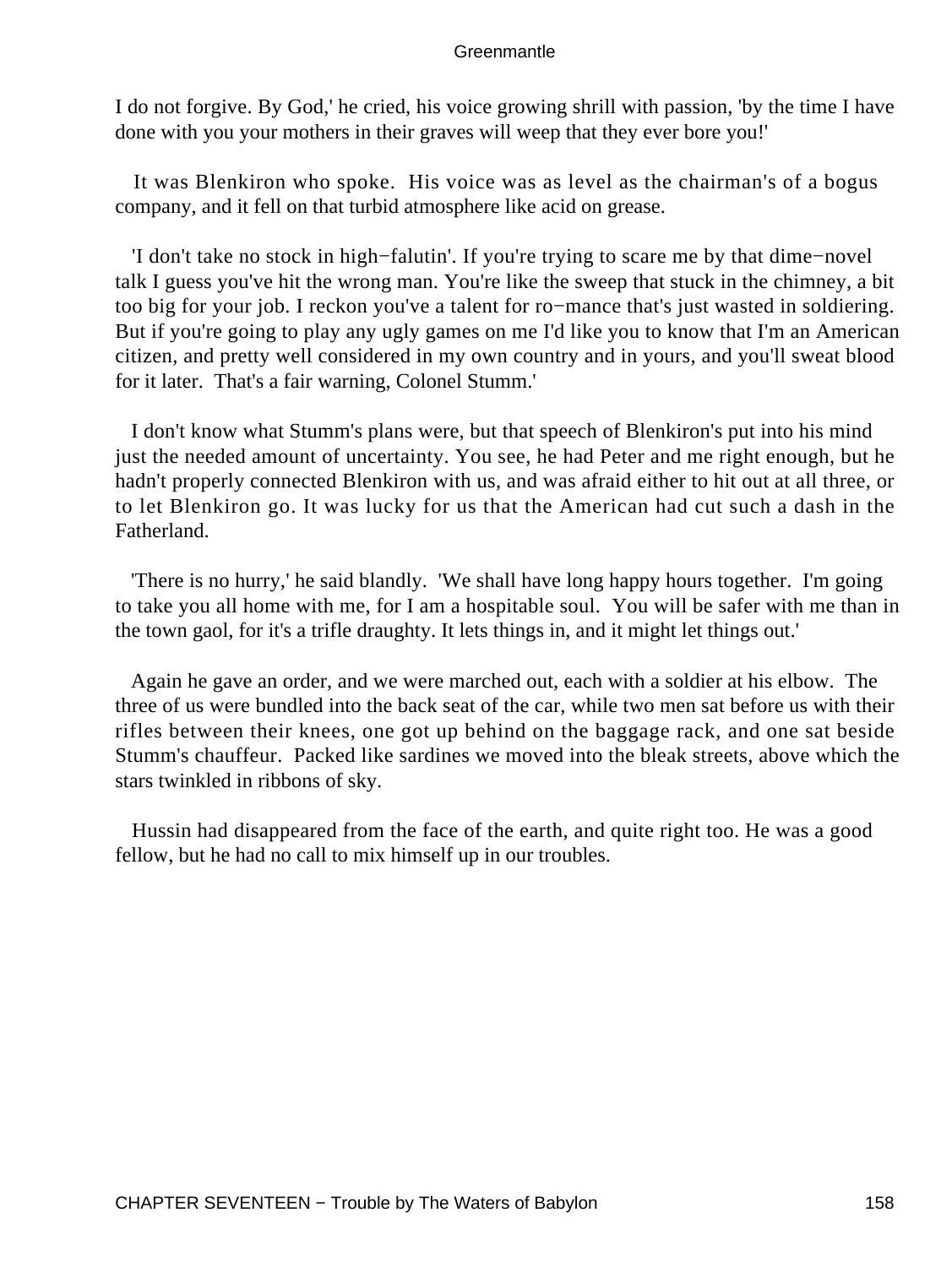I do not forgive. By God,' he cried, his voice growing shrill with passion, 'by the time I have done with you your mothers in their graves will weep that they ever bore you!'

It was Blenkiron who spoke. His voice was as level as the chairman's of a bogus company, and it fell on that turbid atmosphere like acid on grease.

'I don't take no stock in high−falutin'. If you're trying to scare me by that dime−novel talk I guess you've hit the wrong man. You're like the sweep that stuck in the chimney, a bit too big for your job. I reckon you've a talent for ro−mance that's just wasted in soldiering. But if you're going to play any ugly games on me I'd like you to know that I'm an American citizen, and pretty well considered in my own country and in yours, and you'll sweat blood for it later. That's a fair warning, Colonel Stumm.'

I don't know what Stumm's plans were, but that speech of Blenkiron's put into his mind just the needed amount of uncertainty. You see, he had Peter and me right enough, but he hadn't properly connected Blenkiron with us, and was afraid either to hit out at all three, or to let Blenkiron go. It was lucky for us that the American had cut such a dash in the Fatherland.

'There is no hurry,' he said blandly. 'We shall have long happy hours together. I'm going to take you all home with me, for I am a hospitable soul. You will be safer with me than in the town gaol, for it's a trifle draughty. It lets things in, and it might let things out.'

Again he gave an order, and we were marched out, each with a soldier at his elbow. The three of us were bundled into the back seat of the car, while two men sat before us with their rifles between their knees, one got up behind on the baggage rack, and one sat beside Stumm's chauffeur. Packed like sardines we moved into the bleak streets, above which the stars twinkled in ribbons of sky.

Hussin had disappeared from the face of the earth, and quite right too. He was a good fellow, but he had no call to mix himself up in our troubles.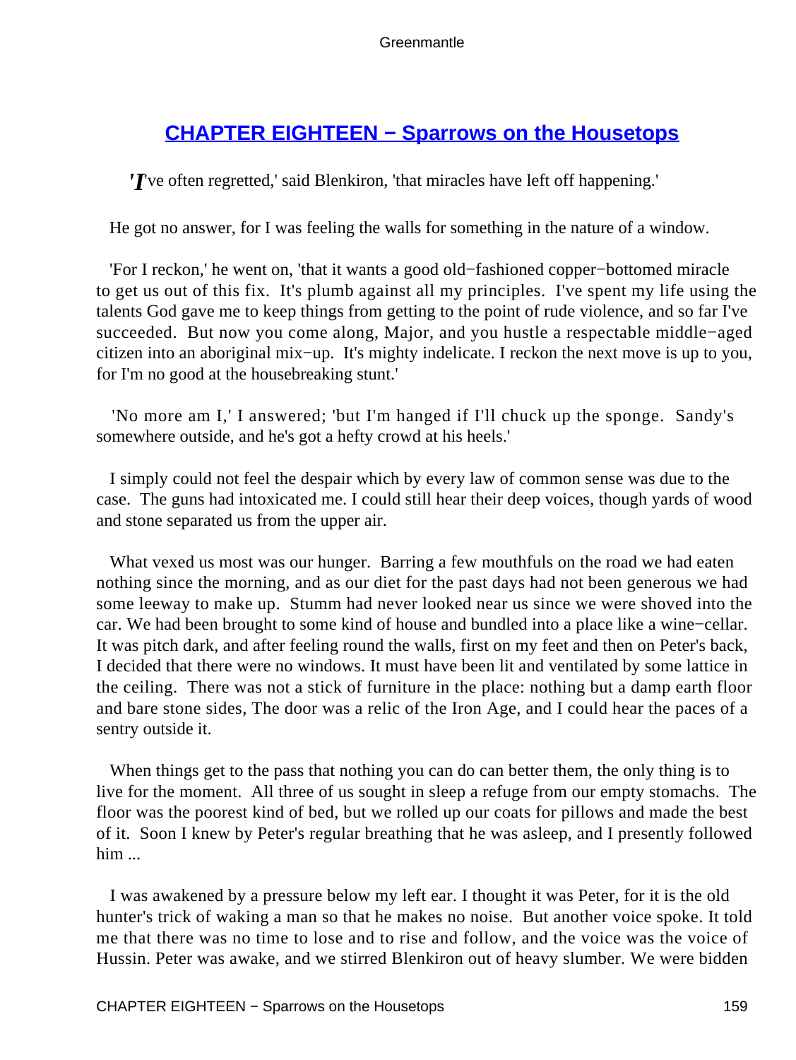## CHAPTER EIGHTEEN − Sparrows on the Housetops

'I've often regretted,' said Blenkiron, 'that miracles have left off happening.'

He got no answer, for I was feeling the walls for something in the nature of a window.

'For I reckon,' he went on, 'that it wants a good old−fashioned copper−bottomed miracle to get us out of this fix. It's plumb against all my principles. I've spent my life using the talents God gave me to keep things from getting to the point of rude violence, and so far I've succeeded. But now you come along, Major, and you hustle a respectable middle−aged citizen into an aboriginal mix−up. It's mighty indelicate. I reckon the next move is up to you, for I'm no good at the housebreaking stunt.'

'No more am I,' I answered; 'but I'm hanged if I'll chuck up the sponge. Sandy's somewhere outside, and he's got a hefty crowd at his heels.'

I simply could not feel the despair which by every law of common sense was due to the case. The guns had intoxicated me. I could still hear their deep voices, though yards of wood and stone separated us from the upper air.

What vexed us most was our hunger. Barring a few mouthfuls on the road we had eaten nothing since the morning, and as our diet for the past days had not been generous we had some leeway to make up. Stumm had never looked near us since we were shoved into the car. We had been brought to some kind of house and bundled into a place like a wine−cellar. It was pitch dark, and after feeling round the walls, first on my feet and then on Peter's back, I decided that there were no windows. It must have been lit and ventilated by some lattice in the ceiling. There was not a stick of furniture in the place: nothing but a damp earth floor and bare stone sides, The door was a relic of the Iron Age, and I could hear the paces of a sentry outside it.

When things get to the pass that nothing you can do can better them, the only thing is to live for the moment. All three of us sought in sleep a refuge from our empty stomachs. The floor was the poorest kind of bed, but we rolled up our coats for pillows and made the best of it. Soon I knew by Peter's regular breathing that he was asleep, and I presently followed him ...

I was awakened by a pressure below my left ear. I thought it was Peter, for it is the old hunter's trick of waking a man so that he makes no noise. But another voice spoke. It told me that there was no time to lose and to rise and follow, and the voice was the voice of Hussin. Peter was awake, and we stirred Blenkiron out of heavy slumber. We were bidden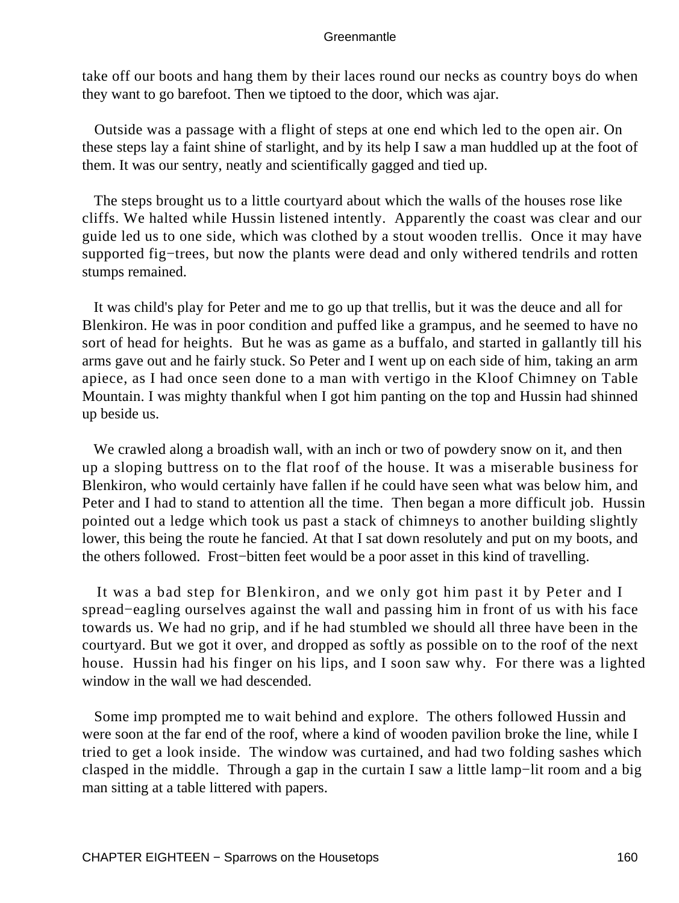take off our boots and hang them by their laces round our necks as country boys do when they want to go barefoot. Then we tiptoed to the door, which was ajar.

Outside was a passage with a flight of steps at one end which led to the open air. On these steps lay a faint shine of starlight, and by its help I saw a man huddled up at the foot of them. It was our sentry, neatly and scientifically gagged and tied up.

The steps brought us to a little courtyard about which the walls of the houses rose like cliffs. We halted while Hussin listened intently. Apparently the coast was clear and our guide led us to one side, which was clothed by a stout wooden trellis. Once it may have supported fig−trees, but now the plants were dead and only withered tendrils and rotten stumps remained.

It was child's play for Peter and me to go up that trellis, but it was the deuce and all for Blenkiron. He was in poor condition and puffed like a grampus, and he seemed to have no sort of head for heights. But he was as game as a buffalo, and started in gallantly till his arms gave out and he fairly stuck. So Peter and I went up on each side of him, taking an arm apiece, as I had once seen done to a man with vertigo in the Kloof Chimney on Table Mountain. I was mighty thankful when I got him panting on the top and Hussin had shinned up beside us.

We crawled along a broadish wall, with an inch or two of powdery snow on it, and then up a sloping buttress on to the flat roof of the house. It was a miserable business for Blenkiron, who would certainly have fallen if he could have seen what was below him, and Peter and I had to stand to attention all the time. Then began a more difficult job. Hussin pointed out a ledge which took us past a stack of chimneys to another building slightly lower, this being the route he fancied. At that I sat down resolutely and put on my boots, and the others followed. Frost−bitten feet would be a poor asset in this kind of travelling.

It was a bad step for Blenkiron, and we only got him past it by Peter and I spread−eagling ourselves against the wall and passing him in front of us with his face towards us. We had no grip, and if he had stumbled we should all three have been in the courtyard. But we got it over, and dropped as softly as possible on to the roof of the next house. Hussin had his finger on his lips, and I soon saw why. For there was a lighted window in the wall we had descended.

Some imp prompted me to wait behind and explore. The others followed Hussin and were soon at the far end of the roof, where a kind of wooden pavilion broke the line, while I tried to get a look inside. The window was curtained, and had two folding sashes which clasped in the middle. Through a gap in the curtain I saw a little lamp−lit room and a big man sitting at a table littered with papers.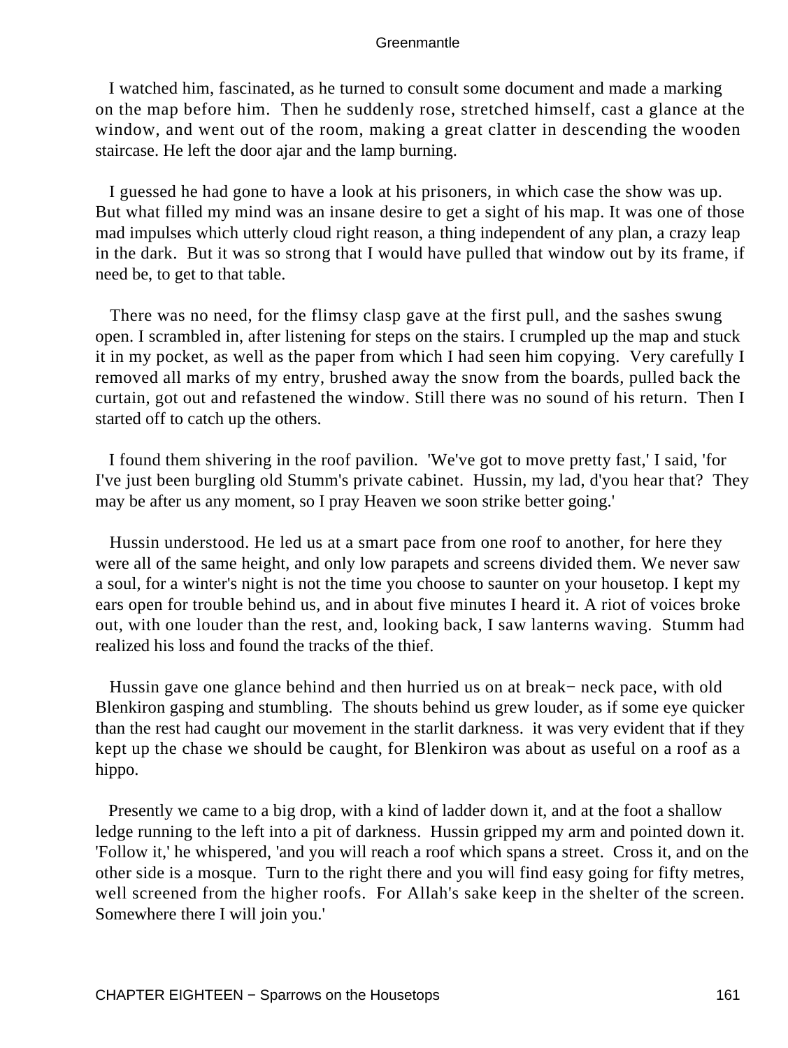I watched him, fascinated, as he turned to consult some document and made a marking on the map before him. Then he suddenly rose, stretched himself, cast a glance at the window, and went out of the room, making a great clatter in descending the wooden staircase. He left the door ajar and the lamp burning.

I guessed he had gone to have a look at his prisoners, in which case the show was up. But what filled my mind was an insane desire to get a sight of his map. It was one of those mad impulses which utterly cloud right reason, a thing independent of any plan, a crazy leap in the dark. But it was so strong that I would have pulled that window out by its frame, if need be, to get to that table.

There was no need, for the flimsy clasp gave at the first pull, and the sashes swung open. I scrambled in, after listening for steps on the stairs. I crumpled up the map and stuck it in my pocket, as well as the paper from which I had seen him copying. Very carefully I removed all marks of my entry, brushed away the snow from the boards, pulled back the curtain, got out and refastened the window. Still there was no sound of his return. Then I started off to catch up the others.

I found them shivering in the roof pavilion. 'We've got to move pretty fast,' I said, 'for I've just been burgling old Stumm's private cabinet. Hussin, my lad, d'you hear that? They may be after us any moment, so I pray Heaven we soon strike better going.'

Hussin understood. He led us at a smart pace from one roof to another, for here they were all of the same height, and only low parapets and screens divided them. We never saw a soul, for a winter's night is not the time you choose to saunter on your housetop. I kept my ears open for trouble behind us, and in about five minutes I heard it. A riot of voices broke out, with one louder than the rest, and, looking back, I saw lanterns waving. Stumm had realized his loss and found the tracks of the thief.

Hussin gave one glance behind and then hurried us on at break− neck pace, with old Blenkiron gasping and stumbling. The shouts behind us grew louder, as if some eye quicker than the rest had caught our movement in the starlit darkness. it was very evident that if they kept up the chase we should be caught, for Blenkiron was about as useful on a roof as a hippo.

Presently we came to a big drop, with a kind of ladder down it, and at the foot a shallow ledge running to the left into a pit of darkness. Hussin gripped my arm and pointed down it. 'Follow it,' he whispered, 'and you will reach a roof which spans a street. Cross it, and on the other side is a mosque. Turn to the right there and you will find easy going for fifty metres, well screened from the higher roofs. For Allah's sake keep in the shelter of the screen. Somewhere there I will join you.'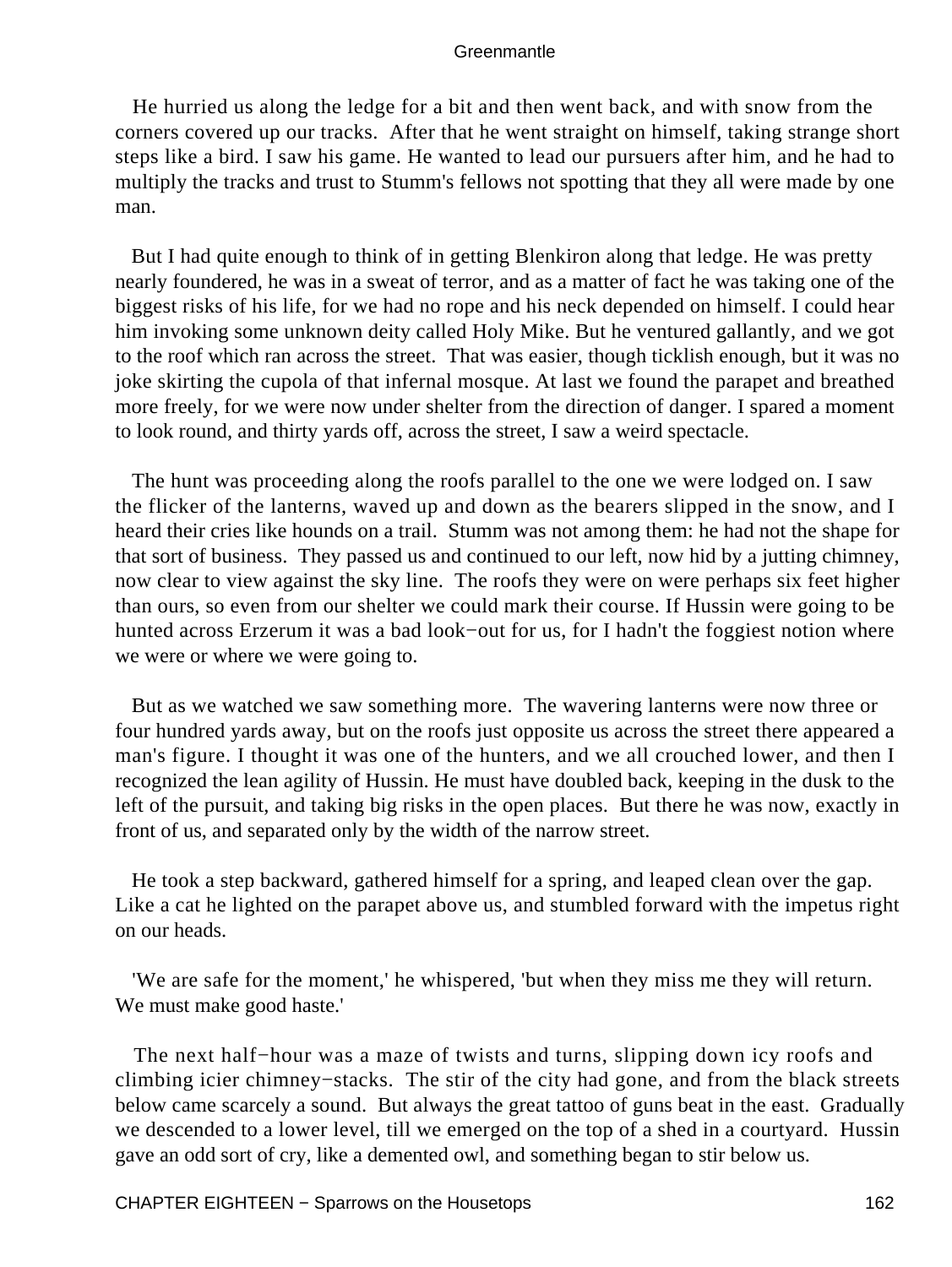He hurried us along the ledge for a bit and then went back, and with snow from the corners covered up our tracks. After that he went straight on himself, taking strange short steps like a bird. I saw his game. He wanted to lead our pursuers after him, and he had to multiply the tracks and trust to Stumm's fellows not spotting that they all were made by one man.

But I had quite enough to think of in getting Blenkiron along that ledge. He was pretty nearly foundered, he was in a sweat of terror, and as a matter of fact he was taking one of the biggest risks of his life, for we had no rope and his neck depended on himself. I could hear him invoking some unknown deity called Holy Mike. But he ventured gallantly, and we got to the roof which ran across the street. That was easier, though ticklish enough, but it was no joke skirting the cupola of that infernal mosque. At last we found the parapet and breathed more freely, for we were now under shelter from the direction of danger. I spared a moment to look round, and thirty yards off, across the street, I saw a weird spectacle.

The hunt was proceeding along the roofs parallel to the one we were lodged on. I saw the flicker of the lanterns, waved up and down as the bearers slipped in the snow, and I heard their cries like hounds on a trail. Stumm was not among them: he had not the shape for that sort of business. They passed us and continued to our left, now hid by a jutting chimney, now clear to view against the sky line. The roofs they were on were perhaps six feet higher than ours, so even from our shelter we could mark their course. If Hussin were going to be hunted across Erzerum it was a bad look−out for us, for I hadn't the foggiest notion where we were or where we were going to.

But as we watched we saw something more. The wavering lanterns were now three or four hundred yards away, but on the roofs just opposite us across the street there appeared a man's figure. I thought it was one of the hunters, and we all crouched lower, and then I recognized the lean agility of Hussin. He must have doubled back, keeping in the dusk to the left of the pursuit, and taking big risks in the open places. But there he was now, exactly in front of us, and separated only by the width of the narrow street.

He took a step backward, gathered himself for a spring, and leaped clean over the gap. Like a cat he lighted on the parapet above us, and stumbled forward with the impetus right on our heads.

'We are safe for the moment,' he whispered, 'but when they miss me they will return. We must make good haste.'

The next half−hour was a maze of twists and turns, slipping down icy roofs and climbing icier chimney−stacks. The stir of the city had gone, and from the black streets below came scarcely a sound. But always the great tattoo of guns beat in the east. Gradually we descended to a lower level, till we emerged on the top of a shed in a courtyard. Hussin gave an odd sort of cry, like a demented owl, and something began to stir below us.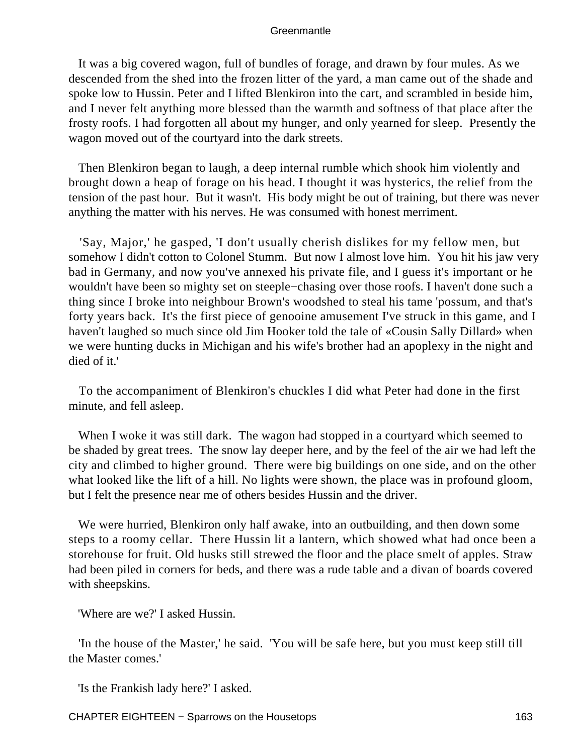It was a big covered wagon, full of bundles of forage, and drawn by four mules. As we descended from the shed into the frozen litter of the yard, a man came out of the shade and spoke low to Hussin. Peter and I lifted Blenkiron into the cart, and scrambled in beside him, and I never felt anything more blessed than the warmth and softness of that place after the frosty roofs. I had forgotten all about my hunger, and only yearned for sleep. Presently the wagon moved out of the courtyard into the dark streets.

Then Blenkiron began to laugh, a deep internal rumble which shook him violently and brought down a heap of forage on his head. I thought it was hysterics, the relief from the tension of the past hour. But it wasn't. His body might be out of training, but there was never anything the matter with his nerves. He was consumed with honest merriment.

'Say, Major,' he gasped, 'I don't usually cherish dislikes for my fellow men, but somehow I didn't cotton to Colonel Stumm. But now I almost love him. You hit his jaw very bad in Germany, and now you've annexed his private file, and I guess it's important or he wouldn't have been so mighty set on steeple−chasing over those roofs. I haven't done such a thing since I broke into neighbour Brown's woodshed to steal his tame 'possum, and that's forty years back. It's the first piece of genooine amusement I've struck in this game, and I haven't laughed so much since old Jim Hooker told the tale of «Cousin Sally Dillard» when we were hunting ducks in Michigan and his wife's brother had an apoplexy in the night and died of it.'

To the accompaniment of Blenkiron's chuckles I did what Peter had done in the first minute, and fell asleep.

When I woke it was still dark. The wagon had stopped in a courtyard which seemed to be shaded by great trees. The snow lay deeper here, and by the feel of the air we had left the city and climbed to higher ground. There were big buildings on one side, and on the other what looked like the lift of a hill. No lights were shown, the place was in profound gloom, but I felt the presence near me of others besides Hussin and the driver.

We were hurried, Blenkiron only half awake, into an outbuilding, and then down some steps to a roomy cellar. There Hussin lit a lantern, which showed what had once been a storehouse for fruit. Old husks still strewed the floor and the place smelt of apples. Straw had been piled in corners for beds, and there was a rude table and a divan of boards covered with sheepskins.

'Where are we?' I asked Hussin.

'In the house of the Master,' he said. 'You will be safe here, but you must keep still till the Master comes.'

'Is the Frankish lady here?' I asked.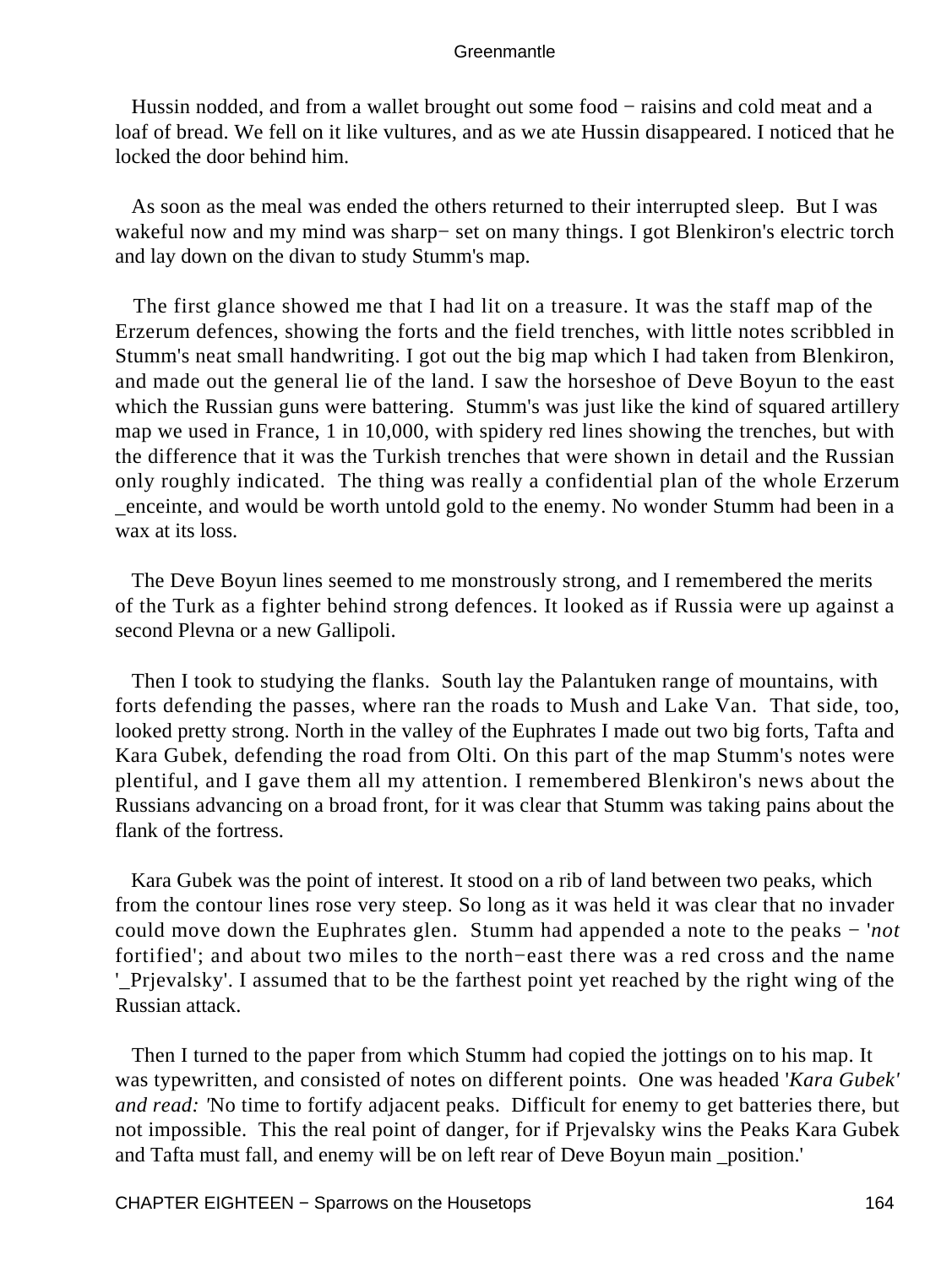Hussin nodded, and from a wallet brought out some food − raisins and cold meat and a loaf of bread. We fell on it like vultures, and as we ate Hussin disappeared. I noticed that he locked the door behind him.

As soon as the meal was ended the others returned to their interrupted sleep. But I was wakeful now and my mind was sharp− set on many things. I got Blenkiron's electric torch and lay down on the divan to study Stumm's map.

The first glance showed me that I had lit on a treasure. It was the staff map of the Erzerum defences, showing the forts and the field trenches, with little notes scribbled in Stumm's neat small handwriting. I got out the big map which I had taken from Blenkiron, and made out the general lie of the land. I saw the horseshoe of Deve Boyun to the east which the Russian guns were battering. Stumm's was just like the kind of squared artillery map we used in France, 1 in 10,000, with spidery red lines showing the trenches, but with the difference that it was the Turkish trenches that were shown in detail and the Russian only roughly indicated. The thing was really a confidential plan of the whole Erzerum _enceinte, and would be worth untold gold to the enemy. No wonder Stumm had been in a wax at its loss.

The Deve Boyun lines seemed to me monstrously strong, and I remembered the merits of the Turk as a fighter behind strong defences. It looked as if Russia were up against a second Plevna or a new Gallipoli.

Then I took to studying the flanks. South lay the Palantuken range of mountains, with forts defending the passes, where ran the roads to Mush and Lake Van. That side, too, looked pretty strong. North in the valley of the Euphrates I made out two big forts, Tafta and Kara Gubek, defending the road from Olti. On this part of the map Stumm's notes were plentiful, and I gave them all my attention. I remembered Blenkiron's news about the Russians advancing on a broad front, for it was clear that Stumm was taking pains about the flank of the fortress.

Kara Gubek was the point of interest. It stood on a rib of land between two peaks, which from the contour lines rose very steep. So long as it was held it was clear that no invader could move down the Euphrates glen. Stumm had appended a note to the peaks − '*not* fortified'; and about two miles to the north−east there was a red cross and the name '_Prjevalsky'. I assumed that to be the farthest point yet reached by the right wing of the Russian attack.

Then I turned to the paper from which Stumm had copied the jottings on to his map. It was typewritten, and consisted of notes on different points. One was headed '*Kara Gubek' and read: '*No time to fortify adjacent peaks. Difficult for enemy to get batteries there, but not impossible. This the real point of danger, for if Prjevalsky wins the Peaks Kara Gubek and Tafta must fall, and enemy will be on left rear of Deve Boyun main _position.'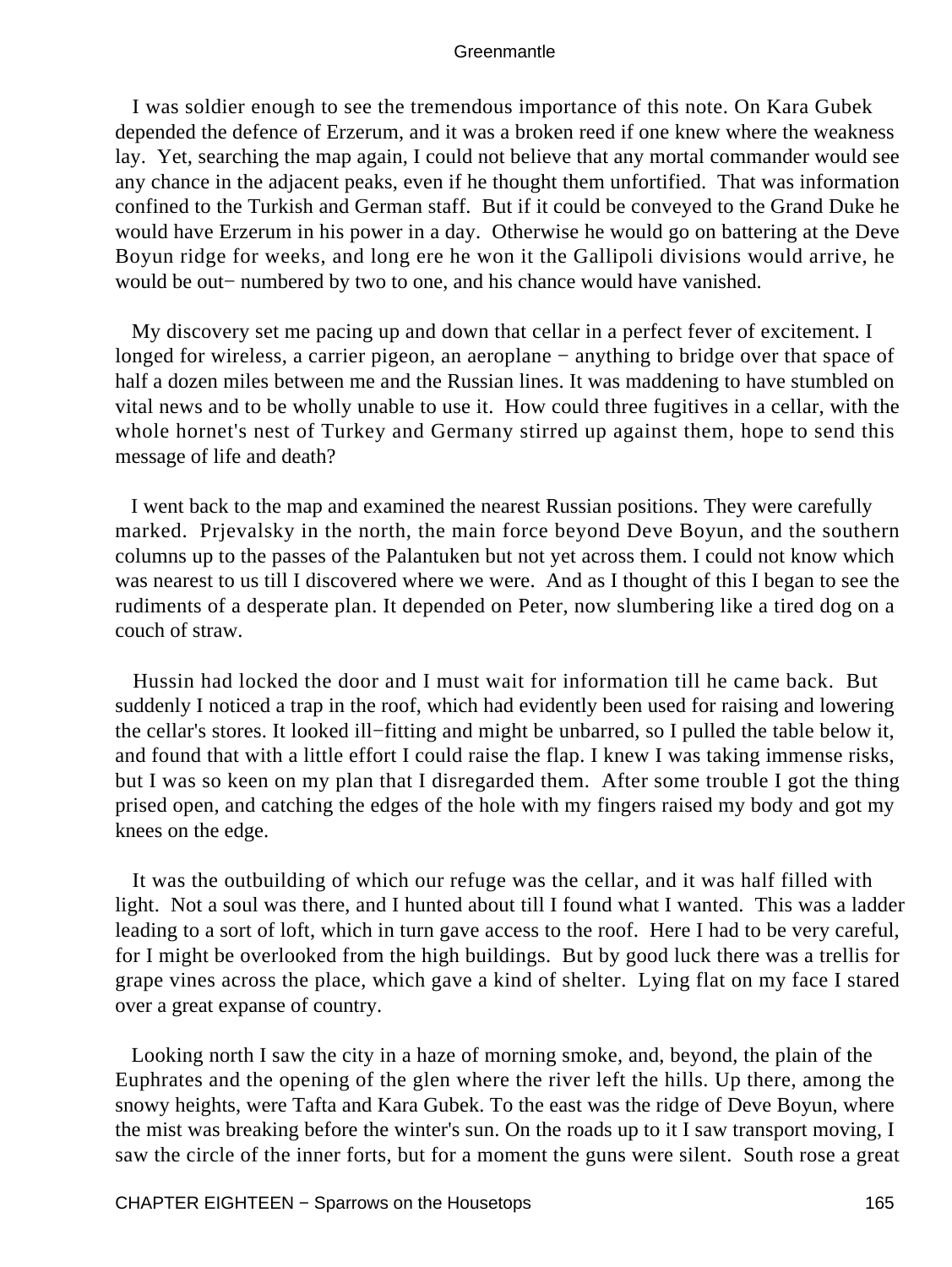I was soldier enough to see the tremendous importance of this note. On Kara Gubek depended the defence of Erzerum, and it was a broken reed if one knew where the weakness lay. Yet, searching the map again, I could not believe that any mortal commander would see any chance in the adjacent peaks, even if he thought them unfortified. That was information confined to the Turkish and German staff. But if it could be conveyed to the Grand Duke he would have Erzerum in his power in a day. Otherwise he would go on battering at the Deve Boyun ridge for weeks, and long ere he won it the Gallipoli divisions would arrive, he would be out− numbered by two to one, and his chance would have vanished.

My discovery set me pacing up and down that cellar in a perfect fever of excitement. I longed for wireless, a carrier pigeon, an aeroplane − anything to bridge over that space of half a dozen miles between me and the Russian lines. It was maddening to have stumbled on vital news and to be wholly unable to use it. How could three fugitives in a cellar, with the whole hornet's nest of Turkey and Germany stirred up against them, hope to send this message of life and death?

I went back to the map and examined the nearest Russian positions. They were carefully marked. Prjevalsky in the north, the main force beyond Deve Boyun, and the southern columns up to the passes of the Palantuken but not yet across them. I could not know which was nearest to us till I discovered where we were. And as I thought of this I began to see the rudiments of a desperate plan. It depended on Peter, now slumbering like a tired dog on a couch of straw.

Hussin had locked the door and I must wait for information till he came back. But suddenly I noticed a trap in the roof, which had evidently been used for raising and lowering the cellar's stores. It looked ill−fitting and might be unbarred, so I pulled the table below it, and found that with a little effort I could raise the flap. I knew I was taking immense risks, but I was so keen on my plan that I disregarded them. After some trouble I got the thing prised open, and catching the edges of the hole with my fingers raised my body and got my knees on the edge.

It was the outbuilding of which our refuge was the cellar, and it was half filled with light. Not a soul was there, and I hunted about till I found what I wanted. This was a ladder leading to a sort of loft, which in turn gave access to the roof. Here I had to be very careful, for I might be overlooked from the high buildings. But by good luck there was a trellis for grape vines across the place, which gave a kind of shelter. Lying flat on my face I stared over a great expanse of country.

Looking north I saw the city in a haze of morning smoke, and, beyond, the plain of the Euphrates and the opening of the glen where the river left the hills. Up there, among the snowy heights, were Tafta and Kara Gubek. To the east was the ridge of Deve Boyun, where the mist was breaking before the winter's sun. On the roads up to it I saw transport moving, I saw the circle of the inner forts, but for a moment the guns were silent. South rose a great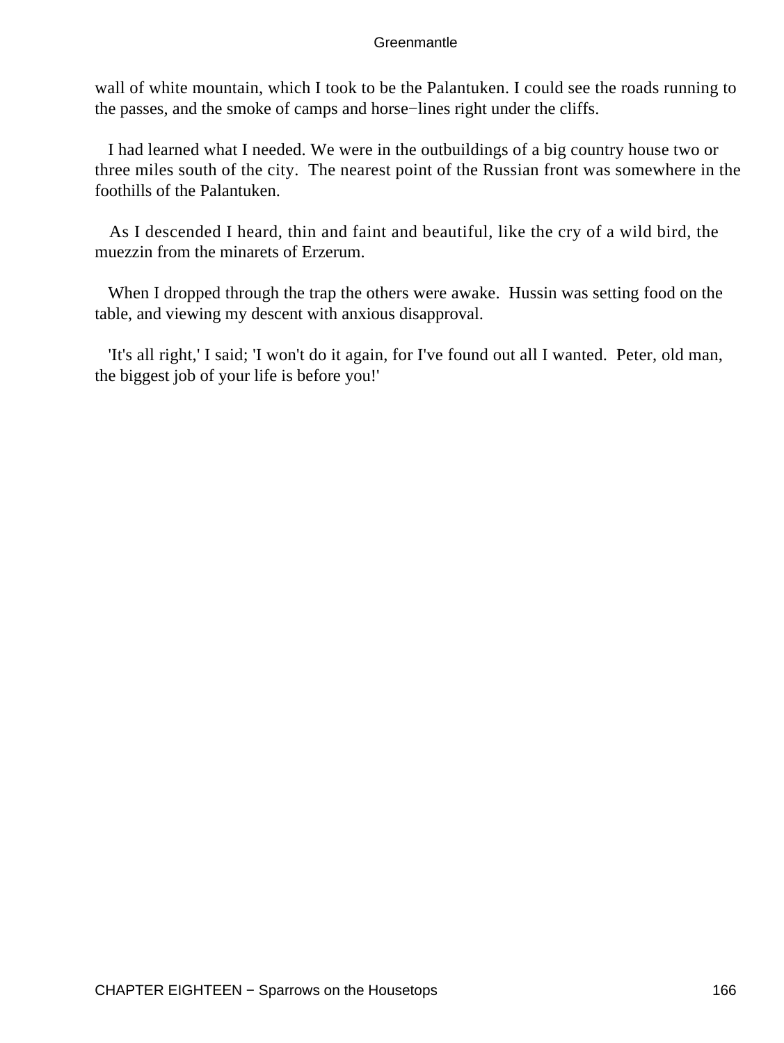wall of white mountain, which I took to be the Palantuken. I could see the roads running to the passes, and the smoke of camps and horse−lines right under the cliffs.

I had learned what I needed. We were in the outbuildings of a big country house two or three miles south of the city. The nearest point of the Russian front was somewhere in the foothills of the Palantuken.

As I descended I heard, thin and faint and beautiful, like the cry of a wild bird, the muezzin from the minarets of Erzerum.

When I dropped through the trap the others were awake. Hussin was setting food on the table, and viewing my descent with anxious disapproval.

'It's all right,' I said; 'I won't do it again, for I've found out all I wanted. Peter, old man, the biggest job of your life is before you!'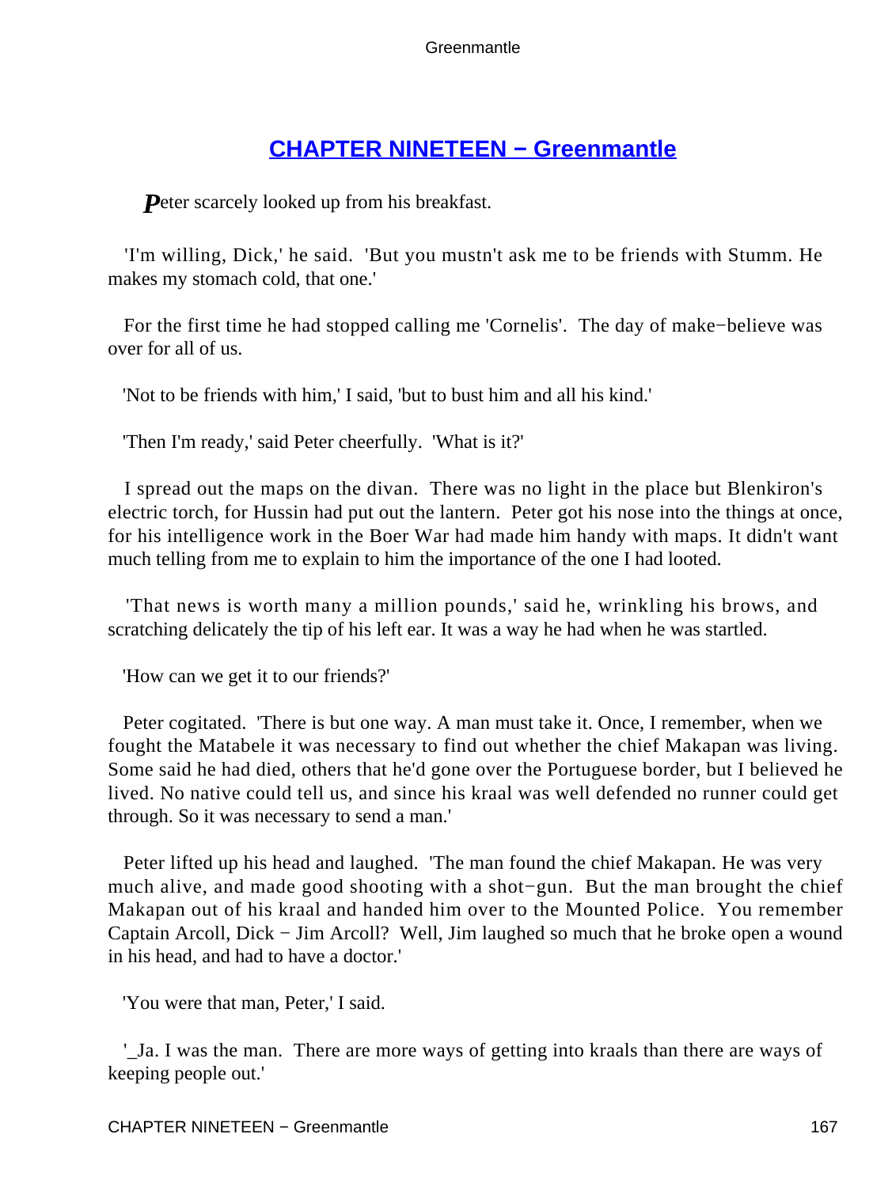## CHAPTER NINETEEN − Greenmantle

Peter scarcely looked up from his breakfast.

'I'm willing, Dick,' he said. 'But you mustn't ask me to be friends with Stumm. He makes my stomach cold, that one.'

For the first time he had stopped calling me 'Cornelis'. The day of make−believe was over for all of us.

'Not to be friends with him,' I said, 'but to bust him and all his kind.'

'Then I'm ready,' said Peter cheerfully. 'What is it?'

I spread out the maps on the divan. There was no light in the place but Blenkiron's electric torch, for Hussin had put out the lantern. Peter got his nose into the things at once, for his intelligence work in the Boer War had made him handy with maps. It didn't want much telling from me to explain to him the importance of the one I had looted.

'That news is worth many a million pounds,' said he, wrinkling his brows, and scratching delicately the tip of his left ear. It was a way he had when he was startled.

'How can we get it to our friends?'

Peter cogitated. 'There is but one way. A man must take it. Once, I remember, when we fought the Matabele it was necessary to find out whether the chief Makapan was living. Some said he had died, others that he'd gone over the Portuguese border, but I believed he lived. No native could tell us, and since his kraal was well defended no runner could get through. So it was necessary to send a man.'

Peter lifted up his head and laughed. 'The man found the chief Makapan. He was very much alive, and made good shooting with a shot−gun. But the man brought the chief Makapan out of his kraal and handed him over to the Mounted Police. You remember Captain Arcoll, Dick − Jim Arcoll? Well, Jim laughed so much that he broke open a wound in his head, and had to have a doctor.'

'You were that man, Peter,' I said.

'_Ja. I was the man. There are more ways of getting into kraals than there are ways of keeping people out.'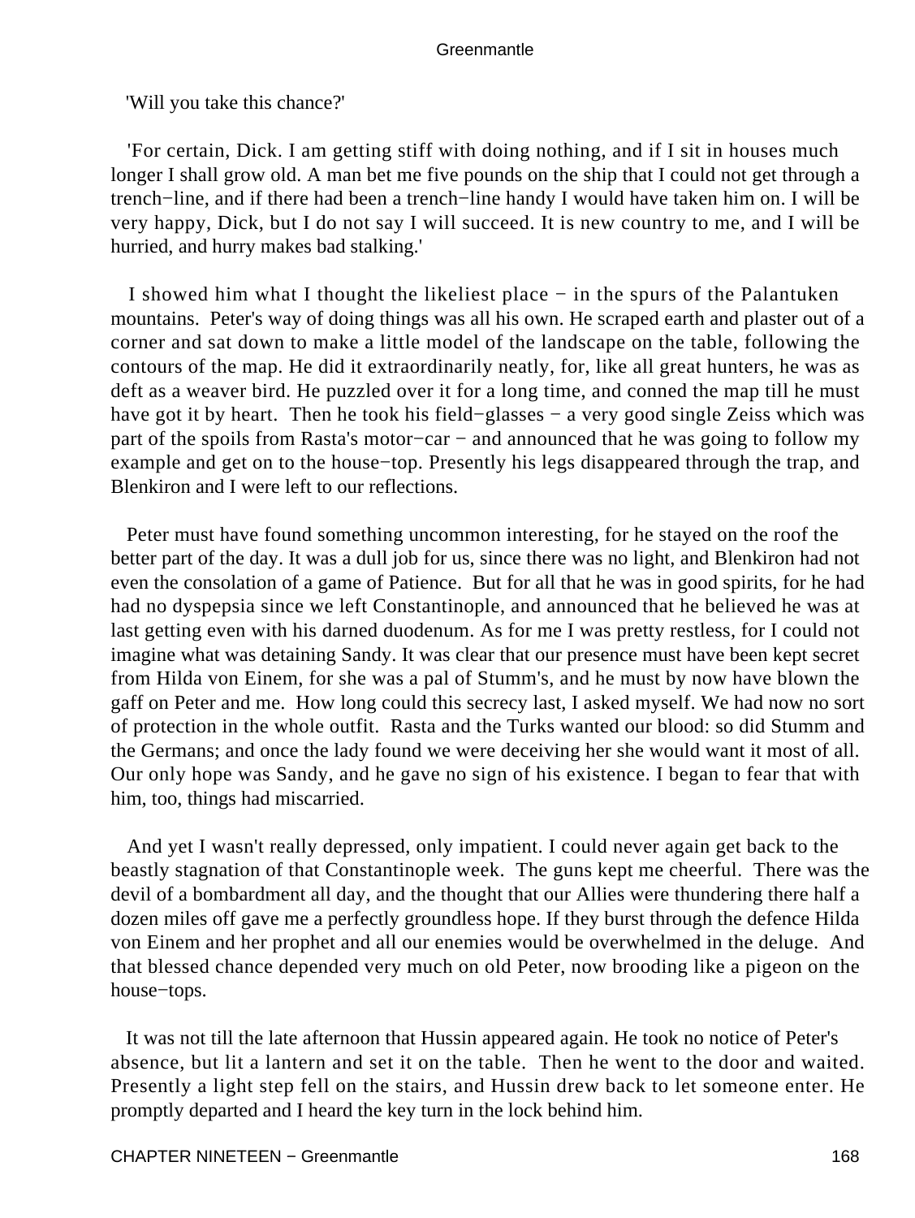'Will you take this chance?'

'For certain, Dick. I am getting stiff with doing nothing, and if I sit in houses much longer I shall grow old. A man bet me five pounds on the ship that I could not get through a trench−line, and if there had been a trench−line handy I would have taken him on. I will be very happy, Dick, but I do not say I will succeed. It is new country to me, and I will be hurried, and hurry makes bad stalking.'

I showed him what I thought the likeliest place − in the spurs of the Palantuken mountains. Peter's way of doing things was all his own. He scraped earth and plaster out of a corner and sat down to make a little model of the landscape on the table, following the contours of the map. He did it extraordinarily neatly, for, like all great hunters, he was as deft as a weaver bird. He puzzled over it for a long time, and conned the map till he must have got it by heart. Then he took his field−glasses − a very good single Zeiss which was part of the spoils from Rasta's motor−car − and announced that he was going to follow my example and get on to the house−top. Presently his legs disappeared through the trap, and Blenkiron and I were left to our reflections.

Peter must have found something uncommon interesting, for he stayed on the roof the better part of the day. It was a dull job for us, since there was no light, and Blenkiron had not even the consolation of a game of Patience. But for all that he was in good spirits, for he had had no dyspepsia since we left Constantinople, and announced that he believed he was at last getting even with his darned duodenum. As for me I was pretty restless, for I could not imagine what was detaining Sandy. It was clear that our presence must have been kept secret from Hilda von Einem, for she was a pal of Stumm's, and he must by now have blown the gaff on Peter and me. How long could this secrecy last, I asked myself. We had now no sort of protection in the whole outfit. Rasta and the Turks wanted our blood: so did Stumm and the Germans; and once the lady found we were deceiving her she would want it most of all. Our only hope was Sandy, and he gave no sign of his existence. I began to fear that with him, too, things had miscarried.

And yet I wasn't really depressed, only impatient. I could never again get back to the beastly stagnation of that Constantinople week. The guns kept me cheerful. There was the devil of a bombardment all day, and the thought that our Allies were thundering there half a dozen miles off gave me a perfectly groundless hope. If they burst through the defence Hilda von Einem and her prophet and all our enemies would be overwhelmed in the deluge. And that blessed chance depended very much on old Peter, now brooding like a pigeon on the house−tops.

It was not till the late afternoon that Hussin appeared again. He took no notice of Peter's absence, but lit a lantern and set it on the table. Then he went to the door and waited. Presently a light step fell on the stairs, and Hussin drew back to let someone enter. He promptly departed and I heard the key turn in the lock behind him.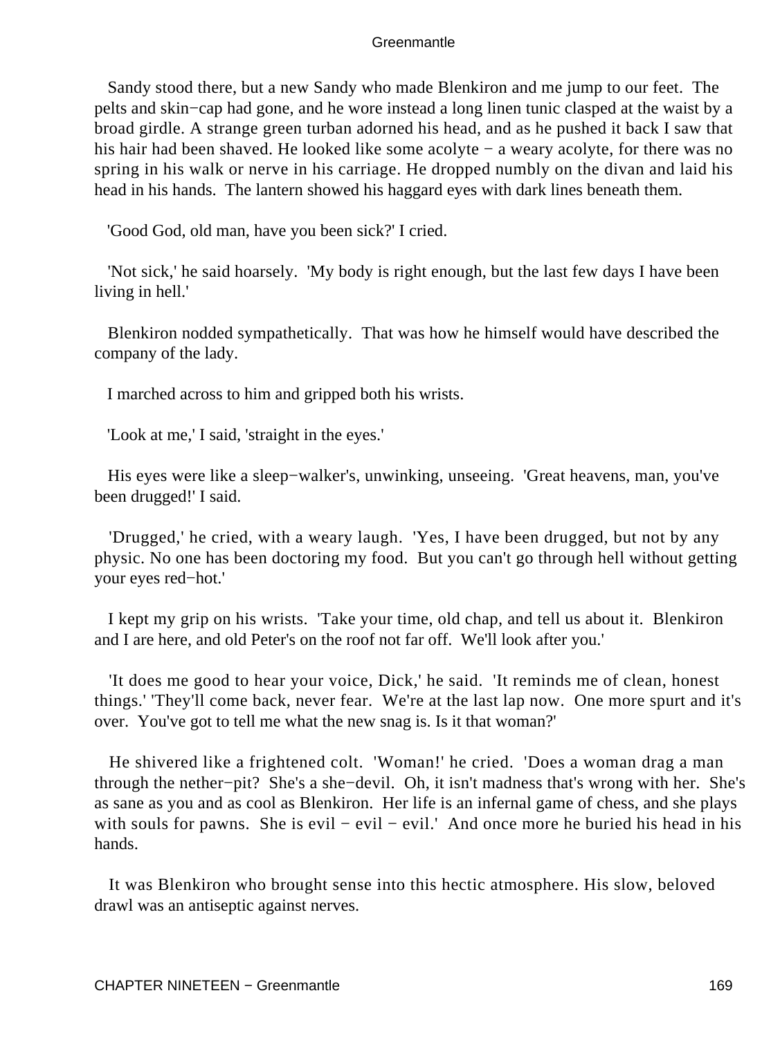Sandy stood there, but a new Sandy who made Blenkiron and me jump to our feet. The pelts and skin−cap had gone, and he wore instead a long linen tunic clasped at the waist by a broad girdle. A strange green turban adorned his head, and as he pushed it back I saw that his hair had been shaved. He looked like some acolyte − a weary acolyte, for there was no spring in his walk or nerve in his carriage. He dropped numbly on the divan and laid his head in his hands. The lantern showed his haggard eyes with dark lines beneath them.

'Good God, old man, have you been sick?' I cried.

'Not sick,' he said hoarsely. 'My body is right enough, but the last few days I have been living in hell.'

Blenkiron nodded sympathetically. That was how he himself would have described the company of the lady.

I marched across to him and gripped both his wrists.

'Look at me,' I said, 'straight in the eyes.'

His eyes were like a sleep−walker's, unwinking, unseeing. 'Great heavens, man, you've been drugged!' I said.

'Drugged,' he cried, with a weary laugh. 'Yes, I have been drugged, but not by any physic. No one has been doctoring my food. But you can't go through hell without getting your eyes red−hot.'

I kept my grip on his wrists. 'Take your time, old chap, and tell us about it. Blenkiron and I are here, and old Peter's on the roof not far off. We'll look after you.'

'It does me good to hear your voice, Dick,' he said. 'It reminds me of clean, honest things.' 'They'll come back, never fear. We're at the last lap now. One more spurt and it's over. You've got to tell me what the new snag is. Is it that woman?'

He shivered like a frightened colt. 'Woman!' he cried. 'Does a woman drag a man through the nether−pit? She's a she−devil. Oh, it isn't madness that's wrong with her. She's as sane as you and as cool as Blenkiron. Her life is an infernal game of chess, and she plays with souls for pawns. She is evil − evil − evil.' And once more he buried his head in his hands.

It was Blenkiron who brought sense into this hectic atmosphere. His slow, beloved drawl was an antiseptic against nerves.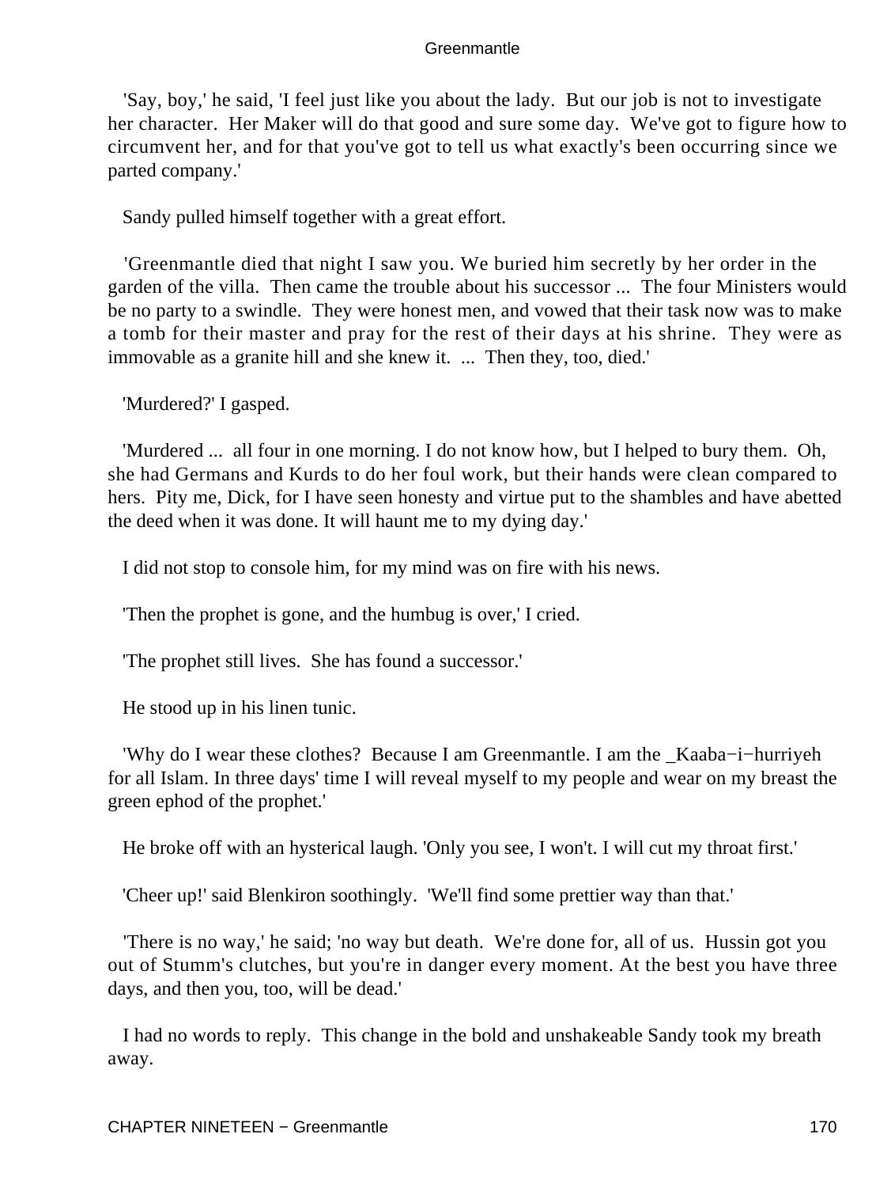'Say, boy,' he said, 'I feel just like you about the lady. But our job is not to investigate her character. Her Maker will do that good and sure some day. We've got to figure how to circumvent her, and for that you've got to tell us what exactly's been occurring since we parted company.'

Sandy pulled himself together with a great effort.

'Greenmantle died that night I saw you. We buried him secretly by her order in the garden of the villa. Then came the trouble about his successor ... The four Ministers would be no party to a swindle. They were honest men, and vowed that their task now was to make a tomb for their master and pray for the rest of their days at his shrine. They were as immovable as a granite hill and she knew it. ... Then they, too, died.'

'Murdered?' I gasped.

'Murdered ... all four in one morning. I do not know how, but I helped to bury them. Oh, she had Germans and Kurds to do her foul work, but their hands were clean compared to hers. Pity me, Dick, for I have seen honesty and virtue put to the shambles and have abetted the deed when it was done. It will haunt me to my dying day.'

I did not stop to console him, for my mind was on fire with his news.

'Then the prophet is gone, and the humbug is over,' I cried.

'The prophet still lives. She has found a successor.'

He stood up in his linen tunic.

'Why do I wear these clothes? Because I am Greenmantle. I am the _Kaaba−i−hurriyeh for all Islam. In three days' time I will reveal myself to my people and wear on my breast the green ephod of the prophet.'

He broke off with an hysterical laugh. 'Only you see, I won't. I will cut my throat first.'

'Cheer up!' said Blenkiron soothingly. 'We'll find some prettier way than that.'

'There is no way,' he said; 'no way but death. We're done for, all of us. Hussin got you out of Stumm's clutches, but you're in danger every moment. At the best you have three days, and then you, too, will be dead.'

I had no words to reply. This change in the bold and unshakeable Sandy took my breath away.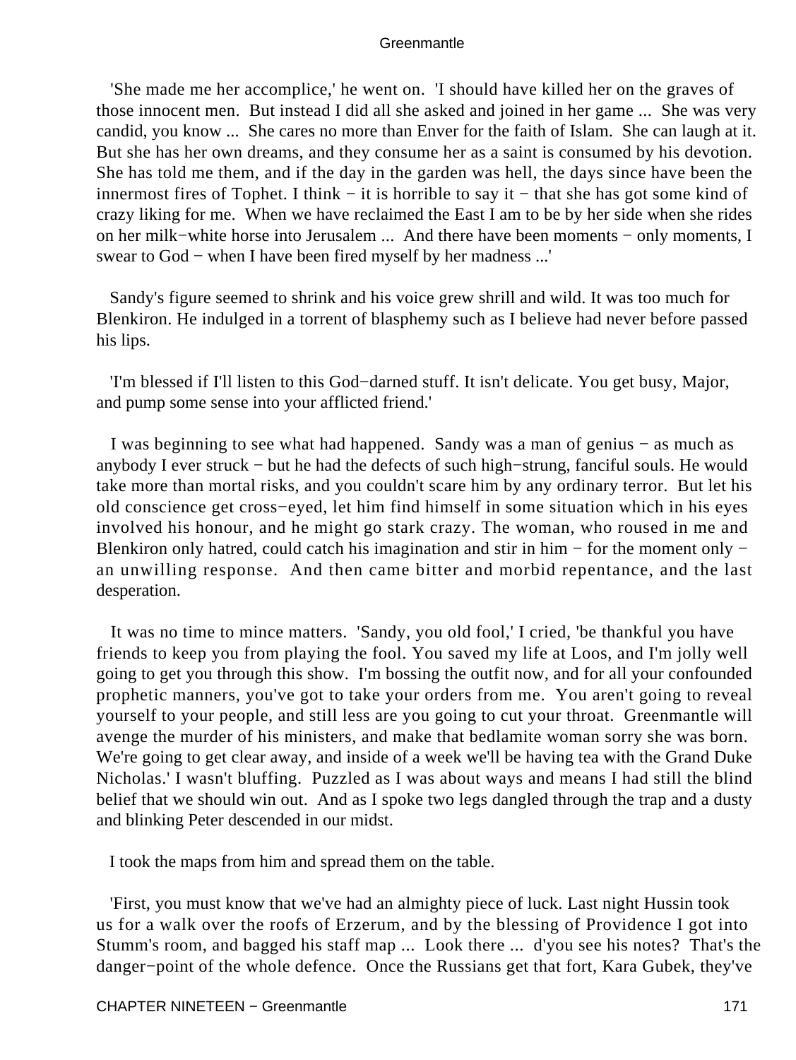'She made me her accomplice,' he went on. 'I should have killed her on the graves of those innocent men. But instead I did all she asked and joined in her game ... She was very candid, you know ... She cares no more than Enver for the faith of Islam. She can laugh at it. But she has her own dreams, and they consume her as a saint is consumed by his devotion. She has told me them, and if the day in the garden was hell, the days since have been the innermost fires of Tophet. I think − it is horrible to say it − that she has got some kind of crazy liking for me. When we have reclaimed the East I am to be by her side when she rides on her milk−white horse into Jerusalem ... And there have been moments − only moments, I swear to God − when I have been fired myself by her madness ...'

Sandy's figure seemed to shrink and his voice grew shrill and wild. It was too much for Blenkiron. He indulged in a torrent of blasphemy such as I believe had never before passed his lips.

'I'm blessed if I'll listen to this God−darned stuff. It isn't delicate. You get busy, Major, and pump some sense into your afflicted friend.'

I was beginning to see what had happened. Sandy was a man of genius − as much as anybody I ever struck − but he had the defects of such high−strung, fanciful souls. He would take more than mortal risks, and you couldn't scare him by any ordinary terror. But let his old conscience get cross−eyed, let him find himself in some situation which in his eyes involved his honour, and he might go stark crazy. The woman, who roused in me and Blenkiron only hatred, could catch his imagination and stir in him − for the moment only − an unwilling response. And then came bitter and morbid repentance, and the last desperation.

It was no time to mince matters. 'Sandy, you old fool,' I cried, 'be thankful you have friends to keep you from playing the fool. You saved my life at Loos, and I'm jolly well going to get you through this show. I'm bossing the outfit now, and for all your confounded prophetic manners, you've got to take your orders from me. You aren't going to reveal yourself to your people, and still less are you going to cut your throat. Greenmantle will avenge the murder of his ministers, and make that bedlamite woman sorry she was born. We're going to get clear away, and inside of a week we'll be having tea with the Grand Duke Nicholas.' I wasn't bluffing. Puzzled as I was about ways and means I had still the blind belief that we should win out. And as I spoke two legs dangled through the trap and a dusty and blinking Peter descended in our midst.

I took the maps from him and spread them on the table.

'First, you must know that we've had an almighty piece of luck. Last night Hussin took us for a walk over the roofs of Erzerum, and by the blessing of Providence I got into Stumm's room, and bagged his staff map ... Look there ... d'you see his notes? That's the danger−point of the whole defence. Once the Russians get that fort, Kara Gubek, they've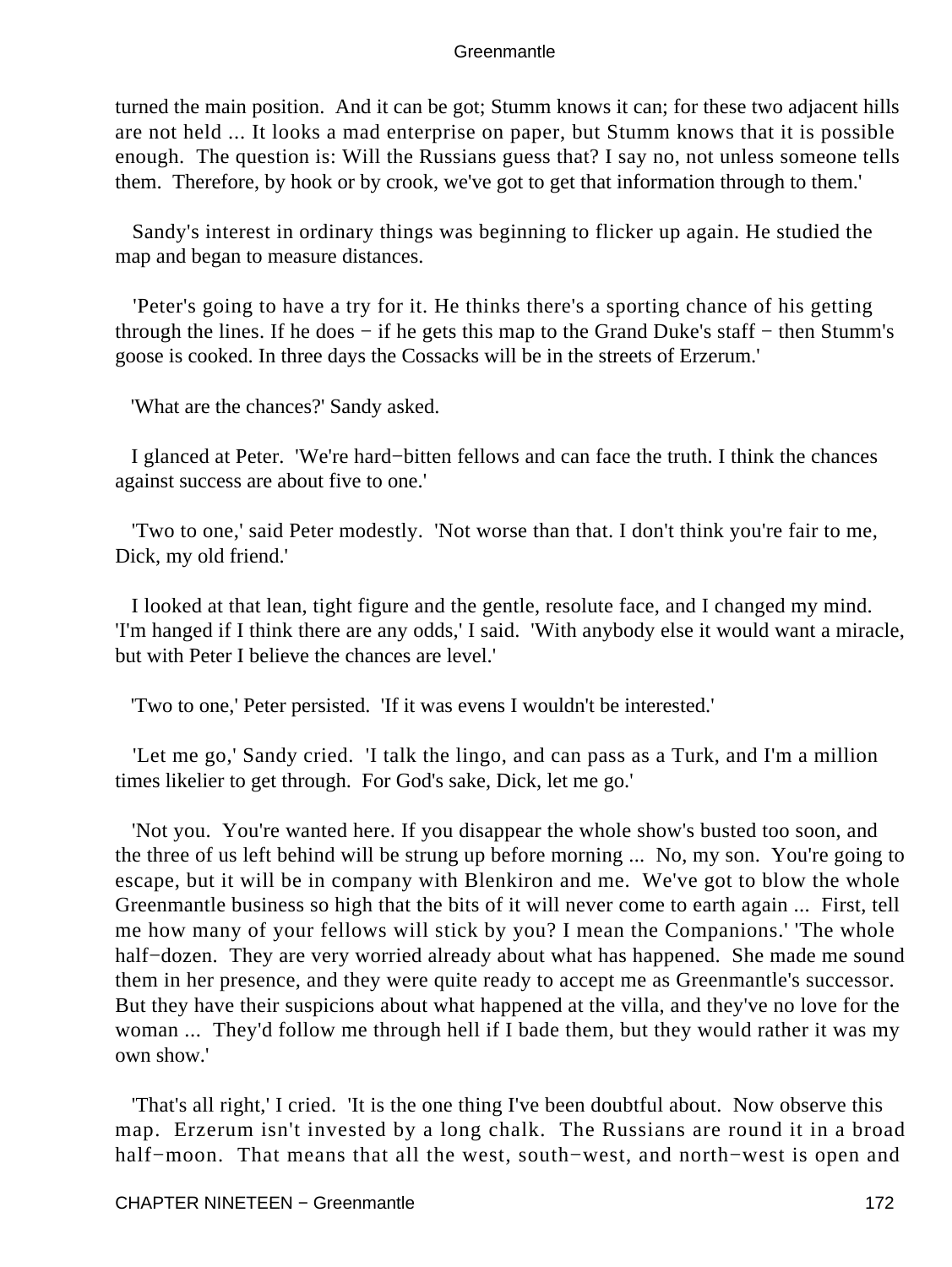turned the main position. And it can be got; Stumm knows it can; for these two adjacent hills are not held ... It looks a mad enterprise on paper, but Stumm knows that it is possible enough. The question is: Will the Russians guess that? I say no, not unless someone tells them. Therefore, by hook or by crook, we've got to get that information through to them.'

Sandy's interest in ordinary things was beginning to flicker up again. He studied the map and began to measure distances.

'Peter's going to have a try for it. He thinks there's a sporting chance of his getting through the lines. If he does − if he gets this map to the Grand Duke's staff − then Stumm's goose is cooked. In three days the Cossacks will be in the streets of Erzerum.'

'What are the chances?' Sandy asked.

I glanced at Peter. 'We're hard−bitten fellows and can face the truth. I think the chances against success are about five to one.'

'Two to one,' said Peter modestly. 'Not worse than that. I don't think you're fair to me, Dick, my old friend.'

I looked at that lean, tight figure and the gentle, resolute face, and I changed my mind. 'I'm hanged if I think there are any odds,' I said. 'With anybody else it would want a miracle, but with Peter I believe the chances are level.'

'Two to one,' Peter persisted. 'If it was evens I wouldn't be interested.'

'Let me go,' Sandy cried. 'I talk the lingo, and can pass as a Turk, and I'm a million times likelier to get through. For God's sake, Dick, let me go.'

'Not you. You're wanted here. If you disappear the whole show's busted too soon, and the three of us left behind will be strung up before morning ... No, my son. You're going to escape, but it will be in company with Blenkiron and me. We've got to blow the whole Greenmantle business so high that the bits of it will never come to earth again ... First, tell me how many of your fellows will stick by you? I mean the Companions.' 'The whole half−dozen. They are very worried already about what has happened. She made me sound them in her presence, and they were quite ready to accept me as Greenmantle's successor. But they have their suspicions about what happened at the villa, and they've no love for the woman ... They'd follow me through hell if I bade them, but they would rather it was my own show.'

'That's all right,' I cried. 'It is the one thing I've been doubtful about. Now observe this map. Erzerum isn't invested by a long chalk. The Russians are round it in a broad half−moon. That means that all the west, south−west, and north−west is open and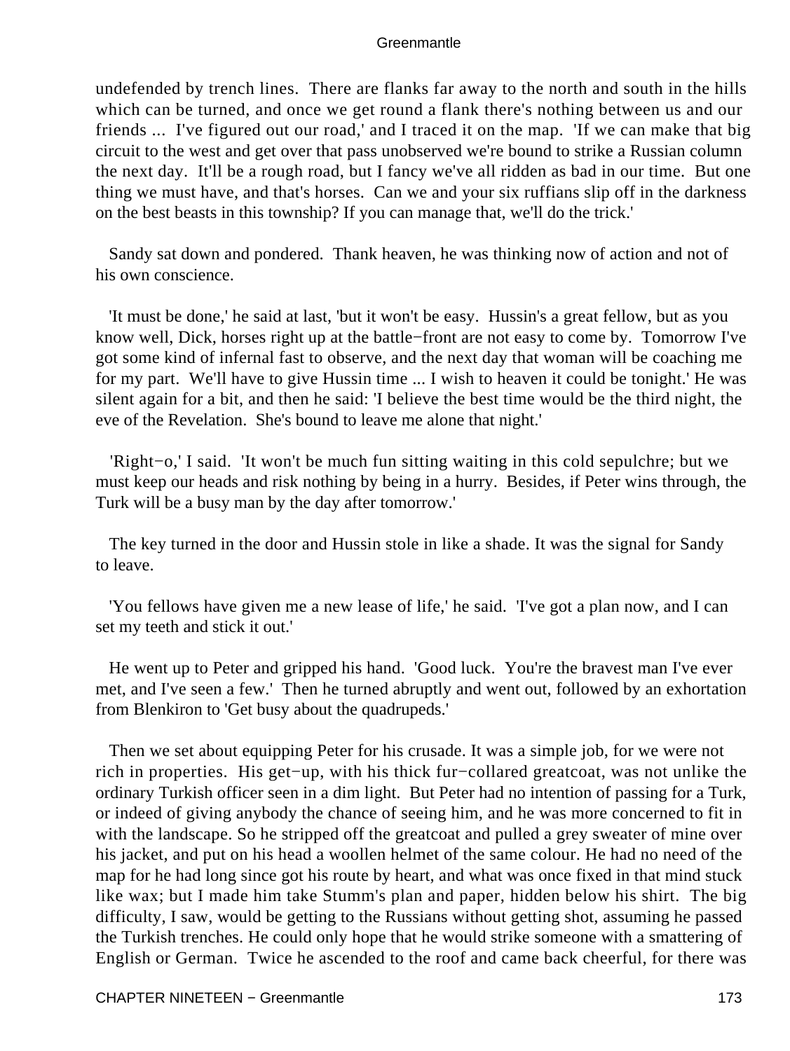undefended by trench lines. There are flanks far away to the north and south in the hills which can be turned, and once we get round a flank there's nothing between us and our friends ... I've figured out our road,' and I traced it on the map. 'If we can make that big circuit to the west and get over that pass unobserved we're bound to strike a Russian column the next day. It'll be a rough road, but I fancy we've all ridden as bad in our time. But one thing we must have, and that's horses. Can we and your six ruffians slip off in the darkness on the best beasts in this township? If you can manage that, we'll do the trick.'

Sandy sat down and pondered. Thank heaven, he was thinking now of action and not of his own conscience.

'It must be done,' he said at last, 'but it won't be easy. Hussin's a great fellow, but as you know well, Dick, horses right up at the battle−front are not easy to come by. Tomorrow I've got some kind of infernal fast to observe, and the next day that woman will be coaching me for my part. We'll have to give Hussin time ... I wish to heaven it could be tonight.' He was silent again for a bit, and then he said: 'I believe the best time would be the third night, the eve of the Revelation. She's bound to leave me alone that night.'

'Right−o,' I said. 'It won't be much fun sitting waiting in this cold sepulchre; but we must keep our heads and risk nothing by being in a hurry. Besides, if Peter wins through, the Turk will be a busy man by the day after tomorrow.'

The key turned in the door and Hussin stole in like a shade. It was the signal for Sandy to leave.

'You fellows have given me a new lease of life,' he said. 'I've got a plan now, and I can set my teeth and stick it out.'

He went up to Peter and gripped his hand. 'Good luck. You're the bravest man I've ever met, and I've seen a few.' Then he turned abruptly and went out, followed by an exhortation from Blenkiron to 'Get busy about the quadrupeds.'

Then we set about equipping Peter for his crusade. It was a simple job, for we were not rich in properties. His get−up, with his thick fur−collared greatcoat, was not unlike the ordinary Turkish officer seen in a dim light. But Peter had no intention of passing for a Turk, or indeed of giving anybody the chance of seeing him, and he was more concerned to fit in with the landscape. So he stripped off the greatcoat and pulled a grey sweater of mine over his jacket, and put on his head a woollen helmet of the same colour. He had no need of the map for he had long since got his route by heart, and what was once fixed in that mind stuck like wax; but I made him take Stumm's plan and paper, hidden below his shirt. The big difficulty, I saw, would be getting to the Russians without getting shot, assuming he passed the Turkish trenches. He could only hope that he would strike someone with a smattering of English or German. Twice he ascended to the roof and came back cheerful, for there was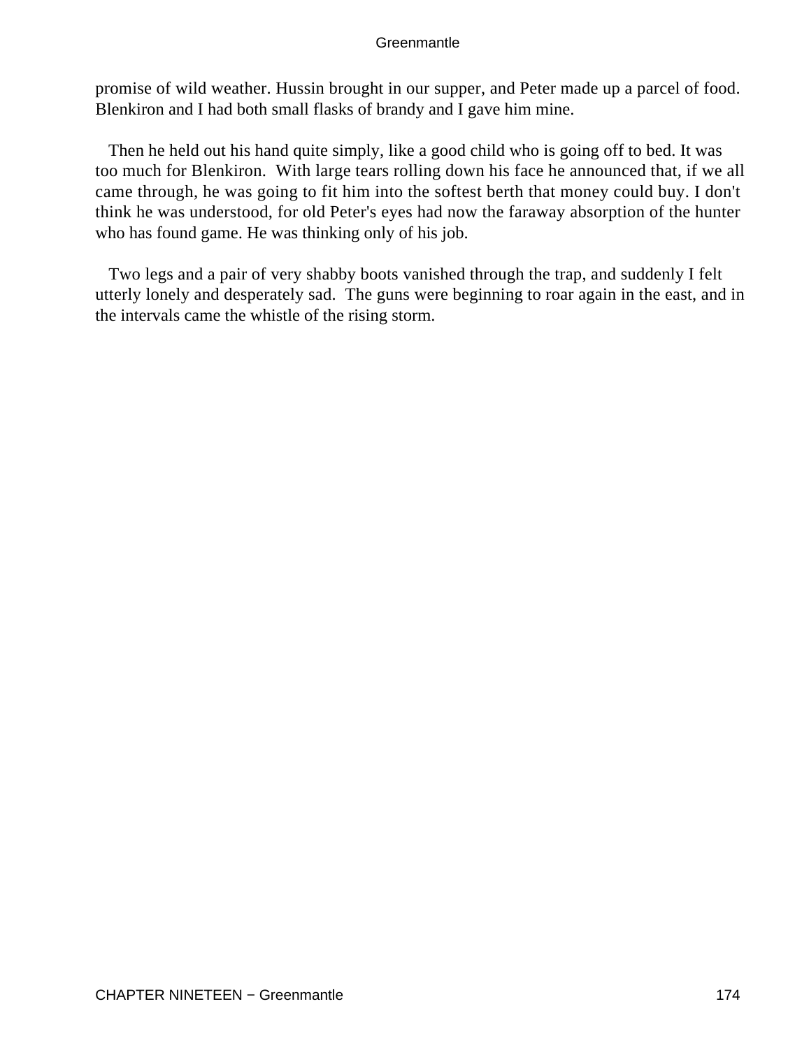promise of wild weather. Hussin brought in our supper, and Peter made up a parcel of food. Blenkiron and I had both small flasks of brandy and I gave him mine.

Then he held out his hand quite simply, like a good child who is going off to bed. It was too much for Blenkiron. With large tears rolling down his face he announced that, if we all came through, he was going to fit him into the softest berth that money could buy. I don't think he was understood, for old Peter's eyes had now the faraway absorption of the hunter who has found game. He was thinking only of his job.

Two legs and a pair of very shabby boots vanished through the trap, and suddenly I felt utterly lonely and desperately sad. The guns were beginning to roar again in the east, and in the intervals came the whistle of the rising storm.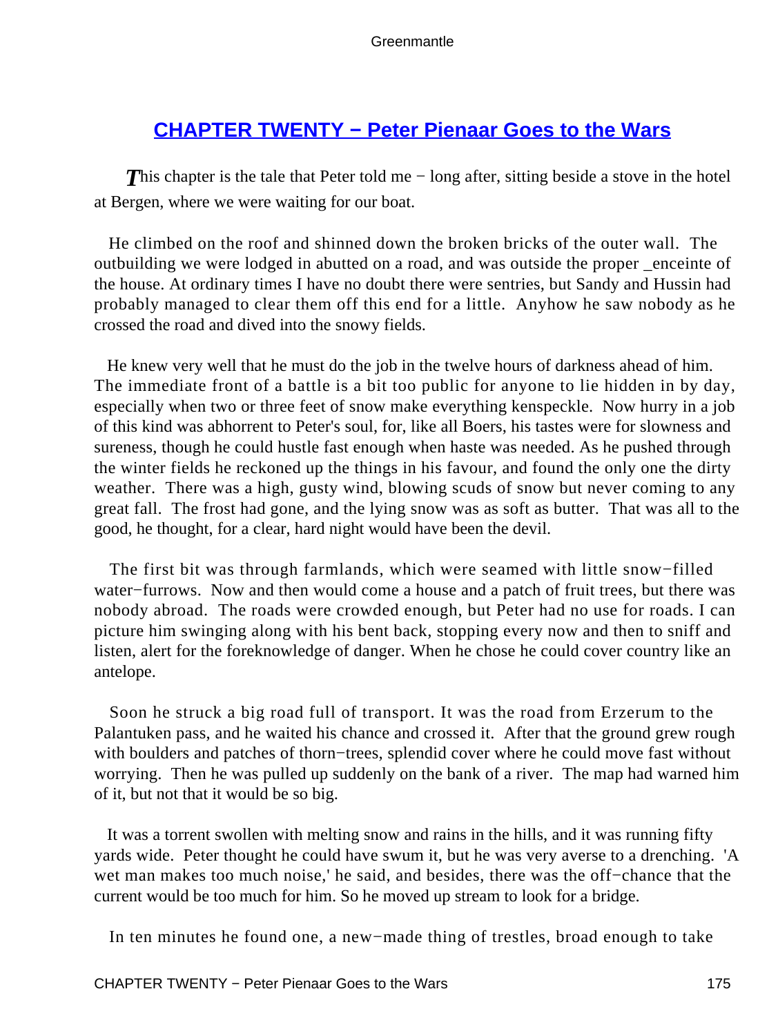## [CHAPTER TWENTY − Peter Pienaar Goes to the Wars](#)

*T*his chapter is the tale that Peter told me − long after, sitting beside a stove in the hotel at Bergen, where we were waiting for our boat.

He climbed on the roof and shinned down the broken bricks of the outer wall. The outbuilding we were lodged in abutted on a road, and was outside the proper _enceinte of the house. At ordinary times I have no doubt there were sentries, but Sandy and Hussin had probably managed to clear them off this end for a little. Anyhow he saw nobody as he crossed the road and dived into the snowy fields.

He knew very well that he must do the job in the twelve hours of darkness ahead of him. The immediate front of a battle is a bit too public for anyone to lie hidden in by day, especially when two or three feet of snow make everything kenspeckle. Now hurry in a job of this kind was abhorrent to Peter's soul, for, like all Boers, his tastes were for slowness and sureness, though he could hustle fast enough when haste was needed. As he pushed through the winter fields he reckoned up the things in his favour, and found the only one the dirty weather. There was a high, gusty wind, blowing scuds of snow but never coming to any great fall. The frost had gone, and the lying snow was as soft as butter. That was all to the good, he thought, for a clear, hard night would have been the devil.

The first bit was through farmlands, which were seamed with little snow−filled water−furrows. Now and then would come a house and a patch of fruit trees, but there was nobody abroad. The roads were crowded enough, but Peter had no use for roads. I can picture him swinging along with his bent back, stopping every now and then to sniff and listen, alert for the foreknowledge of danger. When he chose he could cover country like an antelope.

Soon he struck a big road full of transport. It was the road from Erzerum to the Palantuken pass, and he waited his chance and crossed it. After that the ground grew rough with boulders and patches of thorn−trees, splendid cover where he could move fast without worrying. Then he was pulled up suddenly on the bank of a river. The map had warned him of it, but not that it would be so big.

It was a torrent swollen with melting snow and rains in the hills, and it was running fifty yards wide. Peter thought he could have swum it, but he was very averse to a drenching. 'A wet man makes too much noise,' he said, and besides, there was the off−chance that the current would be too much for him. So he moved up stream to look for a bridge.

In ten minutes he found one, a new−made thing of trestles, broad enough to take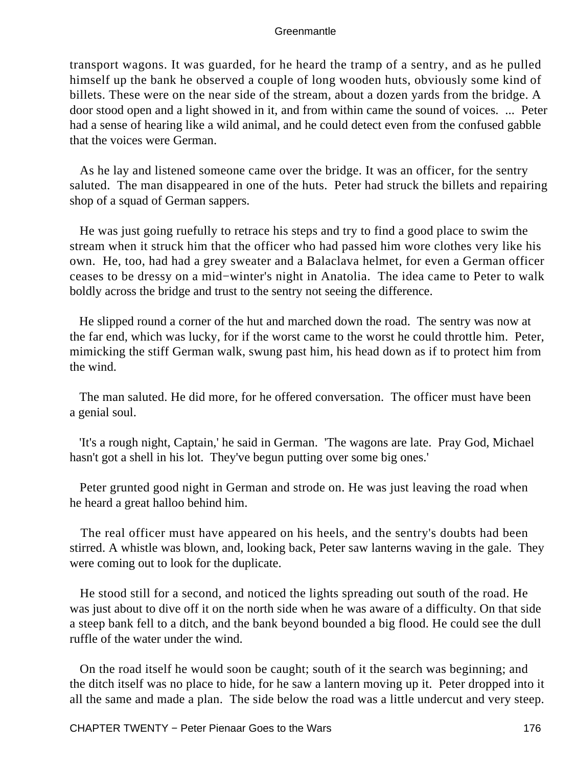transport wagons. It was guarded, for he heard the tramp of a sentry, and as he pulled himself up the bank he observed a couple of long wooden huts, obviously some kind of billets. These were on the near side of the stream, about a dozen yards from the bridge. A door stood open and a light showed in it, and from within came the sound of voices. ... Peter had a sense of hearing like a wild animal, and he could detect even from the confused gabble that the voices were German.

As he lay and listened someone came over the bridge. It was an officer, for the sentry saluted. The man disappeared in one of the huts. Peter had struck the billets and repairing shop of a squad of German sappers.

He was just going ruefully to retrace his steps and try to find a good place to swim the stream when it struck him that the officer who had passed him wore clothes very like his own. He, too, had had a grey sweater and a Balaclava helmet, for even a German officer ceases to be dressy on a mid−winter's night in Anatolia. The idea came to Peter to walk boldly across the bridge and trust to the sentry not seeing the difference.

He slipped round a corner of the hut and marched down the road. The sentry was now at the far end, which was lucky, for if the worst came to the worst he could throttle him. Peter, mimicking the stiff German walk, swung past him, his head down as if to protect him from the wind.

The man saluted. He did more, for he offered conversation. The officer must have been a genial soul.

'It's a rough night, Captain,' he said in German. 'The wagons are late. Pray God, Michael hasn't got a shell in his lot. They've begun putting over some big ones.'

Peter grunted good night in German and strode on. He was just leaving the road when he heard a great halloo behind him.

The real officer must have appeared on his heels, and the sentry's doubts had been stirred. A whistle was blown, and, looking back, Peter saw lanterns waving in the gale. They were coming out to look for the duplicate.

He stood still for a second, and noticed the lights spreading out south of the road. He was just about to dive off it on the north side when he was aware of a difficulty. On that side a steep bank fell to a ditch, and the bank beyond bounded a big flood. He could see the dull ruffle of the water under the wind.

On the road itself he would soon be caught; south of it the search was beginning; and the ditch itself was no place to hide, for he saw a lantern moving up it. Peter dropped into it all the same and made a plan. The side below the road was a little undercut and very steep.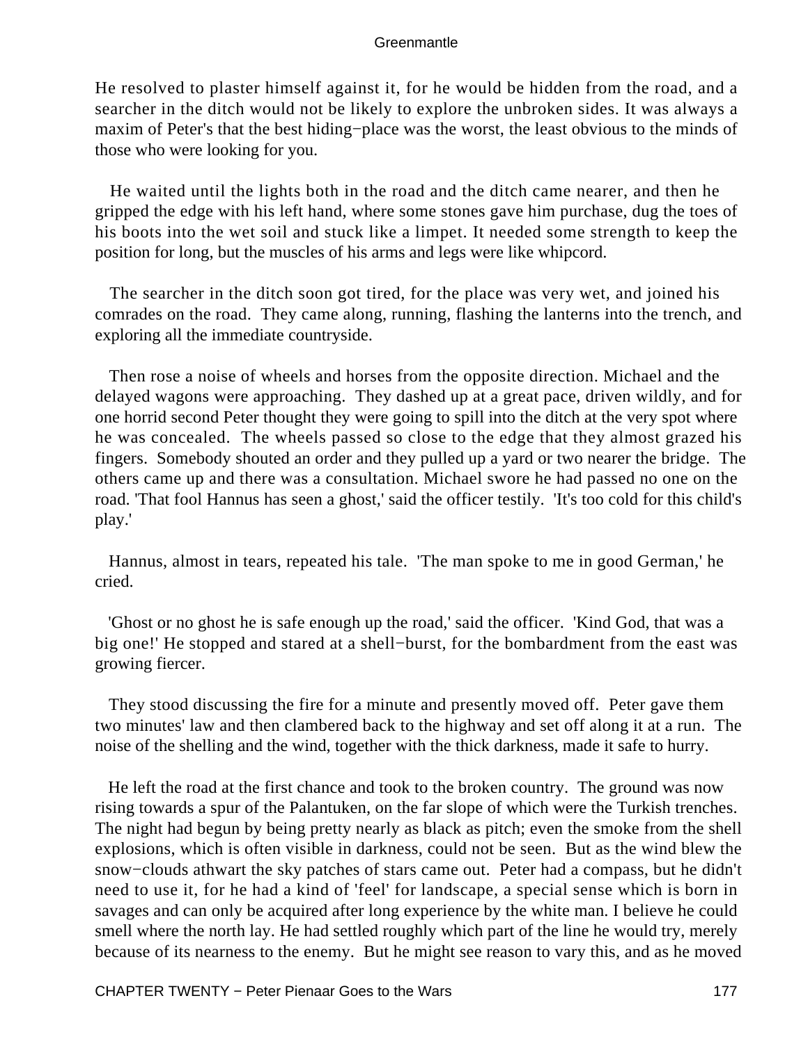He resolved to plaster himself against it, for he would be hidden from the road, and a searcher in the ditch would not be likely to explore the unbroken sides. It was always a maxim of Peter's that the best hiding−place was the worst, the least obvious to the minds of those who were looking for you.

He waited until the lights both in the road and the ditch came nearer, and then he gripped the edge with his left hand, where some stones gave him purchase, dug the toes of his boots into the wet soil and stuck like a limpet. It needed some strength to keep the position for long, but the muscles of his arms and legs were like whipcord.

The searcher in the ditch soon got tired, for the place was very wet, and joined his comrades on the road. They came along, running, flashing the lanterns into the trench, and exploring all the immediate countryside.

Then rose a noise of wheels and horses from the opposite direction. Michael and the delayed wagons were approaching. They dashed up at a great pace, driven wildly, and for one horrid second Peter thought they were going to spill into the ditch at the very spot where he was concealed. The wheels passed so close to the edge that they almost grazed his fingers. Somebody shouted an order and they pulled up a yard or two nearer the bridge. The others came up and there was a consultation. Michael swore he had passed no one on the road. 'That fool Hannus has seen a ghost,' said the officer testily. 'It's too cold for this child's play.'

Hannus, almost in tears, repeated his tale. 'The man spoke to me in good German,' he cried.

'Ghost or no ghost he is safe enough up the road,' said the officer. 'Kind God, that was a big one!' He stopped and stared at a shell−burst, for the bombardment from the east was growing fiercer.

They stood discussing the fire for a minute and presently moved off. Peter gave them two minutes' law and then clambered back to the highway and set off along it at a run. The noise of the shelling and the wind, together with the thick darkness, made it safe to hurry.

He left the road at the first chance and took to the broken country. The ground was now rising towards a spur of the Palantuken, on the far slope of which were the Turkish trenches. The night had begun by being pretty nearly as black as pitch; even the smoke from the shell explosions, which is often visible in darkness, could not be seen. But as the wind blew the snow−clouds athwart the sky patches of stars came out. Peter had a compass, but he didn't need to use it, for he had a kind of 'feel' for landscape, a special sense which is born in savages and can only be acquired after long experience by the white man. I believe he could smell where the north lay. He had settled roughly which part of the line he would try, merely because of its nearness to the enemy. But he might see reason to vary this, and as he moved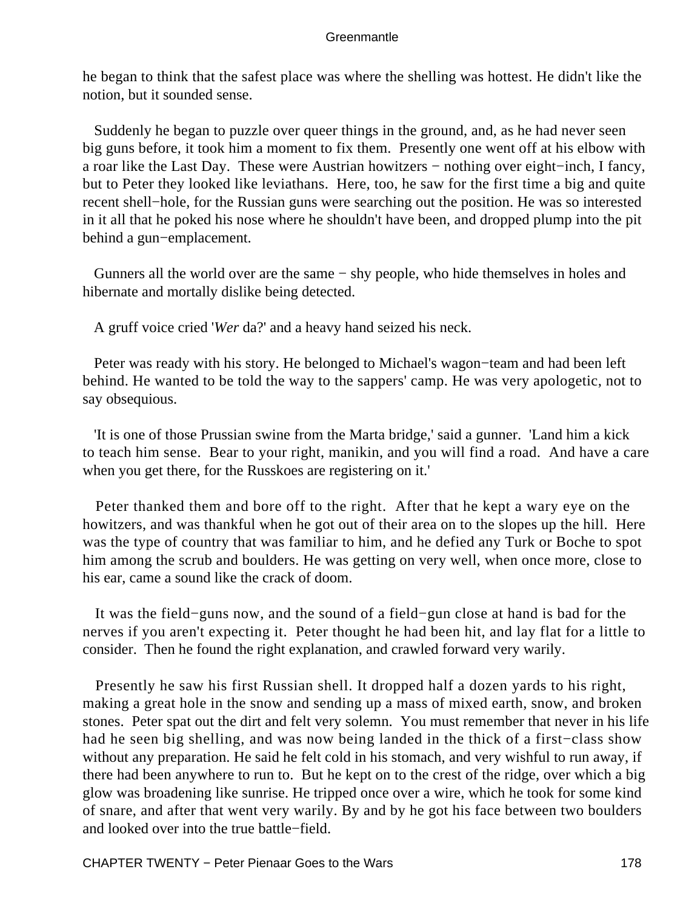he began to think that the safest place was where the shelling was hottest. He didn't like the notion, but it sounded sense.

Suddenly he began to puzzle over queer things in the ground, and, as he had never seen big guns before, it took him a moment to fix them. Presently one went off at his elbow with a roar like the Last Day. These were Austrian howitzers − nothing over eight−inch, I fancy, but to Peter they looked like leviathans. Here, too, he saw for the first time a big and quite recent shell−hole, for the Russian guns were searching out the position. He was so interested in it all that he poked his nose where he shouldn't have been, and dropped plump into the pit behind a gun−emplacement.

Gunners all the world over are the same − shy people, who hide themselves in holes and hibernate and mortally dislike being detected.

A gruff voice cried '*Wer* da?' and a heavy hand seized his neck.

Peter was ready with his story. He belonged to Michael's wagon−team and had been left behind. He wanted to be told the way to the sappers' camp. He was very apologetic, not to say obsequious.

'It is one of those Prussian swine from the Marta bridge,' said a gunner. 'Land him a kick to teach him sense. Bear to your right, manikin, and you will find a road. And have a care when you get there, for the Russkoes are registering on it.'

Peter thanked them and bore off to the right. After that he kept a wary eye on the howitzers, and was thankful when he got out of their area on to the slopes up the hill. Here was the type of country that was familiar to him, and he defied any Turk or Boche to spot him among the scrub and boulders. He was getting on very well, when once more, close to his ear, came a sound like the crack of doom.

It was the field−guns now, and the sound of a field−gun close at hand is bad for the nerves if you aren't expecting it. Peter thought he had been hit, and lay flat for a little to consider. Then he found the right explanation, and crawled forward very warily.

Presently he saw his first Russian shell. It dropped half a dozen yards to his right, making a great hole in the snow and sending up a mass of mixed earth, snow, and broken stones. Peter spat out the dirt and felt very solemn. You must remember that never in his life had he seen big shelling, and was now being landed in the thick of a first−class show without any preparation. He said he felt cold in his stomach, and very wishful to run away, if there had been anywhere to run to. But he kept on to the crest of the ridge, over which a big glow was broadening like sunrise. He tripped once over a wire, which he took for some kind of snare, and after that went very warily. By and by he got his face between two boulders and looked over into the true battle−field.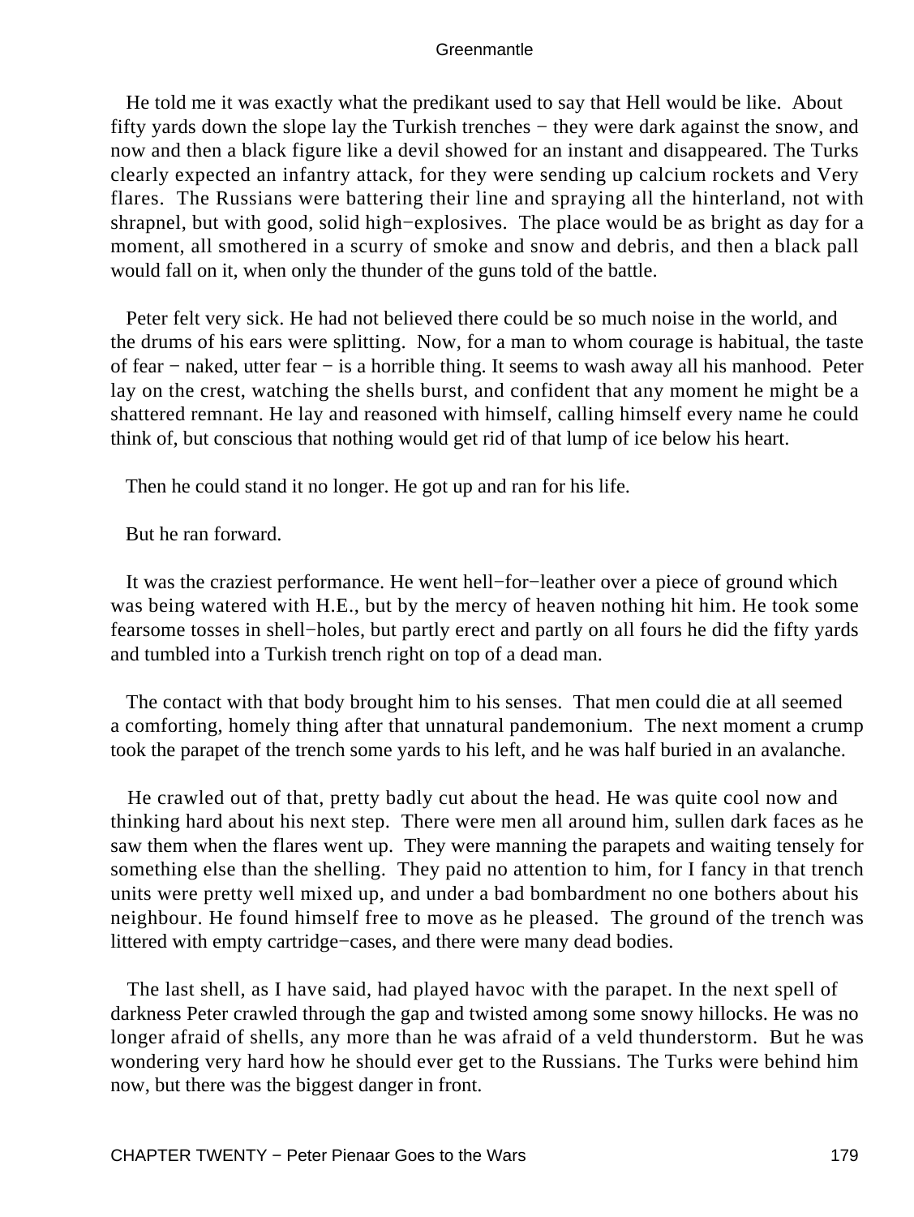He told me it was exactly what the predikant used to say that Hell would be like. About fifty yards down the slope lay the Turkish trenches − they were dark against the snow, and now and then a black figure like a devil showed for an instant and disappeared. The Turks clearly expected an infantry attack, for they were sending up calcium rockets and Very flares. The Russians were battering their line and spraying all the hinterland, not with shrapnel, but with good, solid high−explosives. The place would be as bright as day for a moment, all smothered in a scurry of smoke and snow and debris, and then a black pall would fall on it, when only the thunder of the guns told of the battle.

Peter felt very sick. He had not believed there could be so much noise in the world, and the drums of his ears were splitting. Now, for a man to whom courage is habitual, the taste of fear − naked, utter fear − is a horrible thing. It seems to wash away all his manhood. Peter lay on the crest, watching the shells burst, and confident that any moment he might be a shattered remnant. He lay and reasoned with himself, calling himself every name he could think of, but conscious that nothing would get rid of that lump of ice below his heart.

Then he could stand it no longer. He got up and ran for his life.

But he ran forward.

It was the craziest performance. He went hell−for−leather over a piece of ground which was being watered with H.E., but by the mercy of heaven nothing hit him. He took some fearsome tosses in shell−holes, but partly erect and partly on all fours he did the fifty yards and tumbled into a Turkish trench right on top of a dead man.

The contact with that body brought him to his senses. That men could die at all seemed a comforting, homely thing after that unnatural pandemonium. The next moment a crump took the parapet of the trench some yards to his left, and he was half buried in an avalanche.

He crawled out of that, pretty badly cut about the head. He was quite cool now and thinking hard about his next step. There were men all around him, sullen dark faces as he saw them when the flares went up. They were manning the parapets and waiting tensely for something else than the shelling. They paid no attention to him, for I fancy in that trench units were pretty well mixed up, and under a bad bombardment no one bothers about his neighbour. He found himself free to move as he pleased. The ground of the trench was littered with empty cartridge−cases, and there were many dead bodies.

The last shell, as I have said, had played havoc with the parapet. In the next spell of darkness Peter crawled through the gap and twisted among some snowy hillocks. He was no longer afraid of shells, any more than he was afraid of a veld thunderstorm. But he was wondering very hard how he should ever get to the Russians. The Turks were behind him now, but there was the biggest danger in front.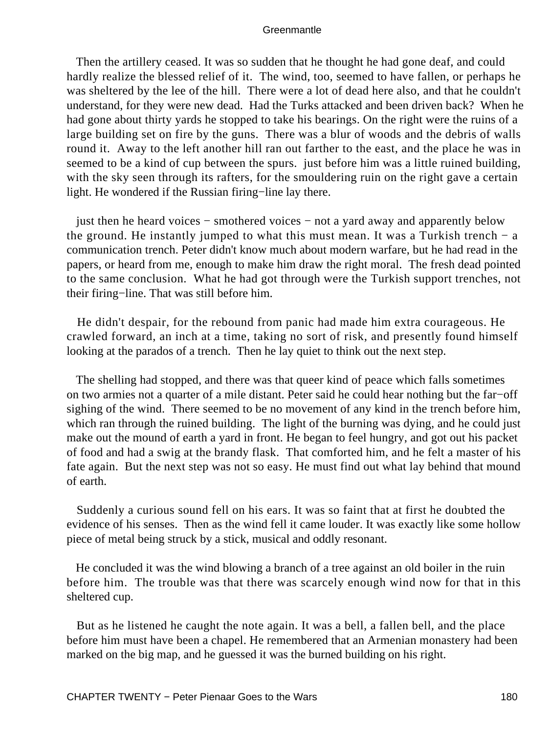Then the artillery ceased. It was so sudden that he thought he had gone deaf, and could hardly realize the blessed relief of it. The wind, too, seemed to have fallen, or perhaps he was sheltered by the lee of the hill. There were a lot of dead here also, and that he couldn't understand, for they were new dead. Had the Turks attacked and been driven back? When he had gone about thirty yards he stopped to take his bearings. On the right were the ruins of a large building set on fire by the guns. There was a blur of woods and the debris of walls round it. Away to the left another hill ran out farther to the east, and the place he was in seemed to be a kind of cup between the spurs. just before him was a little ruined building, with the sky seen through its rafters, for the smouldering ruin on the right gave a certain light. He wondered if the Russian firing−line lay there.

just then he heard voices − smothered voices − not a yard away and apparently below the ground. He instantly jumped to what this must mean. It was a Turkish trench − a communication trench. Peter didn't know much about modern warfare, but he had read in the papers, or heard from me, enough to make him draw the right moral. The fresh dead pointed to the same conclusion. What he had got through were the Turkish support trenches, not their firing−line. That was still before him.

He didn't despair, for the rebound from panic had made him extra courageous. He crawled forward, an inch at a time, taking no sort of risk, and presently found himself looking at the parados of a trench. Then he lay quiet to think out the next step.

The shelling had stopped, and there was that queer kind of peace which falls sometimes on two armies not a quarter of a mile distant. Peter said he could hear nothing but the far−off sighing of the wind. There seemed to be no movement of any kind in the trench before him, which ran through the ruined building. The light of the burning was dying, and he could just make out the mound of earth a yard in front. He began to feel hungry, and got out his packet of food and had a swig at the brandy flask. That comforted him, and he felt a master of his fate again. But the next step was not so easy. He must find out what lay behind that mound of earth.

Suddenly a curious sound fell on his ears. It was so faint that at first he doubted the evidence of his senses. Then as the wind fell it came louder. It was exactly like some hollow piece of metal being struck by a stick, musical and oddly resonant.

He concluded it was the wind blowing a branch of a tree against an old boiler in the ruin before him. The trouble was that there was scarcely enough wind now for that in this sheltered cup.

But as he listened he caught the note again. It was a bell, a fallen bell, and the place before him must have been a chapel. He remembered that an Armenian monastery had been marked on the big map, and he guessed it was the burned building on his right.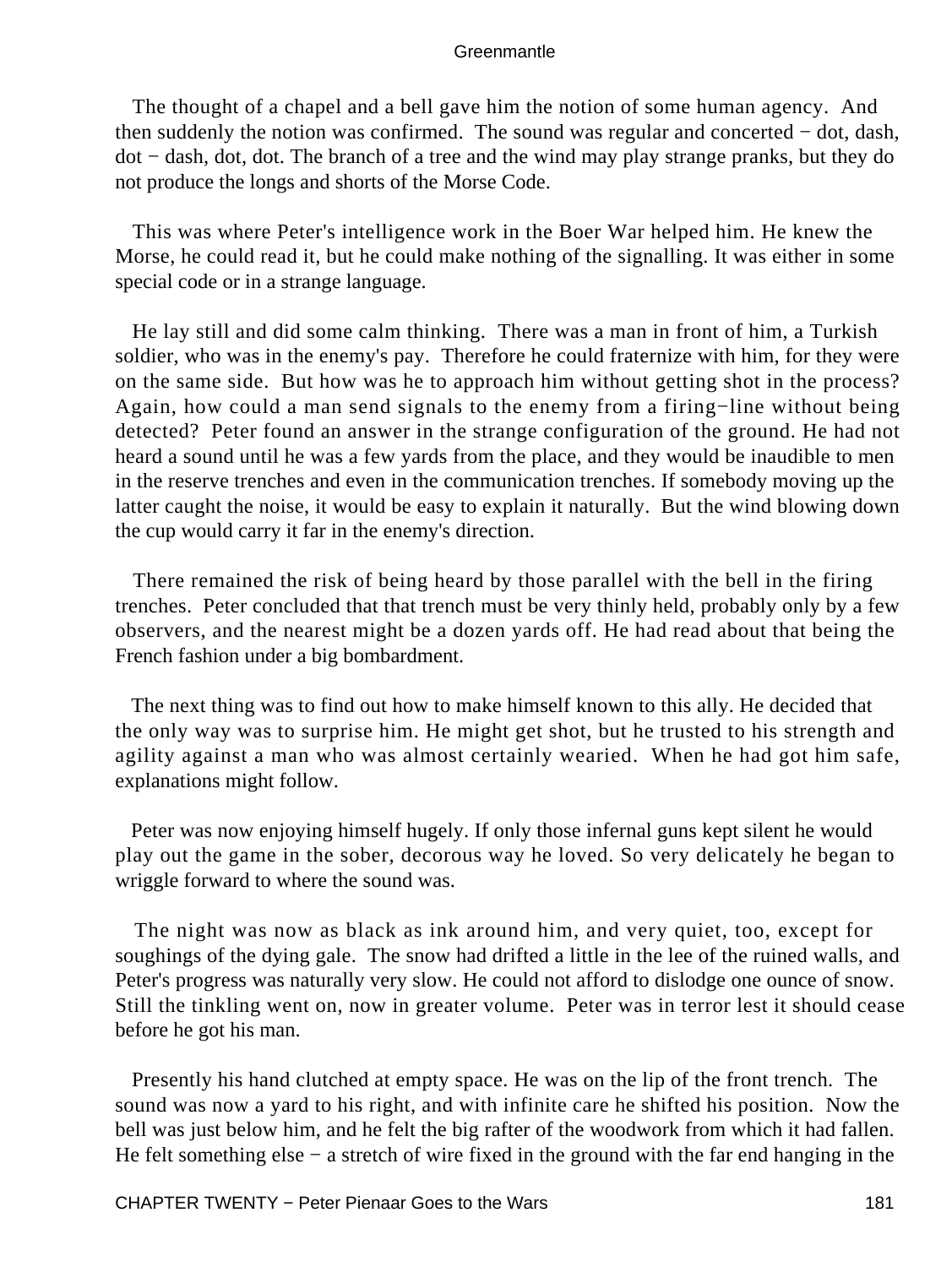The thought of a chapel and a bell gave him the notion of some human agency. And then suddenly the notion was confirmed. The sound was regular and concerted − dot, dash, dot − dash, dot, dot. The branch of a tree and the wind may play strange pranks, but they do not produce the longs and shorts of the Morse Code.

This was where Peter's intelligence work in the Boer War helped him. He knew the Morse, he could read it, but he could make nothing of the signalling. It was either in some special code or in a strange language.

He lay still and did some calm thinking. There was a man in front of him, a Turkish soldier, who was in the enemy's pay. Therefore he could fraternize with him, for they were on the same side. But how was he to approach him without getting shot in the process? Again, how could a man send signals to the enemy from a firing−line without being detected? Peter found an answer in the strange configuration of the ground. He had not heard a sound until he was a few yards from the place, and they would be inaudible to men in the reserve trenches and even in the communication trenches. If somebody moving up the latter caught the noise, it would be easy to explain it naturally. But the wind blowing down the cup would carry it far in the enemy's direction.

There remained the risk of being heard by those parallel with the bell in the firing trenches. Peter concluded that that trench must be very thinly held, probably only by a few observers, and the nearest might be a dozen yards off. He had read about that being the French fashion under a big bombardment.

The next thing was to find out how to make himself known to this ally. He decided that the only way was to surprise him. He might get shot, but he trusted to his strength and agility against a man who was almost certainly wearied. When he had got him safe, explanations might follow.

Peter was now enjoying himself hugely. If only those infernal guns kept silent he would play out the game in the sober, decorous way he loved. So very delicately he began to wriggle forward to where the sound was.

The night was now as black as ink around him, and very quiet, too, except for soughings of the dying gale. The snow had drifted a little in the lee of the ruined walls, and Peter's progress was naturally very slow. He could not afford to dislodge one ounce of snow. Still the tinkling went on, now in greater volume. Peter was in terror lest it should cease before he got his man.

Presently his hand clutched at empty space. He was on the lip of the front trench. The sound was now a yard to his right, and with infinite care he shifted his position. Now the bell was just below him, and he felt the big rafter of the woodwork from which it had fallen. He felt something else − a stretch of wire fixed in the ground with the far end hanging in the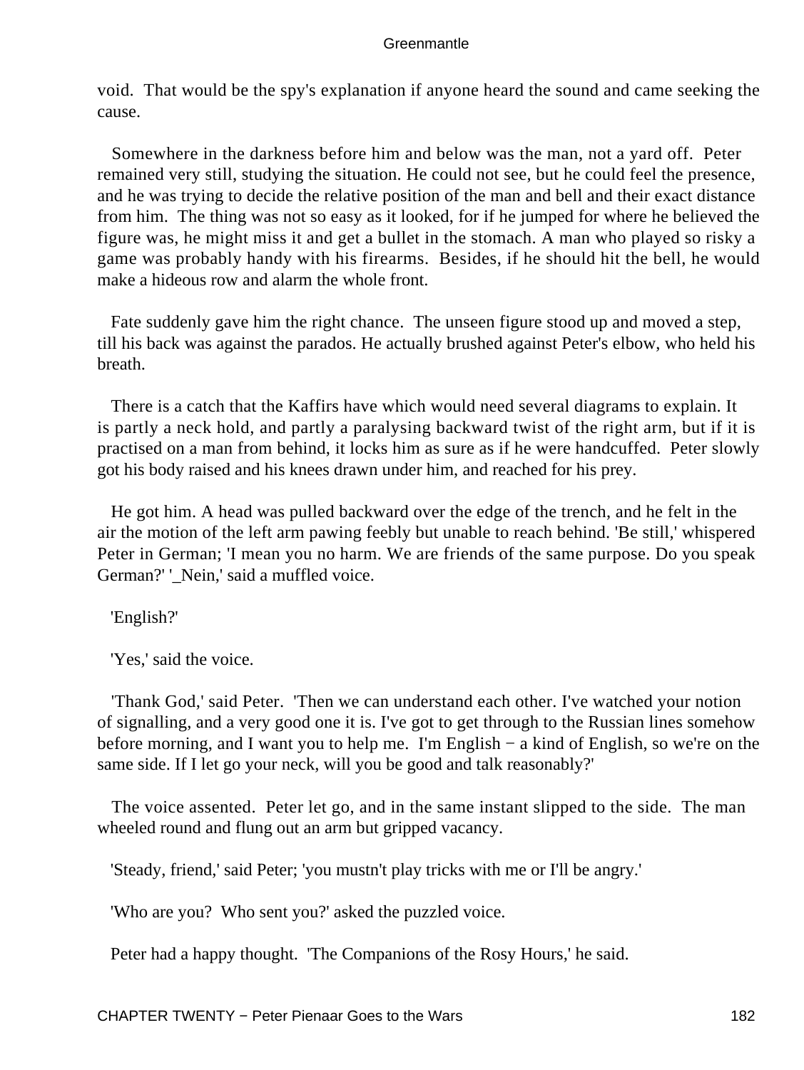void. That would be the spy's explanation if anyone heard the sound and came seeking the cause.

Somewhere in the darkness before him and below was the man, not a yard off. Peter remained very still, studying the situation. He could not see, but he could feel the presence, and he was trying to decide the relative position of the man and bell and their exact distance from him. The thing was not so easy as it looked, for if he jumped for where he believed the figure was, he might miss it and get a bullet in the stomach. A man who played so risky a game was probably handy with his firearms. Besides, if he should hit the bell, he would make a hideous row and alarm the whole front.

Fate suddenly gave him the right chance. The unseen figure stood up and moved a step, till his back was against the parados. He actually brushed against Peter's elbow, who held his breath.

There is a catch that the Kaffirs have which would need several diagrams to explain. It is partly a neck hold, and partly a paralysing backward twist of the right arm, but if it is practised on a man from behind, it locks him as sure as if he were handcuffed. Peter slowly got his body raised and his knees drawn under him, and reached for his prey.

He got him. A head was pulled backward over the edge of the trench, and he felt in the air the motion of the left arm pawing feebly but unable to reach behind. 'Be still,' whispered Peter in German; 'I mean you no harm. We are friends of the same purpose. Do you speak German?' '_Nein,' said a muffled voice.

'English?'

'Yes,' said the voice.

'Thank God,' said Peter. 'Then we can understand each other. I've watched your notion of signalling, and a very good one it is. I've got to get through to the Russian lines somehow before morning, and I want you to help me. I'm English − a kind of English, so we're on the same side. If I let go your neck, will you be good and talk reasonably?'

The voice assented. Peter let go, and in the same instant slipped to the side. The man wheeled round and flung out an arm but gripped vacancy.

'Steady, friend,' said Peter; 'you mustn't play tricks with me or I'll be angry.'

'Who are you? Who sent you?' asked the puzzled voice.

Peter had a happy thought. 'The Companions of the Rosy Hours,' he said.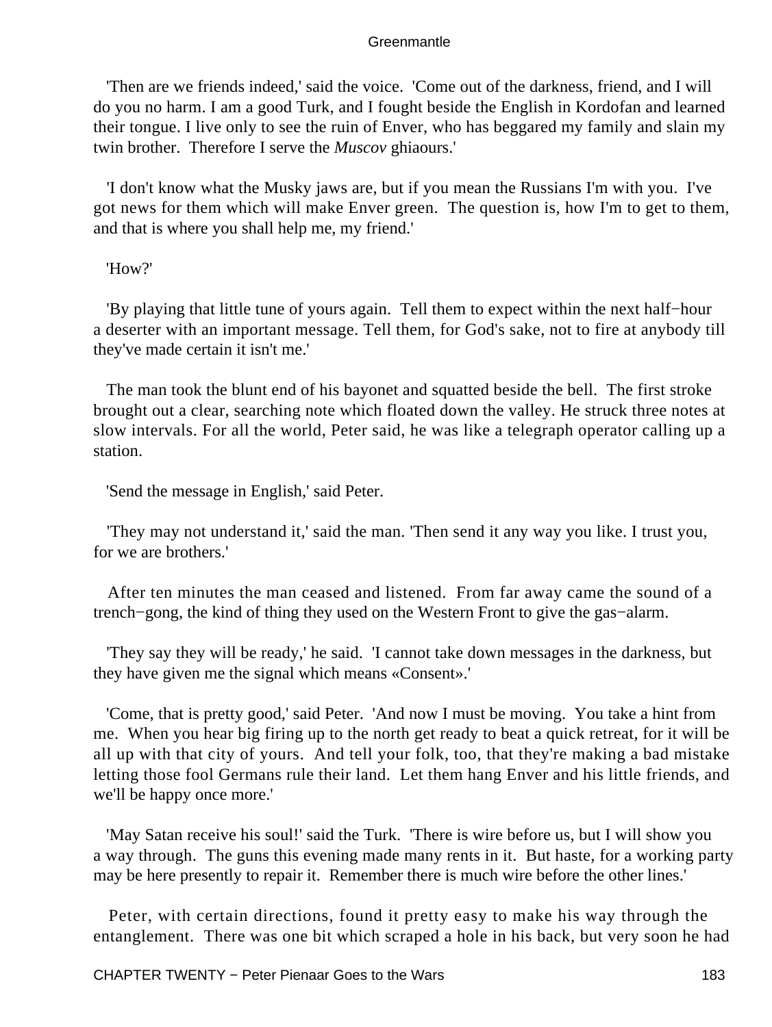'Then are we friends indeed,' said the voice. 'Come out of the darkness, friend, and I will do you no harm. I am a good Turk, and I fought beside the English in Kordofan and learned their tongue. I live only to see the ruin of Enver, who has beggared my family and slain my twin brother. Therefore I serve the *Muscov* ghiaours.'

'I don't know what the Musky jaws are, but if you mean the Russians I'm with you. I've got news for them which will make Enver green. The question is, how I'm to get to them, and that is where you shall help me, my friend.'

'How?'

'By playing that little tune of yours again. Tell them to expect within the next half−hour a deserter with an important message. Tell them, for God's sake, not to fire at anybody till they've made certain it isn't me.'

The man took the blunt end of his bayonet and squatted beside the bell. The first stroke brought out a clear, searching note which floated down the valley. He struck three notes at slow intervals. For all the world, Peter said, he was like a telegraph operator calling up a station.

'Send the message in English,' said Peter.

'They may not understand it,' said the man. 'Then send it any way you like. I trust you, for we are brothers.'

After ten minutes the man ceased and listened. From far away came the sound of a trench−gong, the kind of thing they used on the Western Front to give the gas−alarm.

'They say they will be ready,' he said. 'I cannot take down messages in the darkness, but they have given me the signal which means «Consent».'

'Come, that is pretty good,' said Peter. 'And now I must be moving. You take a hint from me. When you hear big firing up to the north get ready to beat a quick retreat, for it will be all up with that city of yours. And tell your folk, too, that they're making a bad mistake letting those fool Germans rule their land. Let them hang Enver and his little friends, and we'll be happy once more.'

'May Satan receive his soul!' said the Turk. 'There is wire before us, but I will show you a way through. The guns this evening made many rents in it. But haste, for a working party may be here presently to repair it. Remember there is much wire before the other lines.'

Peter, with certain directions, found it pretty easy to make his way through the entanglement. There was one bit which scraped a hole in his back, but very soon he had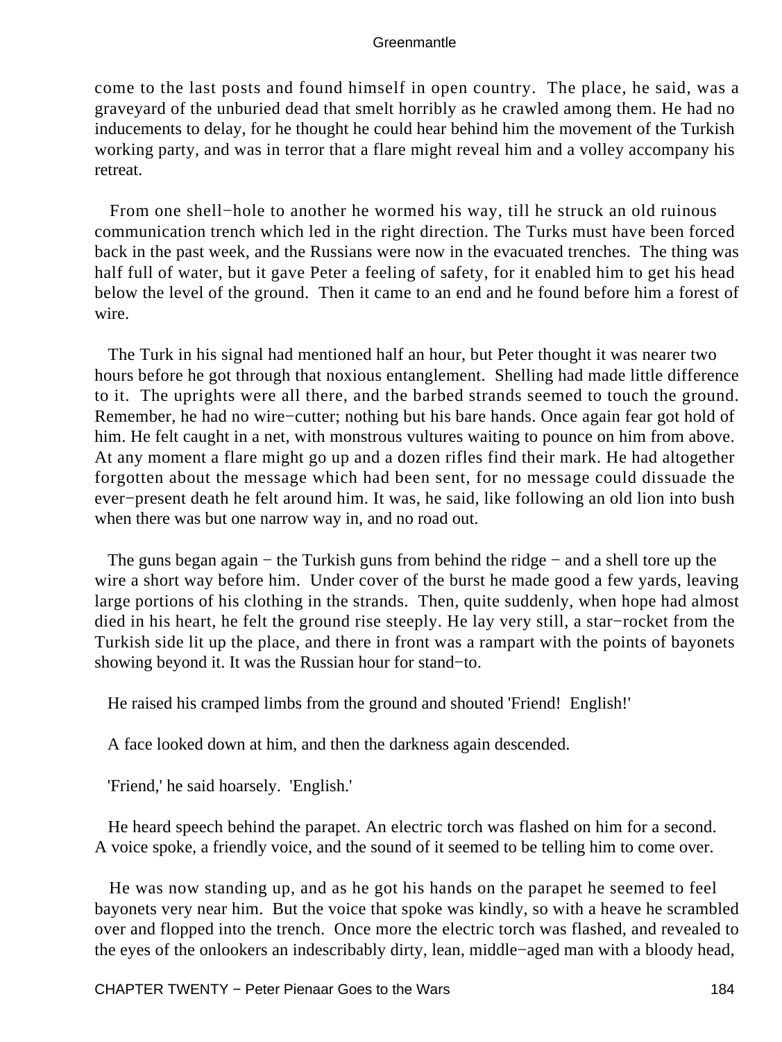come to the last posts and found himself in open country. The place, he said, was a graveyard of the unburied dead that smelt horribly as he crawled among them. He had no inducements to delay, for he thought he could hear behind him the movement of the Turkish working party, and was in terror that a flare might reveal him and a volley accompany his retreat.

From one shell−hole to another he wormed his way, till he struck an old ruinous communication trench which led in the right direction. The Turks must have been forced back in the past week, and the Russians were now in the evacuated trenches. The thing was half full of water, but it gave Peter a feeling of safety, for it enabled him to get his head below the level of the ground. Then it came to an end and he found before him a forest of wire.

The Turk in his signal had mentioned half an hour, but Peter thought it was nearer two hours before he got through that noxious entanglement. Shelling had made little difference to it. The uprights were all there, and the barbed strands seemed to touch the ground. Remember, he had no wire−cutter; nothing but his bare hands. Once again fear got hold of him. He felt caught in a net, with monstrous vultures waiting to pounce on him from above. At any moment a flare might go up and a dozen rifles find their mark. He had altogether forgotten about the message which had been sent, for no message could dissuade the ever−present death he felt around him. It was, he said, like following an old lion into bush when there was but one narrow way in, and no road out.

The guns began again − the Turkish guns from behind the ridge − and a shell tore up the wire a short way before him. Under cover of the burst he made good a few yards, leaving large portions of his clothing in the strands. Then, quite suddenly, when hope had almost died in his heart, he felt the ground rise steeply. He lay very still, a star−rocket from the Turkish side lit up the place, and there in front was a rampart with the points of bayonets showing beyond it. It was the Russian hour for stand−to.

He raised his cramped limbs from the ground and shouted 'Friend! English!'

A face looked down at him, and then the darkness again descended.

'Friend,' he said hoarsely. 'English.'

He heard speech behind the parapet. An electric torch was flashed on him for a second. A voice spoke, a friendly voice, and the sound of it seemed to be telling him to come over.

He was now standing up, and as he got his hands on the parapet he seemed to feel bayonets very near him. But the voice that spoke was kindly, so with a heave he scrambled over and flopped into the trench. Once more the electric torch was flashed, and revealed to the eyes of the onlookers an indescribably dirty, lean, middle−aged man with a bloody head,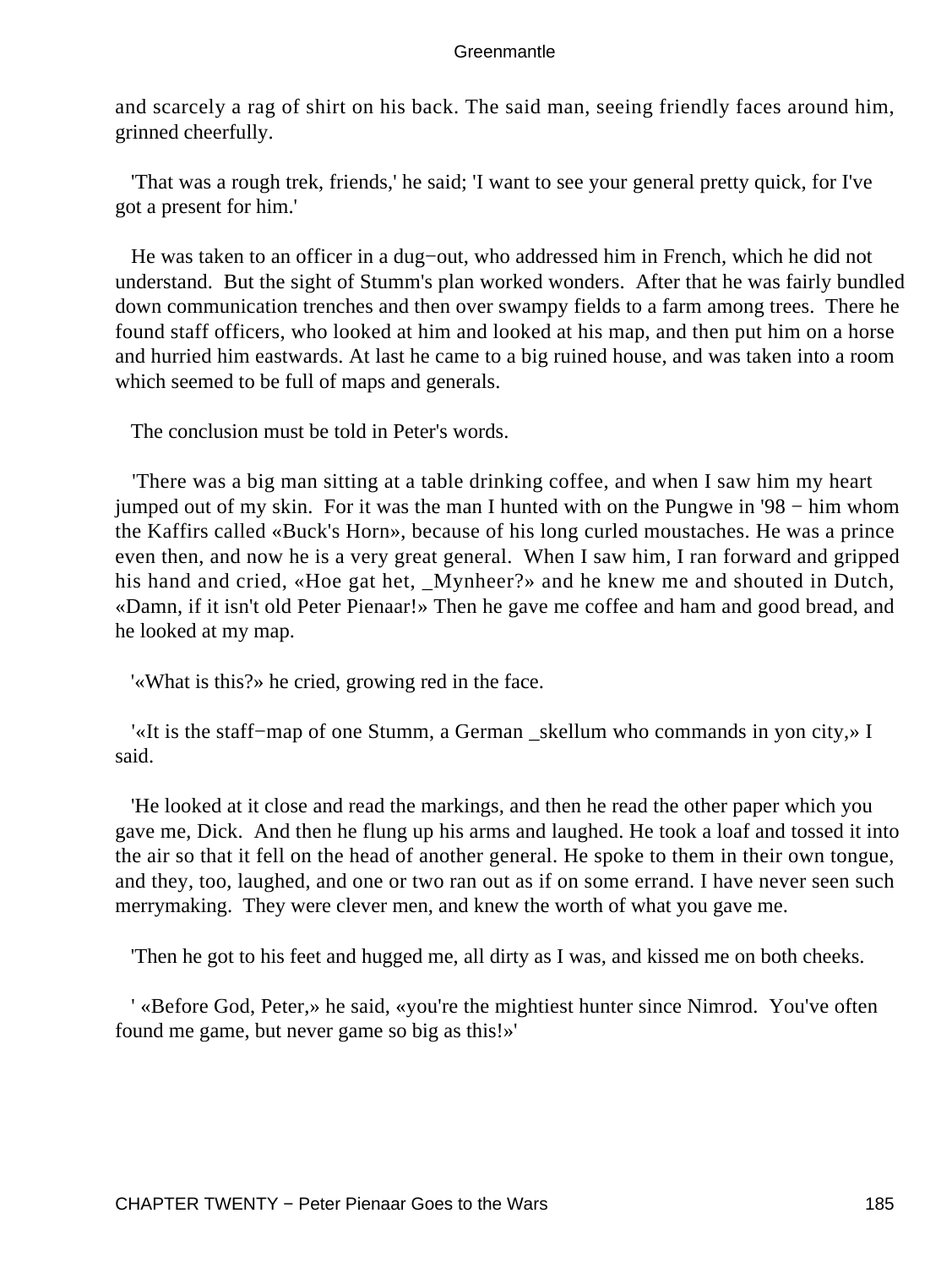and scarcely a rag of shirt on his back. The said man, seeing friendly faces around him, grinned cheerfully.

'That was a rough trek, friends,' he said; 'I want to see your general pretty quick, for I've got a present for him.'

He was taken to an officer in a dug−out, who addressed him in French, which he did not understand. But the sight of Stumm's plan worked wonders. After that he was fairly bundled down communication trenches and then over swampy fields to a farm among trees. There he found staff officers, who looked at him and looked at his map, and then put him on a horse and hurried him eastwards. At last he came to a big ruined house, and was taken into a room which seemed to be full of maps and generals.

The conclusion must be told in Peter's words.

'There was a big man sitting at a table drinking coffee, and when I saw him my heart jumped out of my skin. For it was the man I hunted with on the Pungwe in '98 − him whom the Kaffirs called «Buck's Horn», because of his long curled moustaches. He was a prince even then, and now he is a very great general. When I saw him, I ran forward and gripped his hand and cried, «Hoe gat het, _Mynheer?» and he knew me and shouted in Dutch, «Damn, if it isn't old Peter Pienaar!» Then he gave me coffee and ham and good bread, and he looked at my map.

'«What is this?» he cried, growing red in the face.

'«It is the staff−map of one Stumm, a German _skellum who commands in yon city,» I said.

'He looked at it close and read the markings, and then he read the other paper which you gave me, Dick. And then he flung up his arms and laughed. He took a loaf and tossed it into the air so that it fell on the head of another general. He spoke to them in their own tongue, and they, too, laughed, and one or two ran out as if on some errand. I have never seen such merrymaking. They were clever men, and knew the worth of what you gave me.

'Then he got to his feet and hugged me, all dirty as I was, and kissed me on both cheeks.

' «Before God, Peter,» he said, «you're the mightiest hunter since Nimrod. You've often found me game, but never game so big as this!»'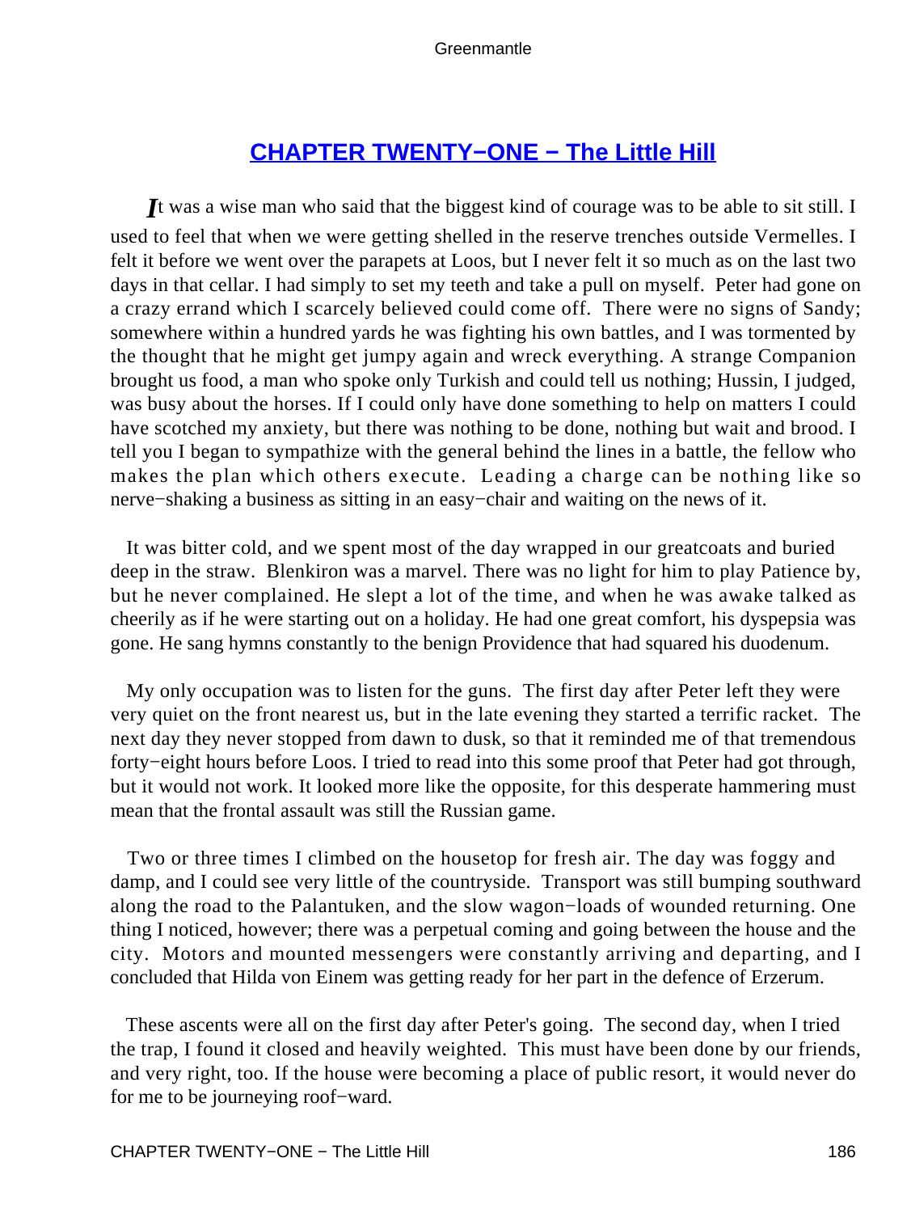## CHAPTER TWENTY−ONE − The Little Hill

*I*t was a wise man who said that the biggest kind of courage was to be able to sit still. I used to feel that when we were getting shelled in the reserve trenches outside Vermelles. I felt it before we went over the parapets at Loos, but I never felt it so much as on the last two days in that cellar. I had simply to set my teeth and take a pull on myself. Peter had gone on a crazy errand which I scarcely believed could come off. There were no signs of Sandy; somewhere within a hundred yards he was fighting his own battles, and I was tormented by the thought that he might get jumpy again and wreck everything. A strange Companion brought us food, a man who spoke only Turkish and could tell us nothing; Hussin, I judged, was busy about the horses. If I could only have done something to help on matters I could have scotched my anxiety, but there was nothing to be done, nothing but wait and brood. I tell you I began to sympathize with the general behind the lines in a battle, the fellow who makes the plan which others execute. Leading a charge can be nothing like so nerve−shaking a business as sitting in an easy−chair and waiting on the news of it.

It was bitter cold, and we spent most of the day wrapped in our greatcoats and buried deep in the straw. Blenkiron was a marvel. There was no light for him to play Patience by, but he never complained. He slept a lot of the time, and when he was awake talked as cheerily as if he were starting out on a holiday. He had one great comfort, his dyspepsia was gone. He sang hymns constantly to the benign Providence that had squared his duodenum.

My only occupation was to listen for the guns. The first day after Peter left they were very quiet on the front nearest us, but in the late evening they started a terrific racket. The next day they never stopped from dawn to dusk, so that it reminded me of that tremendous forty−eight hours before Loos. I tried to read into this some proof that Peter had got through, but it would not work. It looked more like the opposite, for this desperate hammering must mean that the frontal assault was still the Russian game.

Two or three times I climbed on the housetop for fresh air. The day was foggy and damp, and I could see very little of the countryside. Transport was still bumping southward along the road to the Palantuken, and the slow wagon−loads of wounded returning. One thing I noticed, however; there was a perpetual coming and going between the house and the city. Motors and mounted messengers were constantly arriving and departing, and I concluded that Hilda von Einem was getting ready for her part in the defence of Erzerum.

These ascents were all on the first day after Peter's going. The second day, when I tried the trap, I found it closed and heavily weighted. This must have been done by our friends, and very right, too. If the house were becoming a place of public resort, it would never do for me to be journeying roof−ward.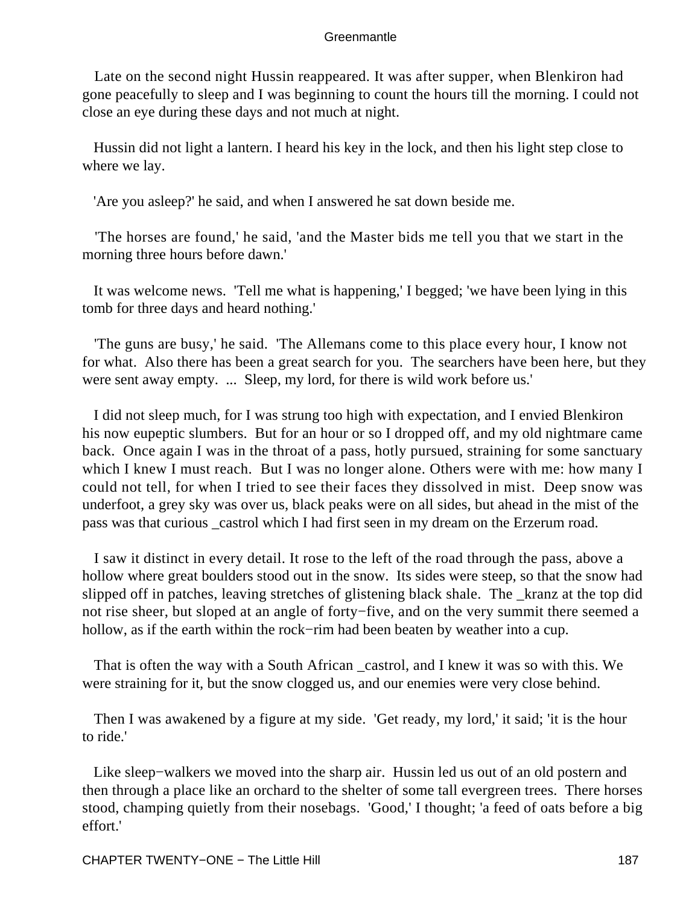Late on the second night Hussin reappeared. It was after supper, when Blenkiron had gone peacefully to sleep and I was beginning to count the hours till the morning. I could not close an eye during these days and not much at night.

Hussin did not light a lantern. I heard his key in the lock, and then his light step close to where we lay.

'Are you asleep?' he said, and when I answered he sat down beside me.

'The horses are found,' he said, 'and the Master bids me tell you that we start in the morning three hours before dawn.'

It was welcome news. 'Tell me what is happening,' I begged; 'we have been lying in this tomb for three days and heard nothing.'

'The guns are busy,' he said. 'The Allemans come to this place every hour, I know not for what. Also there has been a great search for you. The searchers have been here, but they were sent away empty. ... Sleep, my lord, for there is wild work before us.'

I did not sleep much, for I was strung too high with expectation, and I envied Blenkiron his now eupeptic slumbers. But for an hour or so I dropped off, and my old nightmare came back. Once again I was in the throat of a pass, hotly pursued, straining for some sanctuary which I knew I must reach. But I was no longer alone. Others were with me: how many I could not tell, for when I tried to see their faces they dissolved in mist. Deep snow was underfoot, a grey sky was over us, black peaks were on all sides, but ahead in the mist of the pass was that curious _castrol which I had first seen in my dream on the Erzerum road.

I saw it distinct in every detail. It rose to the left of the road through the pass, above a hollow where great boulders stood out in the snow. Its sides were steep, so that the snow had slipped off in patches, leaving stretches of glistening black shale. The _kranz at the top did not rise sheer, but sloped at an angle of forty−five, and on the very summit there seemed a hollow, as if the earth within the rock−rim had been beaten by weather into a cup.

That is often the way with a South African _castrol, and I knew it was so with this. We were straining for it, but the snow clogged us, and our enemies were very close behind.

Then I was awakened by a figure at my side. 'Get ready, my lord,' it said; 'it is the hour to ride.'

Like sleep−walkers we moved into the sharp air. Hussin led us out of an old postern and then through a place like an orchard to the shelter of some tall evergreen trees. There horses stood, champing quietly from their nosebags. 'Good,' I thought; 'a feed of oats before a big effort.'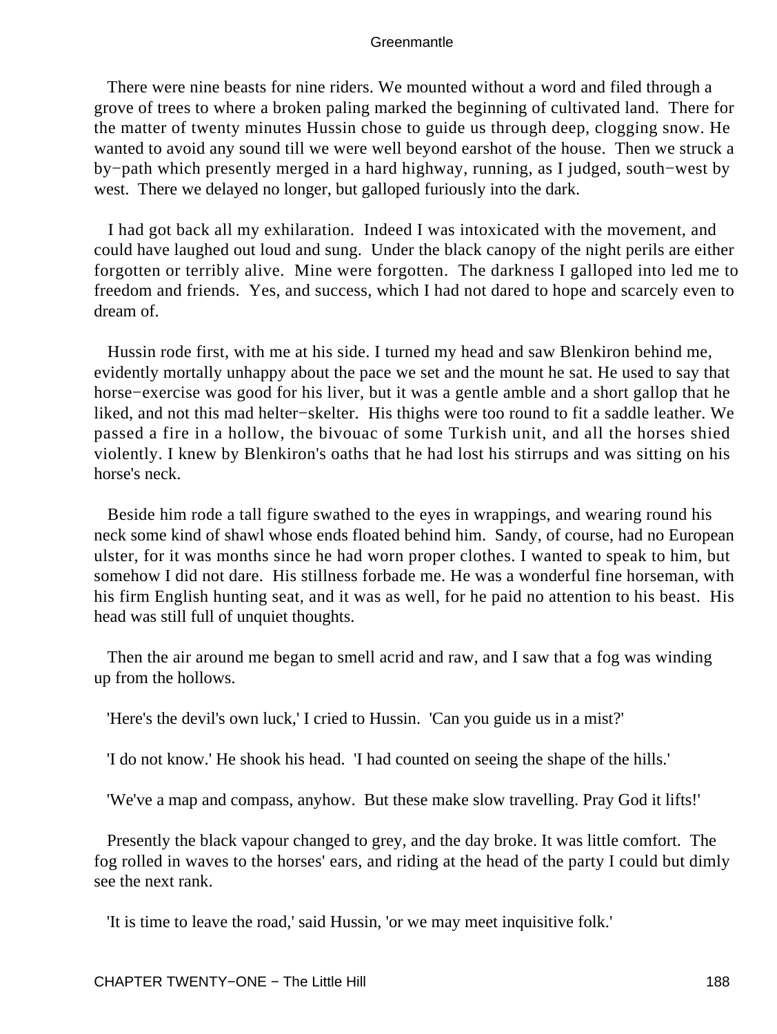There were nine beasts for nine riders. We mounted without a word and filed through a grove of trees to where a broken paling marked the beginning of cultivated land. There for the matter of twenty minutes Hussin chose to guide us through deep, clogging snow. He wanted to avoid any sound till we were well beyond earshot of the house. Then we struck a by−path which presently merged in a hard highway, running, as I judged, south−west by west. There we delayed no longer, but galloped furiously into the dark.

I had got back all my exhilaration. Indeed I was intoxicated with the movement, and could have laughed out loud and sung. Under the black canopy of the night perils are either forgotten or terribly alive. Mine were forgotten. The darkness I galloped into led me to freedom and friends. Yes, and success, which I had not dared to hope and scarcely even to dream of.

Hussin rode first, with me at his side. I turned my head and saw Blenkiron behind me, evidently mortally unhappy about the pace we set and the mount he sat. He used to say that horse−exercise was good for his liver, but it was a gentle amble and a short gallop that he liked, and not this mad helter−skelter. His thighs were too round to fit a saddle leather. We passed a fire in a hollow, the bivouac of some Turkish unit, and all the horses shied violently. I knew by Blenkiron's oaths that he had lost his stirrups and was sitting on his horse's neck.

Beside him rode a tall figure swathed to the eyes in wrappings, and wearing round his neck some kind of shawl whose ends floated behind him. Sandy, of course, had no European ulster, for it was months since he had worn proper clothes. I wanted to speak to him, but somehow I did not dare. His stillness forbade me. He was a wonderful fine horseman, with his firm English hunting seat, and it was as well, for he paid no attention to his beast. His head was still full of unquiet thoughts.

Then the air around me began to smell acrid and raw, and I saw that a fog was winding up from the hollows.

'Here's the devil's own luck,' I cried to Hussin. 'Can you guide us in a mist?'

'I do not know.' He shook his head. 'I had counted on seeing the shape of the hills.'

'We've a map and compass, anyhow. But these make slow travelling. Pray God it lifts!'

Presently the black vapour changed to grey, and the day broke. It was little comfort. The fog rolled in waves to the horses' ears, and riding at the head of the party I could but dimly see the next rank.

'It is time to leave the road,' said Hussin, 'or we may meet inquisitive folk.'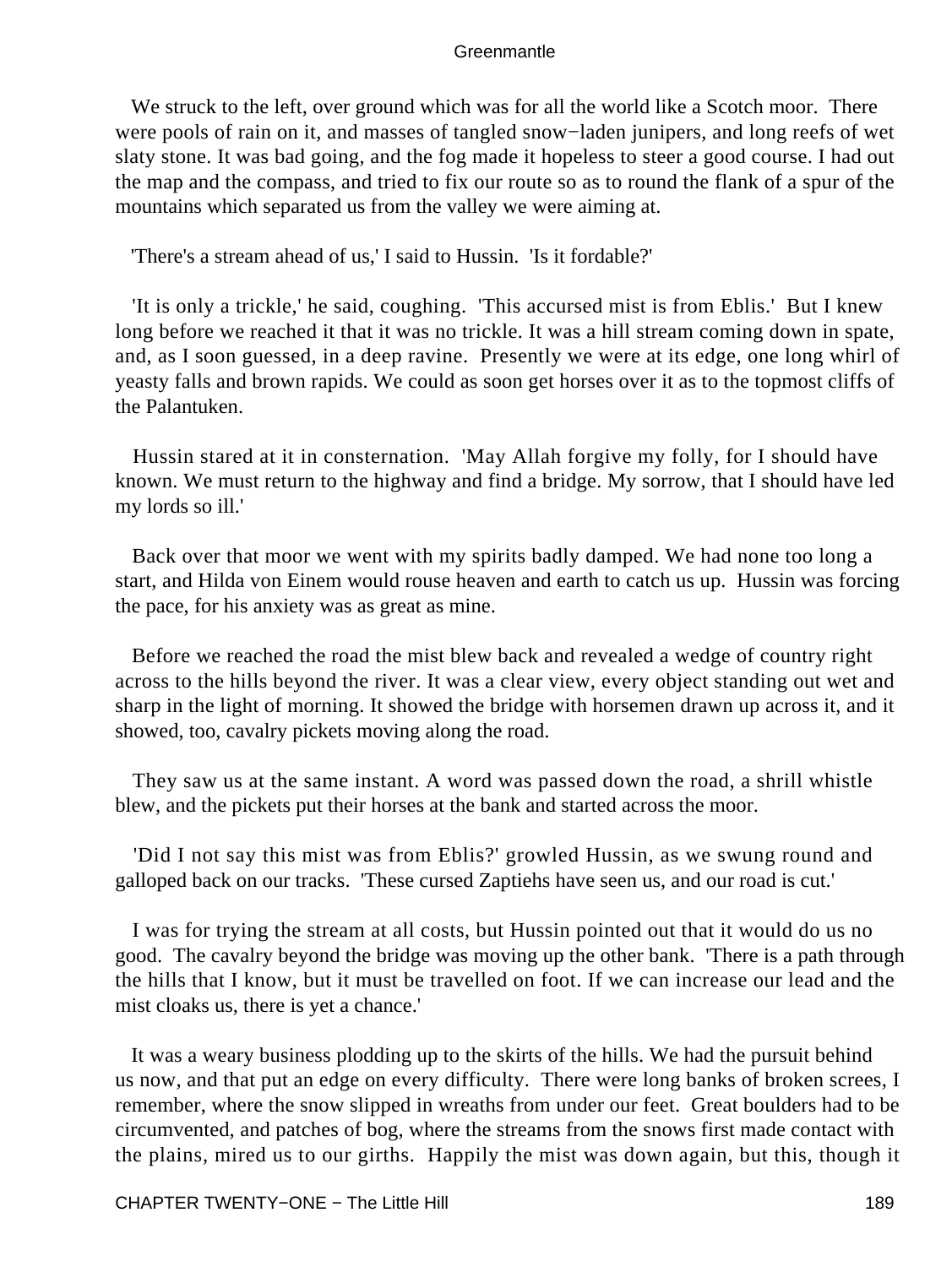We struck to the left, over ground which was for all the world like a Scotch moor. There were pools of rain on it, and masses of tangled snow−laden junipers, and long reefs of wet slaty stone. It was bad going, and the fog made it hopeless to steer a good course. I had out the map and the compass, and tried to fix our route so as to round the flank of a spur of the mountains which separated us from the valley we were aiming at.

'There's a stream ahead of us,' I said to Hussin. 'Is it fordable?'

'It is only a trickle,' he said, coughing. 'This accursed mist is from Eblis.' But I knew long before we reached it that it was no trickle. It was a hill stream coming down in spate, and, as I soon guessed, in a deep ravine. Presently we were at its edge, one long whirl of yeasty falls and brown rapids. We could as soon get horses over it as to the topmost cliffs of the Palantuken.

Hussin stared at it in consternation. 'May Allah forgive my folly, for I should have known. We must return to the highway and find a bridge. My sorrow, that I should have led my lords so ill.'

Back over that moor we went with my spirits badly damped. We had none too long a start, and Hilda von Einem would rouse heaven and earth to catch us up. Hussin was forcing the pace, for his anxiety was as great as mine.

Before we reached the road the mist blew back and revealed a wedge of country right across to the hills beyond the river. It was a clear view, every object standing out wet and sharp in the light of morning. It showed the bridge with horsemen drawn up across it, and it showed, too, cavalry pickets moving along the road.

They saw us at the same instant. A word was passed down the road, a shrill whistle blew, and the pickets put their horses at the bank and started across the moor.

'Did I not say this mist was from Eblis?' growled Hussin, as we swung round and galloped back on our tracks. 'These cursed Zaptiehs have seen us, and our road is cut.'

I was for trying the stream at all costs, but Hussin pointed out that it would do us no good. The cavalry beyond the bridge was moving up the other bank. 'There is a path through the hills that I know, but it must be travelled on foot. If we can increase our lead and the mist cloaks us, there is yet a chance.'

It was a weary business plodding up to the skirts of the hills. We had the pursuit behind us now, and that put an edge on every difficulty. There were long banks of broken screes, I remember, where the snow slipped in wreaths from under our feet. Great boulders had to be circumvented, and patches of bog, where the streams from the snows first made contact with the plains, mired us to our girths. Happily the mist was down again, but this, though it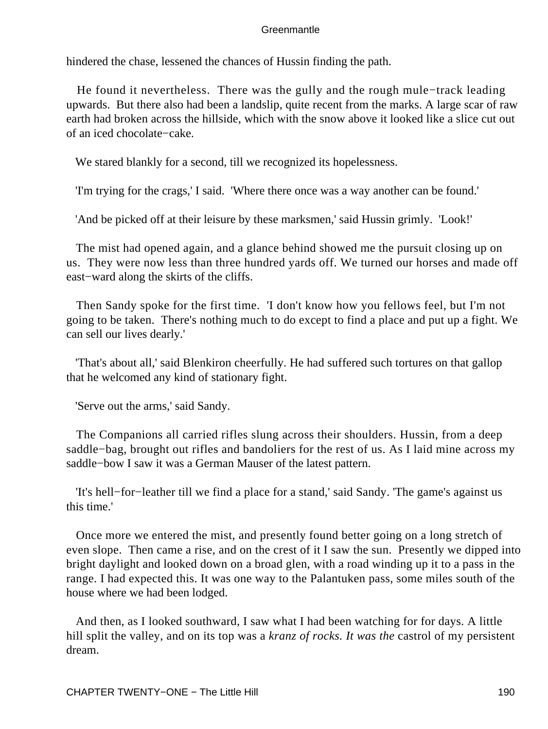hindered the chase, lessened the chances of Hussin finding the path.

He found it nevertheless. There was the gully and the rough mule−track leading upwards. But there also had been a landslip, quite recent from the marks. A large scar of raw earth had broken across the hillside, which with the snow above it looked like a slice cut out of an iced chocolate−cake.

We stared blankly for a second, till we recognized its hopelessness.

'I'm trying for the crags,' I said. 'Where there once was a way another can be found.'

'And be picked off at their leisure by these marksmen,' said Hussin grimly. 'Look!'

The mist had opened again, and a glance behind showed me the pursuit closing up on us. They were now less than three hundred yards off. We turned our horses and made off east−ward along the skirts of the cliffs.

Then Sandy spoke for the first time. 'I don't know how you fellows feel, but I'm not going to be taken. There's nothing much to do except to find a place and put up a fight. We can sell our lives dearly.'

'That's about all,' said Blenkiron cheerfully. He had suffered such tortures on that gallop that he welcomed any kind of stationary fight.

'Serve out the arms,' said Sandy.

The Companions all carried rifles slung across their shoulders. Hussin, from a deep saddle−bag, brought out rifles and bandoliers for the rest of us. As I laid mine across my saddle−bow I saw it was a German Mauser of the latest pattern.

'It's hell−for−leather till we find a place for a stand,' said Sandy. 'The game's against us this time.'

Once more we entered the mist, and presently found better going on a long stretch of even slope. Then came a rise, and on the crest of it I saw the sun. Presently we dipped into bright daylight and looked down on a broad glen, with a road winding up it to a pass in the range. I had expected this. It was one way to the Palantuken pass, some miles south of the house where we had been lodged.

And then, as I looked southward, I saw what I had been watching for for days. A little hill split the valley, and on its top was a *kranz of rocks. It was the* castrol of my persistent dream.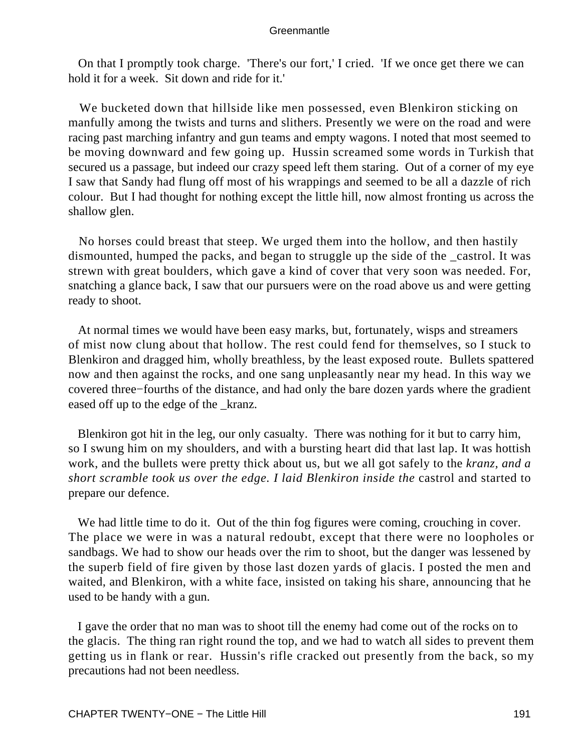On that I promptly took charge. 'There's our fort,' I cried. 'If we once get there we can hold it for a week. Sit down and ride for it.'

We bucketed down that hillside like men possessed, even Blenkiron sticking on manfully among the twists and turns and slithers. Presently we were on the road and were racing past marching infantry and gun teams and empty wagons. I noted that most seemed to be moving downward and few going up. Hussin screamed some words in Turkish that secured us a passage, but indeed our crazy speed left them staring. Out of a corner of my eye I saw that Sandy had flung off most of his wrappings and seemed to be all a dazzle of rich colour. But I had thought for nothing except the little hill, now almost fronting us across the shallow glen.

No horses could breast that steep. We urged them into the hollow, and then hastily dismounted, humped the packs, and began to struggle up the side of the _castrol. It was strewn with great boulders, which gave a kind of cover that very soon was needed. For, snatching a glance back, I saw that our pursuers were on the road above us and were getting ready to shoot.

At normal times we would have been easy marks, but, fortunately, wisps and streamers of mist now clung about that hollow. The rest could fend for themselves, so I stuck to Blenkiron and dragged him, wholly breathless, by the least exposed route. Bullets spattered now and then against the rocks, and one sang unpleasantly near my head. In this way we covered three−fourths of the distance, and had only the bare dozen yards where the gradient eased off up to the edge of the _kranz.

Blenkiron got hit in the leg, our only casualty. There was nothing for it but to carry him, so I swung him on my shoulders, and with a bursting heart did that last lap. It was hottish work, and the bullets were pretty thick about us, but we all got safely to the *kranz, and a short scramble took us over the edge. I laid Blenkiron inside the* castrol and started to prepare our defence.

We had little time to do it. Out of the thin fog figures were coming, crouching in cover. The place we were in was a natural redoubt, except that there were no loopholes or sandbags. We had to show our heads over the rim to shoot, but the danger was lessened by the superb field of fire given by those last dozen yards of glacis. I posted the men and waited, and Blenkiron, with a white face, insisted on taking his share, announcing that he used to be handy with a gun.

I gave the order that no man was to shoot till the enemy had come out of the rocks on to the glacis. The thing ran right round the top, and we had to watch all sides to prevent them getting us in flank or rear. Hussin's rifle cracked out presently from the back, so my precautions had not been needless.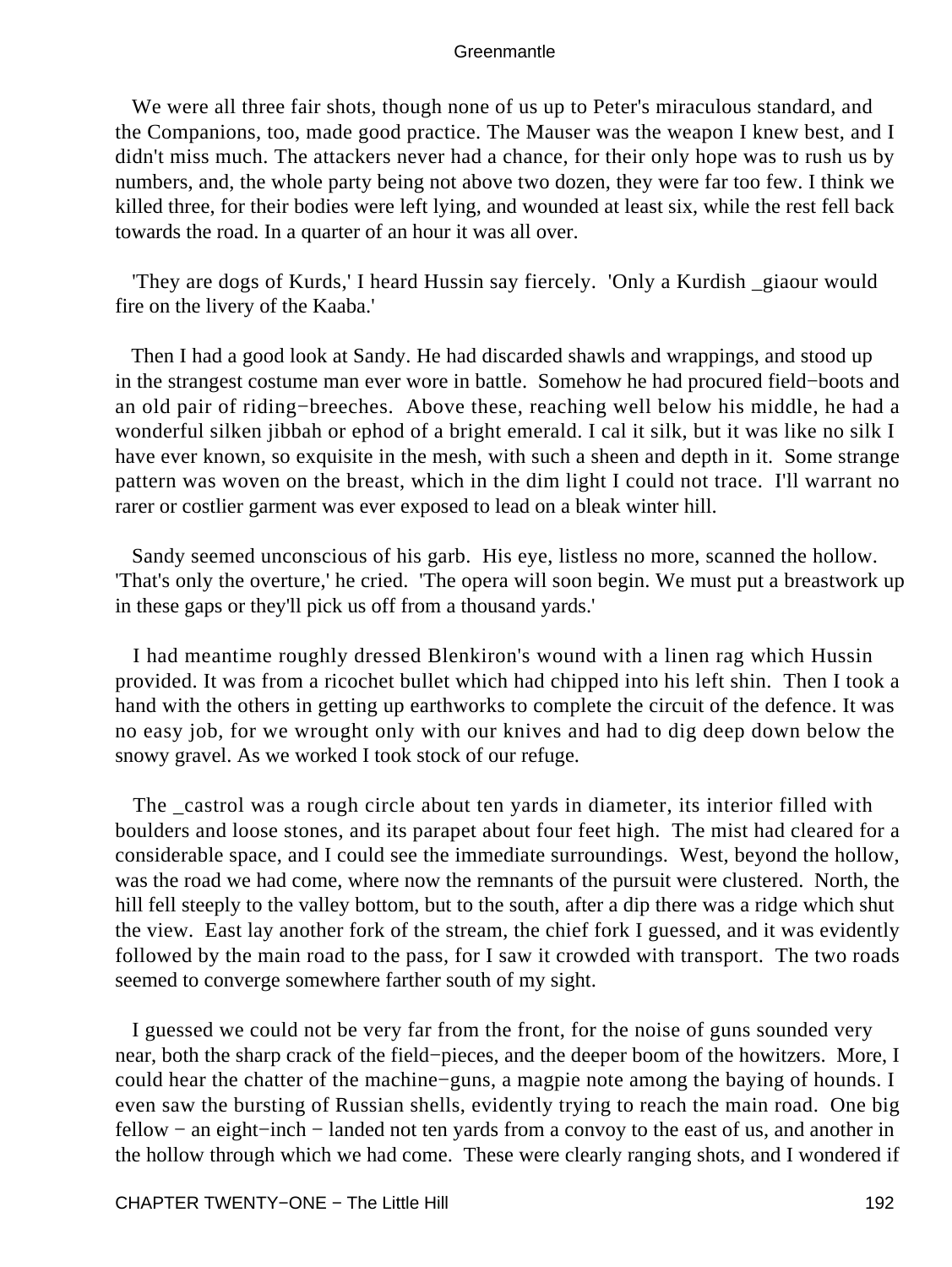We were all three fair shots, though none of us up to Peter's miraculous standard, and the Companions, too, made good practice. The Mauser was the weapon I knew best, and I didn't miss much. The attackers never had a chance, for their only hope was to rush us by numbers, and, the whole party being not above two dozen, they were far too few. I think we killed three, for their bodies were left lying, and wounded at least six, while the rest fell back towards the road. In a quarter of an hour it was all over.

'They are dogs of Kurds,' I heard Hussin say fiercely. 'Only a Kurdish _giaour would fire on the livery of the Kaaba.'

Then I had a good look at Sandy. He had discarded shawls and wrappings, and stood up in the strangest costume man ever wore in battle. Somehow he had procured field−boots and an old pair of riding−breeches. Above these, reaching well below his middle, he had a wonderful silken jibbah or ephod of a bright emerald. I cal it silk, but it was like no silk I have ever known, so exquisite in the mesh, with such a sheen and depth in it. Some strange pattern was woven on the breast, which in the dim light I could not trace. I'll warrant no rarer or costlier garment was ever exposed to lead on a bleak winter hill.

Sandy seemed unconscious of his garb. His eye, listless no more, scanned the hollow. 'That's only the overture,' he cried. 'The opera will soon begin. We must put a breastwork up in these gaps or they'll pick us off from a thousand yards.'

I had meantime roughly dressed Blenkiron's wound with a linen rag which Hussin provided. It was from a ricochet bullet which had chipped into his left shin. Then I took a hand with the others in getting up earthworks to complete the circuit of the defence. It was no easy job, for we wrought only with our knives and had to dig deep down below the snowy gravel. As we worked I took stock of our refuge.

The _castrol was a rough circle about ten yards in diameter, its interior filled with boulders and loose stones, and its parapet about four feet high. The mist had cleared for a considerable space, and I could see the immediate surroundings. West, beyond the hollow, was the road we had come, where now the remnants of the pursuit were clustered. North, the hill fell steeply to the valley bottom, but to the south, after a dip there was a ridge which shut the view. East lay another fork of the stream, the chief fork I guessed, and it was evidently followed by the main road to the pass, for I saw it crowded with transport. The two roads seemed to converge somewhere farther south of my sight.

I guessed we could not be very far from the front, for the noise of guns sounded very near, both the sharp crack of the field−pieces, and the deeper boom of the howitzers. More, I could hear the chatter of the machine−guns, a magpie note among the baying of hounds. I even saw the bursting of Russian shells, evidently trying to reach the main road. One big fellow − an eight−inch − landed not ten yards from a convoy to the east of us, and another in the hollow through which we had come. These were clearly ranging shots, and I wondered if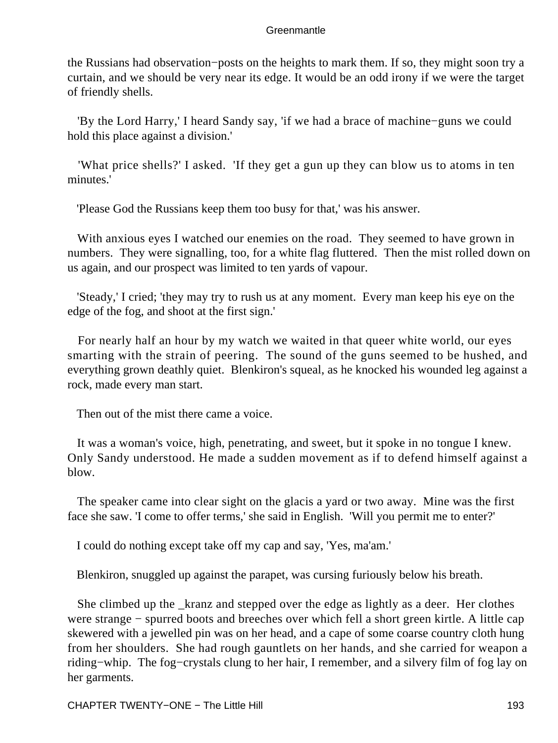the Russians had observation−posts on the heights to mark them. If so, they might soon try a curtain, and we should be very near its edge. It would be an odd irony if we were the target of friendly shells.

'By the Lord Harry,' I heard Sandy say, 'if we had a brace of machine−guns we could hold this place against a division.'

'What price shells?' I asked. 'If they get a gun up they can blow us to atoms in ten minutes.'

'Please God the Russians keep them too busy for that,' was his answer.

With anxious eyes I watched our enemies on the road. They seemed to have grown in numbers. They were signalling, too, for a white flag fluttered. Then the mist rolled down on us again, and our prospect was limited to ten yards of vapour.

'Steady,' I cried; 'they may try to rush us at any moment. Every man keep his eye on the edge of the fog, and shoot at the first sign.'

For nearly half an hour by my watch we waited in that queer white world, our eyes smarting with the strain of peering. The sound of the guns seemed to be hushed, and everything grown deathly quiet. Blenkiron's squeal, as he knocked his wounded leg against a rock, made every man start.

Then out of the mist there came a voice.

It was a woman's voice, high, penetrating, and sweet, but it spoke in no tongue I knew. Only Sandy understood. He made a sudden movement as if to defend himself against a blow.

The speaker came into clear sight on the glacis a yard or two away. Mine was the first face she saw. 'I come to offer terms,' she said in English. 'Will you permit me to enter?'

I could do nothing except take off my cap and say, 'Yes, ma'am.'

Blenkiron, snuggled up against the parapet, was cursing furiously below his breath.

She climbed up the _kranz and stepped over the edge as lightly as a deer. Her clothes were strange − spurred boots and breeches over which fell a short green kirtle. A little cap skewered with a jewelled pin was on her head, and a cape of some coarse country cloth hung from her shoulders. She had rough gauntlets on her hands, and she carried for weapon a riding−whip. The fog−crystals clung to her hair, I remember, and a silvery film of fog lay on her garments.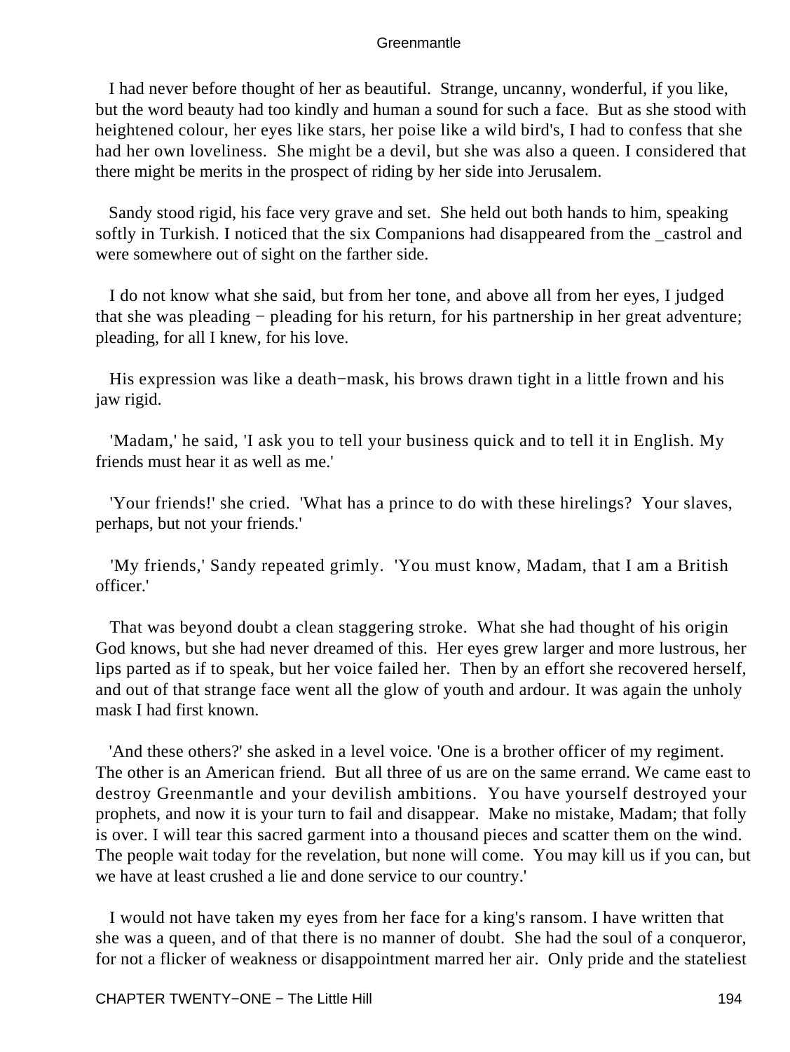I had never before thought of her as beautiful. Strange, uncanny, wonderful, if you like, but the word beauty had too kindly and human a sound for such a face. But as she stood with heightened colour, her eyes like stars, her poise like a wild bird's, I had to confess that she had her own loveliness. She might be a devil, but she was also a queen. I considered that there might be merits in the prospect of riding by her side into Jerusalem.

Sandy stood rigid, his face very grave and set. She held out both hands to him, speaking softly in Turkish. I noticed that the six Companions had disappeared from the _castrol and were somewhere out of sight on the farther side.

I do not know what she said, but from her tone, and above all from her eyes, I judged that she was pleading − pleading for his return, for his partnership in her great adventure; pleading, for all I knew, for his love.

His expression was like a death−mask, his brows drawn tight in a little frown and his jaw rigid.

'Madam,' he said, 'I ask you to tell your business quick and to tell it in English. My friends must hear it as well as me.'

'Your friends!' she cried. 'What has a prince to do with these hirelings? Your slaves, perhaps, but not your friends.'

'My friends,' Sandy repeated grimly. 'You must know, Madam, that I am a British officer.'

That was beyond doubt a clean staggering stroke. What she had thought of his origin God knows, but she had never dreamed of this. Her eyes grew larger and more lustrous, her lips parted as if to speak, but her voice failed her. Then by an effort she recovered herself, and out of that strange face went all the glow of youth and ardour. It was again the unholy mask I had first known.

'And these others?' she asked in a level voice. 'One is a brother officer of my regiment. The other is an American friend. But all three of us are on the same errand. We came east to destroy Greenmantle and your devilish ambitions. You have yourself destroyed your prophets, and now it is your turn to fail and disappear. Make no mistake, Madam; that folly is over. I will tear this sacred garment into a thousand pieces and scatter them on the wind. The people wait today for the revelation, but none will come. You may kill us if you can, but we have at least crushed a lie and done service to our country.'

I would not have taken my eyes from her face for a king's ransom. I have written that she was a queen, and of that there is no manner of doubt. She had the soul of a conqueror, for not a flicker of weakness or disappointment marred her air. Only pride and the stateliest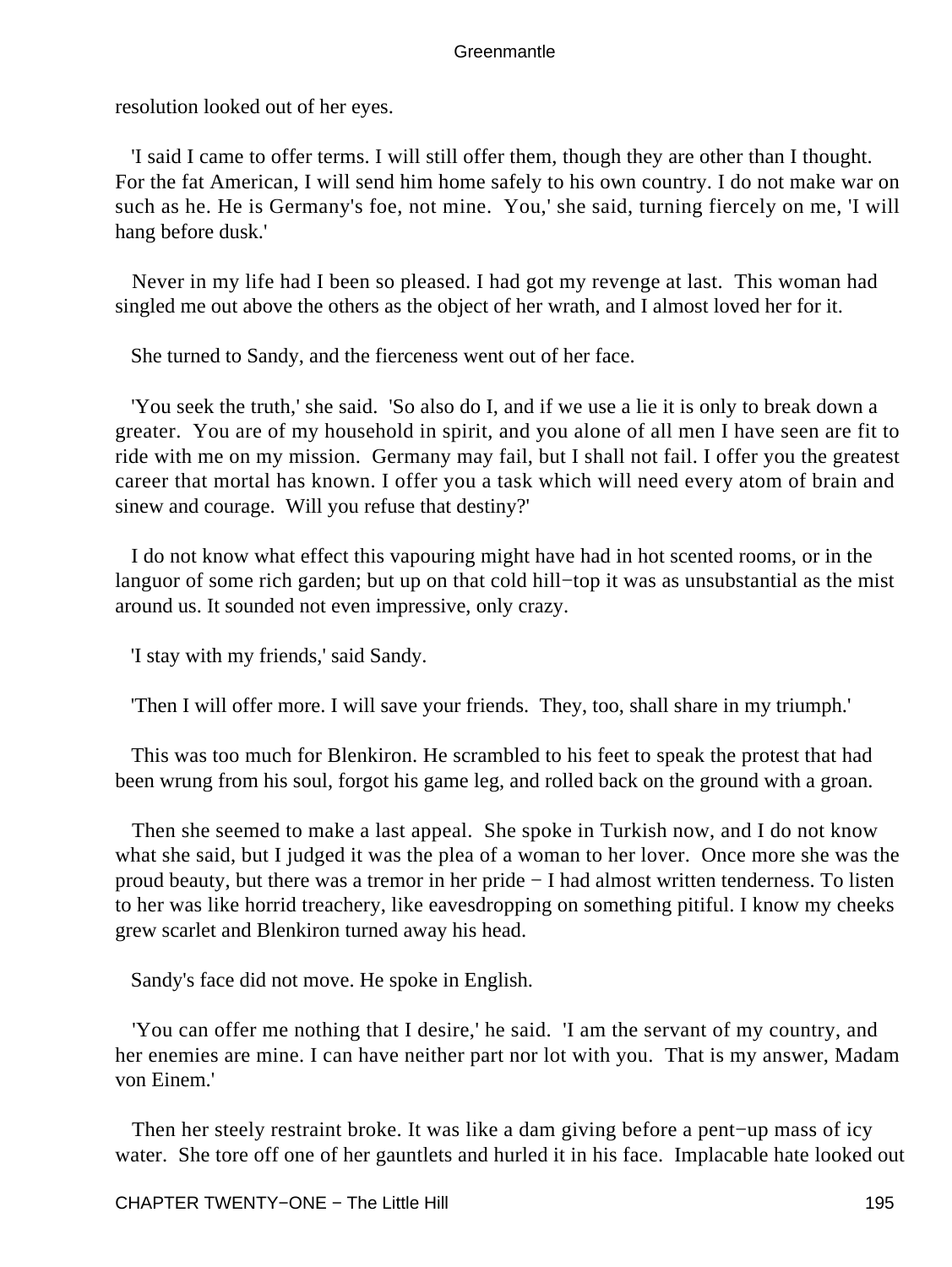resolution looked out of her eyes.

'I said I came to offer terms. I will still offer them, though they are other than I thought. For the fat American, I will send him home safely to his own country. I do not make war on such as he. He is Germany's foe, not mine. You,' she said, turning fiercely on me, 'I will hang before dusk.'

Never in my life had I been so pleased. I had got my revenge at last. This woman had singled me out above the others as the object of her wrath, and I almost loved her for it.

She turned to Sandy, and the fierceness went out of her face.

'You seek the truth,' she said. 'So also do I, and if we use a lie it is only to break down a greater. You are of my household in spirit, and you alone of all men I have seen are fit to ride with me on my mission. Germany may fail, but I shall not fail. I offer you the greatest career that mortal has known. I offer you a task which will need every atom of brain and sinew and courage. Will you refuse that destiny?'

I do not know what effect this vapouring might have had in hot scented rooms, or in the languor of some rich garden; but up on that cold hill−top it was as unsubstantial as the mist around us. It sounded not even impressive, only crazy.

'I stay with my friends,' said Sandy.

'Then I will offer more. I will save your friends. They, too, shall share in my triumph.'

This was too much for Blenkiron. He scrambled to his feet to speak the protest that had been wrung from his soul, forgot his game leg, and rolled back on the ground with a groan.

Then she seemed to make a last appeal. She spoke in Turkish now, and I do not know what she said, but I judged it was the plea of a woman to her lover. Once more she was the proud beauty, but there was a tremor in her pride − I had almost written tenderness. To listen to her was like horrid treachery, like eavesdropping on something pitiful. I know my cheeks grew scarlet and Blenkiron turned away his head.

Sandy's face did not move. He spoke in English.

'You can offer me nothing that I desire,' he said. 'I am the servant of my country, and her enemies are mine. I can have neither part nor lot with you. That is my answer, Madam von Einem.'

Then her steely restraint broke. It was like a dam giving before a pent−up mass of icy water. She tore off one of her gauntlets and hurled it in his face. Implacable hate looked out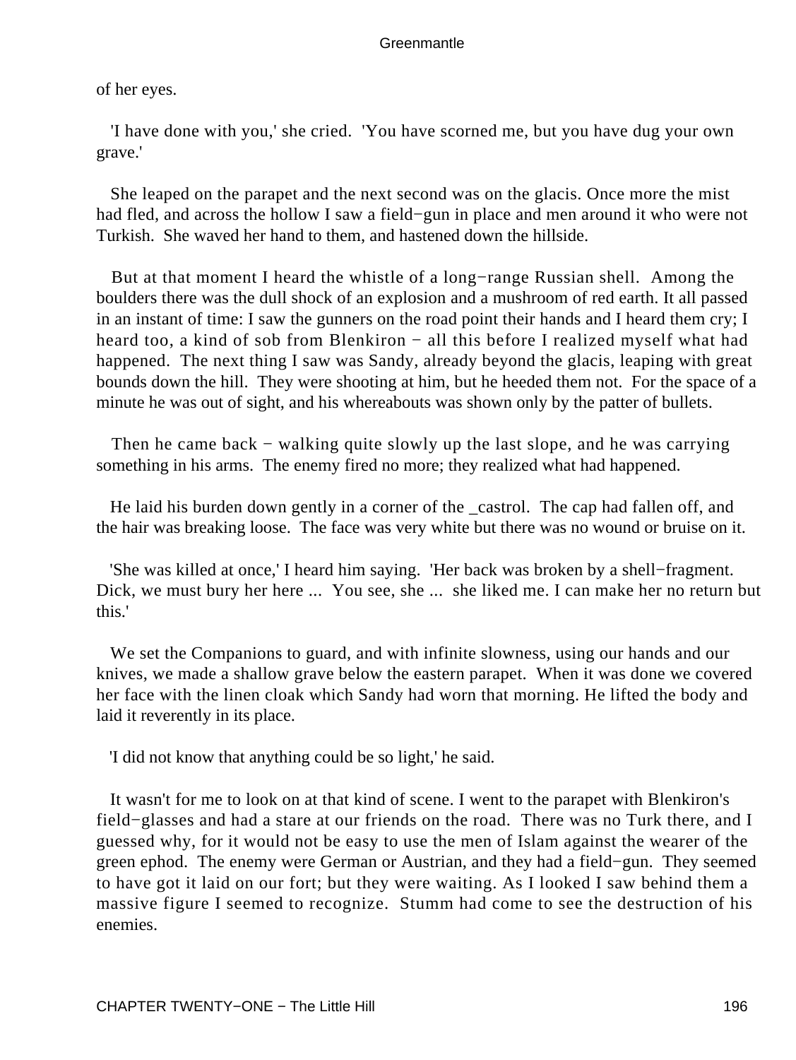of her eyes.

'I have done with you,' she cried. 'You have scorned me, but you have dug your own grave.'

She leaped on the parapet and the next second was on the glacis. Once more the mist had fled, and across the hollow I saw a field−gun in place and men around it who were not Turkish. She waved her hand to them, and hastened down the hillside.

But at that moment I heard the whistle of a long−range Russian shell. Among the boulders there was the dull shock of an explosion and a mushroom of red earth. It all passed in an instant of time: I saw the gunners on the road point their hands and I heard them cry; I heard too, a kind of sob from Blenkiron − all this before I realized myself what had happened. The next thing I saw was Sandy, already beyond the glacis, leaping with great bounds down the hill. They were shooting at him, but he heeded them not. For the space of a minute he was out of sight, and his whereabouts was shown only by the patter of bullets.

Then he came back − walking quite slowly up the last slope, and he was carrying something in his arms. The enemy fired no more; they realized what had happened.

He laid his burden down gently in a corner of the _castrol. The cap had fallen off, and the hair was breaking loose. The face was very white but there was no wound or bruise on it.

'She was killed at once,' I heard him saying. 'Her back was broken by a shell−fragment. Dick, we must bury her here ... You see, she ... she liked me. I can make her no return but this.'

We set the Companions to guard, and with infinite slowness, using our hands and our knives, we made a shallow grave below the eastern parapet. When it was done we covered her face with the linen cloak which Sandy had worn that morning. He lifted the body and laid it reverently in its place.

'I did not know that anything could be so light,' he said.

It wasn't for me to look on at that kind of scene. I went to the parapet with Blenkiron's field−glasses and had a stare at our friends on the road. There was no Turk there, and I guessed why, for it would not be easy to use the men of Islam against the wearer of the green ephod. The enemy were German or Austrian, and they had a field−gun. They seemed to have got it laid on our fort; but they were waiting. As I looked I saw behind them a massive figure I seemed to recognize. Stumm had come to see the destruction of his enemies.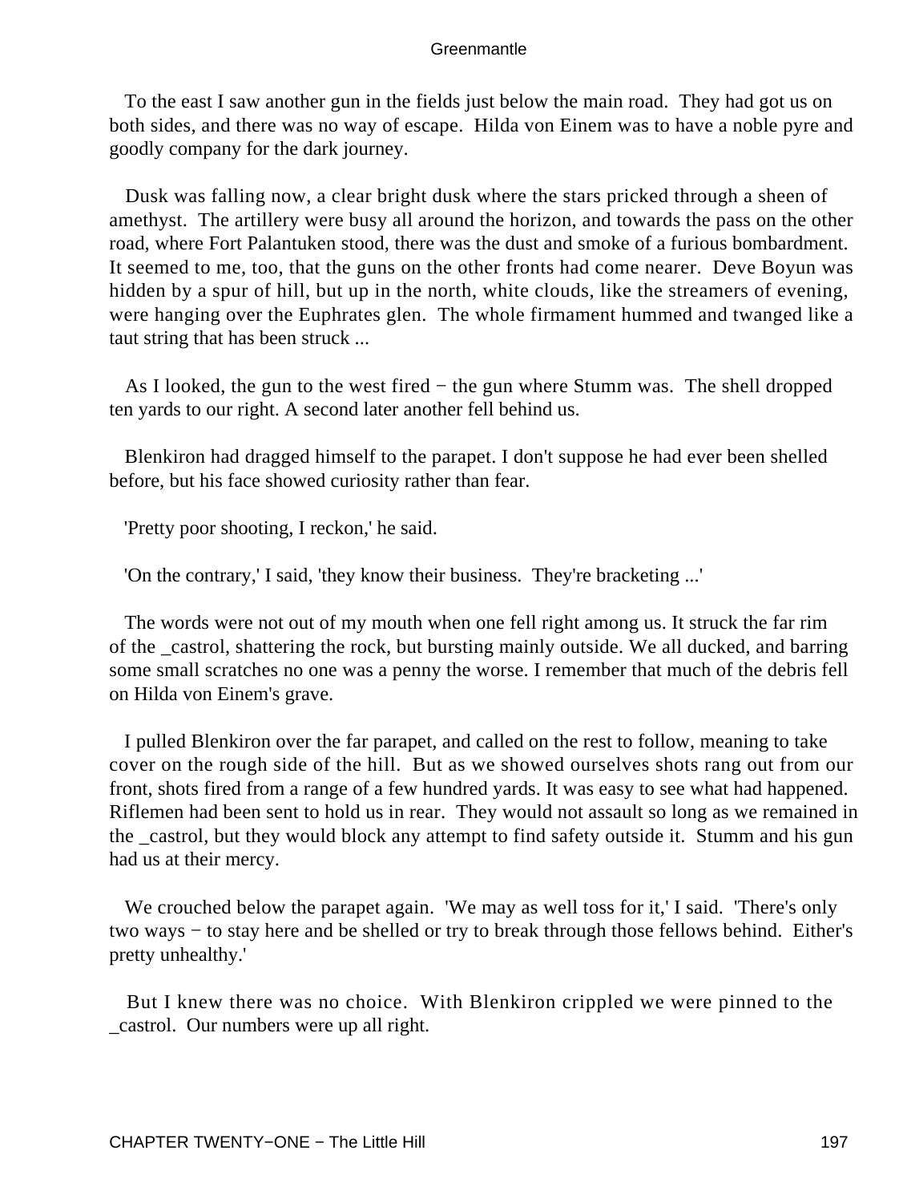To the east I saw another gun in the fields just below the main road. They had got us on both sides, and there was no way of escape. Hilda von Einem was to have a noble pyre and goodly company for the dark journey.

Dusk was falling now, a clear bright dusk where the stars pricked through a sheen of amethyst. The artillery were busy all around the horizon, and towards the pass on the other road, where Fort Palantuken stood, there was the dust and smoke of a furious bombardment. It seemed to me, too, that the guns on the other fronts had come nearer. Deve Boyun was hidden by a spur of hill, but up in the north, white clouds, like the streamers of evening, were hanging over the Euphrates glen. The whole firmament hummed and twanged like a taut string that has been struck ...

As I looked, the gun to the west fired − the gun where Stumm was. The shell dropped ten yards to our right. A second later another fell behind us.

Blenkiron had dragged himself to the parapet. I don't suppose he had ever been shelled before, but his face showed curiosity rather than fear.

'Pretty poor shooting, I reckon,' he said.

'On the contrary,' I said, 'they know their business. They're bracketing ...'

The words were not out of my mouth when one fell right among us. It struck the far rim of the _castrol, shattering the rock, but bursting mainly outside. We all ducked, and barring some small scratches no one was a penny the worse. I remember that much of the debris fell on Hilda von Einem's grave.

I pulled Blenkiron over the far parapet, and called on the rest to follow, meaning to take cover on the rough side of the hill. But as we showed ourselves shots rang out from our front, shots fired from a range of a few hundred yards. It was easy to see what had happened. Riflemen had been sent to hold us in rear. They would not assault so long as we remained in the _castrol, but they would block any attempt to find safety outside it. Stumm and his gun had us at their mercy.

We crouched below the parapet again. 'We may as well toss for it,' I said. 'There's only two ways − to stay here and be shelled or try to break through those fellows behind. Either's pretty unhealthy.'

But I knew there was no choice. With Blenkiron crippled we were pinned to the _castrol. Our numbers were up all right.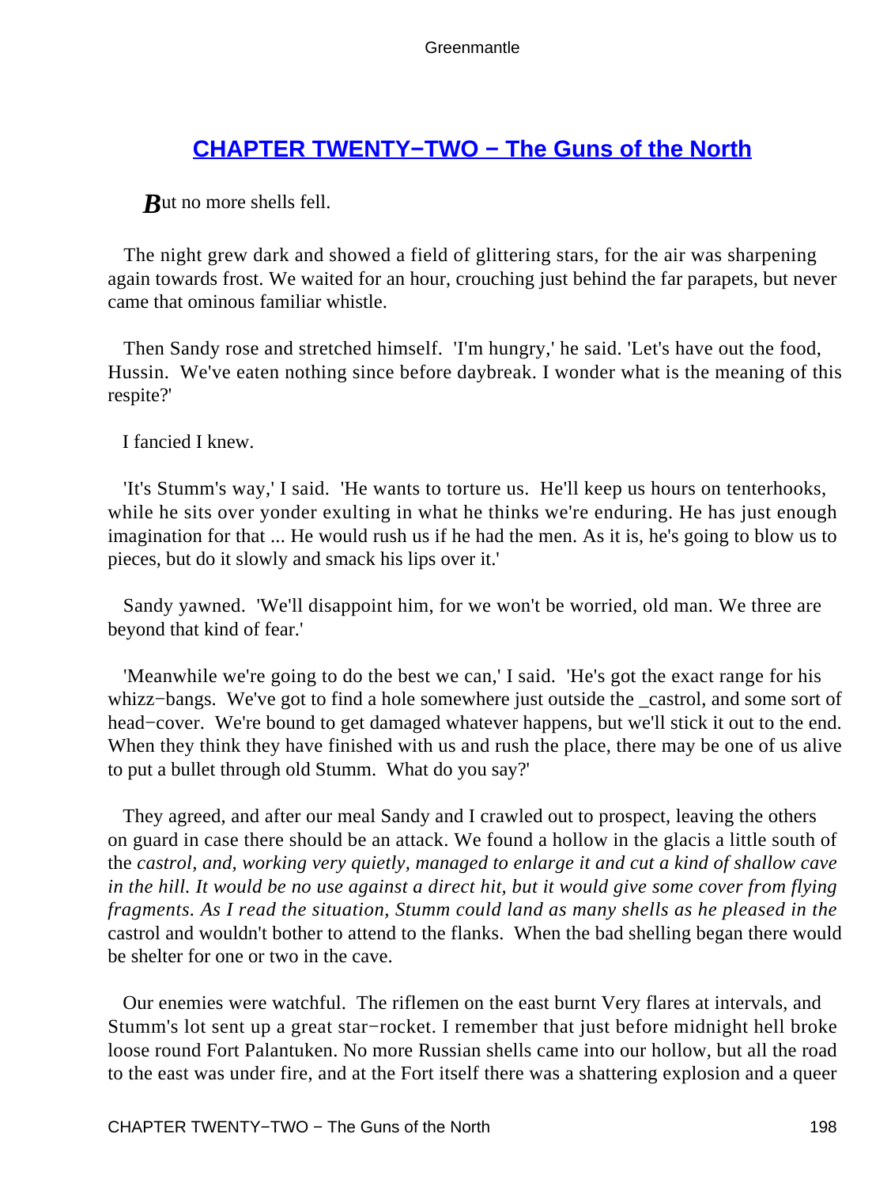## [CHAPTER TWENTY−TWO − The Guns of the North]()

*B*ut no more shells fell.

The night grew dark and showed a field of glittering stars, for the air was sharpening again towards frost. We waited for an hour, crouching just behind the far parapets, but never came that ominous familiar whistle.

Then Sandy rose and stretched himself. 'I'm hungry,' he said. 'Let's have out the food, Hussin. We've eaten nothing since before daybreak. I wonder what is the meaning of this respite?'

I fancied I knew.

'It's Stumm's way,' I said. 'He wants to torture us. He'll keep us hours on tenterhooks, while he sits over yonder exulting in what he thinks we're enduring. He has just enough imagination for that ... He would rush us if he had the men. As it is, he's going to blow us to pieces, but do it slowly and smack his lips over it.'

Sandy yawned. 'We'll disappoint him, for we won't be worried, old man. We three are beyond that kind of fear.'

'Meanwhile we're going to do the best we can,' I said. 'He's got the exact range for his whizz−bangs. We've got to find a hole somewhere just outside the _castrol, and some sort of head−cover. We're bound to get damaged whatever happens, but we'll stick it out to the end. When they think they have finished with us and rush the place, there may be one of us alive to put a bullet through old Stumm. What do you say?'

They agreed, and after our meal Sandy and I crawled out to prospect, leaving the others on guard in case there should be an attack. We found a hollow in the glacis a little south of the *castrol, and, working very quietly, managed to enlarge it and cut a kind of shallow cave in the hill. It would be no use against a direct hit, but it would give some cover from flying fragments. As I read the situation, Stumm could land as many shells as he pleased in the* castrol and wouldn't bother to attend to the flanks. When the bad shelling began there would be shelter for one or two in the cave.

Our enemies were watchful. The riflemen on the east burnt Very flares at intervals, and Stumm's lot sent up a great star−rocket. I remember that just before midnight hell broke loose round Fort Palantuken. No more Russian shells came into our hollow, but all the road to the east was under fire, and at the Fort itself there was a shattering explosion and a queer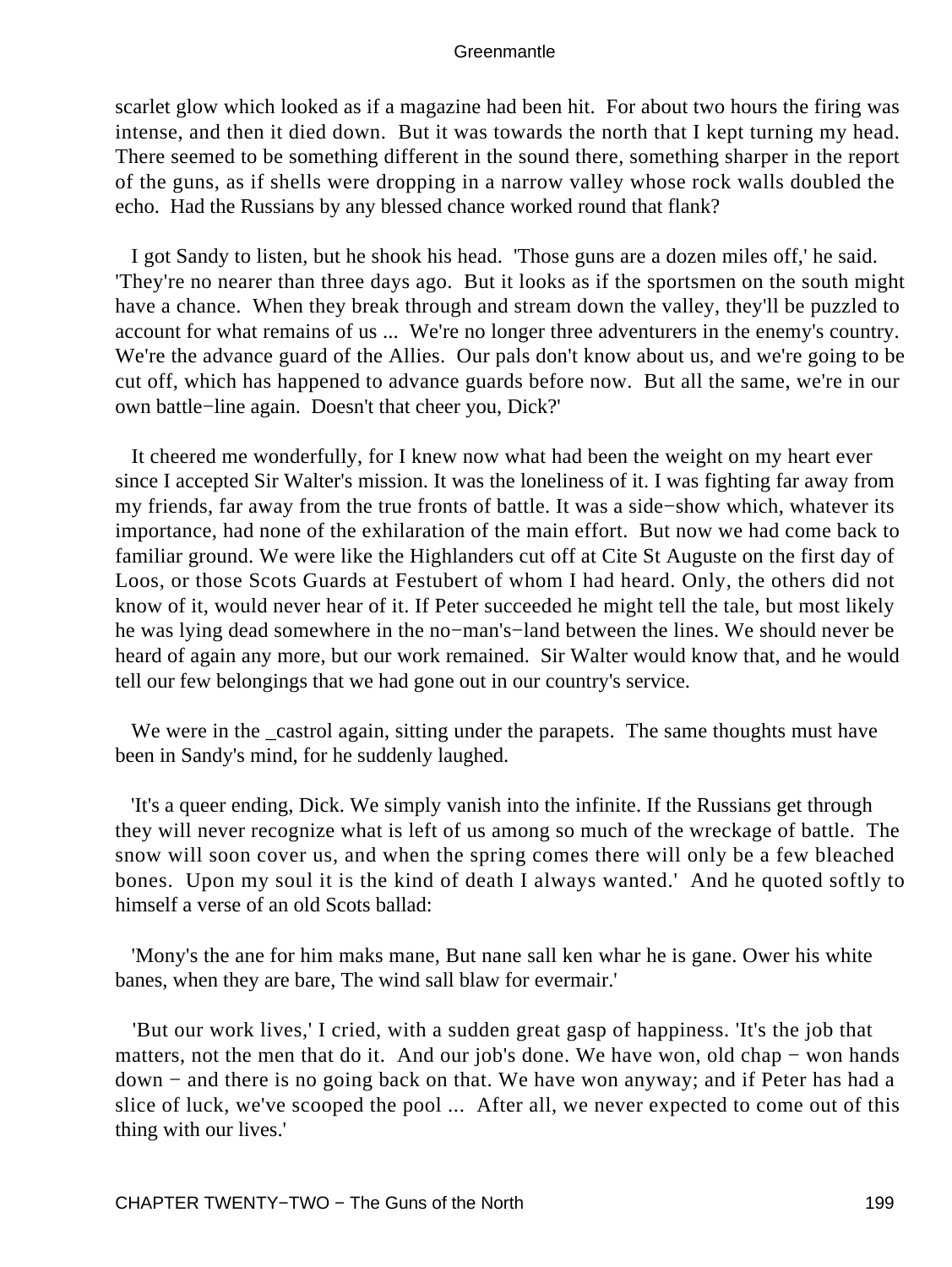scarlet glow which looked as if a magazine had been hit. For about two hours the firing was intense, and then it died down. But it was towards the north that I kept turning my head. There seemed to be something different in the sound there, something sharper in the report of the guns, as if shells were dropping in a narrow valley whose rock walls doubled the echo. Had the Russians by any blessed chance worked round that flank?

I got Sandy to listen, but he shook his head. 'Those guns are a dozen miles off,' he said. 'They're no nearer than three days ago. But it looks as if the sportsmen on the south might have a chance. When they break through and stream down the valley, they'll be puzzled to account for what remains of us ... We're no longer three adventurers in the enemy's country. We're the advance guard of the Allies. Our pals don't know about us, and we're going to be cut off, which has happened to advance guards before now. But all the same, we're in our own battle−line again. Doesn't that cheer you, Dick?'

It cheered me wonderfully, for I knew now what had been the weight on my heart ever since I accepted Sir Walter's mission. It was the loneliness of it. I was fighting far away from my friends, far away from the true fronts of battle. It was a side−show which, whatever its importance, had none of the exhilaration of the main effort. But now we had come back to familiar ground. We were like the Highlanders cut off at Cite St Auguste on the first day of Loos, or those Scots Guards at Festubert of whom I had heard. Only, the others did not know of it, would never hear of it. If Peter succeeded he might tell the tale, but most likely he was lying dead somewhere in the no−man's−land between the lines. We should never be heard of again any more, but our work remained. Sir Walter would know that, and he would tell our few belongings that we had gone out in our country's service.

We were in the _castrol again, sitting under the parapets. The same thoughts must have been in Sandy's mind, for he suddenly laughed.

'It's a queer ending, Dick. We simply vanish into the infinite. If the Russians get through they will never recognize what is left of us among so much of the wreckage of battle. The snow will soon cover us, and when the spring comes there will only be a few bleached bones. Upon my soul it is the kind of death I always wanted.' And he quoted softly to himself a verse of an old Scots ballad:

'Mony's the ane for him maks mane, But nane sall ken whar he is gane. Ower his white banes, when they are bare, The wind sall blaw for evermair.'

'But our work lives,' I cried, with a sudden great gasp of happiness. 'It's the job that matters, not the men that do it. And our job's done. We have won, old chap − won hands down − and there is no going back on that. We have won anyway; and if Peter has had a slice of luck, we've scooped the pool ... After all, we never expected to come out of this thing with our lives.'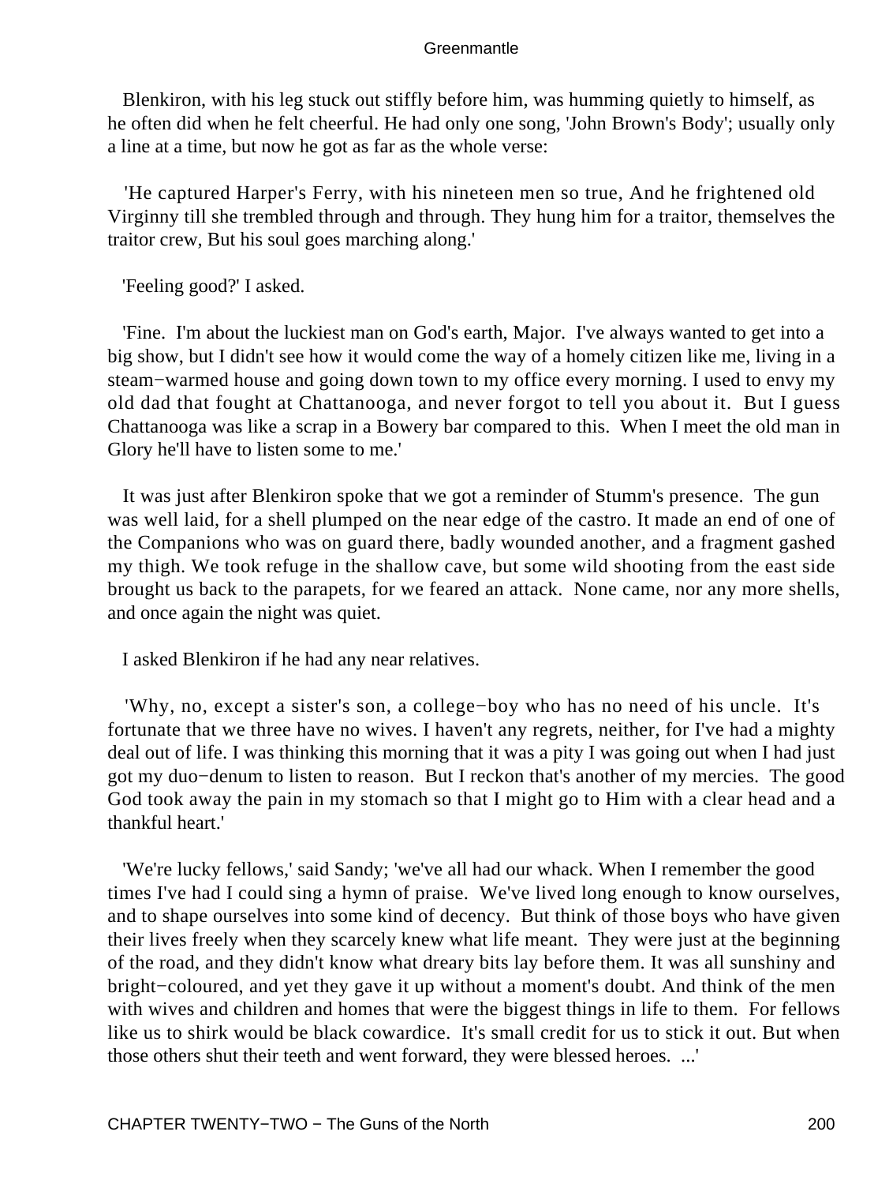Blenkiron, with his leg stuck out stiffly before him, was humming quietly to himself, as he often did when he felt cheerful. He had only one song, 'John Brown's Body'; usually only a line at a time, but now he got as far as the whole verse:

'He captured Harper's Ferry, with his nineteen men so true, And he frightened old Virginny till she trembled through and through. They hung him for a traitor, themselves the traitor crew, But his soul goes marching along.'

'Feeling good?' I asked.

'Fine. I'm about the luckiest man on God's earth, Major. I've always wanted to get into a big show, but I didn't see how it would come the way of a homely citizen like me, living in a steam−warmed house and going down town to my office every morning. I used to envy my old dad that fought at Chattanooga, and never forgot to tell you about it. But I guess Chattanooga was like a scrap in a Bowery bar compared to this. When I meet the old man in Glory he'll have to listen some to me.'

It was just after Blenkiron spoke that we got a reminder of Stumm's presence. The gun was well laid, for a shell plumped on the near edge of the castro. It made an end of one of the Companions who was on guard there, badly wounded another, and a fragment gashed my thigh. We took refuge in the shallow cave, but some wild shooting from the east side brought us back to the parapets, for we feared an attack. None came, nor any more shells, and once again the night was quiet.

I asked Blenkiron if he had any near relatives.

'Why, no, except a sister's son, a college−boy who has no need of his uncle. It's fortunate that we three have no wives. I haven't any regrets, neither, for I've had a mighty deal out of life. I was thinking this morning that it was a pity I was going out when I had just got my duo−denum to listen to reason. But I reckon that's another of my mercies. The good God took away the pain in my stomach so that I might go to Him with a clear head and a thankful heart.'

'We're lucky fellows,' said Sandy; 'we've all had our whack. When I remember the good times I've had I could sing a hymn of praise. We've lived long enough to know ourselves, and to shape ourselves into some kind of decency. But think of those boys who have given their lives freely when they scarcely knew what life meant. They were just at the beginning of the road, and they didn't know what dreary bits lay before them. It was all sunshiny and bright−coloured, and yet they gave it up without a moment's doubt. And think of the men with wives and children and homes that were the biggest things in life to them. For fellows like us to shirk would be black cowardice. It's small credit for us to stick it out. But when those others shut their teeth and went forward, they were blessed heroes. ...'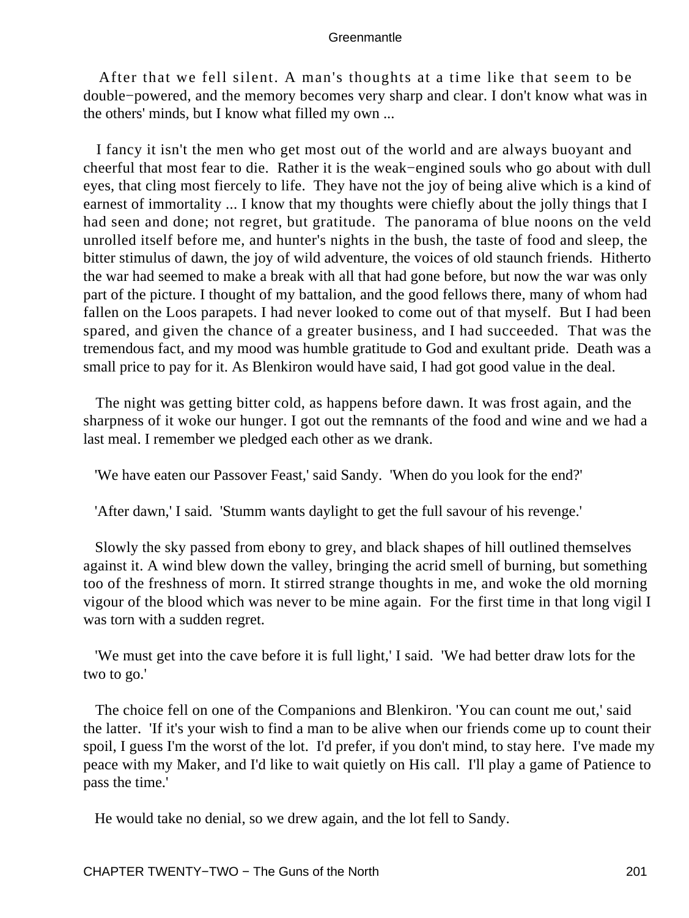After that we fell silent. A man's thoughts at a time like that seem to be double−powered, and the memory becomes very sharp and clear. I don't know what was in the others' minds, but I know what filled my own ...

I fancy it isn't the men who get most out of the world and are always buoyant and cheerful that most fear to die. Rather it is the weak−engined souls who go about with dull eyes, that cling most fiercely to life. They have not the joy of being alive which is a kind of earnest of immortality ... I know that my thoughts were chiefly about the jolly things that I had seen and done; not regret, but gratitude. The panorama of blue noons on the veld unrolled itself before me, and hunter's nights in the bush, the taste of food and sleep, the bitter stimulus of dawn, the joy of wild adventure, the voices of old staunch friends. Hitherto the war had seemed to make a break with all that had gone before, but now the war was only part of the picture. I thought of my battalion, and the good fellows there, many of whom had fallen on the Loos parapets. I had never looked to come out of that myself. But I had been spared, and given the chance of a greater business, and I had succeeded. That was the tremendous fact, and my mood was humble gratitude to God and exultant pride. Death was a small price to pay for it. As Blenkiron would have said, I had got good value in the deal.

The night was getting bitter cold, as happens before dawn. It was frost again, and the sharpness of it woke our hunger. I got out the remnants of the food and wine and we had a last meal. I remember we pledged each other as we drank.

'We have eaten our Passover Feast,' said Sandy. 'When do you look for the end?'

'After dawn,' I said. 'Stumm wants daylight to get the full savour of his revenge.'

Slowly the sky passed from ebony to grey, and black shapes of hill outlined themselves against it. A wind blew down the valley, bringing the acrid smell of burning, but something too of the freshness of morn. It stirred strange thoughts in me, and woke the old morning vigour of the blood which was never to be mine again. For the first time in that long vigil I was torn with a sudden regret.

'We must get into the cave before it is full light,' I said. 'We had better draw lots for the two to go.'

The choice fell on one of the Companions and Blenkiron. 'You can count me out,' said the latter. 'If it's your wish to find a man to be alive when our friends come up to count their spoil, I guess I'm the worst of the lot. I'd prefer, if you don't mind, to stay here. I've made my peace with my Maker, and I'd like to wait quietly on His call. I'll play a game of Patience to pass the time.'

He would take no denial, so we drew again, and the lot fell to Sandy.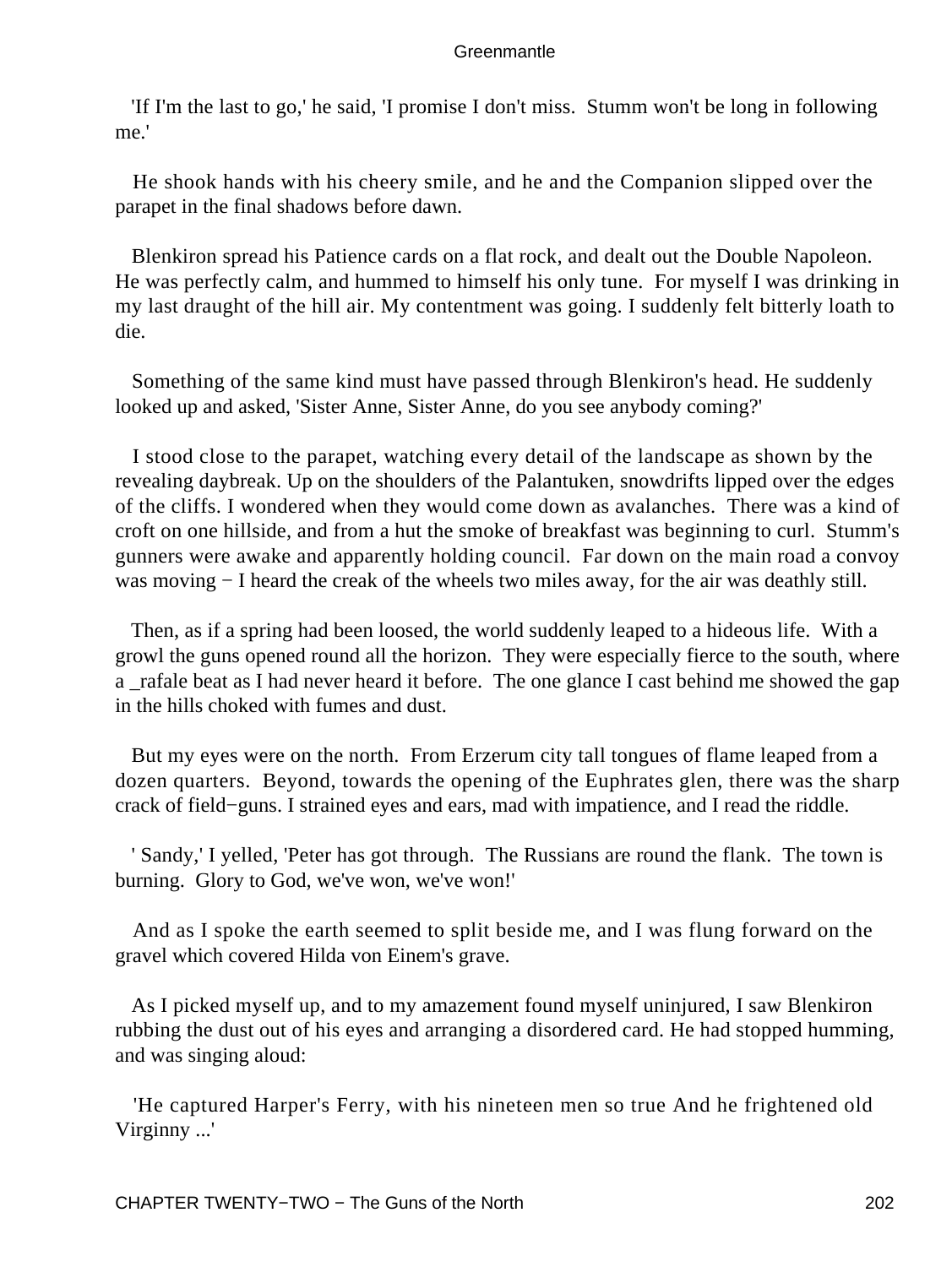'If I'm the last to go,' he said, 'I promise I don't miss.  Stumm won't be long in following me.'

He shook hands with his cheery smile, and he and the Companion slipped over the parapet in the final shadows before dawn.

Blenkiron spread his Patience cards on a flat rock, and dealt out the Double Napoleon. He was perfectly calm, and hummed to himself his only tune.  For myself I was drinking in my last draught of the hill air. My contentment was going. I suddenly felt bitterly loath to die.

Something of the same kind must have passed through Blenkiron's head. He suddenly looked up and asked, 'Sister Anne, Sister Anne, do you see anybody coming?'

I stood close to the parapet, watching every detail of the landscape as shown by the revealing daybreak. Up on the shoulders of the Palantuken, snowdrifts lipped over the edges of the cliffs. I wondered when they would come down as avalanches.  There was a kind of croft on one hillside, and from a hut the smoke of breakfast was beginning to curl.  Stumm's gunners were awake and apparently holding council.  Far down on the main road a convoy was moving − I heard the creak of the wheels two miles away, for the air was deathly still.

Then, as if a spring had been loosed, the world suddenly leaped to a hideous life.  With a growl the guns opened round all the horizon.  They were especially fierce to the south, where a _rafale beat as I had never heard it before.  The one glance I cast behind me showed the gap in the hills choked with fumes and dust.

But my eyes were on the north.  From Erzerum city tall tongues of flame leaped from a dozen quarters.  Beyond, towards the opening of the Euphrates glen, there was the sharp crack of field−guns. I strained eyes and ears, mad with impatience, and I read the riddle.

' Sandy,' I yelled, 'Peter has got through.  The Russians are round the flank.  The town is burning.  Glory to God, we've won, we've won!'

And as I spoke the earth seemed to split beside me, and I was flung forward on the gravel which covered Hilda von Einem's grave.

As I picked myself up, and to my amazement found myself uninjured, I saw Blenkiron rubbing the dust out of his eyes and arranging a disordered card. He had stopped humming, and was singing aloud:

'He captured Harper's Ferry, with his nineteen men so true And he frightened old Virginny ...'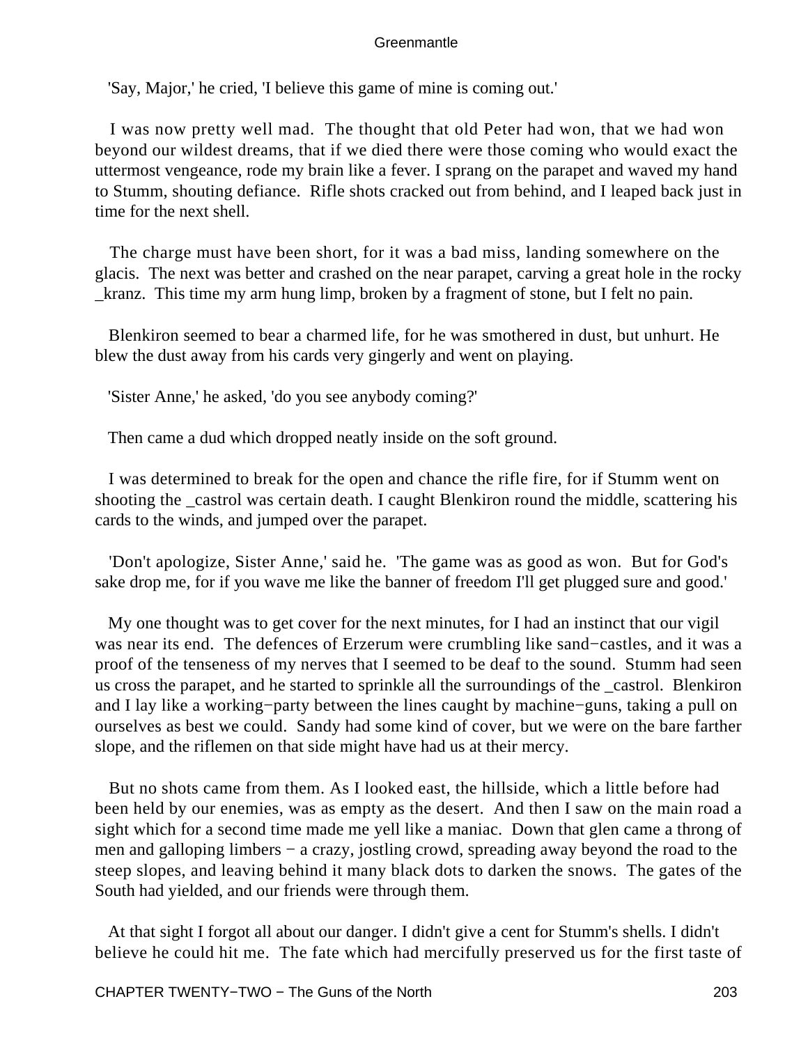'Say, Major,' he cried, 'I believe this game of mine is coming out.'

I was now pretty well mad. The thought that old Peter had won, that we had won beyond our wildest dreams, that if we died there were those coming who would exact the uttermost vengeance, rode my brain like a fever. I sprang on the parapet and waved my hand to Stumm, shouting defiance. Rifle shots cracked out from behind, and I leaped back just in time for the next shell.

The charge must have been short, for it was a bad miss, landing somewhere on the glacis. The next was better and crashed on the near parapet, carving a great hole in the rocky _kranz. This time my arm hung limp, broken by a fragment of stone, but I felt no pain.

Blenkiron seemed to bear a charmed life, for he was smothered in dust, but unhurt. He blew the dust away from his cards very gingerly and went on playing.

'Sister Anne,' he asked, 'do you see anybody coming?'

Then came a dud which dropped neatly inside on the soft ground.

I was determined to break for the open and chance the rifle fire, for if Stumm went on shooting the _castrol was certain death. I caught Blenkiron round the middle, scattering his cards to the winds, and jumped over the parapet.

'Don't apologize, Sister Anne,' said he. 'The game was as good as won. But for God's sake drop me, for if you wave me like the banner of freedom I'll get plugged sure and good.'

My one thought was to get cover for the next minutes, for I had an instinct that our vigil was near its end. The defences of Erzerum were crumbling like sand−castles, and it was a proof of the tenseness of my nerves that I seemed to be deaf to the sound. Stumm had seen us cross the parapet, and he started to sprinkle all the surroundings of the _castrol. Blenkiron and I lay like a working−party between the lines caught by machine−guns, taking a pull on ourselves as best we could. Sandy had some kind of cover, but we were on the bare farther slope, and the riflemen on that side might have had us at their mercy.

But no shots came from them. As I looked east, the hillside, which a little before had been held by our enemies, was as empty as the desert. And then I saw on the main road a sight which for a second time made me yell like a maniac. Down that glen came a throng of men and galloping limbers − a crazy, jostling crowd, spreading away beyond the road to the steep slopes, and leaving behind it many black dots to darken the snows. The gates of the South had yielded, and our friends were through them.

At that sight I forgot all about our danger. I didn't give a cent for Stumm's shells. I didn't believe he could hit me. The fate which had mercifully preserved us for the first taste of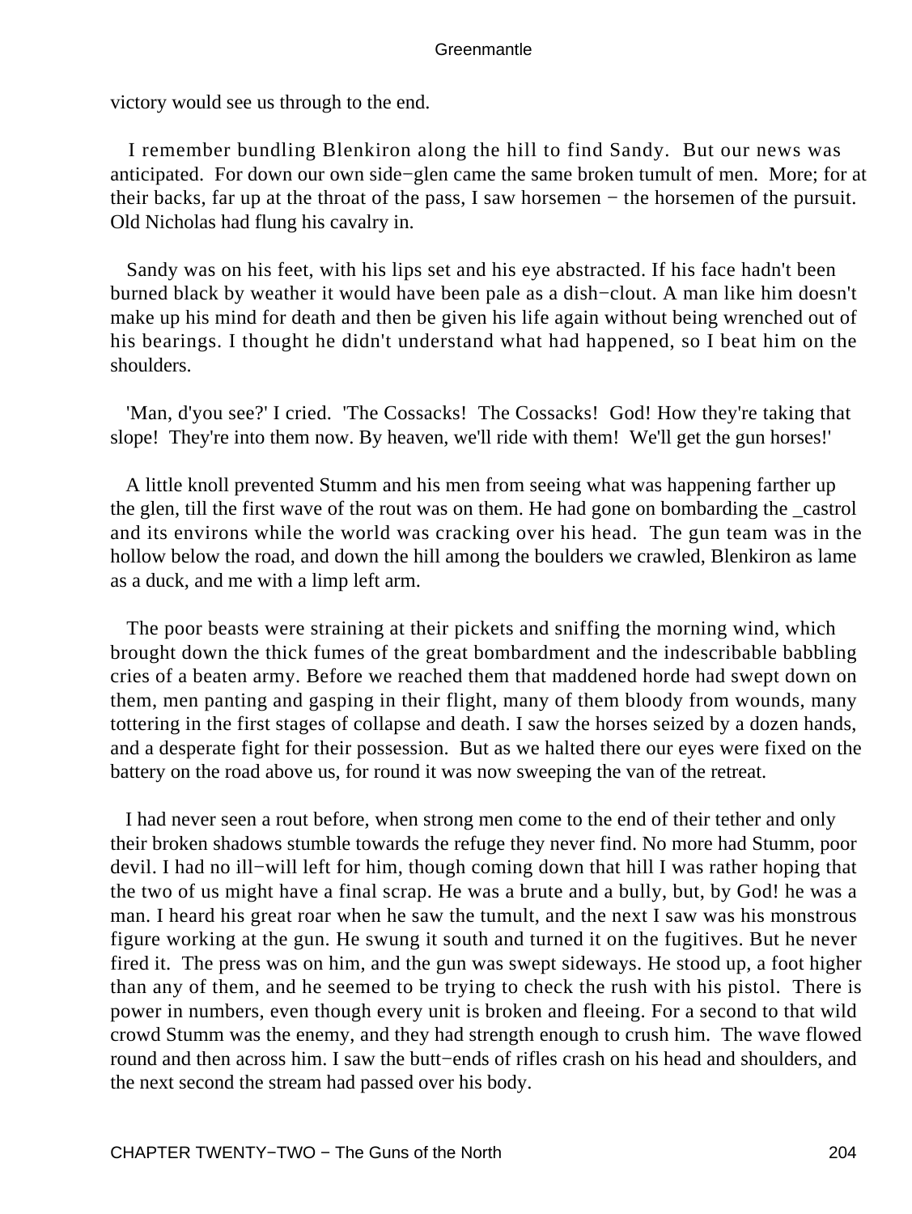victory would see us through to the end.

I remember bundling Blenkiron along the hill to find Sandy. But our news was anticipated. For down our own side−glen came the same broken tumult of men. More; for at their backs, far up at the throat of the pass, I saw horsemen − the horsemen of the pursuit. Old Nicholas had flung his cavalry in.

Sandy was on his feet, with his lips set and his eye abstracted. If his face hadn't been burned black by weather it would have been pale as a dish−clout. A man like him doesn't make up his mind for death and then be given his life again without being wrenched out of his bearings. I thought he didn't understand what had happened, so I beat him on the shoulders.

'Man, d'you see?' I cried. 'The Cossacks! The Cossacks! God! How they're taking that slope! They're into them now. By heaven, we'll ride with them! We'll get the gun horses!'

A little knoll prevented Stumm and his men from seeing what was happening farther up the glen, till the first wave of the rout was on them. He had gone on bombarding the _castrol and its environs while the world was cracking over his head. The gun team was in the hollow below the road, and down the hill among the boulders we crawled, Blenkiron as lame as a duck, and me with a limp left arm.

The poor beasts were straining at their pickets and sniffing the morning wind, which brought down the thick fumes of the great bombardment and the indescribable babbling cries of a beaten army. Before we reached them that maddened horde had swept down on them, men panting and gasping in their flight, many of them bloody from wounds, many tottering in the first stages of collapse and death. I saw the horses seized by a dozen hands, and a desperate fight for their possession. But as we halted there our eyes were fixed on the battery on the road above us, for round it was now sweeping the van of the retreat.

I had never seen a rout before, when strong men come to the end of their tether and only their broken shadows stumble towards the refuge they never find. No more had Stumm, poor devil. I had no ill−will left for him, though coming down that hill I was rather hoping that the two of us might have a final scrap. He was a brute and a bully, but, by God! he was a man. I heard his great roar when he saw the tumult, and the next I saw was his monstrous figure working at the gun. He swung it south and turned it on the fugitives. But he never fired it. The press was on him, and the gun was swept sideways. He stood up, a foot higher than any of them, and he seemed to be trying to check the rush with his pistol. There is power in numbers, even though every unit is broken and fleeing. For a second to that wild crowd Stumm was the enemy, and they had strength enough to crush him. The wave flowed round and then across him. I saw the butt−ends of rifles crash on his head and shoulders, and the next second the stream had passed over his body.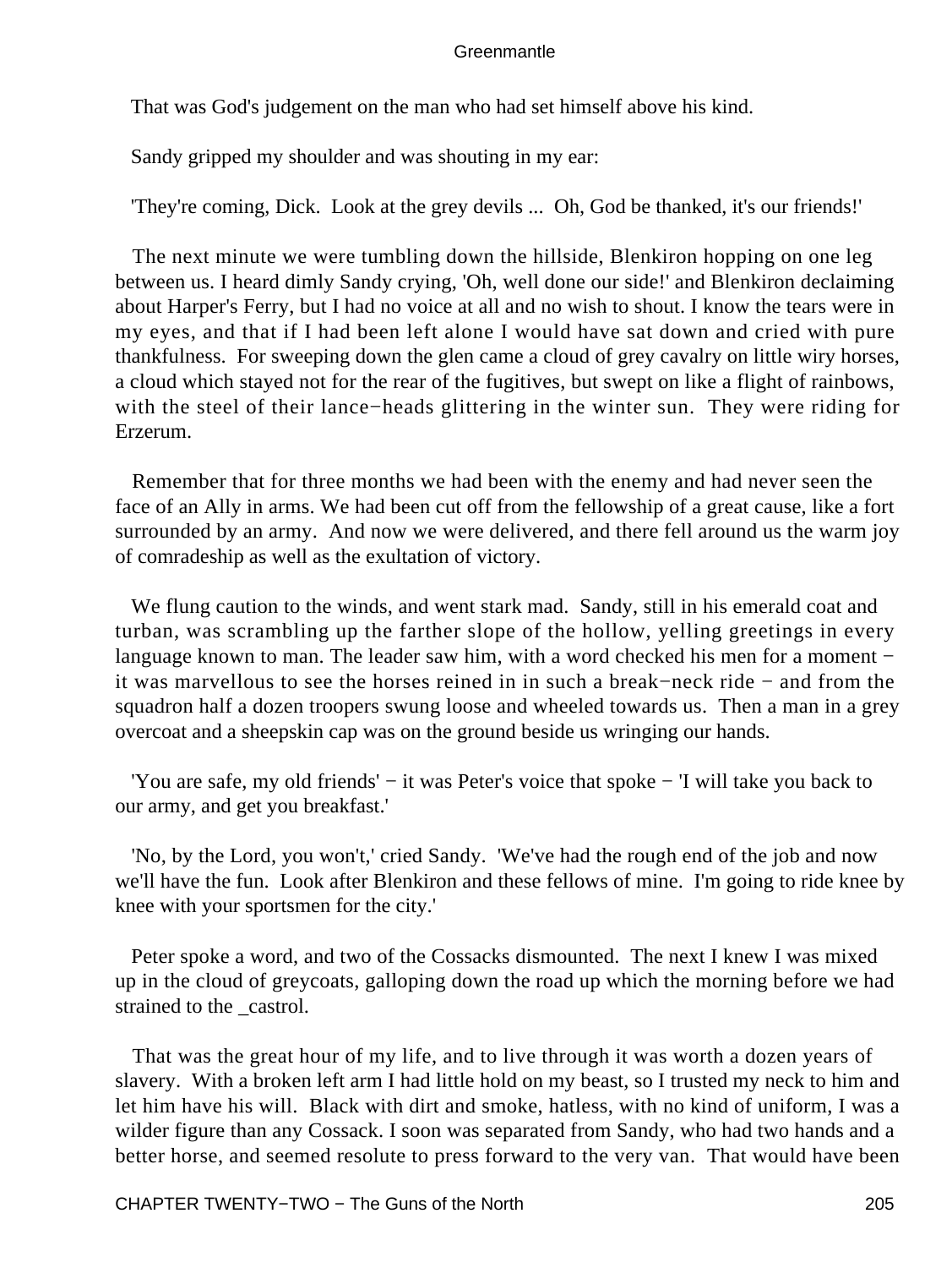That was God's judgement on the man who had set himself above his kind.

Sandy gripped my shoulder and was shouting in my ear:

'They're coming, Dick. Look at the grey devils ... Oh, God be thanked, it's our friends!'

The next minute we were tumbling down the hillside, Blenkiron hopping on one leg between us. I heard dimly Sandy crying, 'Oh, well done our side!' and Blenkiron declaiming about Harper's Ferry, but I had no voice at all and no wish to shout. I know the tears were in my eyes, and that if I had been left alone I would have sat down and cried with pure thankfulness. For sweeping down the glen came a cloud of grey cavalry on little wiry horses, a cloud which stayed not for the rear of the fugitives, but swept on like a flight of rainbows, with the steel of their lance−heads glittering in the winter sun. They were riding for Erzerum.

Remember that for three months we had been with the enemy and had never seen the face of an Ally in arms. We had been cut off from the fellowship of a great cause, like a fort surrounded by an army. And now we were delivered, and there fell around us the warm joy of comradeship as well as the exultation of victory.

We flung caution to the winds, and went stark mad. Sandy, still in his emerald coat and turban, was scrambling up the farther slope of the hollow, yelling greetings in every language known to man. The leader saw him, with a word checked his men for a moment − it was marvellous to see the horses reined in in such a break−neck ride − and from the squadron half a dozen troopers swung loose and wheeled towards us. Then a man in a grey overcoat and a sheepskin cap was on the ground beside us wringing our hands.

'You are safe, my old friends' − it was Peter's voice that spoke − 'I will take you back to our army, and get you breakfast.'

'No, by the Lord, you won't,' cried Sandy. 'We've had the rough end of the job and now we'll have the fun. Look after Blenkiron and these fellows of mine. I'm going to ride knee by knee with your sportsmen for the city.'

Peter spoke a word, and two of the Cossacks dismounted. The next I knew I was mixed up in the cloud of greycoats, galloping down the road up which the morning before we had strained to the _castrol.

That was the great hour of my life, and to live through it was worth a dozen years of slavery. With a broken left arm I had little hold on my beast, so I trusted my neck to him and let him have his will. Black with dirt and smoke, hatless, with no kind of uniform, I was a wilder figure than any Cossack. I soon was separated from Sandy, who had two hands and a better horse, and seemed resolute to press forward to the very van. That would have been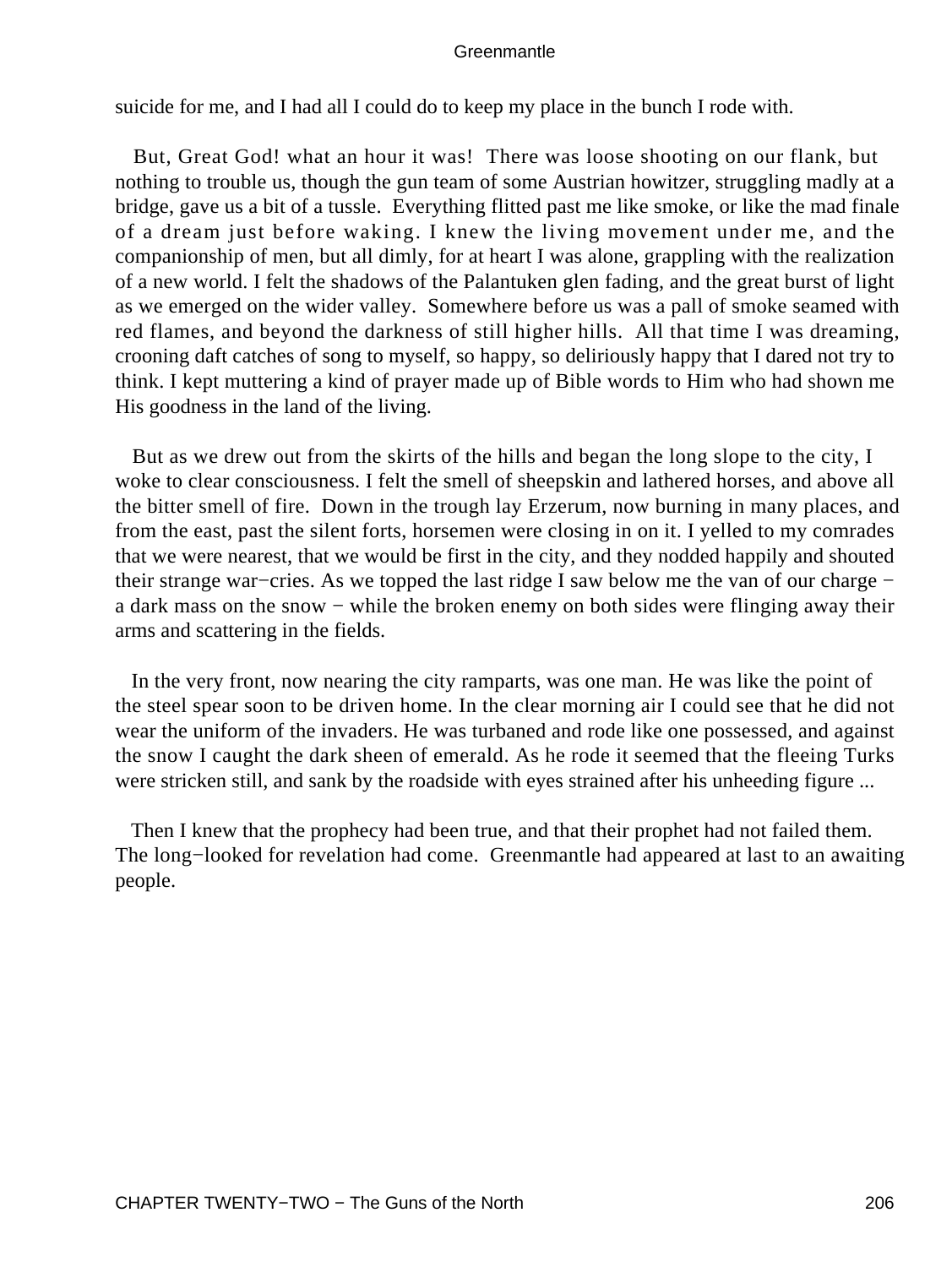suicide for me, and I had all I could do to keep my place in the bunch I rode with.

But, Great God! what an hour it was! There was loose shooting on our flank, but nothing to trouble us, though the gun team of some Austrian howitzer, struggling madly at a bridge, gave us a bit of a tussle. Everything flitted past me like smoke, or like the mad finale of a dream just before waking. I knew the living movement under me, and the companionship of men, but all dimly, for at heart I was alone, grappling with the realization of a new world. I felt the shadows of the Palantuken glen fading, and the great burst of light as we emerged on the wider valley. Somewhere before us was a pall of smoke seamed with red flames, and beyond the darkness of still higher hills. All that time I was dreaming, crooning daft catches of song to myself, so happy, so deliriously happy that I dared not try to think. I kept muttering a kind of prayer made up of Bible words to Him who had shown me His goodness in the land of the living.

But as we drew out from the skirts of the hills and began the long slope to the city, I woke to clear consciousness. I felt the smell of sheepskin and lathered horses, and above all the bitter smell of fire. Down in the trough lay Erzerum, now burning in many places, and from the east, past the silent forts, horsemen were closing in on it. I yelled to my comrades that we were nearest, that we would be first in the city, and they nodded happily and shouted their strange war−cries. As we topped the last ridge I saw below me the van of our charge − a dark mass on the snow − while the broken enemy on both sides were flinging away their arms and scattering in the fields.

In the very front, now nearing the city ramparts, was one man. He was like the point of the steel spear soon to be driven home. In the clear morning air I could see that he did not wear the uniform of the invaders. He was turbaned and rode like one possessed, and against the snow I caught the dark sheen of emerald. As he rode it seemed that the fleeing Turks were stricken still, and sank by the roadside with eyes strained after his unheeding figure ...

Then I knew that the prophecy had been true, and that their prophet had not failed them. The long−looked for revelation had come. Greenmantle had appeared at last to an awaiting people.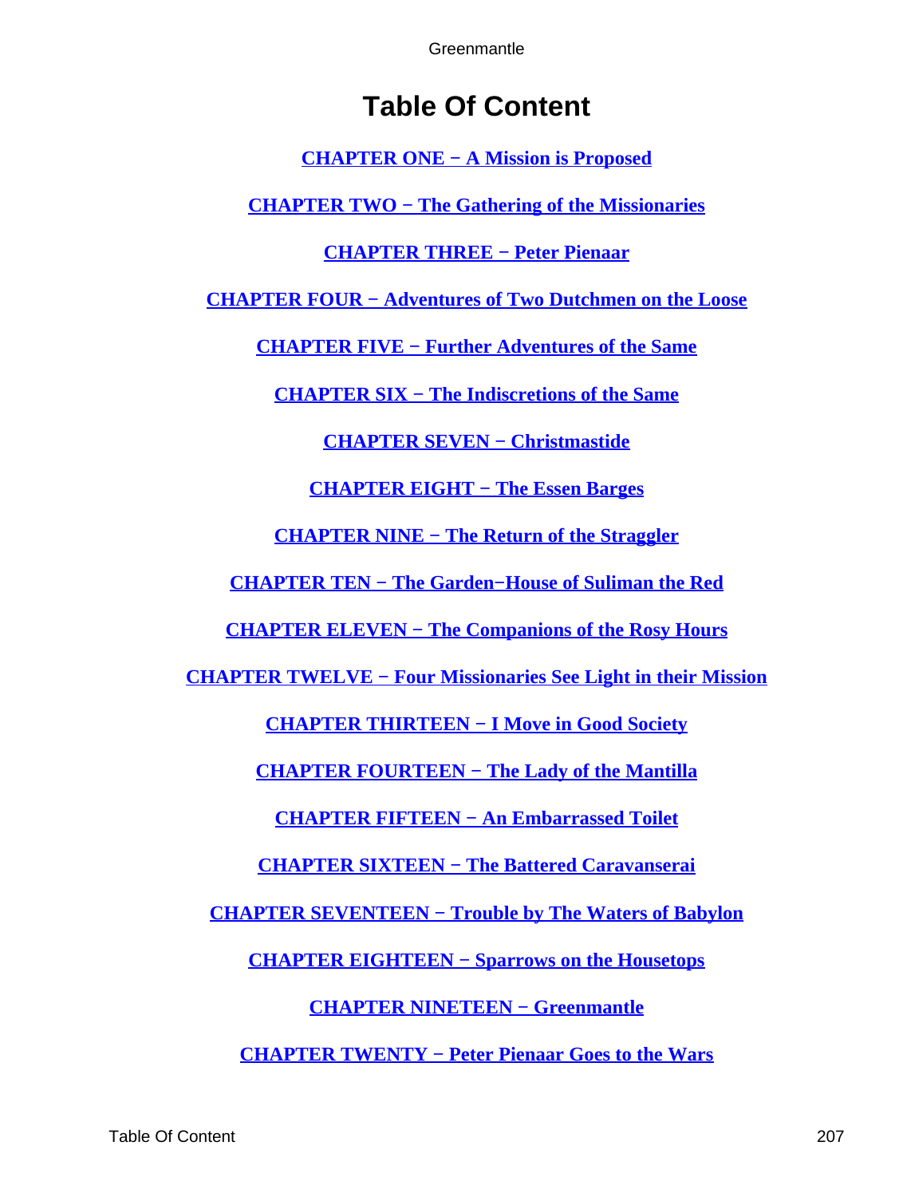# Table Of Content

CHAPTER ONE − A Mission is Proposed

CHAPTER TWO − The Gathering of the Missionaries

CHAPTER THREE − Peter Pienaar

CHAPTER FOUR − Adventures of Two Dutchmen on the Loose

CHAPTER FIVE − Further Adventures of the Same

CHAPTER SIX − The Indiscretions of the Same

CHAPTER SEVEN − Christmastide

CHAPTER EIGHT − The Essen Barges

CHAPTER NINE − The Return of the Straggler

CHAPTER TEN − The Garden−House of Suliman the Red

CHAPTER ELEVEN − The Companions of the Rosy Hours

CHAPTER TWELVE − Four Missionaries See Light in their Mission

CHAPTER THIRTEEN − I Move in Good Society

CHAPTER FOURTEEN − The Lady of the Mantilla

CHAPTER FIFTEEN − An Embarrassed Toilet

CHAPTER SIXTEEN − The Battered Caravanserai

CHAPTER SEVENTEEN − Trouble by The Waters of Babylon

CHAPTER EIGHTEEN − Sparrows on the Housetops

CHAPTER NINETEEN − Greenmantle

CHAPTER TWENTY − Peter Pienaar Goes to the Wars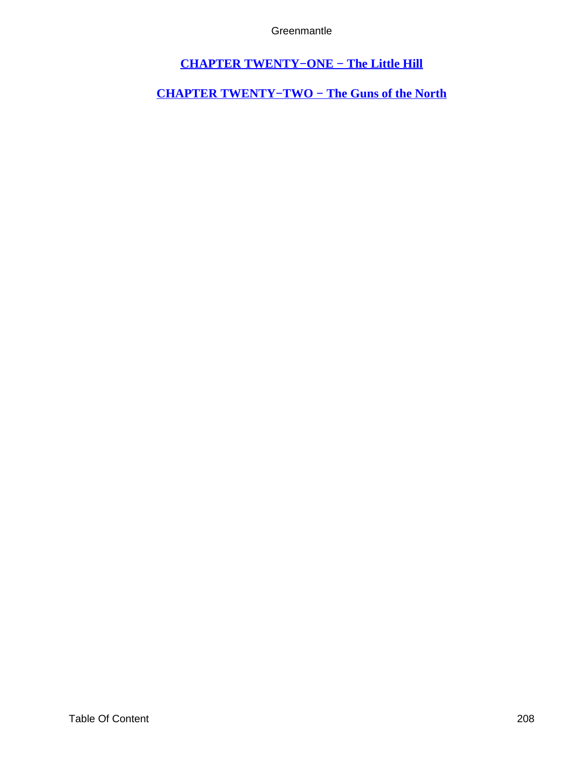**[CHAPTER TWENTY−ONE − The Little Hill](#)**

**[CHAPTER TWENTY−TWO − The Guns of the North](#)**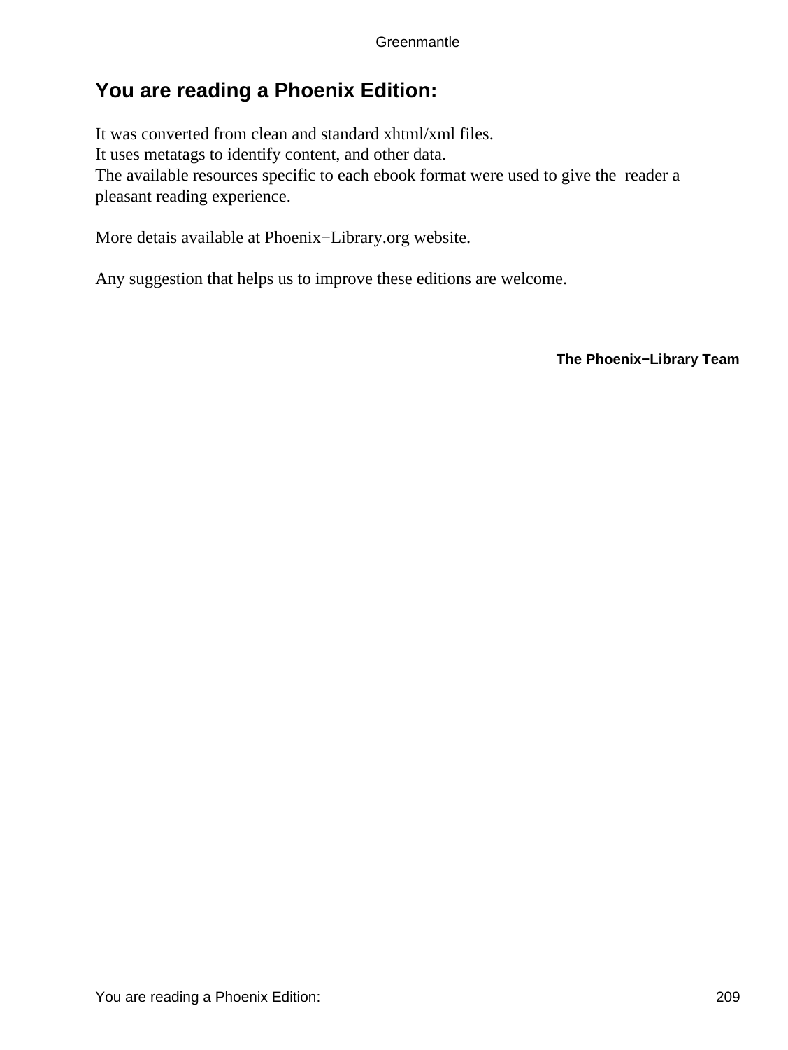# You are reading a Phoenix Edition:

It was converted from clean and standard xhtml/xml files.
It uses metatags to identify content, and other data.
The available resources specific to each ebook format were used to give the reader a pleasant reading experience.

More detais available at Phoenix−Library.org website.

Any suggestion that helps us to improve these editions are welcome.

**The Phoenix−Library Team**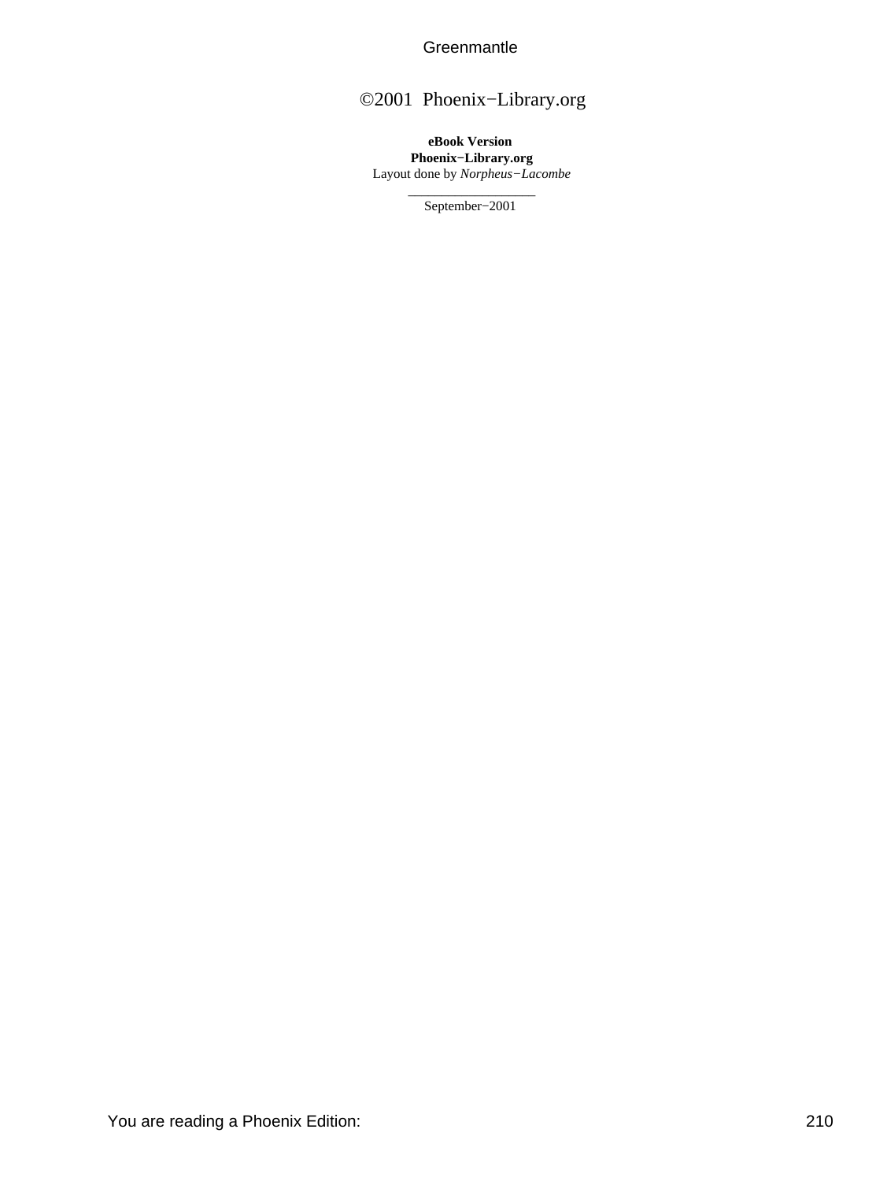©2001 Phoenix−Library.org

**eBook Version**
**Phoenix−Library.org**
Layout done by *Norpheus−Lacombe*

___________________
September−2001